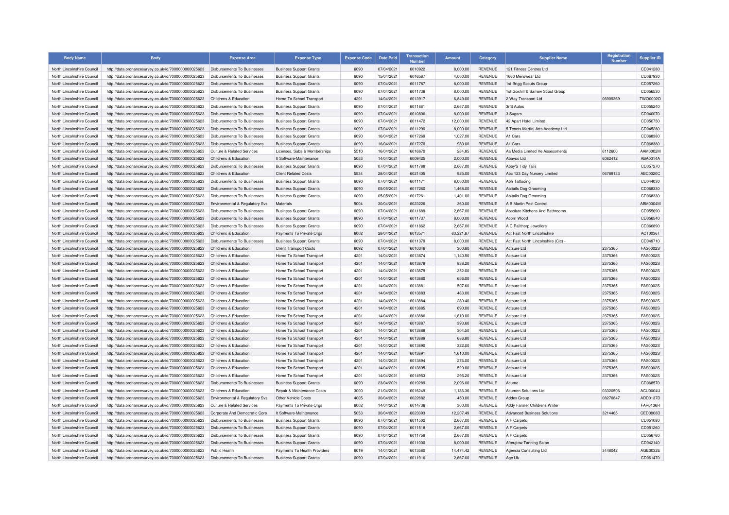| Body Name | Body | Expense Area | Expense Type | Expense Code | Date Paid | Transaction Number | Amount | Category | Supplier Name | Registration Number | Supplier ID |
|---|---|---|---|---|---|---|---|---|---|---|---|
| North Lincolnshire Council | http://data.ordnancesurvey.co.uk/id/7000000000025623 | Disbursements To Businesses | Business Support Grants | 6090 | 07/04/2021 | 6010922 | 8,000.00 | REVENUE | 121 Fitness Centres Ltd | | CD041280 |
| North Lincolnshire Council | http://data.ordnancesurvey.co.uk/id/7000000000025623 | Disbursements To Businesses | Business Support Grants | 6090 | 15/04/2021 | 6016567 | 4,000.00 | REVENUE | 1660 Menswear Ltd | | CD067930 |
| North Lincolnshire Council | http://data.ordnancesurvey.co.uk/id/7000000000025623 | Disbursements To Businesses | Business Support Grants | 6090 | 07/04/2021 | 6011787 | 8,000.00 | REVENUE | 1st Brigg Scouts Group | | CD057260 |
| North Lincolnshire Council | http://data.ordnancesurvey.co.uk/id/7000000000025623 | Disbursements To Businesses | Business Support Grants | 6090 | 07/04/2021 | 6011736 | 8,000.00 | REVENUE | 1st Goxhill & Barrow Scout Group | | CD056530 |
| North Lincolnshire Council | http://data.ordnancesurvey.co.uk/id/7000000000025623 | Childrens & Education | Home To School Transport | 4201 | 14/04/2021 | 6013917 | 6,849.00 | REVENUE | 2 Way Transport Ltd | 06909369 | TWO0002O |
| North Lincolnshire Council | http://data.ordnancesurvey.co.uk/id/7000000000025623 | Disbursements To Businesses | Business Support Grants | 6090 | 07/04/2021 | 6011661 | 2,667.00 | REVENUE | 3r'S Autos | | CD055240 |
| North Lincolnshire Council | http://data.ordnancesurvey.co.uk/id/7000000000025623 | Disbursements To Businesses | Business Support Grants | 6090 | 07/04/2021 | 6010806 | 8,000.00 | REVENUE | 3 Sugars | | CD040070 |
| North Lincolnshire Council | http://data.ordnancesurvey.co.uk/id/7000000000025623 | Disbursements To Businesses | Business Support Grants | 6090 | 07/04/2021 | 6011472 | 12,000.00 | REVENUE | 42 Apart Hotel Limited | | CD050750 |
| North Lincolnshire Council | http://data.ordnancesurvey.co.uk/id/7000000000025623 | Disbursements To Businesses | Business Support Grants | 6090 | 07/04/2021 | 6011290 | 8,000.00 | REVENUE | 5 Tenets Martial Arts Academy Ltd | | CD045280 |
| North Lincolnshire Council | http://data.ordnancesurvey.co.uk/id/7000000000025623 | Disbursements To Businesses | Business Support Grants | 6090 | 16/04/2021 | 6017269 | 1,027.00 | REVENUE | A1 Cars | | CD068380 |
| North Lincolnshire Council | http://data.ordnancesurvey.co.uk/id/7000000000025623 | Disbursements To Businesses | Business Support Grants | 6090 | 16/04/2021 | 6017270 | 980.00 | REVENUE | A1 Cars | | CD068380 |
| North Lincolnshire Council | http://data.ordnancesurvey.co.uk/id/7000000000025623 | Culture & Related Services | Licenses, Subs & Memberships | 5510 | 16/04/2021 | 6016670 | 284.85 | REVENUE | Aa Media Limited Ve Assessments | 6112600 | AAM0002M |
| North Lincolnshire Council | http://data.ordnancesurvey.co.uk/id/7000000000025623 | Childrens & Education | It Software-Maintenance | 5053 | 14/04/2021 | 6009425 | 2,000.00 | REVENUE | Abavus Ltd | 6082412 | ABA0014A |
| North Lincolnshire Council | http://data.ordnancesurvey.co.uk/id/7000000000025623 | Disbursements To Businesses | Business Support Grants | 6090 | 07/04/2021 | 6011788 | 2,667.00 | REVENUE | Abby'S Tidy Tails | | CD057270 |
| North Lincolnshire Council | http://data.ordnancesurvey.co.uk/id/7000000000025623 | Childrens & Education | Client Related Costs | 5534 | 28/04/2021 | 6021405 | 925.00 | REVENUE | Abc 123 Day Nursery Limited | 06789133 | ABC0020C |
| North Lincolnshire Council | http://data.ordnancesurvey.co.uk/id/7000000000025623 | Disbursements To Businesses | Business Support Grants | 6090 | 07/04/2021 | 6011171 | 8,000.00 | REVENUE | Abh Tattooing | | CD044030 |
| North Lincolnshire Council | http://data.ordnancesurvey.co.uk/id/7000000000025623 | Disbursements To Businesses | Business Support Grants | 6090 | 05/05/2021 | 6017260 | 1,468.00 | REVENUE | Abitails Dog Grooming | | CD068330 |
| North Lincolnshire Council | http://data.ordnancesurvey.co.uk/id/7000000000025623 | Disbursements To Businesses | Business Support Grants | 6090 | 05/05/2021 | 6017261 | 1,401.00 | REVENUE | Abitails Dog Grooming | | CD068330 |
| North Lincolnshire Council | http://data.ordnancesurvey.co.uk/id/7000000000025623 | Environmental & Regulatory Svs | Materials | 5004 | 30/04/2021 | 6023226 | 360.00 | REVENUE | A B Martin Pest Control | | ABM0004M |
| North Lincolnshire Council | http://data.ordnancesurvey.co.uk/id/7000000000025623 | Disbursements To Businesses | Business Support Grants | 6090 | 07/04/2021 | 6011689 | 2,667.00 | REVENUE | Absolute Kitchens And Bathrooms | | CD055690 |
| North Lincolnshire Council | http://data.ordnancesurvey.co.uk/id/7000000000025623 | Disbursements To Businesses | Business Support Grants | 6090 | 07/04/2021 | 6011737 | 8,000.00 | REVENUE | Acorn Wood | | CD056540 |
| North Lincolnshire Council | http://data.ordnancesurvey.co.uk/id/7000000000025623 | Disbursements To Businesses | Business Support Grants | 6090 | 07/04/2021 | 6011862 | 2,667.00 | REVENUE | A C Pailthorp Jewellers | | CD060890 |
| North Lincolnshire Council | http://data.ordnancesurvey.co.uk/id/7000000000025623 | Childrens & Education | Payments To Private Orgs | 6002 | 28/04/2021 | 6013571 | 63,221.87 | REVENUE | Act Fast North Lincolnshire | | ACT0036T |
| North Lincolnshire Council | http://data.ordnancesurvey.co.uk/id/7000000000025623 | Disbursements To Businesses | Business Support Grants | 6090 | 07/04/2021 | 6011379 | 8,000.00 | REVENUE | Act Fast North Lincolnshire (Cic) - | | CD049710 |
| North Lincolnshire Council | http://data.ordnancesurvey.co.uk/id/7000000000025623 | Childrens & Education | Client Transport Costs | 6092 | 07/04/2021 | 6010346 | 300.80 | REVENUE | Actsure Ltd | 2375365 | FAS0002S |
| North Lincolnshire Council | http://data.ordnancesurvey.co.uk/id/7000000000025623 | Childrens & Education | Home To School Transport | 4201 | 14/04/2021 | 6013874 | 1,140.50 | REVENUE | Actsure Ltd | 2375365 | FAS0002S |
| North Lincolnshire Council | http://data.ordnancesurvey.co.uk/id/7000000000025623 | Childrens & Education | Home To School Transport | 4201 | 14/04/2021 | 6013878 | 838.20 | REVENUE | Actsure Ltd | 2375365 | FAS0002S |
| North Lincolnshire Council | http://data.ordnancesurvey.co.uk/id/7000000000025623 | Childrens & Education | Home To School Transport | 4201 | 14/04/2021 | 6013879 | 352.00 | REVENUE | Actsure Ltd | 2375365 | FAS0002S |
| North Lincolnshire Council | http://data.ordnancesurvey.co.uk/id/7000000000025623 | Childrens & Education | Home To School Transport | 4201 | 14/04/2021 | 6013880 | 656.00 | REVENUE | Actsure Ltd | 2375365 | FAS0002S |
| North Lincolnshire Council | http://data.ordnancesurvey.co.uk/id/7000000000025623 | Childrens & Education | Home To School Transport | 4201 | 14/04/2021 | 6013881 | 507.60 | REVENUE | Actsure Ltd | 2375365 | FAS0002S |
| North Lincolnshire Council | http://data.ordnancesurvey.co.uk/id/7000000000025623 | Childrens & Education | Home To School Transport | 4201 | 14/04/2021 | 6013883 | 483.00 | REVENUE | Actsure Ltd | 2375365 | FAS0002S |
| North Lincolnshire Council | http://data.ordnancesurvey.co.uk/id/7000000000025623 | Childrens & Education | Home To School Transport | 4201 | 14/04/2021 | 6013884 | 280.40 | REVENUE | Actsure Ltd | 2375365 | FAS0002S |
| North Lincolnshire Council | http://data.ordnancesurvey.co.uk/id/7000000000025623 | Childrens & Education | Home To School Transport | 4201 | 14/04/2021 | 6013885 | 690.00 | REVENUE | Actsure Ltd | 2375365 | FAS0002S |
| North Lincolnshire Council | http://data.ordnancesurvey.co.uk/id/7000000000025623 | Childrens & Education | Home To School Transport | 4201 | 14/04/2021 | 6013886 | 1,610.00 | REVENUE | Actsure Ltd | 2375365 | FAS0002S |
| North Lincolnshire Council | http://data.ordnancesurvey.co.uk/id/7000000000025623 | Childrens & Education | Home To School Transport | 4201 | 14/04/2021 | 6013887 | 393.60 | REVENUE | Actsure Ltd | 2375365 | FAS0002S |
| North Lincolnshire Council | http://data.ordnancesurvey.co.uk/id/7000000000025623 | Childrens & Education | Home To School Transport | 4201 | 14/04/2021 | 6013888 | 304.50 | REVENUE | Actsure Ltd | 2375365 | FAS0002S |
| North Lincolnshire Council | http://data.ordnancesurvey.co.uk/id/7000000000025623 | Childrens & Education | Home To School Transport | 4201 | 14/04/2021 | 6013889 | 686.80 | REVENUE | Actsure Ltd | 2375365 | FAS0002S |
| North Lincolnshire Council | http://data.ordnancesurvey.co.uk/id/7000000000025623 | Childrens & Education | Home To School Transport | 4201 | 14/04/2021 | 6013890 | 322.00 | REVENUE | Actsure Ltd | 2375365 | FAS0002S |
| North Lincolnshire Council | http://data.ordnancesurvey.co.uk/id/7000000000025623 | Childrens & Education | Home To School Transport | 4201 | 14/04/2021 | 6013891 | 1,610.00 | REVENUE | Actsure Ltd | 2375365 | FAS0002S |
| North Lincolnshire Council | http://data.ordnancesurvey.co.uk/id/7000000000025623 | Childrens & Education | Home To School Transport | 4201 | 14/04/2021 | 6013894 | 276.00 | REVENUE | Actsure Ltd | 2375365 | FAS0002S |
| North Lincolnshire Council | http://data.ordnancesurvey.co.uk/id/7000000000025623 | Childrens & Education | Home To School Transport | 4201 | 14/04/2021 | 6013895 | 529.00 | REVENUE | Actsure Ltd | 2375365 | FAS0002S |
| North Lincolnshire Council | http://data.ordnancesurvey.co.uk/id/7000000000025623 | Childrens & Education | Home To School Transport | 4201 | 14/04/2021 | 6014953 | 295.20 | REVENUE | Actsure Ltd | 2375365 | FAS0002S |
| North Lincolnshire Council | http://data.ordnancesurvey.co.uk/id/7000000000025623 | Disbursements To Businesses | Business Support Grants | 6090 | 23/04/2021 | 6019289 | 2,096.00 | REVENUE | Acume | | CD068570 |
| North Lincolnshire Council | http://data.ordnancesurvey.co.uk/id/7000000000025623 | Childrens & Education | Repair & Maintenance Costs | 3000 | 21/04/2021 | 6016249 | 1,186.36 | REVENUE | Acumen Solutions Ltd | 03320506 | ACU0004U |
| North Lincolnshire Council | http://data.ordnancesurvey.co.uk/id/7000000000025623 | Environmental & Regulatory Svs | Other Vehicle Costs | 4005 | 30/04/2021 | 6022682 | 450.00 | REVENUE | Addex Group | 08270847 | ADD0137D |
| North Lincolnshire Council | http://data.ordnancesurvey.co.uk/id/7000000000025623 | Culture & Related Services | Payments To Private Orgs | 6002 | 14/04/2021 | 6014736 | 300.00 | REVENUE | Addy Farmer Childrens Writer | | FAR0136R |
| North Lincolnshire Council | http://data.ordnancesurvey.co.uk/id/7000000000025623 | Corporate And Democratic Core | It Software-Maintenance | 5053 | 30/04/2021 | 6023393 | 12,207.49 | REVENUE | Advanced Business Solutions | 3214465 | CED0008D |
| North Lincolnshire Council | http://data.ordnancesurvey.co.uk/id/7000000000025623 | Disbursements To Businesses | Business Support Grants | 6090 | 07/04/2021 | 6011502 | 2,667.00 | REVENUE | A F Carpets | | CD051080 |
| North Lincolnshire Council | http://data.ordnancesurvey.co.uk/id/7000000000025623 | Disbursements To Businesses | Business Support Grants | 6090 | 07/04/2021 | 6011518 | 2,667.00 | REVENUE | A F Carpets | | CD051260 |
| North Lincolnshire Council | http://data.ordnancesurvey.co.uk/id/7000000000025623 | Disbursements To Businesses | Business Support Grants | 6090 | 07/04/2021 | 6011758 | 2,667.00 | REVENUE | A F Carpets | | CD056760 |
| North Lincolnshire Council | http://data.ordnancesurvey.co.uk/id/7000000000025623 | Disbursements To Businesses | Business Support Grants | 6090 | 07/04/2021 | 6011000 | 8,000.00 | REVENUE | Afterglow Tanning Salon | | CD042140 |
| North Lincolnshire Council | http://data.ordnancesurvey.co.uk/id/7000000000025623 | Public Health | Payments To Health Providers | 6019 | 14/04/2021 | 6013580 | 14,474.42 | REVENUE | Agencia Consulting Ltd | 3448042 | AGE0032E |
| North Lincolnshire Council | http://data.ordnancesurvey.co.uk/id/7000000000025623 | Disbursements To Businesses | Business Support Grants | 6090 | 07/04/2021 | 6011916 | 2,667.00 | REVENUE | Age Uk | | CD061470 |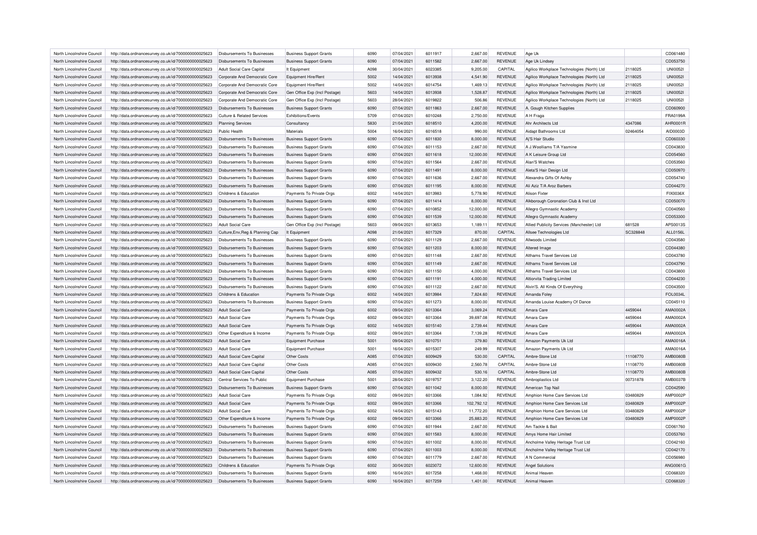| | | | | | | | | | | | | |
|---|---|---|---|---|---|---|---|---|---|---|---|---|
| North Lincolnshire Council | http://data.ordnancesurvey.co.uk/id/7000000000025623 | Disbursements To Businesses | Business Support Grants | 6090 | 07/04/2021 | 6011917 | 2,667.00 | REVENUE | Age Uk | | CD061480 |
| North Lincolnshire Council | http://data.ordnancesurvey.co.uk/id/7000000000025623 | Disbursements To Businesses | Business Support Grants | 6090 | 07/04/2021 | 6011582 | 2,667.00 | REVENUE | Age Uk Lindsey | | CD053750 |
| North Lincolnshire Council | http://data.ordnancesurvey.co.uk/id/7000000000025623 | Adult Social Care Capital | It Equipment | A098 | 30/04/2021 | 6023385 | 9,205.00 | CAPITAL | Agilico Workplace Technologies (North) Ltd | 2118025 | UNI0052I |
| North Lincolnshire Council | http://data.ordnancesurvey.co.uk/id/7000000000025623 | Corporate And Democratic Core | Equipment Hire/Rent | 5002 | 14/04/2021 | 6013938 | 4,541.90 | REVENUE | Agilico Workplace Technologies (North) Ltd | 2118025 | UNI0052I |
| North Lincolnshire Council | http://data.ordnancesurvey.co.uk/id/7000000000025623 | Corporate And Democratic Core | Equipment Hire/Rent | 5002 | 14/04/2021 | 6014754 | 1,469.13 | REVENUE | Agilico Workplace Technologies (North) Ltd | 2118025 | UNI0052I |
| North Lincolnshire Council | http://data.ordnancesurvey.co.uk/id/7000000000025623 | Corporate And Democratic Core | Gen Office Exp (Incl Postage) | 5603 | 14/04/2021 | 6013938 | 1,528.87 | REVENUE | Agilico Workplace Technologies (North) Ltd | 2118025 | UNI0052I |
| North Lincolnshire Council | http://data.ordnancesurvey.co.uk/id/7000000000025623 | Corporate And Democratic Core | Gen Office Exp (Incl Postage) | 5603 | 28/04/2021 | 6019822 | 506.86 | REVENUE | Agilico Workplace Technologies (North) Ltd | 2118025 | UNI0052I |
| North Lincolnshire Council | http://data.ordnancesurvey.co.uk/id/7000000000025623 | Disbursements To Businesses | Business Support Grants | 6090 | 07/04/2021 | 6011863 | 2,667.00 | REVENUE | A. Gough Kitchen Supplies | | CD060900 |
| North Lincolnshire Council | http://data.ordnancesurvey.co.uk/id/7000000000025623 | Culture & Related Services | Exhibitions/Events | 5709 | 07/04/2021 | 6010248 | 2,750.00 | REVENUE | A H Fraga | | FRA0199A |
| North Lincolnshire Council | http://data.ordnancesurvey.co.uk/id/7000000000025623 | Planning Services | Consultancy | 5830 | 21/04/2021 | 6018510 | 4,200.00 | REVENUE | Ahr Architects Ltd | 4347086 | AHR0001R |
| North Lincolnshire Council | http://data.ordnancesurvey.co.uk/id/7000000000025623 | Public Health | Materials | 5004 | 16/04/2021 | 6016518 | 990.00 | REVENUE | Aidapt Bathrooms Ltd | 02464054 | AID0003D |
| North Lincolnshire Council | http://data.ordnancesurvey.co.uk/id/7000000000025623 | Disbursements To Businesses | Business Support Grants | 6090 | 07/04/2021 | 6011830 | 8,000.00 | REVENUE | Aj'S Hair Studio | | CD060330 |
| North Lincolnshire Council | http://data.ordnancesurvey.co.uk/id/7000000000025623 | Disbursements To Businesses | Business Support Grants | 6090 | 07/04/2021 | 6011153 | 2,667.00 | REVENUE | A J.Woolliams T/A Yasmine | | CD043830 |
| North Lincolnshire Council | http://data.ordnancesurvey.co.uk/id/7000000000025623 | Disbursements To Businesses | Business Support Grants | 6090 | 07/04/2021 | 6011618 | 12,000.00 | REVENUE | A K Leisure Group Ltd | | CD054560 |
| North Lincolnshire Council | http://data.ordnancesurvey.co.uk/id/7000000000025623 | Disbursements To Businesses | Business Support Grants | 6090 | 07/04/2021 | 6011564 | 2,667.00 | REVENUE | Alan'S Watches | | CD053560 |
| North Lincolnshire Council | http://data.ordnancesurvey.co.uk/id/7000000000025623 | Disbursements To Businesses | Business Support Grants | 6090 | 07/04/2021 | 6011491 | 8,000.00 | REVENUE | Aleta'S Hair Design Ltd | | CD050970 |
| North Lincolnshire Council | http://data.ordnancesurvey.co.uk/id/7000000000025623 | Disbursements To Businesses | Business Support Grants | 6090 | 07/04/2021 | 6011636 | 2,667.00 | REVENUE | Alexandra Gifts Of Ashby | | CD054740 |
| North Lincolnshire Council | http://data.ordnancesurvey.co.uk/id/7000000000025623 | Disbursements To Businesses | Business Support Grants | 6090 | 07/04/2021 | 6011195 | 8,000.00 | REVENUE | Ali Aziz T/A Aroz Barbers | | CD044270 |
| North Lincolnshire Council | http://data.ordnancesurvey.co.uk/id/7000000000025623 | Childrens & Education | Payments To Private Orgs | 6002 | 14/04/2021 | 6013983 | 5,778.90 | REVENUE | Alison Fixter | | FIX0036X |
| North Lincolnshire Council | http://data.ordnancesurvey.co.uk/id/7000000000025623 | Disbursements To Businesses | Business Support Grants | 6090 | 07/04/2021 | 6011414 | 8,000.00 | REVENUE | Alkborough Coronation Club & Inst Ltd | | CD050070 |
| North Lincolnshire Council | http://data.ordnancesurvey.co.uk/id/7000000000025623 | Disbursements To Businesses | Business Support Grants | 6090 | 07/04/2021 | 6010852 | 12,000.00 | REVENUE | Allegro Gymnastic Academy | | CD040560 |
| North Lincolnshire Council | http://data.ordnancesurvey.co.uk/id/7000000000025623 | Disbursements To Businesses | Business Support Grants | 6090 | 07/04/2021 | 6011539 | 12,000.00 | REVENUE | Allegro Gymnastic Academy | | CD053300 |
| North Lincolnshire Council | http://data.ordnancesurvey.co.uk/id/7000000000025623 | Adult Social Care | Gen Office Exp (Incl Postage) | 5603 | 09/04/2021 | 6013653 | 1,189.11 | REVENUE | Allied Publicity Services (Manchester) Ltd | 681528 | APS0013S |
| North Lincolnshire Council | http://data.ordnancesurvey.co.uk/id/7000000000025623 | Culture,Env,Reg & Planning Cap | It Equipment | A098 | 21/04/2021 | 6017329 | 870.00 | CAPITAL | Allsee Technologies Ltd | SC328848 | ALL0156L |
| North Lincolnshire Council | http://data.ordnancesurvey.co.uk/id/7000000000025623 | Disbursements To Businesses | Business Support Grants | 6090 | 07/04/2021 | 6011129 | 2,667.00 | REVENUE | Allwoods Limited | | CD043580 |
| North Lincolnshire Council | http://data.ordnancesurvey.co.uk/id/7000000000025623 | Disbursements To Businesses | Business Support Grants | 6090 | 07/04/2021 | 6011203 | 8,000.00 | REVENUE | Altered Image | | CD044380 |
| North Lincolnshire Council | http://data.ordnancesurvey.co.uk/id/7000000000025623 | Disbursements To Businesses | Business Support Grants | 6090 | 07/04/2021 | 6011148 | 2,667.00 | REVENUE | Althams Travel Services Ltd | | CD043780 |
| North Lincolnshire Council | http://data.ordnancesurvey.co.uk/id/7000000000025623 | Disbursements To Businesses | Business Support Grants | 6090 | 07/04/2021 | 6011149 | 2,667.00 | REVENUE | Althams Travel Services Ltd | | CD043790 |
| North Lincolnshire Council | http://data.ordnancesurvey.co.uk/id/7000000000025623 | Disbursements To Businesses | Business Support Grants | 6090 | 07/04/2021 | 6011150 | 4,000.00 | REVENUE | Althams Travel Services Ltd | | CD043800 |
| North Lincolnshire Council | http://data.ordnancesurvey.co.uk/id/7000000000025623 | Disbursements To Businesses | Business Support Grants | 6090 | 07/04/2021 | 6011191 | 4,000.00 | REVENUE | Altiorvita Trading Limited | | CD044230 |
| North Lincolnshire Council | http://data.ordnancesurvey.co.uk/id/7000000000025623 | Disbursements To Businesses | Business Support Grants | 6090 | 07/04/2021 | 6011122 | 2,667.00 | REVENUE | Alvin'S. All Kinds Of Everything | | CD043500 |
| North Lincolnshire Council | http://data.ordnancesurvey.co.uk/id/7000000000025623 | Childrens & Education | Payments To Private Orgs | 6002 | 14/04/2021 | 6013984 | 7,824.60 | REVENUE | Amanda Foley | | FOL0034L |
| North Lincolnshire Council | http://data.ordnancesurvey.co.uk/id/7000000000025623 | Disbursements To Businesses | Business Support Grants | 6090 | 07/04/2021 | 6011273 | 8,000.00 | REVENUE | Amanda Louise Academy Of Dance | | CD045110 |
| North Lincolnshire Council | http://data.ordnancesurvey.co.uk/id/7000000000025623 | Adult Social Care | Payments To Private Orgs | 6002 | 09/04/2021 | 6013364 | 3,069.24 | REVENUE | Amara Care | 4459044 | AMA0002A |
| North Lincolnshire Council | http://data.ordnancesurvey.co.uk/id/7000000000025623 | Adult Social Care | Payments To Private Orgs | 6002 | 09/04/2021 | 6013364 | 39,697.08 | REVENUE | Amara Care | 4459044 | AMA0002A |
| North Lincolnshire Council | http://data.ordnancesurvey.co.uk/id/7000000000025623 | Adult Social Care | Payments To Private Orgs | 6002 | 14/04/2021 | 6015140 | 2,739.44 | REVENUE | Amara Care | 4459044 | AMA0002A |
| North Lincolnshire Council | http://data.ordnancesurvey.co.uk/id/7000000000025623 | Other Expenditure & Income | Payments To Private Orgs | 6002 | 09/04/2021 | 6013364 | 7,139.28 | REVENUE | Amara Care | 4459044 | AMA0002A |
| North Lincolnshire Council | http://data.ordnancesurvey.co.uk/id/7000000000025623 | Adult Social Care | Equipment Purchase | 5001 | 09/04/2021 | 6010751 | 379.80 | REVENUE | Amazon Payments Uk Ltd | | AMA0016A |
| North Lincolnshire Council | http://data.ordnancesurvey.co.uk/id/7000000000025623 | Adult Social Care | Equipment Purchase | 5001 | 16/04/2021 | 6015307 | 249.99 | REVENUE | Amazon Payments Uk Ltd | | AMA0016A |
| North Lincolnshire Council | http://data.ordnancesurvey.co.uk/id/7000000000025623 | Adult Social Care Capital | Other Costs | A085 | 07/04/2021 | 6009429 | 530.00 | CAPITAL | Ambre-Stone Ltd | 11108770 | AMB0080B |
| North Lincolnshire Council | http://data.ordnancesurvey.co.uk/id/7000000000025623 | Adult Social Care Capital | Other Costs | A085 | 07/04/2021 | 6009430 | 2,560.78 | CAPITAL | Ambre-Stone Ltd | 11108770 | AMB0080B |
| North Lincolnshire Council | http://data.ordnancesurvey.co.uk/id/7000000000025623 | Adult Social Care Capital | Other Costs | A085 | 07/04/2021 | 6009432 | 530.16 | CAPITAL | Ambre-Stone Ltd | 11108770 | AMB0080B |
| North Lincolnshire Council | http://data.ordnancesurvey.co.uk/id/7000000000025623 | Central Services To Public | Equipment Purchase | 5001 | 28/04/2021 | 6019757 | 3,122.20 | REVENUE | Ambroplastics Ltd | 00731878 | AMB0037B |
| North Lincolnshire Council | http://data.ordnancesurvey.co.uk/id/7000000000025623 | Disbursements To Businesses | Business Support Grants | 6090 | 07/04/2021 | 6011042 | 8,000.00 | REVENUE | American Top Nail | | CD042590 |
| North Lincolnshire Council | http://data.ordnancesurvey.co.uk/id/7000000000025623 | Adult Social Care | Payments To Private Orgs | 6002 | 09/04/2021 | 6013366 | 1,084.92 | REVENUE | Amphion Home Care Services Ltd | 03480829 | AMP0002P |
| North Lincolnshire Council | http://data.ordnancesurvey.co.uk/id/7000000000025623 | Adult Social Care | Payments To Private Orgs | 6002 | 09/04/2021 | 6013366 | 102,792.12 | REVENUE | Amphion Home Care Services Ltd | 03480829 | AMP0002P |
| North Lincolnshire Council | http://data.ordnancesurvey.co.uk/id/7000000000025623 | Adult Social Care | Payments To Private Orgs | 6002 | 14/04/2021 | 6015143 | 11,772.20 | REVENUE | Amphion Home Care Services Ltd | 03480829 | AMP0002P |
| North Lincolnshire Council | http://data.ordnancesurvey.co.uk/id/7000000000025623 | Other Expenditure & Income | Payments To Private Orgs | 6002 | 09/04/2021 | 6013366 | 25,883.20 | REVENUE | Amphion Home Care Services Ltd | 03480829 | AMP0002P |
| North Lincolnshire Council | http://data.ordnancesurvey.co.uk/id/7000000000025623 | Disbursements To Businesses | Business Support Grants | 6090 | 07/04/2021 | 6011944 | 2,667.00 | REVENUE | Am Tackle & Bait | | CD061760 |
| North Lincolnshire Council | http://data.ordnancesurvey.co.uk/id/7000000000025623 | Disbursements To Businesses | Business Support Grants | 6090 | 07/04/2021 | 6011583 | 8,000.00 | REVENUE | Amys Home Hair Limited | | CD053760 |
| North Lincolnshire Council | http://data.ordnancesurvey.co.uk/id/7000000000025623 | Disbursements To Businesses | Business Support Grants | 6090 | 07/04/2021 | 6011002 | 8,000.00 | REVENUE | Ancholme Valley Heritage Trust Ltd | | CD042160 |
| North Lincolnshire Council | http://data.ordnancesurvey.co.uk/id/7000000000025623 | Disbursements To Businesses | Business Support Grants | 6090 | 07/04/2021 | 6011003 | 8,000.00 | REVENUE | Ancholme Valley Heritage Trust Ltd | | CD042170 |
| North Lincolnshire Council | http://data.ordnancesurvey.co.uk/id/7000000000025623 | Disbursements To Businesses | Business Support Grants | 6090 | 07/04/2021 | 6011779 | 2,667.00 | REVENUE | A N Commercial | | CD056980 |
| North Lincolnshire Council | http://data.ordnancesurvey.co.uk/id/7000000000025623 | Childrens & Education | Payments To Private Orgs | 6002 | 30/04/2021 | 6023072 | 12,600.00 | REVENUE | Angel Solutions | | ANG0061G |
| North Lincolnshire Council | http://data.ordnancesurvey.co.uk/id/7000000000025623 | Disbursements To Businesses | Business Support Grants | 6090 | 16/04/2021 | 6017258 | 1,468.00 | REVENUE | Animal Heaven | | CD068320 |
| North Lincolnshire Council | http://data.ordnancesurvey.co.uk/id/7000000000025623 | Disbursements To Businesses | Business Support Grants | 6090 | 16/04/2021 | 6017259 | 1,401.00 | REVENUE | Animal Heaven | | CD068320 |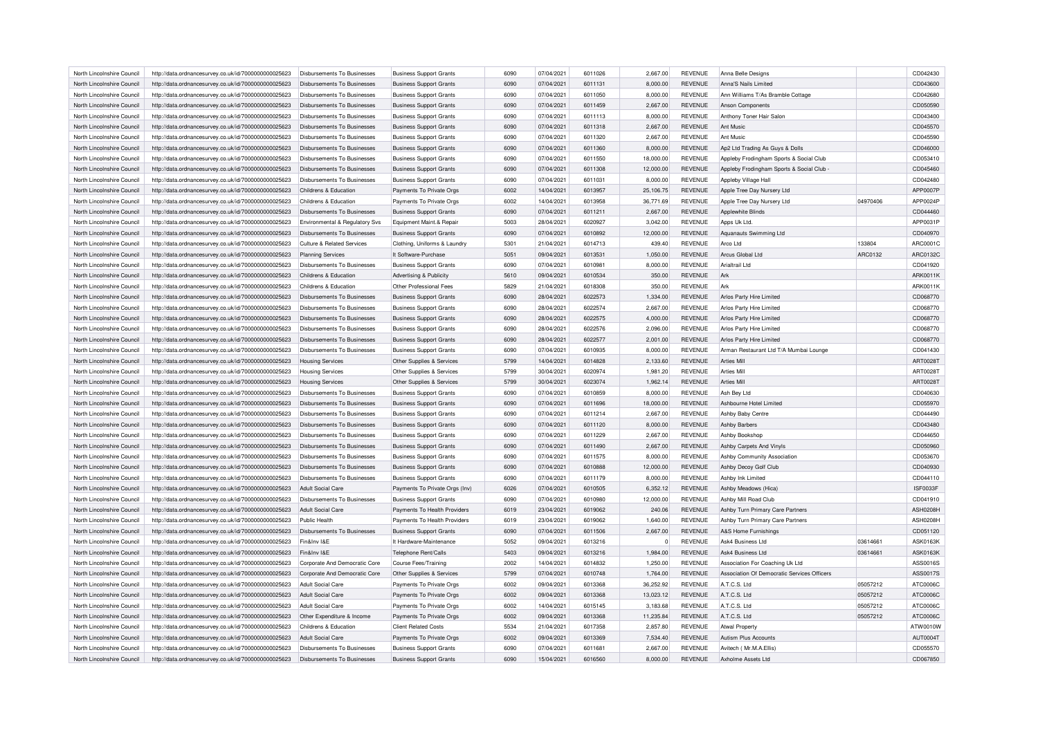| North Lincolnshire Council | http://data.ordnancesurvey.co.uk/id/7000000000025623 | Disbursements To Businesses | Business Support Grants | 6090 | 07/04/2021 | 6011026 | 2,667.00 | REVENUE | Anna Belle Designs | | CD042430 |
|---|---|---|---|---|---|---|---|---|---|---|---|
| North Lincolnshire Council | http://data.ordnancesurvey.co.uk/id/7000000000025623 | Disbursements To Businesses | Business Support Grants | 6090 | 07/04/2021 | 6011131 | 8,000.00 | REVENUE | Anna'S Nails Limited | | CD043600 |
| North Lincolnshire Council | http://data.ordnancesurvey.co.uk/id/7000000000025623 | Disbursements To Businesses | Business Support Grants | 6090 | 07/04/2021 | 6011050 | 8,000.00 | REVENUE | Ann Williams T/As Bramble Cottage | | CD042680 |
| North Lincolnshire Council | http://data.ordnancesurvey.co.uk/id/7000000000025623 | Disbursements To Businesses | Business Support Grants | 6090 | 07/04/2021 | 6011459 | 2,667.00 | REVENUE | Anson Components | | CD050590 |
| North Lincolnshire Council | http://data.ordnancesurvey.co.uk/id/7000000000025623 | Disbursements To Businesses | Business Support Grants | 6090 | 07/04/2021 | 6011113 | 8,000.00 | REVENUE | Anthony Toner Hair Salon | | CD043400 |
| North Lincolnshire Council | http://data.ordnancesurvey.co.uk/id/7000000000025623 | Disbursements To Businesses | Business Support Grants | 6090 | 07/04/2021 | 6011318 | 2,667.00 | REVENUE | Ant Music | | CD045570 |
| North Lincolnshire Council | http://data.ordnancesurvey.co.uk/id/7000000000025623 | Disbursements To Businesses | Business Support Grants | 6090 | 07/04/2021 | 6011320 | 2,667.00 | REVENUE | Ant Music | | CD045590 |
| North Lincolnshire Council | http://data.ordnancesurvey.co.uk/id/7000000000025623 | Disbursements To Businesses | Business Support Grants | 6090 | 07/04/2021 | 6011360 | 8,000.00 | REVENUE | Ap2 Ltd Trading As Guys & Dolls | | CD046000 |
| North Lincolnshire Council | http://data.ordnancesurvey.co.uk/id/7000000000025623 | Disbursements To Businesses | Business Support Grants | 6090 | 07/04/2021 | 6011550 | 18,000.00 | REVENUE | Appleby Frodingham Sports & Social Club | | CD053410 |
| North Lincolnshire Council | http://data.ordnancesurvey.co.uk/id/7000000000025623 | Disbursements To Businesses | Business Support Grants | 6090 | 07/04/2021 | 6011308 | 12,000.00 | REVENUE | Appleby Frodingham Sports & Social Club - | | CD045460 |
| North Lincolnshire Council | http://data.ordnancesurvey.co.uk/id/7000000000025623 | Disbursements To Businesses | Business Support Grants | 6090 | 07/04/2021 | 6011031 | 8,000.00 | REVENUE | Appleby Village Hall | | CD042480 |
| North Lincolnshire Council | http://data.ordnancesurvey.co.uk/id/7000000000025623 | Childrens & Education | Payments To Private Orgs | 6002 | 14/04/2021 | 6013957 | 25,106.75 | REVENUE | Apple Tree Day Nursery Ltd | | APP0007P |
| North Lincolnshire Council | http://data.ordnancesurvey.co.uk/id/7000000000025623 | Childrens & Education | Payments To Private Orgs | 6002 | 14/04/2021 | 6013958 | 36,771.69 | REVENUE | Apple Tree Day Nursery Ltd | 04970406 | APP0024P |
| North Lincolnshire Council | http://data.ordnancesurvey.co.uk/id/7000000000025623 | Disbursements To Businesses | Business Support Grants | 6090 | 07/04/2021 | 6011211 | 2,667.00 | REVENUE | Applewhite Blinds | | CD044460 |
| North Lincolnshire Council | http://data.ordnancesurvey.co.uk/id/7000000000025623 | Environmental & Regulatory Svs | Equipment Maint.& Repair | 5003 | 28/04/2021 | 6020927 | 3,042.00 | REVENUE | Apps Uk Ltd. | | APP0031P |
| North Lincolnshire Council | http://data.ordnancesurvey.co.uk/id/7000000000025623 | Disbursements To Businesses | Business Support Grants | 6090 | 07/04/2021 | 6010892 | 12,000.00 | REVENUE | Aquanauts Swimming Ltd | | CD040970 |
| North Lincolnshire Council | http://data.ordnancesurvey.co.uk/id/7000000000025623 | Culture & Related Services | Clothing, Uniforms & Laundry | 5301 | 21/04/2021 | 6014713 | 439.40 | REVENUE | Arco Ltd | 133804 | ARC0001C |
| North Lincolnshire Council | http://data.ordnancesurvey.co.uk/id/7000000000025623 | Planning Services | It Software-Purchase | 5051 | 09/04/2021 | 6013531 | 1,050.00 | REVENUE | Arcus Global Ltd | ARC0132 | ARC0132C |
| North Lincolnshire Council | http://data.ordnancesurvey.co.uk/id/7000000000025623 | Disbursements To Businesses | Business Support Grants | 6090 | 07/04/2021 | 6010981 | 8,000.00 | REVENUE | Arialtrail Ltd | | CD041920 |
| North Lincolnshire Council | http://data.ordnancesurvey.co.uk/id/7000000000025623 | Childrens & Education | Advertising & Publicity | 5610 | 09/04/2021 | 6010534 | 350.00 | REVENUE | Ark | | ARK0011K |
| North Lincolnshire Council | http://data.ordnancesurvey.co.uk/id/7000000000025623 | Childrens & Education | Other Professional Fees | 5829 | 21/04/2021 | 6018308 | 350.00 | REVENUE | Ark | | ARK0011K |
| North Lincolnshire Council | http://data.ordnancesurvey.co.uk/id/7000000000025623 | Disbursements To Businesses | Business Support Grants | 6090 | 28/04/2021 | 6022573 | 1,334.00 | REVENUE | Arlos Party Hire Limited | | CD068770 |
| North Lincolnshire Council | http://data.ordnancesurvey.co.uk/id/7000000000025623 | Disbursements To Businesses | Business Support Grants | 6090 | 28/04/2021 | 6022574 | 2,667.00 | REVENUE | Arlos Party Hire Limited | | CD068770 |
| North Lincolnshire Council | http://data.ordnancesurvey.co.uk/id/7000000000025623 | Disbursements To Businesses | Business Support Grants | 6090 | 28/04/2021 | 6022575 | 4,000.00 | REVENUE | Arlos Party Hire Limited | | CD068770 |
| North Lincolnshire Council | http://data.ordnancesurvey.co.uk/id/7000000000025623 | Disbursements To Businesses | Business Support Grants | 6090 | 28/04/2021 | 6022576 | 2,096.00 | REVENUE | Arlos Party Hire Limited | | CD068770 |
| North Lincolnshire Council | http://data.ordnancesurvey.co.uk/id/7000000000025623 | Disbursements To Businesses | Business Support Grants | 6090 | 28/04/2021 | 6022577 | 2,001.00 | REVENUE | Arlos Party Hire Limited | | CD068770 |
| North Lincolnshire Council | http://data.ordnancesurvey.co.uk/id/7000000000025623 | Disbursements To Businesses | Business Support Grants | 6090 | 07/04/2021 | 6010935 | 8,000.00 | REVENUE | Arman Restaurant Ltd T/A Mumbai Lounge | | CD041430 |
| North Lincolnshire Council | http://data.ordnancesurvey.co.uk/id/7000000000025623 | Housing Services | Other Supplies & Services | 5799 | 14/04/2021 | 6014828 | 2,133.60 | REVENUE | Arties Mill | | ART0028T |
| North Lincolnshire Council | http://data.ordnancesurvey.co.uk/id/7000000000025623 | Housing Services | Other Supplies & Services | 5799 | 30/04/2021 | 6020974 | 1,981.20 | REVENUE | Arties Mill | | ART0028T |
| North Lincolnshire Council | http://data.ordnancesurvey.co.uk/id/7000000000025623 | Housing Services | Other Supplies & Services | 5799 | 30/04/2021 | 6023074 | 1,962.14 | REVENUE | Arties Mill | | ART0028T |
| North Lincolnshire Council | http://data.ordnancesurvey.co.uk/id/7000000000025623 | Disbursements To Businesses | Business Support Grants | 6090 | 07/04/2021 | 6010859 | 8,000.00 | REVENUE | Ash Bey Ltd | | CD040630 |
| North Lincolnshire Council | http://data.ordnancesurvey.co.uk/id/7000000000025623 | Disbursements To Businesses | Business Support Grants | 6090 | 07/04/2021 | 6011696 | 18,000.00 | REVENUE | Ashbourne Hotel Limited | | CD055970 |
| North Lincolnshire Council | http://data.ordnancesurvey.co.uk/id/7000000000025623 | Disbursements To Businesses | Business Support Grants | 6090 | 07/04/2021 | 6011214 | 2,667.00 | REVENUE | Ashby Baby Centre | | CD044490 |
| North Lincolnshire Council | http://data.ordnancesurvey.co.uk/id/7000000000025623 | Disbursements To Businesses | Business Support Grants | 6090 | 07/04/2021 | 6011120 | 8,000.00 | REVENUE | Ashby Barbers | | CD043480 |
| North Lincolnshire Council | http://data.ordnancesurvey.co.uk/id/7000000000025623 | Disbursements To Businesses | Business Support Grants | 6090 | 07/04/2021 | 6011229 | 2,667.00 | REVENUE | Ashby Bookshop | | CD044650 |
| North Lincolnshire Council | http://data.ordnancesurvey.co.uk/id/7000000000025623 | Disbursements To Businesses | Business Support Grants | 6090 | 07/04/2021 | 6011490 | 2,667.00 | REVENUE | Ashby Carpets And Vinyls | | CD050960 |
| North Lincolnshire Council | http://data.ordnancesurvey.co.uk/id/7000000000025623 | Disbursements To Businesses | Business Support Grants | 6090 | 07/04/2021 | 6011575 | 8,000.00 | REVENUE | Ashby Community Association | | CD053670 |
| North Lincolnshire Council | http://data.ordnancesurvey.co.uk/id/7000000000025623 | Disbursements To Businesses | Business Support Grants | 6090 | 07/04/2021 | 6010888 | 12,000.00 | REVENUE | Ashby Decoy Golf Club | | CD040930 |
| North Lincolnshire Council | http://data.ordnancesurvey.co.uk/id/7000000000025623 | Disbursements To Businesses | Business Support Grants | 6090 | 07/04/2021 | 6011179 | 8,000.00 | REVENUE | Ashby Ink Limited | | CD044110 |
| North Lincolnshire Council | http://data.ordnancesurvey.co.uk/id/7000000000025623 | Adult Social Care | Payments To Private Orgs (Inv) | 6026 | 07/04/2021 | 6010505 | 6,352.12 | REVENUE | Ashby Meadows (Hica) | | ISF0033F |
| North Lincolnshire Council | http://data.ordnancesurvey.co.uk/id/7000000000025623 | Disbursements To Businesses | Business Support Grants | 6090 | 07/04/2021 | 6010980 | 12,000.00 | REVENUE | Ashby Mill Road Club | | CD041910 |
| North Lincolnshire Council | http://data.ordnancesurvey.co.uk/id/7000000000025623 | Adult Social Care | Payments To Health Providers | 6019 | 23/04/2021 | 6019062 | 240.06 | REVENUE | Ashby Turn Primary Care Partners | | ASH0208H |
| North Lincolnshire Council | http://data.ordnancesurvey.co.uk/id/7000000000025623 | Public Health | Payments To Health Providers | 6019 | 23/04/2021 | 6019062 | 1,640.00 | REVENUE | Ashby Turn Primary Care Partners | | ASH0208H |
| North Lincolnshire Council | http://data.ordnancesurvey.co.uk/id/7000000000025623 | Disbursements To Businesses | Business Support Grants | 6090 | 07/04/2021 | 6011506 | 2,667.00 | REVENUE | A&S Home Furnishings | | CD051120 |
| North Lincolnshire Council | http://data.ordnancesurvey.co.uk/id/7000000000025623 | Fin&Inv I&E | It Hardware-Maintenance | 5052 | 09/04/2021 | 6013216 | 0 | REVENUE | Ask4 Business Ltd | 03614661 | ASK0163K |
| North Lincolnshire Council | http://data.ordnancesurvey.co.uk/id/7000000000025623 | Fin&Inv I&E | Telephone Rent/Calls | 5403 | 09/04/2021 | 6013216 | 1,984.00 | REVENUE | Ask4 Business Ltd | 03614661 | ASK0163K |
| North Lincolnshire Council | http://data.ordnancesurvey.co.uk/id/7000000000025623 | Corporate And Democratic Core | Course Fees/Training | 2002 | 14/04/2021 | 6014832 | 1,250.00 | REVENUE | Association For Coaching Uk Ltd | | ASS0016S |
| North Lincolnshire Council | http://data.ordnancesurvey.co.uk/id/7000000000025623 | Corporate And Democratic Core | Other Supplies & Services | 5799 | 07/04/2021 | 6010748 | 1,764.00 | REVENUE | Association Of Democratic Services Officers | | ASS0017S |
| North Lincolnshire Council | http://data.ordnancesurvey.co.uk/id/7000000000025623 | Adult Social Care | Payments To Private Orgs | 6002 | 09/04/2021 | 6013368 | 36,252.92 | REVENUE | A.T.C.S. Ltd | 05057212 | ATC0006C |
| North Lincolnshire Council | http://data.ordnancesurvey.co.uk/id/7000000000025623 | Adult Social Care | Payments To Private Orgs | 6002 | 09/04/2021 | 6013368 | 13,023.12 | REVENUE | A.T.C.S. Ltd | 05057212 | ATC0006C |
| North Lincolnshire Council | http://data.ordnancesurvey.co.uk/id/7000000000025623 | Adult Social Care | Payments To Private Orgs | 6002 | 14/04/2021 | 6015145 | 3,183.68 | REVENUE | A.T.C.S. Ltd | 05057212 | ATC0006C |
| North Lincolnshire Council | http://data.ordnancesurvey.co.uk/id/7000000000025623 | Other Expenditure & Income | Payments To Private Orgs | 6002 | 09/04/2021 | 6013368 | 11,235.84 | REVENUE | A.T.C.S. Ltd | 05057212 | ATC0006C |
| North Lincolnshire Council | http://data.ordnancesurvey.co.uk/id/7000000000025623 | Childrens & Education | Client Related Costs | 5534 | 21/04/2021 | 6017358 | 2,857.80 | REVENUE | Atwal Property | | ATW0010W |
| North Lincolnshire Council | http://data.ordnancesurvey.co.uk/id/7000000000025623 | Adult Social Care | Payments To Private Orgs | 6002 | 09/04/2021 | 6013369 | 7,534.40 | REVENUE | Autism Plus Accounts | | AUT0004T |
| North Lincolnshire Council | http://data.ordnancesurvey.co.uk/id/7000000000025623 | Disbursements To Businesses | Business Support Grants | 6090 | 07/04/2021 | 6011681 | 2,667.00 | REVENUE | Avitech ( Mr.M.A.Ellis) | | CD055570 |
| North Lincolnshire Council | http://data.ordnancesurvey.co.uk/id/7000000000025623 | Disbursements To Businesses | Business Support Grants | 6090 | 15/04/2021 | 6016560 | 8,000.00 | REVENUE | Axholme Assets Ltd | | CD067850 |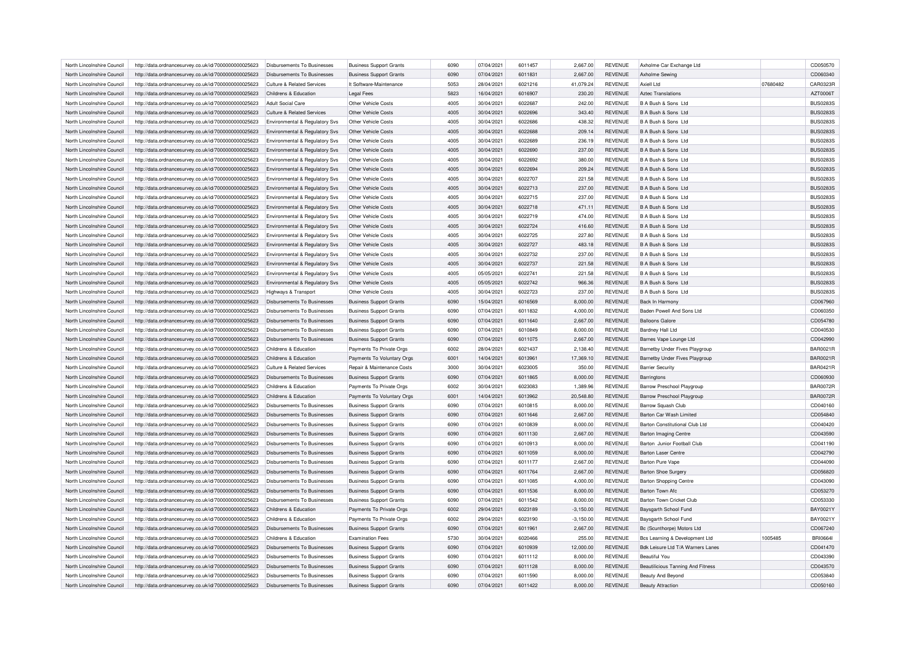| North Lincolnshire Council | http://data.ordnancesurvey.co.uk/id/7000000000025623 | Disbursements To Businesses | Business Support Grants | 6090 | 07/04/2021 | 6011457 | 2,667.00 | REVENUE | Axholme Car Exchange Ltd | | CD050570 |
|---|---|---|---|---|---|---|---|---|---|---|---|
| North Lincolnshire Council | http://data.ordnancesurvey.co.uk/id/7000000000025623 | Disbursements To Businesses | Business Support Grants | 6090 | 07/04/2021 | 6011831 | 2,667.00 | REVENUE | Axholme Sewing | | CD060340 |
| North Lincolnshire Council | http://data.ordnancesurvey.co.uk/id/7000000000025623 | Culture & Related Services | It Software-Maintenance | 5053 | 28/04/2021 | 6021216 | 41,079.24 | REVENUE | Axiell Ltd | 07680482 | CAR0323R |
| North Lincolnshire Council | http://data.ordnancesurvey.co.uk/id/7000000000025623 | Childrens & Education | Legal Fees | 5823 | 16/04/2021 | 6016907 | 230.20 | REVENUE | Aztec Translations | | AZT0006T |
| North Lincolnshire Council | http://data.ordnancesurvey.co.uk/id/7000000000025623 | Adult Social Care | Other Vehicle Costs | 4005 | 30/04/2021 | 6022687 | 242.00 | REVENUE | B A Bush & Sons Ltd | | BUS0283S |
| North Lincolnshire Council | http://data.ordnancesurvey.co.uk/id/7000000000025623 | Culture & Related Services | Other Vehicle Costs | 4005 | 30/04/2021 | 6022696 | 343.40 | REVENUE | B A Bush & Sons Ltd | | BUS0283S |
| North Lincolnshire Council | http://data.ordnancesurvey.co.uk/id/7000000000025623 | Environmental & Regulatory Svs | Other Vehicle Costs | 4005 | 30/04/2021 | 6022686 | 438.32 | REVENUE | B A Bush & Sons Ltd | | BUS0283S |
| North Lincolnshire Council | http://data.ordnancesurvey.co.uk/id/7000000000025623 | Environmental & Regulatory Svs | Other Vehicle Costs | 4005 | 30/04/2021 | 6022688 | 209.14 | REVENUE | B A Bush & Sons Ltd | | BUS0283S |
| North Lincolnshire Council | http://data.ordnancesurvey.co.uk/id/7000000000025623 | Environmental & Regulatory Svs | Other Vehicle Costs | 4005 | 30/04/2021 | 6022689 | 236.19 | REVENUE | B A Bush & Sons Ltd | | BUS0283S |
| North Lincolnshire Council | http://data.ordnancesurvey.co.uk/id/7000000000025623 | Environmental & Regulatory Svs | Other Vehicle Costs | 4005 | 30/04/2021 | 6022690 | 237.00 | REVENUE | B A Bush & Sons Ltd | | BUS0283S |
| North Lincolnshire Council | http://data.ordnancesurvey.co.uk/id/7000000000025623 | Environmental & Regulatory Svs | Other Vehicle Costs | 4005 | 30/04/2021 | 6022692 | 380.00 | REVENUE | B A Bush & Sons Ltd | | BUS0283S |
| North Lincolnshire Council | http://data.ordnancesurvey.co.uk/id/7000000000025623 | Environmental & Regulatory Svs | Other Vehicle Costs | 4005 | 30/04/2021 | 6022694 | 209.24 | REVENUE | B A Bush & Sons Ltd | | BUS0283S |
| North Lincolnshire Council | http://data.ordnancesurvey.co.uk/id/7000000000025623 | Environmental & Regulatory Svs | Other Vehicle Costs | 4005 | 30/04/2021 | 6022707 | 221.58 | REVENUE | B A Bush & Sons Ltd | | BUS0283S |
| North Lincolnshire Council | http://data.ordnancesurvey.co.uk/id/7000000000025623 | Environmental & Regulatory Svs | Other Vehicle Costs | 4005 | 30/04/2021 | 6022713 | 237.00 | REVENUE | B A Bush & Sons Ltd | | BUS0283S |
| North Lincolnshire Council | http://data.ordnancesurvey.co.uk/id/7000000000025623 | Environmental & Regulatory Svs | Other Vehicle Costs | 4005 | 30/04/2021 | 6022715 | 237.00 | REVENUE | B A Bush & Sons Ltd | | BUS0283S |
| North Lincolnshire Council | http://data.ordnancesurvey.co.uk/id/7000000000025623 | Environmental & Regulatory Svs | Other Vehicle Costs | 4005 | 30/04/2021 | 6022718 | 471.11 | REVENUE | B A Bush & Sons Ltd | | BUS0283S |
| North Lincolnshire Council | http://data.ordnancesurvey.co.uk/id/7000000000025623 | Environmental & Regulatory Svs | Other Vehicle Costs | 4005 | 30/04/2021 | 6022719 | 474.00 | REVENUE | B A Bush & Sons Ltd | | BUS0283S |
| North Lincolnshire Council | http://data.ordnancesurvey.co.uk/id/7000000000025623 | Environmental & Regulatory Svs | Other Vehicle Costs | 4005 | 30/04/2021 | 6022724 | 416.60 | REVENUE | B A Bush & Sons Ltd | | BUS0283S |
| North Lincolnshire Council | http://data.ordnancesurvey.co.uk/id/7000000000025623 | Environmental & Regulatory Svs | Other Vehicle Costs | 4005 | 30/04/2021 | 6022725 | 227.80 | REVENUE | B A Bush & Sons Ltd | | BUS0283S |
| North Lincolnshire Council | http://data.ordnancesurvey.co.uk/id/7000000000025623 | Environmental & Regulatory Svs | Other Vehicle Costs | 4005 | 30/04/2021 | 6022727 | 483.18 | REVENUE | B A Bush & Sons Ltd | | BUS0283S |
| North Lincolnshire Council | http://data.ordnancesurvey.co.uk/id/7000000000025623 | Environmental & Regulatory Svs | Other Vehicle Costs | 4005 | 30/04/2021 | 6022732 | 237.00 | REVENUE | B A Bush & Sons Ltd | | BUS0283S |
| North Lincolnshire Council | http://data.ordnancesurvey.co.uk/id/7000000000025623 | Environmental & Regulatory Svs | Other Vehicle Costs | 4005 | 30/04/2021 | 6022737 | 221.58 | REVENUE | B A Bush & Sons Ltd | | BUS0283S |
| North Lincolnshire Council | http://data.ordnancesurvey.co.uk/id/7000000000025623 | Environmental & Regulatory Svs | Other Vehicle Costs | 4005 | 05/05/2021 | 6022741 | 221.58 | REVENUE | B A Bush & Sons Ltd | | BUS0283S |
| North Lincolnshire Council | http://data.ordnancesurvey.co.uk/id/7000000000025623 | Environmental & Regulatory Svs | Other Vehicle Costs | 4005 | 05/05/2021 | 6022742 | 966.36 | REVENUE | B A Bush & Sons Ltd | | BUS0283S |
| North Lincolnshire Council | http://data.ordnancesurvey.co.uk/id/7000000000025623 | Highways & Transport | Other Vehicle Costs | 4005 | 30/04/2021 | 6022723 | 237.00 | REVENUE | B A Bush & Sons Ltd | | BUS0283S |
| North Lincolnshire Council | http://data.ordnancesurvey.co.uk/id/7000000000025623 | Disbursements To Businesses | Business Support Grants | 6090 | 15/04/2021 | 6016569 | 8,000.00 | REVENUE | Back In Harmony | | CD067960 |
| North Lincolnshire Council | http://data.ordnancesurvey.co.uk/id/7000000000025623 | Disbursements To Businesses | Business Support Grants | 6090 | 07/04/2021 | 6011832 | 4,000.00 | REVENUE | Baden Powell And Sons Ltd | | CD060350 |
| North Lincolnshire Council | http://data.ordnancesurvey.co.uk/id/7000000000025623 | Disbursements To Businesses | Business Support Grants | 6090 | 07/04/2021 | 6011640 | 2,667.00 | REVENUE | Balloons Galore | | CD054780 |
| North Lincolnshire Council | http://data.ordnancesurvey.co.uk/id/7000000000025623 | Disbursements To Businesses | Business Support Grants | 6090 | 07/04/2021 | 6010849 | 8,000.00 | REVENUE | Bardney Hall Ltd | | CD040530 |
| North Lincolnshire Council | http://data.ordnancesurvey.co.uk/id/7000000000025623 | Disbursements To Businesses | Business Support Grants | 6090 | 07/04/2021 | 6011075 | 2,667.00 | REVENUE | Barnes Vape Lounge Ltd | | CD042990 |
| North Lincolnshire Council | http://data.ordnancesurvey.co.uk/id/7000000000025623 | Childrens & Education | Payments To Private Orgs | 6002 | 28/04/2021 | 6021437 | 2,138.40 | REVENUE | Barnetby Under Fives Playgroup | | BAR0021R |
| North Lincolnshire Council | http://data.ordnancesurvey.co.uk/id/7000000000025623 | Childrens & Education | Payments To Voluntary Orgs | 6001 | 14/04/2021 | 6013961 | 17,369.10 | REVENUE | Barnetby Under Fives Playgroup | | BAR0021R |
| North Lincolnshire Council | http://data.ordnancesurvey.co.uk/id/7000000000025623 | Culture & Related Services | Repair & Maintenance Costs | 3000 | 30/04/2021 | 6023005 | 350.00 | REVENUE | Barrier Security | | BAR0421R |
| North Lincolnshire Council | http://data.ordnancesurvey.co.uk/id/7000000000025623 | Disbursements To Businesses | Business Support Grants | 6090 | 07/04/2021 | 6011865 | 8,000.00 | REVENUE | Barringtons | | CD060930 |
| North Lincolnshire Council | http://data.ordnancesurvey.co.uk/id/7000000000025623 | Childrens & Education | Payments To Private Orgs | 6002 | 30/04/2021 | 6023083 | 1,389.96 | REVENUE | Barrow Preschool Playgroup | | BAR0072R |
| North Lincolnshire Council | http://data.ordnancesurvey.co.uk/id/7000000000025623 | Childrens & Education | Payments To Voluntary Orgs | 6001 | 14/04/2021 | 6013962 | 20,548.80 | REVENUE | Barrow Preschool Playgroup | | BAR0072R |
| North Lincolnshire Council | http://data.ordnancesurvey.co.uk/id/7000000000025623 | Disbursements To Businesses | Business Support Grants | 6090 | 07/04/2021 | 6010815 | 8,000.00 | REVENUE | Barrow Squash Club | | CD040160 |
| North Lincolnshire Council | http://data.ordnancesurvey.co.uk/id/7000000000025623 | Disbursements To Businesses | Business Support Grants | 6090 | 07/04/2021 | 6011646 | 2,667.00 | REVENUE | Barton Car Wash Limited | | CD054840 |
| North Lincolnshire Council | http://data.ordnancesurvey.co.uk/id/7000000000025623 | Disbursements To Businesses | Business Support Grants | 6090 | 07/04/2021 | 6010839 | 8,000.00 | REVENUE | Barton Constitutional Club Ltd | | CD040420 |
| North Lincolnshire Council | http://data.ordnancesurvey.co.uk/id/7000000000025623 | Disbursements To Businesses | Business Support Grants | 6090 | 07/04/2021 | 6011130 | 2,667.00 | REVENUE | Barton Imaging Centre | | CD043590 |
| North Lincolnshire Council | http://data.ordnancesurvey.co.uk/id/7000000000025623 | Disbursements To Businesses | Business Support Grants | 6090 | 07/04/2021 | 6010913 | 8,000.00 | REVENUE | Barton Junior Football Club | | CD041190 |
| North Lincolnshire Council | http://data.ordnancesurvey.co.uk/id/7000000000025623 | Disbursements To Businesses | Business Support Grants | 6090 | 07/04/2021 | 6011059 | 8,000.00 | REVENUE | Barton Laser Centre | | CD042790 |
| North Lincolnshire Council | http://data.ordnancesurvey.co.uk/id/7000000000025623 | Disbursements To Businesses | Business Support Grants | 6090 | 07/04/2021 | 6011177 | 2,667.00 | REVENUE | Barton Pure Vape | | CD044090 |
| North Lincolnshire Council | http://data.ordnancesurvey.co.uk/id/7000000000025623 | Disbursements To Businesses | Business Support Grants | 6090 | 07/04/2021 | 6011764 | 2,667.00 | REVENUE | Barton Shoe Surgery | | CD056820 |
| North Lincolnshire Council | http://data.ordnancesurvey.co.uk/id/7000000000025623 | Disbursements To Businesses | Business Support Grants | 6090 | 07/04/2021 | 6011085 | 4,000.00 | REVENUE | Barton Shopping Centre | | CD043090 |
| North Lincolnshire Council | http://data.ordnancesurvey.co.uk/id/7000000000025623 | Disbursements To Businesses | Business Support Grants | 6090 | 07/04/2021 | 6011536 | 8,000.00 | REVENUE | Barton Town Afc | | CD053270 |
| North Lincolnshire Council | http://data.ordnancesurvey.co.uk/id/7000000000025623 | Disbursements To Businesses | Business Support Grants | 6090 | 07/04/2021 | 6011542 | 8,000.00 | REVENUE | Barton Town Cricket Club | | CD053330 |
| North Lincolnshire Council | http://data.ordnancesurvey.co.uk/id/7000000000025623 | Childrens & Education | Payments To Private Orgs | 6002 | 29/04/2021 | 6023189 | -3,150.00 | REVENUE | Baysgarth School Fund | | BAY0021Y |
| North Lincolnshire Council | http://data.ordnancesurvey.co.uk/id/7000000000025623 | Childrens & Education | Payments To Private Orgs | 6002 | 29/04/2021 | 6023190 | -3,150.00 | REVENUE | Baysgarth School Fund | | BAY0021Y |
| North Lincolnshire Council | http://data.ordnancesurvey.co.uk/id/7000000000025623 | Disbursements To Businesses | Business Support Grants | 6090 | 07/04/2021 | 6011961 | 2,667.00 | REVENUE | Bc (Scunthorpe) Motors Ltd | | CD067240 |
| North Lincolnshire Council | http://data.ordnancesurvey.co.uk/id/7000000000025623 | Childrens & Education | Examination Fees | 5730 | 30/04/2021 | 6020466 | 255.00 | REVENUE | Bcs Learning & Development Ltd | 1005485 | BRI0664I |
| North Lincolnshire Council | http://data.ordnancesurvey.co.uk/id/7000000000025623 | Disbursements To Businesses | Business Support Grants | 6090 | 07/04/2021 | 6010939 | 12,000.00 | REVENUE | Bdk Leisure Ltd T/A Warners Lanes | | CD041470 |
| North Lincolnshire Council | http://data.ordnancesurvey.co.uk/id/7000000000025623 | Disbursements To Businesses | Business Support Grants | 6090 | 07/04/2021 | 6011112 | 8,000.00 | REVENUE | Beautiful You | | CD043390 |
| North Lincolnshire Council | http://data.ordnancesurvey.co.uk/id/7000000000025623 | Disbursements To Businesses | Business Support Grants | 6090 | 07/04/2021 | 6011128 | 8,000.00 | REVENUE | Beautilicious Tanning And Fitness | | CD043570 |
| North Lincolnshire Council | http://data.ordnancesurvey.co.uk/id/7000000000025623 | Disbursements To Businesses | Business Support Grants | 6090 | 07/04/2021 | 6011590 | 8,000.00 | REVENUE | Beauty And Beyond | | CD053840 |
| North Lincolnshire Council | http://data.ordnancesurvey.co.uk/id/7000000000025623 | Disbursements To Businesses | Business Support Grants | 6090 | 07/04/2021 | 6011422 | 8,000.00 | REVENUE | Beauty Attraction | | CD050160 |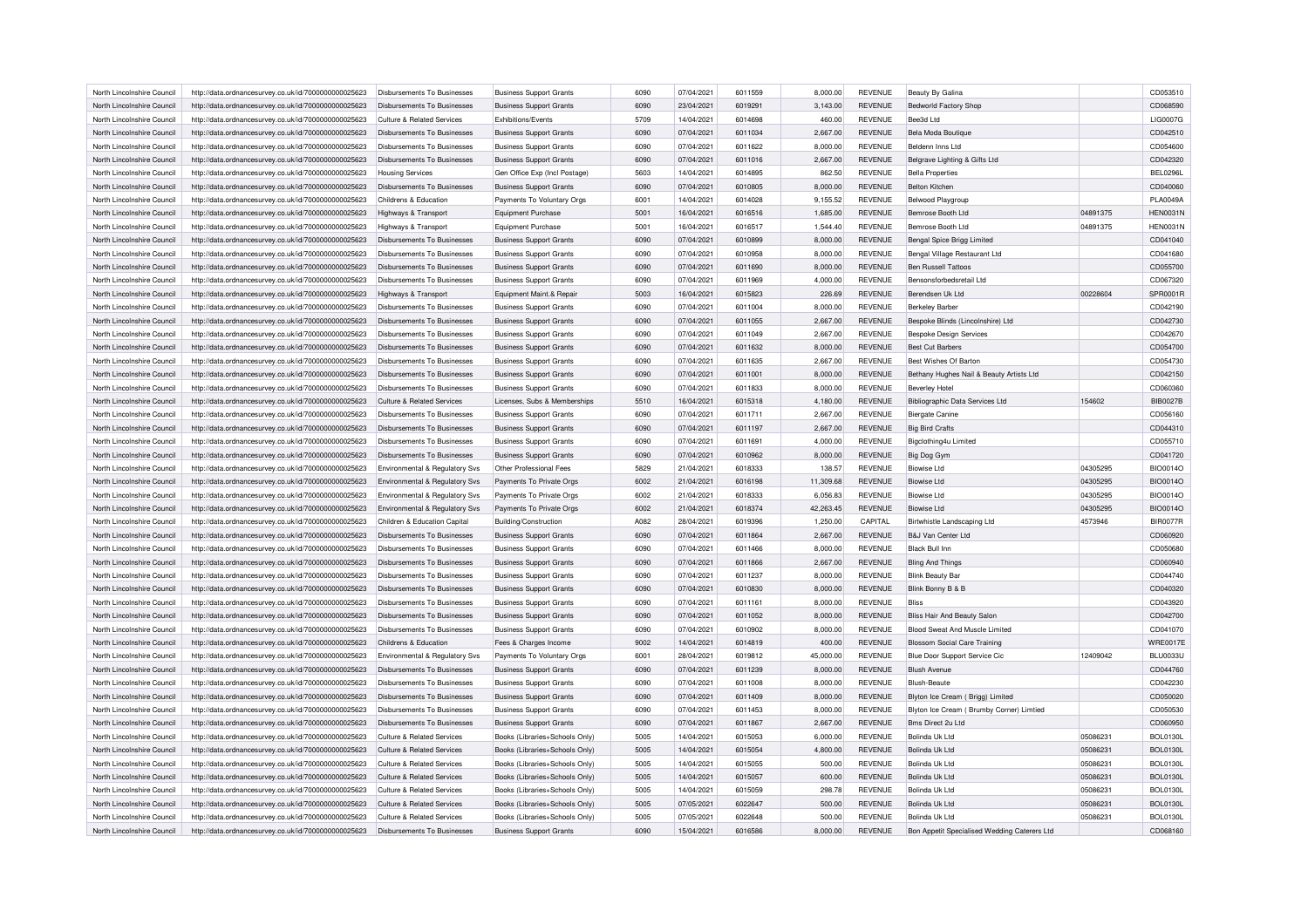| North Lincolnshire Council | http://data.ordnancesurvey.co.uk/id/7000000000025623 | Disbursements To Businesses | Business Support Grants | 6090 | 07/04/2021 | 6011559 | 8,000.00 | REVENUE | Beauty By Galina | | CD053510 |
|---|---|---|---|---|---|---|---|---|---|---|---|
| North Lincolnshire Council | http://data.ordnancesurvey.co.uk/id/7000000000025623 | Disbursements To Businesses | Business Support Grants | 6090 | 23/04/2021 | 6019291 | 3,143.00 | REVENUE | Bedworld Factory Shop | | CD068590 |
| North Lincolnshire Council | http://data.ordnancesurvey.co.uk/id/7000000000025623 | Culture & Related Services | Exhibitions/Events | 5709 | 14/04/2021 | 6014698 | 460.00 | REVENUE | Bee3d Ltd | | LIG0007G |
| North Lincolnshire Council | http://data.ordnancesurvey.co.uk/id/7000000000025623 | Disbursements To Businesses | Business Support Grants | 6090 | 07/04/2021 | 6011034 | 2,667.00 | REVENUE | Bela Moda Boutique | | CD042510 |
| North Lincolnshire Council | http://data.ordnancesurvey.co.uk/id/7000000000025623 | Disbursements To Businesses | Business Support Grants | 6090 | 07/04/2021 | 6011622 | 8,000.00 | REVENUE | Beldenn Inns Ltd | | CD054600 |
| North Lincolnshire Council | http://data.ordnancesurvey.co.uk/id/7000000000025623 | Disbursements To Businesses | Business Support Grants | 6090 | 07/04/2021 | 6011016 | 2,667.00 | REVENUE | Belgrave Lighting & Gifts Ltd | | CD042320 |
| North Lincolnshire Council | http://data.ordnancesurvey.co.uk/id/7000000000025623 | Housing Services | Gen Office Exp (Incl Postage) | 5603 | 14/04/2021 | 6014895 | 862.50 | REVENUE | Bella Properties | | BEL0296L |
| North Lincolnshire Council | http://data.ordnancesurvey.co.uk/id/7000000000025623 | Disbursements To Businesses | Business Support Grants | 6090 | 07/04/2021 | 6010805 | 8,000.00 | REVENUE | Belton Kitchen | | CD040060 |
| North Lincolnshire Council | http://data.ordnancesurvey.co.uk/id/7000000000025623 | Childrens & Education | Payments To Voluntary Orgs | 6001 | 14/04/2021 | 6014028 | 9,155.52 | REVENUE | Belwood Playgroup | | PLA0049A |
| North Lincolnshire Council | http://data.ordnancesurvey.co.uk/id/7000000000025623 | Highways & Transport | Equipment Purchase | 5001 | 16/04/2021 | 6016516 | 1,685.00 | REVENUE | Bemrose Booth Ltd | 04891375 | HEN0031N |
| North Lincolnshire Council | http://data.ordnancesurvey.co.uk/id/7000000000025623 | Highways & Transport | Equipment Purchase | 5001 | 16/04/2021 | 6016517 | 1,544.40 | REVENUE | Bemrose Booth Ltd | 04891375 | HEN0031N |
| North Lincolnshire Council | http://data.ordnancesurvey.co.uk/id/7000000000025623 | Disbursements To Businesses | Business Support Grants | 6090 | 07/04/2021 | 6010899 | 8,000.00 | REVENUE | Bengal Spice Brigg Limited | | CD041040 |
| North Lincolnshire Council | http://data.ordnancesurvey.co.uk/id/7000000000025623 | Disbursements To Businesses | Business Support Grants | 6090 | 07/04/2021 | 6010958 | 8,000.00 | REVENUE | Bengal Village Restaurant Ltd | | CD041680 |
| North Lincolnshire Council | http://data.ordnancesurvey.co.uk/id/7000000000025623 | Disbursements To Businesses | Business Support Grants | 6090 | 07/04/2021 | 6011690 | 8,000.00 | REVENUE | Ben Russell Tattoos | | CD055700 |
| North Lincolnshire Council | http://data.ordnancesurvey.co.uk/id/7000000000025623 | Disbursements To Businesses | Business Support Grants | 6090 | 07/04/2021 | 6011969 | 4,000.00 | REVENUE | Bensonsforbedsretail Ltd | | CD067320 |
| North Lincolnshire Council | http://data.ordnancesurvey.co.uk/id/7000000000025623 | Highways & Transport | Equipment Maint.& Repair | 5003 | 16/04/2021 | 6015823 | 226.69 | REVENUE | Berendsen Uk Ltd | 00228604 | SPR0001R |
| North Lincolnshire Council | http://data.ordnancesurvey.co.uk/id/7000000000025623 | Disbursements To Businesses | Business Support Grants | 6090 | 07/04/2021 | 6011004 | 8,000.00 | REVENUE | Berkeley Barber | | CD042190 |
| North Lincolnshire Council | http://data.ordnancesurvey.co.uk/id/7000000000025623 | Disbursements To Businesses | Business Support Grants | 6090 | 07/04/2021 | 6011055 | 2,667.00 | REVENUE | Bespoke Blinds (Lincolnshire) Ltd | | CD042730 |
| North Lincolnshire Council | http://data.ordnancesurvey.co.uk/id/7000000000025623 | Disbursements To Businesses | Business Support Grants | 6090 | 07/04/2021 | 6011049 | 2,667.00 | REVENUE | Bespoke Design Services | | CD042670 |
| North Lincolnshire Council | http://data.ordnancesurvey.co.uk/id/7000000000025623 | Disbursements To Businesses | Business Support Grants | 6090 | 07/04/2021 | 6011632 | 8,000.00 | REVENUE | Best Cut Barbers | | CD054700 |
| North Lincolnshire Council | http://data.ordnancesurvey.co.uk/id/7000000000025623 | Disbursements To Businesses | Business Support Grants | 6090 | 07/04/2021 | 6011635 | 2,667.00 | REVENUE | Best Wishes Of Barton | | CD054730 |
| North Lincolnshire Council | http://data.ordnancesurvey.co.uk/id/7000000000025623 | Disbursements To Businesses | Business Support Grants | 6090 | 07/04/2021 | 6011001 | 8,000.00 | REVENUE | Bethany Hughes Nail & Beauty Artists Ltd | | CD042150 |
| North Lincolnshire Council | http://data.ordnancesurvey.co.uk/id/7000000000025623 | Disbursements To Businesses | Business Support Grants | 6090 | 07/04/2021 | 6011833 | 8,000.00 | REVENUE | Beverley Hotel | | CD060360 |
| North Lincolnshire Council | http://data.ordnancesurvey.co.uk/id/7000000000025623 | Culture & Related Services | Licenses, Subs & Memberships | 5510 | 16/04/2021 | 6015318 | 4,180.00 | REVENUE | Bibliographic Data Services Ltd | 154602 | BIB0027B |
| North Lincolnshire Council | http://data.ordnancesurvey.co.uk/id/7000000000025623 | Disbursements To Businesses | Business Support Grants | 6090 | 07/04/2021 | 6011711 | 2,667.00 | REVENUE | Biergate Canine | | CD056160 |
| North Lincolnshire Council | http://data.ordnancesurvey.co.uk/id/7000000000025623 | Disbursements To Businesses | Business Support Grants | 6090 | 07/04/2021 | 6011197 | 2,667.00 | REVENUE | Big Bird Crafts | | CD044310 |
| North Lincolnshire Council | http://data.ordnancesurvey.co.uk/id/7000000000025623 | Disbursements To Businesses | Business Support Grants | 6090 | 07/04/2021 | 6011691 | 4,000.00 | REVENUE | Bigclothing4u Limited | | CD055710 |
| North Lincolnshire Council | http://data.ordnancesurvey.co.uk/id/7000000000025623 | Disbursements To Businesses | Business Support Grants | 6090 | 07/04/2021 | 6010962 | 8,000.00 | REVENUE | Big Dog Gym | | CD041720 |
| North Lincolnshire Council | http://data.ordnancesurvey.co.uk/id/7000000000025623 | Environmental & Regulatory Svs | Other Professional Fees | 5829 | 21/04/2021 | 6018333 | 138.57 | REVENUE | Biowise Ltd | 04305295 | BIO0014O |
| North Lincolnshire Council | http://data.ordnancesurvey.co.uk/id/7000000000025623 | Environmental & Regulatory Svs | Payments To Private Orgs | 6002 | 21/04/2021 | 6016198 | 11,309.68 | REVENUE | Biowise Ltd | 04305295 | BIO0014O |
| North Lincolnshire Council | http://data.ordnancesurvey.co.uk/id/7000000000025623 | Environmental & Regulatory Svs | Payments To Private Orgs | 6002 | 21/04/2021 | 6018333 | 6,056.83 | REVENUE | Biowise Ltd | 04305295 | BIO0014O |
| North Lincolnshire Council | http://data.ordnancesurvey.co.uk/id/7000000000025623 | Environmental & Regulatory Svs | Payments To Private Orgs | 6002 | 21/04/2021 | 6018374 | 42,263.45 | REVENUE | Biowise Ltd | 04305295 | BIO0014O |
| North Lincolnshire Council | http://data.ordnancesurvey.co.uk/id/7000000000025623 | Children & Education Capital | Building/Construction | A082 | 28/04/2021 | 6019396 | 1,250.00 | CAPITAL | Birtwhistle Landscaping Ltd | 4573946 | BIR0077R |
| North Lincolnshire Council | http://data.ordnancesurvey.co.uk/id/7000000000025623 | Disbursements To Businesses | Business Support Grants | 6090 | 07/04/2021 | 6011864 | 2,667.00 | REVENUE | B&J Van Center Ltd | | CD060920 |
| North Lincolnshire Council | http://data.ordnancesurvey.co.uk/id/7000000000025623 | Disbursements To Businesses | Business Support Grants | 6090 | 07/04/2021 | 6011466 | 8,000.00 | REVENUE | Black Bull Inn | | CD050680 |
| North Lincolnshire Council | http://data.ordnancesurvey.co.uk/id/7000000000025623 | Disbursements To Businesses | Business Support Grants | 6090 | 07/04/2021 | 6011866 | 2,667.00 | REVENUE | Bling And Things | | CD060940 |
| North Lincolnshire Council | http://data.ordnancesurvey.co.uk/id/7000000000025623 | Disbursements To Businesses | Business Support Grants | 6090 | 07/04/2021 | 6011237 | 8,000.00 | REVENUE | Blink Beauty Bar | | CD044740 |
| North Lincolnshire Council | http://data.ordnancesurvey.co.uk/id/7000000000025623 | Disbursements To Businesses | Business Support Grants | 6090 | 07/04/2021 | 6010830 | 8,000.00 | REVENUE | Blink Bonny B & B | | CD040320 |
| North Lincolnshire Council | http://data.ordnancesurvey.co.uk/id/7000000000025623 | Disbursements To Businesses | Business Support Grants | 6090 | 07/04/2021 | 6011161 | 8,000.00 | REVENUE | Bliss | | CD043920 |
| North Lincolnshire Council | http://data.ordnancesurvey.co.uk/id/7000000000025623 | Disbursements To Businesses | Business Support Grants | 6090 | 07/04/2021 | 6011052 | 8,000.00 | REVENUE | Bliss Hair And Beauty Salon | | CD042700 |
| North Lincolnshire Council | http://data.ordnancesurvey.co.uk/id/7000000000025623 | Disbursements To Businesses | Business Support Grants | 6090 | 07/04/2021 | 6010902 | 8,000.00 | REVENUE | Blood Sweat And Muscle Limited | | CD041070 |
| North Lincolnshire Council | http://data.ordnancesurvey.co.uk/id/7000000000025623 | Childrens & Education | Fees & Charges Income | 9002 | 14/04/2021 | 6014819 | 400.00 | REVENUE | Blossom Social Care Training | | WRE0017E |
| North Lincolnshire Council | http://data.ordnancesurvey.co.uk/id/7000000000025623 | Environmental & Regulatory Svs | Payments To Voluntary Orgs | 6001 | 28/04/2021 | 6019812 | 45,000.00 | REVENUE | Blue Door Support Service Cic | 12409042 | BLU0033U |
| North Lincolnshire Council | http://data.ordnancesurvey.co.uk/id/7000000000025623 | Disbursements To Businesses | Business Support Grants | 6090 | 07/04/2021 | 6011239 | 8,000.00 | REVENUE | Blush Avenue | | CD044760 |
| North Lincolnshire Council | http://data.ordnancesurvey.co.uk/id/7000000000025623 | Disbursements To Businesses | Business Support Grants | 6090 | 07/04/2021 | 6011008 | 8,000.00 | REVENUE | Blush-Beaute | | CD042230 |
| North Lincolnshire Council | http://data.ordnancesurvey.co.uk/id/7000000000025623 | Disbursements To Businesses | Business Support Grants | 6090 | 07/04/2021 | 6011409 | 8,000.00 | REVENUE | Blyton Ice Cream ( Brigg) Limited | | CD050020 |
| North Lincolnshire Council | http://data.ordnancesurvey.co.uk/id/7000000000025623 | Disbursements To Businesses | Business Support Grants | 6090 | 07/04/2021 | 6011453 | 8,000.00 | REVENUE | Blyton Ice Cream ( Brumby Corner) Limtied | | CD050530 |
| North Lincolnshire Council | http://data.ordnancesurvey.co.uk/id/7000000000025623 | Disbursements To Businesses | Business Support Grants | 6090 | 07/04/2021 | 6011867 | 2,667.00 | REVENUE | Bms Direct 2u Ltd | | CD060950 |
| North Lincolnshire Council | http://data.ordnancesurvey.co.uk/id/7000000000025623 | Culture & Related Services | Books (Libraries+Schools Only) | 5005 | 14/04/2021 | 6015053 | 6,000.00 | REVENUE | Bolinda Uk Ltd | 05086231 | BOL0130L |
| North Lincolnshire Council | http://data.ordnancesurvey.co.uk/id/7000000000025623 | Culture & Related Services | Books (Libraries+Schools Only) | 5005 | 14/04/2021 | 6015054 | 4,800.00 | REVENUE | Bolinda Uk Ltd | 05086231 | BOL0130L |
| North Lincolnshire Council | http://data.ordnancesurvey.co.uk/id/7000000000025623 | Culture & Related Services | Books (Libraries+Schools Only) | 5005 | 14/04/2021 | 6015055 | 500.00 | REVENUE | Bolinda Uk Ltd | 05086231 | BOL0130L |
| North Lincolnshire Council | http://data.ordnancesurvey.co.uk/id/7000000000025623 | Culture & Related Services | Books (Libraries+Schools Only) | 5005 | 14/04/2021 | 6015057 | 600.00 | REVENUE | Bolinda Uk Ltd | 05086231 | BOL0130L |
| North Lincolnshire Council | http://data.ordnancesurvey.co.uk/id/7000000000025623 | Culture & Related Services | Books (Libraries+Schools Only) | 5005 | 14/04/2021 | 6015059 | 298.78 | REVENUE | Bolinda Uk Ltd | 05086231 | BOL0130L |
| North Lincolnshire Council | http://data.ordnancesurvey.co.uk/id/7000000000025623 | Culture & Related Services | Books (Libraries+Schools Only) | 5005 | 07/05/2021 | 6022647 | 500.00 | REVENUE | Bolinda Uk Ltd | 05086231 | BOL0130L |
| North Lincolnshire Council | http://data.ordnancesurvey.co.uk/id/7000000000025623 | Culture & Related Services | Books (Libraries+Schools Only) | 5005 | 07/05/2021 | 6022648 | 500.00 | REVENUE | Bolinda Uk Ltd | 05086231 | BOL0130L |
| North Lincolnshire Council | http://data.ordnancesurvey.co.uk/id/7000000000025623 | Disbursements To Businesses | Business Support Grants | 6090 | 15/04/2021 | 6016586 | 8,000.00 | REVENUE | Bon Appetit Specialised Wedding Caterers Ltd | | CD068160 |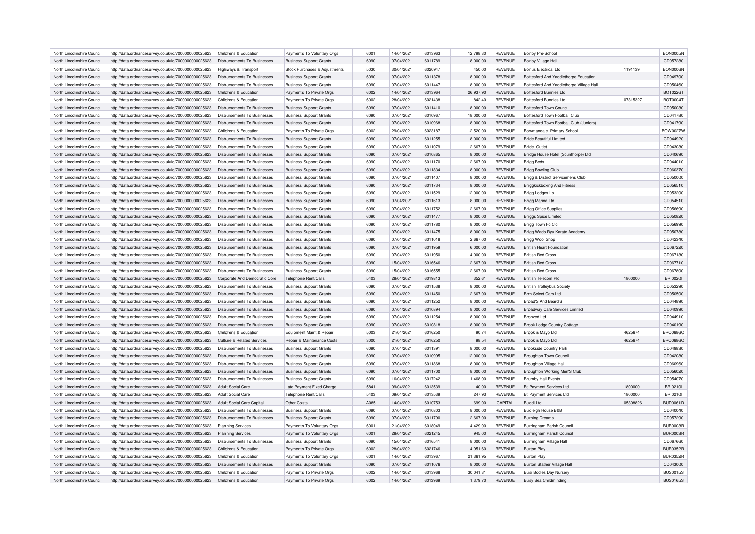| North Lincolnshire Council | http://data.ordnancesurvey.co.uk/id/7000000000025623 | Childrens & Education | Payments To Voluntary Orgs | 6001 | 14/04/2021 | 6013963 | 12,798.30 | REVENUE | Bonby Pre-School | | BON0005N |
|---|---|---|---|---|---|---|---|---|---|---|---|
| North Lincolnshire Council | http://data.ordnancesurvey.co.uk/id/7000000000025623 | Disbursements To Businesses | Business Support Grants | 6090 | 07/04/2021 | 6011789 | 8,000.00 | REVENUE | Bonby Village Hall | | CD057280 |
| North Lincolnshire Council | http://data.ordnancesurvey.co.uk/id/7000000000025623 | Highways & Transport | Stock Purchases & Adjustments | 5030 | 30/04/2021 | 6020947 | 450.00 | REVENUE | Bonus Electrical Ltd | 1191139 | BON0006N |
| North Lincolnshire Council | http://data.ordnancesurvey.co.uk/id/7000000000025623 | Disbursements To Businesses | Business Support Grants | 6090 | 07/04/2021 | 6011378 | 8,000.00 | REVENUE | Bottesford And Yaddlethorpe Education | | CD049700 |
| North Lincolnshire Council | http://data.ordnancesurvey.co.uk/id/7000000000025623 | Disbursements To Businesses | Business Support Grants | 6090 | 07/04/2021 | 6011447 | 8,000.00 | REVENUE | Bottesford And Yaddlethorpe Village Hall | | CD050460 |
| North Lincolnshire Council | http://data.ordnancesurvey.co.uk/id/7000000000025623 | Childrens & Education | Payments To Private Orgs | 6002 | 14/04/2021 | 6013964 | 26,937.90 | REVENUE | Bottesford Bunnies Ltd | | BOT0226T |
| North Lincolnshire Council | http://data.ordnancesurvey.co.uk/id/7000000000025623 | Childrens & Education | Payments To Private Orgs | 6002 | 28/04/2021 | 6021438 | 842.40 | REVENUE | Bottesford Bunnies Ltd | 07315327 | BOT0004T |
| North Lincolnshire Council | http://data.ordnancesurvey.co.uk/id/7000000000025623 | Disbursements To Businesses | Business Support Grants | 6090 | 07/04/2021 | 6011410 | 8,000.00 | REVENUE | Bottesford Town Council | | CD050030 |
| North Lincolnshire Council | http://data.ordnancesurvey.co.uk/id/7000000000025623 | Disbursements To Businesses | Business Support Grants | 6090 | 07/04/2021 | 6010967 | 18,000.00 | REVENUE | Bottesford Town Football Club | | CD041780 |
| North Lincolnshire Council | http://data.ordnancesurvey.co.uk/id/7000000000025623 | Disbursements To Businesses | Business Support Grants | 6090 | 07/04/2021 | 6010968 | 8,000.00 | REVENUE | Bottesford Town Football Club (Juniors) | | CD041790 |
| North Lincolnshire Council | http://data.ordnancesurvey.co.uk/id/7000000000025623 | Childrens & Education | Payments To Private Orgs | 6002 | 29/04/2021 | 6023187 | -2,520.00 | REVENUE | Bowmandale Primary School | | BOW0027W |
| North Lincolnshire Council | http://data.ordnancesurvey.co.uk/id/7000000000025623 | Disbursements To Businesses | Business Support Grants | 6090 | 07/04/2021 | 6011255 | 8,000.00 | REVENUE | Bride Beautiful Limited | | CD044920 |
| North Lincolnshire Council | http://data.ordnancesurvey.co.uk/id/7000000000025623 | Disbursements To Businesses | Business Support Grants | 6090 | 07/04/2021 | 6011079 | 2,667.00 | REVENUE | Bride Outlet | | CD043030 |
| North Lincolnshire Council | http://data.ordnancesurvey.co.uk/id/7000000000025623 | Disbursements To Businesses | Business Support Grants | 6090 | 07/04/2021 | 6010865 | 8,000.00 | REVENUE | Bridge House Hotel (Scunthorpe) Ltd | | CD040690 |
| North Lincolnshire Council | http://data.ordnancesurvey.co.uk/id/7000000000025623 | Disbursements To Businesses | Business Support Grants | 6090 | 07/04/2021 | 6011170 | 2,667.00 | REVENUE | Brigg Beds | | CD044010 |
| North Lincolnshire Council | http://data.ordnancesurvey.co.uk/id/7000000000025623 | Disbursements To Businesses | Business Support Grants | 6090 | 07/04/2021 | 6011834 | 8,000.00 | REVENUE | Brigg Bowling Club | | CD060370 |
| North Lincolnshire Council | http://data.ordnancesurvey.co.uk/id/7000000000025623 | Disbursements To Businesses | Business Support Grants | 6090 | 07/04/2021 | 6011407 | 8,000.00 | REVENUE | Brigg & District Servicemens Club | | CD050000 |
| North Lincolnshire Council | http://data.ordnancesurvey.co.uk/id/7000000000025623 | Disbursements To Businesses | Business Support Grants | 6090 | 07/04/2021 | 6011734 | 8,000.00 | REVENUE | Briggkickboxing And Fitness | | CD056510 |
| North Lincolnshire Council | http://data.ordnancesurvey.co.uk/id/7000000000025623 | Disbursements To Businesses | Business Support Grants | 6090 | 07/04/2021 | 6011529 | 12,000.00 | REVENUE | Brigg Lodges Lp | | CD053200 |
| North Lincolnshire Council | http://data.ordnancesurvey.co.uk/id/7000000000025623 | Disbursements To Businesses | Business Support Grants | 6090 | 07/04/2021 | 6011613 | 8,000.00 | REVENUE | Brigg Marina Ltd | | CD054510 |
| North Lincolnshire Council | http://data.ordnancesurvey.co.uk/id/7000000000025623 | Disbursements To Businesses | Business Support Grants | 6090 | 07/04/2021 | 6011752 | 2,667.00 | REVENUE | Brigg Office Supplies | | CD056690 |
| North Lincolnshire Council | http://data.ordnancesurvey.co.uk/id/7000000000025623 | Disbursements To Businesses | Business Support Grants | 6090 | 07/04/2021 | 6011477 | 8,000.00 | REVENUE | Briggs Spice Limited | | CD050820 |
| North Lincolnshire Council | http://data.ordnancesurvey.co.uk/id/7000000000025623 | Disbursements To Businesses | Business Support Grants | 6090 | 07/04/2021 | 6011780 | 8,000.00 | REVENUE | Brigg Town Fc Cic | | CD056990 |
| North Lincolnshire Council | http://data.ordnancesurvey.co.uk/id/7000000000025623 | Disbursements To Businesses | Business Support Grants | 6090 | 07/04/2021 | 6011475 | 8,000.00 | REVENUE | Brigg Wado Ryu Karate Academy | | CD050780 |
| North Lincolnshire Council | http://data.ordnancesurvey.co.uk/id/7000000000025623 | Disbursements To Businesses | Business Support Grants | 6090 | 07/04/2021 | 6011018 | 2,667.00 | REVENUE | Brigg Wool Shop | | CD042340 |
| North Lincolnshire Council | http://data.ordnancesurvey.co.uk/id/7000000000025623 | Disbursements To Businesses | Business Support Grants | 6090 | 07/04/2021 | 6011959 | 6,000.00 | REVENUE | British Heart Foundation | | CD067220 |
| North Lincolnshire Council | http://data.ordnancesurvey.co.uk/id/7000000000025623 | Disbursements To Businesses | Business Support Grants | 6090 | 07/04/2021 | 6011950 | 4,000.00 | REVENUE | British Red Cross | | CD067130 |
| North Lincolnshire Council | http://data.ordnancesurvey.co.uk/id/7000000000025623 | Disbursements To Businesses | Business Support Grants | 6090 | 15/04/2021 | 6016546 | 2,667.00 | REVENUE | British Red Cross | | CD067710 |
| North Lincolnshire Council | http://data.ordnancesurvey.co.uk/id/7000000000025623 | Disbursements To Businesses | Business Support Grants | 6090 | 15/04/2021 | 6016555 | 2,667.00 | REVENUE | British Red Cross | | CD067800 |
| North Lincolnshire Council | http://data.ordnancesurvey.co.uk/id/7000000000025623 | Corporate And Democratic Core | Telephone Rent/Calls | 5403 | 28/04/2021 | 6019813 | 352.61 | REVENUE | British Telecom Plc | 1800000 | BRI0020I |
| North Lincolnshire Council | http://data.ordnancesurvey.co.uk/id/7000000000025623 | Disbursements To Businesses | Business Support Grants | 6090 | 07/04/2021 | 6011538 | 8,000.00 | REVENUE | British Trolleybus Society | | CD053290 |
| North Lincolnshire Council | http://data.ordnancesurvey.co.uk/id/7000000000025623 | Disbursements To Businesses | Business Support Grants | 6090 | 07/04/2021 | 6011450 | 2,667.00 | REVENUE | Brm Select Cars Ltd | | CD050500 |
| North Lincolnshire Council | http://data.ordnancesurvey.co.uk/id/7000000000025623 | Disbursements To Businesses | Business Support Grants | 6090 | 07/04/2021 | 6011252 | 8,000.00 | REVENUE | Broad'S And Beard'S | | CD044890 |
| North Lincolnshire Council | http://data.ordnancesurvey.co.uk/id/7000000000025623 | Disbursements To Businesses | Business Support Grants | 6090 | 07/04/2021 | 6010894 | 8,000.00 | REVENUE | Broadway Cafe Services Limited | | CD040990 |
| North Lincolnshire Council | http://data.ordnancesurvey.co.uk/id/7000000000025623 | Disbursements To Businesses | Business Support Grants | 6090 | 07/04/2021 | 6011254 | 8,000.00 | REVENUE | Bronzed Ltd | | CD044910 |
| North Lincolnshire Council | http://data.ordnancesurvey.co.uk/id/7000000000025623 | Disbursements To Businesses | Business Support Grants | 6090 | 07/04/2021 | 6010818 | 8,000.00 | REVENUE | Brook Lodge Country Cottage | | CD040190 |
| North Lincolnshire Council | http://data.ordnancesurvey.co.uk/id/7000000000025623 | Childrens & Education | Equipment Maint.& Repair | 5003 | 21/04/2021 | 6016250 | 90.74 | REVENUE | Brook & Mayo Ltd | 4625674 | BRO0686O |
| North Lincolnshire Council | http://data.ordnancesurvey.co.uk/id/7000000000025623 | Culture & Related Services | Repair & Maintenance Costs | 3000 | 21/04/2021 | 6016250 | 98.54 | REVENUE | Brook & Mayo Ltd | 4625674 | BRO0686O |
| North Lincolnshire Council | http://data.ordnancesurvey.co.uk/id/7000000000025623 | Disbursements To Businesses | Business Support Grants | 6090 | 07/04/2021 | 6011391 | 8,000.00 | REVENUE | Brookside Country Park | | CD049830 |
| North Lincolnshire Council | http://data.ordnancesurvey.co.uk/id/7000000000025623 | Disbursements To Businesses | Business Support Grants | 6090 | 07/04/2021 | 6010995 | 12,000.00 | REVENUE | Broughton Town Council | | CD042080 |
| North Lincolnshire Council | http://data.ordnancesurvey.co.uk/id/7000000000025623 | Disbursements To Businesses | Business Support Grants | 6090 | 07/04/2021 | 6011868 | 8,000.00 | REVENUE | Broughton Village Hall | | CD060960 |
| North Lincolnshire Council | http://data.ordnancesurvey.co.uk/id/7000000000025623 | Disbursements To Businesses | Business Support Grants | 6090 | 07/04/2021 | 6011700 | 8,000.00 | REVENUE | Broughton Working Men'S Club | | CD056020 |
| North Lincolnshire Council | http://data.ordnancesurvey.co.uk/id/7000000000025623 | Disbursements To Businesses | Business Support Grants | 6090 | 16/04/2021 | 6017242 | 1,468.00 | REVENUE | Brumby Hall Events | | CD054070 |
| North Lincolnshire Council | http://data.ordnancesurvey.co.uk/id/7000000000025623 | Adult Social Care | Late Payment Fixed Charge | 5841 | 09/04/2021 | 6013539 | 40.00 | REVENUE | Bt Payment Services Ltd | 1800000 | BRI0210I |
| North Lincolnshire Council | http://data.ordnancesurvey.co.uk/id/7000000000025623 | Adult Social Care | Telephone Rent/Calls | 5403 | 09/04/2021 | 6013539 | 247.93 | REVENUE | Bt Payment Services Ltd | 1800000 | BRI0210I |
| North Lincolnshire Council | http://data.ordnancesurvey.co.uk/id/7000000000025623 | Adult Social Care Capital | Other Costs | A085 | 14/04/2021 | 6010753 | 699.00 | CAPITAL | Buddi Ltd | 05308826 | BUD0061D |
| North Lincolnshire Council | http://data.ordnancesurvey.co.uk/id/7000000000025623 | Disbursements To Businesses | Business Support Grants | 6090 | 07/04/2021 | 6010803 | 8,000.00 | REVENUE | Budleigh House B&B | | CD040040 |
| North Lincolnshire Council | http://data.ordnancesurvey.co.uk/id/7000000000025623 | Disbursements To Businesses | Business Support Grants | 6090 | 07/04/2021 | 6011790 | 2,667.00 | REVENUE | Burning Dreams | | CD057290 |
| North Lincolnshire Council | http://data.ordnancesurvey.co.uk/id/7000000000025623 | Planning Services | Payments To Voluntary Orgs | 6001 | 21/04/2021 | 6018049 | 4,429.00 | REVENUE | Burringham Parish Council | | BUR0003R |
| North Lincolnshire Council | http://data.ordnancesurvey.co.uk/id/7000000000025623 | Planning Services | Payments To Voluntary Orgs | 6001 | 28/04/2021 | 6021245 | 945.00 | REVENUE | Burringham Parish Council | | BUR0003R |
| North Lincolnshire Council | http://data.ordnancesurvey.co.uk/id/7000000000025623 | Disbursements To Businesses | Business Support Grants | 6090 | 15/04/2021 | 6016541 | 8,000.00 | REVENUE | Burringham Village Hall | | CD067660 |
| North Lincolnshire Council | http://data.ordnancesurvey.co.uk/id/7000000000025623 | Childrens & Education | Payments To Private Orgs | 6002 | 28/04/2021 | 6021746 | 4,951.60 | REVENUE | Burton Play | | BUR0352R |
| North Lincolnshire Council | http://data.ordnancesurvey.co.uk/id/7000000000025623 | Childrens & Education | Payments To Voluntary Orgs | 6001 | 14/04/2021 | 6013967 | 21,361.95 | REVENUE | Burton Play | | BUR0352R |
| North Lincolnshire Council | http://data.ordnancesurvey.co.uk/id/7000000000025623 | Disbursements To Businesses | Business Support Grants | 6090 | 07/04/2021 | 6011076 | 8,000.00 | REVENUE | Burton Stather Village Hall | | CD043000 |
| North Lincolnshire Council | http://data.ordnancesurvey.co.uk/id/7000000000025623 | Childrens & Education | Payments To Private Orgs | 6002 | 14/04/2021 | 6013968 | 30,041.31 | REVENUE | Busi Bodies Day Nursery | | BUS0015S |
| North Lincolnshire Council | http://data.ordnancesurvey.co.uk/id/7000000000025623 | Childrens & Education | Payments To Private Orgs | 6002 | 14/04/2021 | 6013969 | 1,379.70 | REVENUE | Busy Bea Childminding | | BUS0165S |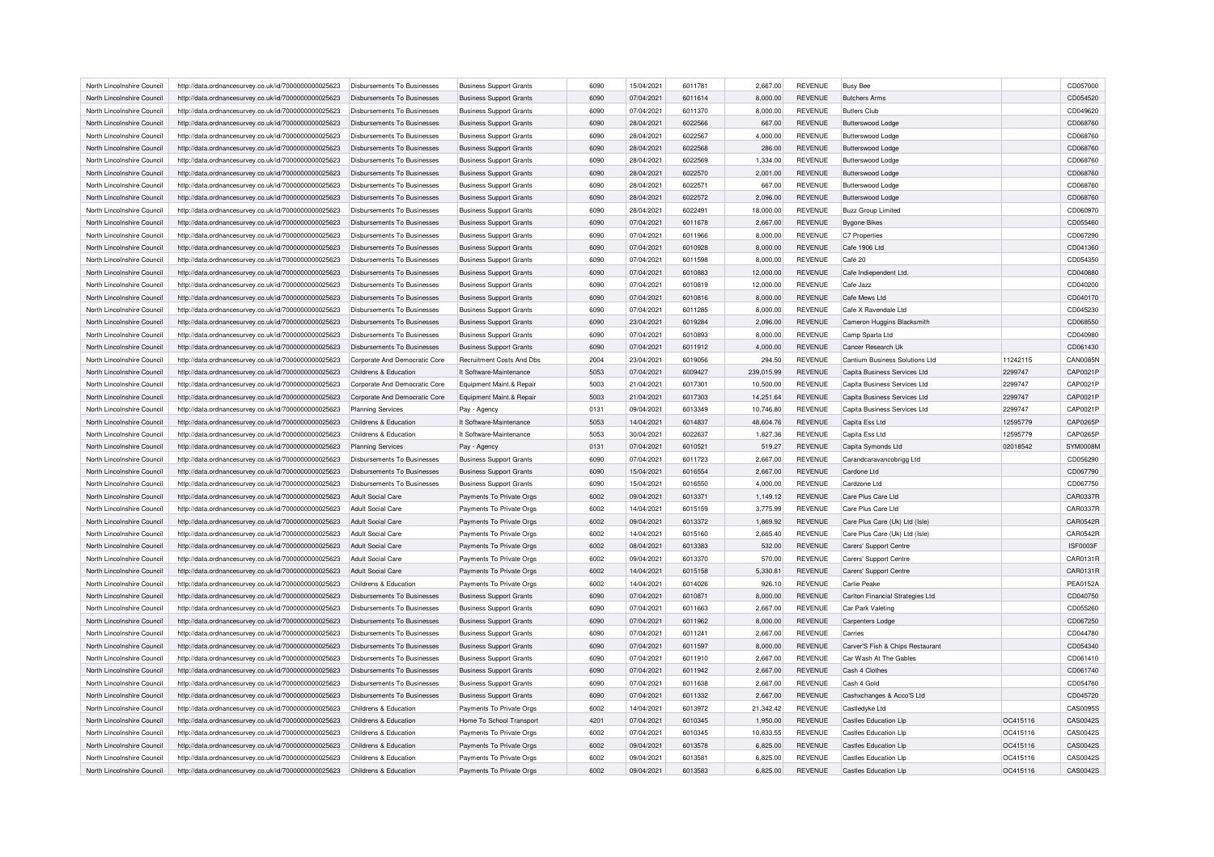| North Lincolnshire Council | http://data.ordnancesurvey.co.uk/id/7000000000025623 | Disbursements To Businesses | Business Support Grants | 6090 | 15/04/2021 | 6011781 | 2,667.00 | REVENUE | Busy Bee | | CD057000 |
|---|---|---|---|---|---|---|---|---|---|---|---|
| North Lincolnshire Council | http://data.ordnancesurvey.co.uk/id/7000000000025623 | Disbursements To Businesses | Business Support Grants | 6090 | 07/04/2021 | 6011614 | 8,000.00 | REVENUE | Butchers Arms | | CD054520 |
| North Lincolnshire Council | http://data.ordnancesurvey.co.uk/id/7000000000025623 | Disbursements To Businesses | Business Support Grants | 6090 | 07/04/2021 | 6011370 | 8,000.00 | REVENUE | Butlers Club | | CD049620 |
| North Lincolnshire Council | http://data.ordnancesurvey.co.uk/id/7000000000025623 | Disbursements To Businesses | Business Support Grants | 6090 | 28/04/2021 | 6022566 | 667.00 | REVENUE | Butterswood Lodge | | CD068760 |
| North Lincolnshire Council | http://data.ordnancesurvey.co.uk/id/7000000000025623 | Disbursements To Businesses | Business Support Grants | 6090 | 28/04/2021 | 6022567 | 4,000.00 | REVENUE | Butterswood Lodge | | CD068760 |
| North Lincolnshire Council | http://data.ordnancesurvey.co.uk/id/7000000000025623 | Disbursements To Businesses | Business Support Grants | 6090 | 28/04/2021 | 6022568 | 286.00 | REVENUE | Butterswood Lodge | | CD068760 |
| North Lincolnshire Council | http://data.ordnancesurvey.co.uk/id/7000000000025623 | Disbursements To Businesses | Business Support Grants | 6090 | 28/04/2021 | 6022569 | 1,334.00 | REVENUE | Butterswood Lodge | | CD068760 |
| North Lincolnshire Council | http://data.ordnancesurvey.co.uk/id/7000000000025623 | Disbursements To Businesses | Business Support Grants | 6090 | 28/04/2021 | 6022570 | 2,001.00 | REVENUE | Butterswood Lodge | | CD068760 |
| North Lincolnshire Council | http://data.ordnancesurvey.co.uk/id/7000000000025623 | Disbursements To Businesses | Business Support Grants | 6090 | 28/04/2021 | 6022571 | 667.00 | REVENUE | Butterswood Lodge | | CD068760 |
| North Lincolnshire Council | http://data.ordnancesurvey.co.uk/id/7000000000025623 | Disbursements To Businesses | Business Support Grants | 6090 | 28/04/2021 | 6022572 | 2,096.00 | REVENUE | Butterswood Lodge | | CD068760 |
| North Lincolnshire Council | http://data.ordnancesurvey.co.uk/id/7000000000025623 | Disbursements To Businesses | Business Support Grants | 6090 | 28/04/2021 | 6022491 | 18,000.00 | REVENUE | Buzz Group Limited | | CD060970 |
| North Lincolnshire Council | http://data.ordnancesurvey.co.uk/id/7000000000025623 | Disbursements To Businesses | Business Support Grants | 6090 | 07/04/2021 | 6011678 | 2,667.00 | REVENUE | Bygone Bikes | | CD055460 |
| North Lincolnshire Council | http://data.ordnancesurvey.co.uk/id/7000000000025623 | Disbursements To Businesses | Business Support Grants | 6090 | 07/04/2021 | 6011966 | 8,000.00 | REVENUE | C7 Properties | | CD067290 |
| North Lincolnshire Council | http://data.ordnancesurvey.co.uk/id/7000000000025623 | Disbursements To Businesses | Business Support Grants | 6090 | 07/04/2021 | 6010928 | 8,000.00 | REVENUE | Cafe 1906 Ltd | | CD041360 |
| North Lincolnshire Council | http://data.ordnancesurvey.co.uk/id/7000000000025623 | Disbursements To Businesses | Business Support Grants | 6090 | 07/04/2021 | 6011598 | 8,000.00 | REVENUE | Café 20 | | CD054350 |
| North Lincolnshire Council | http://data.ordnancesurvey.co.uk/id/7000000000025623 | Disbursements To Businesses | Business Support Grants | 6090 | 07/04/2021 | 6010883 | 12,000.00 | REVENUE | Cafe Indiependent Ltd. | | CD040880 |
| North Lincolnshire Council | http://data.ordnancesurvey.co.uk/id/7000000000025623 | Disbursements To Businesses | Business Support Grants | 6090 | 07/04/2021 | 6010819 | 12,000.00 | REVENUE | Cafe Jazz | | CD040200 |
| North Lincolnshire Council | http://data.ordnancesurvey.co.uk/id/7000000000025623 | Disbursements To Businesses | Business Support Grants | 6090 | 07/04/2021 | 6010816 | 8,000.00 | REVENUE | Cafe Mews Ltd | | CD040170 |
| North Lincolnshire Council | http://data.ordnancesurvey.co.uk/id/7000000000025623 | Disbursements To Businesses | Business Support Grants | 6090 | 07/04/2021 | 6011285 | 8,000.00 | REVENUE | Cafe X Ravendale Ltd | | CD045230 |
| North Lincolnshire Council | http://data.ordnancesurvey.co.uk/id/7000000000025623 | Disbursements To Businesses | Business Support Grants | 6090 | 23/04/2021 | 6019284 | 2,096.00 | REVENUE | Cameron Huggins Blacksmith | | CD068550 |
| North Lincolnshire Council | http://data.ordnancesurvey.co.uk/id/7000000000025623 | Disbursements To Businesses | Business Support Grants | 6090 | 07/04/2021 | 6010893 | 8,000.00 | REVENUE | Camp Sparta Ltd | | CD040980 |
| North Lincolnshire Council | http://data.ordnancesurvey.co.uk/id/7000000000025623 | Disbursements To Businesses | Business Support Grants | 6090 | 07/04/2021 | 6011912 | 4,000.00 | REVENUE | Cancer Research Uk | | CD061430 |
| North Lincolnshire Council | http://data.ordnancesurvey.co.uk/id/7000000000025623 | Corporate And Democratic Core | Recruitment Costs And Dbs | 2004 | 23/04/2021 | 6019056 | 294.50 | REVENUE | Cantium Business Solutions Ltd | 11242115 | CAN0085N |
| North Lincolnshire Council | http://data.ordnancesurvey.co.uk/id/7000000000025623 | Childrens & Education | It Software-Maintenance | 5053 | 07/04/2021 | 6009427 | 239,015.99 | REVENUE | Capita Business Services Ltd | 2299747 | CAP0021P |
| North Lincolnshire Council | http://data.ordnancesurvey.co.uk/id/7000000000025623 | Corporate And Democratic Core | Equipment Maint.& Repair | 5003 | 21/04/2021 | 6017301 | 10,500.00 | REVENUE | Capita Business Services Ltd | 2299747 | CAP0021P |
| North Lincolnshire Council | http://data.ordnancesurvey.co.uk/id/7000000000025623 | Corporate And Democratic Core | Equipment Maint.& Repair | 5003 | 21/04/2021 | 6017303 | 14,251.64 | REVENUE | Capita Business Services Ltd | 2299747 | CAP0021P |
| North Lincolnshire Council | http://data.ordnancesurvey.co.uk/id/7000000000025623 | Planning Services | Pay - Agency | 0131 | 09/04/2021 | 6013349 | 10,746.80 | REVENUE | Capita Business Services Ltd | 2299747 | CAP0021P |
| North Lincolnshire Council | http://data.ordnancesurvey.co.uk/id/7000000000025623 | Childrens & Education | It Software-Maintenance | 5053 | 14/04/2021 | 6014837 | 48,604.76 | REVENUE | Capita Ess Ltd | 12595779 | CAP0265P |
| North Lincolnshire Council | http://data.ordnancesurvey.co.uk/id/7000000000025623 | Childrens & Education | It Software-Maintenance | 5053 | 30/04/2021 | 6022637 | 1,827.36 | REVENUE | Capita Ess Ltd | 12595779 | CAP0265P |
| North Lincolnshire Council | http://data.ordnancesurvey.co.uk/id/7000000000025623 | Planning Services | Pay - Agency | 0131 | 07/04/2021 | 6010521 | 519.27 | REVENUE | Capita Symonds Ltd | 02018542 | SYM0008M |
| North Lincolnshire Council | http://data.ordnancesurvey.co.uk/id/7000000000025623 | Disbursements To Businesses | Business Support Grants | 6090 | 07/04/2021 | 6011723 | 2,667.00 | REVENUE | Carandcaravancobrigg Ltd | | CD056290 |
| North Lincolnshire Council | http://data.ordnancesurvey.co.uk/id/7000000000025623 | Disbursements To Businesses | Business Support Grants | 6090 | 15/04/2021 | 6016554 | 2,667.00 | REVENUE | Cardone Ltd | | CD067790 |
| North Lincolnshire Council | http://data.ordnancesurvey.co.uk/id/7000000000025623 | Disbursements To Businesses | Business Support Grants | 6090 | 15/04/2021 | 6016550 | 4,000.00 | REVENUE | Cardzone Ltd | | CD067750 |
| North Lincolnshire Council | http://data.ordnancesurvey.co.uk/id/7000000000025623 | Adult Social Care | Payments To Private Orgs | 6002 | 09/04/2021 | 6013371 | 1,149.12 | REVENUE | Care Plus Care Ltd | | CAR0337R |
| North Lincolnshire Council | http://data.ordnancesurvey.co.uk/id/7000000000025623 | Adult Social Care | Payments To Private Orgs | 6002 | 14/04/2021 | 6015159 | 3,775.99 | REVENUE | Care Plus Care Ltd | | CAR0337R |
| North Lincolnshire Council | http://data.ordnancesurvey.co.uk/id/7000000000025623 | Adult Social Care | Payments To Private Orgs | 6002 | 09/04/2021 | 6013372 | 1,869.92 | REVENUE | Care Plus Care (Uk) Ltd (Isle) | | CAR0542R |
| North Lincolnshire Council | http://data.ordnancesurvey.co.uk/id/7000000000025623 | Adult Social Care | Payments To Private Orgs | 6002 | 14/04/2021 | 6015160 | 2,665.40 | REVENUE | Care Plus Care (Uk) Ltd (Isle) | | CAR0542R |
| North Lincolnshire Council | http://data.ordnancesurvey.co.uk/id/7000000000025623 | Adult Social Care | Payments To Private Orgs | 6002 | 08/04/2021 | 6013383 | 532.00 | REVENUE | Carers' Support Centre | | ISF0003F |
| North Lincolnshire Council | http://data.ordnancesurvey.co.uk/id/7000000000025623 | Adult Social Care | Payments To Private Orgs | 6002 | 09/04/2021 | 6013370 | 570.00 | REVENUE | Carers' Support Centre | | CAR0131R |
| North Lincolnshire Council | http://data.ordnancesurvey.co.uk/id/7000000000025623 | Adult Social Care | Payments To Private Orgs | 6002 | 14/04/2021 | 6015158 | 5,330.81 | REVENUE | Carers' Support Centre | | CAR0131R |
| North Lincolnshire Council | http://data.ordnancesurvey.co.uk/id/7000000000025623 | Childrens & Education | Payments To Private Orgs | 6002 | 14/04/2021 | 6014026 | 926.10 | REVENUE | Carlie Peake | | PEA0152A |
| North Lincolnshire Council | http://data.ordnancesurvey.co.uk/id/7000000000025623 | Disbursements To Businesses | Business Support Grants | 6090 | 07/04/2021 | 6010871 | 8,000.00 | REVENUE | Carlton Financial Strategies Ltd | | CD040750 |
| North Lincolnshire Council | http://data.ordnancesurvey.co.uk/id/7000000000025623 | Disbursements To Businesses | Business Support Grants | 6090 | 07/04/2021 | 6011663 | 2,667.00 | REVENUE | Car Park Valeting | | CD055260 |
| North Lincolnshire Council | http://data.ordnancesurvey.co.uk/id/7000000000025623 | Disbursements To Businesses | Business Support Grants | 6090 | 07/04/2021 | 6011962 | 8,000.00 | REVENUE | Carpenters Lodge | | CD067250 |
| North Lincolnshire Council | http://data.ordnancesurvey.co.uk/id/7000000000025623 | Disbursements To Businesses | Business Support Grants | 6090 | 07/04/2021 | 6011241 | 2,667.00 | REVENUE | Carries | | CD044780 |
| North Lincolnshire Council | http://data.ordnancesurvey.co.uk/id/7000000000025623 | Disbursements To Businesses | Business Support Grants | 6090 | 07/04/2021 | 6011597 | 8,000.00 | REVENUE | Carver'S Fish & Chips Restaurant | | CD054340 |
| North Lincolnshire Council | http://data.ordnancesurvey.co.uk/id/7000000000025623 | Disbursements To Businesses | Business Support Grants | 6090 | 07/04/2021 | 6011910 | 2,667.00 | REVENUE | Car Wash At The Gables | | CD061410 |
| North Lincolnshire Council | http://data.ordnancesurvey.co.uk/id/7000000000025623 | Disbursements To Businesses | Business Support Grants | 6090 | 07/04/2021 | 6011942 | 2,667.00 | REVENUE | Cash 4 Clothes | | CD061740 |
| North Lincolnshire Council | http://data.ordnancesurvey.co.uk/id/7000000000025623 | Disbursements To Businesses | Business Support Grants | 6090 | 07/04/2021 | 6011638 | 2,667.00 | REVENUE | Cash 4 Gold | | CD054760 |
| North Lincolnshire Council | http://data.ordnancesurvey.co.uk/id/7000000000025623 | Disbursements To Businesses | Business Support Grants | 6090 | 07/04/2021 | 6011332 | 2,667.00 | REVENUE | Cashxchanges & Acco'S Ltd | | CD045720 |
| North Lincolnshire Council | http://data.ordnancesurvey.co.uk/id/7000000000025623 | Childrens & Education | Payments To Private Orgs | 6002 | 14/04/2021 | 6013972 | 21,342.42 | REVENUE | Castledyke Ltd | | CAS0095S |
| North Lincolnshire Council | http://data.ordnancesurvey.co.uk/id/7000000000025623 | Childrens & Education | Home To School Transport | 4201 | 07/04/2021 | 6010345 | 1,950.00 | REVENUE | Castles Education Llp | OC415116 | CAS0042S |
| North Lincolnshire Council | http://data.ordnancesurvey.co.uk/id/7000000000025623 | Childrens & Education | Payments To Private Orgs | 6002 | 07/04/2021 | 6010345 | 10,833.55 | REVENUE | Castles Education Llp | OC415116 | CAS0042S |
| North Lincolnshire Council | http://data.ordnancesurvey.co.uk/id/7000000000025623 | Childrens & Education | Payments To Private Orgs | 6002 | 09/04/2021 | 6013578 | 6,825.00 | REVENUE | Castles Education Llp | OC415116 | CAS0042S |
| North Lincolnshire Council | http://data.ordnancesurvey.co.uk/id/7000000000025623 | Childrens & Education | Payments To Private Orgs | 6002 | 09/04/2021 | 6013581 | 6,825.00 | REVENUE | Castles Education Llp | OC415116 | CAS0042S |
| North Lincolnshire Council | http://data.ordnancesurvey.co.uk/id/7000000000025623 | Childrens & Education | Payments To Private Orgs | 6002 | 09/04/2021 | 6013583 | 6,825.00 | REVENUE | Castles Education Llp | OC415116 | CAS0042S |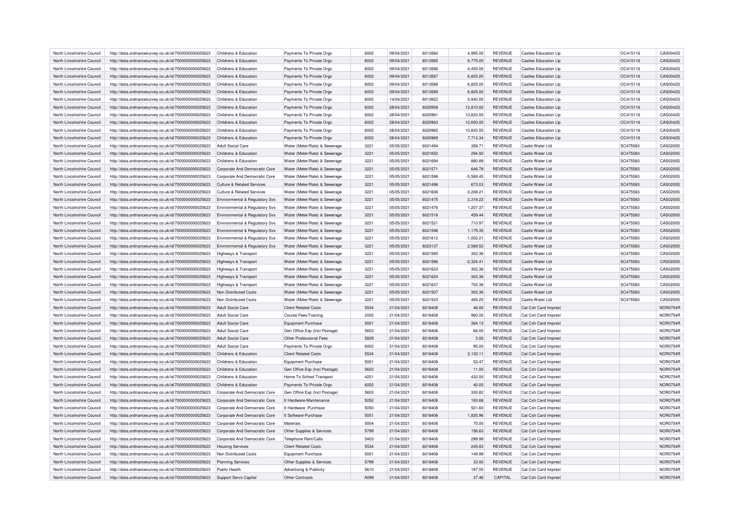| North Lincolnshire Council | http://data.ordnancesurvey.co.uk/id/7000000000025623 | Childrens & Education | Payments To Private Orgs | 6002 | 09/04/2021 | 6013584 | 4,995.00 | REVENUE | Castles Education Llp | OC415116 | CAS0042S |
|---|---|---|---|---|---|---|---|---|---|---|---|
| North Lincolnshire Council | http://data.ordnancesurvey.co.uk/id/7000000000025623 | Childrens & Education | Payments To Private Orgs | 6002 | 09/04/2021 | 6013585 | 8,775.00 | REVENUE | Castles Education Llp | OC415116 | CAS0042S |
| North Lincolnshire Council | http://data.ordnancesurvey.co.uk/id/7000000000025623 | Childrens & Education | Payments To Private Orgs | 6002 | 09/04/2021 | 6013586 | 4,455.00 | REVENUE | Castles Education Llp | OC415116 | CAS0042S |
| North Lincolnshire Council | http://data.ordnancesurvey.co.uk/id/7000000000025623 | Childrens & Education | Payments To Private Orgs | 6002 | 09/04/2021 | 6013587 | 6,825.00 | REVENUE | Castles Education Llp | OC415116 | CAS0042S |
| North Lincolnshire Council | http://data.ordnancesurvey.co.uk/id/7000000000025623 | Childrens & Education | Payments To Private Orgs | 6002 | 09/04/2021 | 6013588 | 6,825.00 | REVENUE | Castles Education Llp | OC415116 | CAS0042S |
| North Lincolnshire Council | http://data.ordnancesurvey.co.uk/id/7000000000025623 | Childrens & Education | Payments To Private Orgs | 6002 | 09/04/2021 | 6013589 | 6,825.00 | REVENUE | Castles Education Llp | OC415116 | CAS0042S |
| North Lincolnshire Council | http://data.ordnancesurvey.co.uk/id/7000000000025623 | Childrens & Education | Payments To Private Orgs | 6002 | 14/04/2021 | 6013922 | 5,940.00 | REVENUE | Castles Education Llp | OC415116 | CAS0042S |
| North Lincolnshire Council | http://data.ordnancesurvey.co.uk/id/7000000000025623 | Childrens & Education | Payments To Private Orgs | 6002 | 28/04/2021 | 6020958 | 12,810.00 | REVENUE | Castles Education Llp | OC415116 | CAS0042S |
| North Lincolnshire Council | http://data.ordnancesurvey.co.uk/id/7000000000025623 | Childrens & Education | Payments To Private Orgs | 6002 | 28/04/2021 | 6020961 | 10,833.55 | REVENUE | Castles Education Llp | OC415116 | CAS0042S |
| North Lincolnshire Council | http://data.ordnancesurvey.co.uk/id/7000000000025623 | Childrens & Education | Payments To Private Orgs | 6002 | 28/04/2021 | 6020963 | 12,600.00 | REVENUE | Castles Education Llp | OC415116 | CAS0042S |
| North Lincolnshire Council | http://data.ordnancesurvey.co.uk/id/7000000000025623 | Childrens & Education | Payments To Private Orgs | 6002 | 28/04/2021 | 6020965 | 10,833.55 | REVENUE | Castles Education Llp | OC415116 | CAS0042S |
| North Lincolnshire Council | http://data.ordnancesurvey.co.uk/id/7000000000025623 | Childrens & Education | Payments To Private Orgs | 6002 | 28/04/2021 | 6020969 | 7,713.34 | REVENUE | Castles Education Llp | OC415116 | CAS0042S |
| North Lincolnshire Council | http://data.ordnancesurvey.co.uk/id/7000000000025623 | Adult Social Care | Water (Meter/Rate) & Sewerage | 3221 | 05/05/2021 | 6021494 | 358.71 | REVENUE | Castle Water Ltd | SC475583 | CAS0200S |
| North Lincolnshire Council | http://data.ordnancesurvey.co.uk/id/7000000000025623 | Childrens & Education | Water (Meter/Rate) & Sewerage | 3221 | 05/05/2021 | 6021650 | 294.92 | REVENUE | Castle Water Ltd | SC475583 | CAS0200S |
| North Lincolnshire Council | http://data.ordnancesurvey.co.uk/id/7000000000025623 | Childrens & Education | Water (Meter/Rate) & Sewerage | 3221 | 05/05/2021 | 6021694 | 880.89 | REVENUE | Castle Water Ltd | SC475583 | CAS0200S |
| North Lincolnshire Council | http://data.ordnancesurvey.co.uk/id/7000000000025623 | Corporate And Democratic Core | Water (Meter/Rate) & Sewerage | 3221 | 05/05/2021 | 6021571 | 646.78 | REVENUE | Castle Water Ltd | SC475583 | CAS0200S |
| North Lincolnshire Council | http://data.ordnancesurvey.co.uk/id/7000000000025623 | Corporate And Democratic Core | Water (Meter/Rate) & Sewerage | 3221 | 05/05/2021 | 6021598 | -5,568.45 | REVENUE | Castle Water Ltd | SC475583 | CAS0200S |
| North Lincolnshire Council | http://data.ordnancesurvey.co.uk/id/7000000000025623 | Culture & Related Services | Water (Meter/Rate) & Sewerage | 3221 | 05/05/2021 | 6021498 | 673.03 | REVENUE | Castle Water Ltd | SC475583 | CAS0200S |
| North Lincolnshire Council | http://data.ordnancesurvey.co.uk/id/7000000000025623 | Culture & Related Services | Water (Meter/Rate) & Sewerage | 3221 | 05/05/2021 | 6021606 | -3,208.21 | REVENUE | Castle Water Ltd | SC475583 | CAS0200S |
| North Lincolnshire Council | http://data.ordnancesurvey.co.uk/id/7000000000025623 | Environmental & Regulatory Svs | Water (Meter/Rate) & Sewerage | 3221 | 05/05/2021 | 6021475 | 2,318.22 | REVENUE | Castle Water Ltd | SC475583 | CAS0200S |
| North Lincolnshire Council | http://data.ordnancesurvey.co.uk/id/7000000000025623 | Environmental & Regulatory Svs | Water (Meter/Rate) & Sewerage | 3221 | 05/05/2021 | 6021476 | 1,207.37 | REVENUE | Castle Water Ltd | SC475583 | CAS0200S |
| North Lincolnshire Council | http://data.ordnancesurvey.co.uk/id/7000000000025623 | Environmental & Regulatory Svs | Water (Meter/Rate) & Sewerage | 3221 | 05/05/2021 | 6021518 | 459.44 | REVENUE | Castle Water Ltd | SC475583 | CAS0200S |
| North Lincolnshire Council | http://data.ordnancesurvey.co.uk/id/7000000000025623 | Environmental & Regulatory Svs | Water (Meter/Rate) & Sewerage | 3221 | 05/05/2021 | 6021521 | 710.97 | REVENUE | Castle Water Ltd | SC475583 | CAS0200S |
| North Lincolnshire Council | http://data.ordnancesurvey.co.uk/id/7000000000025623 | Environmental & Regulatory Svs | Water (Meter/Rate) & Sewerage | 3221 | 05/05/2021 | 6021596 | 1,179.35 | REVENUE | Castle Water Ltd | SC475583 | CAS0200S |
| North Lincolnshire Council | http://data.ordnancesurvey.co.uk/id/7000000000025623 | Environmental & Regulatory Svs | Water (Meter/Rate) & Sewerage | 3221 | 05/05/2021 | 6021612 | -1,002.21 | REVENUE | Castle Water Ltd | SC475583 | CAS0200S |
| North Lincolnshire Council | http://data.ordnancesurvey.co.uk/id/7000000000025623 | Environmental & Regulatory Svs | Water (Meter/Rate) & Sewerage | 3221 | 05/05/2021 | 6023137 | 2,569.52 | REVENUE | Castle Water Ltd | SC475583 | CAS0200S |
| North Lincolnshire Council | http://data.ordnancesurvey.co.uk/id/7000000000025623 | Highways & Transport | Water (Meter/Rate) & Sewerage | 3221 | 05/05/2021 | 6021585 | 302.36 | REVENUE | Castle Water Ltd | SC475583 | CAS0200S |
| North Lincolnshire Council | http://data.ordnancesurvey.co.uk/id/7000000000025623 | Highways & Transport | Water (Meter/Rate) & Sewerage | 3221 | 05/05/2021 | 6021586 | -2,324.41 | REVENUE | Castle Water Ltd | SC475583 | CAS0200S |
| North Lincolnshire Council | http://data.ordnancesurvey.co.uk/id/7000000000025623 | Highways & Transport | Water (Meter/Rate) & Sewerage | 3221 | 05/05/2021 | 6021623 | 302.36 | REVENUE | Castle Water Ltd | SC475583 | CAS0200S |
| North Lincolnshire Council | http://data.ordnancesurvey.co.uk/id/7000000000025623 | Highways & Transport | Water (Meter/Rate) & Sewerage | 3221 | 05/05/2021 | 6021624 | 302.36 | REVENUE | Castle Water Ltd | SC475583 | CAS0200S |
| North Lincolnshire Council | http://data.ordnancesurvey.co.uk/id/7000000000025623 | Highways & Transport | Water (Meter/Rate) & Sewerage | 3221 | 05/05/2021 | 6021637 | 702.38 | REVENUE | Castle Water Ltd | SC475583 | CAS0200S |
| North Lincolnshire Council | http://data.ordnancesurvey.co.uk/id/7000000000025623 | Non Distributed Costs | Water (Meter/Rate) & Sewerage | 3221 | 05/05/2021 | 6021507 | 302.36 | REVENUE | Castle Water Ltd | SC475583 | CAS0200S |
| North Lincolnshire Council | http://data.ordnancesurvey.co.uk/id/7000000000025623 | Non Distributed Costs | Water (Meter/Rate) & Sewerage | 3221 | 05/05/2021 | 6021523 | 465.25 | REVENUE | Castle Water Ltd | SC475583 | CAS0200S |
| North Lincolnshire Council | http://data.ordnancesurvey.co.uk/id/7000000000025623 | Adult Social Care | Client Related Costs | 5534 | 21/04/2021 | 6018408 | 46.00 | REVENUE | Cat Csh Card Imprest | | NOR0754R |
| North Lincolnshire Council | http://data.ordnancesurvey.co.uk/id/7000000000025623 | Adult Social Care | Course Fees/Training | 2002 | 21/04/2021 | 6018408 | 960.00 | REVENUE | Cat Csh Card Imprest | | NOR0754R |
| North Lincolnshire Council | http://data.ordnancesurvey.co.uk/id/7000000000025623 | Adult Social Care | Equipment Purchase | 5001 | 21/04/2021 | 6018408 | 364.13 | REVENUE | Cat Csh Card Imprest | | NOR0754R |
| North Lincolnshire Council | http://data.ordnancesurvey.co.uk/id/7000000000025623 | Adult Social Care | Gen Office Exp (Incl Postage) | 5603 | 21/04/2021 | 6018408 | 66.00 | REVENUE | Cat Csh Card Imprest | | NOR0754R |
| North Lincolnshire Council | http://data.ordnancesurvey.co.uk/id/7000000000025623 | Adult Social Care | Other Professional Fees | 5829 | 21/04/2021 | 6018408 | 3.00 | REVENUE | Cat Csh Card Imprest | | NOR0754R |
| North Lincolnshire Council | http://data.ordnancesurvey.co.uk/id/7000000000025623 | Adult Social Care | Payments To Private Orgs | 6002 | 21/04/2021 | 6018408 | 95.00 | REVENUE | Cat Csh Card Imprest | | NOR0754R |
| North Lincolnshire Council | http://data.ordnancesurvey.co.uk/id/7000000000025623 | Childrens & Education | Client Related Costs | 5534 | 21/04/2021 | 6018408 | 2,132.11 | REVENUE | Cat Csh Card Imprest | | NOR0754R |
| North Lincolnshire Council | http://data.ordnancesurvey.co.uk/id/7000000000025623 | Childrens & Education | Equipment Purchase | 5001 | 21/04/2021 | 6018408 | 52.47 | REVENUE | Cat Csh Card Imprest | | NOR0754R |
| North Lincolnshire Council | http://data.ordnancesurvey.co.uk/id/7000000000025623 | Childrens & Education | Gen Office Exp (Incl Postage) | 5603 | 21/04/2021 | 6018408 | 11.00 | REVENUE | Cat Csh Card Imprest | | NOR0754R |
| North Lincolnshire Council | http://data.ordnancesurvey.co.uk/id/7000000000025623 | Childrens & Education | Home To School Transport | 4201 | 21/04/2021 | 6018408 | 432.00 | REVENUE | Cat Csh Card Imprest | | NOR0754R |
| North Lincolnshire Council | http://data.ordnancesurvey.co.uk/id/7000000000025623 | Childrens & Education | Payments To Private Orgs | 6002 | 21/04/2021 | 6018408 | 40.00 | REVENUE | Cat Csh Card Imprest | | NOR0754R |
| North Lincolnshire Council | http://data.ordnancesurvey.co.uk/id/7000000000025623 | Corporate And Democratic Core | Gen Office Exp (Incl Postage) | 5603 | 21/04/2021 | 6018408 | 330.82 | REVENUE | Cat Csh Card Imprest | | NOR0754R |
| North Lincolnshire Council | http://data.ordnancesurvey.co.uk/id/7000000000025623 | Corporate And Democratic Core | It Hardware-Maintenance | 5052 | 21/04/2021 | 6018408 | 193.68 | REVENUE | Cat Csh Card Imprest | | NOR0754R |
| North Lincolnshire Council | http://data.ordnancesurvey.co.uk/id/7000000000025623 | Corporate And Democratic Core | It Hardware -Purchase | 5050 | 21/04/2021 | 6018408 | 501.60 | REVENUE | Cat Csh Card Imprest | | NOR0754R |
| North Lincolnshire Council | http://data.ordnancesurvey.co.uk/id/7000000000025623 | Corporate And Democratic Core | It Software-Purchase | 5051 | 21/04/2021 | 6018408 | 1,835.96 | REVENUE | Cat Csh Card Imprest | | NOR0754R |
| North Lincolnshire Council | http://data.ordnancesurvey.co.uk/id/7000000000025623 | Corporate And Democratic Core | Materials | 5004 | 21/04/2021 | 6018408 | 75.00 | REVENUE | Cat Csh Card Imprest | | NOR0754R |
| North Lincolnshire Council | http://data.ordnancesurvey.co.uk/id/7000000000025623 | Corporate And Democratic Core | Other Supplies & Services | 5799 | 21/04/2021 | 6018408 | 156.63 | REVENUE | Cat Csh Card Imprest | | NOR0754R |
| North Lincolnshire Council | http://data.ordnancesurvey.co.uk/id/7000000000025623 | Corporate And Democratic Core | Telephone Rent/Calls | 5403 | 21/04/2021 | 6018408 | 299.99 | REVENUE | Cat Csh Card Imprest | | NOR0754R |
| North Lincolnshire Council | http://data.ordnancesurvey.co.uk/id/7000000000025623 | Housing Services | Client Related Costs | 5534 | 21/04/2021 | 6018408 | 245.83 | REVENUE | Cat Csh Card Imprest | | NOR0754R |
| North Lincolnshire Council | http://data.ordnancesurvey.co.uk/id/7000000000025623 | Non Distributed Costs | Equipment Purchase | 5001 | 21/04/2021 | 6018408 | 149.98 | REVENUE | Cat Csh Card Imprest | | NOR0754R |
| North Lincolnshire Council | http://data.ordnancesurvey.co.uk/id/7000000000025623 | Planning Services | Other Supplies & Services | 5799 | 21/04/2021 | 6018408 | 33.00 | REVENUE | Cat Csh Card Imprest | | NOR0754R |
| North Lincolnshire Council | http://data.ordnancesurvey.co.uk/id/7000000000025623 | Public Health | Advertising & Publicity | 5610 | 21/04/2021 | 6018408 | 197.00 | REVENUE | Cat Csh Card Imprest | | NOR0754R |
| North Lincolnshire Council | http://data.ordnancesurvey.co.uk/id/7000000000025623 | Support Servs Capital | Other Contracts | A099 | 21/04/2021 | 6018408 | 37.46 | CAPITAL | Cat Csh Card Imprest | | NOR0754R |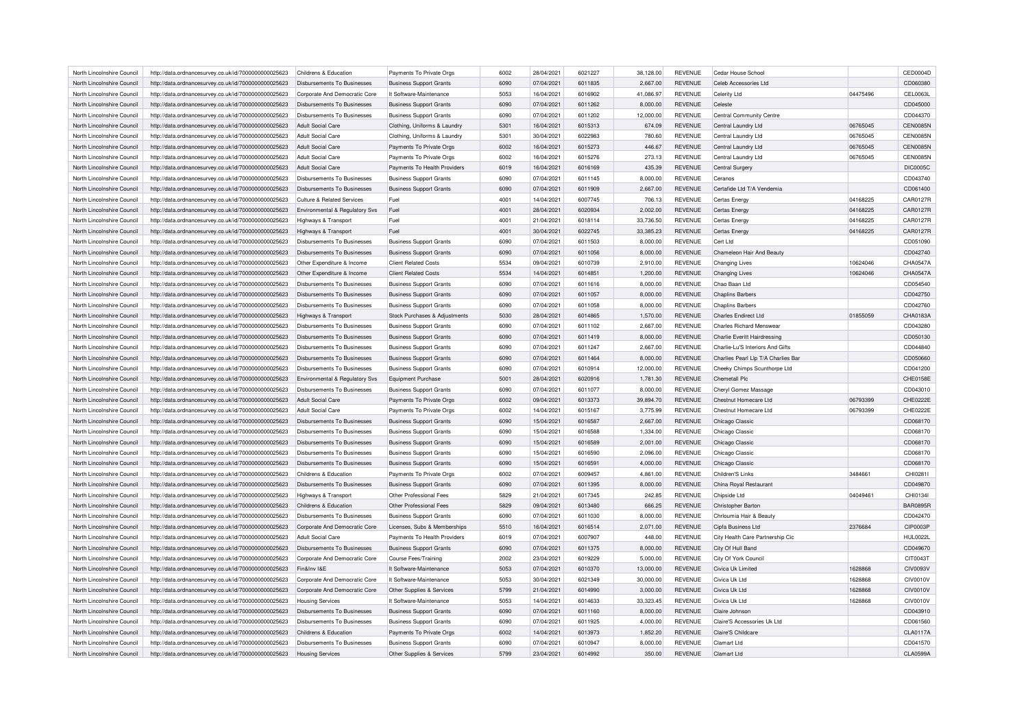| North Lincolnshire Council | http://data.ordnancesurvey.co.uk/id/7000000000025623 | Childrens & Education | Payments To Private Orgs | 6002 | 28/04/2021 | 6021227 | 38,128.00 | REVENUE | Cedar House School | | CED0004D |
|---|---|---|---|---|---|---|---|---|---|---|---|
| North Lincolnshire Council | http://data.ordnancesurvey.co.uk/id/7000000000025623 | Disbursements To Businesses | Business Support Grants | 6090 | 07/04/2021 | 6011835 | 2,667.00 | REVENUE | Celeb Accessories Ltd | | CD060380 |
| North Lincolnshire Council | http://data.ordnancesurvey.co.uk/id/7000000000025623 | Corporate And Democratic Core | It Software-Maintenance | 5053 | 16/04/2021 | 6016902 | 41,086.97 | REVENUE | Celerity Ltd | 04475496 | CEL0063L |
| North Lincolnshire Council | http://data.ordnancesurvey.co.uk/id/7000000000025623 | Disbursements To Businesses | Business Support Grants | 6090 | 07/04/2021 | 6011262 | 8,000.00 | REVENUE | Celeste | | CD045000 |
| North Lincolnshire Council | http://data.ordnancesurvey.co.uk/id/7000000000025623 | Disbursements To Businesses | Business Support Grants | 6090 | 07/04/2021 | 6011202 | 12,000.00 | REVENUE | Central Community Centre | | CD044370 |
| North Lincolnshire Council | http://data.ordnancesurvey.co.uk/id/7000000000025623 | Adult Social Care | Clothing, Uniforms & Laundry | 5301 | 16/04/2021 | 6015313 | 674.09 | REVENUE | Central Laundry Ltd | 06765045 | CEN0085N |
| North Lincolnshire Council | http://data.ordnancesurvey.co.uk/id/7000000000025623 | Adult Social Care | Clothing, Uniforms & Laundry | 5301 | 30/04/2021 | 6022963 | 780.60 | REVENUE | Central Laundry Ltd | 06765045 | CEN0085N |
| North Lincolnshire Council | http://data.ordnancesurvey.co.uk/id/7000000000025623 | Adult Social Care | Payments To Private Orgs | 6002 | 16/04/2021 | 6015273 | 446.67 | REVENUE | Central Laundry Ltd | 06765045 | CEN0085N |
| North Lincolnshire Council | http://data.ordnancesurvey.co.uk/id/7000000000025623 | Adult Social Care | Payments To Private Orgs | 6002 | 16/04/2021 | 6015276 | 273.13 | REVENUE | Central Laundry Ltd | 06765045 | CEN0085N |
| North Lincolnshire Council | http://data.ordnancesurvey.co.uk/id/7000000000025623 | Adult Social Care | Payments To Health Providers | 6019 | 16/04/2021 | 6016169 | 435.39 | REVENUE | Central Surgery | | DIC0005C |
| North Lincolnshire Council | http://data.ordnancesurvey.co.uk/id/7000000000025623 | Disbursements To Businesses | Business Support Grants | 6090 | 07/04/2021 | 6011145 | 8,000.00 | REVENUE | Ceranos | | CD043740 |
| North Lincolnshire Council | http://data.ordnancesurvey.co.uk/id/7000000000025623 | Disbursements To Businesses | Business Support Grants | 6090 | 07/04/2021 | 6011909 | 2,667.00 | REVENUE | Certafide Ltd T/A Vendemia | | CD061400 |
| North Lincolnshire Council | http://data.ordnancesurvey.co.uk/id/7000000000025623 | Culture & Related Services | Fuel | 4001 | 14/04/2021 | 6007745 | 706.13 | REVENUE | Certas Energy | 04168225 | CAR0127R |
| North Lincolnshire Council | http://data.ordnancesurvey.co.uk/id/7000000000025623 | Environmental & Regulatory Svs | Fuel | 4001 | 28/04/2021 | 6020934 | 2,002.00 | REVENUE | Certas Energy | 04168225 | CAR0127R |
| North Lincolnshire Council | http://data.ordnancesurvey.co.uk/id/7000000000025623 | Highways & Transport | Fuel | 4001 | 21/04/2021 | 6018114 | 33,736.50 | REVENUE | Certas Energy | 04168225 | CAR0127R |
| North Lincolnshire Council | http://data.ordnancesurvey.co.uk/id/7000000000025623 | Highways & Transport | Fuel | 4001 | 30/04/2021 | 6022745 | 33,385.23 | REVENUE | Certas Energy | 04168225 | CAR0127R |
| North Lincolnshire Council | http://data.ordnancesurvey.co.uk/id/7000000000025623 | Disbursements To Businesses | Business Support Grants | 6090 | 07/04/2021 | 6011503 | 8,000.00 | REVENUE | Cert Ltd | | CD051090 |
| North Lincolnshire Council | http://data.ordnancesurvey.co.uk/id/7000000000025623 | Disbursements To Businesses | Business Support Grants | 6090 | 07/04/2021 | 6011056 | 8,000.00 | REVENUE | Chameleon Hair And Beauty | | CD042740 |
| North Lincolnshire Council | http://data.ordnancesurvey.co.uk/id/7000000000025623 | Other Expenditure & Income | Client Related Costs | 5534 | 09/04/2021 | 6010739 | 2,910.00 | REVENUE | Changing Lives | 10624046 | CHA0547A |
| North Lincolnshire Council | http://data.ordnancesurvey.co.uk/id/7000000000025623 | Other Expenditure & Income | Client Related Costs | 5534 | 14/04/2021 | 6014851 | 1,200.00 | REVENUE | Changing Lives | 10624046 | CHA0547A |
| North Lincolnshire Council | http://data.ordnancesurvey.co.uk/id/7000000000025623 | Disbursements To Businesses | Business Support Grants | 6090 | 07/04/2021 | 6011616 | 8,000.00 | REVENUE | Chao Baan Ltd | | CD054540 |
| North Lincolnshire Council | http://data.ordnancesurvey.co.uk/id/7000000000025623 | Disbursements To Businesses | Business Support Grants | 6090 | 07/04/2021 | 6011057 | 8,000.00 | REVENUE | Chaplins Barbers | | CD042750 |
| North Lincolnshire Council | http://data.ordnancesurvey.co.uk/id/7000000000025623 | Disbursements To Businesses | Business Support Grants | 6090 | 07/04/2021 | 6011058 | 8,000.00 | REVENUE | Chaplins Barbers | | CD042760 |
| North Lincolnshire Council | http://data.ordnancesurvey.co.uk/id/7000000000025623 | Highways & Transport | Stock Purchases & Adjustments | 5030 | 28/04/2021 | 6014865 | 1,570.00 | REVENUE | Charles Endirect Ltd | 01855059 | CHA0183A |
| North Lincolnshire Council | http://data.ordnancesurvey.co.uk/id/7000000000025623 | Disbursements To Businesses | Business Support Grants | 6090 | 07/04/2021 | 6011102 | 2,667.00 | REVENUE | Charles Richard Menswear | | CD043280 |
| North Lincolnshire Council | http://data.ordnancesurvey.co.uk/id/7000000000025623 | Disbursements To Businesses | Business Support Grants | 6090 | 07/04/2021 | 6011419 | 8,000.00 | REVENUE | Charlie Everitt Hairdressing | | CD050130 |
| North Lincolnshire Council | http://data.ordnancesurvey.co.uk/id/7000000000025623 | Disbursements To Businesses | Business Support Grants | 6090 | 07/04/2021 | 6011247 | 2,667.00 | REVENUE | Charlie-Lu'S Interiors And Gifts | | CD044840 |
| North Lincolnshire Council | http://data.ordnancesurvey.co.uk/id/7000000000025623 | Disbursements To Businesses | Business Support Grants | 6090 | 07/04/2021 | 6011464 | 8,000.00 | REVENUE | Charlies Pearl Llp T/A Charlies Bar | | CD050660 |
| North Lincolnshire Council | http://data.ordnancesurvey.co.uk/id/7000000000025623 | Disbursements To Businesses | Business Support Grants | 6090 | 07/04/2021 | 6010914 | 12,000.00 | REVENUE | Cheeky Chimps Scunthorpe Ltd | | CD041200 |
| North Lincolnshire Council | http://data.ordnancesurvey.co.uk/id/7000000000025623 | Environmental & Regulatory Svs | Equipment Purchase | 5001 | 28/04/2021 | 6020916 | 1,781.30 | REVENUE | Chemetall Plc | | CHE0158E |
| North Lincolnshire Council | http://data.ordnancesurvey.co.uk/id/7000000000025623 | Disbursements To Businesses | Business Support Grants | 6090 | 07/04/2021 | 6011077 | 8,000.00 | REVENUE | Cheryl Gomez Massage | | CD043010 |
| North Lincolnshire Council | http://data.ordnancesurvey.co.uk/id/7000000000025623 | Adult Social Care | Payments To Private Orgs | 6002 | 09/04/2021 | 6013373 | 39,894.70 | REVENUE | Chestnut Homecare Ltd | 06793399 | CHE0222E |
| North Lincolnshire Council | http://data.ordnancesurvey.co.uk/id/7000000000025623 | Adult Social Care | Payments To Private Orgs | 6002 | 14/04/2021 | 6015167 | 3,775.99 | REVENUE | Chestnut Homecare Ltd | 06793399 | CHE0222E |
| North Lincolnshire Council | http://data.ordnancesurvey.co.uk/id/7000000000025623 | Disbursements To Businesses | Business Support Grants | 6090 | 15/04/2021 | 6016587 | 2,667.00 | REVENUE | Chicago Classic | | CD068170 |
| North Lincolnshire Council | http://data.ordnancesurvey.co.uk/id/7000000000025623 | Disbursements To Businesses | Business Support Grants | 6090 | 15/04/2021 | 6016588 | 1,334.00 | REVENUE | Chicago Classic | | CD068170 |
| North Lincolnshire Council | http://data.ordnancesurvey.co.uk/id/7000000000025623 | Disbursements To Businesses | Business Support Grants | 6090 | 15/04/2021 | 6016589 | 2,001.00 | REVENUE | Chicago Classic | | CD068170 |
| North Lincolnshire Council | http://data.ordnancesurvey.co.uk/id/7000000000025623 | Disbursements To Businesses | Business Support Grants | 6090 | 15/04/2021 | 6016590 | 2,096.00 | REVENUE | Chicago Classic | | CD068170 |
| North Lincolnshire Council | http://data.ordnancesurvey.co.uk/id/7000000000025623 | Disbursements To Businesses | Business Support Grants | 6090 | 15/04/2021 | 6016591 | 4,000.00 | REVENUE | Chicago Classic | | CD068170 |
| North Lincolnshire Council | http://data.ordnancesurvey.co.uk/id/7000000000025623 | Childrens & Education | Payments To Private Orgs | 6002 | 07/04/2021 | 6009457 | 4,861.00 | REVENUE | Children'S Links | 3484661 | CHI0281I |
| North Lincolnshire Council | http://data.ordnancesurvey.co.uk/id/7000000000025623 | Disbursements To Businesses | Business Support Grants | 6090 | 07/04/2021 | 6011395 | 8,000.00 | REVENUE | China Royal Restaurant | | CD049870 |
| North Lincolnshire Council | http://data.ordnancesurvey.co.uk/id/7000000000025623 | Highways & Transport | Other Professional Fees | 5829 | 21/04/2021 | 6017345 | 242.85 | REVENUE | Chipside Ltd | 04049461 | CHI0134I |
| North Lincolnshire Council | http://data.ordnancesurvey.co.uk/id/7000000000025623 | Childrens & Education | Other Professional Fees | 5829 | 09/04/2021 | 6013480 | 666.25 | REVENUE | Christopher Barton | | BAR0895R |
| North Lincolnshire Council | http://data.ordnancesurvey.co.uk/id/7000000000025623 | Disbursements To Businesses | Business Support Grants | 6090 | 07/04/2021 | 6011030 | 8,000.00 | REVENUE | Chrloumia Hair & Beauty | | CD042470 |
| North Lincolnshire Council | http://data.ordnancesurvey.co.uk/id/7000000000025623 | Corporate And Democratic Core | Licenses, Subs & Memberships | 5510 | 16/04/2021 | 6016514 | 2,071.00 | REVENUE | Cipfa Business Ltd | 2376684 | CIP0003P |
| North Lincolnshire Council | http://data.ordnancesurvey.co.uk/id/7000000000025623 | Adult Social Care | Payments To Health Providers | 6019 | 07/04/2021 | 6007907 | 448.00 | REVENUE | City Health Care Partnership Cic | | HUL0022L |
| North Lincolnshire Council | http://data.ordnancesurvey.co.uk/id/7000000000025623 | Disbursements To Businesses | Business Support Grants | 6090 | 07/04/2021 | 6011375 | 8,000.00 | REVENUE | City Of Hull Band | | CD049670 |
| North Lincolnshire Council | http://data.ordnancesurvey.co.uk/id/7000000000025623 | Corporate And Democratic Core | Course Fees/Training | 2002 | 23/04/2021 | 6019229 | 5,000.00 | REVENUE | City Of York Council | | CIT0043T |
| North Lincolnshire Council | http://data.ordnancesurvey.co.uk/id/7000000000025623 | Fin&Inv I&E | It Software-Maintenance | 5053 | 07/04/2021 | 6010370 | 13,000.00 | REVENUE | Civica Uk Limited | 1628868 | CIV0093V |
| North Lincolnshire Council | http://data.ordnancesurvey.co.uk/id/7000000000025623 | Corporate And Democratic Core | It Software-Maintenance | 5053 | 30/04/2021 | 6021349 | 30,000.00 | REVENUE | Civica Uk Ltd | 1628868 | CIV0010V |
| North Lincolnshire Council | http://data.ordnancesurvey.co.uk/id/7000000000025623 | Corporate And Democratic Core | Other Supplies & Services | 5799 | 21/04/2021 | 6014990 | 3,000.00 | REVENUE | Civica Uk Ltd | 1628868 | CIV0010V |
| North Lincolnshire Council | http://data.ordnancesurvey.co.uk/id/7000000000025623 | Housing Services | It Software-Maintenance | 5053 | 14/04/2021 | 6014633 | 33,323.45 | REVENUE | Civica Uk Ltd | 1628868 | CIV0010V |
| North Lincolnshire Council | http://data.ordnancesurvey.co.uk/id/7000000000025623 | Disbursements To Businesses | Business Support Grants | 6090 | 07/04/2021 | 6011160 | 8,000.00 | REVENUE | Claire Johnson | | CD043910 |
| North Lincolnshire Council | http://data.ordnancesurvey.co.uk/id/7000000000025623 | Disbursements To Businesses | Business Support Grants | 6090 | 07/04/2021 | 6011925 | 4,000.00 | REVENUE | Claire'S Accessories Uk Ltd | | CD061560 |
| North Lincolnshire Council | http://data.ordnancesurvey.co.uk/id/7000000000025623 | Childrens & Education | Payments To Private Orgs | 6002 | 14/04/2021 | 6013973 | 1,852.20 | REVENUE | Claire'S Childcare | | CLA0117A |
| North Lincolnshire Council | http://data.ordnancesurvey.co.uk/id/7000000000025623 | Disbursements To Businesses | Business Support Grants | 6090 | 07/04/2021 | 6010947 | 8,000.00 | REVENUE | Clamart Ltd | | CD041570 |
| North Lincolnshire Council | http://data.ordnancesurvey.co.uk/id/7000000000025623 | Housing Services | Other Supplies & Services | 5799 | 23/04/2021 | 6014992 | 350.00 | REVENUE | Clamart Ltd | | CLA0599A |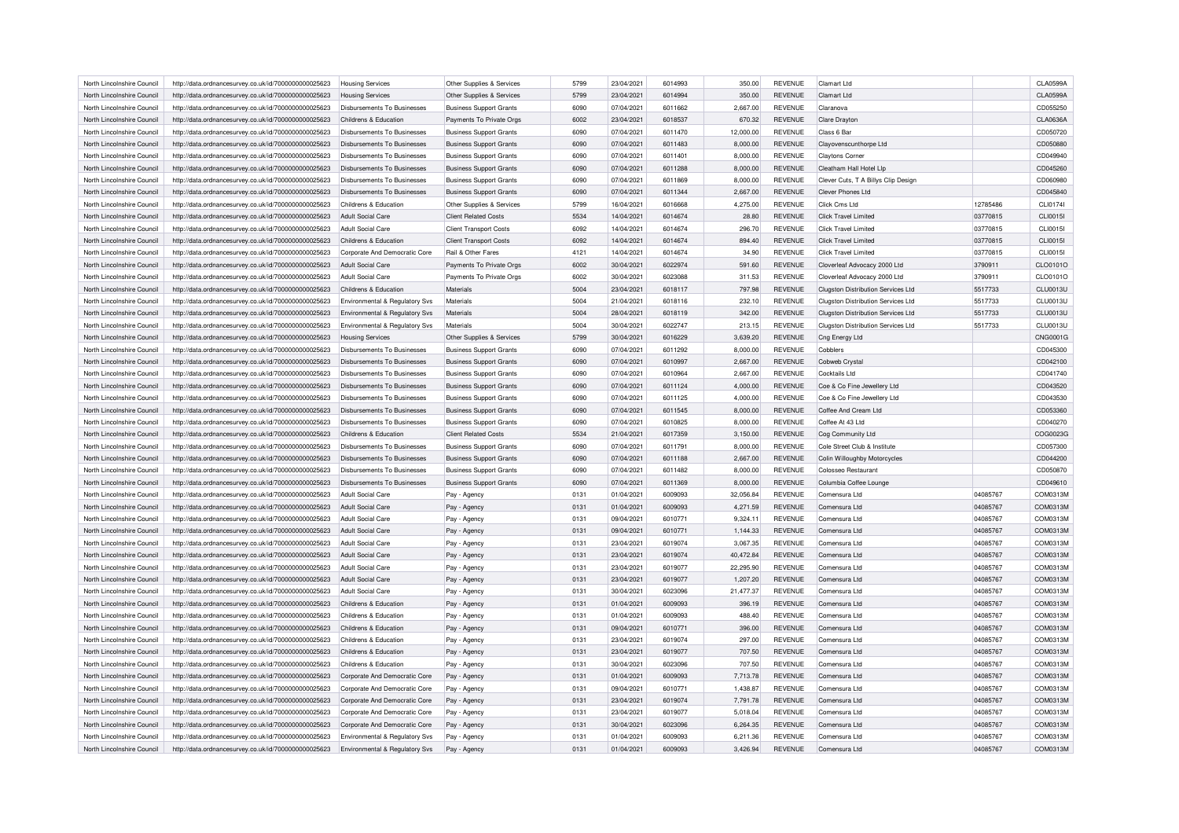| North Lincolnshire Council | http://data.ordnancesurvey.co.uk/id/7000000000025623 | Housing Services | Other Supplies & Services | 5799 | 23/04/2021 | 6014993 | 350.00 | REVENUE | Clamart Ltd | | CLA0599A |
|---|---|---|---|---|---|---|---|---|---|---|---|
| North Lincolnshire Council | http://data.ordnancesurvey.co.uk/id/7000000000025623 | Housing Services | Other Supplies & Services | 5799 | 23/04/2021 | 6014994 | 350.00 | REVENUE | Clamart Ltd | | CLA0599A |
| North Lincolnshire Council | http://data.ordnancesurvey.co.uk/id/7000000000025623 | Disbursements To Businesses | Business Support Grants | 6090 | 07/04/2021 | 6011662 | 2,667.00 | REVENUE | Claranova | | CD055250 |
| North Lincolnshire Council | http://data.ordnancesurvey.co.uk/id/7000000000025623 | Childrens & Education | Payments To Private Orgs | 6002 | 23/04/2021 | 6018537 | 670.32 | REVENUE | Clare Drayton | | CLA0636A |
| North Lincolnshire Council | http://data.ordnancesurvey.co.uk/id/7000000000025623 | Disbursements To Businesses | Business Support Grants | 6090 | 07/04/2021 | 6011470 | 12,000.00 | REVENUE | Class 6 Bar | | CD050720 |
| North Lincolnshire Council | http://data.ordnancesurvey.co.uk/id/7000000000025623 | Disbursements To Businesses | Business Support Grants | 6090 | 07/04/2021 | 6011483 | 8,000.00 | REVENUE | Clayovenscunthorpe Ltd | | CD050880 |
| North Lincolnshire Council | http://data.ordnancesurvey.co.uk/id/7000000000025623 | Disbursements To Businesses | Business Support Grants | 6090 | 07/04/2021 | 6011401 | 8,000.00 | REVENUE | Claytons Corner | | CD049940 |
| North Lincolnshire Council | http://data.ordnancesurvey.co.uk/id/7000000000025623 | Disbursements To Businesses | Business Support Grants | 6090 | 07/04/2021 | 6011288 | 8,000.00 | REVENUE | Cleatham Hall Hotel Llp | | CD045260 |
| North Lincolnshire Council | http://data.ordnancesurvey.co.uk/id/7000000000025623 | Disbursements To Businesses | Business Support Grants | 6090 | 07/04/2021 | 6011869 | 8,000.00 | REVENUE | Clever Cuts, T A Billys Clip Design | | CD060980 |
| North Lincolnshire Council | http://data.ordnancesurvey.co.uk/id/7000000000025623 | Disbursements To Businesses | Business Support Grants | 6090 | 07/04/2021 | 6011344 | 2,667.00 | REVENUE | Clever Phones Ltd | | CD045840 |
| North Lincolnshire Council | http://data.ordnancesurvey.co.uk/id/7000000000025623 | Childrens & Education | Other Supplies & Services | 5799 | 16/04/2021 | 6016668 | 4,275.00 | REVENUE | Click Cms Ltd | 12785486 | CLI0174I |
| North Lincolnshire Council | http://data.ordnancesurvey.co.uk/id/7000000000025623 | Adult Social Care | Client Related Costs | 5534 | 14/04/2021 | 6014674 | 28.80 | REVENUE | Click Travel Limited | 03770815 | CLI0015I |
| North Lincolnshire Council | http://data.ordnancesurvey.co.uk/id/7000000000025623 | Adult Social Care | Client Transport Costs | 6092 | 14/04/2021 | 6014674 | 296.70 | REVENUE | Click Travel Limited | 03770815 | CLI0015I |
| North Lincolnshire Council | http://data.ordnancesurvey.co.uk/id/7000000000025623 | Childrens & Education | Client Transport Costs | 6092 | 14/04/2021 | 6014674 | 894.40 | REVENUE | Click Travel Limited | 03770815 | CLI0015I |
| North Lincolnshire Council | http://data.ordnancesurvey.co.uk/id/7000000000025623 | Corporate And Democratic Core | Rail & Other Fares | 4121 | 14/04/2021 | 6014674 | 34.90 | REVENUE | Click Travel Limited | 03770815 | CLI0015I |
| North Lincolnshire Council | http://data.ordnancesurvey.co.uk/id/7000000000025623 | Adult Social Care | Payments To Private Orgs | 6002 | 30/04/2021 | 6022974 | 591.60 | REVENUE | Cloverleaf Advocacy 2000 Ltd | 3790911 | CLO0101O |
| North Lincolnshire Council | http://data.ordnancesurvey.co.uk/id/7000000000025623 | Adult Social Care | Payments To Private Orgs | 6002 | 30/04/2021 | 6023088 | 311.53 | REVENUE | Cloverleaf Advocacy 2000 Ltd | 3790911 | CLO0101O |
| North Lincolnshire Council | http://data.ordnancesurvey.co.uk/id/7000000000025623 | Childrens & Education | Materials | 5004 | 23/04/2021 | 6018117 | 797.98 | REVENUE | Clugston Distribution Services Ltd | 5517733 | CLU0013U |
| North Lincolnshire Council | http://data.ordnancesurvey.co.uk/id/7000000000025623 | Environmental & Regulatory Svs | Materials | 5004 | 21/04/2021 | 6018116 | 232.10 | REVENUE | Clugston Distribution Services Ltd | 5517733 | CLU0013U |
| North Lincolnshire Council | http://data.ordnancesurvey.co.uk/id/7000000000025623 | Environmental & Regulatory Svs | Materials | 5004 | 28/04/2021 | 6018119 | 342.00 | REVENUE | Clugston Distribution Services Ltd | 5517733 | CLU0013U |
| North Lincolnshire Council | http://data.ordnancesurvey.co.uk/id/7000000000025623 | Environmental & Regulatory Svs | Materials | 5004 | 30/04/2021 | 6022747 | 213.15 | REVENUE | Clugston Distribution Services Ltd | 5517733 | CLU0013U |
| North Lincolnshire Council | http://data.ordnancesurvey.co.uk/id/7000000000025623 | Housing Services | Other Supplies & Services | 5799 | 30/04/2021 | 6016229 | 3,639.20 | REVENUE | Cng Energy Ltd | | CNG0001G |
| North Lincolnshire Council | http://data.ordnancesurvey.co.uk/id/7000000000025623 | Disbursements To Businesses | Business Support Grants | 6090 | 07/04/2021 | 6011292 | 8,000.00 | REVENUE | Cobblers | | CD045300 |
| North Lincolnshire Council | http://data.ordnancesurvey.co.uk/id/7000000000025623 | Disbursements To Businesses | Business Support Grants | 6090 | 07/04/2021 | 6010997 | 2,667.00 | REVENUE | Cobweb Crystal | | CD042100 |
| North Lincolnshire Council | http://data.ordnancesurvey.co.uk/id/7000000000025623 | Disbursements To Businesses | Business Support Grants | 6090 | 07/04/2021 | 6010964 | 2,667.00 | REVENUE | Cocktails Ltd | | CD041740 |
| North Lincolnshire Council | http://data.ordnancesurvey.co.uk/id/7000000000025623 | Disbursements To Businesses | Business Support Grants | 6090 | 07/04/2021 | 6011124 | 4,000.00 | REVENUE | Coe & Co Fine Jewellery Ltd | | CD043520 |
| North Lincolnshire Council | http://data.ordnancesurvey.co.uk/id/7000000000025623 | Disbursements To Businesses | Business Support Grants | 6090 | 07/04/2021 | 6011125 | 4,000.00 | REVENUE | Coe & Co Fine Jewellery Ltd | | CD043530 |
| North Lincolnshire Council | http://data.ordnancesurvey.co.uk/id/7000000000025623 | Disbursements To Businesses | Business Support Grants | 6090 | 07/04/2021 | 6011545 | 8,000.00 | REVENUE | Coffee And Cream Ltd | | CD053360 |
| North Lincolnshire Council | http://data.ordnancesurvey.co.uk/id/7000000000025623 | Disbursements To Businesses | Business Support Grants | 6090 | 07/04/2021 | 6010825 | 8,000.00 | REVENUE | Coffee At 43 Ltd | | CD040270 |
| North Lincolnshire Council | http://data.ordnancesurvey.co.uk/id/7000000000025623 | Childrens & Education | Client Related Costs | 5534 | 21/04/2021 | 6017359 | 3,150.00 | REVENUE | Cog Community Ltd | | COG0023G |
| North Lincolnshire Council | http://data.ordnancesurvey.co.uk/id/7000000000025623 | Disbursements To Businesses | Business Support Grants | 6090 | 07/04/2021 | 6011791 | 8,000.00 | REVENUE | Cole Street Club & Institute | | CD057300 |
| North Lincolnshire Council | http://data.ordnancesurvey.co.uk/id/7000000000025623 | Disbursements To Businesses | Business Support Grants | 6090 | 07/04/2021 | 6011188 | 2,667.00 | REVENUE | Colin Willoughby Motorcycles | | CD044200 |
| North Lincolnshire Council | http://data.ordnancesurvey.co.uk/id/7000000000025623 | Disbursements To Businesses | Business Support Grants | 6090 | 07/04/2021 | 6011482 | 8,000.00 | REVENUE | Colosseo Restaurant | | CD050870 |
| North Lincolnshire Council | http://data.ordnancesurvey.co.uk/id/7000000000025623 | Disbursements To Businesses | Business Support Grants | 6090 | 07/04/2021 | 6011369 | 8,000.00 | REVENUE | Columbia Coffee Lounge | | CD049610 |
| North Lincolnshire Council | http://data.ordnancesurvey.co.uk/id/7000000000025623 | Adult Social Care | Pay - Agency | 0131 | 01/04/2021 | 6009093 | 32,056.84 | REVENUE | Comensura Ltd | 04085767 | COM0313M |
| North Lincolnshire Council | http://data.ordnancesurvey.co.uk/id/7000000000025623 | Adult Social Care | Pay - Agency | 0131 | 01/04/2021 | 6009093 | 4,271.59 | REVENUE | Comensura Ltd | 04085767 | COM0313M |
| North Lincolnshire Council | http://data.ordnancesurvey.co.uk/id/7000000000025623 | Adult Social Care | Pay - Agency | 0131 | 09/04/2021 | 6010771 | 9,324.11 | REVENUE | Comensura Ltd | 04085767 | COM0313M |
| North Lincolnshire Council | http://data.ordnancesurvey.co.uk/id/7000000000025623 | Adult Social Care | Pay - Agency | 0131 | 09/04/2021 | 6010771 | 1,144.33 | REVENUE | Comensura Ltd | 04085767 | COM0313M |
| North Lincolnshire Council | http://data.ordnancesurvey.co.uk/id/7000000000025623 | Adult Social Care | Pay - Agency | 0131 | 23/04/2021 | 6019074 | 3,067.35 | REVENUE | Comensura Ltd | 04085767 | COM0313M |
| North Lincolnshire Council | http://data.ordnancesurvey.co.uk/id/7000000000025623 | Adult Social Care | Pay - Agency | 0131 | 23/04/2021 | 6019074 | 40,472.84 | REVENUE | Comensura Ltd | 04085767 | COM0313M |
| North Lincolnshire Council | http://data.ordnancesurvey.co.uk/id/7000000000025623 | Adult Social Care | Pay - Agency | 0131 | 23/04/2021 | 6019077 | 22,295.90 | REVENUE | Comensura Ltd | 04085767 | COM0313M |
| North Lincolnshire Council | http://data.ordnancesurvey.co.uk/id/7000000000025623 | Adult Social Care | Pay - Agency | 0131 | 23/04/2021 | 6019077 | 1,207.20 | REVENUE | Comensura Ltd | 04085767 | COM0313M |
| North Lincolnshire Council | http://data.ordnancesurvey.co.uk/id/7000000000025623 | Adult Social Care | Pay - Agency | 0131 | 30/04/2021 | 6023096 | 21,477.37 | REVENUE | Comensura Ltd | 04085767 | COM0313M |
| North Lincolnshire Council | http://data.ordnancesurvey.co.uk/id/7000000000025623 | Childrens & Education | Pay - Agency | 0131 | 01/04/2021 | 6009093 | 396.19 | REVENUE | Comensura Ltd | 04085767 | COM0313M |
| North Lincolnshire Council | http://data.ordnancesurvey.co.uk/id/7000000000025623 | Childrens & Education | Pay - Agency | 0131 | 01/04/2021 | 6009093 | 488.40 | REVENUE | Comensura Ltd | 04085767 | COM0313M |
| North Lincolnshire Council | http://data.ordnancesurvey.co.uk/id/7000000000025623 | Childrens & Education | Pay - Agency | 0131 | 09/04/2021 | 6010771 | 396.00 | REVENUE | Comensura Ltd | 04085767 | COM0313M |
| North Lincolnshire Council | http://data.ordnancesurvey.co.uk/id/7000000000025623 | Childrens & Education | Pay - Agency | 0131 | 23/04/2021 | 6019074 | 297.00 | REVENUE | Comensura Ltd | 04085767 | COM0313M |
| North Lincolnshire Council | http://data.ordnancesurvey.co.uk/id/7000000000025623 | Childrens & Education | Pay - Agency | 0131 | 23/04/2021 | 6019077 | 707.50 | REVENUE | Comensura Ltd | 04085767 | COM0313M |
| North Lincolnshire Council | http://data.ordnancesurvey.co.uk/id/7000000000025623 | Childrens & Education | Pay - Agency | 0131 | 30/04/2021 | 6023096 | 707.50 | REVENUE | Comensura Ltd | 04085767 | COM0313M |
| North Lincolnshire Council | http://data.ordnancesurvey.co.uk/id/7000000000025623 | Corporate And Democratic Core | Pay - Agency | 0131 | 01/04/2021 | 6009093 | 7,713.78 | REVENUE | Comensura Ltd | 04085767 | COM0313M |
| North Lincolnshire Council | http://data.ordnancesurvey.co.uk/id/7000000000025623 | Corporate And Democratic Core | Pay - Agency | 0131 | 09/04/2021 | 6010771 | 1,438.87 | REVENUE | Comensura Ltd | 04085767 | COM0313M |
| North Lincolnshire Council | http://data.ordnancesurvey.co.uk/id/7000000000025623 | Corporate And Democratic Core | Pay - Agency | 0131 | 23/04/2021 | 6019074 | 7,791.78 | REVENUE | Comensura Ltd | 04085767 | COM0313M |
| North Lincolnshire Council | http://data.ordnancesurvey.co.uk/id/7000000000025623 | Corporate And Democratic Core | Pay - Agency | 0131 | 23/04/2021 | 6019077 | 5,018.04 | REVENUE | Comensura Ltd | 04085767 | COM0313M |
| North Lincolnshire Council | http://data.ordnancesurvey.co.uk/id/7000000000025623 | Corporate And Democratic Core | Pay - Agency | 0131 | 30/04/2021 | 6023096 | 6,264.35 | REVENUE | Comensura Ltd | 04085767 | COM0313M |
| North Lincolnshire Council | http://data.ordnancesurvey.co.uk/id/7000000000025623 | Environmental & Regulatory Svs | Pay - Agency | 0131 | 01/04/2021 | 6009093 | 6,211.36 | REVENUE | Comensura Ltd | 04085767 | COM0313M |
| North Lincolnshire Council | http://data.ordnancesurvey.co.uk/id/7000000000025623 | Environmental & Regulatory Svs | Pay - Agency | 0131 | 01/04/2021 | 6009093 | 3,426.94 | REVENUE | Comensura Ltd | 04085767 | COM0313M |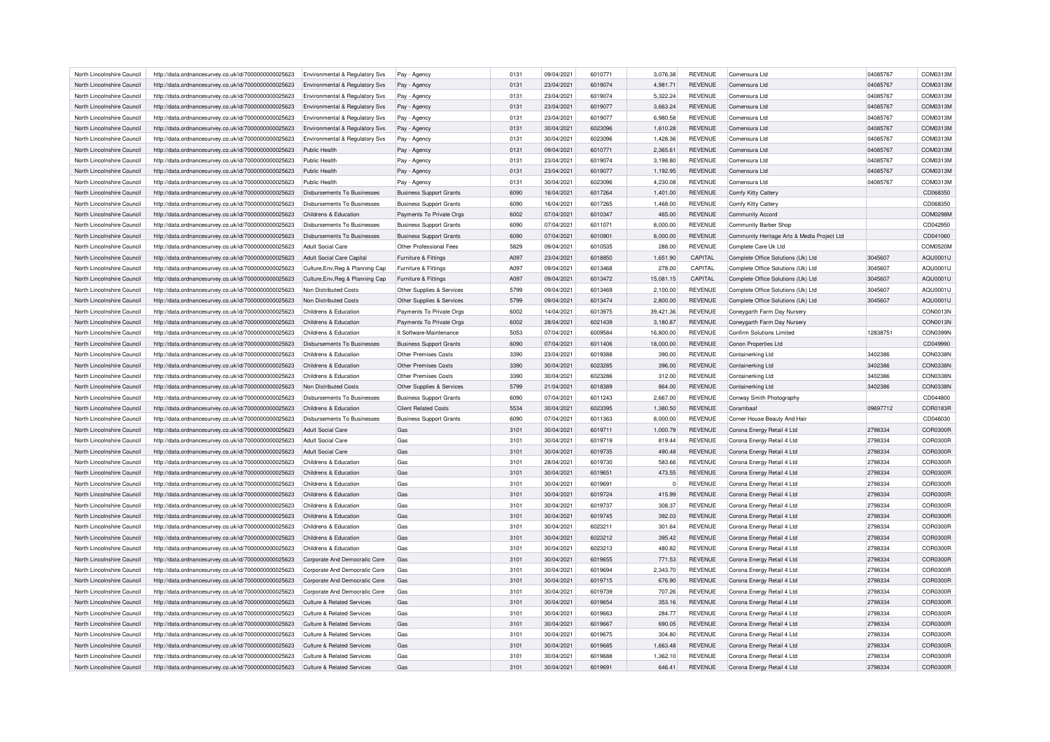| North Lincolnshire Council | http://data.ordnancesurvey.co.uk/id/7000000000025623 | Environmental & Regulatory Svs | Pay - Agency | 0131 | 09/04/2021 | 6010771 | 3,076.38 | REVENUE | Comensura Ltd | 04085767 | COM0313M |
|---|---|---|---|---|---|---|---|---|---|---|---|
| North Lincolnshire Council | http://data.ordnancesurvey.co.uk/id/7000000000025623 | Environmental & Regulatory Svs | Pay - Agency | 0131 | 23/04/2021 | 6019074 | 4,981.71 | REVENUE | Comensura Ltd | 04085767 | COM0313M |
| North Lincolnshire Council | http://data.ordnancesurvey.co.uk/id/7000000000025623 | Environmental & Regulatory Svs | Pay - Agency | 0131 | 23/04/2021 | 6019074 | 5,322.24 | REVENUE | Comensura Ltd | 04085767 | COM0313M |
| North Lincolnshire Council | http://data.ordnancesurvey.co.uk/id/7000000000025623 | Environmental & Regulatory Svs | Pay - Agency | 0131 | 23/04/2021 | 6019077 | 3,663.24 | REVENUE | Comensura Ltd | 04085767 | COM0313M |
| North Lincolnshire Council | http://data.ordnancesurvey.co.uk/id/7000000000025623 | Environmental & Regulatory Svs | Pay - Agency | 0131 | 23/04/2021 | 6019077 | 6,980.58 | REVENUE | Comensura Ltd | 04085767 | COM0313M |
| North Lincolnshire Council | http://data.ordnancesurvey.co.uk/id/7000000000025623 | Environmental & Regulatory Svs | Pay - Agency | 0131 | 30/04/2021 | 6023096 | 1,610.28 | REVENUE | Comensura Ltd | 04085767 | COM0313M |
| North Lincolnshire Council | http://data.ordnancesurvey.co.uk/id/7000000000025623 | Environmental & Regulatory Svs | Pay - Agency | 0131 | 30/04/2021 | 6023096 | 1,428.36 | REVENUE | Comensura Ltd | 04085767 | COM0313M |
| North Lincolnshire Council | http://data.ordnancesurvey.co.uk/id/7000000000025623 | Public Health | Pay - Agency | 0131 | 09/04/2021 | 6010771 | 2,365.61 | REVENUE | Comensura Ltd | 04085767 | COM0313M |
| North Lincolnshire Council | http://data.ordnancesurvey.co.uk/id/7000000000025623 | Public Health | Pay - Agency | 0131 | 23/04/2021 | 6019074 | 3,198.80 | REVENUE | Comensura Ltd | 04085767 | COM0313M |
| North Lincolnshire Council | http://data.ordnancesurvey.co.uk/id/7000000000025623 | Public Health | Pay - Agency | 0131 | 23/04/2021 | 6019077 | 1,192.95 | REVENUE | Comensura Ltd | 04085767 | COM0313M |
| North Lincolnshire Council | http://data.ordnancesurvey.co.uk/id/7000000000025623 | Public Health | Pay - Agency | 0131 | 30/04/2021 | 6023096 | 4,230.08 | REVENUE | Comensura Ltd | 04085767 | COM0313M |
| North Lincolnshire Council | http://data.ordnancesurvey.co.uk/id/7000000000025623 | Disbursements To Businesses | Business Support Grants | 6090 | 16/04/2021 | 6017264 | 1,401.00 | REVENUE | Comfy Kitty Cattery | | CD068350 |
| North Lincolnshire Council | http://data.ordnancesurvey.co.uk/id/7000000000025623 | Disbursements To Businesses | Business Support Grants | 6090 | 16/04/2021 | 6017265 | 1,468.00 | REVENUE | Comfy Kitty Cattery | | CD068350 |
| North Lincolnshire Council | http://data.ordnancesurvey.co.uk/id/7000000000025623 | Childrens & Education | Payments To Private Orgs | 6002 | 07/04/2021 | 6010347 | 465.00 | REVENUE | Community Accord | | COM0298M |
| North Lincolnshire Council | http://data.ordnancesurvey.co.uk/id/7000000000025623 | Disbursements To Businesses | Business Support Grants | 6090 | 07/04/2021 | 6011071 | 8,000.00 | REVENUE | Community Barber Shop | | CD042950 |
| North Lincolnshire Council | http://data.ordnancesurvey.co.uk/id/7000000000025623 | Disbursements To Businesses | Business Support Grants | 6090 | 07/04/2021 | 6010901 | 8,000.00 | REVENUE | Community Heritage Arts & Media Project Ltd | | CD041060 |
| North Lincolnshire Council | http://data.ordnancesurvey.co.uk/id/7000000000025623 | Adult Social Care | Other Professional Fees | 5829 | 09/04/2021 | 6010535 | 288.00 | REVENUE | Complete Care Uk Ltd | | COM0520M |
| North Lincolnshire Council | http://data.ordnancesurvey.co.uk/id/7000000000025623 | Adult Social Care Capital | Furniture & Fittings | A097 | 23/04/2021 | 6018850 | 1,651.90 | CAPITAL | Complete Office Solutions (Uk) Ltd | 3045607 | AQU0001U |
| North Lincolnshire Council | http://data.ordnancesurvey.co.uk/id/7000000000025623 | Culture,Env,Reg & Planning Cap | Furniture & Fittings | A097 | 09/04/2021 | 6013468 | 278.00 | CAPITAL | Complete Office Solutions (Uk) Ltd | 3045607 | AQU0001U |
| North Lincolnshire Council | http://data.ordnancesurvey.co.uk/id/7000000000025623 | Culture,Env,Reg & Planning Cap | Furniture & Fittings | A097 | 09/04/2021 | 6013472 | 15,081.15 | CAPITAL | Complete Office Solutions (Uk) Ltd | 3045607 | AQU0001U |
| North Lincolnshire Council | http://data.ordnancesurvey.co.uk/id/7000000000025623 | Non Distributed Costs | Other Supplies & Services | 5799 | 09/04/2021 | 6013469 | 2,100.00 | REVENUE | Complete Office Solutions (Uk) Ltd | 3045607 | AQU0001U |
| North Lincolnshire Council | http://data.ordnancesurvey.co.uk/id/7000000000025623 | Non Distributed Costs | Other Supplies & Services | 5799 | 09/04/2021 | 6013474 | 2,800.00 | REVENUE | Complete Office Solutions (Uk) Ltd | 3045607 | AQU0001U |
| North Lincolnshire Council | http://data.ordnancesurvey.co.uk/id/7000000000025623 | Childrens & Education | Payments To Private Orgs | 6002 | 14/04/2021 | 6013975 | 39,421.36 | REVENUE | Coneygarth Farm Day Nursery | | CON0013N |
| North Lincolnshire Council | http://data.ordnancesurvey.co.uk/id/7000000000025623 | Childrens & Education | Payments To Private Orgs | 6002 | 28/04/2021 | 6021439 | 3,180.87 | REVENUE | Coneygarth Farm Day Nursery | | CON0013N |
| North Lincolnshire Council | http://data.ordnancesurvey.co.uk/id/7000000000025623 | Childrens & Education | It Software-Maintenance | 5053 | 07/04/2021 | 6009584 | 16,800.00 | REVENUE | Confirm Solutions Limited | 12838751 | CON0399N |
| North Lincolnshire Council | http://data.ordnancesurvey.co.uk/id/7000000000025623 | Disbursements To Businesses | Business Support Grants | 6090 | 07/04/2021 | 6011406 | 18,000.00 | REVENUE | Conon Properties Ltd | | CD049990 |
| North Lincolnshire Council | http://data.ordnancesurvey.co.uk/id/7000000000025623 | Childrens & Education | Other Premises Costs | 3390 | 23/04/2021 | 6019388 | 390.00 | REVENUE | Containerking Ltd | 3402386 | CON0338N |
| North Lincolnshire Council | http://data.ordnancesurvey.co.uk/id/7000000000025623 | Childrens & Education | Other Premises Costs | 3390 | 30/04/2021 | 6023285 | 396.00 | REVENUE | Containerking Ltd | 3402386 | CON0338N |
| North Lincolnshire Council | http://data.ordnancesurvey.co.uk/id/7000000000025623 | Childrens & Education | Other Premises Costs | 3390 | 30/04/2021 | 6023286 | 312.00 | REVENUE | Containerking Ltd | 3402386 | CON0338N |
| North Lincolnshire Council | http://data.ordnancesurvey.co.uk/id/7000000000025623 | Non Distributed Costs | Other Supplies & Services | 5799 | 21/04/2021 | 6018389 | 864.00 | REVENUE | Containerking Ltd | 3402386 | CON0338N |
| North Lincolnshire Council | http://data.ordnancesurvey.co.uk/id/7000000000025623 | Disbursements To Businesses | Business Support Grants | 6090 | 07/04/2021 | 6011243 | 2,667.00 | REVENUE | Conway Smith Photography | | CD044800 |
| North Lincolnshire Council | http://data.ordnancesurvey.co.uk/id/7000000000025623 | Childrens & Education | Client Related Costs | 5534 | 30/04/2021 | 6023395 | 1,380.50 | REVENUE | Corambaaf | 09697712 | COR0183R |
| North Lincolnshire Council | http://data.ordnancesurvey.co.uk/id/7000000000025623 | Disbursements To Businesses | Business Support Grants | 6090 | 07/04/2021 | 6011363 | 8,000.00 | REVENUE | Corner House Beauty And Hair | | CD046030 |
| North Lincolnshire Council | http://data.ordnancesurvey.co.uk/id/7000000000025623 | Adult Social Care | Gas | 3101 | 30/04/2021 | 6019711 | 1,000.79 | REVENUE | Corona Energy Retail 4 Ltd | 2798334 | COR0300R |
| North Lincolnshire Council | http://data.ordnancesurvey.co.uk/id/7000000000025623 | Adult Social Care | Gas | 3101 | 30/04/2021 | 6019719 | 819.44 | REVENUE | Corona Energy Retail 4 Ltd | 2798334 | COR0300R |
| North Lincolnshire Council | http://data.ordnancesurvey.co.uk/id/7000000000025623 | Adult Social Care | Gas | 3101 | 30/04/2021 | 6019735 | 490.48 | REVENUE | Corona Energy Retail 4 Ltd | 2798334 | COR0300R |
| North Lincolnshire Council | http://data.ordnancesurvey.co.uk/id/7000000000025623 | Childrens & Education | Gas | 3101 | 28/04/2021 | 6019730 | 583.66 | REVENUE | Corona Energy Retail 4 Ltd | 2798334 | COR0300R |
| North Lincolnshire Council | http://data.ordnancesurvey.co.uk/id/7000000000025623 | Childrens & Education | Gas | 3101 | 30/04/2021 | 6019651 | 473.55 | REVENUE | Corona Energy Retail 4 Ltd | 2798334 | COR0300R |
| North Lincolnshire Council | http://data.ordnancesurvey.co.uk/id/7000000000025623 | Childrens & Education | Gas | 3101 | 30/04/2021 | 6019691 | 0 | REVENUE | Corona Energy Retail 4 Ltd | 2798334 | COR0300R |
| North Lincolnshire Council | http://data.ordnancesurvey.co.uk/id/7000000000025623 | Childrens & Education | Gas | 3101 | 30/04/2021 | 6019724 | 415.99 | REVENUE | Corona Energy Retail 4 Ltd | 2798334 | COR0300R |
| North Lincolnshire Council | http://data.ordnancesurvey.co.uk/id/7000000000025623 | Childrens & Education | Gas | 3101 | 30/04/2021 | 6019737 | 308.37 | REVENUE | Corona Energy Retail 4 Ltd | 2798334 | COR0300R |
| North Lincolnshire Council | http://data.ordnancesurvey.co.uk/id/7000000000025623 | Childrens & Education | Gas | 3101 | 30/04/2021 | 6019745 | 392.03 | REVENUE | Corona Energy Retail 4 Ltd | 2798334 | COR0300R |
| North Lincolnshire Council | http://data.ordnancesurvey.co.uk/id/7000000000025623 | Childrens & Education | Gas | 3101 | 30/04/2021 | 6023211 | 301.64 | REVENUE | Corona Energy Retail 4 Ltd | 2798334 | COR0300R |
| North Lincolnshire Council | http://data.ordnancesurvey.co.uk/id/7000000000025623 | Childrens & Education | Gas | 3101 | 30/04/2021 | 6023212 | 395.42 | REVENUE | Corona Energy Retail 4 Ltd | 2798334 | COR0300R |
| North Lincolnshire Council | http://data.ordnancesurvey.co.uk/id/7000000000025623 | Childrens & Education | Gas | 3101 | 30/04/2021 | 6023213 | 480.82 | REVENUE | Corona Energy Retail 4 Ltd | 2798334 | COR0300R |
| North Lincolnshire Council | http://data.ordnancesurvey.co.uk/id/7000000000025623 | Corporate And Democratic Core | Gas | 3101 | 30/04/2021 | 6019655 | 771.53 | REVENUE | Corona Energy Retail 4 Ltd | 2798334 | COR0300R |
| North Lincolnshire Council | http://data.ordnancesurvey.co.uk/id/7000000000025623 | Corporate And Democratic Core | Gas | 3101 | 30/04/2021 | 6019694 | 2,343.70 | REVENUE | Corona Energy Retail 4 Ltd | 2798334 | COR0300R |
| North Lincolnshire Council | http://data.ordnancesurvey.co.uk/id/7000000000025623 | Corporate And Democratic Core | Gas | 3101 | 30/04/2021 | 6019715 | 676.90 | REVENUE | Corona Energy Retail 4 Ltd | 2798334 | COR0300R |
| North Lincolnshire Council | http://data.ordnancesurvey.co.uk/id/7000000000025623 | Corporate And Democratic Core | Gas | 3101 | 30/04/2021 | 6019739 | 707.26 | REVENUE | Corona Energy Retail 4 Ltd | 2798334 | COR0300R |
| North Lincolnshire Council | http://data.ordnancesurvey.co.uk/id/7000000000025623 | Culture & Related Services | Gas | 3101 | 30/04/2021 | 6019654 | 353.16 | REVENUE | Corona Energy Retail 4 Ltd | 2798334 | COR0300R |
| North Lincolnshire Council | http://data.ordnancesurvey.co.uk/id/7000000000025623 | Culture & Related Services | Gas | 3101 | 30/04/2021 | 6019663 | 284.77 | REVENUE | Corona Energy Retail 4 Ltd | 2798334 | COR0300R |
| North Lincolnshire Council | http://data.ordnancesurvey.co.uk/id/7000000000025623 | Culture & Related Services | Gas | 3101 | 30/04/2021 | 6019667 | 690.05 | REVENUE | Corona Energy Retail 4 Ltd | 2798334 | COR0300R |
| North Lincolnshire Council | http://data.ordnancesurvey.co.uk/id/7000000000025623 | Culture & Related Services | Gas | 3101 | 30/04/2021 | 6019675 | 304.80 | REVENUE | Corona Energy Retail 4 Ltd | 2798334 | COR0300R |
| North Lincolnshire Council | http://data.ordnancesurvey.co.uk/id/7000000000025623 | Culture & Related Services | Gas | 3101 | 30/04/2021 | 6019685 | 1,663.48 | REVENUE | Corona Energy Retail 4 Ltd | 2798334 | COR0300R |
| North Lincolnshire Council | http://data.ordnancesurvey.co.uk/id/7000000000025623 | Culture & Related Services | Gas | 3101 | 30/04/2021 | 6019688 | 1,362.10 | REVENUE | Corona Energy Retail 4 Ltd | 2798334 | COR0300R |
| North Lincolnshire Council | http://data.ordnancesurvey.co.uk/id/7000000000025623 | Culture & Related Services | Gas | 3101 | 30/04/2021 | 6019691 | 646.41 | REVENUE | Corona Energy Retail 4 Ltd | 2798334 | COR0300R |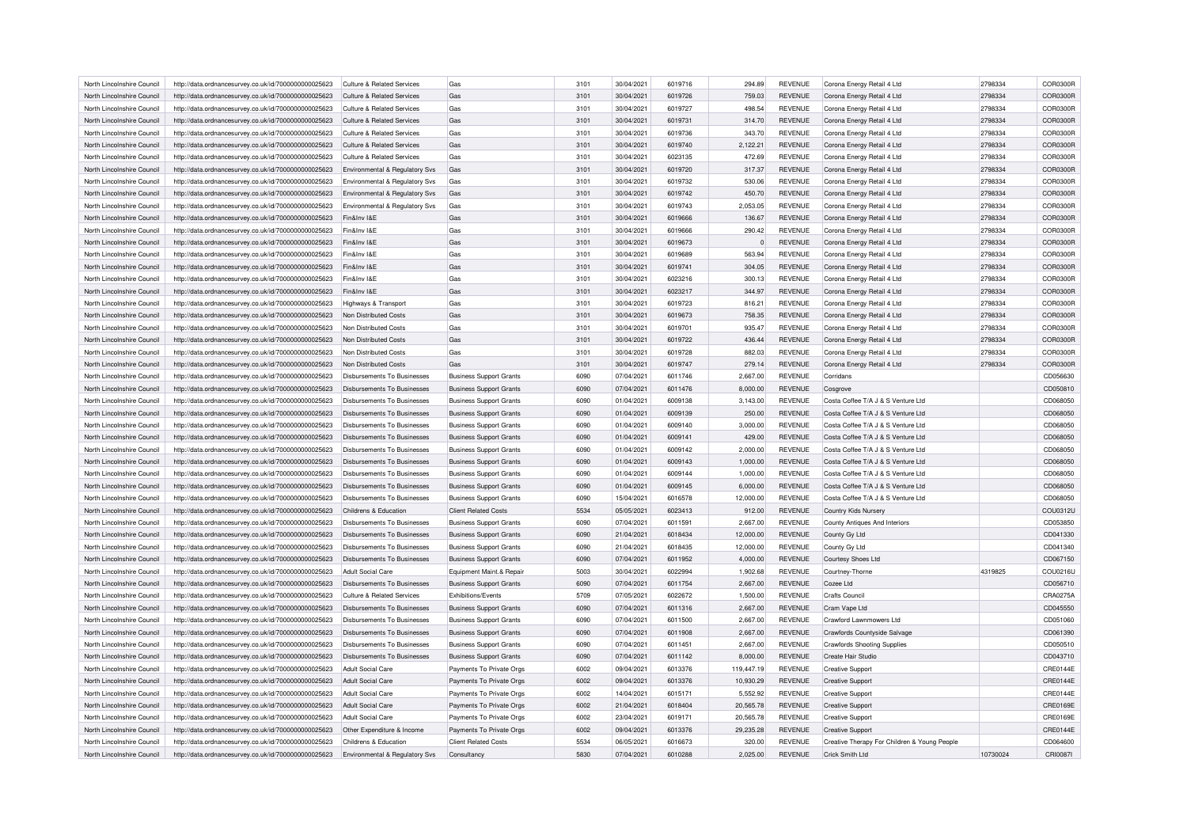| North Lincolnshire Council | http://data.ordnancesurvey.co.uk/id/7000000000025623 | Culture & Related Services | Gas | 3101 | 30/04/2021 | 6019716 | 294.89 | REVENUE | Corona Energy Retail 4 Ltd | 2798334 | COR0300R |
|---|---|---|---|---|---|---|---|---|---|---|---|
| North Lincolnshire Council | http://data.ordnancesurvey.co.uk/id/7000000000025623 | Culture & Related Services | Gas | 3101 | 30/04/2021 | 6019726 | 759.03 | REVENUE | Corona Energy Retail 4 Ltd | 2798334 | COR0300R |
| North Lincolnshire Council | http://data.ordnancesurvey.co.uk/id/7000000000025623 | Culture & Related Services | Gas | 3101 | 30/04/2021 | 6019727 | 498.54 | REVENUE | Corona Energy Retail 4 Ltd | 2798334 | COR0300R |
| North Lincolnshire Council | http://data.ordnancesurvey.co.uk/id/7000000000025623 | Culture & Related Services | Gas | 3101 | 30/04/2021 | 6019731 | 314.70 | REVENUE | Corona Energy Retail 4 Ltd | 2798334 | COR0300R |
| North Lincolnshire Council | http://data.ordnancesurvey.co.uk/id/7000000000025623 | Culture & Related Services | Gas | 3101 | 30/04/2021 | 6019736 | 343.70 | REVENUE | Corona Energy Retail 4 Ltd | 2798334 | COR0300R |
| North Lincolnshire Council | http://data.ordnancesurvey.co.uk/id/7000000000025623 | Culture & Related Services | Gas | 3101 | 30/04/2021 | 6019740 | 2,122.21 | REVENUE | Corona Energy Retail 4 Ltd | 2798334 | COR0300R |
| North Lincolnshire Council | http://data.ordnancesurvey.co.uk/id/7000000000025623 | Culture & Related Services | Gas | 3101 | 30/04/2021 | 6023135 | 472.69 | REVENUE | Corona Energy Retail 4 Ltd | 2798334 | COR0300R |
| North Lincolnshire Council | http://data.ordnancesurvey.co.uk/id/7000000000025623 | Environmental & Regulatory Svs | Gas | 3101 | 30/04/2021 | 6019720 | 317.37 | REVENUE | Corona Energy Retail 4 Ltd | 2798334 | COR0300R |
| North Lincolnshire Council | http://data.ordnancesurvey.co.uk/id/7000000000025623 | Environmental & Regulatory Svs | Gas | 3101 | 30/04/2021 | 6019732 | 530.06 | REVENUE | Corona Energy Retail 4 Ltd | 2798334 | COR0300R |
| North Lincolnshire Council | http://data.ordnancesurvey.co.uk/id/7000000000025623 | Environmental & Regulatory Svs | Gas | 3101 | 30/04/2021 | 6019742 | 450.70 | REVENUE | Corona Energy Retail 4 Ltd | 2798334 | COR0300R |
| North Lincolnshire Council | http://data.ordnancesurvey.co.uk/id/7000000000025623 | Environmental & Regulatory Svs | Gas | 3101 | 30/04/2021 | 6019743 | 2,053.05 | REVENUE | Corona Energy Retail 4 Ltd | 2798334 | COR0300R |
| North Lincolnshire Council | http://data.ordnancesurvey.co.uk/id/7000000000025623 | Fin&Inv I&E | Gas | 3101 | 30/04/2021 | 6019666 | 136.67 | REVENUE | Corona Energy Retail 4 Ltd | 2798334 | COR0300R |
| North Lincolnshire Council | http://data.ordnancesurvey.co.uk/id/7000000000025623 | Fin&Inv I&E | Gas | 3101 | 30/04/2021 | 6019666 | 290.42 | REVENUE | Corona Energy Retail 4 Ltd | 2798334 | COR0300R |
| North Lincolnshire Council | http://data.ordnancesurvey.co.uk/id/7000000000025623 | Fin&Inv I&E | Gas | 3101 | 30/04/2021 | 6019673 | 0 | REVENUE | Corona Energy Retail 4 Ltd | 2798334 | COR0300R |
| North Lincolnshire Council | http://data.ordnancesurvey.co.uk/id/7000000000025623 | Fin&Inv I&E | Gas | 3101 | 30/04/2021 | 6019689 | 563.94 | REVENUE | Corona Energy Retail 4 Ltd | 2798334 | COR0300R |
| North Lincolnshire Council | http://data.ordnancesurvey.co.uk/id/7000000000025623 | Fin&Inv I&E | Gas | 3101 | 30/04/2021 | 6019741 | 304.05 | REVENUE | Corona Energy Retail 4 Ltd | 2798334 | COR0300R |
| North Lincolnshire Council | http://data.ordnancesurvey.co.uk/id/7000000000025623 | Fin&Inv I&E | Gas | 3101 | 30/04/2021 | 6023216 | 300.13 | REVENUE | Corona Energy Retail 4 Ltd | 2798334 | COR0300R |
| North Lincolnshire Council | http://data.ordnancesurvey.co.uk/id/7000000000025623 | Fin&Inv I&E | Gas | 3101 | 30/04/2021 | 6023217 | 344.97 | REVENUE | Corona Energy Retail 4 Ltd | 2798334 | COR0300R |
| North Lincolnshire Council | http://data.ordnancesurvey.co.uk/id/7000000000025623 | Highways & Transport | Gas | 3101 | 30/04/2021 | 6019723 | 816.21 | REVENUE | Corona Energy Retail 4 Ltd | 2798334 | COR0300R |
| North Lincolnshire Council | http://data.ordnancesurvey.co.uk/id/7000000000025623 | Non Distributed Costs | Gas | 3101 | 30/04/2021 | 6019673 | 758.35 | REVENUE | Corona Energy Retail 4 Ltd | 2798334 | COR0300R |
| North Lincolnshire Council | http://data.ordnancesurvey.co.uk/id/7000000000025623 | Non Distributed Costs | Gas | 3101 | 30/04/2021 | 6019701 | 935.47 | REVENUE | Corona Energy Retail 4 Ltd | 2798334 | COR0300R |
| North Lincolnshire Council | http://data.ordnancesurvey.co.uk/id/7000000000025623 | Non Distributed Costs | Gas | 3101 | 30/04/2021 | 6019722 | 436.44 | REVENUE | Corona Energy Retail 4 Ltd | 2798334 | COR0300R |
| North Lincolnshire Council | http://data.ordnancesurvey.co.uk/id/7000000000025623 | Non Distributed Costs | Gas | 3101 | 30/04/2021 | 6019728 | 882.03 | REVENUE | Corona Energy Retail 4 Ltd | 2798334 | COR0300R |
| North Lincolnshire Council | http://data.ordnancesurvey.co.uk/id/7000000000025623 | Non Distributed Costs | Gas | 3101 | 30/04/2021 | 6019747 | 279.14 | REVENUE | Corona Energy Retail 4 Ltd | 2798334 | COR0300R |
| North Lincolnshire Council | http://data.ordnancesurvey.co.uk/id/7000000000025623 | Disbursements To Businesses | Business Support Grants | 6090 | 07/04/2021 | 6011746 | 2,667.00 | REVENUE | Corridans | | CD056630 |
| North Lincolnshire Council | http://data.ordnancesurvey.co.uk/id/7000000000025623 | Disbursements To Businesses | Business Support Grants | 6090 | 07/04/2021 | 6011476 | 8,000.00 | REVENUE | Cosgrove | | CD050810 |
| North Lincolnshire Council | http://data.ordnancesurvey.co.uk/id/7000000000025623 | Disbursements To Businesses | Business Support Grants | 6090 | 01/04/2021 | 6009138 | 3,143.00 | REVENUE | Costa Coffee T/A J & S Venture Ltd | | CD068050 |
| North Lincolnshire Council | http://data.ordnancesurvey.co.uk/id/7000000000025623 | Disbursements To Businesses | Business Support Grants | 6090 | 01/04/2021 | 6009139 | 250.00 | REVENUE | Costa Coffee T/A J & S Venture Ltd | | CD068050 |
| North Lincolnshire Council | http://data.ordnancesurvey.co.uk/id/7000000000025623 | Disbursements To Businesses | Business Support Grants | 6090 | 01/04/2021 | 6009140 | 3,000.00 | REVENUE | Costa Coffee T/A J & S Venture Ltd | | CD068050 |
| North Lincolnshire Council | http://data.ordnancesurvey.co.uk/id/7000000000025623 | Disbursements To Businesses | Business Support Grants | 6090 | 01/04/2021 | 6009141 | 429.00 | REVENUE | Costa Coffee T/A J & S Venture Ltd | | CD068050 |
| North Lincolnshire Council | http://data.ordnancesurvey.co.uk/id/7000000000025623 | Disbursements To Businesses | Business Support Grants | 6090 | 01/04/2021 | 6009142 | 2,000.00 | REVENUE | Costa Coffee T/A J & S Venture Ltd | | CD068050 |
| North Lincolnshire Council | http://data.ordnancesurvey.co.uk/id/7000000000025623 | Disbursements To Businesses | Business Support Grants | 6090 | 01/04/2021 | 6009143 | 1,000.00 | REVENUE | Costa Coffee T/A J & S Venture Ltd | | CD068050 |
| North Lincolnshire Council | http://data.ordnancesurvey.co.uk/id/7000000000025623 | Disbursements To Businesses | Business Support Grants | 6090 | 01/04/2021 | 6009144 | 1,000.00 | REVENUE | Costa Coffee T/A J & S Venture Ltd | | CD068050 |
| North Lincolnshire Council | http://data.ordnancesurvey.co.uk/id/7000000000025623 | Disbursements To Businesses | Business Support Grants | 6090 | 01/04/2021 | 6009145 | 6,000.00 | REVENUE | Costa Coffee T/A J & S Venture Ltd | | CD068050 |
| North Lincolnshire Council | http://data.ordnancesurvey.co.uk/id/7000000000025623 | Disbursements To Businesses | Business Support Grants | 6090 | 15/04/2021 | 6016578 | 12,000.00 | REVENUE | Costa Coffee T/A J & S Venture Ltd | | CD068050 |
| North Lincolnshire Council | http://data.ordnancesurvey.co.uk/id/7000000000025623 | Childrens & Education | Client Related Costs | 5534 | 05/05/2021 | 6023413 | 912.00 | REVENUE | Country Kids Nursery | | COU0312U |
| North Lincolnshire Council | http://data.ordnancesurvey.co.uk/id/7000000000025623 | Disbursements To Businesses | Business Support Grants | 6090 | 07/04/2021 | 6011591 | 2,667.00 | REVENUE | County Antiques And Interiors | | CD053850 |
| North Lincolnshire Council | http://data.ordnancesurvey.co.uk/id/7000000000025623 | Disbursements To Businesses | Business Support Grants | 6090 | 21/04/2021 | 6018434 | 12,000.00 | REVENUE | County Gy Ltd | | CD041330 |
| North Lincolnshire Council | http://data.ordnancesurvey.co.uk/id/7000000000025623 | Disbursements To Businesses | Business Support Grants | 6090 | 21/04/2021 | 6018435 | 12,000.00 | REVENUE | County Gy Ltd | | CD041340 |
| North Lincolnshire Council | http://data.ordnancesurvey.co.uk/id/7000000000025623 | Disbursements To Businesses | Business Support Grants | 6090 | 07/04/2021 | 6011952 | 4,000.00 | REVENUE | Courtesy Shoes Ltd | | CD067150 |
| North Lincolnshire Council | http://data.ordnancesurvey.co.uk/id/7000000000025623 | Adult Social Care | Equipment Maint.& Repair | 5003 | 30/04/2021 | 6022994 | 1,902.68 | REVENUE | Courtney-Thorne | 4319825 | COU0216U |
| North Lincolnshire Council | http://data.ordnancesurvey.co.uk/id/7000000000025623 | Disbursements To Businesses | Business Support Grants | 6090 | 07/04/2021 | 6011754 | 2,667.00 | REVENUE | Cozee Ltd | | CD056710 |
| North Lincolnshire Council | http://data.ordnancesurvey.co.uk/id/7000000000025623 | Culture & Related Services | Exhibitions/Events | 5709 | 07/05/2021 | 6022672 | 1,500.00 | REVENUE | Crafts Council | | CRA0275A |
| North Lincolnshire Council | http://data.ordnancesurvey.co.uk/id/7000000000025623 | Disbursements To Businesses | Business Support Grants | 6090 | 07/04/2021 | 6011316 | 2,667.00 | REVENUE | Cram Vape Ltd | | CD045550 |
| North Lincolnshire Council | http://data.ordnancesurvey.co.uk/id/7000000000025623 | Disbursements To Businesses | Business Support Grants | 6090 | 07/04/2021 | 6011500 | 2,667.00 | REVENUE | Crawford Lawnmowers Ltd | | CD051060 |
| North Lincolnshire Council | http://data.ordnancesurvey.co.uk/id/7000000000025623 | Disbursements To Businesses | Business Support Grants | 6090 | 07/04/2021 | 6011908 | 2,667.00 | REVENUE | Crawfords Countyside Salvage | | CD061390 |
| North Lincolnshire Council | http://data.ordnancesurvey.co.uk/id/7000000000025623 | Disbursements To Businesses | Business Support Grants | 6090 | 07/04/2021 | 6011451 | 2,667.00 | REVENUE | Crawfords Shooting Supplies | | CD050510 |
| North Lincolnshire Council | http://data.ordnancesurvey.co.uk/id/7000000000025623 | Disbursements To Businesses | Business Support Grants | 6090 | 07/04/2021 | 6011142 | 8,000.00 | REVENUE | Create Hair Studio | | CD043710 |
| North Lincolnshire Council | http://data.ordnancesurvey.co.uk/id/7000000000025623 | Adult Social Care | Payments To Private Orgs | 6002 | 09/04/2021 | 6013376 | 119,447.19 | REVENUE | Creative Support | | CRE0144E |
| North Lincolnshire Council | http://data.ordnancesurvey.co.uk/id/7000000000025623 | Adult Social Care | Payments To Private Orgs | 6002 | 09/04/2021 | 6013376 | 10,930.29 | REVENUE | Creative Support | | CRE0144E |
| North Lincolnshire Council | http://data.ordnancesurvey.co.uk/id/7000000000025623 | Adult Social Care | Payments To Private Orgs | 6002 | 14/04/2021 | 6015171 | 5,552.92 | REVENUE | Creative Support | | CRE0144E |
| North Lincolnshire Council | http://data.ordnancesurvey.co.uk/id/7000000000025623 | Adult Social Care | Payments To Private Orgs | 6002 | 21/04/2021 | 6018404 | 20,565.78 | REVENUE | Creative Support | | CRE0169E |
| North Lincolnshire Council | http://data.ordnancesurvey.co.uk/id/7000000000025623 | Adult Social Care | Payments To Private Orgs | 6002 | 23/04/2021 | 6019171 | 20,565.78 | REVENUE | Creative Support | | CRE0169E |
| North Lincolnshire Council | http://data.ordnancesurvey.co.uk/id/7000000000025623 | Other Expenditure & Income | Payments To Private Orgs | 6002 | 09/04/2021 | 6013376 | 29,235.28 | REVENUE | Creative Support | | CRE0144E |
| North Lincolnshire Council | http://data.ordnancesurvey.co.uk/id/7000000000025623 | Childrens & Education | Client Related Costs | 5534 | 06/05/2021 | 6016673 | 320.00 | REVENUE | Creative Therapy For Children & Young People | | CD064600 |
| North Lincolnshire Council | http://data.ordnancesurvey.co.uk/id/7000000000025623 | Environmental & Regulatory Svs | Consultancy | 5830 | 07/04/2021 | 6010288 | 2,025.00 | REVENUE | Crick Smith Ltd | 10730024 | CRI0087I |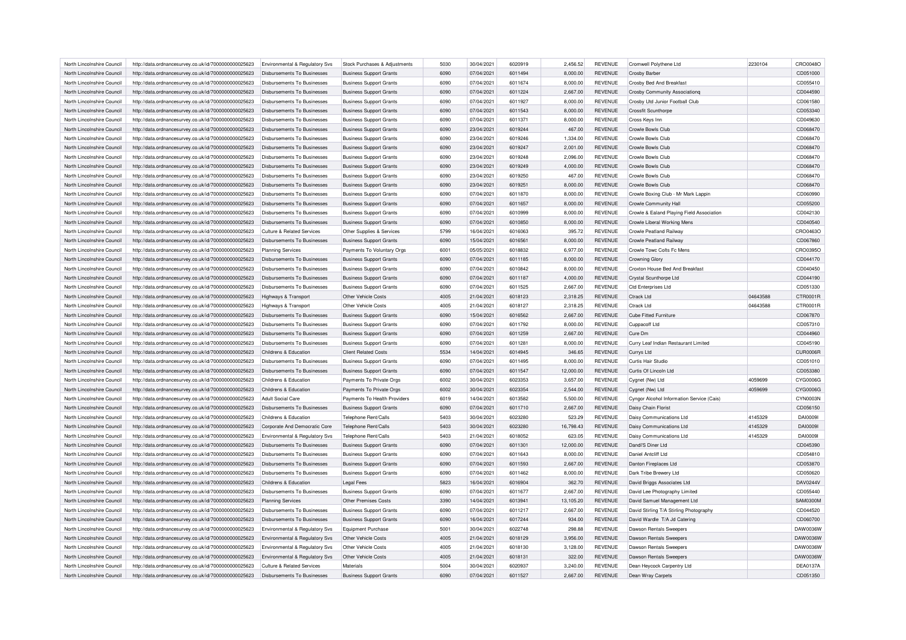| North Lincolnshire Council | http://data.ordnancesurvey.co.uk/id/7000000000025623 | Environmental & Regulatory Svs | Stock Purchases & Adjustments | 5030 | 30/04/2021 | 6020919 | 2,456.52 | REVENUE | Cromwell Polythene Ltd | 2230104 | CRO0048O |
|---|---|---|---|---|---|---|---|---|---|---|---|
| North Lincolnshire Council | http://data.ordnancesurvey.co.uk/id/7000000000025623 | Disbursements To Businesses | Business Support Grants | 6090 | 07/04/2021 | 6011494 | 8,000.00 | REVENUE | Crosby Barber | | CD051000 |
| North Lincolnshire Council | http://data.ordnancesurvey.co.uk/id/7000000000025623 | Disbursements To Businesses | Business Support Grants | 6090 | 07/04/2021 | 6011674 | 8,000.00 | REVENUE | Crosby Bed And Breakfast | | CD055410 |
| North Lincolnshire Council | http://data.ordnancesurvey.co.uk/id/7000000000025623 | Disbursements To Businesses | Business Support Grants | 6090 | 07/04/2021 | 6011224 | 2,667.00 | REVENUE | Crosby Community Associationq | | CD044590 |
| North Lincolnshire Council | http://data.ordnancesurvey.co.uk/id/7000000000025623 | Disbursements To Businesses | Business Support Grants | 6090 | 07/04/2021 | 6011927 | 8,000.00 | REVENUE | Crosby Utd Junior Football Club | | CD061580 |
| North Lincolnshire Council | http://data.ordnancesurvey.co.uk/id/7000000000025623 | Disbursements To Businesses | Business Support Grants | 6090 | 07/04/2021 | 6011543 | 8,000.00 | REVENUE | Crossfit Scunthorpe | | CD053340 |
| North Lincolnshire Council | http://data.ordnancesurvey.co.uk/id/7000000000025623 | Disbursements To Businesses | Business Support Grants | 6090 | 07/04/2021 | 6011371 | 8,000.00 | REVENUE | Cross Keys Inn | | CD049630 |
| North Lincolnshire Council | http://data.ordnancesurvey.co.uk/id/7000000000025623 | Disbursements To Businesses | Business Support Grants | 6090 | 23/04/2021 | 6019244 | 467.00 | REVENUE | Crowle Bowls Club | | CD068470 |
| North Lincolnshire Council | http://data.ordnancesurvey.co.uk/id/7000000000025623 | Disbursements To Businesses | Business Support Grants | 6090 | 23/04/2021 | 6019246 | 1,334.00 | REVENUE | Crowle Bowls Club | | CD068470 |
| North Lincolnshire Council | http://data.ordnancesurvey.co.uk/id/7000000000025623 | Disbursements To Businesses | Business Support Grants | 6090 | 23/04/2021 | 6019247 | 2,001.00 | REVENUE | Crowle Bowls Club | | CD068470 |
| North Lincolnshire Council | http://data.ordnancesurvey.co.uk/id/7000000000025623 | Disbursements To Businesses | Business Support Grants | 6090 | 23/04/2021 | 6019248 | 2,096.00 | REVENUE | Crowle Bowls Club | | CD068470 |
| North Lincolnshire Council | http://data.ordnancesurvey.co.uk/id/7000000000025623 | Disbursements To Businesses | Business Support Grants | 6090 | 23/04/2021 | 6019249 | 4,000.00 | REVENUE | Crowle Bowls Club | | CD068470 |
| North Lincolnshire Council | http://data.ordnancesurvey.co.uk/id/7000000000025623 | Disbursements To Businesses | Business Support Grants | 6090 | 23/04/2021 | 6019250 | 467.00 | REVENUE | Crowle Bowls Club | | CD068470 |
| North Lincolnshire Council | http://data.ordnancesurvey.co.uk/id/7000000000025623 | Disbursements To Businesses | Business Support Grants | 6090 | 23/04/2021 | 6019251 | 8,000.00 | REVENUE | Crowle Bowls Club | | CD068470 |
| North Lincolnshire Council | http://data.ordnancesurvey.co.uk/id/7000000000025623 | Disbursements To Businesses | Business Support Grants | 6090 | 07/04/2021 | 6011870 | 8,000.00 | REVENUE | Crowle Boxing Club - Mr Mark Lappin | | CD060990 |
| North Lincolnshire Council | http://data.ordnancesurvey.co.uk/id/7000000000025623 | Disbursements To Businesses | Business Support Grants | 6090 | 07/04/2021 | 6011657 | 8,000.00 | REVENUE | Crowle Community Hall | | CD055200 |
| North Lincolnshire Council | http://data.ordnancesurvey.co.uk/id/7000000000025623 | Disbursements To Businesses | Business Support Grants | 6090 | 07/04/2021 | 6010999 | 8,000.00 | REVENUE | Crowle & Ealand Playing Field Association | | CD042130 |
| North Lincolnshire Council | http://data.ordnancesurvey.co.uk/id/7000000000025623 | Disbursements To Businesses | Business Support Grants | 6090 | 07/04/2021 | 6010850 | 8,000.00 | REVENUE | Crowle Liberal Working Mens | | CD040540 |
| North Lincolnshire Council | http://data.ordnancesurvey.co.uk/id/7000000000025623 | Culture & Related Services | Other Supplies & Services | 5799 | 16/04/2021 | 6016063 | 395.72 | REVENUE | Crowle Peatland Railway | | CRO0463O |
| North Lincolnshire Council | http://data.ordnancesurvey.co.uk/id/7000000000025623 | Disbursements To Businesses | Business Support Grants | 6090 | 15/04/2021 | 6016561 | 8,000.00 | REVENUE | Crowle Peatland Railway | | CD067860 |
| North Lincolnshire Council | http://data.ordnancesurvey.co.uk/id/7000000000025623 | Planning Services | Payments To Voluntary Orgs | 6001 | 05/05/2021 | 6018832 | 6,977.00 | REVENUE | Crowle Towc Colts Fc Mens | | CRO0395O |
| North Lincolnshire Council | http://data.ordnancesurvey.co.uk/id/7000000000025623 | Disbursements To Businesses | Business Support Grants | 6090 | 07/04/2021 | 6011185 | 8,000.00 | REVENUE | Crowning Glory | | CD044170 |
| North Lincolnshire Council | http://data.ordnancesurvey.co.uk/id/7000000000025623 | Disbursements To Businesses | Business Support Grants | 6090 | 07/04/2021 | 6010842 | 8,000.00 | REVENUE | Croxton House Bed And Breakfast | | CD040450 |
| North Lincolnshire Council | http://data.ordnancesurvey.co.uk/id/7000000000025623 | Disbursements To Businesses | Business Support Grants | 6090 | 07/04/2021 | 6011187 | 4,000.00 | REVENUE | Crystal Scunthorpe Ltd | | CD044190 |
| North Lincolnshire Council | http://data.ordnancesurvey.co.uk/id/7000000000025623 | Disbursements To Businesses | Business Support Grants | 6090 | 07/04/2021 | 6011525 | 2,667.00 | REVENUE | Ctd Enterprises Ltd | | CD051330 |
| North Lincolnshire Council | http://data.ordnancesurvey.co.uk/id/7000000000025623 | Highways & Transport | Other Vehicle Costs | 4005 | 21/04/2021 | 6018123 | 2,318.25 | REVENUE | Ctrack Ltd | 04643588 | CTR0001R |
| North Lincolnshire Council | http://data.ordnancesurvey.co.uk/id/7000000000025623 | Highways & Transport | Other Vehicle Costs | 4005 | 21/04/2021 | 6018127 | 2,318.25 | REVENUE | Ctrack Ltd | 04643588 | CTR0001R |
| North Lincolnshire Council | http://data.ordnancesurvey.co.uk/id/7000000000025623 | Disbursements To Businesses | Business Support Grants | 6090 | 15/04/2021 | 6016562 | 2,667.00 | REVENUE | Cube Fitted Furniture | | CD067870 |
| North Lincolnshire Council | http://data.ordnancesurvey.co.uk/id/7000000000025623 | Disbursements To Businesses | Business Support Grants | 6090 | 07/04/2021 | 6011792 | 8,000.00 | REVENUE | Cuppacoff Ltd | | CD057310 |
| North Lincolnshire Council | http://data.ordnancesurvey.co.uk/id/7000000000025623 | Disbursements To Businesses | Business Support Grants | 6090 | 07/04/2021 | 6011259 | 2,667.00 | REVENUE | Cure Dm | | CD044960 |
| North Lincolnshire Council | http://data.ordnancesurvey.co.uk/id/7000000000025623 | Disbursements To Businesses | Business Support Grants | 6090 | 07/04/2021 | 6011281 | 8,000.00 | REVENUE | Curry Leaf Indian Restaurant Limited | | CD045190 |
| North Lincolnshire Council | http://data.ordnancesurvey.co.uk/id/7000000000025623 | Childrens & Education | Client Related Costs | 5534 | 14/04/2021 | 6014945 | 346.65 | REVENUE | Currys Ltd | | CUR0006R |
| North Lincolnshire Council | http://data.ordnancesurvey.co.uk/id/7000000000025623 | Disbursements To Businesses | Business Support Grants | 6090 | 07/04/2021 | 6011495 | 8,000.00 | REVENUE | Curtis Hair Studio | | CD051010 |
| North Lincolnshire Council | http://data.ordnancesurvey.co.uk/id/7000000000025623 | Disbursements To Businesses | Business Support Grants | 6090 | 07/04/2021 | 6011547 | 12,000.00 | REVENUE | Curtis Of Lincoln Ltd | | CD053380 |
| North Lincolnshire Council | http://data.ordnancesurvey.co.uk/id/7000000000025623 | Childrens & Education | Payments To Private Orgs | 6002 | 30/04/2021 | 6023353 | 3,657.00 | REVENUE | Cygnet (Nw) Ltd | 4059699 | CYG0006G |
| North Lincolnshire Council | http://data.ordnancesurvey.co.uk/id/7000000000025623 | Childrens & Education | Payments To Private Orgs | 6002 | 30/04/2021 | 6023354 | 2,544.00 | REVENUE | Cygnet (Nw) Ltd | 4059699 | CYG0006G |
| North Lincolnshire Council | http://data.ordnancesurvey.co.uk/id/7000000000025623 | Adult Social Care | Payments To Health Providers | 6019 | 14/04/2021 | 6013582 | 5,500.00 | REVENUE | Cyngor Alcohol Information Service (Cais) | | CYN0003N |
| North Lincolnshire Council | http://data.ordnancesurvey.co.uk/id/7000000000025623 | Disbursements To Businesses | Business Support Grants | 6090 | 07/04/2021 | 6011710 | 2,667.00 | REVENUE | Daisy Chain Florist | | CD056150 |
| North Lincolnshire Council | http://data.ordnancesurvey.co.uk/id/7000000000025623 | Childrens & Education | Telephone Rent/Calls | 5403 | 30/04/2021 | 6023280 | 523.29 | REVENUE | Daisy Communications Ltd | 4145329 | DAI0009I |
| North Lincolnshire Council | http://data.ordnancesurvey.co.uk/id/7000000000025623 | Corporate And Democratic Core | Telephone Rent/Calls | 5403 | 30/04/2021 | 6023280 | 16,798.43 | REVENUE | Daisy Communications Ltd | 4145329 | DAI0009I |
| North Lincolnshire Council | http://data.ordnancesurvey.co.uk/id/7000000000025623 | Environmental & Regulatory Svs | Telephone Rent/Calls | 5403 | 21/04/2021 | 6018052 | 623.05 | REVENUE | Daisy Communications Ltd | 4145329 | DAI0009I |
| North Lincolnshire Council | http://data.ordnancesurvey.co.uk/id/7000000000025623 | Disbursements To Businesses | Business Support Grants | 6090 | 07/04/2021 | 6011301 | 12,000.00 | REVENUE | Dandi'S Diner Ltd | | CD045390 |
| North Lincolnshire Council | http://data.ordnancesurvey.co.uk/id/7000000000025623 | Disbursements To Businesses | Business Support Grants | 6090 | 07/04/2021 | 6011643 | 8,000.00 | REVENUE | Daniel Antcliff Ltd | | CD054810 |
| North Lincolnshire Council | http://data.ordnancesurvey.co.uk/id/7000000000025623 | Disbursements To Businesses | Business Support Grants | 6090 | 07/04/2021 | 6011593 | 2,667.00 | REVENUE | Danton Fireplaces Ltd | | CD053870 |
| North Lincolnshire Council | http://data.ordnancesurvey.co.uk/id/7000000000025623 | Disbursements To Businesses | Business Support Grants | 6090 | 07/04/2021 | 6011462 | 8,000.00 | REVENUE | Dark Tribe Brewery Ltd | | CD050620 |
| North Lincolnshire Council | http://data.ordnancesurvey.co.uk/id/7000000000025623 | Childrens & Education | Legal Fees | 5823 | 16/04/2021 | 6016904 | 362.70 | REVENUE | David Briggs Associates Ltd | | DAV0244V |
| North Lincolnshire Council | http://data.ordnancesurvey.co.uk/id/7000000000025623 | Disbursements To Businesses | Business Support Grants | 6090 | 07/04/2021 | 6011677 | 2,667.00 | REVENUE | David Lee Photography Limited | | CD055440 |
| North Lincolnshire Council | http://data.ordnancesurvey.co.uk/id/7000000000025623 | Planning Services | Other Premises Costs | 3390 | 14/04/2021 | 6013941 | 13,105.20 | REVENUE | David Samuel Management Ltd | | SAM0300M |
| North Lincolnshire Council | http://data.ordnancesurvey.co.uk/id/7000000000025623 | Disbursements To Businesses | Business Support Grants | 6090 | 07/04/2021 | 6011217 | 2,667.00 | REVENUE | David Stirling T/A Stirling Photography | | CD044520 |
| North Lincolnshire Council | http://data.ordnancesurvey.co.uk/id/7000000000025623 | Disbursements To Businesses | Business Support Grants | 6090 | 16/04/2021 | 6017244 | 934.00 | REVENUE | David Wardle T/A Jd Catering | | CD060700 |
| North Lincolnshire Council | http://data.ordnancesurvey.co.uk/id/7000000000025623 | Environmental & Regulatory Svs | Equipment Purchase | 5001 | 30/04/2021 | 6022748 | 298.88 | REVENUE | Dawson Rentals Sweepers | | DAW0036W |
| North Lincolnshire Council | http://data.ordnancesurvey.co.uk/id/7000000000025623 | Environmental & Regulatory Svs | Other Vehicle Costs | 4005 | 21/04/2021 | 6018129 | 3,956.00 | REVENUE | Dawson Rentals Sweepers | | DAW0036W |
| North Lincolnshire Council | http://data.ordnancesurvey.co.uk/id/7000000000025623 | Environmental & Regulatory Svs | Other Vehicle Costs | 4005 | 21/04/2021 | 6018130 | 3,128.00 | REVENUE | Dawson Rentals Sweepers | | DAW0036W |
| North Lincolnshire Council | http://data.ordnancesurvey.co.uk/id/7000000000025623 | Environmental & Regulatory Svs | Other Vehicle Costs | 4005 | 21/04/2021 | 6018131 | 322.00 | REVENUE | Dawson Rentals Sweepers | | DAW0036W |
| North Lincolnshire Council | http://data.ordnancesurvey.co.uk/id/7000000000025623 | Culture & Related Services | Materials | 5004 | 30/04/2021 | 6020937 | 3,240.00 | REVENUE | Dean Heycock Carpentry Ltd | | DEA0137A |
| North Lincolnshire Council | http://data.ordnancesurvey.co.uk/id/7000000000025623 | Disbursements To Businesses | Business Support Grants | 6090 | 07/04/2021 | 6011527 | 2,667.00 | REVENUE | Dean Wray Carpets | | CD051350 |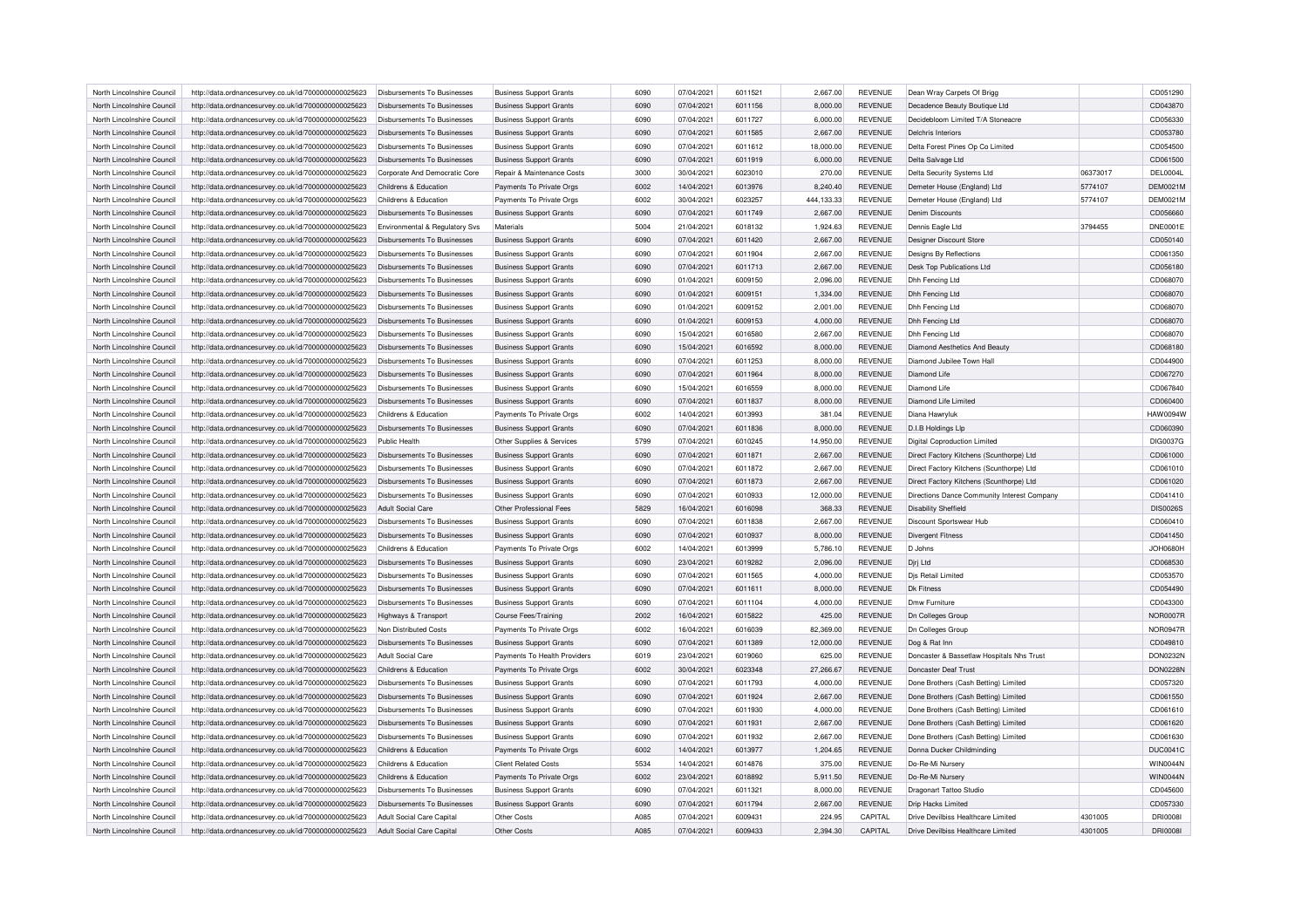| | | | | | | | | | | | |
|---|---|---|---|---|---|---|---|---|---|---|---|
| North Lincolnshire Council | http://data.ordnancesurvey.co.uk/id/7000000000025623 | Disbursements To Businesses | Business Support Grants | 6090 | 07/04/2021 | 6011521 | 2,667.00 | REVENUE | Dean Wray Carpets Of Brigg | | CD051290 |
| North Lincolnshire Council | http://data.ordnancesurvey.co.uk/id/7000000000025623 | Disbursements To Businesses | Business Support Grants | 6090 | 07/04/2021 | 6011156 | 8,000.00 | REVENUE | Decadence Beauty Boutique Ltd | | CD043870 |
| North Lincolnshire Council | http://data.ordnancesurvey.co.uk/id/7000000000025623 | Disbursements To Businesses | Business Support Grants | 6090 | 07/04/2021 | 6011727 | 6,000.00 | REVENUE | Decidebloom Limited T/A Stoneacre | | CD056330 |
| North Lincolnshire Council | http://data.ordnancesurvey.co.uk/id/7000000000025623 | Disbursements To Businesses | Business Support Grants | 6090 | 07/04/2021 | 6011585 | 2,667.00 | REVENUE | Delchris Interiors | | CD053780 |
| North Lincolnshire Council | http://data.ordnancesurvey.co.uk/id/7000000000025623 | Disbursements To Businesses | Business Support Grants | 6090 | 07/04/2021 | 6011612 | 18,000.00 | REVENUE | Delta Forest Pines Op Co Limited | | CD054500 |
| North Lincolnshire Council | http://data.ordnancesurvey.co.uk/id/7000000000025623 | Disbursements To Businesses | Business Support Grants | 6090 | 07/04/2021 | 6011919 | 6,000.00 | REVENUE | Delta Salvage Ltd | | CD061500 |
| North Lincolnshire Council | http://data.ordnancesurvey.co.uk/id/7000000000025623 | Corporate And Democratic Core | Repair & Maintenance Costs | 3000 | 30/04/2021 | 6023010 | 270.00 | REVENUE | Delta Security Systems Ltd | 06373017 | DEL0004L |
| North Lincolnshire Council | http://data.ordnancesurvey.co.uk/id/7000000000025623 | Childrens & Education | Payments To Private Orgs | 6002 | 14/04/2021 | 6013976 | 8,240.40 | REVENUE | Demeter House (England) Ltd | 5774107 | DEM0021M |
| North Lincolnshire Council | http://data.ordnancesurvey.co.uk/id/7000000000025623 | Childrens & Education | Payments To Private Orgs | 6002 | 30/04/2021 | 6023257 | 444,133.33 | REVENUE | Demeter House (England) Ltd | 5774107 | DEM0021M |
| North Lincolnshire Council | http://data.ordnancesurvey.co.uk/id/7000000000025623 | Disbursements To Businesses | Business Support Grants | 6090 | 07/04/2021 | 6011749 | 2,667.00 | REVENUE | Denim Discounts | | CD056660 |
| North Lincolnshire Council | http://data.ordnancesurvey.co.uk/id/7000000000025623 | Environmental & Regulatory Svs | Materials | 5004 | 21/04/2021 | 6018132 | 1,924.63 | REVENUE | Dennis Eagle Ltd | 3794455 | DNE0001E |
| North Lincolnshire Council | http://data.ordnancesurvey.co.uk/id/7000000000025623 | Disbursements To Businesses | Business Support Grants | 6090 | 07/04/2021 | 6011420 | 2,667.00 | REVENUE | Designer Discount Store | | CD050140 |
| North Lincolnshire Council | http://data.ordnancesurvey.co.uk/id/7000000000025623 | Disbursements To Businesses | Business Support Grants | 6090 | 07/04/2021 | 6011904 | 2,667.00 | REVENUE | Designs By Reflections | | CD061350 |
| North Lincolnshire Council | http://data.ordnancesurvey.co.uk/id/7000000000025623 | Disbursements To Businesses | Business Support Grants | 6090 | 07/04/2021 | 6011713 | 2,667.00 | REVENUE | Desk Top Publications Ltd | | CD056180 |
| North Lincolnshire Council | http://data.ordnancesurvey.co.uk/id/7000000000025623 | Disbursements To Businesses | Business Support Grants | 6090 | 01/04/2021 | 6009150 | 2,096.00 | REVENUE | Dhh Fencing Ltd | | CD068070 |
| North Lincolnshire Council | http://data.ordnancesurvey.co.uk/id/7000000000025623 | Disbursements To Businesses | Business Support Grants | 6090 | 01/04/2021 | 6009151 | 1,334.00 | REVENUE | Dhh Fencing Ltd | | CD068070 |
| North Lincolnshire Council | http://data.ordnancesurvey.co.uk/id/7000000000025623 | Disbursements To Businesses | Business Support Grants | 6090 | 01/04/2021 | 6009152 | 2,001.00 | REVENUE | Dhh Fencing Ltd | | CD068070 |
| North Lincolnshire Council | http://data.ordnancesurvey.co.uk/id/7000000000025623 | Disbursements To Businesses | Business Support Grants | 6090 | 01/04/2021 | 6009153 | 4,000.00 | REVENUE | Dhh Fencing Ltd | | CD068070 |
| North Lincolnshire Council | http://data.ordnancesurvey.co.uk/id/7000000000025623 | Disbursements To Businesses | Business Support Grants | 6090 | 15/04/2021 | 6016580 | 2,667.00 | REVENUE | Dhh Fencing Ltd | | CD068070 |
| North Lincolnshire Council | http://data.ordnancesurvey.co.uk/id/7000000000025623 | Disbursements To Businesses | Business Support Grants | 6090 | 15/04/2021 | 6016592 | 8,000.00 | REVENUE | Diamond Aesthetics And Beauty | | CD068180 |
| North Lincolnshire Council | http://data.ordnancesurvey.co.uk/id/7000000000025623 | Disbursements To Businesses | Business Support Grants | 6090 | 07/04/2021 | 6011253 | 8,000.00 | REVENUE | Diamond Jubilee Town Hall | | CD044900 |
| North Lincolnshire Council | http://data.ordnancesurvey.co.uk/id/7000000000025623 | Disbursements To Businesses | Business Support Grants | 6090 | 07/04/2021 | 6011964 | 8,000.00 | REVENUE | Diamond Life | | CD067270 |
| North Lincolnshire Council | http://data.ordnancesurvey.co.uk/id/7000000000025623 | Disbursements To Businesses | Business Support Grants | 6090 | 15/04/2021 | 6016559 | 8,000.00 | REVENUE | Diamond Life | | CD067840 |
| North Lincolnshire Council | http://data.ordnancesurvey.co.uk/id/7000000000025623 | Disbursements To Businesses | Business Support Grants | 6090 | 07/04/2021 | 6011837 | 8,000.00 | REVENUE | Diamond Life Limited | | CD060400 |
| North Lincolnshire Council | http://data.ordnancesurvey.co.uk/id/7000000000025623 | Childrens & Education | Payments To Private Orgs | 6002 | 14/04/2021 | 6013993 | 381.04 | REVENUE | Diana Hawryluk | | HAW0094W |
| North Lincolnshire Council | http://data.ordnancesurvey.co.uk/id/7000000000025623 | Disbursements To Businesses | Business Support Grants | 6090 | 07/04/2021 | 6011836 | 8,000.00 | REVENUE | D.I.B Holdings Llp | | CD060390 |
| North Lincolnshire Council | http://data.ordnancesurvey.co.uk/id/7000000000025623 | Public Health | Other Supplies & Services | 5799 | 07/04/2021 | 6010245 | 14,950.00 | REVENUE | Digital Coproduction Limited | | DIG0037G |
| North Lincolnshire Council | http://data.ordnancesurvey.co.uk/id/7000000000025623 | Disbursements To Businesses | Business Support Grants | 6090 | 07/04/2021 | 6011871 | 2,667.00 | REVENUE | Direct Factory Kitchens (Scunthorpe) Ltd | | CD061000 |
| North Lincolnshire Council | http://data.ordnancesurvey.co.uk/id/7000000000025623 | Disbursements To Businesses | Business Support Grants | 6090 | 07/04/2021 | 6011872 | 2,667.00 | REVENUE | Direct Factory Kitchens (Scunthorpe) Ltd | | CD061010 |
| North Lincolnshire Council | http://data.ordnancesurvey.co.uk/id/7000000000025623 | Disbursements To Businesses | Business Support Grants | 6090 | 07/04/2021 | 6011873 | 2,667.00 | REVENUE | Direct Factory Kitchens (Scunthorpe) Ltd | | CD061020 |
| North Lincolnshire Council | http://data.ordnancesurvey.co.uk/id/7000000000025623 | Disbursements To Businesses | Business Support Grants | 6090 | 07/04/2021 | 6010933 | 12,000.00 | REVENUE | Directions Dance Community Interest Company | | CD041410 |
| North Lincolnshire Council | http://data.ordnancesurvey.co.uk/id/7000000000025623 | Adult Social Care | Other Professional Fees | 5829 | 16/04/2021 | 6016098 | 368.33 | REVENUE | Disability Sheffield | | DIS0026S |
| North Lincolnshire Council | http://data.ordnancesurvey.co.uk/id/7000000000025623 | Disbursements To Businesses | Business Support Grants | 6090 | 07/04/2021 | 6011838 | 2,667.00 | REVENUE | Discount Sportswear Hub | | CD060410 |
| North Lincolnshire Council | http://data.ordnancesurvey.co.uk/id/7000000000025623 | Disbursements To Businesses | Business Support Grants | 6090 | 07/04/2021 | 6010937 | 8,000.00 | REVENUE | Divergent Fitness | | CD041450 |
| North Lincolnshire Council | http://data.ordnancesurvey.co.uk/id/7000000000025623 | Childrens & Education | Payments To Private Orgs | 6002 | 14/04/2021 | 6013999 | 5,786.10 | REVENUE | D Johns | | JOH0680H |
| North Lincolnshire Council | http://data.ordnancesurvey.co.uk/id/7000000000025623 | Disbursements To Businesses | Business Support Grants | 6090 | 23/04/2021 | 6019282 | 2,096.00 | REVENUE | Djrj Ltd | | CD068530 |
| North Lincolnshire Council | http://data.ordnancesurvey.co.uk/id/7000000000025623 | Disbursements To Businesses | Business Support Grants | 6090 | 07/04/2021 | 6011565 | 4,000.00 | REVENUE | Djs Retail Limited | | CD053570 |
| North Lincolnshire Council | http://data.ordnancesurvey.co.uk/id/7000000000025623 | Disbursements To Businesses | Business Support Grants | 6090 | 07/04/2021 | 6011611 | 8,000.00 | REVENUE | Dk Fitness | | CD054490 |
| North Lincolnshire Council | http://data.ordnancesurvey.co.uk/id/7000000000025623 | Disbursements To Businesses | Business Support Grants | 6090 | 07/04/2021 | 6011104 | 4,000.00 | REVENUE | Dmw Furniture | | CD043300 |
| North Lincolnshire Council | http://data.ordnancesurvey.co.uk/id/7000000000025623 | Highways & Transport | Course Fees/Training | 2002 | 16/04/2021 | 6015822 | 425.00 | REVENUE | Dn Colleges Group | | NOR0007R |
| North Lincolnshire Council | http://data.ordnancesurvey.co.uk/id/7000000000025623 | Non Distributed Costs | Payments To Private Orgs | 6002 | 16/04/2021 | 6016039 | 82,369.00 | REVENUE | Dn Colleges Group | | NOR0947R |
| North Lincolnshire Council | http://data.ordnancesurvey.co.uk/id/7000000000025623 | Disbursements To Businesses | Business Support Grants | 6090 | 07/04/2021 | 6011389 | 12,000.00 | REVENUE | Dog & Rat Inn | | CD049810 |
| North Lincolnshire Council | http://data.ordnancesurvey.co.uk/id/7000000000025623 | Adult Social Care | Payments To Health Providers | 6019 | 23/04/2021 | 6019060 | 625.00 | REVENUE | Doncaster & Bassetlaw Hospitals Nhs Trust | | DON0232N |
| North Lincolnshire Council | http://data.ordnancesurvey.co.uk/id/7000000000025623 | Childrens & Education | Payments To Private Orgs | 6002 | 30/04/2021 | 6023348 | 27,266.67 | REVENUE | Doncaster Deaf Trust | | DON0228N |
| North Lincolnshire Council | http://data.ordnancesurvey.co.uk/id/7000000000025623 | Disbursements To Businesses | Business Support Grants | 6090 | 07/04/2021 | 6011793 | 4,000.00 | REVENUE | Done Brothers (Cash Betting) Limited | | CD057320 |
| North Lincolnshire Council | http://data.ordnancesurvey.co.uk/id/7000000000025623 | Disbursements To Businesses | Business Support Grants | 6090 | 07/04/2021 | 6011924 | 2,667.00 | REVENUE | Done Brothers (Cash Betting) Limited | | CD061550 |
| North Lincolnshire Council | http://data.ordnancesurvey.co.uk/id/7000000000025623 | Disbursements To Businesses | Business Support Grants | 6090 | 07/04/2021 | 6011930 | 4,000.00 | REVENUE | Done Brothers (Cash Betting) Limited | | CD061610 |
| North Lincolnshire Council | http://data.ordnancesurvey.co.uk/id/7000000000025623 | Disbursements To Businesses | Business Support Grants | 6090 | 07/04/2021 | 6011931 | 2,667.00 | REVENUE | Done Brothers (Cash Betting) Limited | | CD061620 |
| North Lincolnshire Council | http://data.ordnancesurvey.co.uk/id/7000000000025623 | Disbursements To Businesses | Business Support Grants | 6090 | 07/04/2021 | 6011932 | 2,667.00 | REVENUE | Done Brothers (Cash Betting) Limited | | CD061630 |
| North Lincolnshire Council | http://data.ordnancesurvey.co.uk/id/7000000000025623 | Childrens & Education | Payments To Private Orgs | 6002 | 14/04/2021 | 6013977 | 1,204.65 | REVENUE | Donna Ducker Childminding | | DUC0041C |
| North Lincolnshire Council | http://data.ordnancesurvey.co.uk/id/7000000000025623 | Childrens & Education | Client Related Costs | 5534 | 14/04/2021 | 6014876 | 375.00 | REVENUE | Do-Re-Mi Nursery | | WIN0044N |
| North Lincolnshire Council | http://data.ordnancesurvey.co.uk/id/7000000000025623 | Childrens & Education | Payments To Private Orgs | 6002 | 23/04/2021 | 6018892 | 5,911.50 | REVENUE | Do-Re-Mi Nursery | | WIN0044N |
| North Lincolnshire Council | http://data.ordnancesurvey.co.uk/id/7000000000025623 | Disbursements To Businesses | Business Support Grants | 6090 | 07/04/2021 | 6011321 | 8,000.00 | REVENUE | Dragonart Tattoo Studio | | CD045600 |
| North Lincolnshire Council | http://data.ordnancesurvey.co.uk/id/7000000000025623 | Disbursements To Businesses | Business Support Grants | 6090 | 07/04/2021 | 6011794 | 2,667.00 | REVENUE | Drip Hacks Limited | | CD057330 |
| North Lincolnshire Council | http://data.ordnancesurvey.co.uk/id/7000000000025623 | Adult Social Care Capital | Other Costs | A085 | 07/04/2021 | 6009431 | 224.95 | CAPITAL | Drive Devilbiss Healthcare Limited | 4301005 | DRI0008I |
| North Lincolnshire Council | http://data.ordnancesurvey.co.uk/id/7000000000025623 | Adult Social Care Capital | Other Costs | A085 | 07/04/2021 | 6009433 | 2,394.30 | CAPITAL | Drive Devilbiss Healthcare Limited | 4301005 | DRI0008I |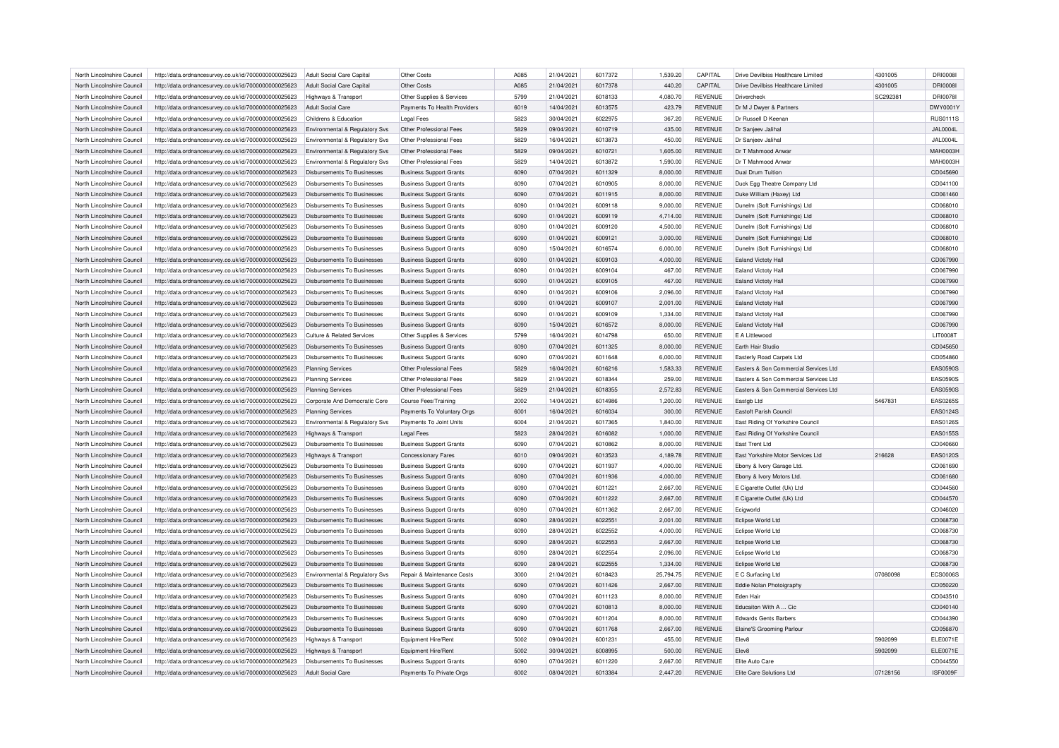| North Lincolnshire Council | http://data.ordnancesurvey.co.uk/id/7000000000025623 | Adult Social Care Capital | Other Costs | A085 | 21/04/2021 | 6017372 | 1,539.20 | CAPITAL | Drive Devilbiss Healthcare Limited | 4301005 | DRI0008I |
|---|---|---|---|---|---|---|---|---|---|---|---|
| North Lincolnshire Council | http://data.ordnancesurvey.co.uk/id/7000000000025623 | Adult Social Care Capital | Other Costs | A085 | 21/04/2021 | 6017378 | 440.20 | CAPITAL | Drive Devilbiss Healthcare Limited | 4301005 | DRI0008I |
| North Lincolnshire Council | http://data.ordnancesurvey.co.uk/id/7000000000025623 | Highways & Transport | Other Supplies & Services | 5799 | 21/04/2021 | 6018133 | 4,080.70 | REVENUE | Drivercheck | SC292381 | DRI0078I |
| North Lincolnshire Council | http://data.ordnancesurvey.co.uk/id/7000000000025623 | Adult Social Care | Payments To Health Providers | 6019 | 14/04/2021 | 6013575 | 423.79 | REVENUE | Dr M J Dwyer & Partners | | DWY0001Y |
| North Lincolnshire Council | http://data.ordnancesurvey.co.uk/id/7000000000025623 | Childrens & Education | Legal Fees | 5823 | 30/04/2021 | 6022975 | 367.20 | REVENUE | Dr Russell D Keenan | | RUS0111S |
| North Lincolnshire Council | http://data.ordnancesurvey.co.uk/id/7000000000025623 | Environmental & Regulatory Svs | Other Professional Fees | 5829 | 09/04/2021 | 6010719 | 435.00 | REVENUE | Dr Sanjeev Jalihal | | JAL0004L |
| North Lincolnshire Council | http://data.ordnancesurvey.co.uk/id/7000000000025623 | Environmental & Regulatory Svs | Other Professional Fees | 5829 | 16/04/2021 | 6013873 | 450.00 | REVENUE | Dr Sanjeev Jalihal | | JAL0004L |
| North Lincolnshire Council | http://data.ordnancesurvey.co.uk/id/7000000000025623 | Environmental & Regulatory Svs | Other Professional Fees | 5829 | 09/04/2021 | 6010721 | 1,605.00 | REVENUE | Dr T Mahmood Anwar | | MAH0003H |
| North Lincolnshire Council | http://data.ordnancesurvey.co.uk/id/7000000000025623 | Environmental & Regulatory Svs | Other Professional Fees | 5829 | 14/04/2021 | 6013872 | 1,590.00 | REVENUE | Dr T Mahmood Anwar | | MAH0003H |
| North Lincolnshire Council | http://data.ordnancesurvey.co.uk/id/7000000000025623 | Disbursements To Businesses | Business Support Grants | 6090 | 07/04/2021 | 6011329 | 8,000.00 | REVENUE | Dual Drum Tuition | | CD045690 |
| North Lincolnshire Council | http://data.ordnancesurvey.co.uk/id/7000000000025623 | Disbursements To Businesses | Business Support Grants | 6090 | 07/04/2021 | 6010905 | 8,000.00 | REVENUE | Duck Egg Theatre Company Ltd | | CD041100 |
| North Lincolnshire Council | http://data.ordnancesurvey.co.uk/id/7000000000025623 | Disbursements To Businesses | Business Support Grants | 6090 | 07/04/2021 | 6011915 | 8,000.00 | REVENUE | Duke William (Haxey) Ltd | | CD061460 |
| North Lincolnshire Council | http://data.ordnancesurvey.co.uk/id/7000000000025623 | Disbursements To Businesses | Business Support Grants | 6090 | 01/04/2021 | 6009118 | 9,000.00 | REVENUE | Dunelm (Soft Furnishings) Ltd | | CD068010 |
| North Lincolnshire Council | http://data.ordnancesurvey.co.uk/id/7000000000025623 | Disbursements To Businesses | Business Support Grants | 6090 | 01/04/2021 | 6009119 | 4,714.00 | REVENUE | Dunelm (Soft Furnishings) Ltd | | CD068010 |
| North Lincolnshire Council | http://data.ordnancesurvey.co.uk/id/7000000000025623 | Disbursements To Businesses | Business Support Grants | 6090 | 01/04/2021 | 6009120 | 4,500.00 | REVENUE | Dunelm (Soft Furnishings) Ltd | | CD068010 |
| North Lincolnshire Council | http://data.ordnancesurvey.co.uk/id/7000000000025623 | Disbursements To Businesses | Business Support Grants | 6090 | 01/04/2021 | 6009121 | 3,000.00 | REVENUE | Dunelm (Soft Furnishings) Ltd | | CD068010 |
| North Lincolnshire Council | http://data.ordnancesurvey.co.uk/id/7000000000025623 | Disbursements To Businesses | Business Support Grants | 6090 | 15/04/2021 | 6016574 | 6,000.00 | REVENUE | Dunelm (Soft Furnishings) Ltd | | CD068010 |
| North Lincolnshire Council | http://data.ordnancesurvey.co.uk/id/7000000000025623 | Disbursements To Businesses | Business Support Grants | 6090 | 01/04/2021 | 6009103 | 4,000.00 | REVENUE | Ealand Victoty Hall | | CD067990 |
| North Lincolnshire Council | http://data.ordnancesurvey.co.uk/id/7000000000025623 | Disbursements To Businesses | Business Support Grants | 6090 | 01/04/2021 | 6009104 | 467.00 | REVENUE | Ealand Victoty Hall | | CD067990 |
| North Lincolnshire Council | http://data.ordnancesurvey.co.uk/id/7000000000025623 | Disbursements To Businesses | Business Support Grants | 6090 | 01/04/2021 | 6009105 | 467.00 | REVENUE | Ealand Victoty Hall | | CD067990 |
| North Lincolnshire Council | http://data.ordnancesurvey.co.uk/id/7000000000025623 | Disbursements To Businesses | Business Support Grants | 6090 | 01/04/2021 | 6009106 | 2,096.00 | REVENUE | Ealand Victoty Hall | | CD067990 |
| North Lincolnshire Council | http://data.ordnancesurvey.co.uk/id/7000000000025623 | Disbursements To Businesses | Business Support Grants | 6090 | 01/04/2021 | 6009107 | 2,001.00 | REVENUE | Ealand Victoty Hall | | CD067990 |
| North Lincolnshire Council | http://data.ordnancesurvey.co.uk/id/7000000000025623 | Disbursements To Businesses | Business Support Grants | 6090 | 01/04/2021 | 6009109 | 1,334.00 | REVENUE | Ealand Victoty Hall | | CD067990 |
| North Lincolnshire Council | http://data.ordnancesurvey.co.uk/id/7000000000025623 | Disbursements To Businesses | Business Support Grants | 6090 | 15/04/2021 | 6016572 | 8,000.00 | REVENUE | Ealand Victoty Hall | | CD067990 |
| North Lincolnshire Council | http://data.ordnancesurvey.co.uk/id/7000000000025623 | Culture & Related Services | Other Supplies & Services | 5799 | 16/04/2021 | 6014798 | 650.00 | REVENUE | E A Littlewood | | LIT0008T |
| North Lincolnshire Council | http://data.ordnancesurvey.co.uk/id/7000000000025623 | Disbursements To Businesses | Business Support Grants | 6090 | 07/04/2021 | 6011325 | 8,000.00 | REVENUE | Earth Hair Studio | | CD045650 |
| North Lincolnshire Council | http://data.ordnancesurvey.co.uk/id/7000000000025623 | Disbursements To Businesses | Business Support Grants | 6090 | 07/04/2021 | 6011648 | 6,000.00 | REVENUE | Easterly Road Carpets Ltd | | CD054860 |
| North Lincolnshire Council | http://data.ordnancesurvey.co.uk/id/7000000000025623 | Planning Services | Other Professional Fees | 5829 | 16/04/2021 | 6016216 | 1,583.33 | REVENUE | Easters & Son Commercial Services Ltd | | EAS0590S |
| North Lincolnshire Council | http://data.ordnancesurvey.co.uk/id/7000000000025623 | Planning Services | Other Professional Fees | 5829 | 21/04/2021 | 6018344 | 259.00 | REVENUE | Easters & Son Commercial Services Ltd | | EAS0590S |
| North Lincolnshire Council | http://data.ordnancesurvey.co.uk/id/7000000000025623 | Planning Services | Other Professional Fees | 5829 | 21/04/2021 | 6018355 | 2,572.83 | REVENUE | Easters & Son Commercial Services Ltd | | EAS0590S |
| North Lincolnshire Council | http://data.ordnancesurvey.co.uk/id/7000000000025623 | Corporate And Democratic Core | Course Fees/Training | 2002 | 14/04/2021 | 6014986 | 1,200.00 | REVENUE | Eastgb Ltd | 5467831 | EAS0265S |
| North Lincolnshire Council | http://data.ordnancesurvey.co.uk/id/7000000000025623 | Planning Services | Payments To Voluntary Orgs | 6001 | 16/04/2021 | 6016034 | 300.00 | REVENUE | Eastoft Parish Council | | EAS0124S |
| North Lincolnshire Council | http://data.ordnancesurvey.co.uk/id/7000000000025623 | Environmental & Regulatory Svs | Payments To Joint Units | 6004 | 21/04/2021 | 6017365 | 1,840.00 | REVENUE | East Riding Of Yorkshire Council | | EAS0126S |
| North Lincolnshire Council | http://data.ordnancesurvey.co.uk/id/7000000000025623 | Highways & Transport | Legal Fees | 5823 | 28/04/2021 | 6016082 | 1,000.00 | REVENUE | East Riding Of Yorkshire Council | | EAS0155S |
| North Lincolnshire Council | http://data.ordnancesurvey.co.uk/id/7000000000025623 | Disbursements To Businesses | Business Support Grants | 6090 | 07/04/2021 | 6010862 | 8,000.00 | REVENUE | East Trent Ltd | | CD040660 |
| North Lincolnshire Council | http://data.ordnancesurvey.co.uk/id/7000000000025623 | Highways & Transport | Concessionary Fares | 6010 | 09/04/2021 | 6013523 | 4,189.78 | REVENUE | East Yorkshire Motor Services Ltd | 216628 | EAS0120S |
| North Lincolnshire Council | http://data.ordnancesurvey.co.uk/id/7000000000025623 | Disbursements To Businesses | Business Support Grants | 6090 | 07/04/2021 | 6011937 | 4,000.00 | REVENUE | Ebony & Ivory Garage Ltd. | | CD061690 |
| North Lincolnshire Council | http://data.ordnancesurvey.co.uk/id/7000000000025623 | Disbursements To Businesses | Business Support Grants | 6090 | 07/04/2021 | 6011936 | 4,000.00 | REVENUE | Ebony & Ivory Motors Ltd. | | CD061680 |
| North Lincolnshire Council | http://data.ordnancesurvey.co.uk/id/7000000000025623 | Disbursements To Businesses | Business Support Grants | 6090 | 07/04/2021 | 6011221 | 2,667.00 | REVENUE | E Cigarette Outlet (Uk) Ltd | | CD044560 |
| North Lincolnshire Council | http://data.ordnancesurvey.co.uk/id/7000000000025623 | Disbursements To Businesses | Business Support Grants | 6090 | 07/04/2021 | 6011222 | 2,667.00 | REVENUE | E Cigarette Outlet (Uk) Ltd | | CD044570 |
| North Lincolnshire Council | http://data.ordnancesurvey.co.uk/id/7000000000025623 | Disbursements To Businesses | Business Support Grants | 6090 | 07/04/2021 | 6011362 | 2,667.00 | REVENUE | Ecigworld | | CD046020 |
| North Lincolnshire Council | http://data.ordnancesurvey.co.uk/id/7000000000025623 | Disbursements To Businesses | Business Support Grants | 6090 | 28/04/2021 | 6022551 | 2,001.00 | REVENUE | Eclipse World Ltd | | CD068730 |
| North Lincolnshire Council | http://data.ordnancesurvey.co.uk/id/7000000000025623 | Disbursements To Businesses | Business Support Grants | 6090 | 28/04/2021 | 6022552 | 4,000.00 | REVENUE | Eclipse World Ltd | | CD068730 |
| North Lincolnshire Council | http://data.ordnancesurvey.co.uk/id/7000000000025623 | Disbursements To Businesses | Business Support Grants | 6090 | 28/04/2021 | 6022553 | 2,667.00 | REVENUE | Eclipse World Ltd | | CD068730 |
| North Lincolnshire Council | http://data.ordnancesurvey.co.uk/id/7000000000025623 | Disbursements To Businesses | Business Support Grants | 6090 | 28/04/2021 | 6022554 | 2,096.00 | REVENUE | Eclipse World Ltd | | CD068730 |
| North Lincolnshire Council | http://data.ordnancesurvey.co.uk/id/7000000000025623 | Disbursements To Businesses | Business Support Grants | 6090 | 28/04/2021 | 6022555 | 1,334.00 | REVENUE | Eclipse World Ltd | | CD068730 |
| North Lincolnshire Council | http://data.ordnancesurvey.co.uk/id/7000000000025623 | Environmental & Regulatory Svs | Repair & Maintenance Costs | 3000 | 21/04/2021 | 6018423 | 25,794.75 | REVENUE | E C Surfacing Ltd | 07080098 | ECS0006S |
| North Lincolnshire Council | http://data.ordnancesurvey.co.uk/id/7000000000025623 | Disbursements To Businesses | Business Support Grants | 6090 | 07/04/2021 | 6011426 | 2,667.00 | REVENUE | Eddie Nolan Photoigraphy | | CD050220 |
| North Lincolnshire Council | http://data.ordnancesurvey.co.uk/id/7000000000025623 | Disbursements To Businesses | Business Support Grants | 6090 | 07/04/2021 | 6011123 | 8,000.00 | REVENUE | Eden Hair | | CD043510 |
| North Lincolnshire Council | http://data.ordnancesurvey.co.uk/id/7000000000025623 | Disbursements To Businesses | Business Support Grants | 6090 | 07/04/2021 | 6010813 | 8,000.00 | REVENUE | Educaiton With A ... Cic | | CD040140 |
| North Lincolnshire Council | http://data.ordnancesurvey.co.uk/id/7000000000025623 | Disbursements To Businesses | Business Support Grants | 6090 | 07/04/2021 | 6011204 | 8,000.00 | REVENUE | Edwards Gents Barbers | | CD044390 |
| North Lincolnshire Council | http://data.ordnancesurvey.co.uk/id/7000000000025623 | Disbursements To Businesses | Business Support Grants | 6090 | 07/04/2021 | 6011768 | 2,667.00 | REVENUE | Elaine'S Grooming Parlour | | CD056870 |
| North Lincolnshire Council | http://data.ordnancesurvey.co.uk/id/7000000000025623 | Highways & Transport | Equipment Hire/Rent | 5002 | 09/04/2021 | 6001231 | 455.00 | REVENUE | Elev8 | 5902099 | ELE0071E |
| North Lincolnshire Council | http://data.ordnancesurvey.co.uk/id/7000000000025623 | Highways & Transport | Equipment Hire/Rent | 5002 | 30/04/2021 | 6008995 | 500.00 | REVENUE | Elev8 | 5902099 | ELE0071E |
| North Lincolnshire Council | http://data.ordnancesurvey.co.uk/id/7000000000025623 | Disbursements To Businesses | Business Support Grants | 6090 | 07/04/2021 | 6011220 | 2,667.00 | REVENUE | Elite Auto Care | | CD044550 |
| North Lincolnshire Council | http://data.ordnancesurvey.co.uk/id/7000000000025623 | Adult Social Care | Payments To Private Orgs | 6002 | 08/04/2021 | 6013384 | 2,447.20 | REVENUE | Elite Care Solutions Ltd | 07128156 | ISF0009F |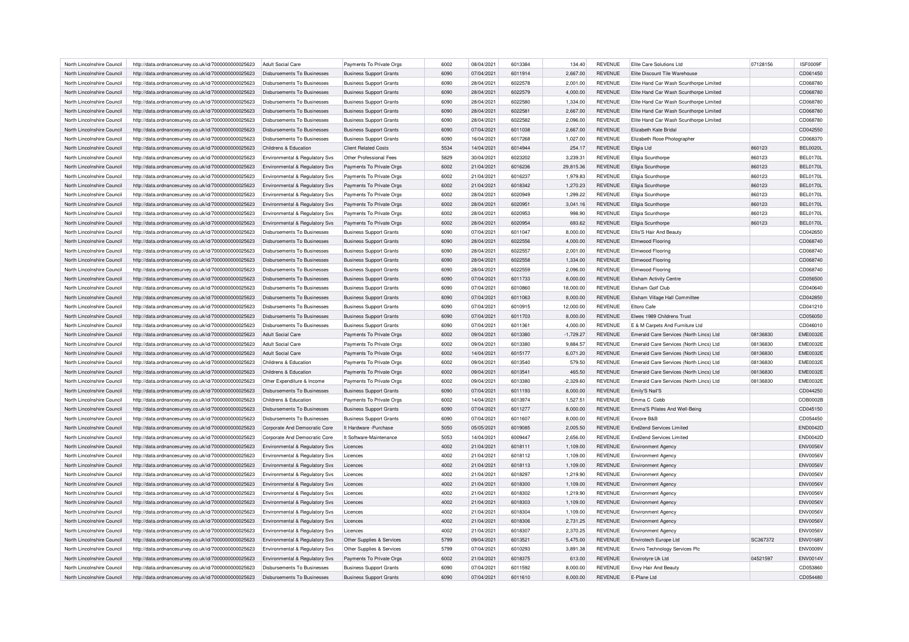| North Lincolnshire Council | http://data.ordnancesurvey.co.uk/id/7000000000025623 | Adult Social Care | Payments To Private Orgs | 6002 | 08/04/2021 | 6013384 | 134.40 | REVENUE | Elite Care Solutions Ltd | 07128156 | ISF0009F |
|---|---|---|---|---|---|---|---|---|---|---|---|
| North Lincolnshire Council | http://data.ordnancesurvey.co.uk/id/7000000000025623 | Disbursements To Businesses | Business Support Grants | 6090 | 07/04/2021 | 6011914 | 2,667.00 | REVENUE | Elite Discount Tile Warehouse | | CD061450 |
| North Lincolnshire Council | http://data.ordnancesurvey.co.uk/id/7000000000025623 | Disbursements To Businesses | Business Support Grants | 6090 | 28/04/2021 | 6022578 | 2,001.00 | REVENUE | Elite Hand Car Wash Scunthorpe Limited | | CD068780 |
| North Lincolnshire Council | http://data.ordnancesurvey.co.uk/id/7000000000025623 | Disbursements To Businesses | Business Support Grants | 6090 | 28/04/2021 | 6022579 | 4,000.00 | REVENUE | Elite Hand Car Wash Scunthorpe Limited | | CD068780 |
| North Lincolnshire Council | http://data.ordnancesurvey.co.uk/id/7000000000025623 | Disbursements To Businesses | Business Support Grants | 6090 | 28/04/2021 | 6022580 | 1,334.00 | REVENUE | Elite Hand Car Wash Scunthorpe Limited | | CD068780 |
| North Lincolnshire Council | http://data.ordnancesurvey.co.uk/id/7000000000025623 | Disbursements To Businesses | Business Support Grants | 6090 | 28/04/2021 | 6022581 | 2,667.00 | REVENUE | Elite Hand Car Wash Scunthorpe Limited | | CD068780 |
| North Lincolnshire Council | http://data.ordnancesurvey.co.uk/id/7000000000025623 | Disbursements To Businesses | Business Support Grants | 6090 | 28/04/2021 | 6022582 | 2,096.00 | REVENUE | Elite Hand Car Wash Scunthorpe Limited | | CD068780 |
| North Lincolnshire Council | http://data.ordnancesurvey.co.uk/id/7000000000025623 | Disbursements To Businesses | Business Support Grants | 6090 | 07/04/2021 | 6011038 | 2,667.00 | REVENUE | Elizabeth Kate Bridal | | CD042550 |
| North Lincolnshire Council | http://data.ordnancesurvey.co.uk/id/7000000000025623 | Disbursements To Businesses | Business Support Grants | 6090 | 16/04/2021 | 6017268 | 1,027.00 | REVENUE | Elizabeth Rose Photographer | | CD068370 |
| North Lincolnshire Council | http://data.ordnancesurvey.co.uk/id/7000000000025623 | Childrens & Education | Client Related Costs | 5534 | 14/04/2021 | 6014944 | 254.17 | REVENUE | Ellgia Ltd | 860123 | BEL0020L |
| North Lincolnshire Council | http://data.ordnancesurvey.co.uk/id/7000000000025623 | Environmental & Regulatory Svs | Other Professional Fees | 5829 | 30/04/2021 | 6023202 | 3,239.31 | REVENUE | Ellgia Scunthorpe | 860123 | BEL0170L |
| North Lincolnshire Council | http://data.ordnancesurvey.co.uk/id/7000000000025623 | Environmental & Regulatory Svs | Payments To Private Orgs | 6002 | 21/04/2021 | 6016236 | 29,815.36 | REVENUE | Ellgia Scunthorpe | 860123 | BEL0170L |
| North Lincolnshire Council | http://data.ordnancesurvey.co.uk/id/7000000000025623 | Environmental & Regulatory Svs | Payments To Private Orgs | 6002 | 21/04/2021 | 6016237 | 1,979.83 | REVENUE | Ellgia Scunthorpe | 860123 | BEL0170L |
| North Lincolnshire Council | http://data.ordnancesurvey.co.uk/id/7000000000025623 | Environmental & Regulatory Svs | Payments To Private Orgs | 6002 | 21/04/2021 | 6018342 | 1,270.23 | REVENUE | Ellgia Scunthorpe | 860123 | BEL0170L |
| North Lincolnshire Council | http://data.ordnancesurvey.co.uk/id/7000000000025623 | Environmental & Regulatory Svs | Payments To Private Orgs | 6002 | 28/04/2021 | 6020949 | 1,299.22 | REVENUE | Ellgia Scunthorpe | 860123 | BEL0170L |
| North Lincolnshire Council | http://data.ordnancesurvey.co.uk/id/7000000000025623 | Environmental & Regulatory Svs | Payments To Private Orgs | 6002 | 28/04/2021 | 6020951 | 3,041.16 | REVENUE | Ellgia Scunthorpe | 860123 | BEL0170L |
| North Lincolnshire Council | http://data.ordnancesurvey.co.uk/id/7000000000025623 | Environmental & Regulatory Svs | Payments To Private Orgs | 6002 | 28/04/2021 | 6020953 | 998.90 | REVENUE | Ellgia Scunthorpe | 860123 | BEL0170L |
| North Lincolnshire Council | http://data.ordnancesurvey.co.uk/id/7000000000025623 | Environmental & Regulatory Svs | Payments To Private Orgs | 6002 | 28/04/2021 | 6020954 | 693.62 | REVENUE | Ellgia Scunthorpe | 860123 | BEL0170L |
| North Lincolnshire Council | http://data.ordnancesurvey.co.uk/id/7000000000025623 | Disbursements To Businesses | Business Support Grants | 6090 | 07/04/2021 | 6011047 | 8,000.00 | REVENUE | Ellis'S Hair And Beauty | | CD042650 |
| North Lincolnshire Council | http://data.ordnancesurvey.co.uk/id/7000000000025623 | Disbursements To Businesses | Business Support Grants | 6090 | 28/04/2021 | 6022556 | 4,000.00 | REVENUE | Elmwood Flooring | | CD068740 |
| North Lincolnshire Council | http://data.ordnancesurvey.co.uk/id/7000000000025623 | Disbursements To Businesses | Business Support Grants | 6090 | 28/04/2021 | 6022557 | 2,001.00 | REVENUE | Elmwood Flooring | | CD068740 |
| North Lincolnshire Council | http://data.ordnancesurvey.co.uk/id/7000000000025623 | Disbursements To Businesses | Business Support Grants | 6090 | 28/04/2021 | 6022558 | 1,334.00 | REVENUE | Elmwood Flooring | | CD068740 |
| North Lincolnshire Council | http://data.ordnancesurvey.co.uk/id/7000000000025623 | Disbursements To Businesses | Business Support Grants | 6090 | 28/04/2021 | 6022559 | 2,096.00 | REVENUE | Elmwood Flooring | | CD068740 |
| North Lincolnshire Council | http://data.ordnancesurvey.co.uk/id/7000000000025623 | Disbursements To Businesses | Business Support Grants | 6090 | 07/04/2021 | 6011733 | 8,000.00 | REVENUE | Elsham Activity Centre | | CD056500 |
| North Lincolnshire Council | http://data.ordnancesurvey.co.uk/id/7000000000025623 | Disbursements To Businesses | Business Support Grants | 6090 | 07/04/2021 | 6010860 | 18,000.00 | REVENUE | Elsham Golf Club | | CD040640 |
| North Lincolnshire Council | http://data.ordnancesurvey.co.uk/id/7000000000025623 | Disbursements To Businesses | Business Support Grants | 6090 | 07/04/2021 | 6011063 | 8,000.00 | REVENUE | Elsham Village Hall Committee | | CD042850 |
| North Lincolnshire Council | http://data.ordnancesurvey.co.uk/id/7000000000025623 | Disbursements To Businesses | Business Support Grants | 6090 | 07/04/2021 | 6010915 | 12,000.00 | REVENUE | Eltoro Cafe | | CD041210 |
| North Lincolnshire Council | http://data.ordnancesurvey.co.uk/id/7000000000025623 | Disbursements To Businesses | Business Support Grants | 6090 | 07/04/2021 | 6011703 | 8,000.00 | REVENUE | Elwes 1989 Childrens Trust | | CD056050 |
| North Lincolnshire Council | http://data.ordnancesurvey.co.uk/id/7000000000025623 | Disbursements To Businesses | Business Support Grants | 6090 | 07/04/2021 | 6011361 | 4,000.00 | REVENUE | E & M Carpets And Furniture Ltd | | CD046010 |
| North Lincolnshire Council | http://data.ordnancesurvey.co.uk/id/7000000000025623 | Adult Social Care | Payments To Private Orgs | 6002 | 09/04/2021 | 6013380 | -1,729.27 | REVENUE | Emerald Care Services (North Lincs) Ltd | 08136830 | EME0032E |
| North Lincolnshire Council | http://data.ordnancesurvey.co.uk/id/7000000000025623 | Adult Social Care | Payments To Private Orgs | 6002 | 09/04/2021 | 6013380 | 9,884.57 | REVENUE | Emerald Care Services (North Lincs) Ltd | 08136830 | EME0032E |
| North Lincolnshire Council | http://data.ordnancesurvey.co.uk/id/7000000000025623 | Adult Social Care | Payments To Private Orgs | 6002 | 14/04/2021 | 6015177 | 6,071.20 | REVENUE | Emerald Care Services (North Lincs) Ltd | 08136830 | EME0032E |
| North Lincolnshire Council | http://data.ordnancesurvey.co.uk/id/7000000000025623 | Childrens & Education | Payments To Private Orgs | 6002 | 09/04/2021 | 6013540 | 579.50 | REVENUE | Emerald Care Services (North Lincs) Ltd | 08136830 | EME0032E |
| North Lincolnshire Council | http://data.ordnancesurvey.co.uk/id/7000000000025623 | Childrens & Education | Payments To Private Orgs | 6002 | 09/04/2021 | 6013541 | 465.50 | REVENUE | Emerald Care Services (North Lincs) Ltd | 08136830 | EME0032E |
| North Lincolnshire Council | http://data.ordnancesurvey.co.uk/id/7000000000025623 | Other Expenditure & Income | Payments To Private Orgs | 6002 | 09/04/2021 | 6013380 | -2,329.60 | REVENUE | Emerald Care Services (North Lincs) Ltd | 08136830 | EME0032E |
| North Lincolnshire Council | http://data.ordnancesurvey.co.uk/id/7000000000025623 | Disbursements To Businesses | Business Support Grants | 6090 | 07/04/2021 | 6011193 | 8,000.00 | REVENUE | Emily'S Nail'S | | CD044250 |
| North Lincolnshire Council | http://data.ordnancesurvey.co.uk/id/7000000000025623 | Childrens & Education | Payments To Private Orgs | 6002 | 14/04/2021 | 6013974 | 1,527.51 | REVENUE | Emma C Cobb | | COB0002B |
| North Lincolnshire Council | http://data.ordnancesurvey.co.uk/id/7000000000025623 | Disbursements To Businesses | Business Support Grants | 6090 | 07/04/2021 | 6011277 | 8,000.00 | REVENUE | Emma'S Pilates And Well-Being | | CD045150 |
| North Lincolnshire Council | http://data.ordnancesurvey.co.uk/id/7000000000025623 | Disbursements To Businesses | Business Support Grants | 6090 | 07/04/2021 | 6011607 | 8,000.00 | REVENUE | Encore B&B | | CD054450 |
| North Lincolnshire Council | http://data.ordnancesurvey.co.uk/id/7000000000025623 | Corporate And Democratic Core | It Hardware -Purchase | 5050 | 05/05/2021 | 6019085 | 2,005.50 | REVENUE | End2end Services Limited | | END0042D |
| North Lincolnshire Council | http://data.ordnancesurvey.co.uk/id/7000000000025623 | Corporate And Democratic Core | It Software-Maintenance | 5053 | 14/04/2021 | 6009447 | 2,656.00 | REVENUE | End2end Services Limited | | END0042D |
| North Lincolnshire Council | http://data.ordnancesurvey.co.uk/id/7000000000025623 | Environmental & Regulatory Svs | Licences | 4002 | 21/04/2021 | 6018111 | 1,109.00 | REVENUE | Environment Agency | | ENV0056V |
| North Lincolnshire Council | http://data.ordnancesurvey.co.uk/id/7000000000025623 | Environmental & Regulatory Svs | Licences | 4002 | 21/04/2021 | 6018112 | 1,109.00 | REVENUE | Environment Agency | | ENV0056V |
| North Lincolnshire Council | http://data.ordnancesurvey.co.uk/id/7000000000025623 | Environmental & Regulatory Svs | Licences | 4002 | 21/04/2021 | 6018113 | 1,109.00 | REVENUE | Environment Agency | | ENV0056V |
| North Lincolnshire Council | http://data.ordnancesurvey.co.uk/id/7000000000025623 | Environmental & Regulatory Svs | Licences | 4002 | 21/04/2021 | 6018297 | 1,219.90 | REVENUE | Environment Agency | | ENV0056V |
| North Lincolnshire Council | http://data.ordnancesurvey.co.uk/id/7000000000025623 | Environmental & Regulatory Svs | Licences | 4002 | 21/04/2021 | 6018300 | 1,109.00 | REVENUE | Environment Agency | | ENV0056V |
| North Lincolnshire Council | http://data.ordnancesurvey.co.uk/id/7000000000025623 | Environmental & Regulatory Svs | Licences | 4002 | 21/04/2021 | 6018302 | 1,219.90 | REVENUE | Environment Agency | | ENV0056V |
| North Lincolnshire Council | http://data.ordnancesurvey.co.uk/id/7000000000025623 | Environmental & Regulatory Svs | Licences | 4002 | 21/04/2021 | 6018303 | 1,109.00 | REVENUE | Environment Agency | | ENV0056V |
| North Lincolnshire Council | http://data.ordnancesurvey.co.uk/id/7000000000025623 | Environmental & Regulatory Svs | Licences | 4002 | 21/04/2021 | 6018304 | 1,109.00 | REVENUE | Environment Agency | | ENV0056V |
| North Lincolnshire Council | http://data.ordnancesurvey.co.uk/id/7000000000025623 | Environmental & Regulatory Svs | Licences | 4002 | 21/04/2021 | 6018306 | 2,731.25 | REVENUE | Environment Agency | | ENV0056V |
| North Lincolnshire Council | http://data.ordnancesurvey.co.uk/id/7000000000025623 | Environmental & Regulatory Svs | Licences | 4002 | 21/04/2021 | 6018307 | 2,370.25 | REVENUE | Environment Agency | | ENV0056V |
| North Lincolnshire Council | http://data.ordnancesurvey.co.uk/id/7000000000025623 | Environmental & Regulatory Svs | Other Supplies & Services | 5799 | 09/04/2021 | 6013521 | 5,475.00 | REVENUE | Envirotech Europe Ltd | SC367372 | ENV0168V |
| North Lincolnshire Council | http://data.ordnancesurvey.co.uk/id/7000000000025623 | Environmental & Regulatory Svs | Other Supplies & Services | 5799 | 07/04/2021 | 6010293 | 3,891.38 | REVENUE | Enviro Technology Services Plc | | ENV0009V |
| North Lincolnshire Council | http://data.ordnancesurvey.co.uk/id/7000000000025623 | Environmental & Regulatory Svs | Payments To Private Orgs | 6002 | 21/04/2021 | 6018375 | 613.00 | REVENUE | Envirotyre Uk Ltd | 04521597 | ENV0014V |
| North Lincolnshire Council | http://data.ordnancesurvey.co.uk/id/7000000000025623 | Disbursements To Businesses | Business Support Grants | 6090 | 07/04/2021 | 6011592 | 8,000.00 | REVENUE | Envy Hair And Beauty | | CD053860 |
| North Lincolnshire Council | http://data.ordnancesurvey.co.uk/id/7000000000025623 | Disbursements To Businesses | Business Support Grants | 6090 | 07/04/2021 | 6011610 | 8,000.00 | REVENUE | E-Plane Ltd | | CD054480 |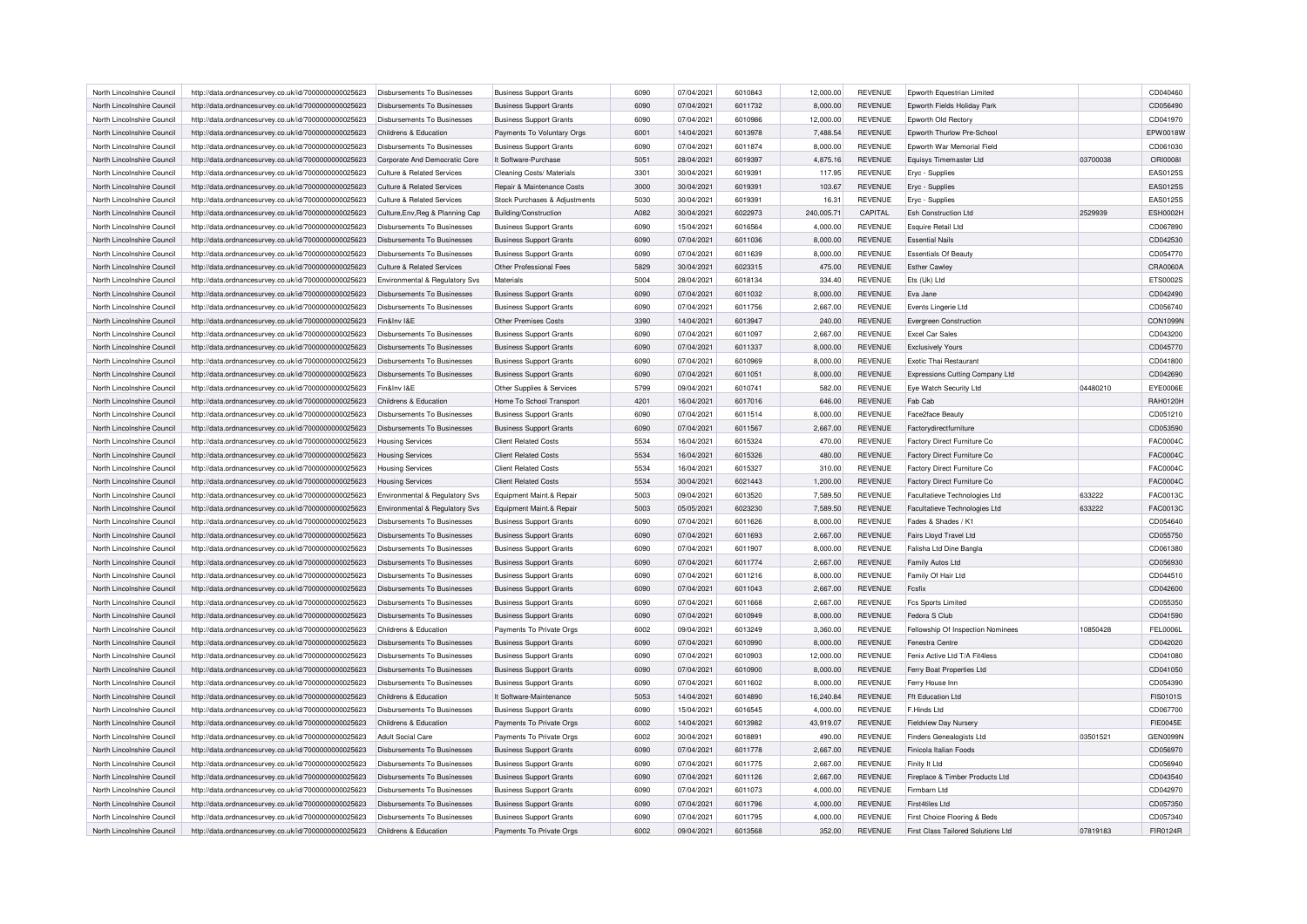| North Lincolnshire Council | http://data.ordnancesurvey.co.uk/id/7000000000025623 | Disbursements To Businesses | Business Support Grants | 6090 | 07/04/2021 | 6010843 | 12,000.00 | REVENUE | Epworth Equestrian Limited | | CD040460 |
|---|---|---|---|---|---|---|---|---|---|---|---|
| North Lincolnshire Council | http://data.ordnancesurvey.co.uk/id/7000000000025623 | Disbursements To Businesses | Business Support Grants | 6090 | 07/04/2021 | 6011732 | 8,000.00 | REVENUE | Epworth Fields Holiday Park | | CD056490 |
| North Lincolnshire Council | http://data.ordnancesurvey.co.uk/id/7000000000025623 | Disbursements To Businesses | Business Support Grants | 6090 | 07/04/2021 | 6010986 | 12,000.00 | REVENUE | Epworth Old Rectory | | CD041970 |
| North Lincolnshire Council | http://data.ordnancesurvey.co.uk/id/7000000000025623 | Childrens & Education | Payments To Voluntary Orgs | 6001 | 14/04/2021 | 6013978 | 7,488.54 | REVENUE | Epworth Thurlow Pre-School | | EPW0018W |
| North Lincolnshire Council | http://data.ordnancesurvey.co.uk/id/7000000000025623 | Disbursements To Businesses | Business Support Grants | 6090 | 07/04/2021 | 6011874 | 8,000.00 | REVENUE | Epworth War Memorial Field | | CD061030 |
| North Lincolnshire Council | http://data.ordnancesurvey.co.uk/id/7000000000025623 | Corporate And Democratic Core | It Software-Purchase | 5051 | 28/04/2021 | 6019397 | 4,875.16 | REVENUE | Equisys Timemaster Ltd | 03700038 | ORI0008I |
| North Lincolnshire Council | http://data.ordnancesurvey.co.uk/id/7000000000025623 | Culture & Related Services | Cleaning Costs/ Materials | 3301 | 30/04/2021 | 6019391 | 117.95 | REVENUE | Eryc - Supplies | | EAS0125S |
| North Lincolnshire Council | http://data.ordnancesurvey.co.uk/id/7000000000025623 | Culture & Related Services | Repair & Maintenance Costs | 3000 | 30/04/2021 | 6019391 | 103.67 | REVENUE | Eryc - Supplies | | EAS0125S |
| North Lincolnshire Council | http://data.ordnancesurvey.co.uk/id/7000000000025623 | Culture & Related Services | Stock Purchases & Adjustments | 5030 | 30/04/2021 | 6019391 | 16.31 | REVENUE | Eryc - Supplies | | EAS0125S |
| North Lincolnshire Council | http://data.ordnancesurvey.co.uk/id/7000000000025623 | Culture,Env,Reg & Planning Cap | Building/Construction | A082 | 30/04/2021 | 6022973 | 240,005.71 | CAPITAL | Esh Construction Ltd | 2529939 | ESH0002H |
| North Lincolnshire Council | http://data.ordnancesurvey.co.uk/id/7000000000025623 | Disbursements To Businesses | Business Support Grants | 6090 | 15/04/2021 | 6016564 | 4,000.00 | REVENUE | Esquire Retail Ltd | | CD067890 |
| North Lincolnshire Council | http://data.ordnancesurvey.co.uk/id/7000000000025623 | Disbursements To Businesses | Business Support Grants | 6090 | 07/04/2021 | 6011036 | 8,000.00 | REVENUE | Essential Nails | | CD042530 |
| North Lincolnshire Council | http://data.ordnancesurvey.co.uk/id/7000000000025623 | Disbursements To Businesses | Business Support Grants | 6090 | 07/04/2021 | 6011639 | 8,000.00 | REVENUE | Essentials Of Beauty | | CD054770 |
| North Lincolnshire Council | http://data.ordnancesurvey.co.uk/id/7000000000025623 | Culture & Related Services | Other Professional Fees | 5829 | 30/04/2021 | 6023315 | 475.00 | REVENUE | Esther Cawley | | CRA0060A |
| North Lincolnshire Council | http://data.ordnancesurvey.co.uk/id/7000000000025623 | Environmental & Regulatory Svs | Materials | 5004 | 28/04/2021 | 6018134 | 334.40 | REVENUE | Ets (Uk) Ltd | | ETS0002S |
| North Lincolnshire Council | http://data.ordnancesurvey.co.uk/id/7000000000025623 | Disbursements To Businesses | Business Support Grants | 6090 | 07/04/2021 | 6011032 | 8,000.00 | REVENUE | Eva Jane | | CD042490 |
| North Lincolnshire Council | http://data.ordnancesurvey.co.uk/id/7000000000025623 | Disbursements To Businesses | Business Support Grants | 6090 | 07/04/2021 | 6011756 | 2,667.00 | REVENUE | Events Lingerie Ltd | | CD056740 |
| North Lincolnshire Council | http://data.ordnancesurvey.co.uk/id/7000000000025623 | Fin&Inv I&E | Other Premises Costs | 3390 | 14/04/2021 | 6013947 | 240.00 | REVENUE | Evergreen Construction | | CON1099N |
| North Lincolnshire Council | http://data.ordnancesurvey.co.uk/id/7000000000025623 | Disbursements To Businesses | Business Support Grants | 6090 | 07/04/2021 | 6011097 | 2,667.00 | REVENUE | Excel Car Sales | | CD043200 |
| North Lincolnshire Council | http://data.ordnancesurvey.co.uk/id/7000000000025623 | Disbursements To Businesses | Business Support Grants | 6090 | 07/04/2021 | 6011337 | 8,000.00 | REVENUE | Exclusively Yours | | CD045770 |
| North Lincolnshire Council | http://data.ordnancesurvey.co.uk/id/7000000000025623 | Disbursements To Businesses | Business Support Grants | 6090 | 07/04/2021 | 6010969 | 8,000.00 | REVENUE | Exotic Thai Restaurant | | CD041800 |
| North Lincolnshire Council | http://data.ordnancesurvey.co.uk/id/7000000000025623 | Disbursements To Businesses | Business Support Grants | 6090 | 07/04/2021 | 6011051 | 8,000.00 | REVENUE | Expressions Cutting Company Ltd | | CD042690 |
| North Lincolnshire Council | http://data.ordnancesurvey.co.uk/id/7000000000025623 | Fin&Inv I&E | Other Supplies & Services | 5799 | 09/04/2021 | 6010741 | 582.00 | REVENUE | Eye Watch Security Ltd | 04480210 | EYE0006E |
| North Lincolnshire Council | http://data.ordnancesurvey.co.uk/id/7000000000025623 | Childrens & Education | Home To School Transport | 4201 | 16/04/2021 | 6017016 | 646.00 | REVENUE | Fab Cab | | RAH0120H |
| North Lincolnshire Council | http://data.ordnancesurvey.co.uk/id/7000000000025623 | Disbursements To Businesses | Business Support Grants | 6090 | 07/04/2021 | 6011514 | 8,000.00 | REVENUE | Face2face Beauty | | CD051210 |
| North Lincolnshire Council | http://data.ordnancesurvey.co.uk/id/7000000000025623 | Disbursements To Businesses | Business Support Grants | 6090 | 07/04/2021 | 6011567 | 2,667.00 | REVENUE | Factorydirectfurniture | | CD053590 |
| North Lincolnshire Council | http://data.ordnancesurvey.co.uk/id/7000000000025623 | Housing Services | Client Related Costs | 5534 | 16/04/2021 | 6015324 | 470.00 | REVENUE | Factory Direct Furniture Co | | FAC0004C |
| North Lincolnshire Council | http://data.ordnancesurvey.co.uk/id/7000000000025623 | Housing Services | Client Related Costs | 5534 | 16/04/2021 | 6015326 | 480.00 | REVENUE | Factory Direct Furniture Co | | FAC0004C |
| North Lincolnshire Council | http://data.ordnancesurvey.co.uk/id/7000000000025623 | Housing Services | Client Related Costs | 5534 | 16/04/2021 | 6015327 | 310.00 | REVENUE | Factory Direct Furniture Co | | FAC0004C |
| North Lincolnshire Council | http://data.ordnancesurvey.co.uk/id/7000000000025623 | Housing Services | Client Related Costs | 5534 | 30/04/2021 | 6021443 | 1,200.00 | REVENUE | Factory Direct Furniture Co | | FAC0004C |
| North Lincolnshire Council | http://data.ordnancesurvey.co.uk/id/7000000000025623 | Environmental & Regulatory Svs | Equipment Maint.& Repair | 5003 | 09/04/2021 | 6013520 | 7,589.50 | REVENUE | Facultatieve Technologies Ltd | 633222 | FAC0013C |
| North Lincolnshire Council | http://data.ordnancesurvey.co.uk/id/7000000000025623 | Environmental & Regulatory Svs | Equipment Maint.& Repair | 5003 | 05/05/2021 | 6023230 | 7,589.50 | REVENUE | Facultatieve Technologies Ltd | 633222 | FAC0013C |
| North Lincolnshire Council | http://data.ordnancesurvey.co.uk/id/7000000000025623 | Disbursements To Businesses | Business Support Grants | 6090 | 07/04/2021 | 6011626 | 8,000.00 | REVENUE | Fades & Shades / K1 | | CD054640 |
| North Lincolnshire Council | http://data.ordnancesurvey.co.uk/id/7000000000025623 | Disbursements To Businesses | Business Support Grants | 6090 | 07/04/2021 | 6011693 | 2,667.00 | REVENUE | Fairs Lloyd Travel Ltd | | CD055750 |
| North Lincolnshire Council | http://data.ordnancesurvey.co.uk/id/7000000000025623 | Disbursements To Businesses | Business Support Grants | 6090 | 07/04/2021 | 6011907 | 8,000.00 | REVENUE | Falisha Ltd Dine Bangla | | CD061380 |
| North Lincolnshire Council | http://data.ordnancesurvey.co.uk/id/7000000000025623 | Disbursements To Businesses | Business Support Grants | 6090 | 07/04/2021 | 6011774 | 2,667.00 | REVENUE | Family Autos Ltd | | CD056930 |
| North Lincolnshire Council | http://data.ordnancesurvey.co.uk/id/7000000000025623 | Disbursements To Businesses | Business Support Grants | 6090 | 07/04/2021 | 6011216 | 8,000.00 | REVENUE | Family Of Hair Ltd | | CD044510 |
| North Lincolnshire Council | http://data.ordnancesurvey.co.uk/id/7000000000025623 | Disbursements To Businesses | Business Support Grants | 6090 | 07/04/2021 | 6011043 | 2,667.00 | REVENUE | Fcsfix | | CD042600 |
| North Lincolnshire Council | http://data.ordnancesurvey.co.uk/id/7000000000025623 | Disbursements To Businesses | Business Support Grants | 6090 | 07/04/2021 | 6011668 | 2,667.00 | REVENUE | Fcs Sports Limited | | CD055350 |
| North Lincolnshire Council | http://data.ordnancesurvey.co.uk/id/7000000000025623 | Disbursements To Businesses | Business Support Grants | 6090 | 07/04/2021 | 6010949 | 8,000.00 | REVENUE | Fedora S Club | | CD041590 |
| North Lincolnshire Council | http://data.ordnancesurvey.co.uk/id/7000000000025623 | Childrens & Education | Payments To Private Orgs | 6002 | 09/04/2021 | 6013249 | 3,360.00 | REVENUE | Fellowship Of Inspection Nominees | 10850428 | FEL0006L |
| North Lincolnshire Council | http://data.ordnancesurvey.co.uk/id/7000000000025623 | Disbursements To Businesses | Business Support Grants | 6090 | 07/04/2021 | 6010990 | 8,000.00 | REVENUE | Fenestra Centre | | CD042020 |
| North Lincolnshire Council | http://data.ordnancesurvey.co.uk/id/7000000000025623 | Disbursements To Businesses | Business Support Grants | 6090 | 07/04/2021 | 6010903 | 12,000.00 | REVENUE | Fenix Active Ltd T/A Fit4less | | CD041080 |
| North Lincolnshire Council | http://data.ordnancesurvey.co.uk/id/7000000000025623 | Disbursements To Businesses | Business Support Grants | 6090 | 07/04/2021 | 6010900 | 8,000.00 | REVENUE | Ferry Boat Properties Ltd | | CD041050 |
| North Lincolnshire Council | http://data.ordnancesurvey.co.uk/id/7000000000025623 | Disbursements To Businesses | Business Support Grants | 6090 | 07/04/2021 | 6011602 | 8,000.00 | REVENUE | Ferry House Inn | | CD054390 |
| North Lincolnshire Council | http://data.ordnancesurvey.co.uk/id/7000000000025623 | Childrens & Education | It Software-Maintenance | 5053 | 14/04/2021 | 6014890 | 16,240.84 | REVENUE | Fft Education Ltd | | FIS0101S |
| North Lincolnshire Council | http://data.ordnancesurvey.co.uk/id/7000000000025623 | Disbursements To Businesses | Business Support Grants | 6090 | 15/04/2021 | 6016545 | 4,000.00 | REVENUE | F.Hinds Ltd | | CD067700 |
| North Lincolnshire Council | http://data.ordnancesurvey.co.uk/id/7000000000025623 | Childrens & Education | Payments To Private Orgs | 6002 | 14/04/2021 | 6013982 | 43,919.07 | REVENUE | Fieldview Day Nursery | | FIE0045E |
| North Lincolnshire Council | http://data.ordnancesurvey.co.uk/id/7000000000025623 | Adult Social Care | Payments To Private Orgs | 6002 | 30/04/2021 | 6018891 | 490.00 | REVENUE | Finders Genealogists Ltd | 03501521 | GEN0099N |
| North Lincolnshire Council | http://data.ordnancesurvey.co.uk/id/7000000000025623 | Disbursements To Businesses | Business Support Grants | 6090 | 07/04/2021 | 6011778 | 2,667.00 | REVENUE | Finicola Italian Foods | | CD056970 |
| North Lincolnshire Council | http://data.ordnancesurvey.co.uk/id/7000000000025623 | Disbursements To Businesses | Business Support Grants | 6090 | 07/04/2021 | 6011775 | 2,667.00 | REVENUE | Finity It Ltd | | CD056940 |
| North Lincolnshire Council | http://data.ordnancesurvey.co.uk/id/7000000000025623 | Disbursements To Businesses | Business Support Grants | 6090 | 07/04/2021 | 6011126 | 2,667.00 | REVENUE | Fireplace & Timber Products Ltd | | CD043540 |
| North Lincolnshire Council | http://data.ordnancesurvey.co.uk/id/7000000000025623 | Disbursements To Businesses | Business Support Grants | 6090 | 07/04/2021 | 6011073 | 4,000.00 | REVENUE | Firmbarn Ltd | | CD042970 |
| North Lincolnshire Council | http://data.ordnancesurvey.co.uk/id/7000000000025623 | Disbursements To Businesses | Business Support Grants | 6090 | 07/04/2021 | 6011796 | 4,000.00 | REVENUE | First4tiles Ltd | | CD057350 |
| North Lincolnshire Council | http://data.ordnancesurvey.co.uk/id/7000000000025623 | Disbursements To Businesses | Business Support Grants | 6090 | 07/04/2021 | 6011795 | 4,000.00 | REVENUE | First Choice Flooring & Beds | | CD057340 |
| North Lincolnshire Council | http://data.ordnancesurvey.co.uk/id/7000000000025623 | Childrens & Education | Payments To Private Orgs | 6002 | 09/04/2021 | 6013568 | 352.00 | REVENUE | First Class Tailored Solutions Ltd | 07819183 | FIR0124R |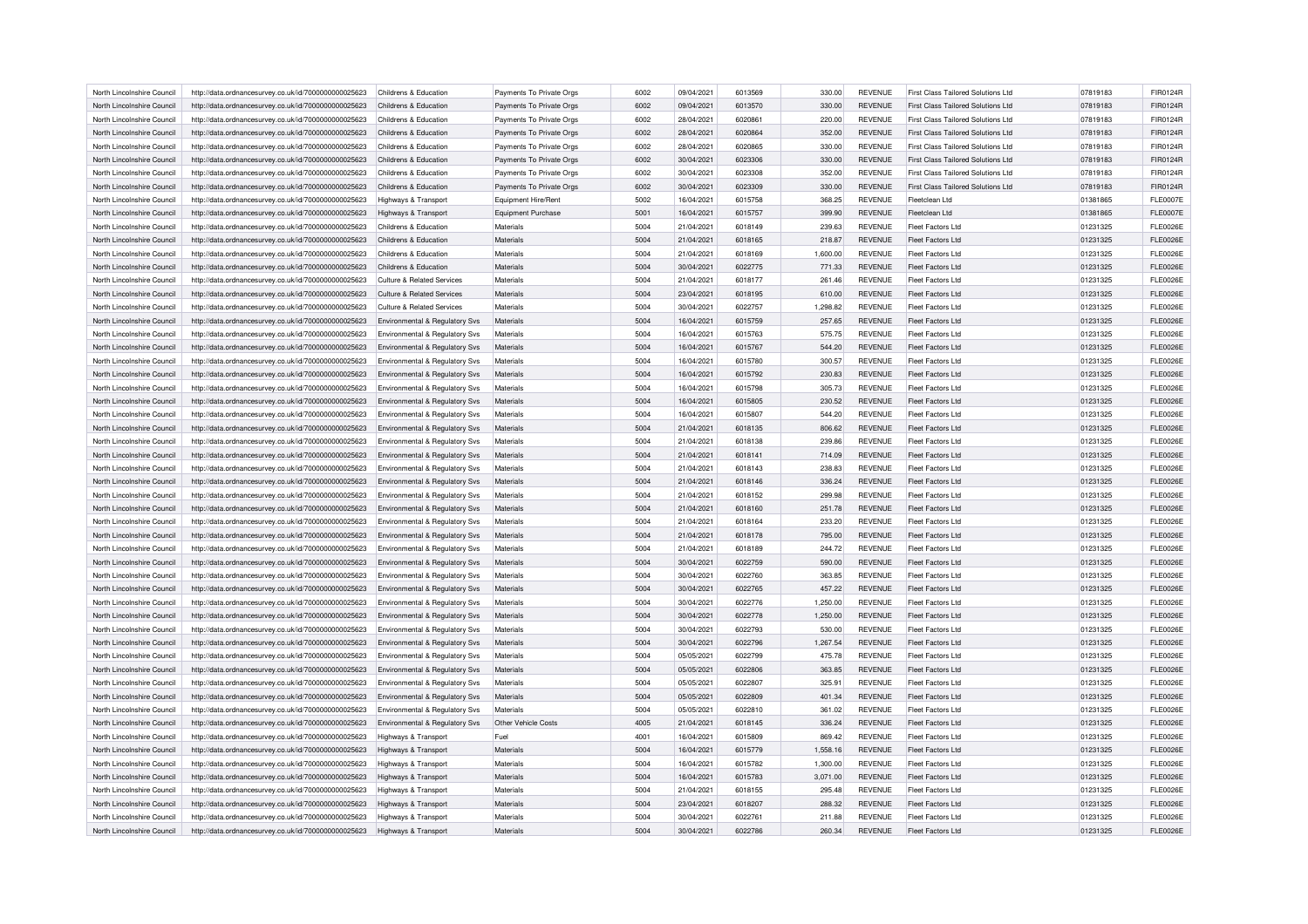| North Lincolnshire Council | http://data.ordnancesurvey.co.uk/id/7000000000025623 | Childrens & Education | Payments To Private Orgs | 6002 | 09/04/2021 | 6013569 | 330.00 | REVENUE | First Class Tailored Solutions Ltd | 07819183 | FIR0124R |
|---|---|---|---|---|---|---|---|---|---|---|---|
| North Lincolnshire Council | http://data.ordnancesurvey.co.uk/id/7000000000025623 | Childrens & Education | Payments To Private Orgs | 6002 | 09/04/2021 | 6013570 | 330.00 | REVENUE | First Class Tailored Solutions Ltd | 07819183 | FIR0124R |
| North Lincolnshire Council | http://data.ordnancesurvey.co.uk/id/7000000000025623 | Childrens & Education | Payments To Private Orgs | 6002 | 28/04/2021 | 6020861 | 220.00 | REVENUE | First Class Tailored Solutions Ltd | 07819183 | FIR0124R |
| North Lincolnshire Council | http://data.ordnancesurvey.co.uk/id/7000000000025623 | Childrens & Education | Payments To Private Orgs | 6002 | 28/04/2021 | 6020864 | 352.00 | REVENUE | First Class Tailored Solutions Ltd | 07819183 | FIR0124R |
| North Lincolnshire Council | http://data.ordnancesurvey.co.uk/id/7000000000025623 | Childrens & Education | Payments To Private Orgs | 6002 | 28/04/2021 | 6020865 | 330.00 | REVENUE | First Class Tailored Solutions Ltd | 07819183 | FIR0124R |
| North Lincolnshire Council | http://data.ordnancesurvey.co.uk/id/7000000000025623 | Childrens & Education | Payments To Private Orgs | 6002 | 30/04/2021 | 6023306 | 330.00 | REVENUE | First Class Tailored Solutions Ltd | 07819183 | FIR0124R |
| North Lincolnshire Council | http://data.ordnancesurvey.co.uk/id/7000000000025623 | Childrens & Education | Payments To Private Orgs | 6002 | 30/04/2021 | 6023308 | 352.00 | REVENUE | First Class Tailored Solutions Ltd | 07819183 | FIR0124R |
| North Lincolnshire Council | http://data.ordnancesurvey.co.uk/id/7000000000025623 | Childrens & Education | Payments To Private Orgs | 6002 | 30/04/2021 | 6023309 | 330.00 | REVENUE | First Class Tailored Solutions Ltd | 07819183 | FIR0124R |
| North Lincolnshire Council | http://data.ordnancesurvey.co.uk/id/7000000000025623 | Highways & Transport | Equipment Hire/Rent | 5002 | 16/04/2021 | 6015758 | 368.25 | REVENUE | Fleetclean Ltd | 01381865 | FLE0007E |
| North Lincolnshire Council | http://data.ordnancesurvey.co.uk/id/7000000000025623 | Highways & Transport | Equipment Purchase | 5001 | 16/04/2021 | 6015757 | 399.90 | REVENUE | Fleetclean Ltd | 01381865 | FLE0007E |
| North Lincolnshire Council | http://data.ordnancesurvey.co.uk/id/7000000000025623 | Childrens & Education | Materials | 5004 | 21/04/2021 | 6018149 | 239.63 | REVENUE | Fleet Factors Ltd | 01231325 | FLE0026E |
| North Lincolnshire Council | http://data.ordnancesurvey.co.uk/id/7000000000025623 | Childrens & Education | Materials | 5004 | 21/04/2021 | 6018165 | 218.87 | REVENUE | Fleet Factors Ltd | 01231325 | FLE0026E |
| North Lincolnshire Council | http://data.ordnancesurvey.co.uk/id/7000000000025623 | Childrens & Education | Materials | 5004 | 21/04/2021 | 6018169 | 1,600.00 | REVENUE | Fleet Factors Ltd | 01231325 | FLE0026E |
| North Lincolnshire Council | http://data.ordnancesurvey.co.uk/id/7000000000025623 | Childrens & Education | Materials | 5004 | 30/04/2021 | 6022775 | 771.33 | REVENUE | Fleet Factors Ltd | 01231325 | FLE0026E |
| North Lincolnshire Council | http://data.ordnancesurvey.co.uk/id/7000000000025623 | Culture & Related Services | Materials | 5004 | 21/04/2021 | 6018177 | 261.46 | REVENUE | Fleet Factors Ltd | 01231325 | FLE0026E |
| North Lincolnshire Council | http://data.ordnancesurvey.co.uk/id/7000000000025623 | Culture & Related Services | Materials | 5004 | 23/04/2021 | 6018195 | 610.00 | REVENUE | Fleet Factors Ltd | 01231325 | FLE0026E |
| North Lincolnshire Council | http://data.ordnancesurvey.co.uk/id/7000000000025623 | Culture & Related Services | Materials | 5004 | 30/04/2021 | 6022757 | 1,298.82 | REVENUE | Fleet Factors Ltd | 01231325 | FLE0026E |
| North Lincolnshire Council | http://data.ordnancesurvey.co.uk/id/7000000000025623 | Environmental & Regulatory Svs | Materials | 5004 | 16/04/2021 | 6015759 | 257.65 | REVENUE | Fleet Factors Ltd | 01231325 | FLE0026E |
| North Lincolnshire Council | http://data.ordnancesurvey.co.uk/id/7000000000025623 | Environmental & Regulatory Svs | Materials | 5004 | 16/04/2021 | 6015763 | 575.75 | REVENUE | Fleet Factors Ltd | 01231325 | FLE0026E |
| North Lincolnshire Council | http://data.ordnancesurvey.co.uk/id/7000000000025623 | Environmental & Regulatory Svs | Materials | 5004 | 16/04/2021 | 6015767 | 544.20 | REVENUE | Fleet Factors Ltd | 01231325 | FLE0026E |
| North Lincolnshire Council | http://data.ordnancesurvey.co.uk/id/7000000000025623 | Environmental & Regulatory Svs | Materials | 5004 | 16/04/2021 | 6015780 | 300.57 | REVENUE | Fleet Factors Ltd | 01231325 | FLE0026E |
| North Lincolnshire Council | http://data.ordnancesurvey.co.uk/id/7000000000025623 | Environmental & Regulatory Svs | Materials | 5004 | 16/04/2021 | 6015792 | 230.83 | REVENUE | Fleet Factors Ltd | 01231325 | FLE0026E |
| North Lincolnshire Council | http://data.ordnancesurvey.co.uk/id/7000000000025623 | Environmental & Regulatory Svs | Materials | 5004 | 16/04/2021 | 6015798 | 305.73 | REVENUE | Fleet Factors Ltd | 01231325 | FLE0026E |
| North Lincolnshire Council | http://data.ordnancesurvey.co.uk/id/7000000000025623 | Environmental & Regulatory Svs | Materials | 5004 | 16/04/2021 | 6015805 | 230.52 | REVENUE | Fleet Factors Ltd | 01231325 | FLE0026E |
| North Lincolnshire Council | http://data.ordnancesurvey.co.uk/id/7000000000025623 | Environmental & Regulatory Svs | Materials | 5004 | 16/04/2021 | 6015807 | 544.20 | REVENUE | Fleet Factors Ltd | 01231325 | FLE0026E |
| North Lincolnshire Council | http://data.ordnancesurvey.co.uk/id/7000000000025623 | Environmental & Regulatory Svs | Materials | 5004 | 21/04/2021 | 6018135 | 806.62 | REVENUE | Fleet Factors Ltd | 01231325 | FLE0026E |
| North Lincolnshire Council | http://data.ordnancesurvey.co.uk/id/7000000000025623 | Environmental & Regulatory Svs | Materials | 5004 | 21/04/2021 | 6018138 | 239.86 | REVENUE | Fleet Factors Ltd | 01231325 | FLE0026E |
| North Lincolnshire Council | http://data.ordnancesurvey.co.uk/id/7000000000025623 | Environmental & Regulatory Svs | Materials | 5004 | 21/04/2021 | 6018141 | 714.09 | REVENUE | Fleet Factors Ltd | 01231325 | FLE0026E |
| North Lincolnshire Council | http://data.ordnancesurvey.co.uk/id/7000000000025623 | Environmental & Regulatory Svs | Materials | 5004 | 21/04/2021 | 6018143 | 238.83 | REVENUE | Fleet Factors Ltd | 01231325 | FLE0026E |
| North Lincolnshire Council | http://data.ordnancesurvey.co.uk/id/7000000000025623 | Environmental & Regulatory Svs | Materials | 5004 | 21/04/2021 | 6018146 | 336.24 | REVENUE | Fleet Factors Ltd | 01231325 | FLE0026E |
| North Lincolnshire Council | http://data.ordnancesurvey.co.uk/id/7000000000025623 | Environmental & Regulatory Svs | Materials | 5004 | 21/04/2021 | 6018152 | 299.98 | REVENUE | Fleet Factors Ltd | 01231325 | FLE0026E |
| North Lincolnshire Council | http://data.ordnancesurvey.co.uk/id/7000000000025623 | Environmental & Regulatory Svs | Materials | 5004 | 21/04/2021 | 6018160 | 251.78 | REVENUE | Fleet Factors Ltd | 01231325 | FLE0026E |
| North Lincolnshire Council | http://data.ordnancesurvey.co.uk/id/7000000000025623 | Environmental & Regulatory Svs | Materials | 5004 | 21/04/2021 | 6018164 | 233.20 | REVENUE | Fleet Factors Ltd | 01231325 | FLE0026E |
| North Lincolnshire Council | http://data.ordnancesurvey.co.uk/id/7000000000025623 | Environmental & Regulatory Svs | Materials | 5004 | 21/04/2021 | 6018178 | 795.00 | REVENUE | Fleet Factors Ltd | 01231325 | FLE0026E |
| North Lincolnshire Council | http://data.ordnancesurvey.co.uk/id/7000000000025623 | Environmental & Regulatory Svs | Materials | 5004 | 21/04/2021 | 6018189 | 244.72 | REVENUE | Fleet Factors Ltd | 01231325 | FLE0026E |
| North Lincolnshire Council | http://data.ordnancesurvey.co.uk/id/7000000000025623 | Environmental & Regulatory Svs | Materials | 5004 | 30/04/2021 | 6022759 | 590.00 | REVENUE | Fleet Factors Ltd | 01231325 | FLE0026E |
| North Lincolnshire Council | http://data.ordnancesurvey.co.uk/id/7000000000025623 | Environmental & Regulatory Svs | Materials | 5004 | 30/04/2021 | 6022760 | 363.85 | REVENUE | Fleet Factors Ltd | 01231325 | FLE0026E |
| North Lincolnshire Council | http://data.ordnancesurvey.co.uk/id/7000000000025623 | Environmental & Regulatory Svs | Materials | 5004 | 30/04/2021 | 6022765 | 457.22 | REVENUE | Fleet Factors Ltd | 01231325 | FLE0026E |
| North Lincolnshire Council | http://data.ordnancesurvey.co.uk/id/7000000000025623 | Environmental & Regulatory Svs | Materials | 5004 | 30/04/2021 | 6022776 | 1,250.00 | REVENUE | Fleet Factors Ltd | 01231325 | FLE0026E |
| North Lincolnshire Council | http://data.ordnancesurvey.co.uk/id/7000000000025623 | Environmental & Regulatory Svs | Materials | 5004 | 30/04/2021 | 6022778 | 1,250.00 | REVENUE | Fleet Factors Ltd | 01231325 | FLE0026E |
| North Lincolnshire Council | http://data.ordnancesurvey.co.uk/id/7000000000025623 | Environmental & Regulatory Svs | Materials | 5004 | 30/04/2021 | 6022793 | 530.00 | REVENUE | Fleet Factors Ltd | 01231325 | FLE0026E |
| North Lincolnshire Council | http://data.ordnancesurvey.co.uk/id/7000000000025623 | Environmental & Regulatory Svs | Materials | 5004 | 30/04/2021 | 6022796 | 1,267.54 | REVENUE | Fleet Factors Ltd | 01231325 | FLE0026E |
| North Lincolnshire Council | http://data.ordnancesurvey.co.uk/id/7000000000025623 | Environmental & Regulatory Svs | Materials | 5004 | 05/05/2021 | 6022799 | 475.78 | REVENUE | Fleet Factors Ltd | 01231325 | FLE0026E |
| North Lincolnshire Council | http://data.ordnancesurvey.co.uk/id/7000000000025623 | Environmental & Regulatory Svs | Materials | 5004 | 05/05/2021 | 6022806 | 363.85 | REVENUE | Fleet Factors Ltd | 01231325 | FLE0026E |
| North Lincolnshire Council | http://data.ordnancesurvey.co.uk/id/7000000000025623 | Environmental & Regulatory Svs | Materials | 5004 | 05/05/2021 | 6022807 | 325.91 | REVENUE | Fleet Factors Ltd | 01231325 | FLE0026E |
| North Lincolnshire Council | http://data.ordnancesurvey.co.uk/id/7000000000025623 | Environmental & Regulatory Svs | Materials | 5004 | 05/05/2021 | 6022809 | 401.34 | REVENUE | Fleet Factors Ltd | 01231325 | FLE0026E |
| North Lincolnshire Council | http://data.ordnancesurvey.co.uk/id/7000000000025623 | Environmental & Regulatory Svs | Materials | 5004 | 05/05/2021 | 6022810 | 361.02 | REVENUE | Fleet Factors Ltd | 01231325 | FLE0026E |
| North Lincolnshire Council | http://data.ordnancesurvey.co.uk/id/7000000000025623 | Environmental & Regulatory Svs | Other Vehicle Costs | 4005 | 21/04/2021 | 6018145 | 336.24 | REVENUE | Fleet Factors Ltd | 01231325 | FLE0026E |
| North Lincolnshire Council | http://data.ordnancesurvey.co.uk/id/7000000000025623 | Highways & Transport | Fuel | 4001 | 16/04/2021 | 6015809 | 869.42 | REVENUE | Fleet Factors Ltd | 01231325 | FLE0026E |
| North Lincolnshire Council | http://data.ordnancesurvey.co.uk/id/7000000000025623 | Highways & Transport | Materials | 5004 | 16/04/2021 | 6015779 | 1,558.16 | REVENUE | Fleet Factors Ltd | 01231325 | FLE0026E |
| North Lincolnshire Council | http://data.ordnancesurvey.co.uk/id/7000000000025623 | Highways & Transport | Materials | 5004 | 16/04/2021 | 6015782 | 1,300.00 | REVENUE | Fleet Factors Ltd | 01231325 | FLE0026E |
| North Lincolnshire Council | http://data.ordnancesurvey.co.uk/id/7000000000025623 | Highways & Transport | Materials | 5004 | 16/04/2021 | 6015783 | 3,071.00 | REVENUE | Fleet Factors Ltd | 01231325 | FLE0026E |
| North Lincolnshire Council | http://data.ordnancesurvey.co.uk/id/7000000000025623 | Highways & Transport | Materials | 5004 | 21/04/2021 | 6018155 | 295.48 | REVENUE | Fleet Factors Ltd | 01231325 | FLE0026E |
| North Lincolnshire Council | http://data.ordnancesurvey.co.uk/id/7000000000025623 | Highways & Transport | Materials | 5004 | 23/04/2021 | 6018207 | 288.32 | REVENUE | Fleet Factors Ltd | 01231325 | FLE0026E |
| North Lincolnshire Council | http://data.ordnancesurvey.co.uk/id/7000000000025623 | Highways & Transport | Materials | 5004 | 30/04/2021 | 6022761 | 211.88 | REVENUE | Fleet Factors Ltd | 01231325 | FLE0026E |
| North Lincolnshire Council | http://data.ordnancesurvey.co.uk/id/7000000000025623 | Highways & Transport | Materials | 5004 | 30/04/2021 | 6022786 | 260.34 | REVENUE | Fleet Factors Ltd | 01231325 | FLE0026E |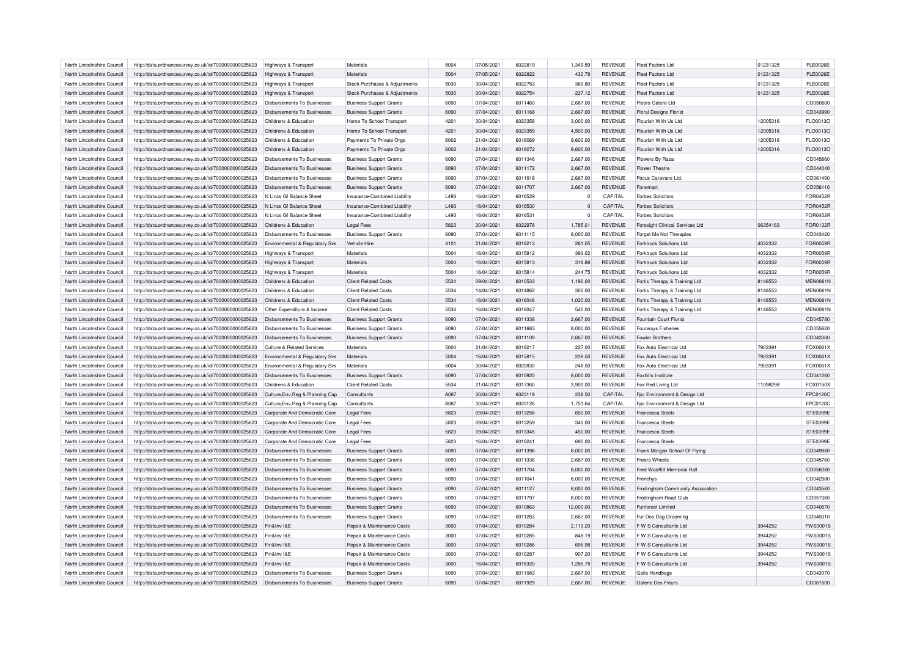| North Lincolnshire Council | http://data.ordnancesurvey.co.uk/id/7000000000025623 | Highways & Transport | Materials | 5004 | 07/05/2021 | 6022819 | 1,349.59 | REVENUE | Fleet Factors Ltd | 01231325 | FLE0026E |
|---|---|---|---|---|---|---|---|---|---|---|---|
| North Lincolnshire Council | http://data.ordnancesurvey.co.uk/id/7000000000025623 | Highways & Transport | Materials | 5004 | 07/05/2021 | 6022822 | 430.78 | REVENUE | Fleet Factors Ltd | 01231325 | FLE0026E |
| North Lincolnshire Council | http://data.ordnancesurvey.co.uk/id/7000000000025623 | Highways & Transport | Stock Purchases & Adjustments | 5030 | 30/04/2021 | 6022753 | 369.80 | REVENUE | Fleet Factors Ltd | 01231325 | FLE0026E |
| North Lincolnshire Council | http://data.ordnancesurvey.co.uk/id/7000000000025623 | Highways & Transport | Stock Purchases & Adjustments | 5030 | 30/04/2021 | 6022754 | 237.12 | REVENUE | Fleet Factors Ltd | 01231325 | FLE0026E |
| North Lincolnshire Council | http://data.ordnancesurvey.co.uk/id/7000000000025623 | Disbursements To Businesses | Business Support Grants | 6090 | 07/04/2021 | 6011460 | 2,667.00 | REVENUE | Floors Galore Ltd | | CD050600 |
| North Lincolnshire Council | http://data.ordnancesurvey.co.uk/id/7000000000025623 | Disbursements To Businesses | Business Support Grants | 6090 | 07/04/2021 | 6011168 | 2,667.00 | REVENUE | Floral Designs Florist | | CD043990 |
| North Lincolnshire Council | http://data.ordnancesurvey.co.uk/id/7000000000025623 | Childrens & Education | Home To School Transport | 4201 | 30/04/2021 | 6023358 | 3,000.00 | REVENUE | Flourish With Us Ltd | 12005316 | FLO0013O |
| North Lincolnshire Council | http://data.ordnancesurvey.co.uk/id/7000000000025623 | Childrens & Education | Home To School Transport | 4201 | 30/04/2021 | 6023359 | 4,500.00 | REVENUE | Flourish With Us Ltd | 12005316 | FLO0013O |
| North Lincolnshire Council | http://data.ordnancesurvey.co.uk/id/7000000000025623 | Childrens & Education | Payments To Private Orgs | 6002 | 21/04/2021 | 6018069 | 9,600.00 | REVENUE | Flourish With Us Ltd | 12005316 | FLO0013O |
| North Lincolnshire Council | http://data.ordnancesurvey.co.uk/id/7000000000025623 | Childrens & Education | Payments To Private Orgs | 6002 | 21/04/2021 | 6018072 | 9,600.00 | REVENUE | Flourish With Us Ltd | 12005316 | FLO0013O |
| North Lincolnshire Council | http://data.ordnancesurvey.co.uk/id/7000000000025623 | Disbursements To Businesses | Business Support Grants | 6090 | 07/04/2021 | 6011346 | 2,667.00 | REVENUE | Flowers By Rasa | | CD045860 |
| North Lincolnshire Council | http://data.ordnancesurvey.co.uk/id/7000000000025623 | Disbursements To Businesses | Business Support Grants | 6090 | 07/04/2021 | 6011172 | 2,667.00 | REVENUE | Flower Theatre | | CD044040 |
| North Lincolnshire Council | http://data.ordnancesurvey.co.uk/id/7000000000025623 | Disbursements To Businesses | Business Support Grants | 6090 | 07/04/2021 | 6011918 | 2,667.00 | REVENUE | Focus Caravans Ltd. | | CD061490 |
| North Lincolnshire Council | http://data.ordnancesurvey.co.uk/id/7000000000025623 | Disbursements To Businesses | Business Support Grants | 6090 | 07/04/2021 | 6011707 | 2,667.00 | REVENUE | Fonemart | | CD056110 |
| North Lincolnshire Council | http://data.ordnancesurvey.co.uk/id/7000000000025623 | N Lincs Gf Balance Sheet | Insurance-Combined Liability | L493 | 16/04/2021 | 6016529 | 0 | CAPITAL | Forbes Solicitors | | FOR0452R |
| North Lincolnshire Council | http://data.ordnancesurvey.co.uk/id/7000000000025623 | N Lincs Gf Balance Sheet | Insurance-Combined Liability | L493 | 16/04/2021 | 6016530 | 0 | CAPITAL | Forbes Solicitors | | FOR0452R |
| North Lincolnshire Council | http://data.ordnancesurvey.co.uk/id/7000000000025623 | N Lincs Gf Balance Sheet | Insurance-Combined Liability | L493 | 16/04/2021 | 6016531 | 0 | CAPITAL | Forbes Solicitors | | FOR0452R |
| North Lincolnshire Council | http://data.ordnancesurvey.co.uk/id/7000000000025623 | Childrens & Education | Legal Fees | 5823 | 30/04/2021 | 6022978 | 1,785.01 | REVENUE | Foresight Clinical Services Ltd | 06354163 | FOR0132R |
| North Lincolnshire Council | http://data.ordnancesurvey.co.uk/id/7000000000025623 | Disbursements To Businesses | Business Support Grants | 6090 | 07/04/2021 | 6011115 | 8,000.00 | REVENUE | Forget Me Not Therapies | | CD043420 |
| North Lincolnshire Council | http://data.ordnancesurvey.co.uk/id/7000000000025623 | Environmental & Regulatory Svs | Vehicle Hire | 4101 | 21/04/2021 | 6018213 | 261.05 | REVENUE | Forktruck Solutions Ltd | 4032332 | FOR0059R |
| North Lincolnshire Council | http://data.ordnancesurvey.co.uk/id/7000000000025623 | Highways & Transport | Materials | 5004 | 16/04/2021 | 6015812 | 393.02 | REVENUE | Forktruck Solutions Ltd | 4032332 | FOR0059R |
| North Lincolnshire Council | http://data.ordnancesurvey.co.uk/id/7000000000025623 | Highways & Transport | Materials | 5004 | 16/04/2021 | 6015813 | 316.88 | REVENUE | Forktruck Solutions Ltd | 4032332 | FOR0059R |
| North Lincolnshire Council | http://data.ordnancesurvey.co.uk/id/7000000000025623 | Highways & Transport | Materials | 5004 | 16/04/2021 | 6015814 | 244.75 | REVENUE | Forktruck Solutions Ltd | 4032332 | FOR0059R |
| North Lincolnshire Council | http://data.ordnancesurvey.co.uk/id/7000000000025623 | Childrens & Education | Client Related Costs | 5534 | 09/04/2021 | 6010533 | 1,190.00 | REVENUE | Fortis Therapy & Training Ltd | 8148553 | MEN0061N |
| North Lincolnshire Council | http://data.ordnancesurvey.co.uk/id/7000000000025623 | Childrens & Education | Client Related Costs | 5534 | 14/04/2021 | 6014862 | 300.00 | REVENUE | Fortis Therapy & Training Ltd | 8148553 | MEN0061N |
| North Lincolnshire Council | http://data.ordnancesurvey.co.uk/id/7000000000025623 | Childrens & Education | Client Related Costs | 5534 | 16/04/2021 | 6016048 | 1,020.00 | REVENUE | Fortis Therapy & Training Ltd | 8148553 | MEN0061N |
| North Lincolnshire Council | http://data.ordnancesurvey.co.uk/id/7000000000025623 | Other Expenditure & Income | Client Related Costs | 5534 | 16/04/2021 | 6016047 | 540.00 | REVENUE | Fortis Therapy & Training Ltd | 8148553 | MEN0061N |
| North Lincolnshire Council | http://data.ordnancesurvey.co.uk/id/7000000000025623 | Disbursements To Businesses | Business Support Grants | 6090 | 07/04/2021 | 6011338 | 2,667.00 | REVENUE | Fountain Court Florist | | CD045780 |
| North Lincolnshire Council | http://data.ordnancesurvey.co.uk/id/7000000000025623 | Disbursements To Businesses | Business Support Grants | 6090 | 07/04/2021 | 6011683 | 8,000.00 | REVENUE | Fourways Fisheries | | CD055620 |
| North Lincolnshire Council | http://data.ordnancesurvey.co.uk/id/7000000000025623 | Disbursements To Businesses | Business Support Grants | 6090 | 07/04/2021 | 6011109 | 2,667.00 | REVENUE | Fowler Brothers | | CD043360 |
| North Lincolnshire Council | http://data.ordnancesurvey.co.uk/id/7000000000025623 | Culture & Related Services | Materials | 5004 | 21/04/2021 | 6018217 | 227.00 | REVENUE | Fox Auto Electrical Ltd | 7903391 | FOX0061X |
| North Lincolnshire Council | http://data.ordnancesurvey.co.uk/id/7000000000025623 | Environmental & Regulatory Svs | Materials | 5004 | 16/04/2021 | 6015815 | 239.50 | REVENUE | Fox Auto Electrical Ltd | 7903391 | FOX0061X |
| North Lincolnshire Council | http://data.ordnancesurvey.co.uk/id/7000000000025623 | Environmental & Regulatory Svs | Materials | 5004 | 30/04/2021 | 6022830 | 248.50 | REVENUE | Fox Auto Electrical Ltd | 7903391 | FOX0061X |
| North Lincolnshire Council | http://data.ordnancesurvey.co.uk/id/7000000000025623 | Disbursements To Businesses | Business Support Grants | 6090 | 07/04/2021 | 6010920 | 8,000.00 | REVENUE | Foxhills Institute | | CD041260 |
| North Lincolnshire Council | http://data.ordnancesurvey.co.uk/id/7000000000025623 | Childrens & Education | Client Related Costs | 5534 | 21/04/2021 | 6017360 | 3,900.00 | REVENUE | Fox Red Living Ltd | 11098298 | FOX0150X |
| North Lincolnshire Council | http://data.ordnancesurvey.co.uk/id/7000000000025623 | Culture,Env,Reg & Planning Cap | Consultants | A087 | 30/04/2021 | 6023119 | 238.50 | CAPITAL | Fpc Environment & Design Ltd | | FPC0120C |
| North Lincolnshire Council | http://data.ordnancesurvey.co.uk/id/7000000000025623 | Culture,Env,Reg & Planning Cap | Consultants | A087 | 30/04/2021 | 6023126 | 1,751.64 | CAPITAL | Fpc Environment & Design Ltd | | FPC0120C |
| North Lincolnshire Council | http://data.ordnancesurvey.co.uk/id/7000000000025623 | Corporate And Democratic Core | Legal Fees | 5823 | 09/04/2021 | 6013258 | 650.00 | REVENUE | Francesca Steels | | STE0399E |
| North Lincolnshire Council | http://data.ordnancesurvey.co.uk/id/7000000000025623 | Corporate And Democratic Core | Legal Fees | 5823 | 09/04/2021 | 6013259 | 340.00 | REVENUE | Francesca Steels | | STE0399E |
| North Lincolnshire Council | http://data.ordnancesurvey.co.uk/id/7000000000025623 | Corporate And Democratic Core | Legal Fees | 5823 | 09/04/2021 | 6013345 | 450.00 | REVENUE | Francesca Steels | | STE0399E |
| North Lincolnshire Council | http://data.ordnancesurvey.co.uk/id/7000000000025623 | Corporate And Democratic Core | Legal Fees | 5823 | 16/04/2021 | 6016241 | 690.00 | REVENUE | Francesca Steels | | STE0399E |
| North Lincolnshire Council | http://data.ordnancesurvey.co.uk/id/7000000000025623 | Disbursements To Businesses | Business Support Grants | 6090 | 07/04/2021 | 6011396 | 8,000.00 | REVENUE | Frank Morgan School Of Flying | | CD049880 |
| North Lincolnshire Council | http://data.ordnancesurvey.co.uk/id/7000000000025623 | Disbursements To Businesses | Business Support Grants | 6090 | 07/04/2021 | 6011336 | 2,667.00 | REVENUE | Frears Wheels | | CD045760 |
| North Lincolnshire Council | http://data.ordnancesurvey.co.uk/id/7000000000025623 | Disbursements To Businesses | Business Support Grants | 6090 | 07/04/2021 | 6011704 | 8,000.00 | REVENUE | Fred Wooffitt Memorial Hall | | CD056080 |
| North Lincolnshire Council | http://data.ordnancesurvey.co.uk/id/7000000000025623 | Disbursements To Businesses | Business Support Grants | 6090 | 07/04/2021 | 6011041 | 8,000.00 | REVENUE | Frenchys | | CD042580 |
| North Lincolnshire Council | http://data.ordnancesurvey.co.uk/id/7000000000025623 | Disbursements To Businesses | Business Support Grants | 6090 | 07/04/2021 | 6011127 | 8,000.00 | REVENUE | Frodingham Community Association | | CD043560 |
| North Lincolnshire Council | http://data.ordnancesurvey.co.uk/id/7000000000025623 | Disbursements To Businesses | Business Support Grants | 6090 | 07/04/2021 | 6011797 | 8,000.00 | REVENUE | Frodingham Road Club | | CD057360 |
| North Lincolnshire Council | http://data.ordnancesurvey.co.uk/id/7000000000025623 | Disbursements To Businesses | Business Support Grants | 6090 | 07/04/2021 | 6010863 | 12,000.00 | REVENUE | Funforest Limited | | CD040670 |
| North Lincolnshire Council | http://data.ordnancesurvey.co.uk/id/7000000000025623 | Disbursements To Businesses | Business Support Grants | 6090 | 07/04/2021 | 6011263 | 2,667.00 | REVENUE | Fur Dos Grooming | | CD045010 |
| North Lincolnshire Council | http://data.ordnancesurvey.co.uk/id/7000000000025623 | Fin&Inv I&E | Repair & Maintenance Costs | 3000 | 07/04/2021 | 6010284 | 2,113.20 | REVENUE | F W S Consultants Ltd | 3944252 | FWS0001S |
| North Lincolnshire Council | http://data.ordnancesurvey.co.uk/id/7000000000025623 | Fin&Inv I&E | Repair & Maintenance Costs | 3000 | 07/04/2021 | 6010285 | 848.19 | REVENUE | F W S Consultants Ltd | 3944252 | FWS0001S |
| North Lincolnshire Council | http://data.ordnancesurvey.co.uk/id/7000000000025623 | Fin&Inv I&E | Repair & Maintenance Costs | 3000 | 07/04/2021 | 6010286 | 696.98 | REVENUE | F W S Consultants Ltd | 3944252 | FWS0001S |
| North Lincolnshire Council | http://data.ordnancesurvey.co.uk/id/7000000000025623 | Fin&Inv I&E | Repair & Maintenance Costs | 3000 | 07/04/2021 | 6010287 | 907.20 | REVENUE | F W S Consultants Ltd | 3944252 | FWS0001S |
| North Lincolnshire Council | http://data.ordnancesurvey.co.uk/id/7000000000025623 | Fin&Inv I&E | Repair & Maintenance Costs | 3000 | 16/04/2021 | 6015320 | 1,285.78 | REVENUE | F W S Consultants Ltd | 3944252 | FWS0001S |
| North Lincolnshire Council | http://data.ordnancesurvey.co.uk/id/7000000000025623 | Disbursements To Businesses | Business Support Grants | 6090 | 07/04/2021 | 6011083 | 2,667.00 | REVENUE | Gails Handbags | | CD043070 |
| North Lincolnshire Council | http://data.ordnancesurvey.co.uk/id/7000000000025623 | Disbursements To Businesses | Business Support Grants | 6090 | 07/04/2021 | 6011929 | 2,667.00 | REVENUE | Galerie Des Fleurs | | CD061600 |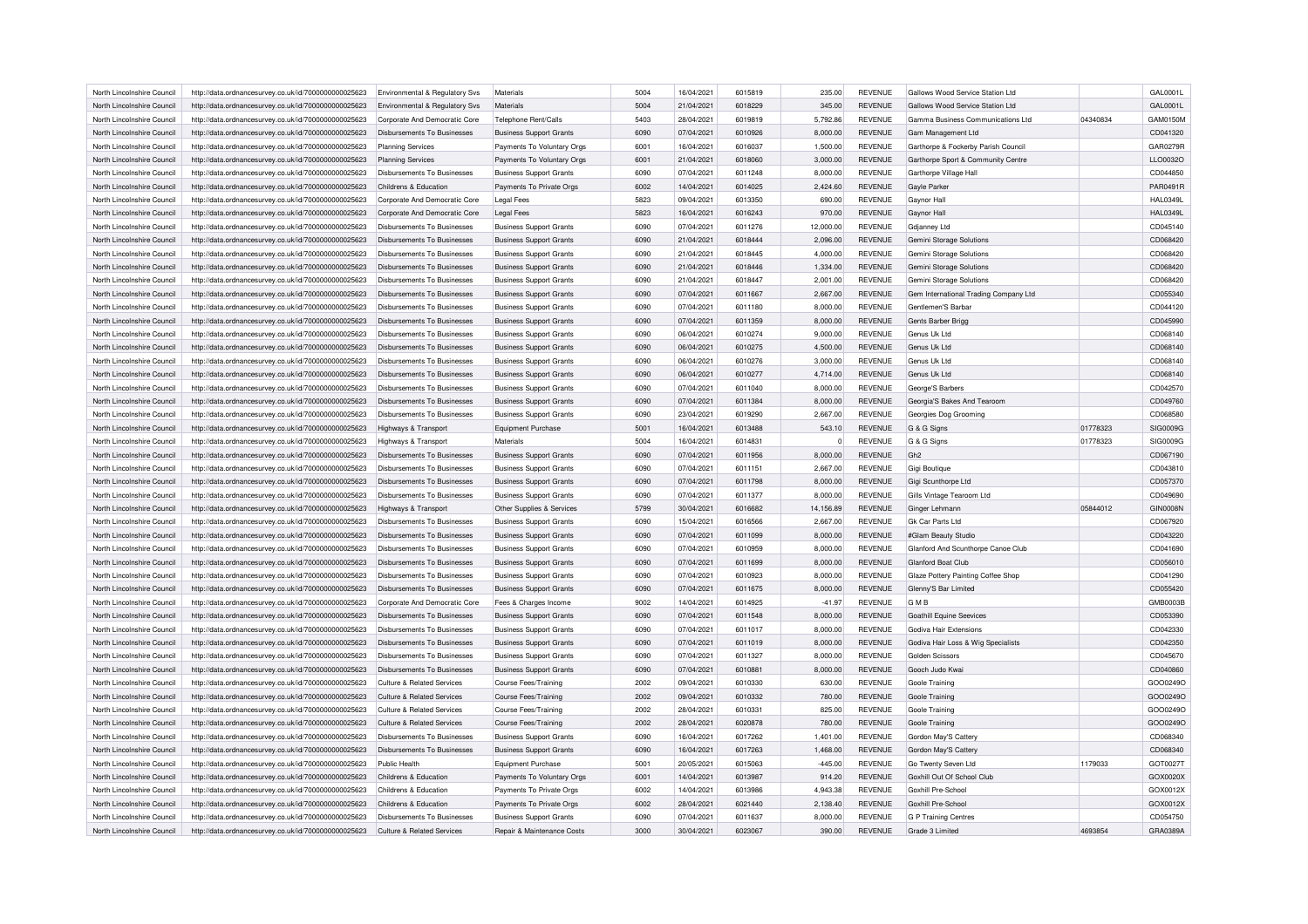| North Lincolnshire Council | http://data.ordnancesurvey.co.uk/id/7000000000025623 | Environmental & Regulatory Svs | Materials | 5004 | 16/04/2021 | 6015819 | 235.00 | REVENUE | Gallows Wood Service Station Ltd | | GAL0001L |
|---|---|---|---|---|---|---|---|---|---|---|---|
| North Lincolnshire Council | http://data.ordnancesurvey.co.uk/id/7000000000025623 | Environmental & Regulatory Svs | Materials | 5004 | 21/04/2021 | 6018229 | 345.00 | REVENUE | Gallows Wood Service Station Ltd | | GAL0001L |
| North Lincolnshire Council | http://data.ordnancesurvey.co.uk/id/7000000000025623 | Corporate And Democratic Core | Telephone Rent/Calls | 5403 | 28/04/2021 | 6019819 | 5,792.86 | REVENUE | Gamma Business Communications Ltd | 04340834 | GAM0150M |
| North Lincolnshire Council | http://data.ordnancesurvey.co.uk/id/7000000000025623 | Disbursements To Businesses | Business Support Grants | 6090 | 07/04/2021 | 6010926 | 8,000.00 | REVENUE | Gam Management Ltd | | CD041320 |
| North Lincolnshire Council | http://data.ordnancesurvey.co.uk/id/7000000000025623 | Planning Services | Payments To Voluntary Orgs | 6001 | 16/04/2021 | 6016037 | 1,500.00 | REVENUE | Garthorpe & Fockerby Parish Council | | GAR0279R |
| North Lincolnshire Council | http://data.ordnancesurvey.co.uk/id/7000000000025623 | Planning Services | Payments To Voluntary Orgs | 6001 | 21/04/2021 | 6018060 | 3,000.00 | REVENUE | Garthorpe Sport & Community Centre | | LLO0032O |
| North Lincolnshire Council | http://data.ordnancesurvey.co.uk/id/7000000000025623 | Disbursements To Businesses | Business Support Grants | 6090 | 07/04/2021 | 6011248 | 8,000.00 | REVENUE | Garthorpe Village Hall | | CD044850 |
| North Lincolnshire Council | http://data.ordnancesurvey.co.uk/id/7000000000025623 | Childrens & Education | Payments To Private Orgs | 6002 | 14/04/2021 | 6014025 | 2,424.60 | REVENUE | Gayle Parker | | PAR0491R |
| North Lincolnshire Council | http://data.ordnancesurvey.co.uk/id/7000000000025623 | Corporate And Democratic Core | Legal Fees | 5823 | 09/04/2021 | 6013350 | 690.00 | REVENUE | Gaynor Hall | | HAL0349L |
| North Lincolnshire Council | http://data.ordnancesurvey.co.uk/id/7000000000025623 | Corporate And Democratic Core | Legal Fees | 5823 | 16/04/2021 | 6016243 | 970.00 | REVENUE | Gaynor Hall | | HAL0349L |
| North Lincolnshire Council | http://data.ordnancesurvey.co.uk/id/7000000000025623 | Disbursements To Businesses | Business Support Grants | 6090 | 07/04/2021 | 6011276 | 12,000.00 | REVENUE | Gdjanney Ltd | | CD045140 |
| North Lincolnshire Council | http://data.ordnancesurvey.co.uk/id/7000000000025623 | Disbursements To Businesses | Business Support Grants | 6090 | 21/04/2021 | 6018444 | 2,096.00 | REVENUE | Gemini Storage Solutions | | CD068420 |
| North Lincolnshire Council | http://data.ordnancesurvey.co.uk/id/7000000000025623 | Disbursements To Businesses | Business Support Grants | 6090 | 21/04/2021 | 6018445 | 4,000.00 | REVENUE | Gemini Storage Solutions | | CD068420 |
| North Lincolnshire Council | http://data.ordnancesurvey.co.uk/id/7000000000025623 | Disbursements To Businesses | Business Support Grants | 6090 | 21/04/2021 | 6018446 | 1,334.00 | REVENUE | Gemini Storage Solutions | | CD068420 |
| North Lincolnshire Council | http://data.ordnancesurvey.co.uk/id/7000000000025623 | Disbursements To Businesses | Business Support Grants | 6090 | 21/04/2021 | 6018447 | 2,001.00 | REVENUE | Gemini Storage Solutions | | CD068420 |
| North Lincolnshire Council | http://data.ordnancesurvey.co.uk/id/7000000000025623 | Disbursements To Businesses | Business Support Grants | 6090 | 07/04/2021 | 6011667 | 2,667.00 | REVENUE | Gem International Trading Company Ltd | | CD055340 |
| North Lincolnshire Council | http://data.ordnancesurvey.co.uk/id/7000000000025623 | Disbursements To Businesses | Business Support Grants | 6090 | 07/04/2021 | 6011180 | 8,000.00 | REVENUE | Gentlemen'S Barbar | | CD044120 |
| North Lincolnshire Council | http://data.ordnancesurvey.co.uk/id/7000000000025623 | Disbursements To Businesses | Business Support Grants | 6090 | 07/04/2021 | 6011359 | 8,000.00 | REVENUE | Gents Barber Brigg | | CD045990 |
| North Lincolnshire Council | http://data.ordnancesurvey.co.uk/id/7000000000025623 | Disbursements To Businesses | Business Support Grants | 6090 | 06/04/2021 | 6010274 | 9,000.00 | REVENUE | Genus Uk Ltd | | CD068140 |
| North Lincolnshire Council | http://data.ordnancesurvey.co.uk/id/7000000000025623 | Disbursements To Businesses | Business Support Grants | 6090 | 06/04/2021 | 6010275 | 4,500.00 | REVENUE | Genus Uk Ltd | | CD068140 |
| North Lincolnshire Council | http://data.ordnancesurvey.co.uk/id/7000000000025623 | Disbursements To Businesses | Business Support Grants | 6090 | 06/04/2021 | 6010276 | 3,000.00 | REVENUE | Genus Uk Ltd | | CD068140 |
| North Lincolnshire Council | http://data.ordnancesurvey.co.uk/id/7000000000025623 | Disbursements To Businesses | Business Support Grants | 6090 | 06/04/2021 | 6010277 | 4,714.00 | REVENUE | Genus Uk Ltd | | CD068140 |
| North Lincolnshire Council | http://data.ordnancesurvey.co.uk/id/7000000000025623 | Disbursements To Businesses | Business Support Grants | 6090 | 07/04/2021 | 6011040 | 8,000.00 | REVENUE | George'S Barbers | | CD042570 |
| North Lincolnshire Council | http://data.ordnancesurvey.co.uk/id/7000000000025623 | Disbursements To Businesses | Business Support Grants | 6090 | 07/04/2021 | 6011384 | 8,000.00 | REVENUE | Georgia'S Bakes And Tearoom | | CD049760 |
| North Lincolnshire Council | http://data.ordnancesurvey.co.uk/id/7000000000025623 | Disbursements To Businesses | Business Support Grants | 6090 | 23/04/2021 | 6019290 | 2,667.00 | REVENUE | Georgies Dog Grooming | | CD068580 |
| North Lincolnshire Council | http://data.ordnancesurvey.co.uk/id/7000000000025623 | Highways & Transport | Equipment Purchase | 5001 | 16/04/2021 | 6013488 | 543.10 | REVENUE | G & G Signs | 01778323 | SIG0009G |
| North Lincolnshire Council | http://data.ordnancesurvey.co.uk/id/7000000000025623 | Highways & Transport | Materials | 5004 | 16/04/2021 | 6014831 | 0 | REVENUE | G & G Signs | 01778323 | SIG0009G |
| North Lincolnshire Council | http://data.ordnancesurvey.co.uk/id/7000000000025623 | Disbursements To Businesses | Business Support Grants | 6090 | 07/04/2021 | 6011956 | 8,000.00 | REVENUE | Gh2 | | CD067190 |
| North Lincolnshire Council | http://data.ordnancesurvey.co.uk/id/7000000000025623 | Disbursements To Businesses | Business Support Grants | 6090 | 07/04/2021 | 6011151 | 2,667.00 | REVENUE | Gigi Boutique | | CD043810 |
| North Lincolnshire Council | http://data.ordnancesurvey.co.uk/id/7000000000025623 | Disbursements To Businesses | Business Support Grants | 6090 | 07/04/2021 | 6011798 | 8,000.00 | REVENUE | Gigi Scunthorpe Ltd | | CD057370 |
| North Lincolnshire Council | http://data.ordnancesurvey.co.uk/id/7000000000025623 | Disbursements To Businesses | Business Support Grants | 6090 | 07/04/2021 | 6011377 | 8,000.00 | REVENUE | Gills Vintage Tearoom Ltd | | CD049690 |
| North Lincolnshire Council | http://data.ordnancesurvey.co.uk/id/7000000000025623 | Highways & Transport | Other Supplies & Services | 5799 | 30/04/2021 | 6016682 | 14,156.89 | REVENUE | Ginger Lehmann | 05844012 | GIN0008N |
| North Lincolnshire Council | http://data.ordnancesurvey.co.uk/id/7000000000025623 | Disbursements To Businesses | Business Support Grants | 6090 | 15/04/2021 | 6016566 | 2,667.00 | REVENUE | Gk Car Parts Ltd | | CD067920 |
| North Lincolnshire Council | http://data.ordnancesurvey.co.uk/id/7000000000025623 | Disbursements To Businesses | Business Support Grants | 6090 | 07/04/2021 | 6011099 | 8,000.00 | REVENUE | #Glam Beauty Studio | | CD043220 |
| North Lincolnshire Council | http://data.ordnancesurvey.co.uk/id/7000000000025623 | Disbursements To Businesses | Business Support Grants | 6090 | 07/04/2021 | 6010959 | 8,000.00 | REVENUE | Glanford And Scunthorpe Canoe Club | | CD041690 |
| North Lincolnshire Council | http://data.ordnancesurvey.co.uk/id/7000000000025623 | Disbursements To Businesses | Business Support Grants | 6090 | 07/04/2021 | 6011699 | 8,000.00 | REVENUE | Glanford Boat Club | | CD056010 |
| North Lincolnshire Council | http://data.ordnancesurvey.co.uk/id/7000000000025623 | Disbursements To Businesses | Business Support Grants | 6090 | 07/04/2021 | 6010923 | 8,000.00 | REVENUE | Glaze Pottery Painting Coffee Shop | | CD041290 |
| North Lincolnshire Council | http://data.ordnancesurvey.co.uk/id/7000000000025623 | Disbursements To Businesses | Business Support Grants | 6090 | 07/04/2021 | 6011675 | 8,000.00 | REVENUE | Glenny'S Bar Limited | | CD055420 |
| North Lincolnshire Council | http://data.ordnancesurvey.co.uk/id/7000000000025623 | Corporate And Democratic Core | Fees & Charges Income | 9002 | 14/04/2021 | 6014925 | -41.97 | REVENUE | G M B | | GMB0003B |
| North Lincolnshire Council | http://data.ordnancesurvey.co.uk/id/7000000000025623 | Disbursements To Businesses | Business Support Grants | 6090 | 07/04/2021 | 6011548 | 8,000.00 | REVENUE | Goathill Equine Seevices | | CD053390 |
| North Lincolnshire Council | http://data.ordnancesurvey.co.uk/id/7000000000025623 | Disbursements To Businesses | Business Support Grants | 6090 | 07/04/2021 | 6011017 | 8,000.00 | REVENUE | Godiva Hair Extensions | | CD042330 |
| North Lincolnshire Council | http://data.ordnancesurvey.co.uk/id/7000000000025623 | Disbursements To Businesses | Business Support Grants | 6090 | 07/04/2021 | 6011019 | 8,000.00 | REVENUE | Godiva Hair Loss & Wig Specialists | | CD042350 |
| North Lincolnshire Council | http://data.ordnancesurvey.co.uk/id/7000000000025623 | Disbursements To Businesses | Business Support Grants | 6090 | 07/04/2021 | 6011327 | 8,000.00 | REVENUE | Golden Scissors | | CD045670 |
| North Lincolnshire Council | http://data.ordnancesurvey.co.uk/id/7000000000025623 | Disbursements To Businesses | Business Support Grants | 6090 | 07/04/2021 | 6010881 | 8,000.00 | REVENUE | Gooch Judo Kwai | | CD040860 |
| North Lincolnshire Council | http://data.ordnancesurvey.co.uk/id/7000000000025623 | Culture & Related Services | Course Fees/Training | 2002 | 09/04/2021 | 6010330 | 630.00 | REVENUE | Goole Training | | GOO0249O |
| North Lincolnshire Council | http://data.ordnancesurvey.co.uk/id/7000000000025623 | Culture & Related Services | Course Fees/Training | 2002 | 09/04/2021 | 6010332 | 780.00 | REVENUE | Goole Training | | GOO0249O |
| North Lincolnshire Council | http://data.ordnancesurvey.co.uk/id/7000000000025623 | Culture & Related Services | Course Fees/Training | 2002 | 28/04/2021 | 6010331 | 825.00 | REVENUE | Goole Training | | GOO0249O |
| North Lincolnshire Council | http://data.ordnancesurvey.co.uk/id/7000000000025623 | Culture & Related Services | Course Fees/Training | 2002 | 28/04/2021 | 6020878 | 780.00 | REVENUE | Goole Training | | GOO0249O |
| North Lincolnshire Council | http://data.ordnancesurvey.co.uk/id/7000000000025623 | Disbursements To Businesses | Business Support Grants | 6090 | 16/04/2021 | 6017262 | 1,401.00 | REVENUE | Gordon May'S Cattery | | CD068340 |
| North Lincolnshire Council | http://data.ordnancesurvey.co.uk/id/7000000000025623 | Disbursements To Businesses | Business Support Grants | 6090 | 16/04/2021 | 6017263 | 1,468.00 | REVENUE | Gordon May'S Cattery | | CD068340 |
| North Lincolnshire Council | http://data.ordnancesurvey.co.uk/id/7000000000025623 | Public Health | Equipment Purchase | 5001 | 20/05/2021 | 6015063 | -445.00 | REVENUE | Go Twenty Seven Ltd | 1179033 | GOT0027T |
| North Lincolnshire Council | http://data.ordnancesurvey.co.uk/id/7000000000025623 | Childrens & Education | Payments To Voluntary Orgs | 6001 | 14/04/2021 | 6013987 | 914.20 | REVENUE | Goxhill Out Of School Club | | GOX0020X |
| North Lincolnshire Council | http://data.ordnancesurvey.co.uk/id/7000000000025623 | Childrens & Education | Payments To Private Orgs | 6002 | 14/04/2021 | 6013986 | 4,943.38 | REVENUE | Goxhill Pre-School | | GOX0012X |
| North Lincolnshire Council | http://data.ordnancesurvey.co.uk/id/7000000000025623 | Childrens & Education | Payments To Private Orgs | 6002 | 28/04/2021 | 6021440 | 2,138.40 | REVENUE | Goxhill Pre-School | | GOX0012X |
| North Lincolnshire Council | http://data.ordnancesurvey.co.uk/id/7000000000025623 | Disbursements To Businesses | Business Support Grants | 6090 | 07/04/2021 | 6011637 | 8,000.00 | REVENUE | G P Training Centres | | CD054750 |
| North Lincolnshire Council | http://data.ordnancesurvey.co.uk/id/7000000000025623 | Culture & Related Services | Repair & Maintenance Costs | 3000 | 30/04/2021 | 6023067 | 390.00 | REVENUE | Grade 3 Limited | 4693854 | GRA0389A |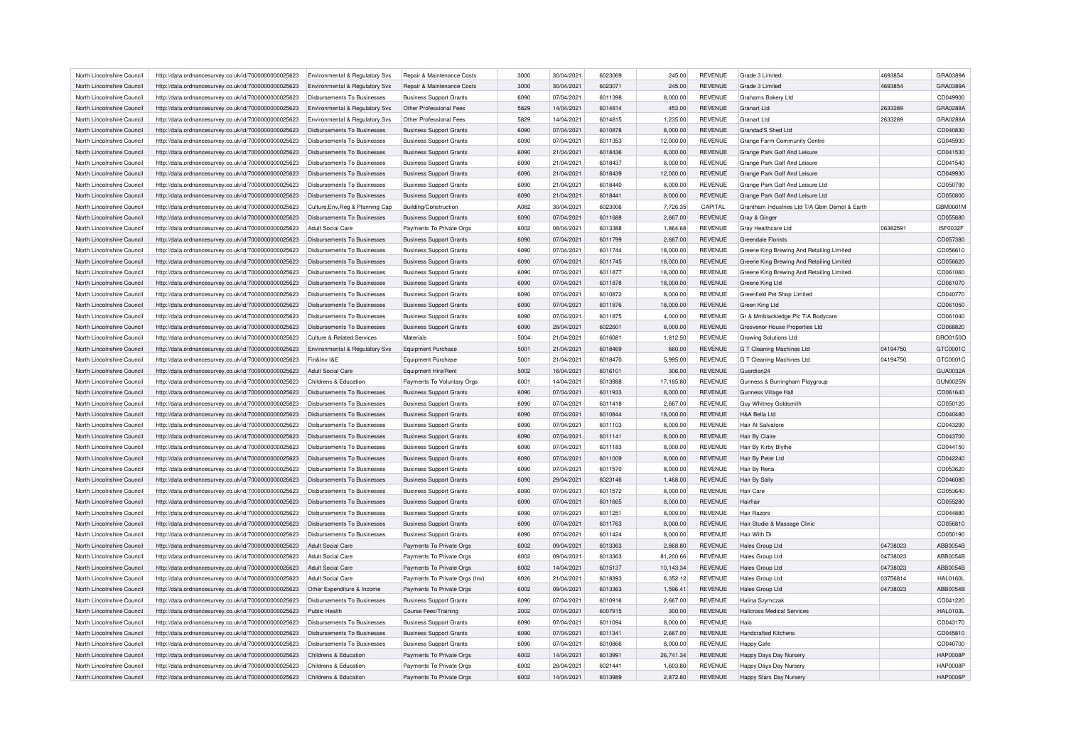| North Lincolnshire Council | http://data.ordnancesurvey.co.uk/id/7000000000025623 | Environmental & Regulatory Svs | Repair & Maintenance Costs | 3000 | 30/04/2021 | 6023069 | 245.00 | REVENUE | Grade 3 Limited | 4693854 | GRA0389A |
|---|---|---|---|---|---|---|---|---|---|---|---|
| North Lincolnshire Council | http://data.ordnancesurvey.co.uk/id/7000000000025623 | Environmental & Regulatory Svs | Repair & Maintenance Costs | 3000 | 30/04/2021 | 6023071 | 245.00 | REVENUE | Grade 3 Limited | 4693854 | GRA0389A |
| North Lincolnshire Council | http://data.ordnancesurvey.co.uk/id/7000000000025623 | Disbursements To Businesses | Business Support Grants | 6090 | 07/04/2021 | 6011398 | 8,000.00 | REVENUE | Grahams Bakery Ltd | | CD049900 |
| North Lincolnshire Council | http://data.ordnancesurvey.co.uk/id/7000000000025623 | Environmental & Regulatory Svs | Other Professional Fees | 5829 | 14/04/2021 | 6014814 | 453.00 | REVENUE | Granart Ltd | 2633289 | GRA0288A |
| North Lincolnshire Council | http://data.ordnancesurvey.co.uk/id/7000000000025623 | Environmental & Regulatory Svs | Other Professional Fees | 5829 | 14/04/2021 | 6014815 | 1,235.00 | REVENUE | Granart Ltd | 2633289 | GRA0288A |
| North Lincolnshire Council | http://data.ordnancesurvey.co.uk/id/7000000000025623 | Disbursements To Businesses | Business Support Grants | 6090 | 07/04/2021 | 6010878 | 8,000.00 | REVENUE | Grandad'S Shed Ltd | | CD040830 |
| North Lincolnshire Council | http://data.ordnancesurvey.co.uk/id/7000000000025623 | Disbursements To Businesses | Business Support Grants | 6090 | 07/04/2021 | 6011353 | 12,000.00 | REVENUE | Grange Farm Community Centre | | CD045930 |
| North Lincolnshire Council | http://data.ordnancesurvey.co.uk/id/7000000000025623 | Disbursements To Businesses | Business Support Grants | 6090 | 21/04/2021 | 6018436 | 8,000.00 | REVENUE | Grange Park Golf And Leisure | | CD041530 |
| North Lincolnshire Council | http://data.ordnancesurvey.co.uk/id/7000000000025623 | Disbursements To Businesses | Business Support Grants | 6090 | 21/04/2021 | 6018437 | 8,000.00 | REVENUE | Grange Park Golf And Leisure | | CD041540 |
| North Lincolnshire Council | http://data.ordnancesurvey.co.uk/id/7000000000025623 | Disbursements To Businesses | Business Support Grants | 6090 | 21/04/2021 | 6018439 | 12,000.00 | REVENUE | Grange Park Golf And Leisure | | CD049930 |
| North Lincolnshire Council | http://data.ordnancesurvey.co.uk/id/7000000000025623 | Disbursements To Businesses | Business Support Grants | 6090 | 21/04/2021 | 6018440 | 8,000.00 | REVENUE | Grange Park Golf And Leisure Ltd | | CD050790 |
| North Lincolnshire Council | http://data.ordnancesurvey.co.uk/id/7000000000025623 | Disbursements To Businesses | Business Support Grants | 6090 | 21/04/2021 | 6018441 | 8,000.00 | REVENUE | Grange Park Golf And Leisure Ltd | | CD050800 |
| North Lincolnshire Council | http://data.ordnancesurvey.co.uk/id/7000000000025623 | Culture,Env,Reg & Planning Cap | Building/Construction | A082 | 30/04/2021 | 6023006 | 7,726.35 | CAPITAL | Grantham Industries Ltd T/A Gbm Demol & Earth | | GBM0001M |
| North Lincolnshire Council | http://data.ordnancesurvey.co.uk/id/7000000000025623 | Disbursements To Businesses | Business Support Grants | 6090 | 07/04/2021 | 6011688 | 2,667.00 | REVENUE | Gray & Ginger | | CD055680 |
| North Lincolnshire Council | http://data.ordnancesurvey.co.uk/id/7000000000025623 | Adult Social Care | Payments To Private Orgs | 6002 | 08/04/2021 | 6013388 | 1,864.68 | REVENUE | Gray Healthcare Ltd | 06382591 | ISF0032F |
| North Lincolnshire Council | http://data.ordnancesurvey.co.uk/id/7000000000025623 | Disbursements To Businesses | Business Support Grants | 6090 | 07/04/2021 | 6011799 | 2,667.00 | REVENUE | Greendale Florists | | CD057380 |
| North Lincolnshire Council | http://data.ordnancesurvey.co.uk/id/7000000000025623 | Disbursements To Businesses | Business Support Grants | 6090 | 07/04/2021 | 6011744 | 18,000.00 | REVENUE | Greene King Brewing And Retailing Limited | | CD056610 |
| North Lincolnshire Council | http://data.ordnancesurvey.co.uk/id/7000000000025623 | Disbursements To Businesses | Business Support Grants | 6090 | 07/04/2021 | 6011745 | 18,000.00 | REVENUE | Greene King Brewing And Retailing Limited | | CD056620 |
| North Lincolnshire Council | http://data.ordnancesurvey.co.uk/id/7000000000025623 | Disbursements To Businesses | Business Support Grants | 6090 | 07/04/2021 | 6011877 | 18,000.00 | REVENUE | Greene King Brewing And Retailing Limited | | CD061060 |
| North Lincolnshire Council | http://data.ordnancesurvey.co.uk/id/7000000000025623 | Disbursements To Businesses | Business Support Grants | 6090 | 07/04/2021 | 6011878 | 18,000.00 | REVENUE | Greene King Ltd | | CD061070 |
| North Lincolnshire Council | http://data.ordnancesurvey.co.uk/id/7000000000025623 | Disbursements To Businesses | Business Support Grants | 6090 | 07/04/2021 | 6010872 | 8,000.00 | REVENUE | Greenfield Pet Shop Limited | | CD040770 |
| North Lincolnshire Council | http://data.ordnancesurvey.co.uk/id/7000000000025623 | Disbursements To Businesses | Business Support Grants | 6090 | 07/04/2021 | 6011876 | 18,000.00 | REVENUE | Green King Ltd | | CD061050 |
| North Lincolnshire Council | http://data.ordnancesurvey.co.uk/id/7000000000025623 | Disbursements To Businesses | Business Support Grants | 6090 | 07/04/2021 | 6011875 | 4,000.00 | REVENUE | Gr & Mmblackledge Plc T/A Bodycare | | CD061040 |
| North Lincolnshire Council | http://data.ordnancesurvey.co.uk/id/7000000000025623 | Disbursements To Businesses | Business Support Grants | 6090 | 28/04/2021 | 6022601 | 8,000.00 | REVENUE | Grosvenor House Properties Ltd | | CD068820 |
| North Lincolnshire Council | http://data.ordnancesurvey.co.uk/id/7000000000025623 | Culture & Related Services | Materials | 5004 | 21/04/2021 | 6016081 | 1,812.50 | REVENUE | Growing Solutions Ltd | | GRO0150O |
| North Lincolnshire Council | http://data.ordnancesurvey.co.uk/id/7000000000025623 | Environmental & Regulatory Svs | Equipment Purchase | 5001 | 21/04/2021 | 6018469 | 660.00 | REVENUE | G T Cleaning Machines Ltd | 04194750 | GTC0001C |
| North Lincolnshire Council | http://data.ordnancesurvey.co.uk/id/7000000000025623 | Fin&Inv I&E | Equipment Purchase | 5001 | 21/04/2021 | 6018470 | 5,995.00 | REVENUE | G T Cleaning Machines Ltd | 04194750 | GTC0001C |
| North Lincolnshire Council | http://data.ordnancesurvey.co.uk/id/7000000000025623 | Adult Social Care | Equipment Hire/Rent | 5002 | 16/04/2021 | 6016101 | 306.00 | REVENUE | Guardian24 | | GUA0032A |
| North Lincolnshire Council | http://data.ordnancesurvey.co.uk/id/7000000000025623 | Childrens & Education | Payments To Voluntary Orgs | 6001 | 14/04/2021 | 6013988 | 17,185.80 | REVENUE | Gunness & Burringham Playgroup | | GUN0025N |
| North Lincolnshire Council | http://data.ordnancesurvey.co.uk/id/7000000000025623 | Disbursements To Businesses | Business Support Grants | 6090 | 07/04/2021 | 6011933 | 8,000.00 | REVENUE | Gunness Village Hall | | CD061640 |
| North Lincolnshire Council | http://data.ordnancesurvey.co.uk/id/7000000000025623 | Disbursements To Businesses | Business Support Grants | 6090 | 07/04/2021 | 6011418 | 2,667.00 | REVENUE | Guy Whitney Goldsmith | | CD050120 |
| North Lincolnshire Council | http://data.ordnancesurvey.co.uk/id/7000000000025623 | Disbursements To Businesses | Business Support Grants | 6090 | 07/04/2021 | 6010844 | 18,000.00 | REVENUE | H&A Bella Ltd | | CD040480 |
| North Lincolnshire Council | http://data.ordnancesurvey.co.uk/id/7000000000025623 | Disbursements To Businesses | Business Support Grants | 6090 | 07/04/2021 | 6011103 | 8,000.00 | REVENUE | Hair At Salvatore | | CD043290 |
| North Lincolnshire Council | http://data.ordnancesurvey.co.uk/id/7000000000025623 | Disbursements To Businesses | Business Support Grants | 6090 | 07/04/2021 | 6011141 | 8,000.00 | REVENUE | Hair By Claire | | CD043700 |
| North Lincolnshire Council | http://data.ordnancesurvey.co.uk/id/7000000000025623 | Disbursements To Businesses | Business Support Grants | 6090 | 07/04/2021 | 6011183 | 8,000.00 | REVENUE | Hair By Kirby Blythe | | CD044150 |
| North Lincolnshire Council | http://data.ordnancesurvey.co.uk/id/7000000000025623 | Disbursements To Businesses | Business Support Grants | 6090 | 07/04/2021 | 6011009 | 8,000.00 | REVENUE | Hair By Peter Ltd | | CD042240 |
| North Lincolnshire Council | http://data.ordnancesurvey.co.uk/id/7000000000025623 | Disbursements To Businesses | Business Support Grants | 6090 | 07/04/2021 | 6011570 | 8,000.00 | REVENUE | Hair By Rena | | CD053620 |
| North Lincolnshire Council | http://data.ordnancesurvey.co.uk/id/7000000000025623 | Disbursements To Businesses | Business Support Grants | 6090 | 29/04/2021 | 6023146 | 1,468.00 | REVENUE | Hair By Sally | | CD046080 |
| North Lincolnshire Council | http://data.ordnancesurvey.co.uk/id/7000000000025623 | Disbursements To Businesses | Business Support Grants | 6090 | 07/04/2021 | 6011572 | 8,000.00 | REVENUE | Hair Care | | CD053640 |
| North Lincolnshire Council | http://data.ordnancesurvey.co.uk/id/7000000000025623 | Disbursements To Businesses | Business Support Grants | 6090 | 07/04/2021 | 6011665 | 8,000.00 | REVENUE | Hairflair | | CD055280 |
| North Lincolnshire Council | http://data.ordnancesurvey.co.uk/id/7000000000025623 | Disbursements To Businesses | Business Support Grants | 6090 | 07/04/2021 | 6011251 | 8,000.00 | REVENUE | Hair Razors | | CD044880 |
| North Lincolnshire Council | http://data.ordnancesurvey.co.uk/id/7000000000025623 | Disbursements To Businesses | Business Support Grants | 6090 | 07/04/2021 | 6011763 | 8,000.00 | REVENUE | Hair Studio & Massage Clinic | | CD056810 |
| North Lincolnshire Council | http://data.ordnancesurvey.co.uk/id/7000000000025623 | Disbursements To Businesses | Business Support Grants | 6090 | 07/04/2021 | 6011424 | 8,000.00 | REVENUE | Hair With Di | | CD050190 |
| North Lincolnshire Council | http://data.ordnancesurvey.co.uk/id/7000000000025623 | Adult Social Care | Payments To Private Orgs | 6002 | 09/04/2021 | 6013363 | 2,868.80 | REVENUE | Hales Group Ltd | 04738023 | ABB0054B |
| North Lincolnshire Council | http://data.ordnancesurvey.co.uk/id/7000000000025623 | Adult Social Care | Payments To Private Orgs | 6002 | 09/04/2021 | 6013363 | 81,200.66 | REVENUE | Hales Group Ltd | 04738023 | ABB0054B |
| North Lincolnshire Council | http://data.ordnancesurvey.co.uk/id/7000000000025623 | Adult Social Care | Payments To Private Orgs | 6002 | 14/04/2021 | 6015137 | 10,143.34 | REVENUE | Hales Group Ltd | 04738023 | ABB0054B |
| North Lincolnshire Council | http://data.ordnancesurvey.co.uk/id/7000000000025623 | Adult Social Care | Payments To Private Orgs (Inv) | 6026 | 21/04/2021 | 6018393 | 6,352.12 | REVENUE | Hales Group Ltd | 03756814 | HAL0160L |
| North Lincolnshire Council | http://data.ordnancesurvey.co.uk/id/7000000000025623 | Other Expenditure & Income | Payments To Private Orgs | 6002 | 09/04/2021 | 6013363 | 1,596.41 | REVENUE | Hales Group Ltd | 04738023 | ABB0054B |
| North Lincolnshire Council | http://data.ordnancesurvey.co.uk/id/7000000000025623 | Disbursements To Businesses | Business Support Grants | 6090 | 07/04/2021 | 6010916 | 2,667.00 | REVENUE | Halina Szymczak | | CD041220 |
| North Lincolnshire Council | http://data.ordnancesurvey.co.uk/id/7000000000025623 | Public Health | Course Fees/Training | 2002 | 07/04/2021 | 6007915 | 300.00 | REVENUE | Hallcross Medical Services | | HAL0103L |
| North Lincolnshire Council | http://data.ordnancesurvey.co.uk/id/7000000000025623 | Disbursements To Businesses | Business Support Grants | 6090 | 07/04/2021 | 6011094 | 8,000.00 | REVENUE | Halo | | CD043170 |
| North Lincolnshire Council | http://data.ordnancesurvey.co.uk/id/7000000000025623 | Disbursements To Businesses | Business Support Grants | 6090 | 07/04/2021 | 6011341 | 2,667.00 | REVENUE | Handcrafted Kitchens | | CD045810 |
| North Lincolnshire Council | http://data.ordnancesurvey.co.uk/id/7000000000025623 | Disbursements To Businesses | Business Support Grants | 6090 | 07/04/2021 | 6010866 | 8,000.00 | REVENUE | Happy Cafe | | CD040700 |
| North Lincolnshire Council | http://data.ordnancesurvey.co.uk/id/7000000000025623 | Childrens & Education | Payments To Private Orgs | 6002 | 14/04/2021 | 6013991 | 26,741.34 | REVENUE | Happy Days Day Nursery | | HAP0008P |
| North Lincolnshire Council | http://data.ordnancesurvey.co.uk/id/7000000000025623 | Childrens & Education | Payments To Private Orgs | 6002 | 28/04/2021 | 6021441 | 1,603.80 | REVENUE | Happy Days Day Nursery | | HAP0008P |
| North Lincolnshire Council | http://data.ordnancesurvey.co.uk/id/7000000000025623 | Childrens & Education | Payments To Private Orgs | 6002 | 14/04/2021 | 6013989 | 2,872.80 | REVENUE | Happy Stars Day Nursery | | HAP0006P |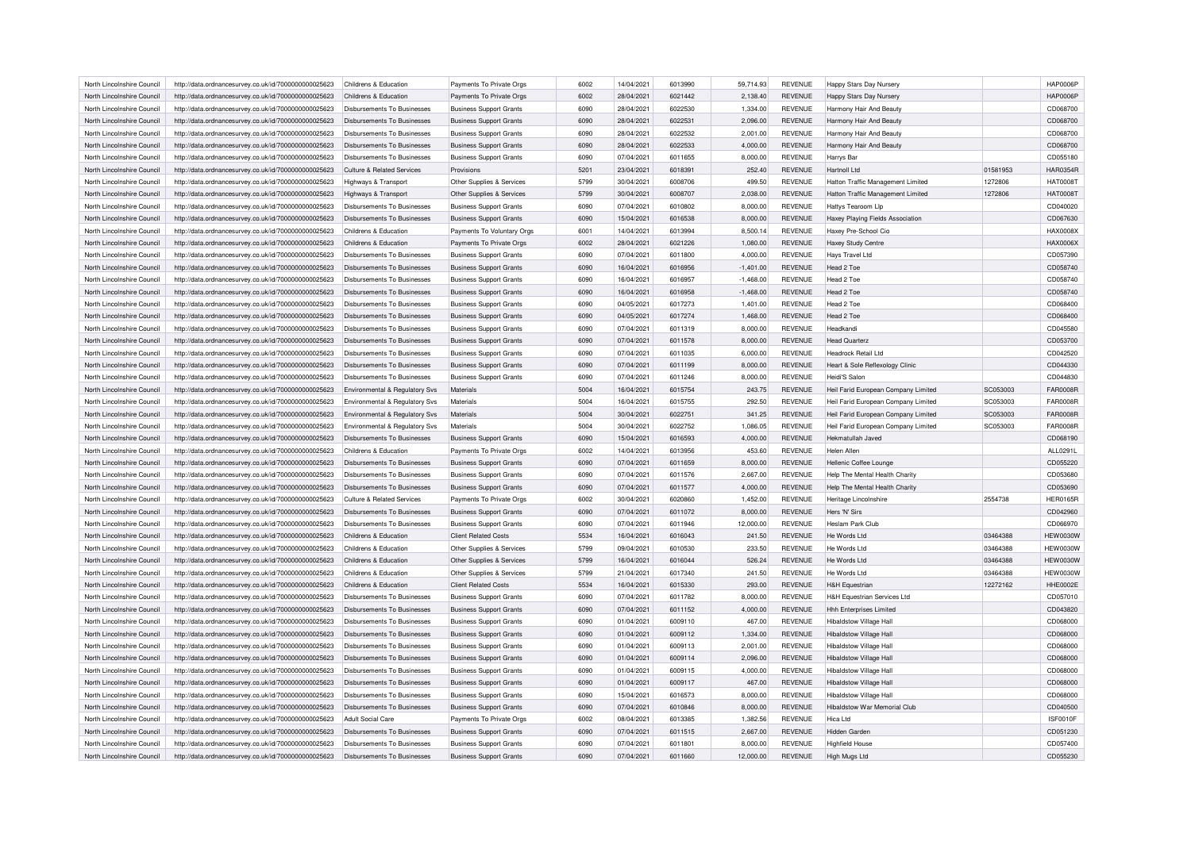| North Lincolnshire Council | http://data.ordnancesurvey.co.uk/id/7000000000025623 | Childrens & Education | Payments To Private Orgs | 6002 | 14/04/2021 | 6013990 | 59,714.93 | REVENUE | Happy Stars Day Nursery | | HAP0006P |
|---|---|---|---|---|---|---|---|---|---|---|---|
| North Lincolnshire Council | http://data.ordnancesurvey.co.uk/id/7000000000025623 | Childrens & Education | Payments To Private Orgs | 6002 | 28/04/2021 | 6021442 | 2,138.40 | REVENUE | Happy Stars Day Nursery | | HAP0006P |
| North Lincolnshire Council | http://data.ordnancesurvey.co.uk/id/7000000000025623 | Disbursements To Businesses | Business Support Grants | 6090 | 28/04/2021 | 6022530 | 1,334.00 | REVENUE | Harmony Hair And Beauty | | CD068700 |
| North Lincolnshire Council | http://data.ordnancesurvey.co.uk/id/7000000000025623 | Disbursements To Businesses | Business Support Grants | 6090 | 28/04/2021 | 6022531 | 2,096.00 | REVENUE | Harmony Hair And Beauty | | CD068700 |
| North Lincolnshire Council | http://data.ordnancesurvey.co.uk/id/7000000000025623 | Disbursements To Businesses | Business Support Grants | 6090 | 28/04/2021 | 6022532 | 2,001.00 | REVENUE | Harmony Hair And Beauty | | CD068700 |
| North Lincolnshire Council | http://data.ordnancesurvey.co.uk/id/7000000000025623 | Disbursements To Businesses | Business Support Grants | 6090 | 28/04/2021 | 6022533 | 4,000.00 | REVENUE | Harmony Hair And Beauty | | CD068700 |
| North Lincolnshire Council | http://data.ordnancesurvey.co.uk/id/7000000000025623 | Disbursements To Businesses | Business Support Grants | 6090 | 07/04/2021 | 6011655 | 8,000.00 | REVENUE | Harrys Bar | | CD055180 |
| North Lincolnshire Council | http://data.ordnancesurvey.co.uk/id/7000000000025623 | Culture & Related Services | Provisions | 5201 | 23/04/2021 | 6018391 | 252.40 | REVENUE | Hartnoll Ltd | 01581953 | HAR0354R |
| North Lincolnshire Council | http://data.ordnancesurvey.co.uk/id/7000000000025623 | Highways & Transport | Other Supplies & Services | 5799 | 30/04/2021 | 6008706 | 499.50 | REVENUE | Hatton Traffic Management Limited | 1272806 | HAT0008T |
| North Lincolnshire Council | http://data.ordnancesurvey.co.uk/id/7000000000025623 | Highways & Transport | Other Supplies & Services | 5799 | 30/04/2021 | 6008707 | 2,038.00 | REVENUE | Hatton Traffic Management Limited | 1272806 | HAT0008T |
| North Lincolnshire Council | http://data.ordnancesurvey.co.uk/id/7000000000025623 | Disbursements To Businesses | Business Support Grants | 6090 | 07/04/2021 | 6010802 | 8,000.00 | REVENUE | Hattys Tearoom Llp | | CD040020 |
| North Lincolnshire Council | http://data.ordnancesurvey.co.uk/id/7000000000025623 | Disbursements To Businesses | Business Support Grants | 6090 | 15/04/2021 | 6016538 | 8,000.00 | REVENUE | Haxey Playing Fields Association | | CD067630 |
| North Lincolnshire Council | http://data.ordnancesurvey.co.uk/id/7000000000025623 | Childrens & Education | Payments To Voluntary Orgs | 6001 | 14/04/2021 | 6013994 | 8,500.14 | REVENUE | Haxey Pre-School Cio | | HAX0008X |
| North Lincolnshire Council | http://data.ordnancesurvey.co.uk/id/7000000000025623 | Childrens & Education | Payments To Private Orgs | 6002 | 28/04/2021 | 6021226 | 1,080.00 | REVENUE | Haxey Study Centre | | HAX0006X |
| North Lincolnshire Council | http://data.ordnancesurvey.co.uk/id/7000000000025623 | Disbursements To Businesses | Business Support Grants | 6090 | 07/04/2021 | 6011800 | 4,000.00 | REVENUE | Hays Travel Ltd | | CD057390 |
| North Lincolnshire Council | http://data.ordnancesurvey.co.uk/id/7000000000025623 | Disbursements To Businesses | Business Support Grants | 6090 | 16/04/2021 | 6016956 | -1,401.00 | REVENUE | Head 2 Toe | | CD058740 |
| North Lincolnshire Council | http://data.ordnancesurvey.co.uk/id/7000000000025623 | Disbursements To Businesses | Business Support Grants | 6090 | 16/04/2021 | 6016957 | -1,468.00 | REVENUE | Head 2 Toe | | CD058740 |
| North Lincolnshire Council | http://data.ordnancesurvey.co.uk/id/7000000000025623 | Disbursements To Businesses | Business Support Grants | 6090 | 16/04/2021 | 6016958 | -1,468.00 | REVENUE | Head 2 Toe | | CD058740 |
| North Lincolnshire Council | http://data.ordnancesurvey.co.uk/id/7000000000025623 | Disbursements To Businesses | Business Support Grants | 6090 | 04/05/2021 | 6017273 | 1,401.00 | REVENUE | Head 2 Toe | | CD068400 |
| North Lincolnshire Council | http://data.ordnancesurvey.co.uk/id/7000000000025623 | Disbursements To Businesses | Business Support Grants | 6090 | 04/05/2021 | 6017274 | 1,468.00 | REVENUE | Head 2 Toe | | CD068400 |
| North Lincolnshire Council | http://data.ordnancesurvey.co.uk/id/7000000000025623 | Disbursements To Businesses | Business Support Grants | 6090 | 07/04/2021 | 6011319 | 8,000.00 | REVENUE | Headkandi | | CD045580 |
| North Lincolnshire Council | http://data.ordnancesurvey.co.uk/id/7000000000025623 | Disbursements To Businesses | Business Support Grants | 6090 | 07/04/2021 | 6011578 | 8,000.00 | REVENUE | Head Quarterz | | CD053700 |
| North Lincolnshire Council | http://data.ordnancesurvey.co.uk/id/7000000000025623 | Disbursements To Businesses | Business Support Grants | 6090 | 07/04/2021 | 6011035 | 6,000.00 | REVENUE | Headrock Retail Ltd | | CD042520 |
| North Lincolnshire Council | http://data.ordnancesurvey.co.uk/id/7000000000025623 | Disbursements To Businesses | Business Support Grants | 6090 | 07/04/2021 | 6011199 | 8,000.00 | REVENUE | Heart & Sole Reflexology Clinic | | CD044330 |
| North Lincolnshire Council | http://data.ordnancesurvey.co.uk/id/7000000000025623 | Disbursements To Businesses | Business Support Grants | 6090 | 07/04/2021 | 6011246 | 8,000.00 | REVENUE | Heidi'S Salon | | CD044830 |
| North Lincolnshire Council | http://data.ordnancesurvey.co.uk/id/7000000000025623 | Environmental & Regulatory Svs | Materials | 5004 | 16/04/2021 | 6015754 | 243.75 | REVENUE | Heil Farid European Company Limited | SC053003 | FAR0008R |
| North Lincolnshire Council | http://data.ordnancesurvey.co.uk/id/7000000000025623 | Environmental & Regulatory Svs | Materials | 5004 | 16/04/2021 | 6015755 | 292.50 | REVENUE | Heil Farid European Company Limited | SC053003 | FAR0008R |
| North Lincolnshire Council | http://data.ordnancesurvey.co.uk/id/7000000000025623 | Environmental & Regulatory Svs | Materials | 5004 | 30/04/2021 | 6022751 | 341.25 | REVENUE | Heil Farid European Company Limited | SC053003 | FAR0008R |
| North Lincolnshire Council | http://data.ordnancesurvey.co.uk/id/7000000000025623 | Environmental & Regulatory Svs | Materials | 5004 | 30/04/2021 | 6022752 | 1,086.05 | REVENUE | Heil Farid European Company Limited | SC053003 | FAR0008R |
| North Lincolnshire Council | http://data.ordnancesurvey.co.uk/id/7000000000025623 | Disbursements To Businesses | Business Support Grants | 6090 | 15/04/2021 | 6016593 | 4,000.00 | REVENUE | Hekmatullah Javed | | CD068190 |
| North Lincolnshire Council | http://data.ordnancesurvey.co.uk/id/7000000000025623 | Childrens & Education | Payments To Private Orgs | 6002 | 14/04/2021 | 6013956 | 453.60 | REVENUE | Helen Allen | | ALL0291L |
| North Lincolnshire Council | http://data.ordnancesurvey.co.uk/id/7000000000025623 | Disbursements To Businesses | Business Support Grants | 6090 | 07/04/2021 | 6011659 | 8,000.00 | REVENUE | Hellenic Coffee Lounge | | CD055220 |
| North Lincolnshire Council | http://data.ordnancesurvey.co.uk/id/7000000000025623 | Disbursements To Businesses | Business Support Grants | 6090 | 07/04/2021 | 6011576 | 2,667.00 | REVENUE | Help The Mental Health Charity | | CD053680 |
| North Lincolnshire Council | http://data.ordnancesurvey.co.uk/id/7000000000025623 | Disbursements To Businesses | Business Support Grants | 6090 | 07/04/2021 | 6011577 | 4,000.00 | REVENUE | Help The Mental Health Charity | | CD053690 |
| North Lincolnshire Council | http://data.ordnancesurvey.co.uk/id/7000000000025623 | Culture & Related Services | Payments To Private Orgs | 6002 | 30/04/2021 | 6020860 | 1,452.00 | REVENUE | Heritage Lincolnshire | 2554738 | HER0165R |
| North Lincolnshire Council | http://data.ordnancesurvey.co.uk/id/7000000000025623 | Disbursements To Businesses | Business Support Grants | 6090 | 07/04/2021 | 6011072 | 8,000.00 | REVENUE | Hers 'N' Sirs | | CD042960 |
| North Lincolnshire Council | http://data.ordnancesurvey.co.uk/id/7000000000025623 | Disbursements To Businesses | Business Support Grants | 6090 | 07/04/2021 | 6011946 | 12,000.00 | REVENUE | Heslam Park Club | | CD066970 |
| North Lincolnshire Council | http://data.ordnancesurvey.co.uk/id/7000000000025623 | Childrens & Education | Client Related Costs | 5534 | 16/04/2021 | 6016043 | 241.50 | REVENUE | He Words Ltd | 03464388 | HEW0030W |
| North Lincolnshire Council | http://data.ordnancesurvey.co.uk/id/7000000000025623 | Childrens & Education | Other Supplies & Services | 5799 | 09/04/2021 | 6010530 | 233.50 | REVENUE | He Words Ltd | 03464388 | HEW0030W |
| North Lincolnshire Council | http://data.ordnancesurvey.co.uk/id/7000000000025623 | Childrens & Education | Other Supplies & Services | 5799 | 16/04/2021 | 6016044 | 526.24 | REVENUE | He Words Ltd | 03464388 | HEW0030W |
| North Lincolnshire Council | http://data.ordnancesurvey.co.uk/id/7000000000025623 | Childrens & Education | Other Supplies & Services | 5799 | 21/04/2021 | 6017340 | 241.50 | REVENUE | He Words Ltd | 03464388 | HEW0030W |
| North Lincolnshire Council | http://data.ordnancesurvey.co.uk/id/7000000000025623 | Childrens & Education | Client Related Costs | 5534 | 16/04/2021 | 6015330 | 293.00 | REVENUE | H&H Equestrian | 12272162 | HHE0002E |
| North Lincolnshire Council | http://data.ordnancesurvey.co.uk/id/7000000000025623 | Disbursements To Businesses | Business Support Grants | 6090 | 07/04/2021 | 6011782 | 8,000.00 | REVENUE | H&H Equestrian Services Ltd | | CD057010 |
| North Lincolnshire Council | http://data.ordnancesurvey.co.uk/id/7000000000025623 | Disbursements To Businesses | Business Support Grants | 6090 | 07/04/2021 | 6011152 | 4,000.00 | REVENUE | Hhh Enterprises Limited | | CD043820 |
| North Lincolnshire Council | http://data.ordnancesurvey.co.uk/id/7000000000025623 | Disbursements To Businesses | Business Support Grants | 6090 | 01/04/2021 | 6009110 | 467.00 | REVENUE | Hibaldstow Village Hall | | CD068000 |
| North Lincolnshire Council | http://data.ordnancesurvey.co.uk/id/7000000000025623 | Disbursements To Businesses | Business Support Grants | 6090 | 01/04/2021 | 6009112 | 1,334.00 | REVENUE | Hibaldstow Village Hall | | CD068000 |
| North Lincolnshire Council | http://data.ordnancesurvey.co.uk/id/7000000000025623 | Disbursements To Businesses | Business Support Grants | 6090 | 01/04/2021 | 6009113 | 2,001.00 | REVENUE | Hibaldstow Village Hall | | CD068000 |
| North Lincolnshire Council | http://data.ordnancesurvey.co.uk/id/7000000000025623 | Disbursements To Businesses | Business Support Grants | 6090 | 01/04/2021 | 6009114 | 2,096.00 | REVENUE | Hibaldstow Village Hall | | CD068000 |
| North Lincolnshire Council | http://data.ordnancesurvey.co.uk/id/7000000000025623 | Disbursements To Businesses | Business Support Grants | 6090 | 01/04/2021 | 6009115 | 4,000.00 | REVENUE | Hibaldstow Village Hall | | CD068000 |
| North Lincolnshire Council | http://data.ordnancesurvey.co.uk/id/7000000000025623 | Disbursements To Businesses | Business Support Grants | 6090 | 01/04/2021 | 6009117 | 467.00 | REVENUE | Hibaldstow Village Hall | | CD068000 |
| North Lincolnshire Council | http://data.ordnancesurvey.co.uk/id/7000000000025623 | Disbursements To Businesses | Business Support Grants | 6090 | 15/04/2021 | 6016573 | 8,000.00 | REVENUE | Hibaldstow Village Hall | | CD068000 |
| North Lincolnshire Council | http://data.ordnancesurvey.co.uk/id/7000000000025623 | Disbursements To Businesses | Business Support Grants | 6090 | 07/04/2021 | 6010846 | 8,000.00 | REVENUE | Hibaldstow War Memorial Club | | CD040500 |
| North Lincolnshire Council | http://data.ordnancesurvey.co.uk/id/7000000000025623 | Adult Social Care | Payments To Private Orgs | 6002 | 08/04/2021 | 6013385 | 1,382.56 | REVENUE | Hica Ltd | | ISF0010F |
| North Lincolnshire Council | http://data.ordnancesurvey.co.uk/id/7000000000025623 | Disbursements To Businesses | Business Support Grants | 6090 | 07/04/2021 | 6011515 | 2,667.00 | REVENUE | Hidden Garden | | CD051230 |
| North Lincolnshire Council | http://data.ordnancesurvey.co.uk/id/7000000000025623 | Disbursements To Businesses | Business Support Grants | 6090 | 07/04/2021 | 6011801 | 8,000.00 | REVENUE | Highfield House | | CD057400 |
| North Lincolnshire Council | http://data.ordnancesurvey.co.uk/id/7000000000025623 | Disbursements To Businesses | Business Support Grants | 6090 | 07/04/2021 | 6011660 | 12,000.00 | REVENUE | High Mugs Ltd | | CD055230 |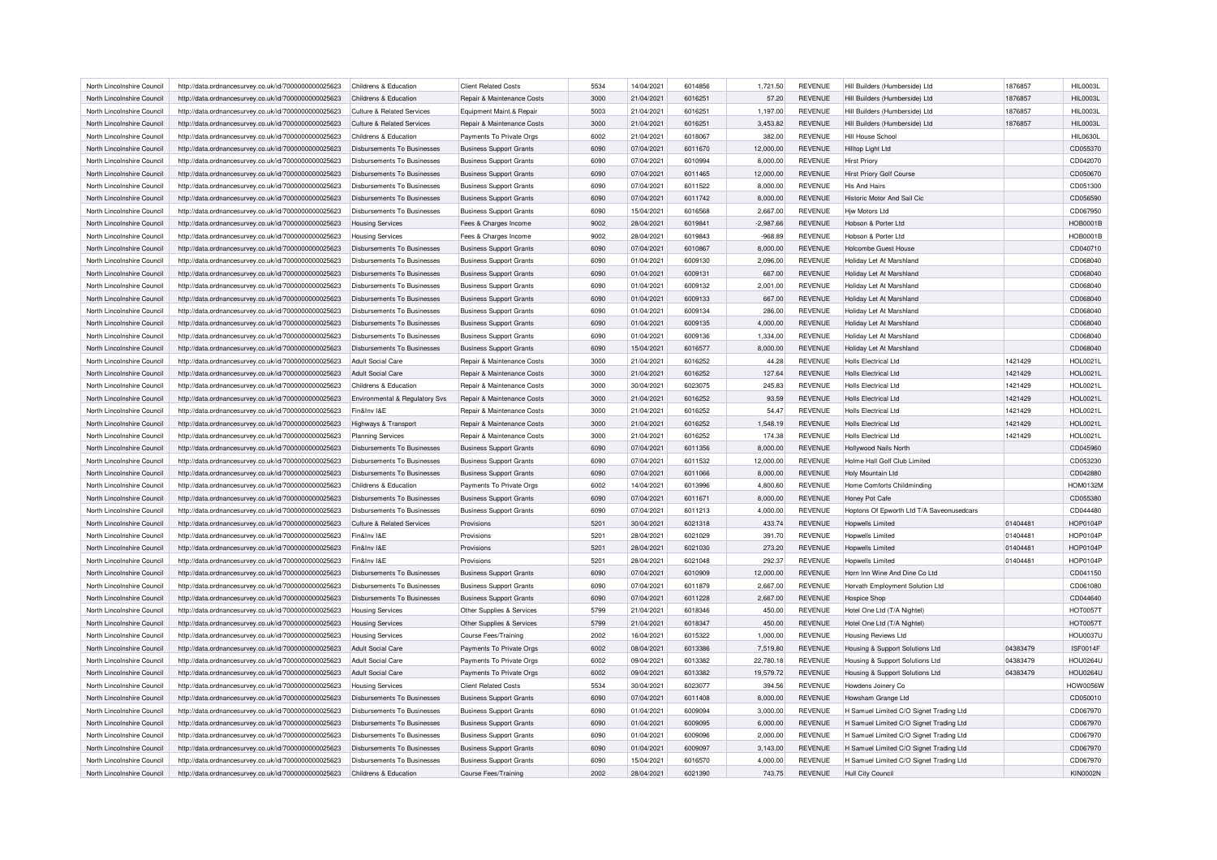| North Lincolnshire Council | http://data.ordnancesurvey.co.uk/id/7000000000025623 | Childrens & Education | Client Related Costs | 5534 | 14/04/2021 | 6014856 | 1,721.50 | REVENUE | Hill Builders (Humberside) Ltd | 1876857 | HIL0003L |
|---|---|---|---|---|---|---|---|---|---|---|---|
| North Lincolnshire Council | http://data.ordnancesurvey.co.uk/id/7000000000025623 | Childrens & Education | Repair & Maintenance Costs | 3000 | 21/04/2021 | 6016251 | 57.20 | REVENUE | Hill Builders (Humberside) Ltd | 1876857 | HIL0003L |
| North Lincolnshire Council | http://data.ordnancesurvey.co.uk/id/7000000000025623 | Culture & Related Services | Equipment Maint.& Repair | 5003 | 21/04/2021 | 6016251 | 1,197.00 | REVENUE | Hill Builders (Humberside) Ltd | 1876857 | HIL0003L |
| North Lincolnshire Council | http://data.ordnancesurvey.co.uk/id/7000000000025623 | Culture & Related Services | Repair & Maintenance Costs | 3000 | 21/04/2021 | 6016251 | 3,453.82 | REVENUE | Hill Builders (Humberside) Ltd | 1876857 | HIL0003L |
| North Lincolnshire Council | http://data.ordnancesurvey.co.uk/id/7000000000025623 | Childrens & Education | Payments To Private Orgs | 6002 | 21/04/2021 | 6018067 | 382.00 | REVENUE | Hill House School | | HIL0630L |
| North Lincolnshire Council | http://data.ordnancesurvey.co.uk/id/7000000000025623 | Disbursements To Businesses | Business Support Grants | 6090 | 07/04/2021 | 6011670 | 12,000.00 | REVENUE | Hilltop Light Ltd | | CD055370 |
| North Lincolnshire Council | http://data.ordnancesurvey.co.uk/id/7000000000025623 | Disbursements To Businesses | Business Support Grants | 6090 | 07/04/2021 | 6010994 | 8,000.00 | REVENUE | Hirst Priory | | CD042070 |
| North Lincolnshire Council | http://data.ordnancesurvey.co.uk/id/7000000000025623 | Disbursements To Businesses | Business Support Grants | 6090 | 07/04/2021 | 6011465 | 12,000.00 | REVENUE | Hirst Priory Golf Course | | CD050670 |
| North Lincolnshire Council | http://data.ordnancesurvey.co.uk/id/7000000000025623 | Disbursements To Businesses | Business Support Grants | 6090 | 07/04/2021 | 6011522 | 8,000.00 | REVENUE | His And Hairs | | CD051300 |
| North Lincolnshire Council | http://data.ordnancesurvey.co.uk/id/7000000000025623 | Disbursements To Businesses | Business Support Grants | 6090 | 07/04/2021 | 6011742 | 8,000.00 | REVENUE | Historic Motor And Sail Cic | | CD056590 |
| North Lincolnshire Council | http://data.ordnancesurvey.co.uk/id/7000000000025623 | Disbursements To Businesses | Business Support Grants | 6090 | 15/04/2021 | 6016568 | 2,667.00 | REVENUE | Hjw Motors Ltd | | CD067950 |
| North Lincolnshire Council | http://data.ordnancesurvey.co.uk/id/7000000000025623 | Housing Services | Fees & Charges Income | 9002 | 28/04/2021 | 6019841 | -2,987.66 | REVENUE | Hobson & Porter Ltd | | HOB0001B |
| North Lincolnshire Council | http://data.ordnancesurvey.co.uk/id/7000000000025623 | Housing Services | Fees & Charges Income | 9002 | 28/04/2021 | 6019843 | -968.89 | REVENUE | Hobson & Porter Ltd | | HOB0001B |
| North Lincolnshire Council | http://data.ordnancesurvey.co.uk/id/7000000000025623 | Disbursements To Businesses | Business Support Grants | 6090 | 07/04/2021 | 6010867 | 8,000.00 | REVENUE | Holcombe Guest House | | CD040710 |
| North Lincolnshire Council | http://data.ordnancesurvey.co.uk/id/7000000000025623 | Disbursements To Businesses | Business Support Grants | 6090 | 01/04/2021 | 6009130 | 2,096.00 | REVENUE | Holiday Let At Marshland | | CD068040 |
| North Lincolnshire Council | http://data.ordnancesurvey.co.uk/id/7000000000025623 | Disbursements To Businesses | Business Support Grants | 6090 | 01/04/2021 | 6009131 | 667.00 | REVENUE | Holiday Let At Marshland | | CD068040 |
| North Lincolnshire Council | http://data.ordnancesurvey.co.uk/id/7000000000025623 | Disbursements To Businesses | Business Support Grants | 6090 | 01/04/2021 | 6009132 | 2,001.00 | REVENUE | Holiday Let At Marshland | | CD068040 |
| North Lincolnshire Council | http://data.ordnancesurvey.co.uk/id/7000000000025623 | Disbursements To Businesses | Business Support Grants | 6090 | 01/04/2021 | 6009133 | 667.00 | REVENUE | Holiday Let At Marshland | | CD068040 |
| North Lincolnshire Council | http://data.ordnancesurvey.co.uk/id/7000000000025623 | Disbursements To Businesses | Business Support Grants | 6090 | 01/04/2021 | 6009134 | 286.00 | REVENUE | Holiday Let At Marshland | | CD068040 |
| North Lincolnshire Council | http://data.ordnancesurvey.co.uk/id/7000000000025623 | Disbursements To Businesses | Business Support Grants | 6090 | 01/04/2021 | 6009135 | 4,000.00 | REVENUE | Holiday Let At Marshland | | CD068040 |
| North Lincolnshire Council | http://data.ordnancesurvey.co.uk/id/7000000000025623 | Disbursements To Businesses | Business Support Grants | 6090 | 01/04/2021 | 6009136 | 1,334.00 | REVENUE | Holiday Let At Marshland | | CD068040 |
| North Lincolnshire Council | http://data.ordnancesurvey.co.uk/id/7000000000025623 | Disbursements To Businesses | Business Support Grants | 6090 | 15/04/2021 | 6016577 | 8,000.00 | REVENUE | Holiday Let At Marshland | | CD068040 |
| North Lincolnshire Council | http://data.ordnancesurvey.co.uk/id/7000000000025623 | Adult Social Care | Repair & Maintenance Costs | 3000 | 21/04/2021 | 6016252 | 44.28 | REVENUE | Holls Electrical Ltd | 1421429 | HOL0021L |
| North Lincolnshire Council | http://data.ordnancesurvey.co.uk/id/7000000000025623 | Adult Social Care | Repair & Maintenance Costs | 3000 | 21/04/2021 | 6016252 | 127.64 | REVENUE | Holls Electrical Ltd | 1421429 | HOL0021L |
| North Lincolnshire Council | http://data.ordnancesurvey.co.uk/id/7000000000025623 | Childrens & Education | Repair & Maintenance Costs | 3000 | 30/04/2021 | 6023075 | 245.83 | REVENUE | Holls Electrical Ltd | 1421429 | HOL0021L |
| North Lincolnshire Council | http://data.ordnancesurvey.co.uk/id/7000000000025623 | Environmental & Regulatory Svs | Repair & Maintenance Costs | 3000 | 21/04/2021 | 6016252 | 93.59 | REVENUE | Holls Electrical Ltd | 1421429 | HOL0021L |
| North Lincolnshire Council | http://data.ordnancesurvey.co.uk/id/7000000000025623 | Fin&Inv I&E | Repair & Maintenance Costs | 3000 | 21/04/2021 | 6016252 | 54.47 | REVENUE | Holls Electrical Ltd | 1421429 | HOL0021L |
| North Lincolnshire Council | http://data.ordnancesurvey.co.uk/id/7000000000025623 | Highways & Transport | Repair & Maintenance Costs | 3000 | 21/04/2021 | 6016252 | 1,548.19 | REVENUE | Holls Electrical Ltd | 1421429 | HOL0021L |
| North Lincolnshire Council | http://data.ordnancesurvey.co.uk/id/7000000000025623 | Planning Services | Repair & Maintenance Costs | 3000 | 21/04/2021 | 6016252 | 174.38 | REVENUE | Holls Electrical Ltd | 1421429 | HOL0021L |
| North Lincolnshire Council | http://data.ordnancesurvey.co.uk/id/7000000000025623 | Disbursements To Businesses | Business Support Grants | 6090 | 07/04/2021 | 6011356 | 8,000.00 | REVENUE | Hollywood Nails North | | CD045960 |
| North Lincolnshire Council | http://data.ordnancesurvey.co.uk/id/7000000000025623 | Disbursements To Businesses | Business Support Grants | 6090 | 07/04/2021 | 6011532 | 12,000.00 | REVENUE | Holme Hall Golf Club Limited | | CD053230 |
| North Lincolnshire Council | http://data.ordnancesurvey.co.uk/id/7000000000025623 | Disbursements To Businesses | Business Support Grants | 6090 | 07/04/2021 | 6011066 | 8,000.00 | REVENUE | Holy Mountain Ltd | | CD042880 |
| North Lincolnshire Council | http://data.ordnancesurvey.co.uk/id/7000000000025623 | Childrens & Education | Payments To Private Orgs | 6002 | 14/04/2021 | 6013996 | 4,800.60 | REVENUE | Home Comforts Childminding | | HOM0132M |
| North Lincolnshire Council | http://data.ordnancesurvey.co.uk/id/7000000000025623 | Disbursements To Businesses | Business Support Grants | 6090 | 07/04/2021 | 6011671 | 8,000.00 | REVENUE | Honey Pot Cafe | | CD055380 |
| North Lincolnshire Council | http://data.ordnancesurvey.co.uk/id/7000000000025623 | Disbursements To Businesses | Business Support Grants | 6090 | 07/04/2021 | 6011213 | 4,000.00 | REVENUE | Hoptons Of Epworth Ltd T/A Saveonusedcars | | CD044480 |
| North Lincolnshire Council | http://data.ordnancesurvey.co.uk/id/7000000000025623 | Culture & Related Services | Provisions | 5201 | 30/04/2021 | 6021318 | 433.74 | REVENUE | Hopwells Limited | 01404481 | HOP0104P |
| North Lincolnshire Council | http://data.ordnancesurvey.co.uk/id/7000000000025623 | Fin&Inv I&E | Provisions | 5201 | 28/04/2021 | 6021029 | 391.70 | REVENUE | Hopwells Limited | 01404481 | HOP0104P |
| North Lincolnshire Council | http://data.ordnancesurvey.co.uk/id/7000000000025623 | Fin&Inv I&E | Provisions | 5201 | 28/04/2021 | 6021030 | 273.20 | REVENUE | Hopwells Limited | 01404481 | HOP0104P |
| North Lincolnshire Council | http://data.ordnancesurvey.co.uk/id/7000000000025623 | Fin&Inv I&E | Provisions | 5201 | 28/04/2021 | 6021048 | 292.37 | REVENUE | Hopwells Limited | 01404481 | HOP0104P |
| North Lincolnshire Council | http://data.ordnancesurvey.co.uk/id/7000000000025623 | Disbursements To Businesses | Business Support Grants | 6090 | 07/04/2021 | 6010909 | 12,000.00 | REVENUE | Horn Inn Wine And Dine Co Ltd | | CD041150 |
| North Lincolnshire Council | http://data.ordnancesurvey.co.uk/id/7000000000025623 | Disbursements To Businesses | Business Support Grants | 6090 | 07/04/2021 | 6011879 | 2,667.00 | REVENUE | Horvath Employment Solution Ltd | | CD061080 |
| North Lincolnshire Council | http://data.ordnancesurvey.co.uk/id/7000000000025623 | Disbursements To Businesses | Business Support Grants | 6090 | 07/04/2021 | 6011228 | 2,667.00 | REVENUE | Hospice Shop | | CD044640 |
| North Lincolnshire Council | http://data.ordnancesurvey.co.uk/id/7000000000025623 | Housing Services | Other Supplies & Services | 5799 | 21/04/2021 | 6018346 | 450.00 | REVENUE | Hotel One Ltd (T/A Nightel) | | HOT0057T |
| North Lincolnshire Council | http://data.ordnancesurvey.co.uk/id/7000000000025623 | Housing Services | Other Supplies & Services | 5799 | 21/04/2021 | 6018347 | 450.00 | REVENUE | Hotel One Ltd (T/A Nightel) | | HOT0057T |
| North Lincolnshire Council | http://data.ordnancesurvey.co.uk/id/7000000000025623 | Housing Services | Course Fees/Training | 2002 | 16/04/2021 | 6015322 | 1,000.00 | REVENUE | Housing Reviews Ltd | | HOU0037U |
| North Lincolnshire Council | http://data.ordnancesurvey.co.uk/id/7000000000025623 | Adult Social Care | Payments To Private Orgs | 6002 | 08/04/2021 | 6013386 | 7,519.80 | REVENUE | Housing & Support Solutions Ltd | 04383479 | ISF0014F |
| North Lincolnshire Council | http://data.ordnancesurvey.co.uk/id/7000000000025623 | Adult Social Care | Payments To Private Orgs | 6002 | 09/04/2021 | 6013382 | 22,780.18 | REVENUE | Housing & Support Solutions Ltd | 04383479 | HOU0264U |
| North Lincolnshire Council | http://data.ordnancesurvey.co.uk/id/7000000000025623 | Adult Social Care | Payments To Private Orgs | 6002 | 09/04/2021 | 6013382 | 19,579.72 | REVENUE | Housing & Support Solutions Ltd | 04383479 | HOU0264U |
| North Lincolnshire Council | http://data.ordnancesurvey.co.uk/id/7000000000025623 | Housing Services | Client Related Costs | 5534 | 30/04/2021 | 6023077 | 394.56 | REVENUE | Howdens Joinery Co | | HOW0056W |
| North Lincolnshire Council | http://data.ordnancesurvey.co.uk/id/7000000000025623 | Disbursements To Businesses | Business Support Grants | 6090 | 07/04/2021 | 6011408 | 8,000.00 | REVENUE | Howsham Grange Ltd | | CD050010 |
| North Lincolnshire Council | http://data.ordnancesurvey.co.uk/id/7000000000025623 | Disbursements To Businesses | Business Support Grants | 6090 | 01/04/2021 | 6009094 | 3,000.00 | REVENUE | H Samuel Limited C/O Signet Trading Ltd | | CD067970 |
| North Lincolnshire Council | http://data.ordnancesurvey.co.uk/id/7000000000025623 | Disbursements To Businesses | Business Support Grants | 6090 | 01/04/2021 | 6009095 | 6,000.00 | REVENUE | H Samuel Limited C/O Signet Trading Ltd | | CD067970 |
| North Lincolnshire Council | http://data.ordnancesurvey.co.uk/id/7000000000025623 | Disbursements To Businesses | Business Support Grants | 6090 | 01/04/2021 | 6009096 | 2,000.00 | REVENUE | H Samuel Limited C/O Signet Trading Ltd | | CD067970 |
| North Lincolnshire Council | http://data.ordnancesurvey.co.uk/id/7000000000025623 | Disbursements To Businesses | Business Support Grants | 6090 | 01/04/2021 | 6009097 | 3,143.00 | REVENUE | H Samuel Limited C/O Signet Trading Ltd | | CD067970 |
| North Lincolnshire Council | http://data.ordnancesurvey.co.uk/id/7000000000025623 | Disbursements To Businesses | Business Support Grants | 6090 | 15/04/2021 | 6016570 | 4,000.00 | REVENUE | H Samuel Limited C/O Signet Trading Ltd | | CD067970 |
| North Lincolnshire Council | http://data.ordnancesurvey.co.uk/id/7000000000025623 | Childrens & Education | Course Fees/Training | 2002 | 28/04/2021 | 6021390 | 743.75 | REVENUE | Hull City Council | | KIN0002N |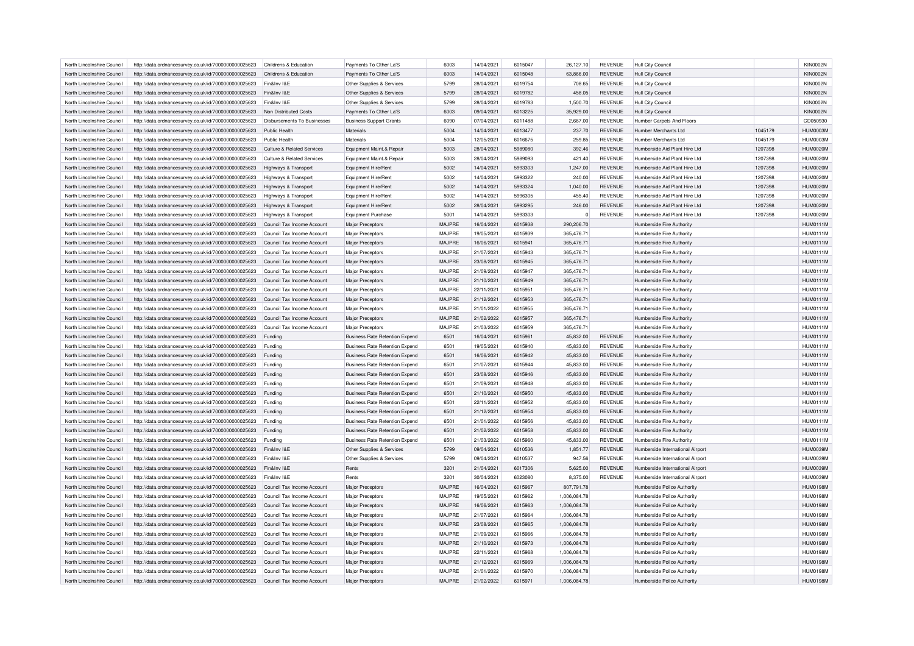| North Lincolnshire Council | http://data.ordnancesurvey.co.uk/id/7000000000025623 | Childrens & Education | Payments To Other La'S | 6003 | 14/04/2021 | 6015047 | 26,127.10 | REVENUE | Hull City Council | | KIN0002N |
|---|---|---|---|---|---|---|---|---|---|---|---|
| North Lincolnshire Council | http://data.ordnancesurvey.co.uk/id/7000000000025623 | Childrens & Education | Payments To Other La'S | 6003 | 14/04/2021 | 6015048 | 63,866.00 | REVENUE | Hull City Council | | KIN0002N |
| North Lincolnshire Council | http://data.ordnancesurvey.co.uk/id/7000000000025623 | Fin&Inv I&E | Other Supplies & Services | 5799 | 28/04/2021 | 6019754 | 708.65 | REVENUE | Hull City Council | | KIN0002N |
| North Lincolnshire Council | http://data.ordnancesurvey.co.uk/id/7000000000025623 | Fin&Inv I&E | Other Supplies & Services | 5799 | 28/04/2021 | 6019782 | 458.05 | REVENUE | Hull City Council | | KIN0002N |
| North Lincolnshire Council | http://data.ordnancesurvey.co.uk/id/7000000000025623 | Fin&Inv I&E | Other Supplies & Services | 5799 | 28/04/2021 | 6019783 | 1,500.70 | REVENUE | Hull City Council | | KIN0002N |
| North Lincolnshire Council | http://data.ordnancesurvey.co.uk/id/7000000000025623 | Non Distributed Costs | Payments To Other La'S | 6003 | 09/04/2021 | 6013225 | 35,929.00 | REVENUE | Hull City Council | | KIN0002N |
| North Lincolnshire Council | http://data.ordnancesurvey.co.uk/id/7000000000025623 | Disbursements To Businesses | Business Support Grants | 6090 | 07/04/2021 | 6011488 | 2,667.00 | REVENUE | Humber Carpets And Floors | | CD050930 |
| North Lincolnshire Council | http://data.ordnancesurvey.co.uk/id/7000000000025623 | Public Health | Materials | 5004 | 14/04/2021 | 6013477 | 237.70 | REVENUE | Humber Merchants Ltd | 1045179 | HUM0003M |
| North Lincolnshire Council | http://data.ordnancesurvey.co.uk/id/7000000000025623 | Public Health | Materials | 5004 | 12/05/2021 | 6016675 | 259.85 | REVENUE | Humber Merchants Ltd | 1045179 | HUM0003M |
| North Lincolnshire Council | http://data.ordnancesurvey.co.uk/id/7000000000025623 | Culture & Related Services | Equipment Maint.& Repair | 5003 | 28/04/2021 | 5989080 | 392.46 | REVENUE | Humberside Aid Plant Hire Ltd | 1207398 | HUM0020M |
| North Lincolnshire Council | http://data.ordnancesurvey.co.uk/id/7000000000025623 | Culture & Related Services | Equipment Maint.& Repair | 5003 | 28/04/2021 | 5989093 | 421.40 | REVENUE | Humberside Aid Plant Hire Ltd | 1207398 | HUM0020M |
| North Lincolnshire Council | http://data.ordnancesurvey.co.uk/id/7000000000025623 | Highways & Transport | Equipment Hire/Rent | 5002 | 14/04/2021 | 5993303 | 1,247.00 | REVENUE | Humberside Aid Plant Hire Ltd | 1207398 | HUM0020M |
| North Lincolnshire Council | http://data.ordnancesurvey.co.uk/id/7000000000025623 | Highways & Transport | Equipment Hire/Rent | 5002 | 14/04/2021 | 5993322 | 240.00 | REVENUE | Humberside Aid Plant Hire Ltd | 1207398 | HUM0020M |
| North Lincolnshire Council | http://data.ordnancesurvey.co.uk/id/7000000000025623 | Highways & Transport | Equipment Hire/Rent | 5002 | 14/04/2021 | 5993324 | 1,040.00 | REVENUE | Humberside Aid Plant Hire Ltd | 1207398 | HUM0020M |
| North Lincolnshire Council | http://data.ordnancesurvey.co.uk/id/7000000000025623 | Highways & Transport | Equipment Hire/Rent | 5002 | 14/04/2021 | 5996305 | 455.40 | REVENUE | Humberside Aid Plant Hire Ltd | 1207398 | HUM0020M |
| North Lincolnshire Council | http://data.ordnancesurvey.co.uk/id/7000000000025623 | Highways & Transport | Equipment Hire/Rent | 5002 | 28/04/2021 | 5993295 | 246.00 | REVENUE | Humberside Aid Plant Hire Ltd | 1207398 | HUM0020M |
| North Lincolnshire Council | http://data.ordnancesurvey.co.uk/id/7000000000025623 | Highways & Transport | Equipment Purchase | 5001 | 14/04/2021 | 5993303 | 0 | REVENUE | Humberside Aid Plant Hire Ltd | 1207398 | HUM0020M |
| North Lincolnshire Council | http://data.ordnancesurvey.co.uk/id/7000000000025623 | Council Tax Income Account | Major Preceptors | MAJPRE | 16/04/2021 | 6015938 | 290,206.70 | | Humberside Fire Authority | | HUM0111M |
| North Lincolnshire Council | http://data.ordnancesurvey.co.uk/id/7000000000025623 | Council Tax Income Account | Major Preceptors | MAJPRE | 19/05/2021 | 6015939 | 365,476.71 | | Humberside Fire Authority | | HUM0111M |
| North Lincolnshire Council | http://data.ordnancesurvey.co.uk/id/7000000000025623 | Council Tax Income Account | Major Preceptors | MAJPRE | 16/06/2021 | 6015941 | 365,476.71 | | Humberside Fire Authority | | HUM0111M |
| North Lincolnshire Council | http://data.ordnancesurvey.co.uk/id/7000000000025623 | Council Tax Income Account | Major Preceptors | MAJPRE | 21/07/2021 | 6015943 | 365,476.71 | | Humberside Fire Authority | | HUM0111M |
| North Lincolnshire Council | http://data.ordnancesurvey.co.uk/id/7000000000025623 | Council Tax Income Account | Major Preceptors | MAJPRE | 23/08/2021 | 6015945 | 365,476.71 | | Humberside Fire Authority | | HUM0111M |
| North Lincolnshire Council | http://data.ordnancesurvey.co.uk/id/7000000000025623 | Council Tax Income Account | Major Preceptors | MAJPRE | 21/09/2021 | 6015947 | 365,476.71 | | Humberside Fire Authority | | HUM0111M |
| North Lincolnshire Council | http://data.ordnancesurvey.co.uk/id/7000000000025623 | Council Tax Income Account | Major Preceptors | MAJPRE | 21/10/2021 | 6015949 | 365,476.71 | | Humberside Fire Authority | | HUM0111M |
| North Lincolnshire Council | http://data.ordnancesurvey.co.uk/id/7000000000025623 | Council Tax Income Account | Major Preceptors | MAJPRE | 22/11/2021 | 6015951 | 365,476.71 | | Humberside Fire Authority | | HUM0111M |
| North Lincolnshire Council | http://data.ordnancesurvey.co.uk/id/7000000000025623 | Council Tax Income Account | Major Preceptors | MAJPRE | 21/12/2021 | 6015953 | 365,476.71 | | Humberside Fire Authority | | HUM0111M |
| North Lincolnshire Council | http://data.ordnancesurvey.co.uk/id/7000000000025623 | Council Tax Income Account | Major Preceptors | MAJPRE | 21/01/2022 | 6015955 | 365,476.71 | | Humberside Fire Authority | | HUM0111M |
| North Lincolnshire Council | http://data.ordnancesurvey.co.uk/id/7000000000025623 | Council Tax Income Account | Major Preceptors | MAJPRE | 21/02/2022 | 6015957 | 365,476.71 | | Humberside Fire Authority | | HUM0111M |
| North Lincolnshire Council | http://data.ordnancesurvey.co.uk/id/7000000000025623 | Council Tax Income Account | Major Preceptors | MAJPRE | 21/03/2022 | 6015959 | 365,476.71 | | Humberside Fire Authority | | HUM0111M |
| North Lincolnshire Council | http://data.ordnancesurvey.co.uk/id/7000000000025623 | Funding | Business Rate Retention Expend | 6501 | 16/04/2021 | 6015961 | 45,832.00 | REVENUE | Humberside Fire Authority | | HUM0111M |
| North Lincolnshire Council | http://data.ordnancesurvey.co.uk/id/7000000000025623 | Funding | Business Rate Retention Expend | 6501 | 19/05/2021 | 6015940 | 45,833.00 | REVENUE | Humberside Fire Authority | | HUM0111M |
| North Lincolnshire Council | http://data.ordnancesurvey.co.uk/id/7000000000025623 | Funding | Business Rate Retention Expend | 6501 | 16/06/2021 | 6015942 | 45,833.00 | REVENUE | Humberside Fire Authority | | HUM0111M |
| North Lincolnshire Council | http://data.ordnancesurvey.co.uk/id/7000000000025623 | Funding | Business Rate Retention Expend | 6501 | 21/07/2021 | 6015944 | 45,833.00 | REVENUE | Humberside Fire Authority | | HUM0111M |
| North Lincolnshire Council | http://data.ordnancesurvey.co.uk/id/7000000000025623 | Funding | Business Rate Retention Expend | 6501 | 23/08/2021 | 6015946 | 45,833.00 | REVENUE | Humberside Fire Authority | | HUM0111M |
| North Lincolnshire Council | http://data.ordnancesurvey.co.uk/id/7000000000025623 | Funding | Business Rate Retention Expend | 6501 | 21/09/2021 | 6015948 | 45,833.00 | REVENUE | Humberside Fire Authority | | HUM0111M |
| North Lincolnshire Council | http://data.ordnancesurvey.co.uk/id/7000000000025623 | Funding | Business Rate Retention Expend | 6501 | 21/10/2021 | 6015950 | 45,833.00 | REVENUE | Humberside Fire Authority | | HUM0111M |
| North Lincolnshire Council | http://data.ordnancesurvey.co.uk/id/7000000000025623 | Funding | Business Rate Retention Expend | 6501 | 22/11/2021 | 6015952 | 45,833.00 | REVENUE | Humberside Fire Authority | | HUM0111M |
| North Lincolnshire Council | http://data.ordnancesurvey.co.uk/id/7000000000025623 | Funding | Business Rate Retention Expend | 6501 | 21/12/2021 | 6015954 | 45,833.00 | REVENUE | Humberside Fire Authority | | HUM0111M |
| North Lincolnshire Council | http://data.ordnancesurvey.co.uk/id/7000000000025623 | Funding | Business Rate Retention Expend | 6501 | 21/01/2022 | 6015956 | 45,833.00 | REVENUE | Humberside Fire Authority | | HUM0111M |
| North Lincolnshire Council | http://data.ordnancesurvey.co.uk/id/7000000000025623 | Funding | Business Rate Retention Expend | 6501 | 21/02/2022 | 6015958 | 45,833.00 | REVENUE | Humberside Fire Authority | | HUM0111M |
| North Lincolnshire Council | http://data.ordnancesurvey.co.uk/id/7000000000025623 | Funding | Business Rate Retention Expend | 6501 | 21/03/2022 | 6015960 | 45,833.00 | REVENUE | Humberside Fire Authority | | HUM0111M |
| North Lincolnshire Council | http://data.ordnancesurvey.co.uk/id/7000000000025623 | Fin&Inv I&E | Other Supplies & Services | 5799 | 09/04/2021 | 6010536 | 1,851.77 | REVENUE | Humberside International Airport | | HUM0039M |
| North Lincolnshire Council | http://data.ordnancesurvey.co.uk/id/7000000000025623 | Fin&Inv I&E | Other Supplies & Services | 5799 | 09/04/2021 | 6010537 | 947.56 | REVENUE | Humberside International Airport | | HUM0039M |
| North Lincolnshire Council | http://data.ordnancesurvey.co.uk/id/7000000000025623 | Fin&Inv I&E | Rents | 3201 | 21/04/2021 | 6017306 | 5,625.00 | REVENUE | Humberside International Airport | | HUM0039M |
| North Lincolnshire Council | http://data.ordnancesurvey.co.uk/id/7000000000025623 | Fin&Inv I&E | Rents | 3201 | 30/04/2021 | 6023080 | 8,375.00 | REVENUE | Humberside International Airport | | HUM0039M |
| North Lincolnshire Council | http://data.ordnancesurvey.co.uk/id/7000000000025623 | Council Tax Income Account | Major Preceptors | MAJPRE | 16/04/2021 | 6015967 | 807,791.78 | | Humberside Police Authority | | HUM0198M |
| North Lincolnshire Council | http://data.ordnancesurvey.co.uk/id/7000000000025623 | Council Tax Income Account | Major Preceptors | MAJPRE | 19/05/2021 | 6015962 | 1,006,084.78 | | Humberside Police Authority | | HUM0198M |
| North Lincolnshire Council | http://data.ordnancesurvey.co.uk/id/7000000000025623 | Council Tax Income Account | Major Preceptors | MAJPRE | 16/06/2021 | 6015963 | 1,006,084.78 | | Humberside Police Authority | | HUM0198M |
| North Lincolnshire Council | http://data.ordnancesurvey.co.uk/id/7000000000025623 | Council Tax Income Account | Major Preceptors | MAJPRE | 21/07/2021 | 6015964 | 1,006,084.78 | | Humberside Police Authority | | HUM0198M |
| North Lincolnshire Council | http://data.ordnancesurvey.co.uk/id/7000000000025623 | Council Tax Income Account | Major Preceptors | MAJPRE | 23/08/2021 | 6015965 | 1,006,084.78 | | Humberside Police Authority | | HUM0198M |
| North Lincolnshire Council | http://data.ordnancesurvey.co.uk/id/7000000000025623 | Council Tax Income Account | Major Preceptors | MAJPRE | 21/09/2021 | 6015966 | 1,006,084.78 | | Humberside Police Authority | | HUM0198M |
| North Lincolnshire Council | http://data.ordnancesurvey.co.uk/id/7000000000025623 | Council Tax Income Account | Major Preceptors | MAJPRE | 21/10/2021 | 6015973 | 1,006,084.78 | | Humberside Police Authority | | HUM0198M |
| North Lincolnshire Council | http://data.ordnancesurvey.co.uk/id/7000000000025623 | Council Tax Income Account | Major Preceptors | MAJPRE | 22/11/2021 | 6015968 | 1,006,084.78 | | Humberside Police Authority | | HUM0198M |
| North Lincolnshire Council | http://data.ordnancesurvey.co.uk/id/7000000000025623 | Council Tax Income Account | Major Preceptors | MAJPRE | 21/12/2021 | 6015969 | 1,006,084.78 | | Humberside Police Authority | | HUM0198M |
| North Lincolnshire Council | http://data.ordnancesurvey.co.uk/id/7000000000025623 | Council Tax Income Account | Major Preceptors | MAJPRE | 21/01/2022 | 6015970 | 1,006,084.78 | | Humberside Police Authority | | HUM0198M |
| North Lincolnshire Council | http://data.ordnancesurvey.co.uk/id/7000000000025623 | Council Tax Income Account | Major Preceptors | MAJPRE | 21/02/2022 | 6015971 | 1,006,084.78 | | Humberside Police Authority | | HUM0198M |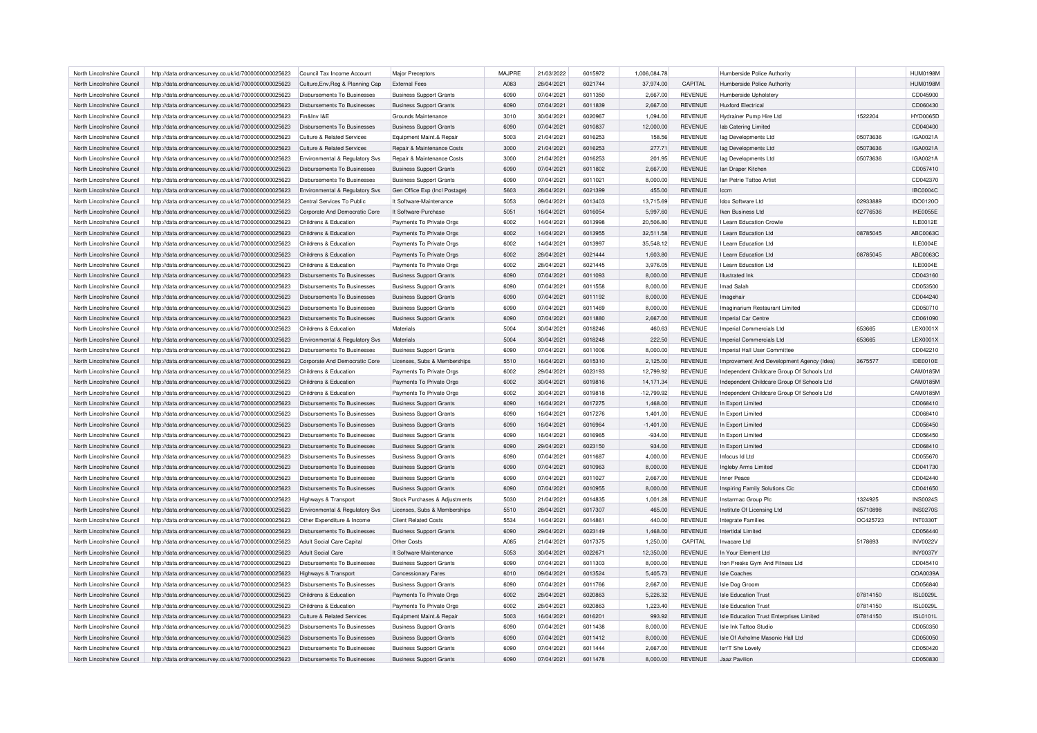| North Lincolnshire Council | http://data.ordnancesurvey.co.uk/id/7000000000025623 | Council Tax Income Account | Major Preceptors | MAJPRE | 21/03/2022 | 6015972 | 1,006,084.78 | | Humberside Police Authority | | HUM0198M |
|---|---|---|---|---|---|---|---|---|---|---|---|
| North Lincolnshire Council | http://data.ordnancesurvey.co.uk/id/7000000000025623 | Culture,Env,Reg & Planning Cap | External Fees | A083 | 28/04/2021 | 6021744 | 37,974.00 | CAPITAL | Humberside Police Authority | | HUM0198M |
| North Lincolnshire Council | http://data.ordnancesurvey.co.uk/id/7000000000025623 | Disbursements To Businesses | Business Support Grants | 6090 | 07/04/2021 | 6011350 | 2,667.00 | REVENUE | Humberside Upholstery | | CD045900 |
| North Lincolnshire Council | http://data.ordnancesurvey.co.uk/id/7000000000025623 | Disbursements To Businesses | Business Support Grants | 6090 | 07/04/2021 | 6011839 | 2,667.00 | REVENUE | Huxford Electrical | | CD060430 |
| North Lincolnshire Council | http://data.ordnancesurvey.co.uk/id/7000000000025623 | Fin&Inv I&E | Grounds Maintenance | 3010 | 30/04/2021 | 6020967 | 1,094.00 | REVENUE | Hydrainer Pump Hire Ltd | 1522204 | HYD0065D |
| North Lincolnshire Council | http://data.ordnancesurvey.co.uk/id/7000000000025623 | Disbursements To Businesses | Business Support Grants | 6090 | 07/04/2021 | 6010837 | 12,000.00 | REVENUE | Iab Catering Limited | | CD040400 |
| North Lincolnshire Council | http://data.ordnancesurvey.co.uk/id/7000000000025623 | Culture & Related Services | Equipment Maint.& Repair | 5003 | 21/04/2021 | 6016253 | 158.56 | REVENUE | Iag Developments Ltd | 05073636 | IGA0021A |
| North Lincolnshire Council | http://data.ordnancesurvey.co.uk/id/7000000000025623 | Culture & Related Services | Repair & Maintenance Costs | 3000 | 21/04/2021 | 6016253 | 277.71 | REVENUE | Iag Developments Ltd | 05073636 | IGA0021A |
| North Lincolnshire Council | http://data.ordnancesurvey.co.uk/id/7000000000025623 | Environmental & Regulatory Svs | Repair & Maintenance Costs | 3000 | 21/04/2021 | 6016253 | 201.95 | REVENUE | Iag Developments Ltd | 05073636 | IGA0021A |
| North Lincolnshire Council | http://data.ordnancesurvey.co.uk/id/7000000000025623 | Disbursements To Businesses | Business Support Grants | 6090 | 07/04/2021 | 6011802 | 2,667.00 | REVENUE | Ian Draper Kitchen | | CD057410 |
| North Lincolnshire Council | http://data.ordnancesurvey.co.uk/id/7000000000025623 | Disbursements To Businesses | Business Support Grants | 6090 | 07/04/2021 | 6011021 | 8,000.00 | REVENUE | Ian Petrie Tattoo Artist | | CD042370 |
| North Lincolnshire Council | http://data.ordnancesurvey.co.uk/id/7000000000025623 | Environmental & Regulatory Svs | Gen Office Exp (Incl Postage) | 5603 | 28/04/2021 | 6021399 | 455.00 | REVENUE | Iccm | | IBC0004C |
| North Lincolnshire Council | http://data.ordnancesurvey.co.uk/id/7000000000025623 | Central Services To Public | It Software-Maintenance | 5053 | 09/04/2021 | 6013403 | 13,715.69 | REVENUE | Idox Software Ltd | 02933889 | IDO0120O |
| North Lincolnshire Council | http://data.ordnancesurvey.co.uk/id/7000000000025623 | Corporate And Democratic Core | It Software-Purchase | 5051 | 16/04/2021 | 6016054 | 5,997.60 | REVENUE | Iken Business Ltd | 02776536 | IKE0055E |
| North Lincolnshire Council | http://data.ordnancesurvey.co.uk/id/7000000000025623 | Childrens & Education | Payments To Private Orgs | 6002 | 14/04/2021 | 6013998 | 20,506.80 | REVENUE | I Learn Education Crowle | | ILE0012E |
| North Lincolnshire Council | http://data.ordnancesurvey.co.uk/id/7000000000025623 | Childrens & Education | Payments To Private Orgs | 6002 | 14/04/2021 | 6013955 | 32,511.58 | REVENUE | I Learn Education Ltd | 08785045 | ABC0063C |
| North Lincolnshire Council | http://data.ordnancesurvey.co.uk/id/7000000000025623 | Childrens & Education | Payments To Private Orgs | 6002 | 14/04/2021 | 6013997 | 35,548.12 | REVENUE | I Learn Education Ltd | | ILE0004E |
| North Lincolnshire Council | http://data.ordnancesurvey.co.uk/id/7000000000025623 | Childrens & Education | Payments To Private Orgs | 6002 | 28/04/2021 | 6021444 | 1,603.80 | REVENUE | I Learn Education Ltd | 08785045 | ABC0063C |
| North Lincolnshire Council | http://data.ordnancesurvey.co.uk/id/7000000000025623 | Childrens & Education | Payments To Private Orgs | 6002 | 28/04/2021 | 6021445 | 3,976.05 | REVENUE | I Learn Education Ltd | | ILE0004E |
| North Lincolnshire Council | http://data.ordnancesurvey.co.uk/id/7000000000025623 | Disbursements To Businesses | Business Support Grants | 6090 | 07/04/2021 | 6011093 | 8,000.00 | REVENUE | Illustrated Ink | | CD043160 |
| North Lincolnshire Council | http://data.ordnancesurvey.co.uk/id/7000000000025623 | Disbursements To Businesses | Business Support Grants | 6090 | 07/04/2021 | 6011558 | 8,000.00 | REVENUE | Imad Salah | | CD053500 |
| North Lincolnshire Council | http://data.ordnancesurvey.co.uk/id/7000000000025623 | Disbursements To Businesses | Business Support Grants | 6090 | 07/04/2021 | 6011192 | 8,000.00 | REVENUE | Imagehair | | CD044240 |
| North Lincolnshire Council | http://data.ordnancesurvey.co.uk/id/7000000000025623 | Disbursements To Businesses | Business Support Grants | 6090 | 07/04/2021 | 6011469 | 8,000.00 | REVENUE | Imaginarium Restaurant Limited | | CD050710 |
| North Lincolnshire Council | http://data.ordnancesurvey.co.uk/id/7000000000025623 | Disbursements To Businesses | Business Support Grants | 6090 | 07/04/2021 | 6011880 | 2,667.00 | REVENUE | Imperial Car Centre | | CD061090 |
| North Lincolnshire Council | http://data.ordnancesurvey.co.uk/id/7000000000025623 | Childrens & Education | Materials | 5004 | 30/04/2021 | 6018246 | 460.63 | REVENUE | Imperial Commercials Ltd | 653665 | LEX0001X |
| North Lincolnshire Council | http://data.ordnancesurvey.co.uk/id/7000000000025623 | Environmental & Regulatory Svs | Materials | 5004 | 30/04/2021 | 6018248 | 222.50 | REVENUE | Imperial Commercials Ltd | 653665 | LEX0001X |
| North Lincolnshire Council | http://data.ordnancesurvey.co.uk/id/7000000000025623 | Disbursements To Businesses | Business Support Grants | 6090 | 07/04/2021 | 6011006 | 8,000.00 | REVENUE | Imperial Hall User Committee | | CD042210 |
| North Lincolnshire Council | http://data.ordnancesurvey.co.uk/id/7000000000025623 | Corporate And Democratic Core | Licenses, Subs & Memberships | 5510 | 16/04/2021 | 6015310 | 2,125.00 | REVENUE | Improvement And Development Agency (Idea) | 3675577 | IDE0010E |
| North Lincolnshire Council | http://data.ordnancesurvey.co.uk/id/7000000000025623 | Childrens & Education | Payments To Private Orgs | 6002 | 29/04/2021 | 6023193 | 12,799.92 | REVENUE | Independent Childcare Group Of Schools Ltd | | CAM0185M |
| North Lincolnshire Council | http://data.ordnancesurvey.co.uk/id/7000000000025623 | Childrens & Education | Payments To Private Orgs | 6002 | 30/04/2021 | 6019816 | 14,171.34 | REVENUE | Independent Childcare Group Of Schools Ltd | | CAM0185M |
| North Lincolnshire Council | http://data.ordnancesurvey.co.uk/id/7000000000025623 | Childrens & Education | Payments To Private Orgs | 6002 | 30/04/2021 | 6019818 | -12,799.92 | REVENUE | Independent Childcare Group Of Schools Ltd | | CAM0185M |
| North Lincolnshire Council | http://data.ordnancesurvey.co.uk/id/7000000000025623 | Disbursements To Businesses | Business Support Grants | 6090 | 16/04/2021 | 6017275 | 1,468.00 | REVENUE | In Export Limited | | CD068410 |
| North Lincolnshire Council | http://data.ordnancesurvey.co.uk/id/7000000000025623 | Disbursements To Businesses | Business Support Grants | 6090 | 16/04/2021 | 6017276 | 1,401.00 | REVENUE | In Export Limited | | CD068410 |
| North Lincolnshire Council | http://data.ordnancesurvey.co.uk/id/7000000000025623 | Disbursements To Businesses | Business Support Grants | 6090 | 16/04/2021 | 6016964 | -1,401.00 | REVENUE | In Export Limited | | CD056450 |
| North Lincolnshire Council | http://data.ordnancesurvey.co.uk/id/7000000000025623 | Disbursements To Businesses | Business Support Grants | 6090 | 16/04/2021 | 6016965 | -934.00 | REVENUE | In Export Limited | | CD056450 |
| North Lincolnshire Council | http://data.ordnancesurvey.co.uk/id/7000000000025623 | Disbursements To Businesses | Business Support Grants | 6090 | 29/04/2021 | 6023150 | 934.00 | REVENUE | In Export Limited | | CD068410 |
| North Lincolnshire Council | http://data.ordnancesurvey.co.uk/id/7000000000025623 | Disbursements To Businesses | Business Support Grants | 6090 | 07/04/2021 | 6011687 | 4,000.00 | REVENUE | Infocus Id Ltd | | CD055670 |
| North Lincolnshire Council | http://data.ordnancesurvey.co.uk/id/7000000000025623 | Disbursements To Businesses | Business Support Grants | 6090 | 07/04/2021 | 6010963 | 8,000.00 | REVENUE | Ingleby Arms Limited | | CD041730 |
| North Lincolnshire Council | http://data.ordnancesurvey.co.uk/id/7000000000025623 | Disbursements To Businesses | Business Support Grants | 6090 | 07/04/2021 | 6011027 | 2,667.00 | REVENUE | Inner Peace | | CD042440 |
| North Lincolnshire Council | http://data.ordnancesurvey.co.uk/id/7000000000025623 | Disbursements To Businesses | Business Support Grants | 6090 | 07/04/2021 | 6010955 | 8,000.00 | REVENUE | Inspiring Family Solutions Cic | | CD041650 |
| North Lincolnshire Council | http://data.ordnancesurvey.co.uk/id/7000000000025623 | Highways & Transport | Stock Purchases & Adjustments | 5030 | 21/04/2021 | 6014835 | 1,001.28 | REVENUE | Instarmac Group Plc | 1324925 | INS0024S |
| North Lincolnshire Council | http://data.ordnancesurvey.co.uk/id/7000000000025623 | Environmental & Regulatory Svs | Licenses, Subs & Memberships | 5510 | 28/04/2021 | 6017307 | 465.00 | REVENUE | Institute Of Licensing Ltd | 05710898 | INS0270S |
| North Lincolnshire Council | http://data.ordnancesurvey.co.uk/id/7000000000025623 | Other Expenditure & Income | Client Related Costs | 5534 | 14/04/2021 | 6014861 | 440.00 | REVENUE | Integrate Families | OC425723 | INT0330T |
| North Lincolnshire Council | http://data.ordnancesurvey.co.uk/id/7000000000025623 | Disbursements To Businesses | Business Support Grants | 6090 | 29/04/2021 | 6023149 | 1,468.00 | REVENUE | Intertidal Limited | | CD056440 |
| North Lincolnshire Council | http://data.ordnancesurvey.co.uk/id/7000000000025623 | Adult Social Care Capital | Other Costs | A085 | 21/04/2021 | 6017375 | 1,250.00 | CAPITAL | Invacare Ltd | 5178693 | INV0022V |
| North Lincolnshire Council | http://data.ordnancesurvey.co.uk/id/7000000000025623 | Adult Social Care | It Software-Maintenance | 5053 | 30/04/2021 | 6022671 | 12,350.00 | REVENUE | In Your Element Ltd | | INY0037Y |
| North Lincolnshire Council | http://data.ordnancesurvey.co.uk/id/7000000000025623 | Disbursements To Businesses | Business Support Grants | 6090 | 07/04/2021 | 6011303 | 8,000.00 | REVENUE | Iron Freaks Gym And Fitness Ltd | | CD045410 |
| North Lincolnshire Council | http://data.ordnancesurvey.co.uk/id/7000000000025623 | Highways & Transport | Concessionary Fares | 6010 | 09/04/2021 | 6013524 | 5,405.73 | REVENUE | Isle Coaches | | COA0039A |
| North Lincolnshire Council | http://data.ordnancesurvey.co.uk/id/7000000000025623 | Disbursements To Businesses | Business Support Grants | 6090 | 07/04/2021 | 6011766 | 2,667.00 | REVENUE | Isle Dog Groom | | CD056840 |
| North Lincolnshire Council | http://data.ordnancesurvey.co.uk/id/7000000000025623 | Childrens & Education | Payments To Private Orgs | 6002 | 28/04/2021 | 6020863 | 5,226.32 | REVENUE | Isle Education Trust | 07814150 | ISL0029L |
| North Lincolnshire Council | http://data.ordnancesurvey.co.uk/id/7000000000025623 | Childrens & Education | Payments To Private Orgs | 6002 | 28/04/2021 | 6020863 | 1,223.40 | REVENUE | Isle Education Trust | 07814150 | ISL0029L |
| North Lincolnshire Council | http://data.ordnancesurvey.co.uk/id/7000000000025623 | Culture & Related Services | Equipment Maint.& Repair | 5003 | 16/04/2021 | 6016201 | 993.92 | REVENUE | Isle Education Trust Enterprises Limited | 07814150 | ISL0101L |
| North Lincolnshire Council | http://data.ordnancesurvey.co.uk/id/7000000000025623 | Disbursements To Businesses | Business Support Grants | 6090 | 07/04/2021 | 6011438 | 8,000.00 | REVENUE | Isle Ink Tattoo Studio | | CD050350 |
| North Lincolnshire Council | http://data.ordnancesurvey.co.uk/id/7000000000025623 | Disbursements To Businesses | Business Support Grants | 6090 | 07/04/2021 | 6011412 | 8,000.00 | REVENUE | Isle Of Axholme Masonic Hall Ltd | | CD050050 |
| North Lincolnshire Council | http://data.ordnancesurvey.co.uk/id/7000000000025623 | Disbursements To Businesses | Business Support Grants | 6090 | 07/04/2021 | 6011444 | 2,667.00 | REVENUE | Isn'T She Lovely | | CD050420 |
| North Lincolnshire Council | http://data.ordnancesurvey.co.uk/id/7000000000025623 | Disbursements To Businesses | Business Support Grants | 6090 | 07/04/2021 | 6011478 | 8,000.00 | REVENUE | Jaaz Pavilion | | CD050830 |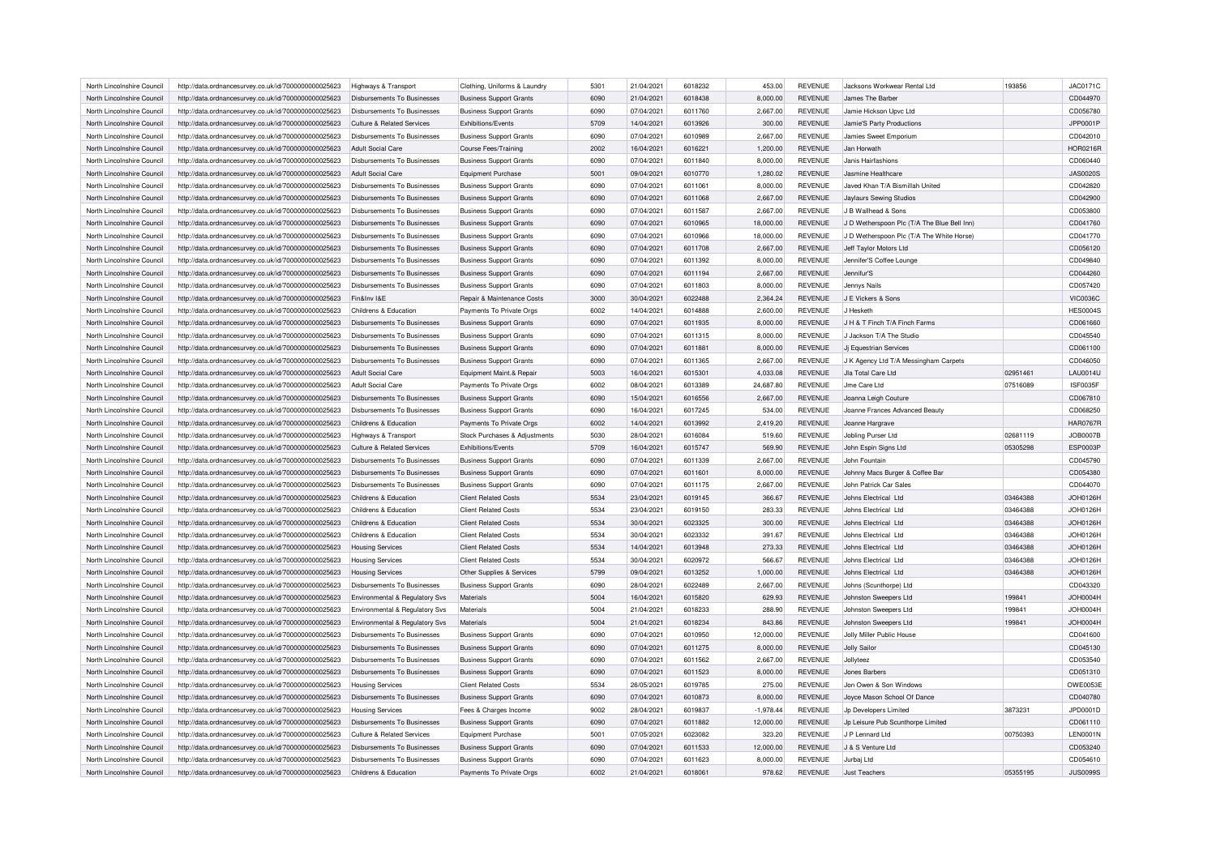| North Lincolnshire Council | http://data.ordnancesurvey.co.uk/id/7000000000025623 | Highways & Transport | Clothing, Uniforms & Laundry | 5301 | 21/04/2021 | 6018232 | 453.00 | REVENUE | Jacksons Workwear Rental Ltd | 193856 | JAC0171C |
|---|---|---|---|---|---|---|---|---|---|---|---|
| North Lincolnshire Council | http://data.ordnancesurvey.co.uk/id/7000000000025623 | Disbursements To Businesses | Business Support Grants | 6090 | 21/04/2021 | 6018438 | 8,000.00 | REVENUE | James The Barber | | CD044970 |
| North Lincolnshire Council | http://data.ordnancesurvey.co.uk/id/7000000000025623 | Disbursements To Businesses | Business Support Grants | 6090 | 07/04/2021 | 6011760 | 2,667.00 | REVENUE | Jamie Hickson Upvc Ltd | | CD056780 |
| North Lincolnshire Council | http://data.ordnancesurvey.co.uk/id/7000000000025623 | Culture & Related Services | Exhibitions/Events | 5709 | 14/04/2021 | 6013926 | 300.00 | REVENUE | Jamie'S Party Productions | | JPP0001P |
| North Lincolnshire Council | http://data.ordnancesurvey.co.uk/id/7000000000025623 | Disbursements To Businesses | Business Support Grants | 6090 | 07/04/2021 | 6010989 | 2,667.00 | REVENUE | Jamies Sweet Emporium | | CD042010 |
| North Lincolnshire Council | http://data.ordnancesurvey.co.uk/id/7000000000025623 | Adult Social Care | Course Fees/Training | 2002 | 16/04/2021 | 6016221 | 1,200.00 | REVENUE | Jan Horwath | | HOR0216R |
| North Lincolnshire Council | http://data.ordnancesurvey.co.uk/id/7000000000025623 | Disbursements To Businesses | Business Support Grants | 6090 | 07/04/2021 | 6011840 | 8,000.00 | REVENUE | Janis Hairfashions | | CD060440 |
| North Lincolnshire Council | http://data.ordnancesurvey.co.uk/id/7000000000025623 | Adult Social Care | Equipment Purchase | 5001 | 09/04/2021 | 6010770 | 1,280.02 | REVENUE | Jasmine Healthcare | | JAS0020S |
| North Lincolnshire Council | http://data.ordnancesurvey.co.uk/id/7000000000025623 | Disbursements To Businesses | Business Support Grants | 6090 | 07/04/2021 | 6011061 | 8,000.00 | REVENUE | Javed Khan T/A Bismillah United | | CD042820 |
| North Lincolnshire Council | http://data.ordnancesurvey.co.uk/id/7000000000025623 | Disbursements To Businesses | Business Support Grants | 6090 | 07/04/2021 | 6011068 | 2,667.00 | REVENUE | Jaylaurs Sewing Studios | | CD042900 |
| North Lincolnshire Council | http://data.ordnancesurvey.co.uk/id/7000000000025623 | Disbursements To Businesses | Business Support Grants | 6090 | 07/04/2021 | 6011587 | 2,667.00 | REVENUE | J B Wallhead & Sons | | CD053800 |
| North Lincolnshire Council | http://data.ordnancesurvey.co.uk/id/7000000000025623 | Disbursements To Businesses | Business Support Grants | 6090 | 07/04/2021 | 6010965 | 18,000.00 | REVENUE | J D Wetherspoon Plc (T/A The Blue Bell Inn) | | CD041760 |
| North Lincolnshire Council | http://data.ordnancesurvey.co.uk/id/7000000000025623 | Disbursements To Businesses | Business Support Grants | 6090 | 07/04/2021 | 6010966 | 18,000.00 | REVENUE | J D Wetherspoon Plc (T/A The White Horse) | | CD041770 |
| North Lincolnshire Council | http://data.ordnancesurvey.co.uk/id/7000000000025623 | Disbursements To Businesses | Business Support Grants | 6090 | 07/04/2021 | 6011708 | 2,667.00 | REVENUE | Jeff Taylor Motors Ltd | | CD056120 |
| North Lincolnshire Council | http://data.ordnancesurvey.co.uk/id/7000000000025623 | Disbursements To Businesses | Business Support Grants | 6090 | 07/04/2021 | 6011392 | 8,000.00 | REVENUE | Jennifer'S Coffee Lounge | | CD049840 |
| North Lincolnshire Council | http://data.ordnancesurvey.co.uk/id/7000000000025623 | Disbursements To Businesses | Business Support Grants | 6090 | 07/04/2021 | 6011194 | 2,667.00 | REVENUE | Jennifur'S | | CD044260 |
| North Lincolnshire Council | http://data.ordnancesurvey.co.uk/id/7000000000025623 | Disbursements To Businesses | Business Support Grants | 6090 | 07/04/2021 | 6011803 | 8,000.00 | REVENUE | Jennys Nails | | CD057420 |
| North Lincolnshire Council | http://data.ordnancesurvey.co.uk/id/7000000000025623 | Fin&Inv I&E | Repair & Maintenance Costs | 3000 | 30/04/2021 | 6022488 | 2,364.24 | REVENUE | J E Vickers & Sons | | VIC0036C |
| North Lincolnshire Council | http://data.ordnancesurvey.co.uk/id/7000000000025623 | Childrens & Education | Payments To Private Orgs | 6002 | 14/04/2021 | 6014888 | 2,600.00 | REVENUE | J Hesketh | | HES0004S |
| North Lincolnshire Council | http://data.ordnancesurvey.co.uk/id/7000000000025623 | Disbursements To Businesses | Business Support Grants | 6090 | 07/04/2021 | 6011935 | 8,000.00 | REVENUE | J H & T Finch T/A Finch Farms | | CD061660 |
| North Lincolnshire Council | http://data.ordnancesurvey.co.uk/id/7000000000025623 | Disbursements To Businesses | Business Support Grants | 6090 | 07/04/2021 | 6011315 | 8,000.00 | REVENUE | J Jackson T/A The Studio | | CD045540 |
| North Lincolnshire Council | http://data.ordnancesurvey.co.uk/id/7000000000025623 | Disbursements To Businesses | Business Support Grants | 6090 | 07/04/2021 | 6011881 | 8,000.00 | REVENUE | Jj Equestrian Services | | CD061100 |
| North Lincolnshire Council | http://data.ordnancesurvey.co.uk/id/7000000000025623 | Disbursements To Businesses | Business Support Grants | 6090 | 07/04/2021 | 6011365 | 2,667.00 | REVENUE | J K Agency Ltd T/A Messingham Carpets | | CD046050 |
| North Lincolnshire Council | http://data.ordnancesurvey.co.uk/id/7000000000025623 | Adult Social Care | Equipment Maint.& Repair | 5003 | 16/04/2021 | 6015301 | 4,033.08 | REVENUE | Jla Total Care Ltd | 02951461 | LAU0014U |
| North Lincolnshire Council | http://data.ordnancesurvey.co.uk/id/7000000000025623 | Adult Social Care | Payments To Private Orgs | 6002 | 08/04/2021 | 6013389 | 24,687.80 | REVENUE | Jme Care Ltd | 07516089 | ISF0035F |
| North Lincolnshire Council | http://data.ordnancesurvey.co.uk/id/7000000000025623 | Disbursements To Businesses | Business Support Grants | 6090 | 15/04/2021 | 6016556 | 2,667.00 | REVENUE | Joanna Leigh Couture | | CD067810 |
| North Lincolnshire Council | http://data.ordnancesurvey.co.uk/id/7000000000025623 | Disbursements To Businesses | Business Support Grants | 6090 | 16/04/2021 | 6017245 | 534.00 | REVENUE | Joanne Frances Advanced Beauty | | CD068250 |
| North Lincolnshire Council | http://data.ordnancesurvey.co.uk/id/7000000000025623 | Childrens & Education | Payments To Private Orgs | 6002 | 14/04/2021 | 6013992 | 2,419.20 | REVENUE | Joanne Hargrave | | HAR0767R |
| North Lincolnshire Council | http://data.ordnancesurvey.co.uk/id/7000000000025623 | Highways & Transport | Stock Purchases & Adjustments | 5030 | 28/04/2021 | 6016084 | 519.60 | REVENUE | Jobling Purser Ltd | 02681119 | JOB0007B |
| North Lincolnshire Council | http://data.ordnancesurvey.co.uk/id/7000000000025623 | Culture & Related Services | Exhibitions/Events | 5709 | 16/04/2021 | 6015747 | 569.90 | REVENUE | John Espin Signs Ltd | 05305298 | ESP0003P |
| North Lincolnshire Council | http://data.ordnancesurvey.co.uk/id/7000000000025623 | Disbursements To Businesses | Business Support Grants | 6090 | 07/04/2021 | 6011339 | 2,667.00 | REVENUE | John Fountain | | CD045790 |
| North Lincolnshire Council | http://data.ordnancesurvey.co.uk/id/7000000000025623 | Disbursements To Businesses | Business Support Grants | 6090 | 07/04/2021 | 6011601 | 8,000.00 | REVENUE | Johnny Macs Burger & Coffee Bar | | CD054380 |
| North Lincolnshire Council | http://data.ordnancesurvey.co.uk/id/7000000000025623 | Disbursements To Businesses | Business Support Grants | 6090 | 07/04/2021 | 6011175 | 2,667.00 | REVENUE | John Patrick Car Sales | | CD044070 |
| North Lincolnshire Council | http://data.ordnancesurvey.co.uk/id/7000000000025623 | Childrens & Education | Client Related Costs | 5534 | 23/04/2021 | 6019145 | 366.67 | REVENUE | Johns Electrical Ltd | 03464388 | JOH0126H |
| North Lincolnshire Council | http://data.ordnancesurvey.co.uk/id/7000000000025623 | Childrens & Education | Client Related Costs | 5534 | 23/04/2021 | 6019150 | 283.33 | REVENUE | Johns Electrical Ltd | 03464388 | JOH0126H |
| North Lincolnshire Council | http://data.ordnancesurvey.co.uk/id/7000000000025623 | Childrens & Education | Client Related Costs | 5534 | 30/04/2021 | 6023325 | 300.00 | REVENUE | Johns Electrical Ltd | 03464388 | JOH0126H |
| North Lincolnshire Council | http://data.ordnancesurvey.co.uk/id/7000000000025623 | Childrens & Education | Client Related Costs | 5534 | 30/04/2021 | 6023332 | 391.67 | REVENUE | Johns Electrical Ltd | 03464388 | JOH0126H |
| North Lincolnshire Council | http://data.ordnancesurvey.co.uk/id/7000000000025623 | Housing Services | Client Related Costs | 5534 | 14/04/2021 | 6013948 | 273.33 | REVENUE | Johns Electrical Ltd | 03464388 | JOH0126H |
| North Lincolnshire Council | http://data.ordnancesurvey.co.uk/id/7000000000025623 | Housing Services | Client Related Costs | 5534 | 30/04/2021 | 6020972 | 566.67 | REVENUE | Johns Electrical Ltd | 03464388 | JOH0126H |
| North Lincolnshire Council | http://data.ordnancesurvey.co.uk/id/7000000000025623 | Housing Services | Other Supplies & Services | 5799 | 09/04/2021 | 6013252 | 1,000.00 | REVENUE | Johns Electrical Ltd | 03464388 | JOH0126H |
| North Lincolnshire Council | http://data.ordnancesurvey.co.uk/id/7000000000025623 | Disbursements To Businesses | Business Support Grants | 6090 | 28/04/2021 | 6022489 | 2,667.00 | REVENUE | Johns (Scunthorpe) Ltd | | CD043320 |
| North Lincolnshire Council | http://data.ordnancesurvey.co.uk/id/7000000000025623 | Environmental & Regulatory Svs | Materials | 5004 | 16/04/2021 | 6015820 | 629.93 | REVENUE | Johnston Sweepers Ltd | 199841 | JOH0004H |
| North Lincolnshire Council | http://data.ordnancesurvey.co.uk/id/7000000000025623 | Environmental & Regulatory Svs | Materials | 5004 | 21/04/2021 | 6018233 | 288.90 | REVENUE | Johnston Sweepers Ltd | 199841 | JOH0004H |
| North Lincolnshire Council | http://data.ordnancesurvey.co.uk/id/7000000000025623 | Environmental & Regulatory Svs | Materials | 5004 | 21/04/2021 | 6018234 | 843.86 | REVENUE | Johnston Sweepers Ltd | 199841 | JOH0004H |
| North Lincolnshire Council | http://data.ordnancesurvey.co.uk/id/7000000000025623 | Disbursements To Businesses | Business Support Grants | 6090 | 07/04/2021 | 6010950 | 12,000.00 | REVENUE | Jolly Miller Public House | | CD041600 |
| North Lincolnshire Council | http://data.ordnancesurvey.co.uk/id/7000000000025623 | Disbursements To Businesses | Business Support Grants | 6090 | 07/04/2021 | 6011275 | 8,000.00 | REVENUE | Jolly Sailor | | CD045130 |
| North Lincolnshire Council | http://data.ordnancesurvey.co.uk/id/7000000000025623 | Disbursements To Businesses | Business Support Grants | 6090 | 07/04/2021 | 6011562 | 2,667.00 | REVENUE | Jollyteez | | CD053540 |
| North Lincolnshire Council | http://data.ordnancesurvey.co.uk/id/7000000000025623 | Disbursements To Businesses | Business Support Grants | 6090 | 07/04/2021 | 6011523 | 8,000.00 | REVENUE | Jones Barbers | | CD051310 |
| North Lincolnshire Council | http://data.ordnancesurvey.co.uk/id/7000000000025623 | Housing Services | Client Related Costs | 5534 | 26/05/2021 | 6019785 | 275.00 | REVENUE | Jon Owen & Son Windows | | OWE0053E |
| North Lincolnshire Council | http://data.ordnancesurvey.co.uk/id/7000000000025623 | Disbursements To Businesses | Business Support Grants | 6090 | 07/04/2021 | 6010873 | 8,000.00 | REVENUE | Joyce Mason School Of Dance | | CD040780 |
| North Lincolnshire Council | http://data.ordnancesurvey.co.uk/id/7000000000025623 | Housing Services | Fees & Charges Income | 9002 | 28/04/2021 | 6019837 | -1,978.44 | REVENUE | Jp Developers Limited | 3873231 | JPD0001D |
| North Lincolnshire Council | http://data.ordnancesurvey.co.uk/id/7000000000025623 | Disbursements To Businesses | Business Support Grants | 6090 | 07/04/2021 | 6011882 | 12,000.00 | REVENUE | Jp Leisure Pub Scunthorpe Limited | | CD061110 |
| North Lincolnshire Council | http://data.ordnancesurvey.co.uk/id/7000000000025623 | Culture & Related Services | Equipment Purchase | 5001 | 07/05/2021 | 6023082 | 323.20 | REVENUE | J P Lennard Ltd | 00750393 | LEN0001N |
| North Lincolnshire Council | http://data.ordnancesurvey.co.uk/id/7000000000025623 | Disbursements To Businesses | Business Support Grants | 6090 | 07/04/2021 | 6011533 | 12,000.00 | REVENUE | J & S Venture Ltd | | CD053240 |
| North Lincolnshire Council | http://data.ordnancesurvey.co.uk/id/7000000000025623 | Disbursements To Businesses | Business Support Grants | 6090 | 07/04/2021 | 6011623 | 8,000.00 | REVENUE | Jurbaj Ltd | | CD054610 |
| North Lincolnshire Council | http://data.ordnancesurvey.co.uk/id/7000000000025623 | Childrens & Education | Payments To Private Orgs | 6002 | 21/04/2021 | 6018061 | 978.62 | REVENUE | Just Teachers | 05355195 | JUS0099S |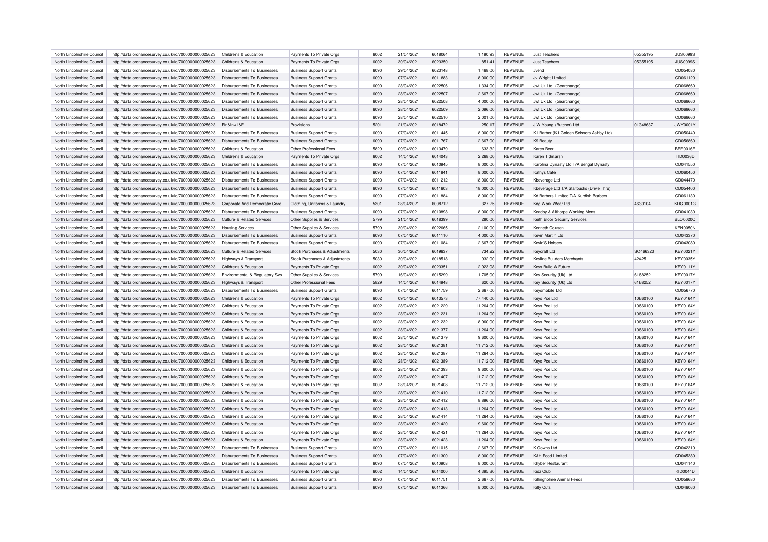| North Lincolnshire Council | http://data.ordnancesurvey.co.uk/id/7000000000025623 | Childrens & Education | Payments To Private Orgs | 6002 | 21/04/2021 | 6018064 | 1,190.93 | REVENUE | Just Teachers | 05355195 | JUS0099S |
|---|---|---|---|---|---|---|---|---|---|---|---|
| North Lincolnshire Council | http://data.ordnancesurvey.co.uk/id/7000000000025623 | Childrens & Education | Payments To Private Orgs | 6002 | 30/04/2021 | 6023350 | 851.41 | REVENUE | Just Teachers | 05355195 | JUS0099S |
| North Lincolnshire Council | http://data.ordnancesurvey.co.uk/id/7000000000025623 | Disbursements To Businesses | Business Support Grants | 6090 | 29/04/2021 | 6023148 | 1,468.00 | REVENUE | Jvend | | CD054080 |
| North Lincolnshire Council | http://data.ordnancesurvey.co.uk/id/7000000000025623 | Disbursements To Businesses | Business Support Grants | 6090 | 07/04/2021 | 6011883 | 8,000.00 | REVENUE | Jv Wright Limited | | CD061120 |
| North Lincolnshire Council | http://data.ordnancesurvey.co.uk/id/7000000000025623 | Disbursements To Businesses | Business Support Grants | 6090 | 28/04/2021 | 6022506 | 1,334.00 | REVENUE | Jwt Uk Ltd (Gearchange) | | CD068660 |
| North Lincolnshire Council | http://data.ordnancesurvey.co.uk/id/7000000000025623 | Disbursements To Businesses | Business Support Grants | 6090 | 28/04/2021 | 6022507 | 2,667.00 | REVENUE | Jwt Uk Ltd (Gearchange) | | CD068660 |
| North Lincolnshire Council | http://data.ordnancesurvey.co.uk/id/7000000000025623 | Disbursements To Businesses | Business Support Grants | 6090 | 28/04/2021 | 6022508 | 4,000.00 | REVENUE | Jwt Uk Ltd (Gearchange) | | CD068660 |
| North Lincolnshire Council | http://data.ordnancesurvey.co.uk/id/7000000000025623 | Disbursements To Businesses | Business Support Grants | 6090 | 28/04/2021 | 6022509 | 2,096.00 | REVENUE | Jwt Uk Ltd (Gearchange) | | CD068660 |
| North Lincolnshire Council | http://data.ordnancesurvey.co.uk/id/7000000000025623 | Disbursements To Businesses | Business Support Grants | 6090 | 28/04/2021 | 6022510 | 2,001.00 | REVENUE | Jwt Uk Ltd (Gearchange) | | CD068660 |
| North Lincolnshire Council | http://data.ordnancesurvey.co.uk/id/7000000000025623 | Fin&Inv I&E | Provisions | 5201 | 21/04/2021 | 6018472 | 250.17 | REVENUE | J W Young (Butcher) Ltd | 01348637 | JWY0001Y |
| North Lincolnshire Council | http://data.ordnancesurvey.co.uk/id/7000000000025623 | Disbursements To Businesses | Business Support Grants | 6090 | 07/04/2021 | 6011445 | 8,000.00 | REVENUE | K1 Barber (K1 Golden Scissors Ashby Ltd) | | CD050440 |
| North Lincolnshire Council | http://data.ordnancesurvey.co.uk/id/7000000000025623 | Disbursements To Businesses | Business Support Grants | 6090 | 07/04/2021 | 6011767 | 2,667.00 | REVENUE | K9 Beauty | | CD056860 |
| North Lincolnshire Council | http://data.ordnancesurvey.co.uk/id/7000000000025623 | Childrens & Education | Other Professional Fees | 5829 | 09/04/2021 | 6013479 | 633.32 | REVENUE | Karen Beer | | BEE0016E |
| North Lincolnshire Council | http://data.ordnancesurvey.co.uk/id/7000000000025623 | Childrens & Education | Payments To Private Orgs | 6002 | 14/04/2021 | 6014043 | 2,268.00 | REVENUE | Karen Tidmarsh | | TID0036D |
| North Lincolnshire Council | http://data.ordnancesurvey.co.uk/id/7000000000025623 | Disbursements To Businesses | Business Support Grants | 6090 | 07/04/2021 | 6010945 | 8,000.00 | REVENUE | Karolina Dynasty Ltd T/A Bengal Dynasty | | CD041550 |
| North Lincolnshire Council | http://data.ordnancesurvey.co.uk/id/7000000000025623 | Disbursements To Businesses | Business Support Grants | 6090 | 07/04/2021 | 6011841 | 8,000.00 | REVENUE | Kathys Cafe | | CD060450 |
| North Lincolnshire Council | http://data.ordnancesurvey.co.uk/id/7000000000025623 | Disbursements To Businesses | Business Support Grants | 6090 | 07/04/2021 | 6011212 | 18,000.00 | REVENUE | Kbeverage Ltd | | CD044470 |
| North Lincolnshire Council | http://data.ordnancesurvey.co.uk/id/7000000000025623 | Disbursements To Businesses | Business Support Grants | 6090 | 07/04/2021 | 6011603 | 18,000.00 | REVENUE | Kbeverage Ltd T/A Starbucks (Drive Thru) | | CD054400 |
| North Lincolnshire Council | http://data.ordnancesurvey.co.uk/id/7000000000025623 | Disbursements To Businesses | Business Support Grants | 6090 | 07/04/2021 | 6011884 | 8,000.00 | REVENUE | Kd Barbers Limited T/A Kurdish Barbers | | CD061130 |
| North Lincolnshire Council | http://data.ordnancesurvey.co.uk/id/7000000000025623 | Corporate And Democratic Core | Clothing, Uniforms & Laundry | 5301 | 28/04/2021 | 6008712 | 327.25 | REVENUE | Kdg Work Wear Ltd | 4630104 | KDG0001G |
| North Lincolnshire Council | http://data.ordnancesurvey.co.uk/id/7000000000025623 | Disbursements To Businesses | Business Support Grants | 6090 | 07/04/2021 | 6010898 | 8,000.00 | REVENUE | Keadby & Althorpe Working Mens | | CD041030 |
| North Lincolnshire Council | http://data.ordnancesurvey.co.uk/id/7000000000025623 | Culture & Related Services | Other Supplies & Services | 5799 | 21/04/2021 | 6018399 | 280.00 | REVENUE | Keith Bloor Security Services | | BLO0020O |
| North Lincolnshire Council | http://data.ordnancesurvey.co.uk/id/7000000000025623 | Housing Services | Other Supplies & Services | 5799 | 30/04/2021 | 6022665 | 2,100.00 | REVENUE | Kenneth Cousen | | KEN0050N |
| North Lincolnshire Council | http://data.ordnancesurvey.co.uk/id/7000000000025623 | Disbursements To Businesses | Business Support Grants | 6090 | 07/04/2021 | 6011110 | 4,000.00 | REVENUE | Kevin Martin Ltd | | CD043370 |
| North Lincolnshire Council | http://data.ordnancesurvey.co.uk/id/7000000000025623 | Disbursements To Businesses | Business Support Grants | 6090 | 07/04/2021 | 6011084 | 2,667.00 | REVENUE | Kevin'S Hoisery | | CD043080 |
| North Lincolnshire Council | http://data.ordnancesurvey.co.uk/id/7000000000025623 | Culture & Related Services | Stock Purchases & Adjustments | 5030 | 30/04/2021 | 6019637 | 734.22 | REVENUE | Keycraft Ltd | SC466323 | KEY0021Y |
| North Lincolnshire Council | http://data.ordnancesurvey.co.uk/id/7000000000025623 | Highways & Transport | Stock Purchases & Adjustments | 5030 | 30/04/2021 | 6018518 | 932.00 | REVENUE | Keyline Builders Merchants | 42425 | KEY0035Y |
| North Lincolnshire Council | http://data.ordnancesurvey.co.uk/id/7000000000025623 | Childrens & Education | Payments To Private Orgs | 6002 | 30/04/2021 | 6023351 | 2,923.08 | REVENUE | Keys Build-A Future | | KEY0111Y |
| North Lincolnshire Council | http://data.ordnancesurvey.co.uk/id/7000000000025623 | Environmental & Regulatory Svs | Other Supplies & Services | 5799 | 16/04/2021 | 6015299 | 1,705.00 | REVENUE | Key Security (Uk) Ltd | 6168252 | KEY0017Y |
| North Lincolnshire Council | http://data.ordnancesurvey.co.uk/id/7000000000025623 | Highways & Transport | Other Professional Fees | 5829 | 14/04/2021 | 6014948 | 620.00 | REVENUE | Key Security (Uk) Ltd | 6168252 | KEY0017Y |
| North Lincolnshire Council | http://data.ordnancesurvey.co.uk/id/7000000000025623 | Disbursements To Businesses | Business Support Grants | 6090 | 07/04/2021 | 6011759 | 2,667.00 | REVENUE | Keysmobile Ltd | | CD056770 |
| North Lincolnshire Council | http://data.ordnancesurvey.co.uk/id/7000000000025623 | Childrens & Education | Payments To Private Orgs | 6002 | 09/04/2021 | 6013573 | 77,440.00 | REVENUE | Keys Pce Ltd | 10660100 | KEY0164Y |
| North Lincolnshire Council | http://data.ordnancesurvey.co.uk/id/7000000000025623 | Childrens & Education | Payments To Private Orgs | 6002 | 28/04/2021 | 6021229 | 11,264.00 | REVENUE | Keys Pce Ltd | 10660100 | KEY0164Y |
| North Lincolnshire Council | http://data.ordnancesurvey.co.uk/id/7000000000025623 | Childrens & Education | Payments To Private Orgs | 6002 | 28/04/2021 | 6021231 | 11,264.00 | REVENUE | Keys Pce Ltd | 10660100 | KEY0164Y |
| North Lincolnshire Council | http://data.ordnancesurvey.co.uk/id/7000000000025623 | Childrens & Education | Payments To Private Orgs | 6002 | 28/04/2021 | 6021232 | 8,960.00 | REVENUE | Keys Pce Ltd | 10660100 | KEY0164Y |
| North Lincolnshire Council | http://data.ordnancesurvey.co.uk/id/7000000000025623 | Childrens & Education | Payments To Private Orgs | 6002 | 28/04/2021 | 6021377 | 11,264.00 | REVENUE | Keys Pce Ltd | 10660100 | KEY0164Y |
| North Lincolnshire Council | http://data.ordnancesurvey.co.uk/id/7000000000025623 | Childrens & Education | Payments To Private Orgs | 6002 | 28/04/2021 | 6021379 | 9,600.00 | REVENUE | Keys Pce Ltd | 10660100 | KEY0164Y |
| North Lincolnshire Council | http://data.ordnancesurvey.co.uk/id/7000000000025623 | Childrens & Education | Payments To Private Orgs | 6002 | 28/04/2021 | 6021381 | 11,712.00 | REVENUE | Keys Pce Ltd | 10660100 | KEY0164Y |
| North Lincolnshire Council | http://data.ordnancesurvey.co.uk/id/7000000000025623 | Childrens & Education | Payments To Private Orgs | 6002 | 28/04/2021 | 6021387 | 11,264.00 | REVENUE | Keys Pce Ltd | 10660100 | KEY0164Y |
| North Lincolnshire Council | http://data.ordnancesurvey.co.uk/id/7000000000025623 | Childrens & Education | Payments To Private Orgs | 6002 | 28/04/2021 | 6021389 | 11,712.00 | REVENUE | Keys Pce Ltd | 10660100 | KEY0164Y |
| North Lincolnshire Council | http://data.ordnancesurvey.co.uk/id/7000000000025623 | Childrens & Education | Payments To Private Orgs | 6002 | 28/04/2021 | 6021393 | 9,600.00 | REVENUE | Keys Pce Ltd | 10660100 | KEY0164Y |
| North Lincolnshire Council | http://data.ordnancesurvey.co.uk/id/7000000000025623 | Childrens & Education | Payments To Private Orgs | 6002 | 28/04/2021 | 6021407 | 11,712.00 | REVENUE | Keys Pce Ltd | 10660100 | KEY0164Y |
| North Lincolnshire Council | http://data.ordnancesurvey.co.uk/id/7000000000025623 | Childrens & Education | Payments To Private Orgs | 6002 | 28/04/2021 | 6021408 | 11,712.00 | REVENUE | Keys Pce Ltd | 10660100 | KEY0164Y |
| North Lincolnshire Council | http://data.ordnancesurvey.co.uk/id/7000000000025623 | Childrens & Education | Payments To Private Orgs | 6002 | 28/04/2021 | 6021410 | 11,712.00 | REVENUE | Keys Pce Ltd | 10660100 | KEY0164Y |
| North Lincolnshire Council | http://data.ordnancesurvey.co.uk/id/7000000000025623 | Childrens & Education | Payments To Private Orgs | 6002 | 28/04/2021 | 6021412 | 8,896.00 | REVENUE | Keys Pce Ltd | 10660100 | KEY0164Y |
| North Lincolnshire Council | http://data.ordnancesurvey.co.uk/id/7000000000025623 | Childrens & Education | Payments To Private Orgs | 6002 | 28/04/2021 | 6021413 | 11,264.00 | REVENUE | Keys Pce Ltd | 10660100 | KEY0164Y |
| North Lincolnshire Council | http://data.ordnancesurvey.co.uk/id/7000000000025623 | Childrens & Education | Payments To Private Orgs | 6002 | 28/04/2021 | 6021414 | 11,264.00 | REVENUE | Keys Pce Ltd | 10660100 | KEY0164Y |
| North Lincolnshire Council | http://data.ordnancesurvey.co.uk/id/7000000000025623 | Childrens & Education | Payments To Private Orgs | 6002 | 28/04/2021 | 6021420 | 9,600.00 | REVENUE | Keys Pce Ltd | 10660100 | KEY0164Y |
| North Lincolnshire Council | http://data.ordnancesurvey.co.uk/id/7000000000025623 | Childrens & Education | Payments To Private Orgs | 6002 | 28/04/2021 | 6021421 | 11,264.00 | REVENUE | Keys Pce Ltd | 10660100 | KEY0164Y |
| North Lincolnshire Council | http://data.ordnancesurvey.co.uk/id/7000000000025623 | Childrens & Education | Payments To Private Orgs | 6002 | 28/04/2021 | 6021423 | 11,264.00 | REVENUE | Keys Pce Ltd | 10660100 | KEY0164Y |
| North Lincolnshire Council | http://data.ordnancesurvey.co.uk/id/7000000000025623 | Disbursements To Businesses | Business Support Grants | 6090 | 07/04/2021 | 6011015 | 2,667.00 | REVENUE | K Gowns Ltd | | CD042310 |
| North Lincolnshire Council | http://data.ordnancesurvey.co.uk/id/7000000000025623 | Disbursements To Businesses | Business Support Grants | 6090 | 07/04/2021 | 6011300 | 8,000.00 | REVENUE | K&H Food Limited | | CD045380 |
| North Lincolnshire Council | http://data.ordnancesurvey.co.uk/id/7000000000025623 | Disbursements To Businesses | Business Support Grants | 6090 | 07/04/2021 | 6010908 | 8,000.00 | REVENUE | Khyber Restaurant | | CD041140 |
| North Lincolnshire Council | http://data.ordnancesurvey.co.uk/id/7000000000025623 | Childrens & Education | Payments To Private Orgs | 6002 | 14/04/2021 | 6014000 | 4,395.30 | REVENUE | Kidz Club | | KID0044D |
| North Lincolnshire Council | http://data.ordnancesurvey.co.uk/id/7000000000025623 | Disbursements To Businesses | Business Support Grants | 6090 | 07/04/2021 | 6011751 | 2,667.00 | REVENUE | Killingholme Animal Feeds | | CD056680 |
| North Lincolnshire Council | http://data.ordnancesurvey.co.uk/id/7000000000025623 | Disbursements To Businesses | Business Support Grants | 6090 | 07/04/2021 | 6011366 | 8,000.00 | REVENUE | Kilty Cuts | | CD046060 |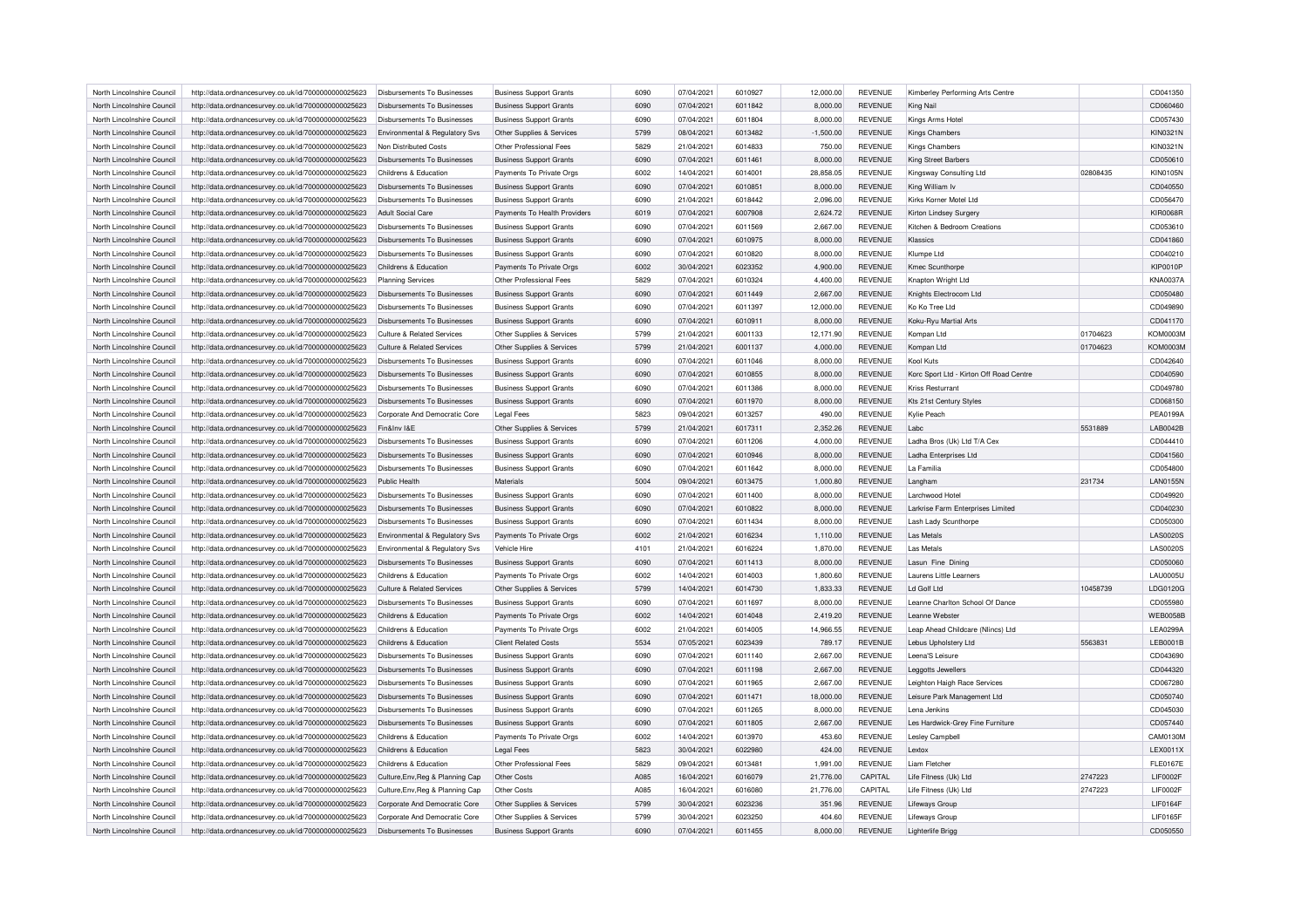| North Lincolnshire Council | http://data.ordnancesurvey.co.uk/id/7000000000025623 | Disbursements To Businesses | Business Support Grants | 6090 | 07/04/2021 | 6010927 | 12,000.00 | REVENUE | Kimberley Performing Arts Centre | | CD041350 |
|---|---|---|---|---|---|---|---|---|---|---|---|
| North Lincolnshire Council | http://data.ordnancesurvey.co.uk/id/7000000000025623 | Disbursements To Businesses | Business Support Grants | 6090 | 07/04/2021 | 6011842 | 8,000.00 | REVENUE | King Nail | | CD060460 |
| North Lincolnshire Council | http://data.ordnancesurvey.co.uk/id/7000000000025623 | Disbursements To Businesses | Business Support Grants | 6090 | 07/04/2021 | 6011804 | 8,000.00 | REVENUE | Kings Arms Hotel | | CD057430 |
| North Lincolnshire Council | http://data.ordnancesurvey.co.uk/id/7000000000025623 | Environmental & Regulatory Svs | Other Supplies & Services | 5799 | 08/04/2021 | 6013482 | -1,500.00 | REVENUE | Kings Chambers | | KIN0321N |
| North Lincolnshire Council | http://data.ordnancesurvey.co.uk/id/7000000000025623 | Non Distributed Costs | Other Professional Fees | 5829 | 21/04/2021 | 6014833 | 750.00 | REVENUE | Kings Chambers | | KIN0321N |
| North Lincolnshire Council | http://data.ordnancesurvey.co.uk/id/7000000000025623 | Disbursements To Businesses | Business Support Grants | 6090 | 07/04/2021 | 6011461 | 8,000.00 | REVENUE | King Street Barbers | | CD050610 |
| North Lincolnshire Council | http://data.ordnancesurvey.co.uk/id/7000000000025623 | Childrens & Education | Payments To Private Orgs | 6002 | 14/04/2021 | 6014001 | 28,858.05 | REVENUE | Kingsway Consulting Ltd | 02808435 | KIN0105N |
| North Lincolnshire Council | http://data.ordnancesurvey.co.uk/id/7000000000025623 | Disbursements To Businesses | Business Support Grants | 6090 | 07/04/2021 | 6010851 | 8,000.00 | REVENUE | King William Iv | | CD040550 |
| North Lincolnshire Council | http://data.ordnancesurvey.co.uk/id/7000000000025623 | Disbursements To Businesses | Business Support Grants | 6090 | 21/04/2021 | 6018442 | 2,096.00 | REVENUE | Kirks Korner Motel Ltd | | CD056470 |
| North Lincolnshire Council | http://data.ordnancesurvey.co.uk/id/7000000000025623 | Adult Social Care | Payments To Health Providers | 6019 | 07/04/2021 | 6007908 | 2,624.72 | REVENUE | Kirton Lindsey Surgery | | KIR0068R |
| North Lincolnshire Council | http://data.ordnancesurvey.co.uk/id/7000000000025623 | Disbursements To Businesses | Business Support Grants | 6090 | 07/04/2021 | 6011569 | 2,667.00 | REVENUE | Kitchen & Bedroom Creations | | CD053610 |
| North Lincolnshire Council | http://data.ordnancesurvey.co.uk/id/7000000000025623 | Disbursements To Businesses | Business Support Grants | 6090 | 07/04/2021 | 6010975 | 8,000.00 | REVENUE | Klassics | | CD041860 |
| North Lincolnshire Council | http://data.ordnancesurvey.co.uk/id/7000000000025623 | Disbursements To Businesses | Business Support Grants | 6090 | 07/04/2021 | 6010820 | 8,000.00 | REVENUE | Klumpe Ltd | | CD040210 |
| North Lincolnshire Council | http://data.ordnancesurvey.co.uk/id/7000000000025623 | Childrens & Education | Payments To Private Orgs | 6002 | 30/04/2021 | 6023352 | 4,900.00 | REVENUE | Kmec Scunthorpe | | KIP0010P |
| North Lincolnshire Council | http://data.ordnancesurvey.co.uk/id/7000000000025623 | Planning Services | Other Professional Fees | 5829 | 07/04/2021 | 6010324 | 4,400.00 | REVENUE | Knapton Wright Ltd | | KNA0037A |
| North Lincolnshire Council | http://data.ordnancesurvey.co.uk/id/7000000000025623 | Disbursements To Businesses | Business Support Grants | 6090 | 07/04/2021 | 6011449 | 2,667.00 | REVENUE | Knights Electrocom Ltd | | CD050480 |
| North Lincolnshire Council | http://data.ordnancesurvey.co.uk/id/7000000000025623 | Disbursements To Businesses | Business Support Grants | 6090 | 07/04/2021 | 6011397 | 12,000.00 | REVENUE | Ko Ko Tree Ltd | | CD049890 |
| North Lincolnshire Council | http://data.ordnancesurvey.co.uk/id/7000000000025623 | Disbursements To Businesses | Business Support Grants | 6090 | 07/04/2021 | 6010911 | 8,000.00 | REVENUE | Koku-Ryu Martial Arts | | CD041170 |
| North Lincolnshire Council | http://data.ordnancesurvey.co.uk/id/7000000000025623 | Culture & Related Services | Other Supplies & Services | 5799 | 21/04/2021 | 6001133 | 12,171.90 | REVENUE | Kompan Ltd | 01704623 | KOM0003M |
| North Lincolnshire Council | http://data.ordnancesurvey.co.uk/id/7000000000025623 | Culture & Related Services | Other Supplies & Services | 5799 | 21/04/2021 | 6001137 | 4,000.00 | REVENUE | Kompan Ltd | 01704623 | KOM0003M |
| North Lincolnshire Council | http://data.ordnancesurvey.co.uk/id/7000000000025623 | Disbursements To Businesses | Business Support Grants | 6090 | 07/04/2021 | 6011046 | 8,000.00 | REVENUE | Kool Kuts | | CD042640 |
| North Lincolnshire Council | http://data.ordnancesurvey.co.uk/id/7000000000025623 | Disbursements To Businesses | Business Support Grants | 6090 | 07/04/2021 | 6010855 | 8,000.00 | REVENUE | Korc Sport Ltd - Kirton Off Road Centre | | CD040590 |
| North Lincolnshire Council | http://data.ordnancesurvey.co.uk/id/7000000000025623 | Disbursements To Businesses | Business Support Grants | 6090 | 07/04/2021 | 6011386 | 8,000.00 | REVENUE | Kriss Resturrant | | CD049780 |
| North Lincolnshire Council | http://data.ordnancesurvey.co.uk/id/7000000000025623 | Disbursements To Businesses | Business Support Grants | 6090 | 07/04/2021 | 6011970 | 8,000.00 | REVENUE | Kts 21st Century Styles | | CD068150 |
| North Lincolnshire Council | http://data.ordnancesurvey.co.uk/id/7000000000025623 | Corporate And Democratic Core | Legal Fees | 5823 | 09/04/2021 | 6013257 | 490.00 | REVENUE | Kylie Peach | | PEA0199A |
| North Lincolnshire Council | http://data.ordnancesurvey.co.uk/id/7000000000025623 | Fin&Inv I&E | Other Supplies & Services | 5799 | 21/04/2021 | 6017311 | 2,352.26 | REVENUE | Labc | 5531889 | LAB0042B |
| North Lincolnshire Council | http://data.ordnancesurvey.co.uk/id/7000000000025623 | Disbursements To Businesses | Business Support Grants | 6090 | 07/04/2021 | 6011206 | 4,000.00 | REVENUE | Ladha Bros (Uk) Ltd T/A Cex | | CD044410 |
| North Lincolnshire Council | http://data.ordnancesurvey.co.uk/id/7000000000025623 | Disbursements To Businesses | Business Support Grants | 6090 | 07/04/2021 | 6010946 | 8,000.00 | REVENUE | Ladha Enterprises Ltd | | CD041560 |
| North Lincolnshire Council | http://data.ordnancesurvey.co.uk/id/7000000000025623 | Disbursements To Businesses | Business Support Grants | 6090 | 07/04/2021 | 6011642 | 8,000.00 | REVENUE | La Familia | | CD054800 |
| North Lincolnshire Council | http://data.ordnancesurvey.co.uk/id/7000000000025623 | Public Health | Materials | 5004 | 09/04/2021 | 6013475 | 1,000.80 | REVENUE | Langham | 231734 | LAN0155N |
| North Lincolnshire Council | http://data.ordnancesurvey.co.uk/id/7000000000025623 | Disbursements To Businesses | Business Support Grants | 6090 | 07/04/2021 | 6011400 | 8,000.00 | REVENUE | Larchwood Hotel | | CD049920 |
| North Lincolnshire Council | http://data.ordnancesurvey.co.uk/id/7000000000025623 | Disbursements To Businesses | Business Support Grants | 6090 | 07/04/2021 | 6010822 | 8,000.00 | REVENUE | Larkrise Farm Enterprises Limited | | CD040230 |
| North Lincolnshire Council | http://data.ordnancesurvey.co.uk/id/7000000000025623 | Disbursements To Businesses | Business Support Grants | 6090 | 07/04/2021 | 6011434 | 8,000.00 | REVENUE | Lash Lady Scunthorpe | | CD050300 |
| North Lincolnshire Council | http://data.ordnancesurvey.co.uk/id/7000000000025623 | Environmental & Regulatory Svs | Payments To Private Orgs | 6002 | 21/04/2021 | 6016234 | 1,110.00 | REVENUE | Las Metals | | LAS0020S |
| North Lincolnshire Council | http://data.ordnancesurvey.co.uk/id/7000000000025623 | Environmental & Regulatory Svs | Vehicle Hire | 4101 | 21/04/2021 | 6016224 | 1,870.00 | REVENUE | Las Metals | | LAS0020S |
| North Lincolnshire Council | http://data.ordnancesurvey.co.uk/id/7000000000025623 | Disbursements To Businesses | Business Support Grants | 6090 | 07/04/2021 | 6011413 | 8,000.00 | REVENUE | Lasun Fine Dining | | CD050060 |
| North Lincolnshire Council | http://data.ordnancesurvey.co.uk/id/7000000000025623 | Childrens & Education | Payments To Private Orgs | 6002 | 14/04/2021 | 6014003 | 1,800.60 | REVENUE | Laurens Little Learners | | LAU0005U |
| North Lincolnshire Council | http://data.ordnancesurvey.co.uk/id/7000000000025623 | Culture & Related Services | Other Supplies & Services | 5799 | 14/04/2021 | 6014730 | 1,833.33 | REVENUE | Ld Golf Ltd | 10458739 | LDG0120G |
| North Lincolnshire Council | http://data.ordnancesurvey.co.uk/id/7000000000025623 | Disbursements To Businesses | Business Support Grants | 6090 | 07/04/2021 | 6011697 | 8,000.00 | REVENUE | Leanne Charlton School Of Dance | | CD055980 |
| North Lincolnshire Council | http://data.ordnancesurvey.co.uk/id/7000000000025623 | Childrens & Education | Payments To Private Orgs | 6002 | 14/04/2021 | 6014048 | 2,419.20 | REVENUE | Leanne Webster | | WEB0058B |
| North Lincolnshire Council | http://data.ordnancesurvey.co.uk/id/7000000000025623 | Childrens & Education | Payments To Private Orgs | 6002 | 21/04/2021 | 6014005 | 14,966.55 | REVENUE | Leap Ahead Childcare (Nlincs) Ltd | | LEA0299A |
| North Lincolnshire Council | http://data.ordnancesurvey.co.uk/id/7000000000025623 | Childrens & Education | Client Related Costs | 5534 | 07/05/2021 | 6023439 | 789.17 | REVENUE | Lebus Upholstery Ltd | 5563831 | LEB0001B |
| North Lincolnshire Council | http://data.ordnancesurvey.co.uk/id/7000000000025623 | Disbursements To Businesses | Business Support Grants | 6090 | 07/04/2021 | 6011140 | 2,667.00 | REVENUE | Leena'S Leisure | | CD043690 |
| North Lincolnshire Council | http://data.ordnancesurvey.co.uk/id/7000000000025623 | Disbursements To Businesses | Business Support Grants | 6090 | 07/04/2021 | 6011198 | 2,667.00 | REVENUE | Leggotts Jewellers | | CD044320 |
| North Lincolnshire Council | http://data.ordnancesurvey.co.uk/id/7000000000025623 | Disbursements To Businesses | Business Support Grants | 6090 | 07/04/2021 | 6011965 | 2,667.00 | REVENUE | Leighton Haigh Race Services | | CD067280 |
| North Lincolnshire Council | http://data.ordnancesurvey.co.uk/id/7000000000025623 | Disbursements To Businesses | Business Support Grants | 6090 | 07/04/2021 | 6011471 | 18,000.00 | REVENUE | Leisure Park Management Ltd | | CD050740 |
| North Lincolnshire Council | http://data.ordnancesurvey.co.uk/id/7000000000025623 | Disbursements To Businesses | Business Support Grants | 6090 | 07/04/2021 | 6011265 | 8,000.00 | REVENUE | Lena Jenkins | | CD045030 |
| North Lincolnshire Council | http://data.ordnancesurvey.co.uk/id/7000000000025623 | Disbursements To Businesses | Business Support Grants | 6090 | 07/04/2021 | 6011805 | 2,667.00 | REVENUE | Les Hardwick-Grey Fine Furniture | | CD057440 |
| North Lincolnshire Council | http://data.ordnancesurvey.co.uk/id/7000000000025623 | Childrens & Education | Payments To Private Orgs | 6002 | 14/04/2021 | 6013970 | 453.60 | REVENUE | Lesley Campbell | | CAM0130M |
| North Lincolnshire Council | http://data.ordnancesurvey.co.uk/id/7000000000025623 | Childrens & Education | Legal Fees | 5823 | 30/04/2021 | 6022980 | 424.00 | REVENUE | Lextox | | LEX0011X |
| North Lincolnshire Council | http://data.ordnancesurvey.co.uk/id/7000000000025623 | Childrens & Education | Other Professional Fees | 5829 | 09/04/2021 | 6013481 | 1,991.00 | REVENUE | Liam Fletcher | | FLE0167E |
| North Lincolnshire Council | http://data.ordnancesurvey.co.uk/id/7000000000025623 | Culture,Env,Reg & Planning Cap | Other Costs | A085 | 16/04/2021 | 6016079 | 21,776.00 | CAPITAL | Life Fitness (Uk) Ltd | 2747223 | LIF0002F |
| North Lincolnshire Council | http://data.ordnancesurvey.co.uk/id/7000000000025623 | Culture,Env,Reg & Planning Cap | Other Costs | A085 | 16/04/2021 | 6016080 | 21,776.00 | CAPITAL | Life Fitness (Uk) Ltd | 2747223 | LIF0002F |
| North Lincolnshire Council | http://data.ordnancesurvey.co.uk/id/7000000000025623 | Corporate And Democratic Core | Other Supplies & Services | 5799 | 30/04/2021 | 6023236 | 351.96 | REVENUE | Lifeways Group | | LIF0164F |
| North Lincolnshire Council | http://data.ordnancesurvey.co.uk/id/7000000000025623 | Corporate And Democratic Core | Other Supplies & Services | 5799 | 30/04/2021 | 6023250 | 404.60 | REVENUE | Lifeways Group | | LIF0165F |
| North Lincolnshire Council | http://data.ordnancesurvey.co.uk/id/7000000000025623 | Disbursements To Businesses | Business Support Grants | 6090 | 07/04/2021 | 6011455 | 8,000.00 | REVENUE | Lighterlife Brigg | | CD050550 |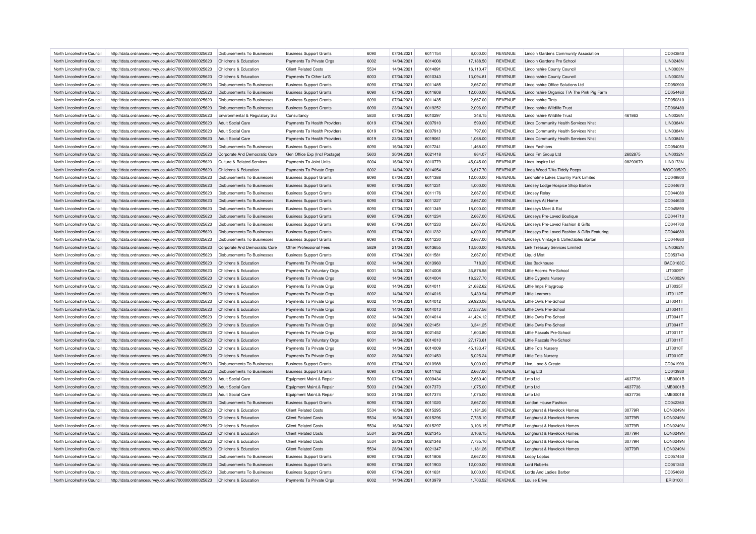| | | | | | | | | | | | |
|---|---|---|---|---|---|---|---|---|---|---|---|
| North Lincolnshire Council | http://data.ordnancesurvey.co.uk/id/7000000000025623 | Disbursements To Businesses | Business Support Grants | 6090 | 07/04/2021 | 6011154 | 8,000.00 | REVENUE | Lincoln Gardens Community Association | | CD043840 |
| North Lincolnshire Council | http://data.ordnancesurvey.co.uk/id/7000000000025623 | Childrens & Education | Payments To Private Orgs | 6002 | 14/04/2021 | 6014006 | 17,188.50 | REVENUE | Lincoln Gardens Pre School | | LIN0248N |
| North Lincolnshire Council | http://data.ordnancesurvey.co.uk/id/7000000000025623 | Childrens & Education | Client Related Costs | 5534 | 14/04/2021 | 6014891 | 16,110.47 | REVENUE | Lincolnshire County Council | | LIN0003N |
| North Lincolnshire Council | http://data.ordnancesurvey.co.uk/id/7000000000025623 | Childrens & Education | Payments To Other La'S | 6003 | 07/04/2021 | 6010343 | 13,094.81 | REVENUE | Lincolnshire County Council | | LIN0003N |
| North Lincolnshire Council | http://data.ordnancesurvey.co.uk/id/7000000000025623 | Disbursements To Businesses | Business Support Grants | 6090 | 07/04/2021 | 6011485 | 2,667.00 | REVENUE | Lincolnshire Office Solutions Ltd | | CD050900 |
| North Lincolnshire Council | http://data.ordnancesurvey.co.uk/id/7000000000025623 | Disbursements To Businesses | Business Support Grants | 6090 | 07/04/2021 | 6011608 | 12,000.00 | REVENUE | Lincolnshire Organics T/A The Pink Pig Farm | | CD054460 |
| North Lincolnshire Council | http://data.ordnancesurvey.co.uk/id/7000000000025623 | Disbursements To Businesses | Business Support Grants | 6090 | 07/04/2021 | 6011435 | 2,667.00 | REVENUE | Lincolnshire Tints | | CD050310 |
| North Lincolnshire Council | http://data.ordnancesurvey.co.uk/id/7000000000025623 | Disbursements To Businesses | Business Support Grants | 6090 | 23/04/2021 | 6019252 | 2,096.00 | REVENUE | Lincolnshire Wildlife Trust | | CD068480 |
| North Lincolnshire Council | http://data.ordnancesurvey.co.uk/id/7000000000025623 | Environmental & Regulatory Svs | Consultancy | 5830 | 07/04/2021 | 6010297 | 348.15 | REVENUE | Lincolnshire Wildlife Trust | 461863 | LIN0026N |
| North Lincolnshire Council | http://data.ordnancesurvey.co.uk/id/7000000000025623 | Adult Social Care | Payments To Health Providers | 6019 | 07/04/2021 | 6007910 | 599.00 | REVENUE | Lincs Community Health Services Nhst | | LIN0384N |
| North Lincolnshire Council | http://data.ordnancesurvey.co.uk/id/7000000000025623 | Adult Social Care | Payments To Health Providers | 6019 | 07/04/2021 | 6007913 | 797.00 | REVENUE | Lincs Community Health Services Nhst | | LIN0384N |
| North Lincolnshire Council | http://data.ordnancesurvey.co.uk/id/7000000000025623 | Adult Social Care | Payments To Health Providers | 6019 | 23/04/2021 | 6019061 | 1,068.00 | REVENUE | Lincs Community Health Services Nhst | | LIN0384N |
| North Lincolnshire Council | http://data.ordnancesurvey.co.uk/id/7000000000025623 | Disbursements To Businesses | Business Support Grants | 6090 | 16/04/2021 | 6017241 | 1,468.00 | REVENUE | Lincs Fashions | | CD054050 |
| North Lincolnshire Council | http://data.ordnancesurvey.co.uk/id/7000000000025623 | Corporate And Democratic Core | Gen Office Exp (Incl Postage) | 5603 | 30/04/2021 | 6021418 | 864.07 | REVENUE | Lincs Fm Group Ltd | 2602875 | LIN0032N |
| North Lincolnshire Council | http://data.ordnancesurvey.co.uk/id/7000000000025623 | Culture & Related Services | Payments To Joint Units | 6004 | 16/04/2021 | 6010779 | 45,045.00 | REVENUE | Lincs Inspire Ltd | 08293679 | LIN0173N |
| North Lincolnshire Council | http://data.ordnancesurvey.co.uk/id/7000000000025623 | Childrens & Education | Payments To Private Orgs | 6002 | 14/04/2021 | 6014054 | 6,617.70 | REVENUE | Linda Wood T/As Tiddly Peeps | | WOO0052O |
| North Lincolnshire Council | http://data.ordnancesurvey.co.uk/id/7000000000025623 | Disbursements To Businesses | Business Support Grants | 6090 | 07/04/2021 | 6011388 | 12,000.00 | REVENUE | Lindholme Lakes Country Park Limited | | CD049800 |
| North Lincolnshire Council | http://data.ordnancesurvey.co.uk/id/7000000000025623 | Disbursements To Businesses | Business Support Grants | 6090 | 07/04/2021 | 6011231 | 4,000.00 | REVENUE | Lindsey Lodge Hospice Shop Barton | | CD044670 |
| North Lincolnshire Council | http://data.ordnancesurvey.co.uk/id/7000000000025623 | Disbursements To Businesses | Business Support Grants | 6090 | 07/04/2021 | 6011176 | 2,667.00 | REVENUE | Lindsey Relay | | CD044080 |
| North Lincolnshire Council | http://data.ordnancesurvey.co.uk/id/7000000000025623 | Disbursements To Businesses | Business Support Grants | 6090 | 07/04/2021 | 6011227 | 2,667.00 | REVENUE | Lindseys At Home | | CD044630 |
| North Lincolnshire Council | http://data.ordnancesurvey.co.uk/id/7000000000025623 | Disbursements To Businesses | Business Support Grants | 6090 | 07/04/2021 | 6011349 | 18,000.00 | REVENUE | Lindseys Meet & Eat | | CD045890 |
| North Lincolnshire Council | http://data.ordnancesurvey.co.uk/id/7000000000025623 | Disbursements To Businesses | Business Support Grants | 6090 | 07/04/2021 | 6011234 | 2,667.00 | REVENUE | Lindseys Pre-Loved Boutique | | CD044710 |
| North Lincolnshire Council | http://data.ordnancesurvey.co.uk/id/7000000000025623 | Disbursements To Businesses | Business Support Grants | 6090 | 07/04/2021 | 6011233 | 2,667.00 | REVENUE | Lindseys Pre-Loved Fashion & Gifts | | CD044700 |
| North Lincolnshire Council | http://data.ordnancesurvey.co.uk/id/7000000000025623 | Disbursements To Businesses | Business Support Grants | 6090 | 07/04/2021 | 6011232 | 4,000.00 | REVENUE | Lindseys Pre-Loved Fashion & Gifts Featuring | | CD044680 |
| North Lincolnshire Council | http://data.ordnancesurvey.co.uk/id/7000000000025623 | Disbursements To Businesses | Business Support Grants | 6090 | 07/04/2021 | 6011230 | 2,667.00 | REVENUE | Lindseys Vintage & Collectables Barton | | CD044660 |
| North Lincolnshire Council | http://data.ordnancesurvey.co.uk/id/7000000000025623 | Corporate And Democratic Core | Other Professional Fees | 5829 | 21/04/2021 | 6013655 | 13,500.00 | REVENUE | Link Treasury Services Limited | | LIN0362N |
| North Lincolnshire Council | http://data.ordnancesurvey.co.uk/id/7000000000025623 | Disbursements To Businesses | Business Support Grants | 6090 | 07/04/2021 | 6011581 | 2,667.00 | REVENUE | Liquid Mist | | CD053740 |
| North Lincolnshire Council | http://data.ordnancesurvey.co.uk/id/7000000000025623 | Childrens & Education | Payments To Private Orgs | 6002 | 14/04/2021 | 6013960 | 718.20 | REVENUE | Lisa Backhouse | | BAC0163C |
| North Lincolnshire Council | http://data.ordnancesurvey.co.uk/id/7000000000025623 | Childrens & Education | Payments To Voluntary Orgs | 6001 | 14/04/2021 | 6014008 | 36,878.58 | REVENUE | Little Acorns Pre-School | | LIT0009T |
| North Lincolnshire Council | http://data.ordnancesurvey.co.uk/id/7000000000025623 | Childrens & Education | Payments To Private Orgs | 6002 | 14/04/2021 | 6014004 | 18,227.70 | REVENUE | Little Cygnets Nursery | | LCN0002N |
| North Lincolnshire Council | http://data.ordnancesurvey.co.uk/id/7000000000025623 | Childrens & Education | Payments To Private Orgs | 6002 | 14/04/2021 | 6014011 | 21,682.62 | REVENUE | Little Imps Playgroup | | LIT0035T |
| North Lincolnshire Council | http://data.ordnancesurvey.co.uk/id/7000000000025623 | Childrens & Education | Payments To Private Orgs | 6002 | 14/04/2021 | 6014016 | 6,430.94 | REVENUE | Little Learners | | LIT0112T |
| North Lincolnshire Council | http://data.ordnancesurvey.co.uk/id/7000000000025623 | Childrens & Education | Payments To Private Orgs | 6002 | 14/04/2021 | 6014012 | 29,920.06 | REVENUE | Little Owls Pre-School | | LIT0041T |
| North Lincolnshire Council | http://data.ordnancesurvey.co.uk/id/7000000000025623 | Childrens & Education | Payments To Private Orgs | 6002 | 14/04/2021 | 6014013 | 27,537.56 | REVENUE | Little Owls Pre-School | | LIT0041T |
| North Lincolnshire Council | http://data.ordnancesurvey.co.uk/id/7000000000025623 | Childrens & Education | Payments To Private Orgs | 6002 | 14/04/2021 | 6014014 | 41,424.12 | REVENUE | Little Owls Pre-School | | LIT0041T |
| North Lincolnshire Council | http://data.ordnancesurvey.co.uk/id/7000000000025623 | Childrens & Education | Payments To Private Orgs | 6002 | 28/04/2021 | 6021451 | 3,341.25 | REVENUE | Little Owls Pre-School | | LIT0041T |
| North Lincolnshire Council | http://data.ordnancesurvey.co.uk/id/7000000000025623 | Childrens & Education | Payments To Private Orgs | 6002 | 28/04/2021 | 6021452 | 1,603.80 | REVENUE | Little Rascals Pre-School | | LIT0011T |
| North Lincolnshire Council | http://data.ordnancesurvey.co.uk/id/7000000000025623 | Childrens & Education | Payments To Voluntary Orgs | 6001 | 14/04/2021 | 6014010 | 27,173.61 | REVENUE | Little Rascals Pre-School | | LIT0011T |
| North Lincolnshire Council | http://data.ordnancesurvey.co.uk/id/7000000000025623 | Childrens & Education | Payments To Private Orgs | 6002 | 14/04/2021 | 6014009 | 45,133.47 | REVENUE | Little Tots Nursery | | LIT0010T |
| North Lincolnshire Council | http://data.ordnancesurvey.co.uk/id/7000000000025623 | Childrens & Education | Payments To Private Orgs | 6002 | 28/04/2021 | 6021453 | 5,025.24 | REVENUE | Little Tots Nursery | | LIT0010T |
| North Lincolnshire Council | http://data.ordnancesurvey.co.uk/id/7000000000025623 | Disbursements To Businesses | Business Support Grants | 6090 | 07/04/2021 | 6010988 | 8,000.00 | REVENUE | Live, Love & Create | | CD041990 |
| North Lincolnshire Council | http://data.ordnancesurvey.co.uk/id/7000000000025623 | Disbursements To Businesses | Business Support Grants | 6090 | 07/04/2021 | 6011162 | 2,667.00 | REVENUE | Lmag Ltd | | CD043930 |
| North Lincolnshire Council | http://data.ordnancesurvey.co.uk/id/7000000000025623 | Adult Social Care | Equipment Maint.& Repair | 5003 | 07/04/2021 | 6009434 | 2,660.40 | REVENUE | Lmb Ltd | 4637736 | LMB0001B |
| North Lincolnshire Council | http://data.ordnancesurvey.co.uk/id/7000000000025623 | Adult Social Care | Equipment Maint.& Repair | 5003 | 21/04/2021 | 6017373 | 1,075.00 | REVENUE | Lmb Ltd | 4637736 | LMB0001B |
| North Lincolnshire Council | http://data.ordnancesurvey.co.uk/id/7000000000025623 | Adult Social Care | Equipment Maint.& Repair | 5003 | 21/04/2021 | 6017374 | 1,075.00 | REVENUE | Lmb Ltd | 4637736 | LMB0001B |
| North Lincolnshire Council | http://data.ordnancesurvey.co.uk/id/7000000000025623 | Disbursements To Businesses | Business Support Grants | 6090 | 07/04/2021 | 6011020 | 2,667.00 | REVENUE | London House Fashion | | CD042360 |
| North Lincolnshire Council | http://data.ordnancesurvey.co.uk/id/7000000000025623 | Childrens & Education | Client Related Costs | 5534 | 16/04/2021 | 6015295 | 1,181.26 | REVENUE | Longhurst & Havelock Homes | 30779R | LON0249N |
| North Lincolnshire Council | http://data.ordnancesurvey.co.uk/id/7000000000025623 | Childrens & Education | Client Related Costs | 5534 | 16/04/2021 | 6015296 | 7,735.10 | REVENUE | Longhurst & Havelock Homes | 30779R | LON0249N |
| North Lincolnshire Council | http://data.ordnancesurvey.co.uk/id/7000000000025623 | Childrens & Education | Client Related Costs | 5534 | 16/04/2021 | 6015297 | 3,106.15 | REVENUE | Longhurst & Havelock Homes | 30779R | LON0249N |
| North Lincolnshire Council | http://data.ordnancesurvey.co.uk/id/7000000000025623 | Childrens & Education | Client Related Costs | 5534 | 28/04/2021 | 6021345 | 3,106.15 | REVENUE | Longhurst & Havelock Homes | 30779R | LON0249N |
| North Lincolnshire Council | http://data.ordnancesurvey.co.uk/id/7000000000025623 | Childrens & Education | Client Related Costs | 5534 | 28/04/2021 | 6021346 | 7,735.10 | REVENUE | Longhurst & Havelock Homes | 30779R | LON0249N |
| North Lincolnshire Council | http://data.ordnancesurvey.co.uk/id/7000000000025623 | Childrens & Education | Client Related Costs | 5534 | 28/04/2021 | 6021347 | 1,181.26 | REVENUE | Longhurst & Havelock Homes | 30779R | LON0249N |
| North Lincolnshire Council | http://data.ordnancesurvey.co.uk/id/7000000000025623 | Disbursements To Businesses | Business Support Grants | 6090 | 07/04/2021 | 6011806 | 2,667.00 | REVENUE | Loopy Loptus | | CD057450 |
| North Lincolnshire Council | http://data.ordnancesurvey.co.uk/id/7000000000025623 | Disbursements To Businesses | Business Support Grants | 6090 | 07/04/2021 | 6011903 | 12,000.00 | REVENUE | Lord Roberts | | CD061340 |
| North Lincolnshire Council | http://data.ordnancesurvey.co.uk/id/7000000000025623 | Disbursements To Businesses | Business Support Grants | 6090 | 07/04/2021 | 6011631 | 8,000.00 | REVENUE | Lords And Ladies Barber | | CD054690 |
| North Lincolnshire Council | http://data.ordnancesurvey.co.uk/id/7000000000025623 | Childrens & Education | Payments To Private Orgs | 6002 | 14/04/2021 | 6013979 | 1,703.52 | REVENUE | Louise Erive | | ERI0100I |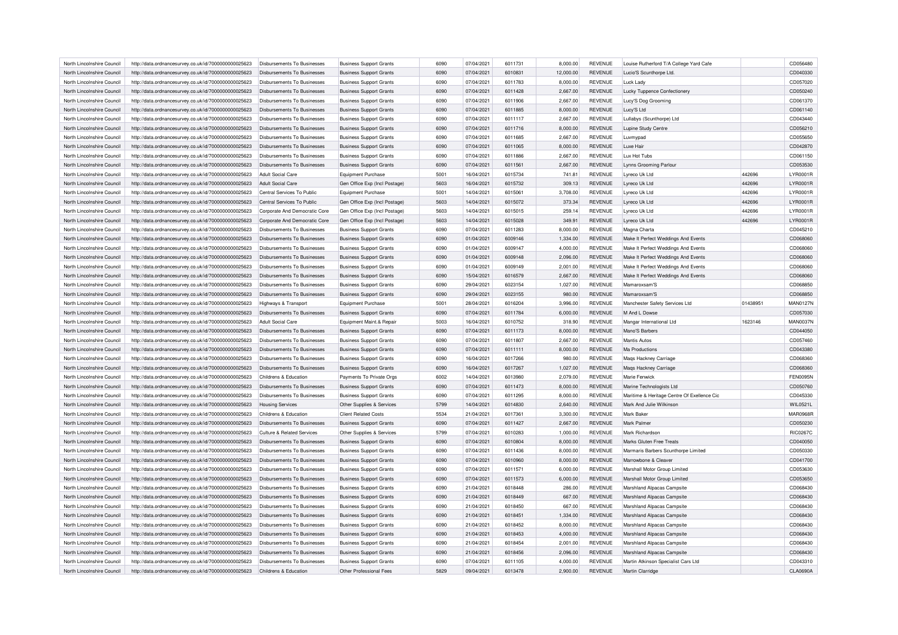| North Lincolnshire Council | http://data.ordnancesurvey.co.uk/id/7000000000025623 | Disbursements To Businesses | Business Support Grants | 6090 | 07/04/2021 | 6011731 | 8,000.00 | REVENUE | Louise Rutherford T/A College Yard Cafe | | CD056480 |
|---|---|---|---|---|---|---|---|---|---|---|---|
| North Lincolnshire Council | http://data.ordnancesurvey.co.uk/id/7000000000025623 | Disbursements To Businesses | Business Support Grants | 6090 | 07/04/2021 | 6010831 | 12,000.00 | REVENUE | Lucio'S Scunthorpe Ltd. | | CD040330 |
| North Lincolnshire Council | http://data.ordnancesurvey.co.uk/id/7000000000025623 | Disbursements To Businesses | Business Support Grants | 6090 | 07/04/2021 | 6011783 | 8,000.00 | REVENUE | Luck Lady | | CD057020 |
| North Lincolnshire Council | http://data.ordnancesurvey.co.uk/id/7000000000025623 | Disbursements To Businesses | Business Support Grants | 6090 | 07/04/2021 | 6011428 | 2,667.00 | REVENUE | Lucky Tuppence Confectionery | | CD050240 |
| North Lincolnshire Council | http://data.ordnancesurvey.co.uk/id/7000000000025623 | Disbursements To Businesses | Business Support Grants | 6090 | 07/04/2021 | 6011906 | 2,667.00 | REVENUE | Lucy'S Dog Grooming | | CD061370 |
| North Lincolnshire Council | http://data.ordnancesurvey.co.uk/id/7000000000025623 | Disbursements To Businesses | Business Support Grants | 6090 | 07/04/2021 | 6011885 | 8,000.00 | REVENUE | Lucy'S Ltd | | CD061140 |
| North Lincolnshire Council | http://data.ordnancesurvey.co.uk/id/7000000000025623 | Disbursements To Businesses | Business Support Grants | 6090 | 07/04/2021 | 6011117 | 2,667.00 | REVENUE | Lullabys (Scunthorpe) Ltd | | CD043440 |
| North Lincolnshire Council | http://data.ordnancesurvey.co.uk/id/7000000000025623 | Disbursements To Businesses | Business Support Grants | 6090 | 07/04/2021 | 6011716 | 8,000.00 | REVENUE | Lupine Study Centre | | CD056210 |
| North Lincolnshire Council | http://data.ordnancesurvey.co.uk/id/7000000000025623 | Disbursements To Businesses | Business Support Grants | 6090 | 07/04/2021 | 6011685 | 2,667.00 | REVENUE | Luvmypad | | CD055650 |
| North Lincolnshire Council | http://data.ordnancesurvey.co.uk/id/7000000000025623 | Disbursements To Businesses | Business Support Grants | 6090 | 07/04/2021 | 6011065 | 8,000.00 | REVENUE | Luxe Hair | | CD042870 |
| North Lincolnshire Council | http://data.ordnancesurvey.co.uk/id/7000000000025623 | Disbursements To Businesses | Business Support Grants | 6090 | 07/04/2021 | 6011886 | 2,667.00 | REVENUE | Lux Hot Tubs | | CD061150 |
| North Lincolnshire Council | http://data.ordnancesurvey.co.uk/id/7000000000025623 | Disbursements To Businesses | Business Support Grants | 6090 | 07/04/2021 | 6011561 | 2,667.00 | REVENUE | Lynns Grooming Parlour | | CD053530 |
| North Lincolnshire Council | http://data.ordnancesurvey.co.uk/id/7000000000025623 | Adult Social Care | Equipment Purchase | 5001 | 16/04/2021 | 6015734 | 741.81 | REVENUE | Lyreco Uk Ltd | 442696 | LYR0001R |
| North Lincolnshire Council | http://data.ordnancesurvey.co.uk/id/7000000000025623 | Adult Social Care | Gen Office Exp (Incl Postage) | 5603 | 16/04/2021 | 6015732 | 309.13 | REVENUE | Lyreco Uk Ltd | 442696 | LYR0001R |
| North Lincolnshire Council | http://data.ordnancesurvey.co.uk/id/7000000000025623 | Central Services To Public | Equipment Purchase | 5001 | 14/04/2021 | 6015061 | 3,708.00 | REVENUE | Lyreco Uk Ltd | 442696 | LYR0001R |
| North Lincolnshire Council | http://data.ordnancesurvey.co.uk/id/7000000000025623 | Central Services To Public | Gen Office Exp (Incl Postage) | 5603 | 14/04/2021 | 6015072 | 373.34 | REVENUE | Lyreco Uk Ltd | 442696 | LYR0001R |
| North Lincolnshire Council | http://data.ordnancesurvey.co.uk/id/7000000000025623 | Corporate And Democratic Core | Gen Office Exp (Incl Postage) | 5603 | 14/04/2021 | 6015015 | 259.14 | REVENUE | Lyreco Uk Ltd | 442696 | LYR0001R |
| North Lincolnshire Council | http://data.ordnancesurvey.co.uk/id/7000000000025623 | Corporate And Democratic Core | Gen Office Exp (Incl Postage) | 5603 | 14/04/2021 | 6015028 | 349.91 | REVENUE | Lyreco Uk Ltd | 442696 | LYR0001R |
| North Lincolnshire Council | http://data.ordnancesurvey.co.uk/id/7000000000025623 | Disbursements To Businesses | Business Support Grants | 6090 | 07/04/2021 | 6011283 | 8,000.00 | REVENUE | Magna Charta | | CD045210 |
| North Lincolnshire Council | http://data.ordnancesurvey.co.uk/id/7000000000025623 | Disbursements To Businesses | Business Support Grants | 6090 | 01/04/2021 | 6009146 | 1,334.00 | REVENUE | Make It Perfect Weddings And Events | | CD068060 |
| North Lincolnshire Council | http://data.ordnancesurvey.co.uk/id/7000000000025623 | Disbursements To Businesses | Business Support Grants | 6090 | 01/04/2021 | 6009147 | 4,000.00 | REVENUE | Make It Perfect Weddings And Events | | CD068060 |
| North Lincolnshire Council | http://data.ordnancesurvey.co.uk/id/7000000000025623 | Disbursements To Businesses | Business Support Grants | 6090 | 01/04/2021 | 6009148 | 2,096.00 | REVENUE | Make It Perfect Weddings And Events | | CD068060 |
| North Lincolnshire Council | http://data.ordnancesurvey.co.uk/id/7000000000025623 | Disbursements To Businesses | Business Support Grants | 6090 | 01/04/2021 | 6009149 | 2,001.00 | REVENUE | Make It Perfect Weddings And Events | | CD068060 |
| North Lincolnshire Council | http://data.ordnancesurvey.co.uk/id/7000000000025623 | Disbursements To Businesses | Business Support Grants | 6090 | 15/04/2021 | 6016579 | 2,667.00 | REVENUE | Make It Perfect Weddings And Events | | CD068060 |
| North Lincolnshire Council | http://data.ordnancesurvey.co.uk/id/7000000000025623 | Disbursements To Businesses | Business Support Grants | 6090 | 29/04/2021 | 6023154 | 1,027.00 | REVENUE | Mamaroxsam'S | | CD068850 |
| North Lincolnshire Council | http://data.ordnancesurvey.co.uk/id/7000000000025623 | Disbursements To Businesses | Business Support Grants | 6090 | 29/04/2021 | 6023155 | 980.00 | REVENUE | Mamaroxsam'S | | CD068850 |
| North Lincolnshire Council | http://data.ordnancesurvey.co.uk/id/7000000000025623 | Highways & Transport | Equipment Purchase | 5001 | 28/04/2021 | 6016204 | 3,996.00 | REVENUE | Manchester Safety Services Ltd | 01438951 | MAN0127N |
| North Lincolnshire Council | http://data.ordnancesurvey.co.uk/id/7000000000025623 | Disbursements To Businesses | Business Support Grants | 6090 | 07/04/2021 | 6011784 | 6,000.00 | REVENUE | M And L Dowse | | CD057030 |
| North Lincolnshire Council | http://data.ordnancesurvey.co.uk/id/7000000000025623 | Adult Social Care | Equipment Maint.& Repair | 5003 | 16/04/2021 | 6010752 | 318.90 | REVENUE | Mangar International Ltd | 1623146 | MAN0037N |
| North Lincolnshire Council | http://data.ordnancesurvey.co.uk/id/7000000000025623 | Disbursements To Businesses | Business Support Grants | 6090 | 07/04/2021 | 6011173 | 8,000.00 | REVENUE | Mano'S Barbers | | CD044050 |
| North Lincolnshire Council | http://data.ordnancesurvey.co.uk/id/7000000000025623 | Disbursements To Businesses | Business Support Grants | 6090 | 07/04/2021 | 6011807 | 2,667.00 | REVENUE | Mantis Autos | | CD057460 |
| North Lincolnshire Council | http://data.ordnancesurvey.co.uk/id/7000000000025623 | Disbursements To Businesses | Business Support Grants | 6090 | 07/04/2021 | 6011111 | 8,000.00 | REVENUE | Ma Productions | | CD043380 |
| North Lincolnshire Council | http://data.ordnancesurvey.co.uk/id/7000000000025623 | Disbursements To Businesses | Business Support Grants | 6090 | 16/04/2021 | 6017266 | 980.00 | REVENUE | Maqs Hackney Carriage | | CD068360 |
| North Lincolnshire Council | http://data.ordnancesurvey.co.uk/id/7000000000025623 | Disbursements To Businesses | Business Support Grants | 6090 | 16/04/2021 | 6017267 | 1,027.00 | REVENUE | Maqs Hackney Carriage | | CD068360 |
| North Lincolnshire Council | http://data.ordnancesurvey.co.uk/id/7000000000025623 | Childrens & Education | Payments To Private Orgs | 6002 | 14/04/2021 | 6013980 | 2,079.00 | REVENUE | Marie Fenwick | | FEN0095N |
| North Lincolnshire Council | http://data.ordnancesurvey.co.uk/id/7000000000025623 | Disbursements To Businesses | Business Support Grants | 6090 | 07/04/2021 | 6011473 | 8,000.00 | REVENUE | Marine Technologists Ltd | | CD050760 |
| North Lincolnshire Council | http://data.ordnancesurvey.co.uk/id/7000000000025623 | Disbursements To Businesses | Business Support Grants | 6090 | 07/04/2021 | 6011295 | 8,000.00 | REVENUE | Maritime & Heritage Centre Of Exellence Cic | | CD045330 |
| North Lincolnshire Council | http://data.ordnancesurvey.co.uk/id/7000000000025623 | Housing Services | Other Supplies & Services | 5799 | 14/04/2021 | 6014830 | 2,640.00 | REVENUE | Mark And Julie Wilkinson | | WIL0521L |
| North Lincolnshire Council | http://data.ordnancesurvey.co.uk/id/7000000000025623 | Childrens & Education | Client Related Costs | 5534 | 21/04/2021 | 6017361 | 3,300.00 | REVENUE | Mark Baker | | MAR0968R |
| North Lincolnshire Council | http://data.ordnancesurvey.co.uk/id/7000000000025623 | Disbursements To Businesses | Business Support Grants | 6090 | 07/04/2021 | 6011427 | 2,667.00 | REVENUE | Mark Palmer | | CD050230 |
| North Lincolnshire Council | http://data.ordnancesurvey.co.uk/id/7000000000025623 | Culture & Related Services | Other Supplies & Services | 5799 | 07/04/2021 | 6010283 | 1,000.00 | REVENUE | Mark Richardson | | RIC0267C |
| North Lincolnshire Council | http://data.ordnancesurvey.co.uk/id/7000000000025623 | Disbursements To Businesses | Business Support Grants | 6090 | 07/04/2021 | 6010804 | 8,000.00 | REVENUE | Marks Gluten Free Treats | | CD040050 |
| North Lincolnshire Council | http://data.ordnancesurvey.co.uk/id/7000000000025623 | Disbursements To Businesses | Business Support Grants | 6090 | 07/04/2021 | 6011436 | 8,000.00 | REVENUE | Marmaris Barbers Scunthorpe Limited | | CD050330 |
| North Lincolnshire Council | http://data.ordnancesurvey.co.uk/id/7000000000025623 | Disbursements To Businesses | Business Support Grants | 6090 | 07/04/2021 | 6010960 | 8,000.00 | REVENUE | Marrowbone & Cleaver | | CD041700 |
| North Lincolnshire Council | http://data.ordnancesurvey.co.uk/id/7000000000025623 | Disbursements To Businesses | Business Support Grants | 6090 | 07/04/2021 | 6011571 | 6,000.00 | REVENUE | Marshall Motor Group Limited | | CD053630 |
| North Lincolnshire Council | http://data.ordnancesurvey.co.uk/id/7000000000025623 | Disbursements To Businesses | Business Support Grants | 6090 | 07/04/2021 | 6011573 | 6,000.00 | REVENUE | Marshall Motor Group Limited | | CD053650 |
| North Lincolnshire Council | http://data.ordnancesurvey.co.uk/id/7000000000025623 | Disbursements To Businesses | Business Support Grants | 6090 | 21/04/2021 | 6018448 | 286.00 | REVENUE | Marshland Alpacas Campsite | | CD068430 |
| North Lincolnshire Council | http://data.ordnancesurvey.co.uk/id/7000000000025623 | Disbursements To Businesses | Business Support Grants | 6090 | 21/04/2021 | 6018449 | 667.00 | REVENUE | Marshland Alpacas Campsite | | CD068430 |
| North Lincolnshire Council | http://data.ordnancesurvey.co.uk/id/7000000000025623 | Disbursements To Businesses | Business Support Grants | 6090 | 21/04/2021 | 6018450 | 667.00 | REVENUE | Marshland Alpacas Campsite | | CD068430 |
| North Lincolnshire Council | http://data.ordnancesurvey.co.uk/id/7000000000025623 | Disbursements To Businesses | Business Support Grants | 6090 | 21/04/2021 | 6018451 | 1,334.00 | REVENUE | Marshland Alpacas Campsite | | CD068430 |
| North Lincolnshire Council | http://data.ordnancesurvey.co.uk/id/7000000000025623 | Disbursements To Businesses | Business Support Grants | 6090 | 21/04/2021 | 6018452 | 8,000.00 | REVENUE | Marshland Alpacas Campsite | | CD068430 |
| North Lincolnshire Council | http://data.ordnancesurvey.co.uk/id/7000000000025623 | Disbursements To Businesses | Business Support Grants | 6090 | 21/04/2021 | 6018453 | 4,000.00 | REVENUE | Marshland Alpacas Campsite | | CD068430 |
| North Lincolnshire Council | http://data.ordnancesurvey.co.uk/id/7000000000025623 | Disbursements To Businesses | Business Support Grants | 6090 | 21/04/2021 | 6018454 | 2,001.00 | REVENUE | Marshland Alpacas Campsite | | CD068430 |
| North Lincolnshire Council | http://data.ordnancesurvey.co.uk/id/7000000000025623 | Disbursements To Businesses | Business Support Grants | 6090 | 21/04/2021 | 6018456 | 2,096.00 | REVENUE | Marshland Alpacas Campsite | | CD068430 |
| North Lincolnshire Council | http://data.ordnancesurvey.co.uk/id/7000000000025623 | Disbursements To Businesses | Business Support Grants | 6090 | 07/04/2021 | 6011105 | 4,000.00 | REVENUE | Martin Atkinson Specialist Cars Ltd | | CD043310 |
| North Lincolnshire Council | http://data.ordnancesurvey.co.uk/id/7000000000025623 | Childrens & Education | Other Professional Fees | 5829 | 09/04/2021 | 6013478 | 2,900.00 | REVENUE | Martin Clarridge | | CLA0690A |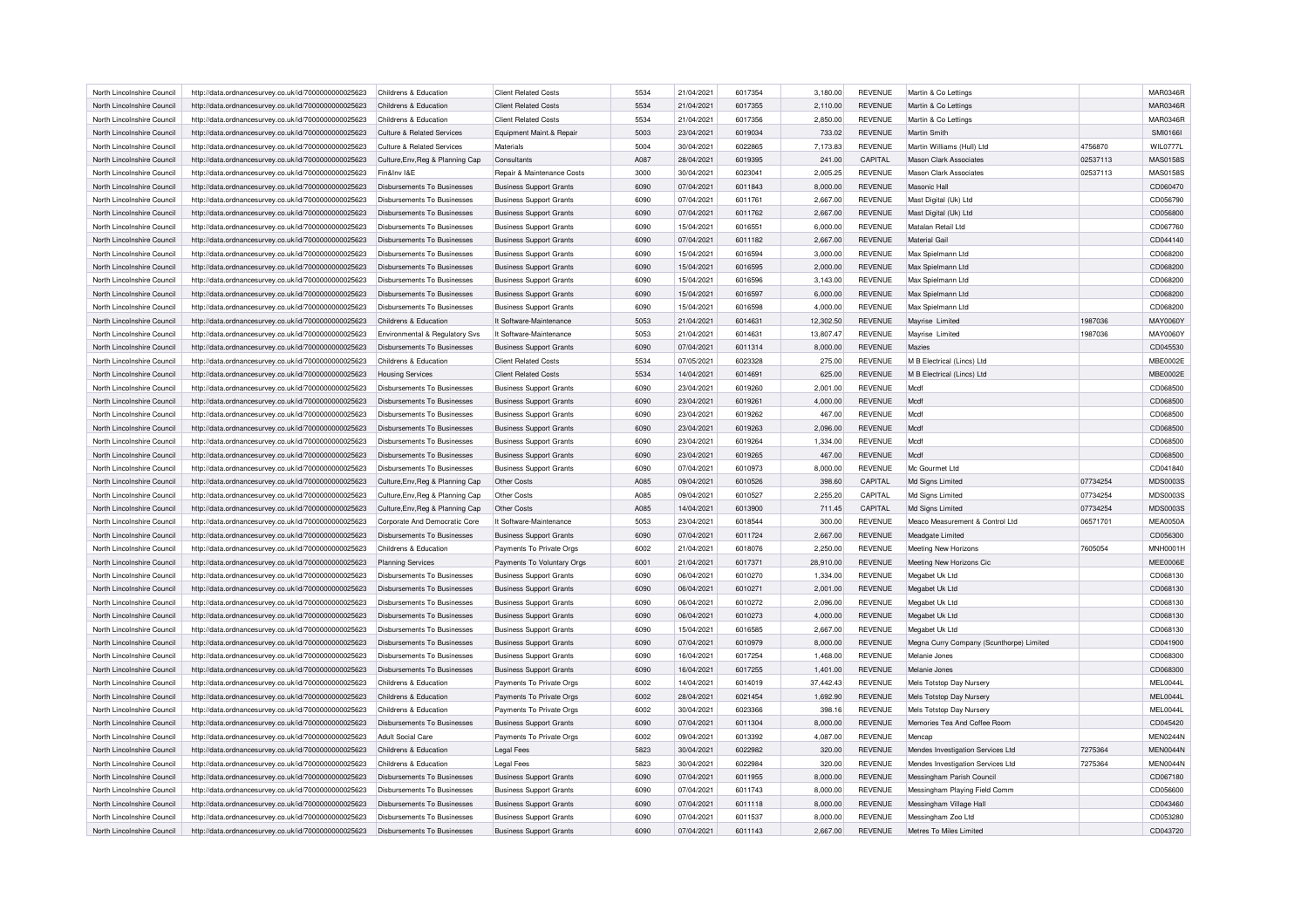| North Lincolnshire Council | http://data.ordnancesurvey.co.uk/id/7000000000025623 | Childrens & Education | Client Related Costs | 5534 | 21/04/2021 | 6017354 | 3,180.00 | REVENUE | Martin & Co Lettings | | MAR0346R |
|---|---|---|---|---|---|---|---|---|---|---|---|
| North Lincolnshire Council | http://data.ordnancesurvey.co.uk/id/7000000000025623 | Childrens & Education | Client Related Costs | 5534 | 21/04/2021 | 6017355 | 2,110.00 | REVENUE | Martin & Co Lettings | | MAR0346R |
| North Lincolnshire Council | http://data.ordnancesurvey.co.uk/id/7000000000025623 | Childrens & Education | Client Related Costs | 5534 | 21/04/2021 | 6017356 | 2,850.00 | REVENUE | Martin & Co Lettings | | MAR0346R |
| North Lincolnshire Council | http://data.ordnancesurvey.co.uk/id/7000000000025623 | Culture & Related Services | Equipment Maint.& Repair | 5003 | 23/04/2021 | 6019034 | 733.02 | REVENUE | Martin Smith | | SMI0166I |
| North Lincolnshire Council | http://data.ordnancesurvey.co.uk/id/7000000000025623 | Culture & Related Services | Materials | 5004 | 30/04/2021 | 6022865 | 7,173.83 | REVENUE | Martin Williams (Hull) Ltd | 4756870 | WIL0777L |
| North Lincolnshire Council | http://data.ordnancesurvey.co.uk/id/7000000000025623 | Culture,Env,Reg & Planning Cap | Consultants | A087 | 28/04/2021 | 6019395 | 241.00 | CAPITAL | Mason Clark Associates | 02537113 | MAS0158S |
| North Lincolnshire Council | http://data.ordnancesurvey.co.uk/id/7000000000025623 | Fin&Inv I&E | Repair & Maintenance Costs | 3000 | 30/04/2021 | 6023041 | 2,005.25 | REVENUE | Mason Clark Associates | 02537113 | MAS0158S |
| North Lincolnshire Council | http://data.ordnancesurvey.co.uk/id/7000000000025623 | Disbursements To Businesses | Business Support Grants | 6090 | 07/04/2021 | 6011843 | 8,000.00 | REVENUE | Masonic Hall | | CD060470 |
| North Lincolnshire Council | http://data.ordnancesurvey.co.uk/id/7000000000025623 | Disbursements To Businesses | Business Support Grants | 6090 | 07/04/2021 | 6011761 | 2,667.00 | REVENUE | Mast Digital (Uk) Ltd | | CD056790 |
| North Lincolnshire Council | http://data.ordnancesurvey.co.uk/id/7000000000025623 | Disbursements To Businesses | Business Support Grants | 6090 | 07/04/2021 | 6011762 | 2,667.00 | REVENUE | Mast Digital (Uk) Ltd | | CD056800 |
| North Lincolnshire Council | http://data.ordnancesurvey.co.uk/id/7000000000025623 | Disbursements To Businesses | Business Support Grants | 6090 | 15/04/2021 | 6016551 | 6,000.00 | REVENUE | Matalan Retail Ltd | | CD067760 |
| North Lincolnshire Council | http://data.ordnancesurvey.co.uk/id/7000000000025623 | Disbursements To Businesses | Business Support Grants | 6090 | 07/04/2021 | 6011182 | 2,667.00 | REVENUE | Material Gail | | CD044140 |
| North Lincolnshire Council | http://data.ordnancesurvey.co.uk/id/7000000000025623 | Disbursements To Businesses | Business Support Grants | 6090 | 15/04/2021 | 6016594 | 3,000.00 | REVENUE | Max Spielmann Ltd | | CD068200 |
| North Lincolnshire Council | http://data.ordnancesurvey.co.uk/id/7000000000025623 | Disbursements To Businesses | Business Support Grants | 6090 | 15/04/2021 | 6016595 | 2,000.00 | REVENUE | Max Spielmann Ltd | | CD068200 |
| North Lincolnshire Council | http://data.ordnancesurvey.co.uk/id/7000000000025623 | Disbursements To Businesses | Business Support Grants | 6090 | 15/04/2021 | 6016596 | 3,143.00 | REVENUE | Max Spielmann Ltd | | CD068200 |
| North Lincolnshire Council | http://data.ordnancesurvey.co.uk/id/7000000000025623 | Disbursements To Businesses | Business Support Grants | 6090 | 15/04/2021 | 6016597 | 6,000.00 | REVENUE | Max Spielmann Ltd | | CD068200 |
| North Lincolnshire Council | http://data.ordnancesurvey.co.uk/id/7000000000025623 | Disbursements To Businesses | Business Support Grants | 6090 | 15/04/2021 | 6016598 | 4,000.00 | REVENUE | Max Spielmann Ltd | | CD068200 |
| North Lincolnshire Council | http://data.ordnancesurvey.co.uk/id/7000000000025623 | Childrens & Education | It Software-Maintenance | 5053 | 21/04/2021 | 6014631 | 12,302.50 | REVENUE | Mayrise Limited | 1987036 | MAY0060Y |
| North Lincolnshire Council | http://data.ordnancesurvey.co.uk/id/7000000000025623 | Environmental & Regulatory Svs | It Software-Maintenance | 5053 | 21/04/2021 | 6014631 | 13,807.47 | REVENUE | Mayrise Limited | 1987036 | MAY0060Y |
| North Lincolnshire Council | http://data.ordnancesurvey.co.uk/id/7000000000025623 | Disbursements To Businesses | Business Support Grants | 6090 | 07/04/2021 | 6011314 | 8,000.00 | REVENUE | Mazies | | CD045530 |
| North Lincolnshire Council | http://data.ordnancesurvey.co.uk/id/7000000000025623 | Childrens & Education | Client Related Costs | 5534 | 07/05/2021 | 6023328 | 275.00 | REVENUE | M B Electrical (Lincs) Ltd | | MBE0002E |
| North Lincolnshire Council | http://data.ordnancesurvey.co.uk/id/7000000000025623 | Housing Services | Client Related Costs | 5534 | 14/04/2021 | 6014691 | 625.00 | REVENUE | M B Electrical (Lincs) Ltd | | MBE0002E |
| North Lincolnshire Council | http://data.ordnancesurvey.co.uk/id/7000000000025623 | Disbursements To Businesses | Business Support Grants | 6090 | 23/04/2021 | 6019260 | 2,001.00 | REVENUE | Mcdf | | CD068500 |
| North Lincolnshire Council | http://data.ordnancesurvey.co.uk/id/7000000000025623 | Disbursements To Businesses | Business Support Grants | 6090 | 23/04/2021 | 6019261 | 4,000.00 | REVENUE | Mcdf | | CD068500 |
| North Lincolnshire Council | http://data.ordnancesurvey.co.uk/id/7000000000025623 | Disbursements To Businesses | Business Support Grants | 6090 | 23/04/2021 | 6019262 | 467.00 | REVENUE | Mcdf | | CD068500 |
| North Lincolnshire Council | http://data.ordnancesurvey.co.uk/id/7000000000025623 | Disbursements To Businesses | Business Support Grants | 6090 | 23/04/2021 | 6019263 | 2,096.00 | REVENUE | Mcdf | | CD068500 |
| North Lincolnshire Council | http://data.ordnancesurvey.co.uk/id/7000000000025623 | Disbursements To Businesses | Business Support Grants | 6090 | 23/04/2021 | 6019264 | 1,334.00 | REVENUE | Mcdf | | CD068500 |
| North Lincolnshire Council | http://data.ordnancesurvey.co.uk/id/7000000000025623 | Disbursements To Businesses | Business Support Grants | 6090 | 23/04/2021 | 6019265 | 467.00 | REVENUE | Mcdf | | CD068500 |
| North Lincolnshire Council | http://data.ordnancesurvey.co.uk/id/7000000000025623 | Disbursements To Businesses | Business Support Grants | 6090 | 07/04/2021 | 6010973 | 8,000.00 | REVENUE | Mc Gourmet Ltd | | CD041840 |
| North Lincolnshire Council | http://data.ordnancesurvey.co.uk/id/7000000000025623 | Culture,Env,Reg & Planning Cap | Other Costs | A085 | 09/04/2021 | 6010526 | 398.60 | CAPITAL | Md Signs Limited | 07734254 | MDS0003S |
| North Lincolnshire Council | http://data.ordnancesurvey.co.uk/id/7000000000025623 | Culture,Env,Reg & Planning Cap | Other Costs | A085 | 09/04/2021 | 6010527 | 2,255.20 | CAPITAL | Md Signs Limited | 07734254 | MDS0003S |
| North Lincolnshire Council | http://data.ordnancesurvey.co.uk/id/7000000000025623 | Culture,Env,Reg & Planning Cap | Other Costs | A085 | 14/04/2021 | 6013900 | 711.45 | CAPITAL | Md Signs Limited | 07734254 | MDS0003S |
| North Lincolnshire Council | http://data.ordnancesurvey.co.uk/id/7000000000025623 | Corporate And Democratic Core | It Software-Maintenance | 5053 | 23/04/2021 | 6018544 | 300.00 | REVENUE | Meaco Measurement & Control Ltd | 06571701 | MEA0050A |
| North Lincolnshire Council | http://data.ordnancesurvey.co.uk/id/7000000000025623 | Disbursements To Businesses | Business Support Grants | 6090 | 07/04/2021 | 6011724 | 2,667.00 | REVENUE | Meadgate Limited | | CD056300 |
| North Lincolnshire Council | http://data.ordnancesurvey.co.uk/id/7000000000025623 | Childrens & Education | Payments To Private Orgs | 6002 | 21/04/2021 | 6018076 | 2,250.00 | REVENUE | Meeting New Horizons | 7605054 | MNH0001H |
| North Lincolnshire Council | http://data.ordnancesurvey.co.uk/id/7000000000025623 | Planning Services | Payments To Voluntary Orgs | 6001 | 21/04/2021 | 6017371 | 28,910.00 | REVENUE | Meeting New Horizons Cic | | MEE0006E |
| North Lincolnshire Council | http://data.ordnancesurvey.co.uk/id/7000000000025623 | Disbursements To Businesses | Business Support Grants | 6090 | 06/04/2021 | 6010270 | 1,334.00 | REVENUE | Megabet Uk Ltd | | CD068130 |
| North Lincolnshire Council | http://data.ordnancesurvey.co.uk/id/7000000000025623 | Disbursements To Businesses | Business Support Grants | 6090 | 06/04/2021 | 6010271 | 2,001.00 | REVENUE | Megabet Uk Ltd | | CD068130 |
| North Lincolnshire Council | http://data.ordnancesurvey.co.uk/id/7000000000025623 | Disbursements To Businesses | Business Support Grants | 6090 | 06/04/2021 | 6010272 | 2,096.00 | REVENUE | Megabet Uk Ltd | | CD068130 |
| North Lincolnshire Council | http://data.ordnancesurvey.co.uk/id/7000000000025623 | Disbursements To Businesses | Business Support Grants | 6090 | 06/04/2021 | 6010273 | 4,000.00 | REVENUE | Megabet Uk Ltd | | CD068130 |
| North Lincolnshire Council | http://data.ordnancesurvey.co.uk/id/7000000000025623 | Disbursements To Businesses | Business Support Grants | 6090 | 15/04/2021 | 6016585 | 2,667.00 | REVENUE | Megabet Uk Ltd | | CD068130 |
| North Lincolnshire Council | http://data.ordnancesurvey.co.uk/id/7000000000025623 | Disbursements To Businesses | Business Support Grants | 6090 | 07/04/2021 | 6010979 | 8,000.00 | REVENUE | Megna Curry Company (Scunthorpe) Limited | | CD041900 |
| North Lincolnshire Council | http://data.ordnancesurvey.co.uk/id/7000000000025623 | Disbursements To Businesses | Business Support Grants | 6090 | 16/04/2021 | 6017254 | 1,468.00 | REVENUE | Melanie Jones | | CD068300 |
| North Lincolnshire Council | http://data.ordnancesurvey.co.uk/id/7000000000025623 | Disbursements To Businesses | Business Support Grants | 6090 | 16/04/2021 | 6017255 | 1,401.00 | REVENUE | Melanie Jones | | CD068300 |
| North Lincolnshire Council | http://data.ordnancesurvey.co.uk/id/7000000000025623 | Childrens & Education | Payments To Private Orgs | 6002 | 14/04/2021 | 6014019 | 37,442.43 | REVENUE | Mels Totstop Day Nursery | | MEL0044L |
| North Lincolnshire Council | http://data.ordnancesurvey.co.uk/id/7000000000025623 | Childrens & Education | Payments To Private Orgs | 6002 | 28/04/2021 | 6021454 | 1,692.90 | REVENUE | Mels Totstop Day Nursery | | MEL0044L |
| North Lincolnshire Council | http://data.ordnancesurvey.co.uk/id/7000000000025623 | Childrens & Education | Payments To Private Orgs | 6002 | 30/04/2021 | 6023366 | 398.16 | REVENUE | Mels Totstop Day Nursery | | MEL0044L |
| North Lincolnshire Council | http://data.ordnancesurvey.co.uk/id/7000000000025623 | Disbursements To Businesses | Business Support Grants | 6090 | 07/04/2021 | 6011304 | 8,000.00 | REVENUE | Memories Tea And Coffee Room | | CD045420 |
| North Lincolnshire Council | http://data.ordnancesurvey.co.uk/id/7000000000025623 | Adult Social Care | Payments To Private Orgs | 6002 | 09/04/2021 | 6013392 | 4,087.00 | REVENUE | Mencap | | MEN0244N |
| North Lincolnshire Council | http://data.ordnancesurvey.co.uk/id/7000000000025623 | Childrens & Education | Legal Fees | 5823 | 30/04/2021 | 6022982 | 320.00 | REVENUE | Mendes Investigation Services Ltd | 7275364 | MEN0044N |
| North Lincolnshire Council | http://data.ordnancesurvey.co.uk/id/7000000000025623 | Childrens & Education | Legal Fees | 5823 | 30/04/2021 | 6022984 | 320.00 | REVENUE | Mendes Investigation Services Ltd | 7275364 | MEN0044N |
| North Lincolnshire Council | http://data.ordnancesurvey.co.uk/id/7000000000025623 | Disbursements To Businesses | Business Support Grants | 6090 | 07/04/2021 | 6011955 | 8,000.00 | REVENUE | Messingham Parish Council | | CD067180 |
| North Lincolnshire Council | http://data.ordnancesurvey.co.uk/id/7000000000025623 | Disbursements To Businesses | Business Support Grants | 6090 | 07/04/2021 | 6011743 | 8,000.00 | REVENUE | Messingham Playing Field Comm | | CD056600 |
| North Lincolnshire Council | http://data.ordnancesurvey.co.uk/id/7000000000025623 | Disbursements To Businesses | Business Support Grants | 6090 | 07/04/2021 | 6011118 | 8,000.00 | REVENUE | Messingham Village Hall | | CD043460 |
| North Lincolnshire Council | http://data.ordnancesurvey.co.uk/id/7000000000025623 | Disbursements To Businesses | Business Support Grants | 6090 | 07/04/2021 | 6011537 | 8,000.00 | REVENUE | Messingham Zoo Ltd | | CD053280 |
| North Lincolnshire Council | http://data.ordnancesurvey.co.uk/id/7000000000025623 | Disbursements To Businesses | Business Support Grants | 6090 | 07/04/2021 | 6011143 | 2,667.00 | REVENUE | Metres To Miles Limited | | CD043720 |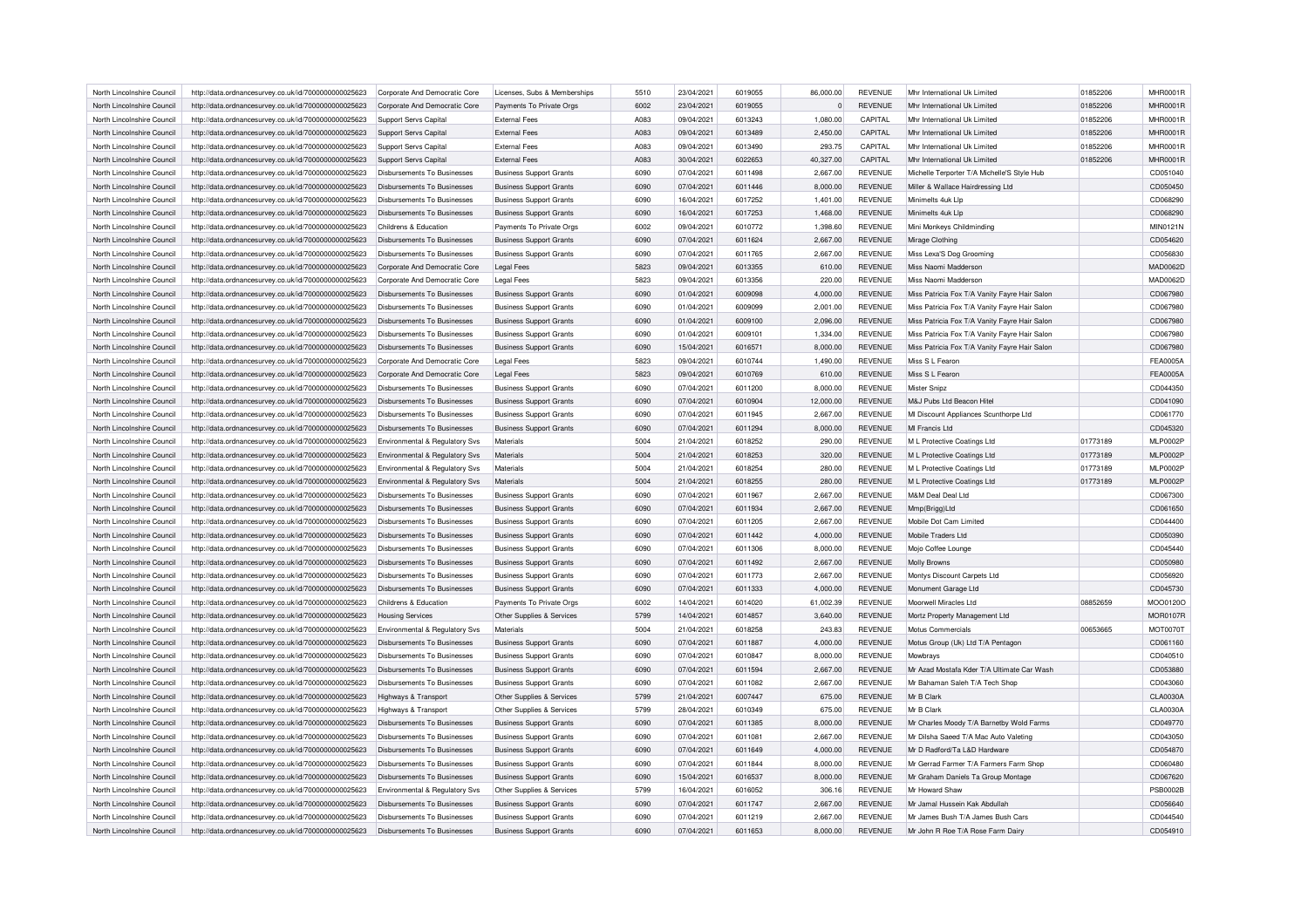| North Lincolnshire Council | http://data.ordnancesurvey.co.uk/id/7000000000025623 | Corporate And Democratic Core | Licenses, Subs & Memberships | 5510 | 23/04/2021 | 6019055 | 86,000.00 | REVENUE | Mhr International Uk Limited | 01852206 | MHR0001R |
|---|---|---|---|---|---|---|---|---|---|---|---|
| North Lincolnshire Council | http://data.ordnancesurvey.co.uk/id/7000000000025623 | Corporate And Democratic Core | Payments To Private Orgs | 6002 | 23/04/2021 | 6019055 | 0 | REVENUE | Mhr International Uk Limited | 01852206 | MHR0001R |
| North Lincolnshire Council | http://data.ordnancesurvey.co.uk/id/7000000000025623 | Support Servs Capital | External Fees | A083 | 09/04/2021 | 6013243 | 1,080.00 | CAPITAL | Mhr International Uk Limited | 01852206 | MHR0001R |
| North Lincolnshire Council | http://data.ordnancesurvey.co.uk/id/7000000000025623 | Support Servs Capital | External Fees | A083 | 09/04/2021 | 6013489 | 2,450.00 | CAPITAL | Mhr International Uk Limited | 01852206 | MHR0001R |
| North Lincolnshire Council | http://data.ordnancesurvey.co.uk/id/7000000000025623 | Support Servs Capital | External Fees | A083 | 09/04/2021 | 6013490 | 293.75 | CAPITAL | Mhr International Uk Limited | 01852206 | MHR0001R |
| North Lincolnshire Council | http://data.ordnancesurvey.co.uk/id/7000000000025623 | Support Servs Capital | External Fees | A083 | 30/04/2021 | 6022653 | 40,327.00 | CAPITAL | Mhr International Uk Limited | 01852206 | MHR0001R |
| North Lincolnshire Council | http://data.ordnancesurvey.co.uk/id/7000000000025623 | Disbursements To Businesses | Business Support Grants | 6090 | 07/04/2021 | 6011498 | 2,667.00 | REVENUE | Michelle Terporter T/A Michelle'S Style Hub | | CD051040 |
| North Lincolnshire Council | http://data.ordnancesurvey.co.uk/id/7000000000025623 | Disbursements To Businesses | Business Support Grants | 6090 | 07/04/2021 | 6011446 | 8,000.00 | REVENUE | Miller & Wallace Hairdressing Ltd | | CD050450 |
| North Lincolnshire Council | http://data.ordnancesurvey.co.uk/id/7000000000025623 | Disbursements To Businesses | Business Support Grants | 6090 | 16/04/2021 | 6017252 | 1,401.00 | REVENUE | Minimelts 4uk Llp | | CD068290 |
| North Lincolnshire Council | http://data.ordnancesurvey.co.uk/id/7000000000025623 | Disbursements To Businesses | Business Support Grants | 6090 | 16/04/2021 | 6017253 | 1,468.00 | REVENUE | Minimelts 4uk Llp | | CD068290 |
| North Lincolnshire Council | http://data.ordnancesurvey.co.uk/id/7000000000025623 | Childrens & Education | Payments To Private Orgs | 6002 | 09/04/2021 | 6010772 | 1,398.60 | REVENUE | Mini Monkeys Childminding | | MIN0121N |
| North Lincolnshire Council | http://data.ordnancesurvey.co.uk/id/7000000000025623 | Disbursements To Businesses | Business Support Grants | 6090 | 07/04/2021 | 6011624 | 2,667.00 | REVENUE | Mirage Clothing | | CD054620 |
| North Lincolnshire Council | http://data.ordnancesurvey.co.uk/id/7000000000025623 | Disbursements To Businesses | Business Support Grants | 6090 | 07/04/2021 | 6011765 | 2,667.00 | REVENUE | Miss Lexa'S Dog Grooming | | CD056830 |
| North Lincolnshire Council | http://data.ordnancesurvey.co.uk/id/7000000000025623 | Corporate And Democratic Core | Legal Fees | 5823 | 09/04/2021 | 6013355 | 610.00 | REVENUE | Miss Naomi Madderson | | MAD0062D |
| North Lincolnshire Council | http://data.ordnancesurvey.co.uk/id/7000000000025623 | Corporate And Democratic Core | Legal Fees | 5823 | 09/04/2021 | 6013356 | 220.00 | REVENUE | Miss Naomi Madderson | | MAD0062D |
| North Lincolnshire Council | http://data.ordnancesurvey.co.uk/id/7000000000025623 | Disbursements To Businesses | Business Support Grants | 6090 | 01/04/2021 | 6009098 | 4,000.00 | REVENUE | Miss Patricia Fox T/A Vanity Fayre Hair Salon | | CD067980 |
| North Lincolnshire Council | http://data.ordnancesurvey.co.uk/id/7000000000025623 | Disbursements To Businesses | Business Support Grants | 6090 | 01/04/2021 | 6009099 | 2,001.00 | REVENUE | Miss Patricia Fox T/A Vanity Fayre Hair Salon | | CD067980 |
| North Lincolnshire Council | http://data.ordnancesurvey.co.uk/id/7000000000025623 | Disbursements To Businesses | Business Support Grants | 6090 | 01/04/2021 | 6009100 | 2,096.00 | REVENUE | Miss Patricia Fox T/A Vanity Fayre Hair Salon | | CD067980 |
| North Lincolnshire Council | http://data.ordnancesurvey.co.uk/id/7000000000025623 | Disbursements To Businesses | Business Support Grants | 6090 | 01/04/2021 | 6009101 | 1,334.00 | REVENUE | Miss Patricia Fox T/A Vanity Fayre Hair Salon | | CD067980 |
| North Lincolnshire Council | http://data.ordnancesurvey.co.uk/id/7000000000025623 | Disbursements To Businesses | Business Support Grants | 6090 | 15/04/2021 | 6016571 | 8,000.00 | REVENUE | Miss Patricia Fox T/A Vanity Fayre Hair Salon | | CD067980 |
| North Lincolnshire Council | http://data.ordnancesurvey.co.uk/id/7000000000025623 | Corporate And Democratic Core | Legal Fees | 5823 | 09/04/2021 | 6010744 | 1,490.00 | REVENUE | Miss S L Fearon | | FEA0005A |
| North Lincolnshire Council | http://data.ordnancesurvey.co.uk/id/7000000000025623 | Corporate And Democratic Core | Legal Fees | 5823 | 09/04/2021 | 6010769 | 610.00 | REVENUE | Miss S L Fearon | | FEA0005A |
| North Lincolnshire Council | http://data.ordnancesurvey.co.uk/id/7000000000025623 | Disbursements To Businesses | Business Support Grants | 6090 | 07/04/2021 | 6011200 | 8,000.00 | REVENUE | Mister Snipz | | CD044350 |
| North Lincolnshire Council | http://data.ordnancesurvey.co.uk/id/7000000000025623 | Disbursements To Businesses | Business Support Grants | 6090 | 07/04/2021 | 6010904 | 12,000.00 | REVENUE | M&J Pubs Ltd Beacon Hitel | | CD041090 |
| North Lincolnshire Council | http://data.ordnancesurvey.co.uk/id/7000000000025623 | Disbursements To Businesses | Business Support Grants | 6090 | 07/04/2021 | 6011945 | 2,667.00 | REVENUE | Ml Discount Appliances Scunthorpe Ltd | | CD061770 |
| North Lincolnshire Council | http://data.ordnancesurvey.co.uk/id/7000000000025623 | Disbursements To Businesses | Business Support Grants | 6090 | 07/04/2021 | 6011294 | 8,000.00 | REVENUE | Ml Francis Ltd | | CD045320 |
| North Lincolnshire Council | http://data.ordnancesurvey.co.uk/id/7000000000025623 | Environmental & Regulatory Svs | Materials | 5004 | 21/04/2021 | 6018252 | 290.00 | REVENUE | M L Protective Coatings Ltd | 01773189 | MLP0002P |
| North Lincolnshire Council | http://data.ordnancesurvey.co.uk/id/7000000000025623 | Environmental & Regulatory Svs | Materials | 5004 | 21/04/2021 | 6018253 | 320.00 | REVENUE | M L Protective Coatings Ltd | 01773189 | MLP0002P |
| North Lincolnshire Council | http://data.ordnancesurvey.co.uk/id/7000000000025623 | Environmental & Regulatory Svs | Materials | 5004 | 21/04/2021 | 6018254 | 280.00 | REVENUE | M L Protective Coatings Ltd | 01773189 | MLP0002P |
| North Lincolnshire Council | http://data.ordnancesurvey.co.uk/id/7000000000025623 | Environmental & Regulatory Svs | Materials | 5004 | 21/04/2021 | 6018255 | 280.00 | REVENUE | M L Protective Coatings Ltd | 01773189 | MLP0002P |
| North Lincolnshire Council | http://data.ordnancesurvey.co.uk/id/7000000000025623 | Disbursements To Businesses | Business Support Grants | 6090 | 07/04/2021 | 6011967 | 2,667.00 | REVENUE | M&M Deal Deal Ltd | | CD067300 |
| North Lincolnshire Council | http://data.ordnancesurvey.co.uk/id/7000000000025623 | Disbursements To Businesses | Business Support Grants | 6090 | 07/04/2021 | 6011934 | 2,667.00 | REVENUE | Mmp(Brigg)Ltd | | CD061650 |
| North Lincolnshire Council | http://data.ordnancesurvey.co.uk/id/7000000000025623 | Disbursements To Businesses | Business Support Grants | 6090 | 07/04/2021 | 6011205 | 2,667.00 | REVENUE | Mobile Dot Cam Limited | | CD044400 |
| North Lincolnshire Council | http://data.ordnancesurvey.co.uk/id/7000000000025623 | Disbursements To Businesses | Business Support Grants | 6090 | 07/04/2021 | 6011442 | 4,000.00 | REVENUE | Mobile Traders Ltd | | CD050390 |
| North Lincolnshire Council | http://data.ordnancesurvey.co.uk/id/7000000000025623 | Disbursements To Businesses | Business Support Grants | 6090 | 07/04/2021 | 6011306 | 8,000.00 | REVENUE | Mojo Coffee Lounge | | CD045440 |
| North Lincolnshire Council | http://data.ordnancesurvey.co.uk/id/7000000000025623 | Disbursements To Businesses | Business Support Grants | 6090 | 07/04/2021 | 6011492 | 2,667.00 | REVENUE | Molly Browns | | CD050980 |
| North Lincolnshire Council | http://data.ordnancesurvey.co.uk/id/7000000000025623 | Disbursements To Businesses | Business Support Grants | 6090 | 07/04/2021 | 6011773 | 2,667.00 | REVENUE | Montys Discount Carpets Ltd | | CD056920 |
| North Lincolnshire Council | http://data.ordnancesurvey.co.uk/id/7000000000025623 | Disbursements To Businesses | Business Support Grants | 6090 | 07/04/2021 | 6011333 | 4,000.00 | REVENUE | Monument Garage Ltd | | CD045730 |
| North Lincolnshire Council | http://data.ordnancesurvey.co.uk/id/7000000000025623 | Childrens & Education | Payments To Private Orgs | 6002 | 14/04/2021 | 6014020 | 61,002.39 | REVENUE | Moorwell Miracles Ltd | 08852659 | MOO0120O |
| North Lincolnshire Council | http://data.ordnancesurvey.co.uk/id/7000000000025623 | Housing Services | Other Supplies & Services | 5799 | 14/04/2021 | 6014857 | 3,640.00 | REVENUE | Mortz Property Management Ltd | | MOR0107R |
| North Lincolnshire Council | http://data.ordnancesurvey.co.uk/id/7000000000025623 | Environmental & Regulatory Svs | Materials | 5004 | 21/04/2021 | 6018258 | 243.83 | REVENUE | Motus Commercials | 00653665 | MOT0070T |
| North Lincolnshire Council | http://data.ordnancesurvey.co.uk/id/7000000000025623 | Disbursements To Businesses | Business Support Grants | 6090 | 07/04/2021 | 6011887 | 4,000.00 | REVENUE | Motus Group (Uk) Ltd T/A Pentagon | | CD061160 |
| North Lincolnshire Council | http://data.ordnancesurvey.co.uk/id/7000000000025623 | Disbursements To Businesses | Business Support Grants | 6090 | 07/04/2021 | 6010847 | 8,000.00 | REVENUE | Mowbrays | | CD040510 |
| North Lincolnshire Council | http://data.ordnancesurvey.co.uk/id/7000000000025623 | Disbursements To Businesses | Business Support Grants | 6090 | 07/04/2021 | 6011594 | 2,667.00 | REVENUE | Mr Azad Mostafa Kder T/A Ultimate Car Wash | | CD053880 |
| North Lincolnshire Council | http://data.ordnancesurvey.co.uk/id/7000000000025623 | Disbursements To Businesses | Business Support Grants | 6090 | 07/04/2021 | 6011082 | 2,667.00 | REVENUE | Mr Bahaman Saleh T/A Tech Shop | | CD043060 |
| North Lincolnshire Council | http://data.ordnancesurvey.co.uk/id/7000000000025623 | Highways & Transport | Other Supplies & Services | 5799 | 21/04/2021 | 6007447 | 675.00 | REVENUE | Mr B Clark | | CLA0030A |
| North Lincolnshire Council | http://data.ordnancesurvey.co.uk/id/7000000000025623 | Highways & Transport | Other Supplies & Services | 5799 | 28/04/2021 | 6010349 | 675.00 | REVENUE | Mr B Clark | | CLA0030A |
| North Lincolnshire Council | http://data.ordnancesurvey.co.uk/id/7000000000025623 | Disbursements To Businesses | Business Support Grants | 6090 | 07/04/2021 | 6011385 | 8,000.00 | REVENUE | Mr Charles Moody T/A Barnetby Wold Farms | | CD049770 |
| North Lincolnshire Council | http://data.ordnancesurvey.co.uk/id/7000000000025623 | Disbursements To Businesses | Business Support Grants | 6090 | 07/04/2021 | 6011081 | 2,667.00 | REVENUE | Mr Dilsha Saeed T/A Mac Auto Valeting | | CD043050 |
| North Lincolnshire Council | http://data.ordnancesurvey.co.uk/id/7000000000025623 | Disbursements To Businesses | Business Support Grants | 6090 | 07/04/2021 | 6011649 | 4,000.00 | REVENUE | Mr D Radford/Ta L&D Hardware | | CD054870 |
| North Lincolnshire Council | http://data.ordnancesurvey.co.uk/id/7000000000025623 | Disbursements To Businesses | Business Support Grants | 6090 | 07/04/2021 | 6011844 | 8,000.00 | REVENUE | Mr Gerrad Farmer T/A Farmers Farm Shop | | CD060480 |
| North Lincolnshire Council | http://data.ordnancesurvey.co.uk/id/7000000000025623 | Disbursements To Businesses | Business Support Grants | 6090 | 15/04/2021 | 6016537 | 8,000.00 | REVENUE | Mr Graham Daniels Ta Group Montage | | CD067620 |
| North Lincolnshire Council | http://data.ordnancesurvey.co.uk/id/7000000000025623 | Environmental & Regulatory Svs | Other Supplies & Services | 5799 | 16/04/2021 | 6016052 | 306.16 | REVENUE | Mr Howard Shaw | | PSB0002B |
| North Lincolnshire Council | http://data.ordnancesurvey.co.uk/id/7000000000025623 | Disbursements To Businesses | Business Support Grants | 6090 | 07/04/2021 | 6011747 | 2,667.00 | REVENUE | Mr Jamal Hussein Kak Abdullah | | CD056640 |
| North Lincolnshire Council | http://data.ordnancesurvey.co.uk/id/7000000000025623 | Disbursements To Businesses | Business Support Grants | 6090 | 07/04/2021 | 6011219 | 2,667.00 | REVENUE | Mr James Bush T/A James Bush Cars | | CD044540 |
| North Lincolnshire Council | http://data.ordnancesurvey.co.uk/id/7000000000025623 | Disbursements To Businesses | Business Support Grants | 6090 | 07/04/2021 | 6011653 | 8,000.00 | REVENUE | Mr John R Roe T/A Rose Farm Dairy | | CD054910 |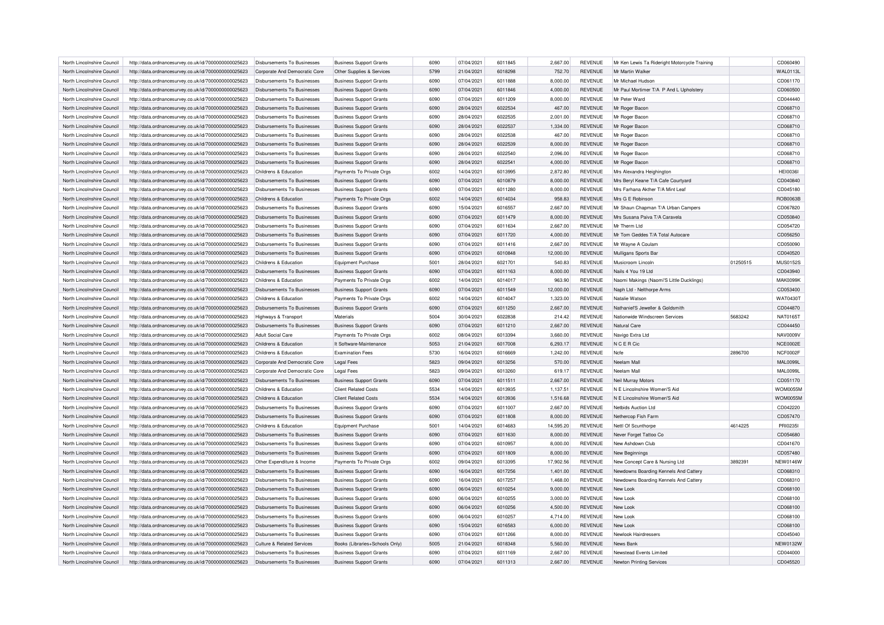| | | | | | | | | | | | |
|---|---|---|---|---|---|---|---|---|---|---|---|
| North Lincolnshire Council | http://data.ordnancesurvey.co.uk/id/7000000000025623 | Disbursements To Businesses | Business Support Grants | 6090 | 07/04/2021 | 6011845 | 2,667.00 | REVENUE | Mr Ken Lewis Ta Rideright Motorcycle Training | | CD060490 |
| North Lincolnshire Council | http://data.ordnancesurvey.co.uk/id/7000000000025623 | Corporate And Democratic Core | Other Supplies & Services | 5799 | 21/04/2021 | 6018298 | 752.70 | REVENUE | Mr Martin Walker | | WAL0113L |
| North Lincolnshire Council | http://data.ordnancesurvey.co.uk/id/7000000000025623 | Disbursements To Businesses | Business Support Grants | 6090 | 07/04/2021 | 6011888 | 8,000.00 | REVENUE | Mr Michael Hudson | | CD061170 |
| North Lincolnshire Council | http://data.ordnancesurvey.co.uk/id/7000000000025623 | Disbursements To Businesses | Business Support Grants | 6090 | 07/04/2021 | 6011846 | 4,000.00 | REVENUE | Mr Paul Mortimer T/A P And L Upholstery | | CD060500 |
| North Lincolnshire Council | http://data.ordnancesurvey.co.uk/id/7000000000025623 | Disbursements To Businesses | Business Support Grants | 6090 | 07/04/2021 | 6011209 | 8,000.00 | REVENUE | Mr Peter Ward | | CD044440 |
| North Lincolnshire Council | http://data.ordnancesurvey.co.uk/id/7000000000025623 | Disbursements To Businesses | Business Support Grants | 6090 | 28/04/2021 | 6022534 | 467.00 | REVENUE | Mr Roger Bacon | | CD068710 |
| North Lincolnshire Council | http://data.ordnancesurvey.co.uk/id/7000000000025623 | Disbursements To Businesses | Business Support Grants | 6090 | 28/04/2021 | 6022535 | 2,001.00 | REVENUE | Mr Roger Bacon | | CD068710 |
| North Lincolnshire Council | http://data.ordnancesurvey.co.uk/id/7000000000025623 | Disbursements To Businesses | Business Support Grants | 6090 | 28/04/2021 | 6022537 | 1,334.00 | REVENUE | Mr Roger Bacon | | CD068710 |
| North Lincolnshire Council | http://data.ordnancesurvey.co.uk/id/7000000000025623 | Disbursements To Businesses | Business Support Grants | 6090 | 28/04/2021 | 6022538 | 467.00 | REVENUE | Mr Roger Bacon | | CD068710 |
| North Lincolnshire Council | http://data.ordnancesurvey.co.uk/id/7000000000025623 | Disbursements To Businesses | Business Support Grants | 6090 | 28/04/2021 | 6022539 | 8,000.00 | REVENUE | Mr Roger Bacon | | CD068710 |
| North Lincolnshire Council | http://data.ordnancesurvey.co.uk/id/7000000000025623 | Disbursements To Businesses | Business Support Grants | 6090 | 28/04/2021 | 6022540 | 2,096.00 | REVENUE | Mr Roger Bacon | | CD068710 |
| North Lincolnshire Council | http://data.ordnancesurvey.co.uk/id/7000000000025623 | Disbursements To Businesses | Business Support Grants | 6090 | 28/04/2021 | 6022541 | 4,000.00 | REVENUE | Mr Roger Bacon | | CD068710 |
| North Lincolnshire Council | http://data.ordnancesurvey.co.uk/id/7000000000025623 | Childrens & Education | Payments To Private Orgs | 6002 | 14/04/2021 | 6013995 | 2,872.80 | REVENUE | Mrs Alexandra Heighington | | HEI0036I |
| North Lincolnshire Council | http://data.ordnancesurvey.co.uk/id/7000000000025623 | Disbursements To Businesses | Business Support Grants | 6090 | 07/04/2021 | 6010879 | 8,000.00 | REVENUE | Mrs Beryl Keane T/A Cafe Courtyard | | CD040840 |
| North Lincolnshire Council | http://data.ordnancesurvey.co.uk/id/7000000000025623 | Disbursements To Businesses | Business Support Grants | 6090 | 07/04/2021 | 6011280 | 8,000.00 | REVENUE | Mrs Farhana Akther T/A Mint Leaf | | CD045180 |
| North Lincolnshire Council | http://data.ordnancesurvey.co.uk/id/7000000000025623 | Childrens & Education | Payments To Private Orgs | 6002 | 14/04/2021 | 6014034 | 958.83 | REVENUE | Mrs G E Robinson | | ROB0063B |
| North Lincolnshire Council | http://data.ordnancesurvey.co.uk/id/7000000000025623 | Disbursements To Businesses | Business Support Grants | 6090 | 15/04/2021 | 6016557 | 2,667.00 | REVENUE | Mr Shaun Chapman T/A Urban Campers | | CD067820 |
| North Lincolnshire Council | http://data.ordnancesurvey.co.uk/id/7000000000025623 | Disbursements To Businesses | Business Support Grants | 6090 | 07/04/2021 | 6011479 | 8,000.00 | REVENUE | Mrs Susana Paiva T/A Caravela | | CD050840 |
| North Lincolnshire Council | http://data.ordnancesurvey.co.uk/id/7000000000025623 | Disbursements To Businesses | Business Support Grants | 6090 | 07/04/2021 | 6011634 | 2,667.00 | REVENUE | Mr Therm Ltd | | CD054720 |
| North Lincolnshire Council | http://data.ordnancesurvey.co.uk/id/7000000000025623 | Disbursements To Businesses | Business Support Grants | 6090 | 07/04/2021 | 6011720 | 4,000.00 | REVENUE | Mr Tom Geddes T/A Total Autocare | | CD056250 |
| North Lincolnshire Council | http://data.ordnancesurvey.co.uk/id/7000000000025623 | Disbursements To Businesses | Business Support Grants | 6090 | 07/04/2021 | 6011416 | 2,667.00 | REVENUE | Mr Wayne A Coulam | | CD050090 |
| North Lincolnshire Council | http://data.ordnancesurvey.co.uk/id/7000000000025623 | Disbursements To Businesses | Business Support Grants | 6090 | 07/04/2021 | 6010848 | 12,000.00 | REVENUE | Mulligans Sports Bar | | CD040520 |
| North Lincolnshire Council | http://data.ordnancesurvey.co.uk/id/7000000000025623 | Childrens & Education | Equipment Purchase | 5001 | 28/04/2021 | 6021701 | 540.83 | REVENUE | Musicroom Lincoln | 01250515 | MUS0152S |
| North Lincolnshire Council | http://data.ordnancesurvey.co.uk/id/7000000000025623 | Disbursements To Businesses | Business Support Grants | 6090 | 07/04/2021 | 6011163 | 8,000.00 | REVENUE | Nails 4 You 19 Ltd | | CD043940 |
| North Lincolnshire Council | http://data.ordnancesurvey.co.uk/id/7000000000025623 | Childrens & Education | Payments To Private Orgs | 6002 | 14/04/2021 | 6014017 | 963.90 | REVENUE | Naomi Makings (Naomi'S Little Ducklings) | | MAK0099K |
| North Lincolnshire Council | http://data.ordnancesurvey.co.uk/id/7000000000025623 | Disbursements To Businesses | Business Support Grants | 6090 | 07/04/2021 | 6011549 | 12,000.00 | REVENUE | Naph Ltd - Nelthorpe Arms | | CD053400 |
| North Lincolnshire Council | http://data.ordnancesurvey.co.uk/id/7000000000025623 | Childrens & Education | Payments To Private Orgs | 6002 | 14/04/2021 | 6014047 | 1,323.00 | REVENUE | Natalie Watson | | WAT0430T |
| North Lincolnshire Council | http://data.ordnancesurvey.co.uk/id/7000000000025623 | Disbursements To Businesses | Business Support Grants | 6090 | 07/04/2021 | 6011250 | 2,667.00 | REVENUE | Nathaniel'S Jeweller & Goldsmith | | CD044870 |
| North Lincolnshire Council | http://data.ordnancesurvey.co.uk/id/7000000000025623 | Highways & Transport | Materials | 5004 | 30/04/2021 | 6022838 | 214.42 | REVENUE | Nationwide Windscreen Services | 5683242 | NAT0165T |
| North Lincolnshire Council | http://data.ordnancesurvey.co.uk/id/7000000000025623 | Disbursements To Businesses | Business Support Grants | 6090 | 07/04/2021 | 6011210 | 2,667.00 | REVENUE | Natural Care | | CD044450 |
| North Lincolnshire Council | http://data.ordnancesurvey.co.uk/id/7000000000025623 | Adult Social Care | Payments To Private Orgs | 6002 | 08/04/2021 | 6013394 | 3,660.00 | REVENUE | Navigo Extra Ltd | | NAV0009V |
| North Lincolnshire Council | http://data.ordnancesurvey.co.uk/id/7000000000025623 | Childrens & Education | It Software-Maintenance | 5053 | 21/04/2021 | 6017008 | 6,293.17 | REVENUE | N C E R Cic | | NCE0002E |
| North Lincolnshire Council | http://data.ordnancesurvey.co.uk/id/7000000000025623 | Childrens & Education | Examination Fees | 5730 | 16/04/2021 | 6016669 | 1,242.00 | REVENUE | Ncfe | 2896700 | NCF0002F |
| North Lincolnshire Council | http://data.ordnancesurvey.co.uk/id/7000000000025623 | Corporate And Democratic Core | Legal Fees | 5823 | 09/04/2021 | 6013256 | 570.00 | REVENUE | Neelam Mall | | MAL0099L |
| North Lincolnshire Council | http://data.ordnancesurvey.co.uk/id/7000000000025623 | Corporate And Democratic Core | Legal Fees | 5823 | 09/04/2021 | 6013260 | 619.17 | REVENUE | Neelam Mall | | MAL0099L |
| North Lincolnshire Council | http://data.ordnancesurvey.co.uk/id/7000000000025623 | Disbursements To Businesses | Business Support Grants | 6090 | 07/04/2021 | 6011511 | 2,667.00 | REVENUE | Neil Murray Motors | | CD051170 |
| North Lincolnshire Council | http://data.ordnancesurvey.co.uk/id/7000000000025623 | Childrens & Education | Client Related Costs | 5534 | 14/04/2021 | 6013935 | 1,137.51 | REVENUE | N E Lincolnshire Women'S Aid | | WOM0055M |
| North Lincolnshire Council | http://data.ordnancesurvey.co.uk/id/7000000000025623 | Childrens & Education | Client Related Costs | 5534 | 14/04/2021 | 6013936 | 1,516.68 | REVENUE | N E Lincolnshire Women'S Aid | | WOM0055M |
| North Lincolnshire Council | http://data.ordnancesurvey.co.uk/id/7000000000025623 | Disbursements To Businesses | Business Support Grants | 6090 | 07/04/2021 | 6011007 | 2,667.00 | REVENUE | Netbids Auction Ltd | | CD042220 |
| North Lincolnshire Council | http://data.ordnancesurvey.co.uk/id/7000000000025623 | Disbursements To Businesses | Business Support Grants | 6090 | 07/04/2021 | 6011808 | 8,000.00 | REVENUE | Nethercop Fish Farm | | CD057470 |
| North Lincolnshire Council | http://data.ordnancesurvey.co.uk/id/7000000000025623 | Childrens & Education | Equipment Purchase | 5001 | 14/04/2021 | 6014683 | 14,595.20 | REVENUE | Nettl Of Scunthorpe | 4614225 | PRI0235I |
| North Lincolnshire Council | http://data.ordnancesurvey.co.uk/id/7000000000025623 | Disbursements To Businesses | Business Support Grants | 6090 | 07/04/2021 | 6011630 | 8,000.00 | REVENUE | Never Forget Tattoo Co | | CD054680 |
| North Lincolnshire Council | http://data.ordnancesurvey.co.uk/id/7000000000025623 | Disbursements To Businesses | Business Support Grants | 6090 | 07/04/2021 | 6010957 | 8,000.00 | REVENUE | New Ashdown Club | | CD041670 |
| North Lincolnshire Council | http://data.ordnancesurvey.co.uk/id/7000000000025623 | Disbursements To Businesses | Business Support Grants | 6090 | 07/04/2021 | 6011809 | 8,000.00 | REVENUE | New Beginnings | | CD057480 |
| North Lincolnshire Council | http://data.ordnancesurvey.co.uk/id/7000000000025623 | Other Expenditure & Income | Payments To Private Orgs | 6002 | 09/04/2021 | 6013395 | 17,902.56 | REVENUE | New Concept Care & Nursing Ltd | 3892391 | NEW0146W |
| North Lincolnshire Council | http://data.ordnancesurvey.co.uk/id/7000000000025623 | Disbursements To Businesses | Business Support Grants | 6090 | 16/04/2021 | 6017256 | 1,401.00 | REVENUE | Newdowns Boarding Kennels And Cattery | | CD068310 |
| North Lincolnshire Council | http://data.ordnancesurvey.co.uk/id/7000000000025623 | Disbursements To Businesses | Business Support Grants | 6090 | 16/04/2021 | 6017257 | 1,468.00 | REVENUE | Newdowns Boarding Kennels And Cattery | | CD068310 |
| North Lincolnshire Council | http://data.ordnancesurvey.co.uk/id/7000000000025623 | Disbursements To Businesses | Business Support Grants | 6090 | 06/04/2021 | 6010254 | 9,000.00 | REVENUE | New Look | | CD068100 |
| North Lincolnshire Council | http://data.ordnancesurvey.co.uk/id/7000000000025623 | Disbursements To Businesses | Business Support Grants | 6090 | 06/04/2021 | 6010255 | 3,000.00 | REVENUE | New Look | | CD068100 |
| North Lincolnshire Council | http://data.ordnancesurvey.co.uk/id/7000000000025623 | Disbursements To Businesses | Business Support Grants | 6090 | 06/04/2021 | 6010256 | 4,500.00 | REVENUE | New Look | | CD068100 |
| North Lincolnshire Council | http://data.ordnancesurvey.co.uk/id/7000000000025623 | Disbursements To Businesses | Business Support Grants | 6090 | 06/04/2021 | 6010257 | 4,714.00 | REVENUE | New Look | | CD068100 |
| North Lincolnshire Council | http://data.ordnancesurvey.co.uk/id/7000000000025623 | Disbursements To Businesses | Business Support Grants | 6090 | 15/04/2021 | 6016583 | 6,000.00 | REVENUE | New Look | | CD068100 |
| North Lincolnshire Council | http://data.ordnancesurvey.co.uk/id/7000000000025623 | Disbursements To Businesses | Business Support Grants | 6090 | 07/04/2021 | 6011266 | 8,000.00 | REVENUE | Newlook Hairdressers | | CD045040 |
| North Lincolnshire Council | http://data.ordnancesurvey.co.uk/id/7000000000025623 | Culture & Related Services | Books (Libraries+Schools Only) | 5005 | 21/04/2021 | 6018348 | 5,560.00 | REVENUE | News Bank | | NEW0132W |
| North Lincolnshire Council | http://data.ordnancesurvey.co.uk/id/7000000000025623 | Disbursements To Businesses | Business Support Grants | 6090 | 07/04/2021 | 6011169 | 2,667.00 | REVENUE | Newstead Events Limited | | CD044000 |
| North Lincolnshire Council | http://data.ordnancesurvey.co.uk/id/7000000000025623 | Disbursements To Businesses | Business Support Grants | 6090 | 07/04/2021 | 6011313 | 2,667.00 | REVENUE | Newton Printing Services | | CD045520 |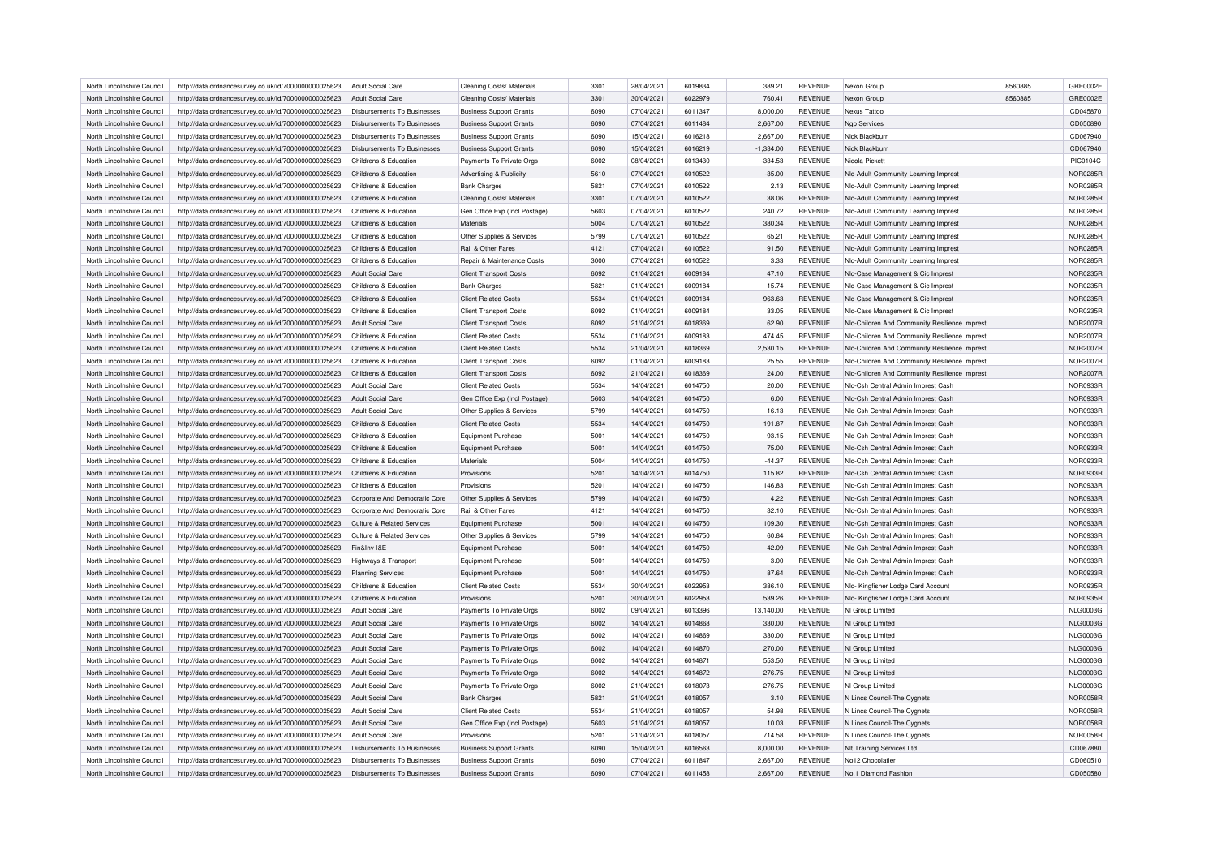| North Lincolnshire Council | http://data.ordnancesurvey.co.uk/id/7000000000025623 | Adult Social Care | Cleaning Costs/ Materials | 3301 | 28/04/2021 | 6019834 | 389.21 | REVENUE | Nexon Group | 8560885 | GRE0002E |
|---|---|---|---|---|---|---|---|---|---|---|---|
| North Lincolnshire Council | http://data.ordnancesurvey.co.uk/id/7000000000025623 | Adult Social Care | Cleaning Costs/ Materials | 3301 | 30/04/2021 | 6022979 | 760.41 | REVENUE | Nexon Group | 8560885 | GRE0002E |
| North Lincolnshire Council | http://data.ordnancesurvey.co.uk/id/7000000000025623 | Disbursements To Businesses | Business Support Grants | 6090 | 07/04/2021 | 6011347 | 8,000.00 | REVENUE | Nexus Tattoo | | CD045870 |
| North Lincolnshire Council | http://data.ordnancesurvey.co.uk/id/7000000000025623 | Disbursements To Businesses | Business Support Grants | 6090 | 07/04/2021 | 6011484 | 2,667.00 | REVENUE | Ngp Services | | CD050890 |
| North Lincolnshire Council | http://data.ordnancesurvey.co.uk/id/7000000000025623 | Disbursements To Businesses | Business Support Grants | 6090 | 15/04/2021 | 6016218 | 2,667.00 | REVENUE | Nick Blackburn | | CD067940 |
| North Lincolnshire Council | http://data.ordnancesurvey.co.uk/id/7000000000025623 | Disbursements To Businesses | Business Support Grants | 6090 | 15/04/2021 | 6016219 | -1,334.00 | REVENUE | Nick Blackburn | | CD067940 |
| North Lincolnshire Council | http://data.ordnancesurvey.co.uk/id/7000000000025623 | Childrens & Education | Payments To Private Orgs | 6002 | 08/04/2021 | 6013430 | -334.53 | REVENUE | Nicola Pickett | | PIC0104C |
| North Lincolnshire Council | http://data.ordnancesurvey.co.uk/id/7000000000025623 | Childrens & Education | Advertising & Publicity | 5610 | 07/04/2021 | 6010522 | -35.00 | REVENUE | Nlc-Adult Community Learning Imprest | | NOR0285R |
| North Lincolnshire Council | http://data.ordnancesurvey.co.uk/id/7000000000025623 | Childrens & Education | Bank Charges | 5821 | 07/04/2021 | 6010522 | 2.13 | REVENUE | Nlc-Adult Community Learning Imprest | | NOR0285R |
| North Lincolnshire Council | http://data.ordnancesurvey.co.uk/id/7000000000025623 | Childrens & Education | Cleaning Costs/ Materials | 3301 | 07/04/2021 | 6010522 | 38.06 | REVENUE | Nlc-Adult Community Learning Imprest | | NOR0285R |
| North Lincolnshire Council | http://data.ordnancesurvey.co.uk/id/7000000000025623 | Childrens & Education | Gen Office Exp (Incl Postage) | 5603 | 07/04/2021 | 6010522 | 240.72 | REVENUE | Nlc-Adult Community Learning Imprest | | NOR0285R |
| North Lincolnshire Council | http://data.ordnancesurvey.co.uk/id/7000000000025623 | Childrens & Education | Materials | 5004 | 07/04/2021 | 6010522 | 380.34 | REVENUE | Nlc-Adult Community Learning Imprest | | NOR0285R |
| North Lincolnshire Council | http://data.ordnancesurvey.co.uk/id/7000000000025623 | Childrens & Education | Other Supplies & Services | 5799 | 07/04/2021 | 6010522 | 65.21 | REVENUE | Nlc-Adult Community Learning Imprest | | NOR0285R |
| North Lincolnshire Council | http://data.ordnancesurvey.co.uk/id/7000000000025623 | Childrens & Education | Rail & Other Fares | 4121 | 07/04/2021 | 6010522 | 91.50 | REVENUE | Nlc-Adult Community Learning Imprest | | NOR0285R |
| North Lincolnshire Council | http://data.ordnancesurvey.co.uk/id/7000000000025623 | Childrens & Education | Repair & Maintenance Costs | 3000 | 07/04/2021 | 6010522 | 3.33 | REVENUE | Nlc-Adult Community Learning Imprest | | NOR0285R |
| North Lincolnshire Council | http://data.ordnancesurvey.co.uk/id/7000000000025623 | Adult Social Care | Client Transport Costs | 6092 | 01/04/2021 | 6009184 | 47.10 | REVENUE | Nlc-Case Management & Cic Imprest | | NOR0235R |
| North Lincolnshire Council | http://data.ordnancesurvey.co.uk/id/7000000000025623 | Childrens & Education | Bank Charges | 5821 | 01/04/2021 | 6009184 | 15.74 | REVENUE | Nlc-Case Management & Cic Imprest | | NOR0235R |
| North Lincolnshire Council | http://data.ordnancesurvey.co.uk/id/7000000000025623 | Childrens & Education | Client Related Costs | 5534 | 01/04/2021 | 6009184 | 963.63 | REVENUE | Nlc-Case Management & Cic Imprest | | NOR0235R |
| North Lincolnshire Council | http://data.ordnancesurvey.co.uk/id/7000000000025623 | Childrens & Education | Client Transport Costs | 6092 | 01/04/2021 | 6009184 | 33.05 | REVENUE | Nlc-Case Management & Cic Imprest | | NOR0235R |
| North Lincolnshire Council | http://data.ordnancesurvey.co.uk/id/7000000000025623 | Adult Social Care | Client Transport Costs | 6092 | 21/04/2021 | 6018369 | 62.90 | REVENUE | Nlc-Children And Community Resilience Imprest | | NOR2007R |
| North Lincolnshire Council | http://data.ordnancesurvey.co.uk/id/7000000000025623 | Childrens & Education | Client Related Costs | 5534 | 01/04/2021 | 6009183 | 474.45 | REVENUE | Nlc-Children And Community Resilience Imprest | | NOR2007R |
| North Lincolnshire Council | http://data.ordnancesurvey.co.uk/id/7000000000025623 | Childrens & Education | Client Related Costs | 5534 | 21/04/2021 | 6018369 | 2,530.15 | REVENUE | Nlc-Children And Community Resilience Imprest | | NOR2007R |
| North Lincolnshire Council | http://data.ordnancesurvey.co.uk/id/7000000000025623 | Childrens & Education | Client Transport Costs | 6092 | 01/04/2021 | 6009183 | 25.55 | REVENUE | Nlc-Children And Community Resilience Imprest | | NOR2007R |
| North Lincolnshire Council | http://data.ordnancesurvey.co.uk/id/7000000000025623 | Childrens & Education | Client Transport Costs | 6092 | 21/04/2021 | 6018369 | 24.00 | REVENUE | Nlc-Children And Community Resilience Imprest | | NOR2007R |
| North Lincolnshire Council | http://data.ordnancesurvey.co.uk/id/7000000000025623 | Adult Social Care | Client Related Costs | 5534 | 14/04/2021 | 6014750 | 20.00 | REVENUE | Nlc-Csh Central Admin Imprest Cash | | NOR0933R |
| North Lincolnshire Council | http://data.ordnancesurvey.co.uk/id/7000000000025623 | Adult Social Care | Gen Office Exp (Incl Postage) | 5603 | 14/04/2021 | 6014750 | 6.00 | REVENUE | Nlc-Csh Central Admin Imprest Cash | | NOR0933R |
| North Lincolnshire Council | http://data.ordnancesurvey.co.uk/id/7000000000025623 | Adult Social Care | Other Supplies & Services | 5799 | 14/04/2021 | 6014750 | 16.13 | REVENUE | Nlc-Csh Central Admin Imprest Cash | | NOR0933R |
| North Lincolnshire Council | http://data.ordnancesurvey.co.uk/id/7000000000025623 | Childrens & Education | Client Related Costs | 5534 | 14/04/2021 | 6014750 | 191.87 | REVENUE | Nlc-Csh Central Admin Imprest Cash | | NOR0933R |
| North Lincolnshire Council | http://data.ordnancesurvey.co.uk/id/7000000000025623 | Childrens & Education | Equipment Purchase | 5001 | 14/04/2021 | 6014750 | 93.15 | REVENUE | Nlc-Csh Central Admin Imprest Cash | | NOR0933R |
| North Lincolnshire Council | http://data.ordnancesurvey.co.uk/id/7000000000025623 | Childrens & Education | Equipment Purchase | 5001 | 14/04/2021 | 6014750 | 75.00 | REVENUE | Nlc-Csh Central Admin Imprest Cash | | NOR0933R |
| North Lincolnshire Council | http://data.ordnancesurvey.co.uk/id/7000000000025623 | Childrens & Education | Materials | 5004 | 14/04/2021 | 6014750 | -44.37 | REVENUE | Nlc-Csh Central Admin Imprest Cash | | NOR0933R |
| North Lincolnshire Council | http://data.ordnancesurvey.co.uk/id/7000000000025623 | Childrens & Education | Provisions | 5201 | 14/04/2021 | 6014750 | 115.82 | REVENUE | Nlc-Csh Central Admin Imprest Cash | | NOR0933R |
| North Lincolnshire Council | http://data.ordnancesurvey.co.uk/id/7000000000025623 | Childrens & Education | Provisions | 5201 | 14/04/2021 | 6014750 | 146.83 | REVENUE | Nlc-Csh Central Admin Imprest Cash | | NOR0933R |
| North Lincolnshire Council | http://data.ordnancesurvey.co.uk/id/7000000000025623 | Corporate And Democratic Core | Other Supplies & Services | 5799 | 14/04/2021 | 6014750 | 4.22 | REVENUE | Nlc-Csh Central Admin Imprest Cash | | NOR0933R |
| North Lincolnshire Council | http://data.ordnancesurvey.co.uk/id/7000000000025623 | Corporate And Democratic Core | Rail & Other Fares | 4121 | 14/04/2021 | 6014750 | 32.10 | REVENUE | Nlc-Csh Central Admin Imprest Cash | | NOR0933R |
| North Lincolnshire Council | http://data.ordnancesurvey.co.uk/id/7000000000025623 | Culture & Related Services | Equipment Purchase | 5001 | 14/04/2021 | 6014750 | 109.30 | REVENUE | Nlc-Csh Central Admin Imprest Cash | | NOR0933R |
| North Lincolnshire Council | http://data.ordnancesurvey.co.uk/id/7000000000025623 | Culture & Related Services | Other Supplies & Services | 5799 | 14/04/2021 | 6014750 | 60.84 | REVENUE | Nlc-Csh Central Admin Imprest Cash | | NOR0933R |
| North Lincolnshire Council | http://data.ordnancesurvey.co.uk/id/7000000000025623 | Fin&Inv I&E | Equipment Purchase | 5001 | 14/04/2021 | 6014750 | 42.09 | REVENUE | Nlc-Csh Central Admin Imprest Cash | | NOR0933R |
| North Lincolnshire Council | http://data.ordnancesurvey.co.uk/id/7000000000025623 | Highways & Transport | Equipment Purchase | 5001 | 14/04/2021 | 6014750 | 3.00 | REVENUE | Nlc-Csh Central Admin Imprest Cash | | NOR0933R |
| North Lincolnshire Council | http://data.ordnancesurvey.co.uk/id/7000000000025623 | Planning Services | Equipment Purchase | 5001 | 14/04/2021 | 6014750 | 87.64 | REVENUE | Nlc-Csh Central Admin Imprest Cash | | NOR0933R |
| North Lincolnshire Council | http://data.ordnancesurvey.co.uk/id/7000000000025623 | Childrens & Education | Client Related Costs | 5534 | 30/04/2021 | 6022953 | 386.10 | REVENUE | Nlc- Kingfisher Lodge Card Account | | NOR0935R |
| North Lincolnshire Council | http://data.ordnancesurvey.co.uk/id/7000000000025623 | Childrens & Education | Provisions | 5201 | 30/04/2021 | 6022953 | 539.26 | REVENUE | Nlc- Kingfisher Lodge Card Account | | NOR0935R |
| North Lincolnshire Council | http://data.ordnancesurvey.co.uk/id/7000000000025623 | Adult Social Care | Payments To Private Orgs | 6002 | 09/04/2021 | 6013396 | 13,140.00 | REVENUE | Nl Group Limited | | NLG0003G |
| North Lincolnshire Council | http://data.ordnancesurvey.co.uk/id/7000000000025623 | Adult Social Care | Payments To Private Orgs | 6002 | 14/04/2021 | 6014868 | 330.00 | REVENUE | Nl Group Limited | | NLG0003G |
| North Lincolnshire Council | http://data.ordnancesurvey.co.uk/id/7000000000025623 | Adult Social Care | Payments To Private Orgs | 6002 | 14/04/2021 | 6014869 | 330.00 | REVENUE | Nl Group Limited | | NLG0003G |
| North Lincolnshire Council | http://data.ordnancesurvey.co.uk/id/7000000000025623 | Adult Social Care | Payments To Private Orgs | 6002 | 14/04/2021 | 6014870 | 270.00 | REVENUE | Nl Group Limited | | NLG0003G |
| North Lincolnshire Council | http://data.ordnancesurvey.co.uk/id/7000000000025623 | Adult Social Care | Payments To Private Orgs | 6002 | 14/04/2021 | 6014871 | 553.50 | REVENUE | Nl Group Limited | | NLG0003G |
| North Lincolnshire Council | http://data.ordnancesurvey.co.uk/id/7000000000025623 | Adult Social Care | Payments To Private Orgs | 6002 | 14/04/2021 | 6014872 | 276.75 | REVENUE | Nl Group Limited | | NLG0003G |
| North Lincolnshire Council | http://data.ordnancesurvey.co.uk/id/7000000000025623 | Adult Social Care | Payments To Private Orgs | 6002 | 21/04/2021 | 6018073 | 276.75 | REVENUE | Nl Group Limited | | NLG0003G |
| North Lincolnshire Council | http://data.ordnancesurvey.co.uk/id/7000000000025623 | Adult Social Care | Bank Charges | 5821 | 21/04/2021 | 6018057 | 3.10 | REVENUE | N Lincs Council-The Cygnets | | NOR0058R |
| North Lincolnshire Council | http://data.ordnancesurvey.co.uk/id/7000000000025623 | Adult Social Care | Client Related Costs | 5534 | 21/04/2021 | 6018057 | 54.98 | REVENUE | N Lincs Council-The Cygnets | | NOR0058R |
| North Lincolnshire Council | http://data.ordnancesurvey.co.uk/id/7000000000025623 | Adult Social Care | Gen Office Exp (Incl Postage) | 5603 | 21/04/2021 | 6018057 | 10.03 | REVENUE | N Lincs Council-The Cygnets | | NOR0058R |
| North Lincolnshire Council | http://data.ordnancesurvey.co.uk/id/7000000000025623 | Adult Social Care | Provisions | 5201 | 21/04/2021 | 6018057 | 714.58 | REVENUE | N Lincs Council-The Cygnets | | NOR0058R |
| North Lincolnshire Council | http://data.ordnancesurvey.co.uk/id/7000000000025623 | Disbursements To Businesses | Business Support Grants | 6090 | 15/04/2021 | 6016563 | 8,000.00 | REVENUE | Nlt Training Services Ltd | | CD067880 |
| North Lincolnshire Council | http://data.ordnancesurvey.co.uk/id/7000000000025623 | Disbursements To Businesses | Business Support Grants | 6090 | 07/04/2021 | 6011847 | 2,667.00 | REVENUE | No12 Chocolatier | | CD060510 |
| North Lincolnshire Council | http://data.ordnancesurvey.co.uk/id/7000000000025623 | Disbursements To Businesses | Business Support Grants | 6090 | 07/04/2021 | 6011458 | 2,667.00 | REVENUE | No.1 Diamond Fashion | | CD050580 |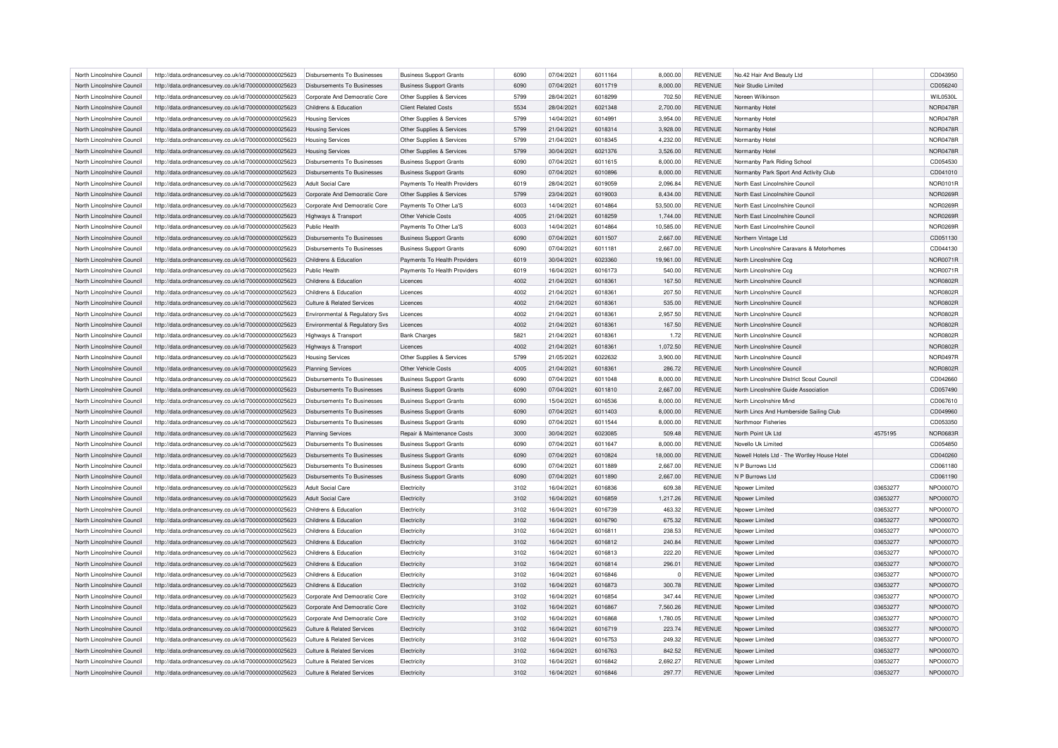| North Lincolnshire Council | http://data.ordnancesurvey.co.uk/id/7000000000025623 | Disbursements To Businesses | Business Support Grants | 6090 | 07/04/2021 | 6011164 | 8,000.00 | REVENUE | No.42 Hair And Beauty Ltd | | CD043950 |
|---|---|---|---|---|---|---|---|---|---|---|---|
| North Lincolnshire Council | http://data.ordnancesurvey.co.uk/id/7000000000025623 | Disbursements To Businesses | Business Support Grants | 6090 | 07/04/2021 | 6011719 | 8,000.00 | REVENUE | Noir Studio Limited | | CD056240 |
| North Lincolnshire Council | http://data.ordnancesurvey.co.uk/id/7000000000025623 | Corporate And Democratic Core | Other Supplies & Services | 5799 | 28/04/2021 | 6018299 | 702.50 | REVENUE | Noreen Wilkinson | | WIL0530L |
| North Lincolnshire Council | http://data.ordnancesurvey.co.uk/id/7000000000025623 | Childrens & Education | Client Related Costs | 5534 | 28/04/2021 | 6021348 | 2,700.00 | REVENUE | Normanby Hotel | | NOR0478R |
| North Lincolnshire Council | http://data.ordnancesurvey.co.uk/id/7000000000025623 | Housing Services | Other Supplies & Services | 5799 | 14/04/2021 | 6014991 | 3,954.00 | REVENUE | Normanby Hotel | | NOR0478R |
| North Lincolnshire Council | http://data.ordnancesurvey.co.uk/id/7000000000025623 | Housing Services | Other Supplies & Services | 5799 | 21/04/2021 | 6018314 | 3,928.00 | REVENUE | Normanby Hotel | | NOR0478R |
| North Lincolnshire Council | http://data.ordnancesurvey.co.uk/id/7000000000025623 | Housing Services | Other Supplies & Services | 5799 | 21/04/2021 | 6018345 | 4,232.00 | REVENUE | Normanby Hotel | | NOR0478R |
| North Lincolnshire Council | http://data.ordnancesurvey.co.uk/id/7000000000025623 | Housing Services | Other Supplies & Services | 5799 | 30/04/2021 | 6021376 | 3,526.00 | REVENUE | Normanby Hotel | | NOR0478R |
| North Lincolnshire Council | http://data.ordnancesurvey.co.uk/id/7000000000025623 | Disbursements To Businesses | Business Support Grants | 6090 | 07/04/2021 | 6011615 | 8,000.00 | REVENUE | Normanby Park Riding School | | CD054530 |
| North Lincolnshire Council | http://data.ordnancesurvey.co.uk/id/7000000000025623 | Disbursements To Businesses | Business Support Grants | 6090 | 07/04/2021 | 6010896 | 8,000.00 | REVENUE | Normanby Park Sport And Activity Club | | CD041010 |
| North Lincolnshire Council | http://data.ordnancesurvey.co.uk/id/7000000000025623 | Adult Social Care | Payments To Health Providers | 6019 | 28/04/2021 | 6019059 | 2,096.84 | REVENUE | North East Lincolnshire Council | | NOR0101R |
| North Lincolnshire Council | http://data.ordnancesurvey.co.uk/id/7000000000025623 | Corporate And Democratic Core | Other Supplies & Services | 5799 | 23/04/2021 | 6019003 | 8,434.00 | REVENUE | North East Lincolnshire Council | | NOR0269R |
| North Lincolnshire Council | http://data.ordnancesurvey.co.uk/id/7000000000025623 | Corporate And Democratic Core | Payments To Other La'S | 6003 | 14/04/2021 | 6014864 | 53,500.00 | REVENUE | North East Lincolnshire Council | | NOR0269R |
| North Lincolnshire Council | http://data.ordnancesurvey.co.uk/id/7000000000025623 | Highways & Transport | Other Vehicle Costs | 4005 | 21/04/2021 | 6018259 | 1,744.00 | REVENUE | North East Lincolnshire Council | | NOR0269R |
| North Lincolnshire Council | http://data.ordnancesurvey.co.uk/id/7000000000025623 | Public Health | Payments To Other La'S | 6003 | 14/04/2021 | 6014864 | 10,585.00 | REVENUE | North East Lincolnshire Council | | NOR0269R |
| North Lincolnshire Council | http://data.ordnancesurvey.co.uk/id/7000000000025623 | Disbursements To Businesses | Business Support Grants | 6090 | 07/04/2021 | 6011507 | 2,667.00 | REVENUE | Northern Vintage Ltd | | CD051130 |
| North Lincolnshire Council | http://data.ordnancesurvey.co.uk/id/7000000000025623 | Disbursements To Businesses | Business Support Grants | 6090 | 07/04/2021 | 6011181 | 2,667.00 | REVENUE | North Lincolnshire Caravans & Motorhomes | | CD044130 |
| North Lincolnshire Council | http://data.ordnancesurvey.co.uk/id/7000000000025623 | Childrens & Education | Payments To Health Providers | 6019 | 30/04/2021 | 6023360 | 19,961.00 | REVENUE | North Lincolnshire Ccg | | NOR0071R |
| North Lincolnshire Council | http://data.ordnancesurvey.co.uk/id/7000000000025623 | Public Health | Payments To Health Providers | 6019 | 16/04/2021 | 6016173 | 540.00 | REVENUE | North Lincolnshire Ccg | | NOR0071R |
| North Lincolnshire Council | http://data.ordnancesurvey.co.uk/id/7000000000025623 | Childrens & Education | Licences | 4002 | 21/04/2021 | 6018361 | 167.50 | REVENUE | North Lincolnshire Council | | NOR0802R |
| North Lincolnshire Council | http://data.ordnancesurvey.co.uk/id/7000000000025623 | Childrens & Education | Licences | 4002 | 21/04/2021 | 6018361 | 207.50 | REVENUE | North Lincolnshire Council | | NOR0802R |
| North Lincolnshire Council | http://data.ordnancesurvey.co.uk/id/7000000000025623 | Culture & Related Services | Licences | 4002 | 21/04/2021 | 6018361 | 535.00 | REVENUE | North Lincolnshire Council | | NOR0802R |
| North Lincolnshire Council | http://data.ordnancesurvey.co.uk/id/7000000000025623 | Environmental & Regulatory Svs | Licences | 4002 | 21/04/2021 | 6018361 | 2,957.50 | REVENUE | North Lincolnshire Council | | NOR0802R |
| North Lincolnshire Council | http://data.ordnancesurvey.co.uk/id/7000000000025623 | Environmental & Regulatory Svs | Licences | 4002 | 21/04/2021 | 6018361 | 167.50 | REVENUE | North Lincolnshire Council | | NOR0802R |
| North Lincolnshire Council | http://data.ordnancesurvey.co.uk/id/7000000000025623 | Highways & Transport | Bank Charges | 5821 | 21/04/2021 | 6018361 | 1.72 | REVENUE | North Lincolnshire Council | | NOR0802R |
| North Lincolnshire Council | http://data.ordnancesurvey.co.uk/id/7000000000025623 | Highways & Transport | Licences | 4002 | 21/04/2021 | 6018361 | 1,072.50 | REVENUE | North Lincolnshire Council | | NOR0802R |
| North Lincolnshire Council | http://data.ordnancesurvey.co.uk/id/7000000000025623 | Housing Services | Other Supplies & Services | 5799 | 21/05/2021 | 6022632 | 3,900.00 | REVENUE | North Lincolnshire Council | | NOR0497R |
| North Lincolnshire Council | http://data.ordnancesurvey.co.uk/id/7000000000025623 | Planning Services | Other Vehicle Costs | 4005 | 21/04/2021 | 6018361 | 286.72 | REVENUE | North Lincolnshire Council | | NOR0802R |
| North Lincolnshire Council | http://data.ordnancesurvey.co.uk/id/7000000000025623 | Disbursements To Businesses | Business Support Grants | 6090 | 07/04/2021 | 6011048 | 8,000.00 | REVENUE | North Lincolnshire District Scout Council | | CD042660 |
| North Lincolnshire Council | http://data.ordnancesurvey.co.uk/id/7000000000025623 | Disbursements To Businesses | Business Support Grants | 6090 | 07/04/2021 | 6011810 | 2,667.00 | REVENUE | North Lincolnshire Guide Association | | CD057490 |
| North Lincolnshire Council | http://data.ordnancesurvey.co.uk/id/7000000000025623 | Disbursements To Businesses | Business Support Grants | 6090 | 15/04/2021 | 6016536 | 8,000.00 | REVENUE | North Lincolnshire Mind | | CD067610 |
| North Lincolnshire Council | http://data.ordnancesurvey.co.uk/id/7000000000025623 | Disbursements To Businesses | Business Support Grants | 6090 | 07/04/2021 | 6011403 | 8,000.00 | REVENUE | North Lincs And Humberside Sailing Club | | CD049960 |
| North Lincolnshire Council | http://data.ordnancesurvey.co.uk/id/7000000000025623 | Disbursements To Businesses | Business Support Grants | 6090 | 07/04/2021 | 6011544 | 8,000.00 | REVENUE | Northmoor Fisheries | | CD053350 |
| North Lincolnshire Council | http://data.ordnancesurvey.co.uk/id/7000000000025623 | Planning Services | Repair & Maintenance Costs | 3000 | 30/04/2021 | 6023085 | 509.48 | REVENUE | North Point Uk Ltd | 4575195 | NOR0683R |
| North Lincolnshire Council | http://data.ordnancesurvey.co.uk/id/7000000000025623 | Disbursements To Businesses | Business Support Grants | 6090 | 07/04/2021 | 6011647 | 8,000.00 | REVENUE | Novello Uk Limited | | CD054850 |
| North Lincolnshire Council | http://data.ordnancesurvey.co.uk/id/7000000000025623 | Disbursements To Businesses | Business Support Grants | 6090 | 07/04/2021 | 6010824 | 18,000.00 | REVENUE | Nowell Hotels Ltd - The Wortley House Hotel | | CD040260 |
| North Lincolnshire Council | http://data.ordnancesurvey.co.uk/id/7000000000025623 | Disbursements To Businesses | Business Support Grants | 6090 | 07/04/2021 | 6011889 | 2,667.00 | REVENUE | N P Burrows Ltd | | CD061180 |
| North Lincolnshire Council | http://data.ordnancesurvey.co.uk/id/7000000000025623 | Disbursements To Businesses | Business Support Grants | 6090 | 07/04/2021 | 6011890 | 2,667.00 | REVENUE | N P Burrows Ltd | | CD061190 |
| North Lincolnshire Council | http://data.ordnancesurvey.co.uk/id/7000000000025623 | Adult Social Care | Electricity | 3102 | 16/04/2021 | 6016836 | 609.38 | REVENUE | Npower Limited | 03653277 | NPO0007O |
| North Lincolnshire Council | http://data.ordnancesurvey.co.uk/id/7000000000025623 | Adult Social Care | Electricity | 3102 | 16/04/2021 | 6016859 | 1,217.26 | REVENUE | Npower Limited | 03653277 | NPO0007O |
| North Lincolnshire Council | http://data.ordnancesurvey.co.uk/id/7000000000025623 | Childrens & Education | Electricity | 3102 | 16/04/2021 | 6016739 | 463.32 | REVENUE | Npower Limited | 03653277 | NPO0007O |
| North Lincolnshire Council | http://data.ordnancesurvey.co.uk/id/7000000000025623 | Childrens & Education | Electricity | 3102 | 16/04/2021 | 6016790 | 675.32 | REVENUE | Npower Limited | 03653277 | NPO0007O |
| North Lincolnshire Council | http://data.ordnancesurvey.co.uk/id/7000000000025623 | Childrens & Education | Electricity | 3102 | 16/04/2021 | 6016811 | 238.53 | REVENUE | Npower Limited | 03653277 | NPO0007O |
| North Lincolnshire Council | http://data.ordnancesurvey.co.uk/id/7000000000025623 | Childrens & Education | Electricity | 3102 | 16/04/2021 | 6016812 | 240.84 | REVENUE | Npower Limited | 03653277 | NPO0007O |
| North Lincolnshire Council | http://data.ordnancesurvey.co.uk/id/7000000000025623 | Childrens & Education | Electricity | 3102 | 16/04/2021 | 6016813 | 222.20 | REVENUE | Npower Limited | 03653277 | NPO0007O |
| North Lincolnshire Council | http://data.ordnancesurvey.co.uk/id/7000000000025623 | Childrens & Education | Electricity | 3102 | 16/04/2021 | 6016814 | 296.01 | REVENUE | Npower Limited | 03653277 | NPO0007O |
| North Lincolnshire Council | http://data.ordnancesurvey.co.uk/id/7000000000025623 | Childrens & Education | Electricity | 3102 | 16/04/2021 | 6016846 | 0 | REVENUE | Npower Limited | 03653277 | NPO0007O |
| North Lincolnshire Council | http://data.ordnancesurvey.co.uk/id/7000000000025623 | Childrens & Education | Electricity | 3102 | 16/04/2021 | 6016873 | 300.78 | REVENUE | Npower Limited | 03653277 | NPO0007O |
| North Lincolnshire Council | http://data.ordnancesurvey.co.uk/id/7000000000025623 | Corporate And Democratic Core | Electricity | 3102 | 16/04/2021 | 6016854 | 347.44 | REVENUE | Npower Limited | 03653277 | NPO0007O |
| North Lincolnshire Council | http://data.ordnancesurvey.co.uk/id/7000000000025623 | Corporate And Democratic Core | Electricity | 3102 | 16/04/2021 | 6016867 | 7,560.26 | REVENUE | Npower Limited | 03653277 | NPO0007O |
| North Lincolnshire Council | http://data.ordnancesurvey.co.uk/id/7000000000025623 | Corporate And Democratic Core | Electricity | 3102 | 16/04/2021 | 6016868 | 1,780.05 | REVENUE | Npower Limited | 03653277 | NPO0007O |
| North Lincolnshire Council | http://data.ordnancesurvey.co.uk/id/7000000000025623 | Culture & Related Services | Electricity | 3102 | 16/04/2021 | 6016719 | 223.74 | REVENUE | Npower Limited | 03653277 | NPO0007O |
| North Lincolnshire Council | http://data.ordnancesurvey.co.uk/id/7000000000025623 | Culture & Related Services | Electricity | 3102 | 16/04/2021 | 6016753 | 249.32 | REVENUE | Npower Limited | 03653277 | NPO0007O |
| North Lincolnshire Council | http://data.ordnancesurvey.co.uk/id/7000000000025623 | Culture & Related Services | Electricity | 3102 | 16/04/2021 | 6016763 | 842.52 | REVENUE | Npower Limited | 03653277 | NPO0007O |
| North Lincolnshire Council | http://data.ordnancesurvey.co.uk/id/7000000000025623 | Culture & Related Services | Electricity | 3102 | 16/04/2021 | 6016842 | 2,692.27 | REVENUE | Npower Limited | 03653277 | NPO0007O |
| North Lincolnshire Council | http://data.ordnancesurvey.co.uk/id/7000000000025623 | Culture & Related Services | Electricity | 3102 | 16/04/2021 | 6016846 | 297.77 | REVENUE | Npower Limited | 03653277 | NPO0007O |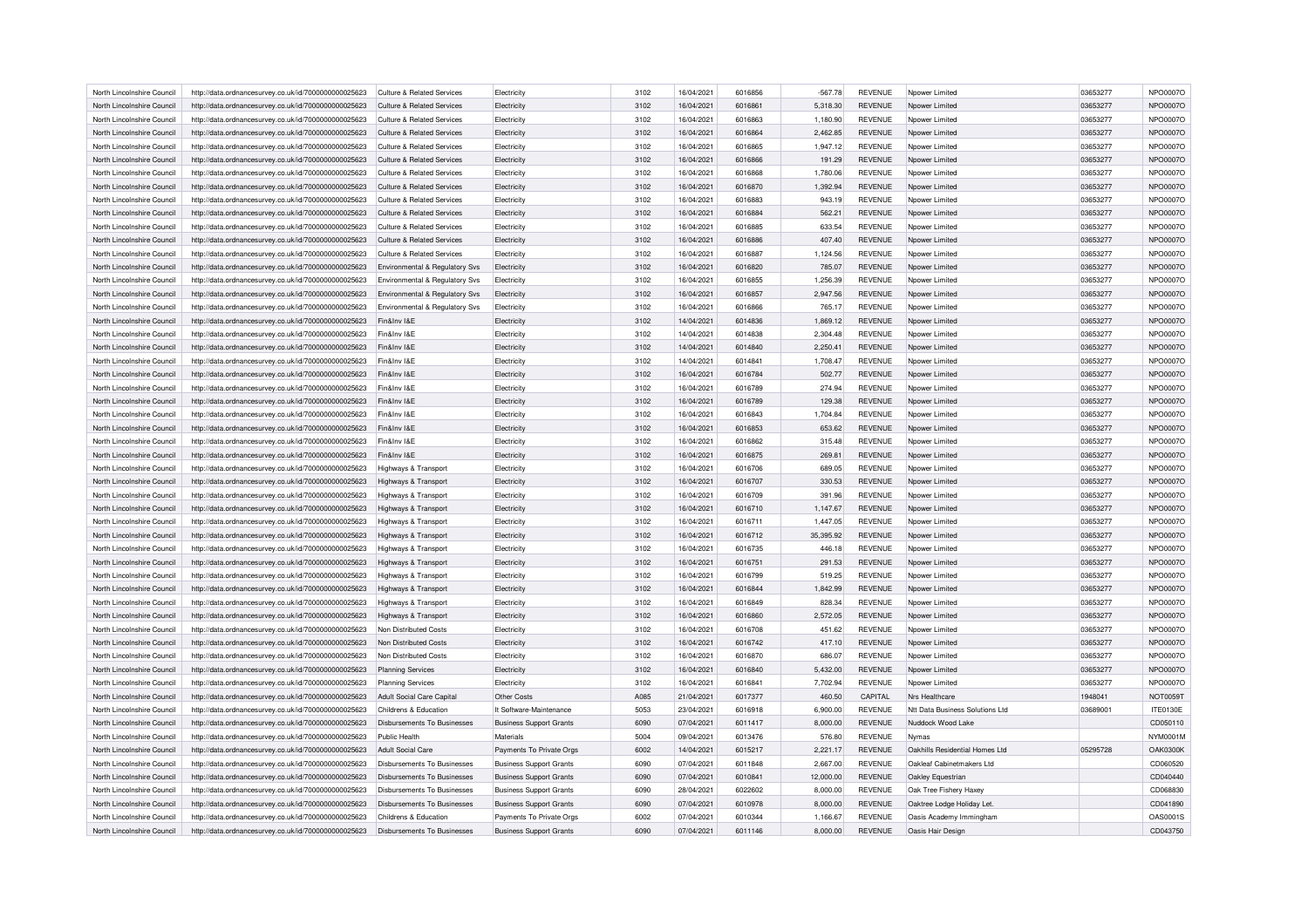| North Lincolnshire Council | http://data.ordnancesurvey.co.uk/id/7000000000025623 | Culture & Related Services | Electricity | 3102 | 16/04/2021 | 6016856 | -567.78 | REVENUE | Npower Limited | 03653277 | NPO0007O |
|---|---|---|---|---|---|---|---|---|---|---|---|
| North Lincolnshire Council | http://data.ordnancesurvey.co.uk/id/7000000000025623 | Culture & Related Services | Electricity | 3102 | 16/04/2021 | 6016861 | 5,318.30 | REVENUE | Npower Limited | 03653277 | NPO0007O |
| North Lincolnshire Council | http://data.ordnancesurvey.co.uk/id/7000000000025623 | Culture & Related Services | Electricity | 3102 | 16/04/2021 | 6016863 | 1,180.90 | REVENUE | Npower Limited | 03653277 | NPO0007O |
| North Lincolnshire Council | http://data.ordnancesurvey.co.uk/id/7000000000025623 | Culture & Related Services | Electricity | 3102 | 16/04/2021 | 6016864 | 2,462.85 | REVENUE | Npower Limited | 03653277 | NPO0007O |
| North Lincolnshire Council | http://data.ordnancesurvey.co.uk/id/7000000000025623 | Culture & Related Services | Electricity | 3102 | 16/04/2021 | 6016865 | 1,947.12 | REVENUE | Npower Limited | 03653277 | NPO0007O |
| North Lincolnshire Council | http://data.ordnancesurvey.co.uk/id/7000000000025623 | Culture & Related Services | Electricity | 3102 | 16/04/2021 | 6016866 | 191.29 | REVENUE | Npower Limited | 03653277 | NPO0007O |
| North Lincolnshire Council | http://data.ordnancesurvey.co.uk/id/7000000000025623 | Culture & Related Services | Electricity | 3102 | 16/04/2021 | 6016868 | 1,780.06 | REVENUE | Npower Limited | 03653277 | NPO0007O |
| North Lincolnshire Council | http://data.ordnancesurvey.co.uk/id/7000000000025623 | Culture & Related Services | Electricity | 3102 | 16/04/2021 | 6016870 | 1,392.94 | REVENUE | Npower Limited | 03653277 | NPO0007O |
| North Lincolnshire Council | http://data.ordnancesurvey.co.uk/id/7000000000025623 | Culture & Related Services | Electricity | 3102 | 16/04/2021 | 6016883 | 943.19 | REVENUE | Npower Limited | 03653277 | NPO0007O |
| North Lincolnshire Council | http://data.ordnancesurvey.co.uk/id/7000000000025623 | Culture & Related Services | Electricity | 3102 | 16/04/2021 | 6016884 | 562.21 | REVENUE | Npower Limited | 03653277 | NPO0007O |
| North Lincolnshire Council | http://data.ordnancesurvey.co.uk/id/7000000000025623 | Culture & Related Services | Electricity | 3102 | 16/04/2021 | 6016885 | 633.54 | REVENUE | Npower Limited | 03653277 | NPO0007O |
| North Lincolnshire Council | http://data.ordnancesurvey.co.uk/id/7000000000025623 | Culture & Related Services | Electricity | 3102 | 16/04/2021 | 6016886 | 407.40 | REVENUE | Npower Limited | 03653277 | NPO0007O |
| North Lincolnshire Council | http://data.ordnancesurvey.co.uk/id/7000000000025623 | Culture & Related Services | Electricity | 3102 | 16/04/2021 | 6016887 | 1,124.56 | REVENUE | Npower Limited | 03653277 | NPO0007O |
| North Lincolnshire Council | http://data.ordnancesurvey.co.uk/id/7000000000025623 | Environmental & Regulatory Svs | Electricity | 3102 | 16/04/2021 | 6016820 | 785.07 | REVENUE | Npower Limited | 03653277 | NPO0007O |
| North Lincolnshire Council | http://data.ordnancesurvey.co.uk/id/7000000000025623 | Environmental & Regulatory Svs | Electricity | 3102 | 16/04/2021 | 6016855 | 1,256.39 | REVENUE | Npower Limited | 03653277 | NPO0007O |
| North Lincolnshire Council | http://data.ordnancesurvey.co.uk/id/7000000000025623 | Environmental & Regulatory Svs | Electricity | 3102 | 16/04/2021 | 6016857 | 2,947.56 | REVENUE | Npower Limited | 03653277 | NPO0007O |
| North Lincolnshire Council | http://data.ordnancesurvey.co.uk/id/7000000000025623 | Environmental & Regulatory Svs | Electricity | 3102 | 16/04/2021 | 6016866 | 765.17 | REVENUE | Npower Limited | 03653277 | NPO0007O |
| North Lincolnshire Council | http://data.ordnancesurvey.co.uk/id/7000000000025623 | Fin&Inv I&E | Electricity | 3102 | 14/04/2021 | 6014836 | 1,869.12 | REVENUE | Npower Limited | 03653277 | NPO0007O |
| North Lincolnshire Council | http://data.ordnancesurvey.co.uk/id/7000000000025623 | Fin&Inv I&E | Electricity | 3102 | 14/04/2021 | 6014838 | 2,304.48 | REVENUE | Npower Limited | 03653277 | NPO0007O |
| North Lincolnshire Council | http://data.ordnancesurvey.co.uk/id/7000000000025623 | Fin&Inv I&E | Electricity | 3102 | 14/04/2021 | 6014840 | 2,250.41 | REVENUE | Npower Limited | 03653277 | NPO0007O |
| North Lincolnshire Council | http://data.ordnancesurvey.co.uk/id/7000000000025623 | Fin&Inv I&E | Electricity | 3102 | 14/04/2021 | 6014841 | 1,708.47 | REVENUE | Npower Limited | 03653277 | NPO0007O |
| North Lincolnshire Council | http://data.ordnancesurvey.co.uk/id/7000000000025623 | Fin&Inv I&E | Electricity | 3102 | 16/04/2021 | 6016784 | 502.77 | REVENUE | Npower Limited | 03653277 | NPO0007O |
| North Lincolnshire Council | http://data.ordnancesurvey.co.uk/id/7000000000025623 | Fin&Inv I&E | Electricity | 3102 | 16/04/2021 | 6016789 | 274.94 | REVENUE | Npower Limited | 03653277 | NPO0007O |
| North Lincolnshire Council | http://data.ordnancesurvey.co.uk/id/7000000000025623 | Fin&Inv I&E | Electricity | 3102 | 16/04/2021 | 6016789 | 129.38 | REVENUE | Npower Limited | 03653277 | NPO0007O |
| North Lincolnshire Council | http://data.ordnancesurvey.co.uk/id/7000000000025623 | Fin&Inv I&E | Electricity | 3102 | 16/04/2021 | 6016843 | 1,704.84 | REVENUE | Npower Limited | 03653277 | NPO0007O |
| North Lincolnshire Council | http://data.ordnancesurvey.co.uk/id/7000000000025623 | Fin&Inv I&E | Electricity | 3102 | 16/04/2021 | 6016853 | 653.62 | REVENUE | Npower Limited | 03653277 | NPO0007O |
| North Lincolnshire Council | http://data.ordnancesurvey.co.uk/id/7000000000025623 | Fin&Inv I&E | Electricity | 3102 | 16/04/2021 | 6016862 | 315.48 | REVENUE | Npower Limited | 03653277 | NPO0007O |
| North Lincolnshire Council | http://data.ordnancesurvey.co.uk/id/7000000000025623 | Fin&Inv I&E | Electricity | 3102 | 16/04/2021 | 6016875 | 269.81 | REVENUE | Npower Limited | 03653277 | NPO0007O |
| North Lincolnshire Council | http://data.ordnancesurvey.co.uk/id/7000000000025623 | Highways & Transport | Electricity | 3102 | 16/04/2021 | 6016706 | 689.05 | REVENUE | Npower Limited | 03653277 | NPO0007O |
| North Lincolnshire Council | http://data.ordnancesurvey.co.uk/id/7000000000025623 | Highways & Transport | Electricity | 3102 | 16/04/2021 | 6016707 | 330.53 | REVENUE | Npower Limited | 03653277 | NPO0007O |
| North Lincolnshire Council | http://data.ordnancesurvey.co.uk/id/7000000000025623 | Highways & Transport | Electricity | 3102 | 16/04/2021 | 6016709 | 391.96 | REVENUE | Npower Limited | 03653277 | NPO0007O |
| North Lincolnshire Council | http://data.ordnancesurvey.co.uk/id/7000000000025623 | Highways & Transport | Electricity | 3102 | 16/04/2021 | 6016710 | 1,147.67 | REVENUE | Npower Limited | 03653277 | NPO0007O |
| North Lincolnshire Council | http://data.ordnancesurvey.co.uk/id/7000000000025623 | Highways & Transport | Electricity | 3102 | 16/04/2021 | 6016711 | 1,447.05 | REVENUE | Npower Limited | 03653277 | NPO0007O |
| North Lincolnshire Council | http://data.ordnancesurvey.co.uk/id/7000000000025623 | Highways & Transport | Electricity | 3102 | 16/04/2021 | 6016712 | 35,395.92 | REVENUE | Npower Limited | 03653277 | NPO0007O |
| North Lincolnshire Council | http://data.ordnancesurvey.co.uk/id/7000000000025623 | Highways & Transport | Electricity | 3102 | 16/04/2021 | 6016735 | 446.18 | REVENUE | Npower Limited | 03653277 | NPO0007O |
| North Lincolnshire Council | http://data.ordnancesurvey.co.uk/id/7000000000025623 | Highways & Transport | Electricity | 3102 | 16/04/2021 | 6016751 | 291.53 | REVENUE | Npower Limited | 03653277 | NPO0007O |
| North Lincolnshire Council | http://data.ordnancesurvey.co.uk/id/7000000000025623 | Highways & Transport | Electricity | 3102 | 16/04/2021 | 6016799 | 519.25 | REVENUE | Npower Limited | 03653277 | NPO0007O |
| North Lincolnshire Council | http://data.ordnancesurvey.co.uk/id/7000000000025623 | Highways & Transport | Electricity | 3102 | 16/04/2021 | 6016844 | 1,842.99 | REVENUE | Npower Limited | 03653277 | NPO0007O |
| North Lincolnshire Council | http://data.ordnancesurvey.co.uk/id/7000000000025623 | Highways & Transport | Electricity | 3102 | 16/04/2021 | 6016849 | 828.34 | REVENUE | Npower Limited | 03653277 | NPO0007O |
| North Lincolnshire Council | http://data.ordnancesurvey.co.uk/id/7000000000025623 | Highways & Transport | Electricity | 3102 | 16/04/2021 | 6016860 | 2,572.05 | REVENUE | Npower Limited | 03653277 | NPO0007O |
| North Lincolnshire Council | http://data.ordnancesurvey.co.uk/id/7000000000025623 | Non Distributed Costs | Electricity | 3102 | 16/04/2021 | 6016708 | 451.62 | REVENUE | Npower Limited | 03653277 | NPO0007O |
| North Lincolnshire Council | http://data.ordnancesurvey.co.uk/id/7000000000025623 | Non Distributed Costs | Electricity | 3102 | 16/04/2021 | 6016742 | 417.10 | REVENUE | Npower Limited | 03653277 | NPO0007O |
| North Lincolnshire Council | http://data.ordnancesurvey.co.uk/id/7000000000025623 | Non Distributed Costs | Electricity | 3102 | 16/04/2021 | 6016870 | 686.07 | REVENUE | Npower Limited | 03653277 | NPO0007O |
| North Lincolnshire Council | http://data.ordnancesurvey.co.uk/id/7000000000025623 | Planning Services | Electricity | 3102 | 16/04/2021 | 6016840 | 5,432.00 | REVENUE | Npower Limited | 03653277 | NPO0007O |
| North Lincolnshire Council | http://data.ordnancesurvey.co.uk/id/7000000000025623 | Planning Services | Electricity | 3102 | 16/04/2021 | 6016841 | 7,702.94 | REVENUE | Npower Limited | 03653277 | NPO0007O |
| North Lincolnshire Council | http://data.ordnancesurvey.co.uk/id/7000000000025623 | Adult Social Care Capital | Other Costs | A085 | 21/04/2021 | 6017377 | 460.50 | CAPITAL | Nrs Healthcare | 1948041 | NOT0059T |
| North Lincolnshire Council | http://data.ordnancesurvey.co.uk/id/7000000000025623 | Childrens & Education | It Software-Maintenance | 5053 | 23/04/2021 | 6016918 | 6,900.00 | REVENUE | Ntt Data Business Solutions Ltd | 03689001 | ITE0130E |
| North Lincolnshire Council | http://data.ordnancesurvey.co.uk/id/7000000000025623 | Disbursements To Businesses | Business Support Grants | 6090 | 07/04/2021 | 6011417 | 8,000.00 | REVENUE | Nuddock Wood Lake | | CD050110 |
| North Lincolnshire Council | http://data.ordnancesurvey.co.uk/id/7000000000025623 | Public Health | Materials | 5004 | 09/04/2021 | 6013476 | 576.80 | REVENUE | Nymas | | NYM0001M |
| North Lincolnshire Council | http://data.ordnancesurvey.co.uk/id/7000000000025623 | Adult Social Care | Payments To Private Orgs | 6002 | 14/04/2021 | 6015217 | 2,221.17 | REVENUE | Oakhills Residential Homes Ltd | 05295728 | OAK0300K |
| North Lincolnshire Council | http://data.ordnancesurvey.co.uk/id/7000000000025623 | Disbursements To Businesses | Business Support Grants | 6090 | 07/04/2021 | 6011848 | 2,667.00 | REVENUE | Oakleaf Cabinetmakers Ltd | | CD060520 |
| North Lincolnshire Council | http://data.ordnancesurvey.co.uk/id/7000000000025623 | Disbursements To Businesses | Business Support Grants | 6090 | 07/04/2021 | 6010841 | 12,000.00 | REVENUE | Oakley Equestrian | | CD040440 |
| North Lincolnshire Council | http://data.ordnancesurvey.co.uk/id/7000000000025623 | Disbursements To Businesses | Business Support Grants | 6090 | 28/04/2021 | 6022602 | 8,000.00 | REVENUE | Oak Tree Fishery Haxey | | CD068830 |
| North Lincolnshire Council | http://data.ordnancesurvey.co.uk/id/7000000000025623 | Disbursements To Businesses | Business Support Grants | 6090 | 07/04/2021 | 6010978 | 8,000.00 | REVENUE | Oaktree Lodge Holiday Let. | | CD041890 |
| North Lincolnshire Council | http://data.ordnancesurvey.co.uk/id/7000000000025623 | Childrens & Education | Payments To Private Orgs | 6002 | 07/04/2021 | 6010344 | 1,166.67 | REVENUE | Oasis Academy Immingham | | OAS0001S |
| North Lincolnshire Council | http://data.ordnancesurvey.co.uk/id/7000000000025623 | Disbursements To Businesses | Business Support Grants | 6090 | 07/04/2021 | 6011146 | 8,000.00 | REVENUE | Oasis Hair Design | | CD043750 |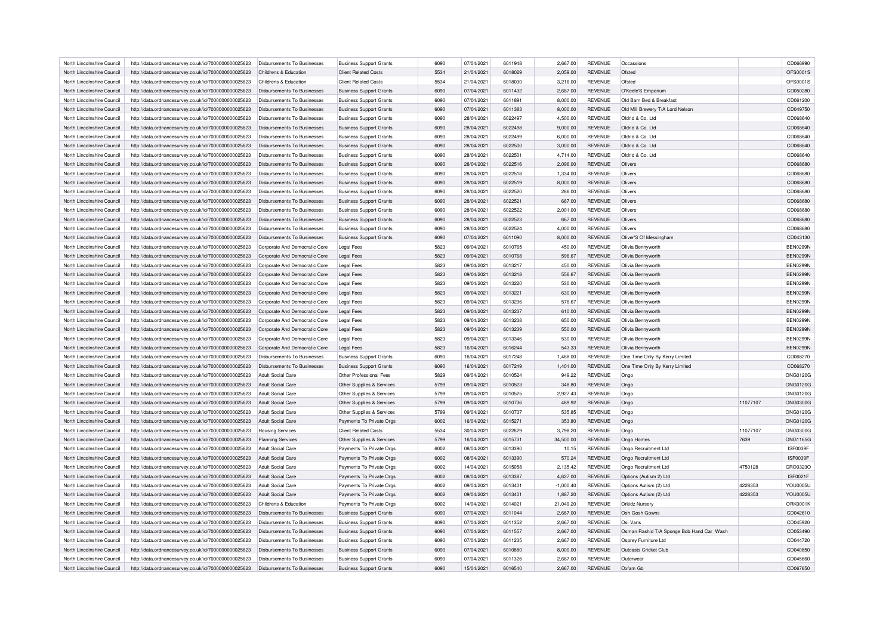| North Lincolnshire Council | http://data.ordnancesurvey.co.uk/id/7000000000025623 | Disbursements To Businesses | Business Support Grants | 6090 | 07/04/2021 | 6011948 | 2,667.00 | REVENUE | Occassions | | CD066990 |
|---|---|---|---|---|---|---|---|---|---|---|---|
| North Lincolnshire Council | http://data.ordnancesurvey.co.uk/id/7000000000025623 | Childrens & Education | Client Related Costs | 5534 | 21/04/2021 | 6018029 | 2,059.00 | REVENUE | Ofsted | | OFS0001S |
| North Lincolnshire Council | http://data.ordnancesurvey.co.uk/id/7000000000025623 | Childrens & Education | Client Related Costs | 5534 | 21/04/2021 | 6018030 | 3,216.00 | REVENUE | Ofsted | | OFS0001S |
| North Lincolnshire Council | http://data.ordnancesurvey.co.uk/id/7000000000025623 | Disbursements To Businesses | Business Support Grants | 6090 | 07/04/2021 | 6011432 | 2,667.00 | REVENUE | O'Keefe'S Emporium | | CD050280 |
| North Lincolnshire Council | http://data.ordnancesurvey.co.uk/id/7000000000025623 | Disbursements To Businesses | Business Support Grants | 6090 | 07/04/2021 | 6011891 | 8,000.00 | REVENUE | Old Barn Bed & Breakfast | | CD061200 |
| North Lincolnshire Council | http://data.ordnancesurvey.co.uk/id/7000000000025623 | Disbursements To Businesses | Business Support Grants | 6090 | 07/04/2021 | 6011383 | 8,000.00 | REVENUE | Old Mill Brewery T/A Lord Nelson | | CD049750 |
| North Lincolnshire Council | http://data.ordnancesurvey.co.uk/id/7000000000025623 | Disbursements To Businesses | Business Support Grants | 6090 | 28/04/2021 | 6022497 | 4,500.00 | REVENUE | Oldrid & Co. Ltd | | CD068640 |
| North Lincolnshire Council | http://data.ordnancesurvey.co.uk/id/7000000000025623 | Disbursements To Businesses | Business Support Grants | 6090 | 28/04/2021 | 6022498 | 9,000.00 | REVENUE | Oldrid & Co. Ltd | | CD068640 |
| North Lincolnshire Council | http://data.ordnancesurvey.co.uk/id/7000000000025623 | Disbursements To Businesses | Business Support Grants | 6090 | 28/04/2021 | 6022499 | 6,000.00 | REVENUE | Oldrid & Co. Ltd | | CD068640 |
| North Lincolnshire Council | http://data.ordnancesurvey.co.uk/id/7000000000025623 | Disbursements To Businesses | Business Support Grants | 6090 | 28/04/2021 | 6022500 | 3,000.00 | REVENUE | Oldrid & Co. Ltd | | CD068640 |
| North Lincolnshire Council | http://data.ordnancesurvey.co.uk/id/7000000000025623 | Disbursements To Businesses | Business Support Grants | 6090 | 28/04/2021 | 6022501 | 4,714.00 | REVENUE | Oldrid & Co. Ltd | | CD068640 |
| North Lincolnshire Council | http://data.ordnancesurvey.co.uk/id/7000000000025623 | Disbursements To Businesses | Business Support Grants | 6090 | 28/04/2021 | 6022516 | 2,096.00 | REVENUE | Olivers | | CD068680 |
| North Lincolnshire Council | http://data.ordnancesurvey.co.uk/id/7000000000025623 | Disbursements To Businesses | Business Support Grants | 6090 | 28/04/2021 | 6022518 | 1,334.00 | REVENUE | Olivers | | CD068680 |
| North Lincolnshire Council | http://data.ordnancesurvey.co.uk/id/7000000000025623 | Disbursements To Businesses | Business Support Grants | 6090 | 28/04/2021 | 6022519 | 8,000.00 | REVENUE | Olivers | | CD068680 |
| North Lincolnshire Council | http://data.ordnancesurvey.co.uk/id/7000000000025623 | Disbursements To Businesses | Business Support Grants | 6090 | 28/04/2021 | 6022520 | 286.00 | REVENUE | Olivers | | CD068680 |
| North Lincolnshire Council | http://data.ordnancesurvey.co.uk/id/7000000000025623 | Disbursements To Businesses | Business Support Grants | 6090 | 28/04/2021 | 6022521 | 667.00 | REVENUE | Olivers | | CD068680 |
| North Lincolnshire Council | http://data.ordnancesurvey.co.uk/id/7000000000025623 | Disbursements To Businesses | Business Support Grants | 6090 | 28/04/2021 | 6022522 | 2,001.00 | REVENUE | Olivers | | CD068680 |
| North Lincolnshire Council | http://data.ordnancesurvey.co.uk/id/7000000000025623 | Disbursements To Businesses | Business Support Grants | 6090 | 28/04/2021 | 6022523 | 667.00 | REVENUE | Olivers | | CD068680 |
| North Lincolnshire Council | http://data.ordnancesurvey.co.uk/id/7000000000025623 | Disbursements To Businesses | Business Support Grants | 6090 | 28/04/2021 | 6022524 | 4,000.00 | REVENUE | Olivers | | CD068680 |
| North Lincolnshire Council | http://data.ordnancesurvey.co.uk/id/7000000000025623 | Disbursements To Businesses | Business Support Grants | 6090 | 07/04/2021 | 6011090 | 8,000.00 | REVENUE | Oliver'S Of Messingham | | CD043130 |
| North Lincolnshire Council | http://data.ordnancesurvey.co.uk/id/7000000000025623 | Corporate And Democratic Core | Legal Fees | 5823 | 09/04/2021 | 6010765 | 450.00 | REVENUE | Olivia Bennyworth | | BEN0299N |
| North Lincolnshire Council | http://data.ordnancesurvey.co.uk/id/7000000000025623 | Corporate And Democratic Core | Legal Fees | 5823 | 09/04/2021 | 6010768 | 596.67 | REVENUE | Olivia Bennyworth | | BEN0299N |
| North Lincolnshire Council | http://data.ordnancesurvey.co.uk/id/7000000000025623 | Corporate And Democratic Core | Legal Fees | 5823 | 09/04/2021 | 6013217 | 450.00 | REVENUE | Olivia Bennyworth | | BEN0299N |
| North Lincolnshire Council | http://data.ordnancesurvey.co.uk/id/7000000000025623 | Corporate And Democratic Core | Legal Fees | 5823 | 09/04/2021 | 6013218 | 556.67 | REVENUE | Olivia Bennyworth | | BEN0299N |
| North Lincolnshire Council | http://data.ordnancesurvey.co.uk/id/7000000000025623 | Corporate And Democratic Core | Legal Fees | 5823 | 09/04/2021 | 6013220 | 530.00 | REVENUE | Olivia Bennyworth | | BEN0299N |
| North Lincolnshire Council | http://data.ordnancesurvey.co.uk/id/7000000000025623 | Corporate And Democratic Core | Legal Fees | 5823 | 09/04/2021 | 6013221 | 630.00 | REVENUE | Olivia Bennyworth | | BEN0299N |
| North Lincolnshire Council | http://data.ordnancesurvey.co.uk/id/7000000000025623 | Corporate And Democratic Core | Legal Fees | 5823 | 09/04/2021 | 6013236 | 576.67 | REVENUE | Olivia Bennyworth | | BEN0299N |
| North Lincolnshire Council | http://data.ordnancesurvey.co.uk/id/7000000000025623 | Corporate And Democratic Core | Legal Fees | 5823 | 09/04/2021 | 6013237 | 610.00 | REVENUE | Olivia Bennyworth | | BEN0299N |
| North Lincolnshire Council | http://data.ordnancesurvey.co.uk/id/7000000000025623 | Corporate And Democratic Core | Legal Fees | 5823 | 09/04/2021 | 6013238 | 650.00 | REVENUE | Olivia Bennyworth | | BEN0299N |
| North Lincolnshire Council | http://data.ordnancesurvey.co.uk/id/7000000000025623 | Corporate And Democratic Core | Legal Fees | 5823 | 09/04/2021 | 6013239 | 550.00 | REVENUE | Olivia Bennyworth | | BEN0299N |
| North Lincolnshire Council | http://data.ordnancesurvey.co.uk/id/7000000000025623 | Corporate And Democratic Core | Legal Fees | 5823 | 09/04/2021 | 6013346 | 530.00 | REVENUE | Olivia Bennyworth | | BEN0299N |
| North Lincolnshire Council | http://data.ordnancesurvey.co.uk/id/7000000000025623 | Corporate And Democratic Core | Legal Fees | 5823 | 16/04/2021 | 6016244 | 543.33 | REVENUE | Olivia Bennyworth | | BEN0299N |
| North Lincolnshire Council | http://data.ordnancesurvey.co.uk/id/7000000000025623 | Disbursements To Businesses | Business Support Grants | 6090 | 16/04/2021 | 6017248 | 1,468.00 | REVENUE | One Time Only By Kerry Limited | | CD068270 |
| North Lincolnshire Council | http://data.ordnancesurvey.co.uk/id/7000000000025623 | Disbursements To Businesses | Business Support Grants | 6090 | 16/04/2021 | 6017249 | 1,401.00 | REVENUE | One Time Only By Kerry Limited | | CD068270 |
| North Lincolnshire Council | http://data.ordnancesurvey.co.uk/id/7000000000025623 | Adult Social Care | Other Professional Fees | 5829 | 09/04/2021 | 6010524 | 949.22 | REVENUE | Ongo | | ONG0120G |
| North Lincolnshire Council | http://data.ordnancesurvey.co.uk/id/7000000000025623 | Adult Social Care | Other Supplies & Services | 5799 | 09/04/2021 | 6010523 | 348.80 | REVENUE | Ongo | | ONG0120G |
| North Lincolnshire Council | http://data.ordnancesurvey.co.uk/id/7000000000025623 | Adult Social Care | Other Supplies & Services | 5799 | 09/04/2021 | 6010525 | 2,927.43 | REVENUE | Ongo | | ONG0120G |
| North Lincolnshire Council | http://data.ordnancesurvey.co.uk/id/7000000000025623 | Adult Social Care | Other Supplies & Services | 5799 | 09/04/2021 | 6010736 | 489.92 | REVENUE | Ongo | 11077107 | ONG0300G |
| North Lincolnshire Council | http://data.ordnancesurvey.co.uk/id/7000000000025623 | Adult Social Care | Other Supplies & Services | 5799 | 09/04/2021 | 6010737 | 535.85 | REVENUE | Ongo | | ONG0120G |
| North Lincolnshire Council | http://data.ordnancesurvey.co.uk/id/7000000000025623 | Adult Social Care | Payments To Private Orgs | 6002 | 16/04/2021 | 6015271 | 353.80 | REVENUE | Ongo | | ONG0120G |
| North Lincolnshire Council | http://data.ordnancesurvey.co.uk/id/7000000000025623 | Housing Services | Client Related Costs | 5534 | 30/04/2021 | 6022629 | 3,798.20 | REVENUE | Ongo | 11077107 | ONG0300G |
| North Lincolnshire Council | http://data.ordnancesurvey.co.uk/id/7000000000025623 | Planning Services | Other Supplies & Services | 5799 | 16/04/2021 | 6015731 | 34,500.00 | REVENUE | Ongo Homes | 7639 | ONG1165G |
| North Lincolnshire Council | http://data.ordnancesurvey.co.uk/id/7000000000025623 | Adult Social Care | Payments To Private Orgs | 6002 | 08/04/2021 | 6013390 | 10.15 | REVENUE | Ongo Recruitment Ltd | | ISF0039F |
| North Lincolnshire Council | http://data.ordnancesurvey.co.uk/id/7000000000025623 | Adult Social Care | Payments To Private Orgs | 6002 | 08/04/2021 | 6013390 | 570.24 | REVENUE | Ongo Recruitment Ltd | | ISF0039F |
| North Lincolnshire Council | http://data.ordnancesurvey.co.uk/id/7000000000025623 | Adult Social Care | Payments To Private Orgs | 6002 | 14/04/2021 | 6015058 | 2,135.42 | REVENUE | Ongo Recruitment Ltd | 4750128 | CRO0323O |
| North Lincolnshire Council | http://data.ordnancesurvey.co.uk/id/7000000000025623 | Adult Social Care | Payments To Private Orgs | 6002 | 08/04/2021 | 6013387 | 4,627.00 | REVENUE | Options (Autism 2) Ltd | | ISF0021F |
| North Lincolnshire Council | http://data.ordnancesurvey.co.uk/id/7000000000025623 | Adult Social Care | Payments To Private Orgs | 6002 | 09/04/2021 | 6013401 | -1,000.40 | REVENUE | Options Autism (2) Ltd | 4228353 | YOU0005U |
| North Lincolnshire Council | http://data.ordnancesurvey.co.uk/id/7000000000025623 | Adult Social Care | Payments To Private Orgs | 6002 | 09/04/2021 | 6013401 | 1,887.20 | REVENUE | Options Autism (2) Ltd | 4228353 | YOU0005U |
| North Lincolnshire Council | http://data.ordnancesurvey.co.uk/id/7000000000025623 | Childrens & Education | Payments To Private Orgs | 6002 | 14/04/2021 | 6014021 | 21,049.20 | REVENUE | Orkidz Nursery | | ORK0001K |
| North Lincolnshire Council | http://data.ordnancesurvey.co.uk/id/7000000000025623 | Disbursements To Businesses | Business Support Grants | 6090 | 07/04/2021 | 6011044 | 2,667.00 | REVENUE | Osh Gosh Gowns | | CD042610 |
| North Lincolnshire Council | http://data.ordnancesurvey.co.uk/id/7000000000025623 | Disbursements To Businesses | Business Support Grants | 6090 | 07/04/2021 | 6011352 | 2,667.00 | REVENUE | Osi Vans | | CD045920 |
| North Lincolnshire Council | http://data.ordnancesurvey.co.uk/id/7000000000025623 | Disbursements To Businesses | Business Support Grants | 6090 | 07/04/2021 | 6011557 | 2,667.00 | REVENUE | Osman Rashid T/A Sponge Bob Hand Car Wash | | CD053490 |
| North Lincolnshire Council | http://data.ordnancesurvey.co.uk/id/7000000000025623 | Disbursements To Businesses | Business Support Grants | 6090 | 07/04/2021 | 6011235 | 2,667.00 | REVENUE | Osprey Furniture Ltd | | CD044720 |
| North Lincolnshire Council | http://data.ordnancesurvey.co.uk/id/7000000000025623 | Disbursements To Businesses | Business Support Grants | 6090 | 07/04/2021 | 6010880 | 8,000.00 | REVENUE | Outcasts Cricket Club | | CD040850 |
| North Lincolnshire Council | http://data.ordnancesurvey.co.uk/id/7000000000025623 | Disbursements To Businesses | Business Support Grants | 6090 | 07/04/2021 | 6011326 | 2,667.00 | REVENUE | Outerwear | | CD045660 |
| North Lincolnshire Council | http://data.ordnancesurvey.co.uk/id/7000000000025623 | Disbursements To Businesses | Business Support Grants | 6090 | 15/04/2021 | 6016540 | 2,667.00 | REVENUE | Oxfam Gb | | CD067650 |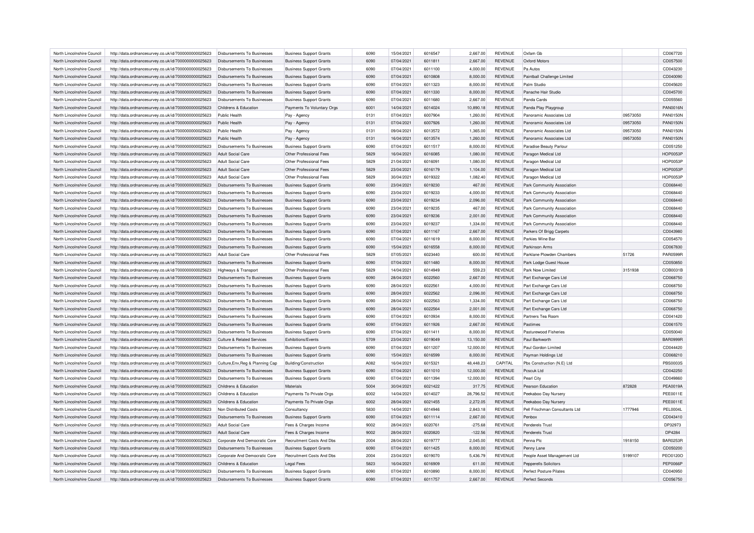| North Lincolnshire Council | http://data.ordnancesurvey.co.uk/id/7000000000025623 | Disbursements To Businesses | Business Support Grants | 6090 | 15/04/2021 | 6016547 | 2,667.00 | REVENUE | Oxfam Gb | | CD067720 |
|---|---|---|---|---|---|---|---|---|---|---|---|
| North Lincolnshire Council | http://data.ordnancesurvey.co.uk/id/7000000000025623 | Disbursements To Businesses | Business Support Grants | 6090 | 07/04/2021 | 6011811 | 2,667.00 | REVENUE | Oxford Motors | | CD057500 |
| North Lincolnshire Council | http://data.ordnancesurvey.co.uk/id/7000000000025623 | Disbursements To Businesses | Business Support Grants | 6090 | 07/04/2021 | 6011100 | 4,000.00 | REVENUE | Pa Autos | | CD043230 |
| North Lincolnshire Council | http://data.ordnancesurvey.co.uk/id/7000000000025623 | Disbursements To Businesses | Business Support Grants | 6090 | 07/04/2021 | 6010808 | 8,000.00 | REVENUE | Paintball Challenge Limited | | CD040090 |
| North Lincolnshire Council | http://data.ordnancesurvey.co.uk/id/7000000000025623 | Disbursements To Businesses | Business Support Grants | 6090 | 07/04/2021 | 6011323 | 8,000.00 | REVENUE | Palm Studio | | CD045620 |
| North Lincolnshire Council | http://data.ordnancesurvey.co.uk/id/7000000000025623 | Disbursements To Businesses | Business Support Grants | 6090 | 07/04/2021 | 6011330 | 8,000.00 | REVENUE | Panache Hair Studio | | CD045700 |
| North Lincolnshire Council | http://data.ordnancesurvey.co.uk/id/7000000000025623 | Disbursements To Businesses | Business Support Grants | 6090 | 07/04/2021 | 6011680 | 2,667.00 | REVENUE | Panda Cards | | CD055560 |
| North Lincolnshire Council | http://data.ordnancesurvey.co.uk/id/7000000000025623 | Childrens & Education | Payments To Voluntary Orgs | 6001 | 14/04/2021 | 6014024 | 10,890.18 | REVENUE | Panda Play Playgroup | | PAN0016N |
| North Lincolnshire Council | http://data.ordnancesurvey.co.uk/id/7000000000025623 | Public Health | Pay - Agency | 0131 | 07/04/2021 | 6007904 | 1,260.00 | REVENUE | Panoramic Associates Ltd | 09573050 | PAN0150N |
| North Lincolnshire Council | http://data.ordnancesurvey.co.uk/id/7000000000025623 | Public Health | Pay - Agency | 0131 | 07/04/2021 | 6007926 | 1,260.00 | REVENUE | Panoramic Associates Ltd | 09573050 | PAN0150N |
| North Lincolnshire Council | http://data.ordnancesurvey.co.uk/id/7000000000025623 | Public Health | Pay - Agency | 0131 | 09/04/2021 | 6013572 | 1,365.00 | REVENUE | Panoramic Associates Ltd | 09573050 | PAN0150N |
| North Lincolnshire Council | http://data.ordnancesurvey.co.uk/id/7000000000025623 | Public Health | Pay - Agency | 0131 | 16/04/2021 | 6013574 | 1,260.00 | REVENUE | Panoramic Associates Ltd | 09573050 | PAN0150N |
| North Lincolnshire Council | http://data.ordnancesurvey.co.uk/id/7000000000025623 | Disbursements To Businesses | Business Support Grants | 6090 | 07/04/2021 | 6011517 | 8,000.00 | REVENUE | Paradise Beauty Parlour | | CD051250 |
| North Lincolnshire Council | http://data.ordnancesurvey.co.uk/id/7000000000025623 | Adult Social Care | Other Professional Fees | 5829 | 16/04/2021 | 6016085 | 1,080.00 | REVENUE | Paragon Medical Ltd | | HOP0053P |
| North Lincolnshire Council | http://data.ordnancesurvey.co.uk/id/7000000000025623 | Adult Social Care | Other Professional Fees | 5829 | 21/04/2021 | 6016091 | 1,080.00 | REVENUE | Paragon Medical Ltd | | HOP0053P |
| North Lincolnshire Council | http://data.ordnancesurvey.co.uk/id/7000000000025623 | Adult Social Care | Other Professional Fees | 5829 | 23/04/2021 | 6016179 | 1,104.00 | REVENUE | Paragon Medical Ltd | | HOP0053P |
| North Lincolnshire Council | http://data.ordnancesurvey.co.uk/id/7000000000025623 | Adult Social Care | Other Professional Fees | 5829 | 30/04/2021 | 6019322 | 1,082.40 | REVENUE | Paragon Medical Ltd | | HOP0053P |
| North Lincolnshire Council | http://data.ordnancesurvey.co.uk/id/7000000000025623 | Disbursements To Businesses | Business Support Grants | 6090 | 23/04/2021 | 6019230 | 467.00 | REVENUE | Park Community Association | | CD068440 |
| North Lincolnshire Council | http://data.ordnancesurvey.co.uk/id/7000000000025623 | Disbursements To Businesses | Business Support Grants | 6090 | 23/04/2021 | 6019233 | 4,000.00 | REVENUE | Park Community Association | | CD068440 |
| North Lincolnshire Council | http://data.ordnancesurvey.co.uk/id/7000000000025623 | Disbursements To Businesses | Business Support Grants | 6090 | 23/04/2021 | 6019234 | 2,096.00 | REVENUE | Park Community Association | | CD068440 |
| North Lincolnshire Council | http://data.ordnancesurvey.co.uk/id/7000000000025623 | Disbursements To Businesses | Business Support Grants | 6090 | 23/04/2021 | 6019235 | 467.00 | REVENUE | Park Community Association | | CD068440 |
| North Lincolnshire Council | http://data.ordnancesurvey.co.uk/id/7000000000025623 | Disbursements To Businesses | Business Support Grants | 6090 | 23/04/2021 | 6019236 | 2,001.00 | REVENUE | Park Community Association | | CD068440 |
| North Lincolnshire Council | http://data.ordnancesurvey.co.uk/id/7000000000025623 | Disbursements To Businesses | Business Support Grants | 6090 | 23/04/2021 | 6019237 | 1,334.00 | REVENUE | Park Community Association | | CD068440 |
| North Lincolnshire Council | http://data.ordnancesurvey.co.uk/id/7000000000025623 | Disbursements To Businesses | Business Support Grants | 6090 | 07/04/2021 | 6011167 | 2,667.00 | REVENUE | Parkers Of Brigg Carpets | | CD043980 |
| North Lincolnshire Council | http://data.ordnancesurvey.co.uk/id/7000000000025623 | Disbursements To Businesses | Business Support Grants | 6090 | 07/04/2021 | 6011619 | 8,000.00 | REVENUE | Parkies Wine Bar | | CD054570 |
| North Lincolnshire Council | http://data.ordnancesurvey.co.uk/id/7000000000025623 | Disbursements To Businesses | Business Support Grants | 6090 | 15/04/2021 | 6016558 | 8,000.00 | REVENUE | Parkinson Arms | | CD067830 |
| North Lincolnshire Council | http://data.ordnancesurvey.co.uk/id/7000000000025623 | Adult Social Care | Other Professional Fees | 5829 | 07/05/2021 | 6023440 | 600.00 | REVENUE | Parklane Plowden Chambers | 51726 | PAR0599R |
| North Lincolnshire Council | http://data.ordnancesurvey.co.uk/id/7000000000025623 | Disbursements To Businesses | Business Support Grants | 6090 | 07/04/2021 | 6011480 | 8,000.00 | REVENUE | Park Lodge Guest House | | CD050850 |
| North Lincolnshire Council | http://data.ordnancesurvey.co.uk/id/7000000000025623 | Highways & Transport | Other Professional Fees | 5829 | 14/04/2021 | 6014949 | 559.23 | REVENUE | Park Now Limited | 3151938 | COB0031B |
| North Lincolnshire Council | http://data.ordnancesurvey.co.uk/id/7000000000025623 | Disbursements To Businesses | Business Support Grants | 6090 | 28/04/2021 | 6022560 | 2,667.00 | REVENUE | Part Exchange Cars Ltd | | CD068750 |
| North Lincolnshire Council | http://data.ordnancesurvey.co.uk/id/7000000000025623 | Disbursements To Businesses | Business Support Grants | 6090 | 28/04/2021 | 6022561 | 4,000.00 | REVENUE | Part Exchange Cars Ltd | | CD068750 |
| North Lincolnshire Council | http://data.ordnancesurvey.co.uk/id/7000000000025623 | Disbursements To Businesses | Business Support Grants | 6090 | 28/04/2021 | 6022562 | 2,096.00 | REVENUE | Part Exchange Cars Ltd | | CD068750 |
| North Lincolnshire Council | http://data.ordnancesurvey.co.uk/id/7000000000025623 | Disbursements To Businesses | Business Support Grants | 6090 | 28/04/2021 | 6022563 | 1,334.00 | REVENUE | Part Exchange Cars Ltd | | CD068750 |
| North Lincolnshire Council | http://data.ordnancesurvey.co.uk/id/7000000000025623 | Disbursements To Businesses | Business Support Grants | 6090 | 28/04/2021 | 6022564 | 2,001.00 | REVENUE | Part Exchange Cars Ltd | | CD068750 |
| North Lincolnshire Council | http://data.ordnancesurvey.co.uk/id/7000000000025623 | Disbursements To Businesses | Business Support Grants | 6090 | 07/04/2021 | 6010934 | 8,000.00 | REVENUE | Partners Tea Room | | CD041420 |
| North Lincolnshire Council | http://data.ordnancesurvey.co.uk/id/7000000000025623 | Disbursements To Businesses | Business Support Grants | 6090 | 07/04/2021 | 6011926 | 2,667.00 | REVENUE | Pastimes | | CD061570 |
| North Lincolnshire Council | http://data.ordnancesurvey.co.uk/id/7000000000025623 | Disbursements To Businesses | Business Support Grants | 6090 | 07/04/2021 | 6011411 | 8,000.00 | REVENUE | Pasturewood Fisheries | | CD050040 |
| North Lincolnshire Council | http://data.ordnancesurvey.co.uk/id/7000000000025623 | Culture & Related Services | Exhibitions/Events | 5709 | 23/04/2021 | 6019049 | 13,150.00 | REVENUE | Paul Barkworth | | BAR0999R |
| North Lincolnshire Council | http://data.ordnancesurvey.co.uk/id/7000000000025623 | Disbursements To Businesses | Business Support Grants | 6090 | 07/04/2021 | 6011207 | 12,000.00 | REVENUE | Paul Gordon Limited | | CD044420 |
| North Lincolnshire Council | http://data.ordnancesurvey.co.uk/id/7000000000025623 | Disbursements To Businesses | Business Support Grants | 6090 | 15/04/2021 | 6016599 | 8,000.00 | REVENUE | Payman Holdings Ltd | | CD068210 |
| North Lincolnshire Council | http://data.ordnancesurvey.co.uk/id/7000000000025623 | Culture,Env,Reg & Planning Cap | Building/Construction | A082 | 16/04/2021 | 6015321 | 48,448.23 | CAPITAL | Pbs Construction (N.E) Ltd | | PBS0003S |
| North Lincolnshire Council | http://data.ordnancesurvey.co.uk/id/7000000000025623 | Disbursements To Businesses | Business Support Grants | 6090 | 07/04/2021 | 6011010 | 12,000.00 | REVENUE | Pcscuk Ltd | | CD042250 |
| North Lincolnshire Council | http://data.ordnancesurvey.co.uk/id/7000000000025623 | Disbursements To Businesses | Business Support Grants | 6090 | 07/04/2021 | 6011394 | 12,000.00 | REVENUE | Pearl City | | CD049860 |
| North Lincolnshire Council | http://data.ordnancesurvey.co.uk/id/7000000000025623 | Childrens & Education | Materials | 5004 | 30/04/2021 | 6021422 | 317.75 | REVENUE | Pearson Education | 872828 | PEA0019A |
| North Lincolnshire Council | http://data.ordnancesurvey.co.uk/id/7000000000025623 | Childrens & Education | Payments To Private Orgs | 6002 | 14/04/2021 | 6014027 | 28,796.52 | REVENUE | Peekaboo Day Nursery | | PEE0011E |
| North Lincolnshire Council | http://data.ordnancesurvey.co.uk/id/7000000000025623 | Childrens & Education | Payments To Private Orgs | 6002 | 28/04/2021 | 6021455 | 2,272.05 | REVENUE | Peekaboo Day Nursery | | PEE0011E |
| North Lincolnshire Council | http://data.ordnancesurvey.co.uk/id/7000000000025623 | Non Distributed Costs | Consultancy | 5830 | 14/04/2021 | 6014946 | 2,843.18 | REVENUE | Pell Frischman Consultants Ltd | 1777946 | PEL0004L |
| North Lincolnshire Council | http://data.ordnancesurvey.co.uk/id/7000000000025623 | Disbursements To Businesses | Business Support Grants | 6090 | 07/04/2021 | 6011114 | 2,667.00 | REVENUE | Penbox | | CD043410 |
| North Lincolnshire Council | http://data.ordnancesurvey.co.uk/id/7000000000025623 | Adult Social Care | Fees & Charges Income | 9002 | 28/04/2021 | 6020761 | -275.68 | REVENUE | Penderels Trust | | DP32973 |
| North Lincolnshire Council | http://data.ordnancesurvey.co.uk/id/7000000000025623 | Adult Social Care | Fees & Charges Income | 9002 | 28/04/2021 | 6020820 | -122.56 | REVENUE | Penderels Trust | | DP4284 |
| North Lincolnshire Council | http://data.ordnancesurvey.co.uk/id/7000000000025623 | Corporate And Democratic Core | Recruitment Costs And Dbs | 2004 | 28/04/2021 | 6019777 | 2,045.00 | REVENUE | Penna Plc | 1918150 | BAR0253R |
| North Lincolnshire Council | http://data.ordnancesurvey.co.uk/id/7000000000025623 | Disbursements To Businesses | Business Support Grants | 6090 | 07/04/2021 | 6011425 | 8,000.00 | REVENUE | Penny Lane | | CD050200 |
| North Lincolnshire Council | http://data.ordnancesurvey.co.uk/id/7000000000025623 | Corporate And Democratic Core | Recruitment Costs And Dbs | 2004 | 23/04/2021 | 6019070 | 5,436.79 | REVENUE | People Asset Management Ltd | 5199107 | PEO0120O |
| North Lincolnshire Council | http://data.ordnancesurvey.co.uk/id/7000000000025623 | Childrens & Education | Legal Fees | 5823 | 16/04/2021 | 6016909 | 611.00 | REVENUE | Pepperells Solicitors | | PEP0066P |
| North Lincolnshire Council | http://data.ordnancesurvey.co.uk/id/7000000000025623 | Disbursements To Businesses | Business Support Grants | 6090 | 07/04/2021 | 6010890 | 8,000.00 | REVENUE | Perfect Posture Pilates | | CD040950 |
| North Lincolnshire Council | http://data.ordnancesurvey.co.uk/id/7000000000025623 | Disbursements To Businesses | Business Support Grants | 6090 | 07/04/2021 | 6011757 | 2,667.00 | REVENUE | Perfect Seconds | | CD056750 |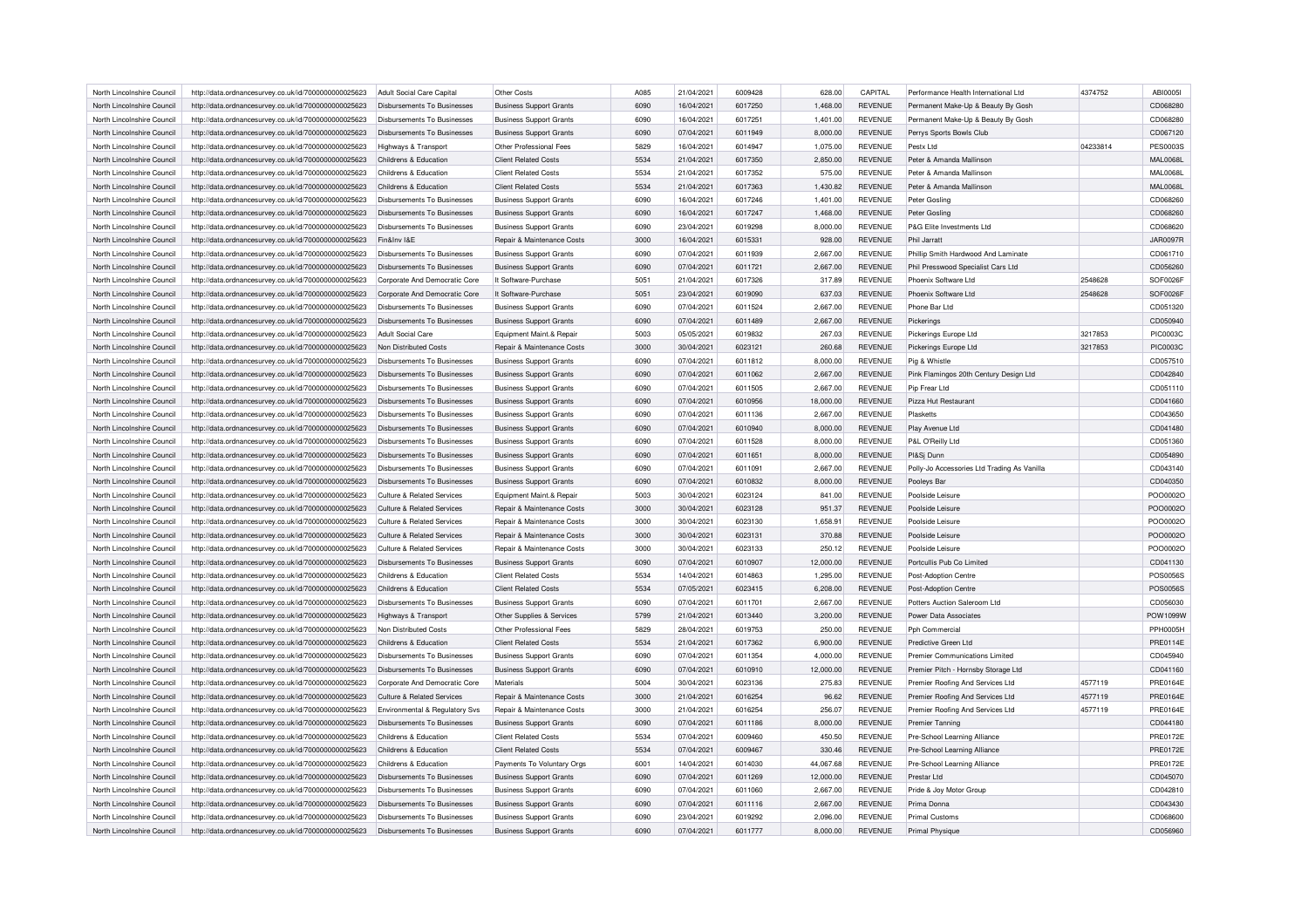| North Lincolnshire Council | http://data.ordnancesurvey.co.uk/id/7000000000025623 | Adult Social Care Capital | Other Costs | A085 | 21/04/2021 | 6009428 | 628.00 | CAPITAL | Performance Health International Ltd | 4374752 | ABI0005I |
|---|---|---|---|---|---|---|---|---|---|---|---|
| North Lincolnshire Council | http://data.ordnancesurvey.co.uk/id/7000000000025623 | Disbursements To Businesses | Business Support Grants | 6090 | 16/04/2021 | 6017250 | 1,468.00 | REVENUE | Permanent Make-Up & Beauty By Gosh | | CD068280 |
| North Lincolnshire Council | http://data.ordnancesurvey.co.uk/id/7000000000025623 | Disbursements To Businesses | Business Support Grants | 6090 | 16/04/2021 | 6017251 | 1,401.00 | REVENUE | Permanent Make-Up & Beauty By Gosh | | CD068280 |
| North Lincolnshire Council | http://data.ordnancesurvey.co.uk/id/7000000000025623 | Disbursements To Businesses | Business Support Grants | 6090 | 07/04/2021 | 6011949 | 8,000.00 | REVENUE | Perrys Sports Bowls Club | | CD067120 |
| North Lincolnshire Council | http://data.ordnancesurvey.co.uk/id/7000000000025623 | Highways & Transport | Other Professional Fees | 5829 | 16/04/2021 | 6014947 | 1,075.00 | REVENUE | Pestx Ltd | 04233814 | PES0003S |
| North Lincolnshire Council | http://data.ordnancesurvey.co.uk/id/7000000000025623 | Childrens & Education | Client Related Costs | 5534 | 21/04/2021 | 6017350 | 2,850.00 | REVENUE | Peter & Amanda Mallinson | | MAL0068L |
| North Lincolnshire Council | http://data.ordnancesurvey.co.uk/id/7000000000025623 | Childrens & Education | Client Related Costs | 5534 | 21/04/2021 | 6017352 | 575.00 | REVENUE | Peter & Amanda Mallinson | | MAL0068L |
| North Lincolnshire Council | http://data.ordnancesurvey.co.uk/id/7000000000025623 | Childrens & Education | Client Related Costs | 5534 | 21/04/2021 | 6017363 | 1,430.82 | REVENUE | Peter & Amanda Mallinson | | MAL0068L |
| North Lincolnshire Council | http://data.ordnancesurvey.co.uk/id/7000000000025623 | Disbursements To Businesses | Business Support Grants | 6090 | 16/04/2021 | 6017246 | 1,401.00 | REVENUE | Peter Gosling | | CD068260 |
| North Lincolnshire Council | http://data.ordnancesurvey.co.uk/id/7000000000025623 | Disbursements To Businesses | Business Support Grants | 6090 | 16/04/2021 | 6017247 | 1,468.00 | REVENUE | Peter Gosling | | CD068260 |
| North Lincolnshire Council | http://data.ordnancesurvey.co.uk/id/7000000000025623 | Disbursements To Businesses | Business Support Grants | 6090 | 23/04/2021 | 6019298 | 8,000.00 | REVENUE | P&G Elite Investments Ltd | | CD068620 |
| North Lincolnshire Council | http://data.ordnancesurvey.co.uk/id/7000000000025623 | Fin&Inv I&E | Repair & Maintenance Costs | 3000 | 16/04/2021 | 6015331 | 928.00 | REVENUE | Phil Jarratt | | JAR0097R |
| North Lincolnshire Council | http://data.ordnancesurvey.co.uk/id/7000000000025623 | Disbursements To Businesses | Business Support Grants | 6090 | 07/04/2021 | 6011939 | 2,667.00 | REVENUE | Phillip Smith Hardwood And Laminate | | CD061710 |
| North Lincolnshire Council | http://data.ordnancesurvey.co.uk/id/7000000000025623 | Disbursements To Businesses | Business Support Grants | 6090 | 07/04/2021 | 6011721 | 2,667.00 | REVENUE | Phil Presswood Specialist Cars Ltd | | CD056260 |
| North Lincolnshire Council | http://data.ordnancesurvey.co.uk/id/7000000000025623 | Corporate And Democratic Core | It Software-Purchase | 5051 | 21/04/2021 | 6017326 | 317.89 | REVENUE | Phoenix Software Ltd | 2548628 | SOF0026F |
| North Lincolnshire Council | http://data.ordnancesurvey.co.uk/id/7000000000025623 | Corporate And Democratic Core | It Software-Purchase | 5051 | 23/04/2021 | 6019090 | 637.03 | REVENUE | Phoenix Software Ltd | 2548628 | SOF0026F |
| North Lincolnshire Council | http://data.ordnancesurvey.co.uk/id/7000000000025623 | Disbursements To Businesses | Business Support Grants | 6090 | 07/04/2021 | 6011524 | 2,667.00 | REVENUE | Phone Bar Ltd | | CD051320 |
| North Lincolnshire Council | http://data.ordnancesurvey.co.uk/id/7000000000025623 | Disbursements To Businesses | Business Support Grants | 6090 | 07/04/2021 | 6011489 | 2,667.00 | REVENUE | Pickerings | | CD050940 |
| North Lincolnshire Council | http://data.ordnancesurvey.co.uk/id/7000000000025623 | Adult Social Care | Equipment Maint.& Repair | 5003 | 05/05/2021 | 6019832 | 267.03 | REVENUE | Pickerings Europe Ltd | 3217853 | PIC0003C |
| North Lincolnshire Council | http://data.ordnancesurvey.co.uk/id/7000000000025623 | Non Distributed Costs | Repair & Maintenance Costs | 3000 | 30/04/2021 | 6023121 | 260.68 | REVENUE | Pickerings Europe Ltd | 3217853 | PIC0003C |
| North Lincolnshire Council | http://data.ordnancesurvey.co.uk/id/7000000000025623 | Disbursements To Businesses | Business Support Grants | 6090 | 07/04/2021 | 6011812 | 8,000.00 | REVENUE | Pig & Whistle | | CD057510 |
| North Lincolnshire Council | http://data.ordnancesurvey.co.uk/id/7000000000025623 | Disbursements To Businesses | Business Support Grants | 6090 | 07/04/2021 | 6011062 | 2,667.00 | REVENUE | Pink Flamingos 20th Century Design Ltd | | CD042840 |
| North Lincolnshire Council | http://data.ordnancesurvey.co.uk/id/7000000000025623 | Disbursements To Businesses | Business Support Grants | 6090 | 07/04/2021 | 6011505 | 2,667.00 | REVENUE | Pip Frear Ltd | | CD051110 |
| North Lincolnshire Council | http://data.ordnancesurvey.co.uk/id/7000000000025623 | Disbursements To Businesses | Business Support Grants | 6090 | 07/04/2021 | 6010956 | 18,000.00 | REVENUE | Pizza Hut Restaurant | | CD041660 |
| North Lincolnshire Council | http://data.ordnancesurvey.co.uk/id/7000000000025623 | Disbursements To Businesses | Business Support Grants | 6090 | 07/04/2021 | 6011136 | 2,667.00 | REVENUE | Plasketts | | CD043650 |
| North Lincolnshire Council | http://data.ordnancesurvey.co.uk/id/7000000000025623 | Disbursements To Businesses | Business Support Grants | 6090 | 07/04/2021 | 6010940 | 8,000.00 | REVENUE | Play Avenue Ltd | | CD041480 |
| North Lincolnshire Council | http://data.ordnancesurvey.co.uk/id/7000000000025623 | Disbursements To Businesses | Business Support Grants | 6090 | 07/04/2021 | 6011528 | 8,000.00 | REVENUE | P&L O'Reilly Ltd | | CD051360 |
| North Lincolnshire Council | http://data.ordnancesurvey.co.uk/id/7000000000025623 | Disbursements To Businesses | Business Support Grants | 6090 | 07/04/2021 | 6011651 | 8,000.00 | REVENUE | Pl&Sj Dunn | | CD054890 |
| North Lincolnshire Council | http://data.ordnancesurvey.co.uk/id/7000000000025623 | Disbursements To Businesses | Business Support Grants | 6090 | 07/04/2021 | 6011091 | 2,667.00 | REVENUE | Polly-Jo Accessories Ltd Trading As Vanilla | | CD043140 |
| North Lincolnshire Council | http://data.ordnancesurvey.co.uk/id/7000000000025623 | Disbursements To Businesses | Business Support Grants | 6090 | 07/04/2021 | 6010832 | 8,000.00 | REVENUE | Pooleys Bar | | CD040350 |
| North Lincolnshire Council | http://data.ordnancesurvey.co.uk/id/7000000000025623 | Culture & Related Services | Equipment Maint.& Repair | 5003 | 30/04/2021 | 6023124 | 841.00 | REVENUE | Poolside Leisure | | POO0002O |
| North Lincolnshire Council | http://data.ordnancesurvey.co.uk/id/7000000000025623 | Culture & Related Services | Repair & Maintenance Costs | 3000 | 30/04/2021 | 6023128 | 951.37 | REVENUE | Poolside Leisure | | POO0002O |
| North Lincolnshire Council | http://data.ordnancesurvey.co.uk/id/7000000000025623 | Culture & Related Services | Repair & Maintenance Costs | 3000 | 30/04/2021 | 6023130 | 1,658.91 | REVENUE | Poolside Leisure | | POO0002O |
| North Lincolnshire Council | http://data.ordnancesurvey.co.uk/id/7000000000025623 | Culture & Related Services | Repair & Maintenance Costs | 3000 | 30/04/2021 | 6023131 | 370.88 | REVENUE | Poolside Leisure | | POO0002O |
| North Lincolnshire Council | http://data.ordnancesurvey.co.uk/id/7000000000025623 | Culture & Related Services | Repair & Maintenance Costs | 3000 | 30/04/2021 | 6023133 | 250.12 | REVENUE | Poolside Leisure | | POO0002O |
| North Lincolnshire Council | http://data.ordnancesurvey.co.uk/id/7000000000025623 | Disbursements To Businesses | Business Support Grants | 6090 | 07/04/2021 | 6010907 | 12,000.00 | REVENUE | Portcullis Pub Co Limited | | CD041130 |
| North Lincolnshire Council | http://data.ordnancesurvey.co.uk/id/7000000000025623 | Childrens & Education | Client Related Costs | 5534 | 14/04/2021 | 6014863 | 1,295.00 | REVENUE | Post-Adoption Centre | | POS0056S |
| North Lincolnshire Council | http://data.ordnancesurvey.co.uk/id/7000000000025623 | Childrens & Education | Client Related Costs | 5534 | 07/05/2021 | 6023415 | 6,208.00 | REVENUE | Post-Adoption Centre | | POS0056S |
| North Lincolnshire Council | http://data.ordnancesurvey.co.uk/id/7000000000025623 | Disbursements To Businesses | Business Support Grants | 6090 | 07/04/2021 | 6011701 | 2,667.00 | REVENUE | Potters Auction Saleroom Ltd | | CD056030 |
| North Lincolnshire Council | http://data.ordnancesurvey.co.uk/id/7000000000025623 | Highways & Transport | Other Supplies & Services | 5799 | 21/04/2021 | 6013440 | 3,200.00 | REVENUE | Power Data Associates | | POW1099W |
| North Lincolnshire Council | http://data.ordnancesurvey.co.uk/id/7000000000025623 | Non Distributed Costs | Other Professional Fees | 5829 | 28/04/2021 | 6019753 | 250.00 | REVENUE | Pph Commercial | | PPH0005H |
| North Lincolnshire Council | http://data.ordnancesurvey.co.uk/id/7000000000025623 | Childrens & Education | Client Related Costs | 5534 | 21/04/2021 | 6017362 | 6,900.00 | REVENUE | Predictive Green Ltd | | PRE0114E |
| North Lincolnshire Council | http://data.ordnancesurvey.co.uk/id/7000000000025623 | Disbursements To Businesses | Business Support Grants | 6090 | 07/04/2021 | 6011354 | 4,000.00 | REVENUE | Premier Communications Limited | | CD045940 |
| North Lincolnshire Council | http://data.ordnancesurvey.co.uk/id/7000000000025623 | Disbursements To Businesses | Business Support Grants | 6090 | 07/04/2021 | 6010910 | 12,000.00 | REVENUE | Premier Pitch - Hornsby Storage Ltd | | CD041160 |
| North Lincolnshire Council | http://data.ordnancesurvey.co.uk/id/7000000000025623 | Corporate And Democratic Core | Materials | 5004 | 30/04/2021 | 6023136 | 275.83 | REVENUE | Premier Roofing And Services Ltd | 4577119 | PRE0164E |
| North Lincolnshire Council | http://data.ordnancesurvey.co.uk/id/7000000000025623 | Culture & Related Services | Repair & Maintenance Costs | 3000 | 21/04/2021 | 6016254 | 96.62 | REVENUE | Premier Roofing And Services Ltd | 4577119 | PRE0164E |
| North Lincolnshire Council | http://data.ordnancesurvey.co.uk/id/7000000000025623 | Environmental & Regulatory Svs | Repair & Maintenance Costs | 3000 | 21/04/2021 | 6016254 | 256.07 | REVENUE | Premier Roofing And Services Ltd | 4577119 | PRE0164E |
| North Lincolnshire Council | http://data.ordnancesurvey.co.uk/id/7000000000025623 | Disbursements To Businesses | Business Support Grants | 6090 | 07/04/2021 | 6011186 | 8,000.00 | REVENUE | Premier Tanning | | CD044180 |
| North Lincolnshire Council | http://data.ordnancesurvey.co.uk/id/7000000000025623 | Childrens & Education | Client Related Costs | 5534 | 07/04/2021 | 6009460 | 450.50 | REVENUE | Pre-School Learning Alliance | | PRE0172E |
| North Lincolnshire Council | http://data.ordnancesurvey.co.uk/id/7000000000025623 | Childrens & Education | Client Related Costs | 5534 | 07/04/2021 | 6009467 | 330.46 | REVENUE | Pre-School Learning Alliance | | PRE0172E |
| North Lincolnshire Council | http://data.ordnancesurvey.co.uk/id/7000000000025623 | Childrens & Education | Payments To Voluntary Orgs | 6001 | 14/04/2021 | 6014030 | 44,067.68 | REVENUE | Pre-School Learning Alliance | | PRE0172E |
| North Lincolnshire Council | http://data.ordnancesurvey.co.uk/id/7000000000025623 | Disbursements To Businesses | Business Support Grants | 6090 | 07/04/2021 | 6011269 | 12,000.00 | REVENUE | Prestar Ltd | | CD045070 |
| North Lincolnshire Council | http://data.ordnancesurvey.co.uk/id/7000000000025623 | Disbursements To Businesses | Business Support Grants | 6090 | 07/04/2021 | 6011060 | 2,667.00 | REVENUE | Pride & Joy Motor Group | | CD042810 |
| North Lincolnshire Council | http://data.ordnancesurvey.co.uk/id/7000000000025623 | Disbursements To Businesses | Business Support Grants | 6090 | 07/04/2021 | 6011116 | 2,667.00 | REVENUE | Prima Donna | | CD043430 |
| North Lincolnshire Council | http://data.ordnancesurvey.co.uk/id/7000000000025623 | Disbursements To Businesses | Business Support Grants | 6090 | 23/04/2021 | 6019292 | 2,096.00 | REVENUE | Primal Customs | | CD068600 |
| North Lincolnshire Council | http://data.ordnancesurvey.co.uk/id/7000000000025623 | Disbursements To Businesses | Business Support Grants | 6090 | 07/04/2021 | 6011777 | 8,000.00 | REVENUE | Primal Physique | | CD056960 |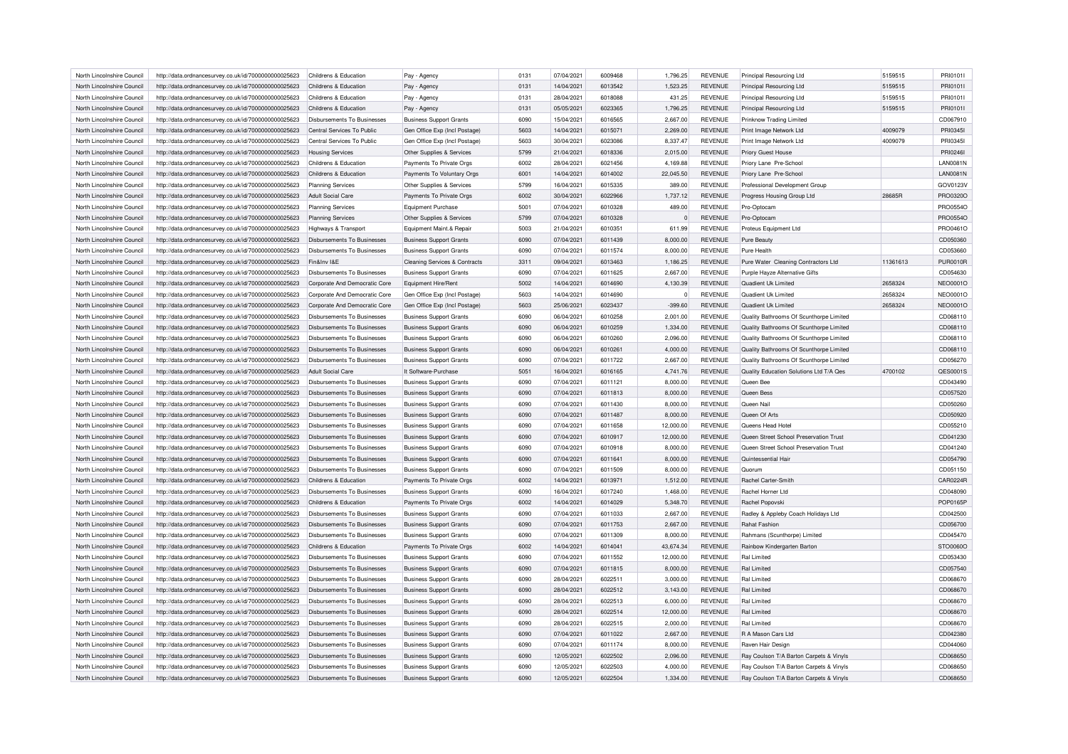| North Lincolnshire Council | http://data.ordnancesurvey.co.uk/id/7000000000025623 | Childrens & Education | Pay - Agency | 0131 | 07/04/2021 | 6009468 | 1,796.25 | REVENUE | Principal Resourcing Ltd | 5159515 | PRI0101I |
|---|---|---|---|---|---|---|---|---|---|---|---|
| North Lincolnshire Council | http://data.ordnancesurvey.co.uk/id/7000000000025623 | Childrens & Education | Pay - Agency | 0131 | 14/04/2021 | 6013542 | 1,523.25 | REVENUE | Principal Resourcing Ltd | 5159515 | PRI0101I |
| North Lincolnshire Council | http://data.ordnancesurvey.co.uk/id/7000000000025623 | Childrens & Education | Pay - Agency | 0131 | 28/04/2021 | 6018088 | 431.25 | REVENUE | Principal Resourcing Ltd | 5159515 | PRI0101I |
| North Lincolnshire Council | http://data.ordnancesurvey.co.uk/id/7000000000025623 | Childrens & Education | Pay - Agency | 0131 | 05/05/2021 | 6023365 | 1,796.25 | REVENUE | Principal Resourcing Ltd | 5159515 | PRI0101I |
| North Lincolnshire Council | http://data.ordnancesurvey.co.uk/id/7000000000025623 | Disbursements To Businesses | Business Support Grants | 6090 | 15/04/2021 | 6016565 | 2,667.00 | REVENUE | Prinknow Trading Limited | | CD067910 |
| North Lincolnshire Council | http://data.ordnancesurvey.co.uk/id/7000000000025623 | Central Services To Public | Gen Office Exp (Incl Postage) | 5603 | 14/04/2021 | 6015071 | 2,269.00 | REVENUE | Print Image Network Ltd | 4009079 | PRI0345I |
| North Lincolnshire Council | http://data.ordnancesurvey.co.uk/id/7000000000025623 | Central Services To Public | Gen Office Exp (Incl Postage) | 5603 | 30/04/2021 | 6023086 | 8,337.47 | REVENUE | Print Image Network Ltd | 4009079 | PRI0345I |
| North Lincolnshire Council | http://data.ordnancesurvey.co.uk/id/7000000000025623 | Housing Services | Other Supplies & Services | 5799 | 21/04/2021 | 6018336 | 2,015.00 | REVENUE | Priory Guest House | | PRI0246I |
| North Lincolnshire Council | http://data.ordnancesurvey.co.uk/id/7000000000025623 | Childrens & Education | Payments To Private Orgs | 6002 | 28/04/2021 | 6021456 | 4,169.88 | REVENUE | Priory Lane Pre-School | | LAN0081N |
| North Lincolnshire Council | http://data.ordnancesurvey.co.uk/id/7000000000025623 | Childrens & Education | Payments To Voluntary Orgs | 6001 | 14/04/2021 | 6014002 | 22,045.50 | REVENUE | Priory Lane Pre-School | | LAN0081N |
| North Lincolnshire Council | http://data.ordnancesurvey.co.uk/id/7000000000025623 | Planning Services | Other Supplies & Services | 5799 | 16/04/2021 | 6015335 | 389.00 | REVENUE | Professional Development Group | | GOV0123V |
| North Lincolnshire Council | http://data.ordnancesurvey.co.uk/id/7000000000025623 | Adult Social Care | Payments To Private Orgs | 6002 | 30/04/2021 | 6022966 | 1,737.12 | REVENUE | Progress Housing Group Ltd | 28685R | PRO0320O |
| North Lincolnshire Council | http://data.ordnancesurvey.co.uk/id/7000000000025623 | Planning Services | Equipment Purchase | 5001 | 07/04/2021 | 6010328 | 489.00 | REVENUE | Pro-Optocam | | PRO0554O |
| North Lincolnshire Council | http://data.ordnancesurvey.co.uk/id/7000000000025623 | Planning Services | Other Supplies & Services | 5799 | 07/04/2021 | 6010328 | 0 | REVENUE | Pro-Optocam | | PRO0554O |
| North Lincolnshire Council | http://data.ordnancesurvey.co.uk/id/7000000000025623 | Highways & Transport | Equipment Maint.& Repair | 5003 | 21/04/2021 | 6010351 | 611.99 | REVENUE | Proteus Equipment Ltd | | PRO0461O |
| North Lincolnshire Council | http://data.ordnancesurvey.co.uk/id/7000000000025623 | Disbursements To Businesses | Business Support Grants | 6090 | 07/04/2021 | 6011439 | 8,000.00 | REVENUE | Pure Beauty | | CD050360 |
| North Lincolnshire Council | http://data.ordnancesurvey.co.uk/id/7000000000025623 | Disbursements To Businesses | Business Support Grants | 6090 | 07/04/2021 | 6011574 | 8,000.00 | REVENUE | Pure Health | | CD053660 |
| North Lincolnshire Council | http://data.ordnancesurvey.co.uk/id/7000000000025623 | Fin&Inv I&E | Cleaning Services & Contracts | 3311 | 09/04/2021 | 6013463 | 1,186.25 | REVENUE | Pure Water Cleaning Contractors Ltd | 11361613 | PUR0010R |
| North Lincolnshire Council | http://data.ordnancesurvey.co.uk/id/7000000000025623 | Disbursements To Businesses | Business Support Grants | 6090 | 07/04/2021 | 6011625 | 2,667.00 | REVENUE | Purple Hayze Alternative Gifts | | CD054630 |
| North Lincolnshire Council | http://data.ordnancesurvey.co.uk/id/7000000000025623 | Corporate And Democratic Core | Equipment Hire/Rent | 5002 | 14/04/2021 | 6014690 | 4,130.39 | REVENUE | Quadient Uk Limited | 2658324 | NEO0001O |
| North Lincolnshire Council | http://data.ordnancesurvey.co.uk/id/7000000000025623 | Corporate And Democratic Core | Gen Office Exp (Incl Postage) | 5603 | 14/04/2021 | 6014690 | 0 | REVENUE | Quadient Uk Limited | 2658324 | NEO0001O |
| North Lincolnshire Council | http://data.ordnancesurvey.co.uk/id/7000000000025623 | Corporate And Democratic Core | Gen Office Exp (Incl Postage) | 5603 | 25/06/2021 | 6023437 | -399.60 | REVENUE | Quadient Uk Limited | 2658324 | NEO0001O |
| North Lincolnshire Council | http://data.ordnancesurvey.co.uk/id/7000000000025623 | Disbursements To Businesses | Business Support Grants | 6090 | 06/04/2021 | 6010258 | 2,001.00 | REVENUE | Quality Bathrooms Of Scunthorpe Limited | | CD068110 |
| North Lincolnshire Council | http://data.ordnancesurvey.co.uk/id/7000000000025623 | Disbursements To Businesses | Business Support Grants | 6090 | 06/04/2021 | 6010259 | 1,334.00 | REVENUE | Quality Bathrooms Of Scunthorpe Limited | | CD068110 |
| North Lincolnshire Council | http://data.ordnancesurvey.co.uk/id/7000000000025623 | Disbursements To Businesses | Business Support Grants | 6090 | 06/04/2021 | 6010260 | 2,096.00 | REVENUE | Quality Bathrooms Of Scunthorpe Limited | | CD068110 |
| North Lincolnshire Council | http://data.ordnancesurvey.co.uk/id/7000000000025623 | Disbursements To Businesses | Business Support Grants | 6090 | 06/04/2021 | 6010261 | 4,000.00 | REVENUE | Quality Bathrooms Of Scunthorpe Limited | | CD068110 |
| North Lincolnshire Council | http://data.ordnancesurvey.co.uk/id/7000000000025623 | Disbursements To Businesses | Business Support Grants | 6090 | 07/04/2021 | 6011722 | 2,667.00 | REVENUE | Quality Bathrooms Of Scunthorpe Limited | | CD056270 |
| North Lincolnshire Council | http://data.ordnancesurvey.co.uk/id/7000000000025623 | Adult Social Care | It Software-Purchase | 5051 | 16/04/2021 | 6016165 | 4,741.76 | REVENUE | Quality Education Solutions Ltd T/A Qes | 4700102 | QES0001S |
| North Lincolnshire Council | http://data.ordnancesurvey.co.uk/id/7000000000025623 | Disbursements To Businesses | Business Support Grants | 6090 | 07/04/2021 | 6011121 | 8,000.00 | REVENUE | Queen Bee | | CD043490 |
| North Lincolnshire Council | http://data.ordnancesurvey.co.uk/id/7000000000025623 | Disbursements To Businesses | Business Support Grants | 6090 | 07/04/2021 | 6011813 | 8,000.00 | REVENUE | Queen Bess | | CD057520 |
| North Lincolnshire Council | http://data.ordnancesurvey.co.uk/id/7000000000025623 | Disbursements To Businesses | Business Support Grants | 6090 | 07/04/2021 | 6011430 | 8,000.00 | REVENUE | Queen Nail | | CD050260 |
| North Lincolnshire Council | http://data.ordnancesurvey.co.uk/id/7000000000025623 | Disbursements To Businesses | Business Support Grants | 6090 | 07/04/2021 | 6011487 | 8,000.00 | REVENUE | Queen Of Arts | | CD050920 |
| North Lincolnshire Council | http://data.ordnancesurvey.co.uk/id/7000000000025623 | Disbursements To Businesses | Business Support Grants | 6090 | 07/04/2021 | 6011658 | 12,000.00 | REVENUE | Queens Head Hotel | | CD055210 |
| North Lincolnshire Council | http://data.ordnancesurvey.co.uk/id/7000000000025623 | Disbursements To Businesses | Business Support Grants | 6090 | 07/04/2021 | 6010917 | 12,000.00 | REVENUE | Queen Street School Preservation Trust | | CD041230 |
| North Lincolnshire Council | http://data.ordnancesurvey.co.uk/id/7000000000025623 | Disbursements To Businesses | Business Support Grants | 6090 | 07/04/2021 | 6010918 | 8,000.00 | REVENUE | Queen Street School Preservation Trust | | CD041240 |
| North Lincolnshire Council | http://data.ordnancesurvey.co.uk/id/7000000000025623 | Disbursements To Businesses | Business Support Grants | 6090 | 07/04/2021 | 6011641 | 8,000.00 | REVENUE | Quintessential Hair | | CD054790 |
| North Lincolnshire Council | http://data.ordnancesurvey.co.uk/id/7000000000025623 | Disbursements To Businesses | Business Support Grants | 6090 | 07/04/2021 | 6011509 | 8,000.00 | REVENUE | Quorum | | CD051150 |
| North Lincolnshire Council | http://data.ordnancesurvey.co.uk/id/7000000000025623 | Childrens & Education | Payments To Private Orgs | 6002 | 14/04/2021 | 6013971 | 1,512.00 | REVENUE | Rachel Carter-Smith | | CAR0224R |
| North Lincolnshire Council | http://data.ordnancesurvey.co.uk/id/7000000000025623 | Disbursements To Businesses | Business Support Grants | 6090 | 16/04/2021 | 6017240 | 1,468.00 | REVENUE | Rachel Horner Ltd | | CD048090 |
| North Lincolnshire Council | http://data.ordnancesurvey.co.uk/id/7000000000025623 | Childrens & Education | Payments To Private Orgs | 6002 | 14/04/2021 | 6014029 | 5,348.70 | REVENUE | Rachel Popovski | | POP0165P |
| North Lincolnshire Council | http://data.ordnancesurvey.co.uk/id/7000000000025623 | Disbursements To Businesses | Business Support Grants | 6090 | 07/04/2021 | 6011033 | 2,667.00 | REVENUE | Radley & Appleby Coach Holidays Ltd | | CD042500 |
| North Lincolnshire Council | http://data.ordnancesurvey.co.uk/id/7000000000025623 | Disbursements To Businesses | Business Support Grants | 6090 | 07/04/2021 | 6011753 | 2,667.00 | REVENUE | Rahat Fashion | | CD056700 |
| North Lincolnshire Council | http://data.ordnancesurvey.co.uk/id/7000000000025623 | Disbursements To Businesses | Business Support Grants | 6090 | 07/04/2021 | 6011309 | 8,000.00 | REVENUE | Rahmans (Scunthorpe) Limited | | CD045470 |
| North Lincolnshire Council | http://data.ordnancesurvey.co.uk/id/7000000000025623 | Childrens & Education | Payments To Private Orgs | 6002 | 14/04/2021 | 6014041 | 43,674.34 | REVENUE | Rainbow Kindergarten Barton | | STO0060O |
| North Lincolnshire Council | http://data.ordnancesurvey.co.uk/id/7000000000025623 | Disbursements To Businesses | Business Support Grants | 6090 | 07/04/2021 | 6011552 | 12,000.00 | REVENUE | Ral Limited | | CD053430 |
| North Lincolnshire Council | http://data.ordnancesurvey.co.uk/id/7000000000025623 | Disbursements To Businesses | Business Support Grants | 6090 | 07/04/2021 | 6011815 | 8,000.00 | REVENUE | Ral Limited | | CD057540 |
| North Lincolnshire Council | http://data.ordnancesurvey.co.uk/id/7000000000025623 | Disbursements To Businesses | Business Support Grants | 6090 | 28/04/2021 | 6022511 | 3,000.00 | REVENUE | Ral Limited | | CD068670 |
| North Lincolnshire Council | http://data.ordnancesurvey.co.uk/id/7000000000025623 | Disbursements To Businesses | Business Support Grants | 6090 | 28/04/2021 | 6022512 | 3,143.00 | REVENUE | Ral Limited | | CD068670 |
| North Lincolnshire Council | http://data.ordnancesurvey.co.uk/id/7000000000025623 | Disbursements To Businesses | Business Support Grants | 6090 | 28/04/2021 | 6022513 | 6,000.00 | REVENUE | Ral Limited | | CD068670 |
| North Lincolnshire Council | http://data.ordnancesurvey.co.uk/id/7000000000025623 | Disbursements To Businesses | Business Support Grants | 6090 | 28/04/2021 | 6022514 | 12,000.00 | REVENUE | Ral Limited | | CD068670 |
| North Lincolnshire Council | http://data.ordnancesurvey.co.uk/id/7000000000025623 | Disbursements To Businesses | Business Support Grants | 6090 | 28/04/2021 | 6022515 | 2,000.00 | REVENUE | Ral Limited | | CD068670 |
| North Lincolnshire Council | http://data.ordnancesurvey.co.uk/id/7000000000025623 | Disbursements To Businesses | Business Support Grants | 6090 | 07/04/2021 | 6011022 | 2,667.00 | REVENUE | R A Mason Cars Ltd | | CD042380 |
| North Lincolnshire Council | http://data.ordnancesurvey.co.uk/id/7000000000025623 | Disbursements To Businesses | Business Support Grants | 6090 | 07/04/2021 | 6011174 | 8,000.00 | REVENUE | Raven Hair Design | | CD044060 |
| North Lincolnshire Council | http://data.ordnancesurvey.co.uk/id/7000000000025623 | Disbursements To Businesses | Business Support Grants | 6090 | 12/05/2021 | 6022502 | 2,096.00 | REVENUE | Ray Coulson T/A Barton Carpets & Vinyls | | CD068650 |
| North Lincolnshire Council | http://data.ordnancesurvey.co.uk/id/7000000000025623 | Disbursements To Businesses | Business Support Grants | 6090 | 12/05/2021 | 6022503 | 4,000.00 | REVENUE | Ray Coulson T/A Barton Carpets & Vinyls | | CD068650 |
| North Lincolnshire Council | http://data.ordnancesurvey.co.uk/id/7000000000025623 | Disbursements To Businesses | Business Support Grants | 6090 | 12/05/2021 | 6022504 | 1,334.00 | REVENUE | Ray Coulson T/A Barton Carpets & Vinyls | | CD068650 |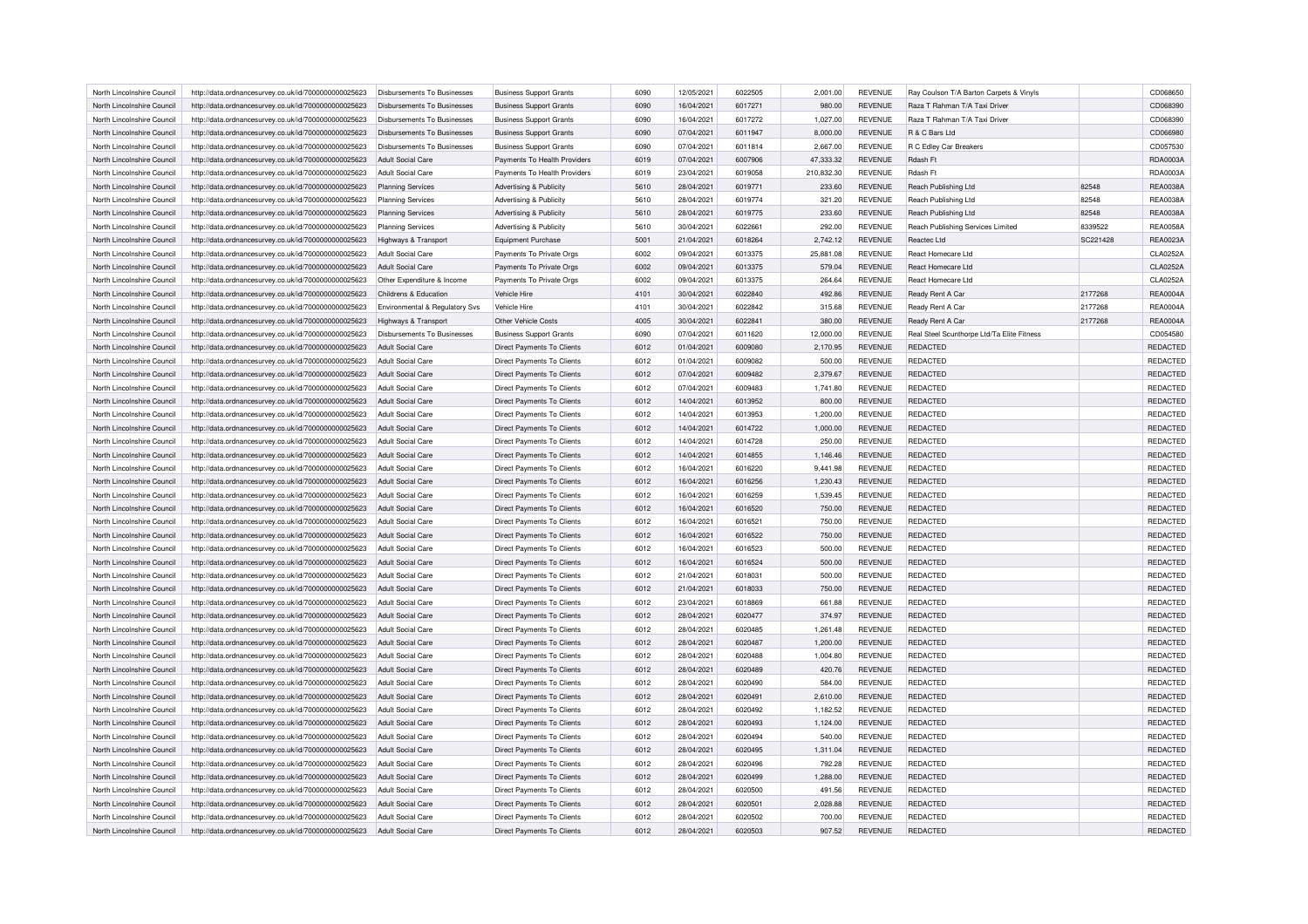| | | | | | | | | | | | |
|---|---|---|---|---|---|---|---|---|---|---|---|
| North Lincolnshire Council | http://data.ordnancesurvey.co.uk/id/7000000000025623 | Disbursements To Businesses | Business Support Grants | 6090 | 12/05/2021 | 6022505 | 2,001.00 | REVENUE | Ray Coulson T/A Barton Carpets & Vinyls | | CD068650 |
| North Lincolnshire Council | http://data.ordnancesurvey.co.uk/id/7000000000025623 | Disbursements To Businesses | Business Support Grants | 6090 | 16/04/2021 | 6017271 | 980.00 | REVENUE | Raza T Rahman T/A Taxi Driver | | CD068390 |
| North Lincolnshire Council | http://data.ordnancesurvey.co.uk/id/7000000000025623 | Disbursements To Businesses | Business Support Grants | 6090 | 16/04/2021 | 6017272 | 1,027.00 | REVENUE | Raza T Rahman T/A Taxi Driver | | CD068390 |
| North Lincolnshire Council | http://data.ordnancesurvey.co.uk/id/7000000000025623 | Disbursements To Businesses | Business Support Grants | 6090 | 07/04/2021 | 6011947 | 8,000.00 | REVENUE | R & C Bars Ltd | | CD066980 |
| North Lincolnshire Council | http://data.ordnancesurvey.co.uk/id/7000000000025623 | Disbursements To Businesses | Business Support Grants | 6090 | 07/04/2021 | 6011814 | 2,667.00 | REVENUE | R C Edley Car Breakers | | CD057530 |
| North Lincolnshire Council | http://data.ordnancesurvey.co.uk/id/7000000000025623 | Adult Social Care | Payments To Health Providers | 6019 | 07/04/2021 | 6007906 | 47,333.32 | REVENUE | Rdash Ft | | RDA0003A |
| North Lincolnshire Council | http://data.ordnancesurvey.co.uk/id/7000000000025623 | Adult Social Care | Payments To Health Providers | 6019 | 23/04/2021 | 6019058 | 210,832.30 | REVENUE | Rdash Ft | | RDA0003A |
| North Lincolnshire Council | http://data.ordnancesurvey.co.uk/id/7000000000025623 | Planning Services | Advertising & Publicity | 5610 | 28/04/2021 | 6019771 | 233.60 | REVENUE | Reach Publishing Ltd | 82548 | REA0038A |
| North Lincolnshire Council | http://data.ordnancesurvey.co.uk/id/7000000000025623 | Planning Services | Advertising & Publicity | 5610 | 28/04/2021 | 6019774 | 321.20 | REVENUE | Reach Publishing Ltd | 82548 | REA0038A |
| North Lincolnshire Council | http://data.ordnancesurvey.co.uk/id/7000000000025623 | Planning Services | Advertising & Publicity | 5610 | 28/04/2021 | 6019775 | 233.60 | REVENUE | Reach Publishing Ltd | 82548 | REA0038A |
| North Lincolnshire Council | http://data.ordnancesurvey.co.uk/id/7000000000025623 | Planning Services | Advertising & Publicity | 5610 | 30/04/2021 | 6022661 | 292.00 | REVENUE | Reach Publishing Services Limited | 8339522 | REA0058A |
| North Lincolnshire Council | http://data.ordnancesurvey.co.uk/id/7000000000025623 | Highways & Transport | Equipment Purchase | 5001 | 21/04/2021 | 6018264 | 2,742.12 | REVENUE | Reactec Ltd | SC221428 | REA0023A |
| North Lincolnshire Council | http://data.ordnancesurvey.co.uk/id/7000000000025623 | Adult Social Care | Payments To Private Orgs | 6002 | 09/04/2021 | 6013375 | 25,881.08 | REVENUE | React Homecare Ltd | | CLA0252A |
| North Lincolnshire Council | http://data.ordnancesurvey.co.uk/id/7000000000025623 | Adult Social Care | Payments To Private Orgs | 6002 | 09/04/2021 | 6013375 | 579.04 | REVENUE | React Homecare Ltd | | CLA0252A |
| North Lincolnshire Council | http://data.ordnancesurvey.co.uk/id/7000000000025623 | Other Expenditure & Income | Payments To Private Orgs | 6002 | 09/04/2021 | 6013375 | 264.64 | REVENUE | React Homecare Ltd | | CLA0252A |
| North Lincolnshire Council | http://data.ordnancesurvey.co.uk/id/7000000000025623 | Childrens & Education | Vehicle Hire | 4101 | 30/04/2021 | 6022840 | 492.86 | REVENUE | Ready Rent A Car | 2177268 | REA0004A |
| North Lincolnshire Council | http://data.ordnancesurvey.co.uk/id/7000000000025623 | Environmental & Regulatory Svs | Vehicle Hire | 4101 | 30/04/2021 | 6022842 | 315.68 | REVENUE | Ready Rent A Car | 2177268 | REA0004A |
| North Lincolnshire Council | http://data.ordnancesurvey.co.uk/id/7000000000025623 | Highways & Transport | Other Vehicle Costs | 4005 | 30/04/2021 | 6022841 | 380.00 | REVENUE | Ready Rent A Car | 2177268 | REA0004A |
| North Lincolnshire Council | http://data.ordnancesurvey.co.uk/id/7000000000025623 | Disbursements To Businesses | Business Support Grants | 6090 | 07/04/2021 | 6011620 | 12,000.00 | REVENUE | Real Steel Scunthorpe Ltd/Ta Elite Fitness | | CD054580 |
| North Lincolnshire Council | http://data.ordnancesurvey.co.uk/id/7000000000025623 | Adult Social Care | Direct Payments To Clients | 6012 | 01/04/2021 | 6009080 | 2,170.95 | REVENUE | REDACTED | | REDACTED |
| North Lincolnshire Council | http://data.ordnancesurvey.co.uk/id/7000000000025623 | Adult Social Care | Direct Payments To Clients | 6012 | 01/04/2021 | 6009082 | 500.00 | REVENUE | REDACTED | | REDACTED |
| North Lincolnshire Council | http://data.ordnancesurvey.co.uk/id/7000000000025623 | Adult Social Care | Direct Payments To Clients | 6012 | 07/04/2021 | 6009482 | 2,379.67 | REVENUE | REDACTED | | REDACTED |
| North Lincolnshire Council | http://data.ordnancesurvey.co.uk/id/7000000000025623 | Adult Social Care | Direct Payments To Clients | 6012 | 07/04/2021 | 6009483 | 1,741.80 | REVENUE | REDACTED | | REDACTED |
| North Lincolnshire Council | http://data.ordnancesurvey.co.uk/id/7000000000025623 | Adult Social Care | Direct Payments To Clients | 6012 | 14/04/2021 | 6013952 | 800.00 | REVENUE | REDACTED | | REDACTED |
| North Lincolnshire Council | http://data.ordnancesurvey.co.uk/id/7000000000025623 | Adult Social Care | Direct Payments To Clients | 6012 | 14/04/2021 | 6013953 | 1,200.00 | REVENUE | REDACTED | | REDACTED |
| North Lincolnshire Council | http://data.ordnancesurvey.co.uk/id/7000000000025623 | Adult Social Care | Direct Payments To Clients | 6012 | 14/04/2021 | 6014722 | 1,000.00 | REVENUE | REDACTED | | REDACTED |
| North Lincolnshire Council | http://data.ordnancesurvey.co.uk/id/7000000000025623 | Adult Social Care | Direct Payments To Clients | 6012 | 14/04/2021 | 6014728 | 250.00 | REVENUE | REDACTED | | REDACTED |
| North Lincolnshire Council | http://data.ordnancesurvey.co.uk/id/7000000000025623 | Adult Social Care | Direct Payments To Clients | 6012 | 14/04/2021 | 6014855 | 1,146.46 | REVENUE | REDACTED | | REDACTED |
| North Lincolnshire Council | http://data.ordnancesurvey.co.uk/id/7000000000025623 | Adult Social Care | Direct Payments To Clients | 6012 | 16/04/2021 | 6016220 | 9,441.98 | REVENUE | REDACTED | | REDACTED |
| North Lincolnshire Council | http://data.ordnancesurvey.co.uk/id/7000000000025623 | Adult Social Care | Direct Payments To Clients | 6012 | 16/04/2021 | 6016256 | 1,230.43 | REVENUE | REDACTED | | REDACTED |
| North Lincolnshire Council | http://data.ordnancesurvey.co.uk/id/7000000000025623 | Adult Social Care | Direct Payments To Clients | 6012 | 16/04/2021 | 6016259 | 1,539.45 | REVENUE | REDACTED | | REDACTED |
| North Lincolnshire Council | http://data.ordnancesurvey.co.uk/id/7000000000025623 | Adult Social Care | Direct Payments To Clients | 6012 | 16/04/2021 | 6016520 | 750.00 | REVENUE | REDACTED | | REDACTED |
| North Lincolnshire Council | http://data.ordnancesurvey.co.uk/id/7000000000025623 | Adult Social Care | Direct Payments To Clients | 6012 | 16/04/2021 | 6016521 | 750.00 | REVENUE | REDACTED | | REDACTED |
| North Lincolnshire Council | http://data.ordnancesurvey.co.uk/id/7000000000025623 | Adult Social Care | Direct Payments To Clients | 6012 | 16/04/2021 | 6016522 | 750.00 | REVENUE | REDACTED | | REDACTED |
| North Lincolnshire Council | http://data.ordnancesurvey.co.uk/id/7000000000025623 | Adult Social Care | Direct Payments To Clients | 6012 | 16/04/2021 | 6016523 | 500.00 | REVENUE | REDACTED | | REDACTED |
| North Lincolnshire Council | http://data.ordnancesurvey.co.uk/id/7000000000025623 | Adult Social Care | Direct Payments To Clients | 6012 | 16/04/2021 | 6016524 | 500.00 | REVENUE | REDACTED | | REDACTED |
| North Lincolnshire Council | http://data.ordnancesurvey.co.uk/id/7000000000025623 | Adult Social Care | Direct Payments To Clients | 6012 | 21/04/2021 | 6018031 | 500.00 | REVENUE | REDACTED | | REDACTED |
| North Lincolnshire Council | http://data.ordnancesurvey.co.uk/id/7000000000025623 | Adult Social Care | Direct Payments To Clients | 6012 | 21/04/2021 | 6018033 | 750.00 | REVENUE | REDACTED | | REDACTED |
| North Lincolnshire Council | http://data.ordnancesurvey.co.uk/id/7000000000025623 | Adult Social Care | Direct Payments To Clients | 6012 | 23/04/2021 | 6018869 | 661.88 | REVENUE | REDACTED | | REDACTED |
| North Lincolnshire Council | http://data.ordnancesurvey.co.uk/id/7000000000025623 | Adult Social Care | Direct Payments To Clients | 6012 | 28/04/2021 | 6020477 | 374.97 | REVENUE | REDACTED | | REDACTED |
| North Lincolnshire Council | http://data.ordnancesurvey.co.uk/id/7000000000025623 | Adult Social Care | Direct Payments To Clients | 6012 | 28/04/2021 | 6020485 | 1,261.48 | REVENUE | REDACTED | | REDACTED |
| North Lincolnshire Council | http://data.ordnancesurvey.co.uk/id/7000000000025623 | Adult Social Care | Direct Payments To Clients | 6012 | 28/04/2021 | 6020487 | 1,200.00 | REVENUE | REDACTED | | REDACTED |
| North Lincolnshire Council | http://data.ordnancesurvey.co.uk/id/7000000000025623 | Adult Social Care | Direct Payments To Clients | 6012 | 28/04/2021 | 6020488 | 1,004.80 | REVENUE | REDACTED | | REDACTED |
| North Lincolnshire Council | http://data.ordnancesurvey.co.uk/id/7000000000025623 | Adult Social Care | Direct Payments To Clients | 6012 | 28/04/2021 | 6020489 | 420.76 | REVENUE | REDACTED | | REDACTED |
| North Lincolnshire Council | http://data.ordnancesurvey.co.uk/id/7000000000025623 | Adult Social Care | Direct Payments To Clients | 6012 | 28/04/2021 | 6020490 | 584.00 | REVENUE | REDACTED | | REDACTED |
| North Lincolnshire Council | http://data.ordnancesurvey.co.uk/id/7000000000025623 | Adult Social Care | Direct Payments To Clients | 6012 | 28/04/2021 | 6020491 | 2,610.00 | REVENUE | REDACTED | | REDACTED |
| North Lincolnshire Council | http://data.ordnancesurvey.co.uk/id/7000000000025623 | Adult Social Care | Direct Payments To Clients | 6012 | 28/04/2021 | 6020492 | 1,182.52 | REVENUE | REDACTED | | REDACTED |
| North Lincolnshire Council | http://data.ordnancesurvey.co.uk/id/7000000000025623 | Adult Social Care | Direct Payments To Clients | 6012 | 28/04/2021 | 6020493 | 1,124.00 | REVENUE | REDACTED | | REDACTED |
| North Lincolnshire Council | http://data.ordnancesurvey.co.uk/id/7000000000025623 | Adult Social Care | Direct Payments To Clients | 6012 | 28/04/2021 | 6020494 | 540.00 | REVENUE | REDACTED | | REDACTED |
| North Lincolnshire Council | http://data.ordnancesurvey.co.uk/id/7000000000025623 | Adult Social Care | Direct Payments To Clients | 6012 | 28/04/2021 | 6020495 | 1,311.04 | REVENUE | REDACTED | | REDACTED |
| North Lincolnshire Council | http://data.ordnancesurvey.co.uk/id/7000000000025623 | Adult Social Care | Direct Payments To Clients | 6012 | 28/04/2021 | 6020496 | 792.28 | REVENUE | REDACTED | | REDACTED |
| North Lincolnshire Council | http://data.ordnancesurvey.co.uk/id/7000000000025623 | Adult Social Care | Direct Payments To Clients | 6012 | 28/04/2021 | 6020499 | 1,288.00 | REVENUE | REDACTED | | REDACTED |
| North Lincolnshire Council | http://data.ordnancesurvey.co.uk/id/7000000000025623 | Adult Social Care | Direct Payments To Clients | 6012 | 28/04/2021 | 6020500 | 491.56 | REVENUE | REDACTED | | REDACTED |
| North Lincolnshire Council | http://data.ordnancesurvey.co.uk/id/7000000000025623 | Adult Social Care | Direct Payments To Clients | 6012 | 28/04/2021 | 6020501 | 2,028.88 | REVENUE | REDACTED | | REDACTED |
| North Lincolnshire Council | http://data.ordnancesurvey.co.uk/id/7000000000025623 | Adult Social Care | Direct Payments To Clients | 6012 | 28/04/2021 | 6020502 | 700.00 | REVENUE | REDACTED | | REDACTED |
| North Lincolnshire Council | http://data.ordnancesurvey.co.uk/id/7000000000025623 | Adult Social Care | Direct Payments To Clients | 6012 | 28/04/2021 | 6020503 | 907.52 | REVENUE | REDACTED | | REDACTED |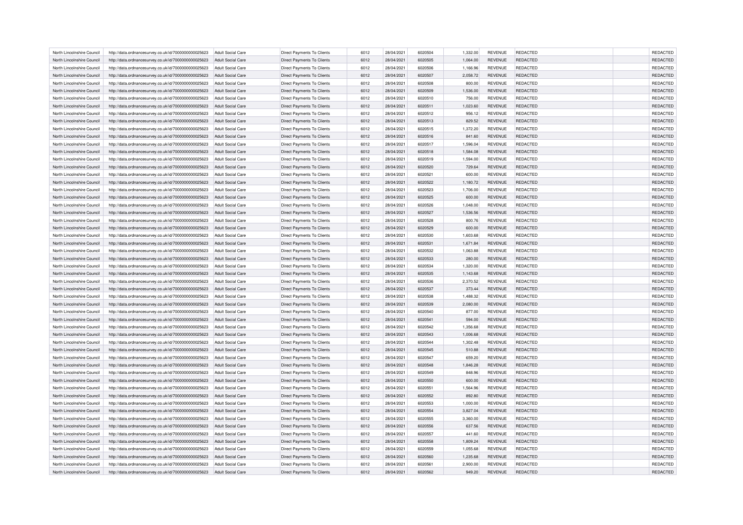| North Lincolnshire Council | http://data.ordnancesurvey.co.uk/id/7000000000025623 | Adult Social Care | Direct Payments To Clients | 6012 | 28/04/2021 | 6020504 | 1,332.00 | REVENUE | REDACTED | | REDACTED |
|---|---|---|---|---|---|---|---|---|---|---|---|
| North Lincolnshire Council | http://data.ordnancesurvey.co.uk/id/7000000000025623 | Adult Social Care | Direct Payments To Clients | 6012 | 28/04/2021 | 6020505 | 1,064.00 | REVENUE | REDACTED | | REDACTED |
| North Lincolnshire Council | http://data.ordnancesurvey.co.uk/id/7000000000025623 | Adult Social Care | Direct Payments To Clients | 6012 | 28/04/2021 | 6020506 | 1,166.96 | REVENUE | REDACTED | | REDACTED |
| North Lincolnshire Council | http://data.ordnancesurvey.co.uk/id/7000000000025623 | Adult Social Care | Direct Payments To Clients | 6012 | 28/04/2021 | 6020507 | 2,058.72 | REVENUE | REDACTED | | REDACTED |
| North Lincolnshire Council | http://data.ordnancesurvey.co.uk/id/7000000000025623 | Adult Social Care | Direct Payments To Clients | 6012 | 28/04/2021 | 6020508 | 800.00 | REVENUE | REDACTED | | REDACTED |
| North Lincolnshire Council | http://data.ordnancesurvey.co.uk/id/7000000000025623 | Adult Social Care | Direct Payments To Clients | 6012 | 28/04/2021 | 6020509 | 1,536.00 | REVENUE | REDACTED | | REDACTED |
| North Lincolnshire Council | http://data.ordnancesurvey.co.uk/id/7000000000025623 | Adult Social Care | Direct Payments To Clients | 6012 | 28/04/2021 | 6020510 | 756.00 | REVENUE | REDACTED | | REDACTED |
| North Lincolnshire Council | http://data.ordnancesurvey.co.uk/id/7000000000025623 | Adult Social Care | Direct Payments To Clients | 6012 | 28/04/2021 | 6020511 | 1,023.60 | REVENUE | REDACTED | | REDACTED |
| North Lincolnshire Council | http://data.ordnancesurvey.co.uk/id/7000000000025623 | Adult Social Care | Direct Payments To Clients | 6012 | 28/04/2021 | 6020512 | 956.12 | REVENUE | REDACTED | | REDACTED |
| North Lincolnshire Council | http://data.ordnancesurvey.co.uk/id/7000000000025623 | Adult Social Care | Direct Payments To Clients | 6012 | 28/04/2021 | 6020513 | 829.52 | REVENUE | REDACTED | | REDACTED |
| North Lincolnshire Council | http://data.ordnancesurvey.co.uk/id/7000000000025623 | Adult Social Care | Direct Payments To Clients | 6012 | 28/04/2021 | 6020515 | 1,372.20 | REVENUE | REDACTED | | REDACTED |
| North Lincolnshire Council | http://data.ordnancesurvey.co.uk/id/7000000000025623 | Adult Social Care | Direct Payments To Clients | 6012 | 28/04/2021 | 6020516 | 841.60 | REVENUE | REDACTED | | REDACTED |
| North Lincolnshire Council | http://data.ordnancesurvey.co.uk/id/7000000000025623 | Adult Social Care | Direct Payments To Clients | 6012 | 28/04/2021 | 6020517 | 1,596.04 | REVENUE | REDACTED | | REDACTED |
| North Lincolnshire Council | http://data.ordnancesurvey.co.uk/id/7000000000025623 | Adult Social Care | Direct Payments To Clients | 6012 | 28/04/2021 | 6020518 | 1,584.08 | REVENUE | REDACTED | | REDACTED |
| North Lincolnshire Council | http://data.ordnancesurvey.co.uk/id/7000000000025623 | Adult Social Care | Direct Payments To Clients | 6012 | 28/04/2021 | 6020519 | 1,594.00 | REVENUE | REDACTED | | REDACTED |
| North Lincolnshire Council | http://data.ordnancesurvey.co.uk/id/7000000000025623 | Adult Social Care | Direct Payments To Clients | 6012 | 28/04/2021 | 6020520 | 729.64 | REVENUE | REDACTED | | REDACTED |
| North Lincolnshire Council | http://data.ordnancesurvey.co.uk/id/7000000000025623 | Adult Social Care | Direct Payments To Clients | 6012 | 28/04/2021 | 6020521 | 600.00 | REVENUE | REDACTED | | REDACTED |
| North Lincolnshire Council | http://data.ordnancesurvey.co.uk/id/7000000000025623 | Adult Social Care | Direct Payments To Clients | 6012 | 28/04/2021 | 6020522 | 1,180.72 | REVENUE | REDACTED | | REDACTED |
| North Lincolnshire Council | http://data.ordnancesurvey.co.uk/id/7000000000025623 | Adult Social Care | Direct Payments To Clients | 6012 | 28/04/2021 | 6020523 | 1,706.00 | REVENUE | REDACTED | | REDACTED |
| North Lincolnshire Council | http://data.ordnancesurvey.co.uk/id/7000000000025623 | Adult Social Care | Direct Payments To Clients | 6012 | 28/04/2021 | 6020525 | 600.00 | REVENUE | REDACTED | | REDACTED |
| North Lincolnshire Council | http://data.ordnancesurvey.co.uk/id/7000000000025623 | Adult Social Care | Direct Payments To Clients | 6012 | 28/04/2021 | 6020526 | 1,048.00 | REVENUE | REDACTED | | REDACTED |
| North Lincolnshire Council | http://data.ordnancesurvey.co.uk/id/7000000000025623 | Adult Social Care | Direct Payments To Clients | 6012 | 28/04/2021 | 6020527 | 1,536.56 | REVENUE | REDACTED | | REDACTED |
| North Lincolnshire Council | http://data.ordnancesurvey.co.uk/id/7000000000025623 | Adult Social Care | Direct Payments To Clients | 6012 | 28/04/2021 | 6020528 | 800.76 | REVENUE | REDACTED | | REDACTED |
| North Lincolnshire Council | http://data.ordnancesurvey.co.uk/id/7000000000025623 | Adult Social Care | Direct Payments To Clients | 6012 | 28/04/2021 | 6020529 | 600.00 | REVENUE | REDACTED | | REDACTED |
| North Lincolnshire Council | http://data.ordnancesurvey.co.uk/id/7000000000025623 | Adult Social Care | Direct Payments To Clients | 6012 | 28/04/2021 | 6020530 | 1,603.68 | REVENUE | REDACTED | | REDACTED |
| North Lincolnshire Council | http://data.ordnancesurvey.co.uk/id/7000000000025623 | Adult Social Care | Direct Payments To Clients | 6012 | 28/04/2021 | 6020531 | 1,671.84 | REVENUE | REDACTED | | REDACTED |
| North Lincolnshire Council | http://data.ordnancesurvey.co.uk/id/7000000000025623 | Adult Social Care | Direct Payments To Clients | 6012 | 28/04/2021 | 6020532 | 1,063.88 | REVENUE | REDACTED | | REDACTED |
| North Lincolnshire Council | http://data.ordnancesurvey.co.uk/id/7000000000025623 | Adult Social Care | Direct Payments To Clients | 6012 | 28/04/2021 | 6020533 | 280.00 | REVENUE | REDACTED | | REDACTED |
| North Lincolnshire Council | http://data.ordnancesurvey.co.uk/id/7000000000025623 | Adult Social Care | Direct Payments To Clients | 6012 | 28/04/2021 | 6020534 | 1,320.00 | REVENUE | REDACTED | | REDACTED |
| North Lincolnshire Council | http://data.ordnancesurvey.co.uk/id/7000000000025623 | Adult Social Care | Direct Payments To Clients | 6012 | 28/04/2021 | 6020535 | 1,143.68 | REVENUE | REDACTED | | REDACTED |
| North Lincolnshire Council | http://data.ordnancesurvey.co.uk/id/7000000000025623 | Adult Social Care | Direct Payments To Clients | 6012 | 28/04/2021 | 6020536 | 2,370.52 | REVENUE | REDACTED | | REDACTED |
| North Lincolnshire Council | http://data.ordnancesurvey.co.uk/id/7000000000025623 | Adult Social Care | Direct Payments To Clients | 6012 | 28/04/2021 | 6020537 | 373.44 | REVENUE | REDACTED | | REDACTED |
| North Lincolnshire Council | http://data.ordnancesurvey.co.uk/id/7000000000025623 | Adult Social Care | Direct Payments To Clients | 6012 | 28/04/2021 | 6020538 | 1,488.32 | REVENUE | REDACTED | | REDACTED |
| North Lincolnshire Council | http://data.ordnancesurvey.co.uk/id/7000000000025623 | Adult Social Care | Direct Payments To Clients | 6012 | 28/04/2021 | 6020539 | 2,080.00 | REVENUE | REDACTED | | REDACTED |
| North Lincolnshire Council | http://data.ordnancesurvey.co.uk/id/7000000000025623 | Adult Social Care | Direct Payments To Clients | 6012 | 28/04/2021 | 6020540 | 877.00 | REVENUE | REDACTED | | REDACTED |
| North Lincolnshire Council | http://data.ordnancesurvey.co.uk/id/7000000000025623 | Adult Social Care | Direct Payments To Clients | 6012 | 28/04/2021 | 6020541 | 594.00 | REVENUE | REDACTED | | REDACTED |
| North Lincolnshire Council | http://data.ordnancesurvey.co.uk/id/7000000000025623 | Adult Social Care | Direct Payments To Clients | 6012 | 28/04/2021 | 6020542 | 1,356.68 | REVENUE | REDACTED | | REDACTED |
| North Lincolnshire Council | http://data.ordnancesurvey.co.uk/id/7000000000025623 | Adult Social Care | Direct Payments To Clients | 6012 | 28/04/2021 | 6020543 | 1,006.68 | REVENUE | REDACTED | | REDACTED |
| North Lincolnshire Council | http://data.ordnancesurvey.co.uk/id/7000000000025623 | Adult Social Care | Direct Payments To Clients | 6012 | 28/04/2021 | 6020544 | 1,302.48 | REVENUE | REDACTED | | REDACTED |
| North Lincolnshire Council | http://data.ordnancesurvey.co.uk/id/7000000000025623 | Adult Social Care | Direct Payments To Clients | 6012 | 28/04/2021 | 6020545 | 510.88 | REVENUE | REDACTED | | REDACTED |
| North Lincolnshire Council | http://data.ordnancesurvey.co.uk/id/7000000000025623 | Adult Social Care | Direct Payments To Clients | 6012 | 28/04/2021 | 6020547 | 659.20 | REVENUE | REDACTED | | REDACTED |
| North Lincolnshire Council | http://data.ordnancesurvey.co.uk/id/7000000000025623 | Adult Social Care | Direct Payments To Clients | 6012 | 28/04/2021 | 6020548 | 1,846.28 | REVENUE | REDACTED | | REDACTED |
| North Lincolnshire Council | http://data.ordnancesurvey.co.uk/id/7000000000025623 | Adult Social Care | Direct Payments To Clients | 6012 | 28/04/2021 | 6020549 | 848.96 | REVENUE | REDACTED | | REDACTED |
| North Lincolnshire Council | http://data.ordnancesurvey.co.uk/id/7000000000025623 | Adult Social Care | Direct Payments To Clients | 6012 | 28/04/2021 | 6020550 | 600.00 | REVENUE | REDACTED | | REDACTED |
| North Lincolnshire Council | http://data.ordnancesurvey.co.uk/id/7000000000025623 | Adult Social Care | Direct Payments To Clients | 6012 | 28/04/2021 | 6020551 | 1,564.96 | REVENUE | REDACTED | | REDACTED |
| North Lincolnshire Council | http://data.ordnancesurvey.co.uk/id/7000000000025623 | Adult Social Care | Direct Payments To Clients | 6012 | 28/04/2021 | 6020552 | 892.80 | REVENUE | REDACTED | | REDACTED |
| North Lincolnshire Council | http://data.ordnancesurvey.co.uk/id/7000000000025623 | Adult Social Care | Direct Payments To Clients | 6012 | 28/04/2021 | 6020553 | 1,000.00 | REVENUE | REDACTED | | REDACTED |
| North Lincolnshire Council | http://data.ordnancesurvey.co.uk/id/7000000000025623 | Adult Social Care | Direct Payments To Clients | 6012 | 28/04/2021 | 6020554 | 3,827.04 | REVENUE | REDACTED | | REDACTED |
| North Lincolnshire Council | http://data.ordnancesurvey.co.uk/id/7000000000025623 | Adult Social Care | Direct Payments To Clients | 6012 | 28/04/2021 | 6020555 | 3,360.00 | REVENUE | REDACTED | | REDACTED |
| North Lincolnshire Council | http://data.ordnancesurvey.co.uk/id/7000000000025623 | Adult Social Care | Direct Payments To Clients | 6012 | 28/04/2021 | 6020556 | 637.56 | REVENUE | REDACTED | | REDACTED |
| North Lincolnshire Council | http://data.ordnancesurvey.co.uk/id/7000000000025623 | Adult Social Care | Direct Payments To Clients | 6012 | 28/04/2021 | 6020557 | 441.60 | REVENUE | REDACTED | | REDACTED |
| North Lincolnshire Council | http://data.ordnancesurvey.co.uk/id/7000000000025623 | Adult Social Care | Direct Payments To Clients | 6012 | 28/04/2021 | 6020558 | 1,809.24 | REVENUE | REDACTED | | REDACTED |
| North Lincolnshire Council | http://data.ordnancesurvey.co.uk/id/7000000000025623 | Adult Social Care | Direct Payments To Clients | 6012 | 28/04/2021 | 6020559 | 1,055.68 | REVENUE | REDACTED | | REDACTED |
| North Lincolnshire Council | http://data.ordnancesurvey.co.uk/id/7000000000025623 | Adult Social Care | Direct Payments To Clients | 6012 | 28/04/2021 | 6020560 | 1,235.68 | REVENUE | REDACTED | | REDACTED |
| North Lincolnshire Council | http://data.ordnancesurvey.co.uk/id/7000000000025623 | Adult Social Care | Direct Payments To Clients | 6012 | 28/04/2021 | 6020561 | 2,900.00 | REVENUE | REDACTED | | REDACTED |
| North Lincolnshire Council | http://data.ordnancesurvey.co.uk/id/7000000000025623 | Adult Social Care | Direct Payments To Clients | 6012 | 28/04/2021 | 6020562 | 949.20 | REVENUE | REDACTED | | REDACTED |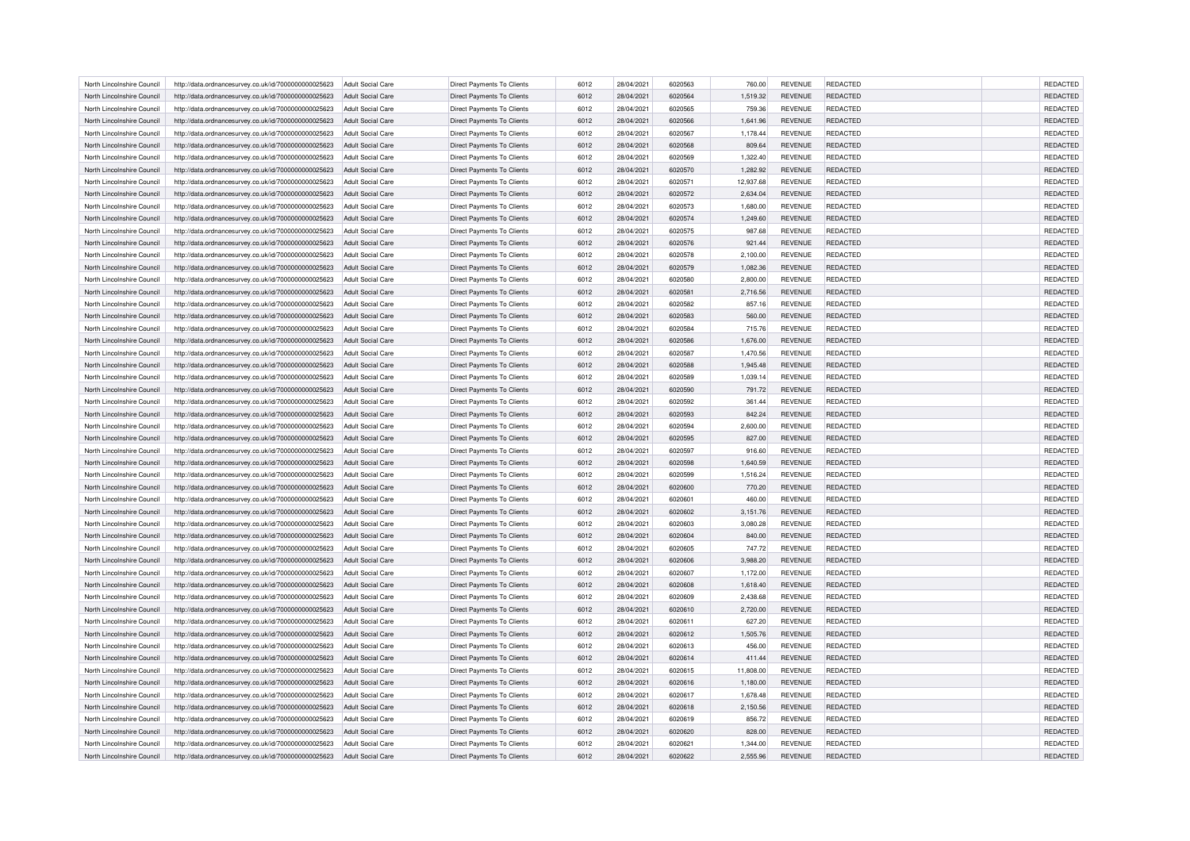| North Lincolnshire Council | http://data.ordnancesurvey.co.uk/id/7000000000025623 | Adult Social Care | Direct Payments To Clients | 6012 | 28/04/2021 | 6020563 | 760.00 | REVENUE | REDACTED | | REDACTED |
|---|---|---|---|---|---|---|---|---|---|---|---|
| North Lincolnshire Council | http://data.ordnancesurvey.co.uk/id/7000000000025623 | Adult Social Care | Direct Payments To Clients | 6012 | 28/04/2021 | 6020564 | 1,519.32 | REVENUE | REDACTED | | REDACTED |
| North Lincolnshire Council | http://data.ordnancesurvey.co.uk/id/7000000000025623 | Adult Social Care | Direct Payments To Clients | 6012 | 28/04/2021 | 6020565 | 759.36 | REVENUE | REDACTED | | REDACTED |
| North Lincolnshire Council | http://data.ordnancesurvey.co.uk/id/7000000000025623 | Adult Social Care | Direct Payments To Clients | 6012 | 28/04/2021 | 6020566 | 1,641.96 | REVENUE | REDACTED | | REDACTED |
| North Lincolnshire Council | http://data.ordnancesurvey.co.uk/id/7000000000025623 | Adult Social Care | Direct Payments To Clients | 6012 | 28/04/2021 | 6020567 | 1,178.44 | REVENUE | REDACTED | | REDACTED |
| North Lincolnshire Council | http://data.ordnancesurvey.co.uk/id/7000000000025623 | Adult Social Care | Direct Payments To Clients | 6012 | 28/04/2021 | 6020568 | 809.64 | REVENUE | REDACTED | | REDACTED |
| North Lincolnshire Council | http://data.ordnancesurvey.co.uk/id/7000000000025623 | Adult Social Care | Direct Payments To Clients | 6012 | 28/04/2021 | 6020569 | 1,322.40 | REVENUE | REDACTED | | REDACTED |
| North Lincolnshire Council | http://data.ordnancesurvey.co.uk/id/7000000000025623 | Adult Social Care | Direct Payments To Clients | 6012 | 28/04/2021 | 6020570 | 1,282.92 | REVENUE | REDACTED | | REDACTED |
| North Lincolnshire Council | http://data.ordnancesurvey.co.uk/id/7000000000025623 | Adult Social Care | Direct Payments To Clients | 6012 | 28/04/2021 | 6020571 | 12,937.68 | REVENUE | REDACTED | | REDACTED |
| North Lincolnshire Council | http://data.ordnancesurvey.co.uk/id/7000000000025623 | Adult Social Care | Direct Payments To Clients | 6012 | 28/04/2021 | 6020572 | 2,634.04 | REVENUE | REDACTED | | REDACTED |
| North Lincolnshire Council | http://data.ordnancesurvey.co.uk/id/7000000000025623 | Adult Social Care | Direct Payments To Clients | 6012 | 28/04/2021 | 6020573 | 1,680.00 | REVENUE | REDACTED | | REDACTED |
| North Lincolnshire Council | http://data.ordnancesurvey.co.uk/id/7000000000025623 | Adult Social Care | Direct Payments To Clients | 6012 | 28/04/2021 | 6020574 | 1,249.60 | REVENUE | REDACTED | | REDACTED |
| North Lincolnshire Council | http://data.ordnancesurvey.co.uk/id/7000000000025623 | Adult Social Care | Direct Payments To Clients | 6012 | 28/04/2021 | 6020575 | 987.68 | REVENUE | REDACTED | | REDACTED |
| North Lincolnshire Council | http://data.ordnancesurvey.co.uk/id/7000000000025623 | Adult Social Care | Direct Payments To Clients | 6012 | 28/04/2021 | 6020576 | 921.44 | REVENUE | REDACTED | | REDACTED |
| North Lincolnshire Council | http://data.ordnancesurvey.co.uk/id/7000000000025623 | Adult Social Care | Direct Payments To Clients | 6012 | 28/04/2021 | 6020578 | 2,100.00 | REVENUE | REDACTED | | REDACTED |
| North Lincolnshire Council | http://data.ordnancesurvey.co.uk/id/7000000000025623 | Adult Social Care | Direct Payments To Clients | 6012 | 28/04/2021 | 6020579 | 1,082.36 | REVENUE | REDACTED | | REDACTED |
| North Lincolnshire Council | http://data.ordnancesurvey.co.uk/id/7000000000025623 | Adult Social Care | Direct Payments To Clients | 6012 | 28/04/2021 | 6020580 | 2,800.00 | REVENUE | REDACTED | | REDACTED |
| North Lincolnshire Council | http://data.ordnancesurvey.co.uk/id/7000000000025623 | Adult Social Care | Direct Payments To Clients | 6012 | 28/04/2021 | 6020581 | 2,716.56 | REVENUE | REDACTED | | REDACTED |
| North Lincolnshire Council | http://data.ordnancesurvey.co.uk/id/7000000000025623 | Adult Social Care | Direct Payments To Clients | 6012 | 28/04/2021 | 6020582 | 857.16 | REVENUE | REDACTED | | REDACTED |
| North Lincolnshire Council | http://data.ordnancesurvey.co.uk/id/7000000000025623 | Adult Social Care | Direct Payments To Clients | 6012 | 28/04/2021 | 6020583 | 560.00 | REVENUE | REDACTED | | REDACTED |
| North Lincolnshire Council | http://data.ordnancesurvey.co.uk/id/7000000000025623 | Adult Social Care | Direct Payments To Clients | 6012 | 28/04/2021 | 6020584 | 715.76 | REVENUE | REDACTED | | REDACTED |
| North Lincolnshire Council | http://data.ordnancesurvey.co.uk/id/7000000000025623 | Adult Social Care | Direct Payments To Clients | 6012 | 28/04/2021 | 6020586 | 1,676.00 | REVENUE | REDACTED | | REDACTED |
| North Lincolnshire Council | http://data.ordnancesurvey.co.uk/id/7000000000025623 | Adult Social Care | Direct Payments To Clients | 6012 | 28/04/2021 | 6020587 | 1,470.56 | REVENUE | REDACTED | | REDACTED |
| North Lincolnshire Council | http://data.ordnancesurvey.co.uk/id/7000000000025623 | Adult Social Care | Direct Payments To Clients | 6012 | 28/04/2021 | 6020588 | 1,945.48 | REVENUE | REDACTED | | REDACTED |
| North Lincolnshire Council | http://data.ordnancesurvey.co.uk/id/7000000000025623 | Adult Social Care | Direct Payments To Clients | 6012 | 28/04/2021 | 6020589 | 1,039.14 | REVENUE | REDACTED | | REDACTED |
| North Lincolnshire Council | http://data.ordnancesurvey.co.uk/id/7000000000025623 | Adult Social Care | Direct Payments To Clients | 6012 | 28/04/2021 | 6020590 | 791.72 | REVENUE | REDACTED | | REDACTED |
| North Lincolnshire Council | http://data.ordnancesurvey.co.uk/id/7000000000025623 | Adult Social Care | Direct Payments To Clients | 6012 | 28/04/2021 | 6020592 | 361.44 | REVENUE | REDACTED | | REDACTED |
| North Lincolnshire Council | http://data.ordnancesurvey.co.uk/id/7000000000025623 | Adult Social Care | Direct Payments To Clients | 6012 | 28/04/2021 | 6020593 | 842.24 | REVENUE | REDACTED | | REDACTED |
| North Lincolnshire Council | http://data.ordnancesurvey.co.uk/id/7000000000025623 | Adult Social Care | Direct Payments To Clients | 6012 | 28/04/2021 | 6020594 | 2,600.00 | REVENUE | REDACTED | | REDACTED |
| North Lincolnshire Council | http://data.ordnancesurvey.co.uk/id/7000000000025623 | Adult Social Care | Direct Payments To Clients | 6012 | 28/04/2021 | 6020595 | 827.00 | REVENUE | REDACTED | | REDACTED |
| North Lincolnshire Council | http://data.ordnancesurvey.co.uk/id/7000000000025623 | Adult Social Care | Direct Payments To Clients | 6012 | 28/04/2021 | 6020597 | 916.60 | REVENUE | REDACTED | | REDACTED |
| North Lincolnshire Council | http://data.ordnancesurvey.co.uk/id/7000000000025623 | Adult Social Care | Direct Payments To Clients | 6012 | 28/04/2021 | 6020598 | 1,640.59 | REVENUE | REDACTED | | REDACTED |
| North Lincolnshire Council | http://data.ordnancesurvey.co.uk/id/7000000000025623 | Adult Social Care | Direct Payments To Clients | 6012 | 28/04/2021 | 6020599 | 1,516.24 | REVENUE | REDACTED | | REDACTED |
| North Lincolnshire Council | http://data.ordnancesurvey.co.uk/id/7000000000025623 | Adult Social Care | Direct Payments To Clients | 6012 | 28/04/2021 | 6020600 | 770.20 | REVENUE | REDACTED | | REDACTED |
| North Lincolnshire Council | http://data.ordnancesurvey.co.uk/id/7000000000025623 | Adult Social Care | Direct Payments To Clients | 6012 | 28/04/2021 | 6020601 | 460.00 | REVENUE | REDACTED | | REDACTED |
| North Lincolnshire Council | http://data.ordnancesurvey.co.uk/id/7000000000025623 | Adult Social Care | Direct Payments To Clients | 6012 | 28/04/2021 | 6020602 | 3,151.76 | REVENUE | REDACTED | | REDACTED |
| North Lincolnshire Council | http://data.ordnancesurvey.co.uk/id/7000000000025623 | Adult Social Care | Direct Payments To Clients | 6012 | 28/04/2021 | 6020603 | 3,080.28 | REVENUE | REDACTED | | REDACTED |
| North Lincolnshire Council | http://data.ordnancesurvey.co.uk/id/7000000000025623 | Adult Social Care | Direct Payments To Clients | 6012 | 28/04/2021 | 6020604 | 840.00 | REVENUE | REDACTED | | REDACTED |
| North Lincolnshire Council | http://data.ordnancesurvey.co.uk/id/7000000000025623 | Adult Social Care | Direct Payments To Clients | 6012 | 28/04/2021 | 6020605 | 747.72 | REVENUE | REDACTED | | REDACTED |
| North Lincolnshire Council | http://data.ordnancesurvey.co.uk/id/7000000000025623 | Adult Social Care | Direct Payments To Clients | 6012 | 28/04/2021 | 6020606 | 3,988.20 | REVENUE | REDACTED | | REDACTED |
| North Lincolnshire Council | http://data.ordnancesurvey.co.uk/id/7000000000025623 | Adult Social Care | Direct Payments To Clients | 6012 | 28/04/2021 | 6020607 | 1,172.00 | REVENUE | REDACTED | | REDACTED |
| North Lincolnshire Council | http://data.ordnancesurvey.co.uk/id/7000000000025623 | Adult Social Care | Direct Payments To Clients | 6012 | 28/04/2021 | 6020608 | 1,618.40 | REVENUE | REDACTED | | REDACTED |
| North Lincolnshire Council | http://data.ordnancesurvey.co.uk/id/7000000000025623 | Adult Social Care | Direct Payments To Clients | 6012 | 28/04/2021 | 6020609 | 2,438.68 | REVENUE | REDACTED | | REDACTED |
| North Lincolnshire Council | http://data.ordnancesurvey.co.uk/id/7000000000025623 | Adult Social Care | Direct Payments To Clients | 6012 | 28/04/2021 | 6020610 | 2,720.00 | REVENUE | REDACTED | | REDACTED |
| North Lincolnshire Council | http://data.ordnancesurvey.co.uk/id/7000000000025623 | Adult Social Care | Direct Payments To Clients | 6012 | 28/04/2021 | 6020611 | 627.20 | REVENUE | REDACTED | | REDACTED |
| North Lincolnshire Council | http://data.ordnancesurvey.co.uk/id/7000000000025623 | Adult Social Care | Direct Payments To Clients | 6012 | 28/04/2021 | 6020612 | 1,505.76 | REVENUE | REDACTED | | REDACTED |
| North Lincolnshire Council | http://data.ordnancesurvey.co.uk/id/7000000000025623 | Adult Social Care | Direct Payments To Clients | 6012 | 28/04/2021 | 6020613 | 456.00 | REVENUE | REDACTED | | REDACTED |
| North Lincolnshire Council | http://data.ordnancesurvey.co.uk/id/7000000000025623 | Adult Social Care | Direct Payments To Clients | 6012 | 28/04/2021 | 6020614 | 411.44 | REVENUE | REDACTED | | REDACTED |
| North Lincolnshire Council | http://data.ordnancesurvey.co.uk/id/7000000000025623 | Adult Social Care | Direct Payments To Clients | 6012 | 28/04/2021 | 6020615 | 11,808.00 | REVENUE | REDACTED | | REDACTED |
| North Lincolnshire Council | http://data.ordnancesurvey.co.uk/id/7000000000025623 | Adult Social Care | Direct Payments To Clients | 6012 | 28/04/2021 | 6020616 | 1,180.00 | REVENUE | REDACTED | | REDACTED |
| North Lincolnshire Council | http://data.ordnancesurvey.co.uk/id/7000000000025623 | Adult Social Care | Direct Payments To Clients | 6012 | 28/04/2021 | 6020617 | 1,678.48 | REVENUE | REDACTED | | REDACTED |
| North Lincolnshire Council | http://data.ordnancesurvey.co.uk/id/7000000000025623 | Adult Social Care | Direct Payments To Clients | 6012 | 28/04/2021 | 6020618 | 2,150.56 | REVENUE | REDACTED | | REDACTED |
| North Lincolnshire Council | http://data.ordnancesurvey.co.uk/id/7000000000025623 | Adult Social Care | Direct Payments To Clients | 6012 | 28/04/2021 | 6020619 | 856.72 | REVENUE | REDACTED | | REDACTED |
| North Lincolnshire Council | http://data.ordnancesurvey.co.uk/id/7000000000025623 | Adult Social Care | Direct Payments To Clients | 6012 | 28/04/2021 | 6020620 | 828.00 | REVENUE | REDACTED | | REDACTED |
| North Lincolnshire Council | http://data.ordnancesurvey.co.uk/id/7000000000025623 | Adult Social Care | Direct Payments To Clients | 6012 | 28/04/2021 | 6020621 | 1,344.00 | REVENUE | REDACTED | | REDACTED |
| North Lincolnshire Council | http://data.ordnancesurvey.co.uk/id/7000000000025623 | Adult Social Care | Direct Payments To Clients | 6012 | 28/04/2021 | 6020622 | 2,555.96 | REVENUE | REDACTED | | REDACTED |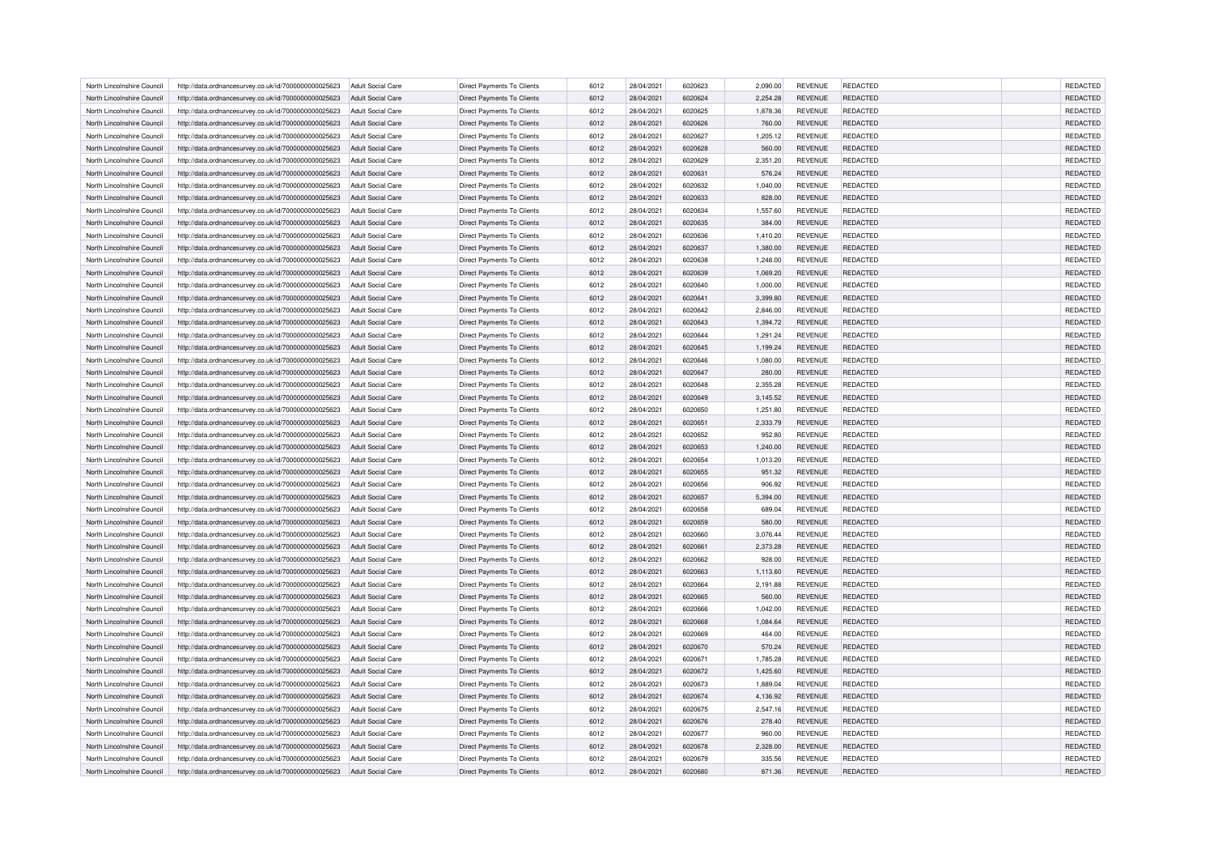| North Lincolnshire Council | http://data.ordnancesurvey.co.uk/id/7000000000025623 | Adult Social Care | Direct Payments To Clients | 6012 | 28/04/2021 | 6020623 | 2,090.00 | REVENUE | REDACTED | | REDACTED |
|---|---|---|---|---|---|---|---|---|---|---|---|
| North Lincolnshire Council | http://data.ordnancesurvey.co.uk/id/7000000000025623 | Adult Social Care | Direct Payments To Clients | 6012 | 28/04/2021 | 6020624 | 2,254.28 | REVENUE | REDACTED | | REDACTED |
| North Lincolnshire Council | http://data.ordnancesurvey.co.uk/id/7000000000025623 | Adult Social Care | Direct Payments To Clients | 6012 | 28/04/2021 | 6020625 | 1,878.36 | REVENUE | REDACTED | | REDACTED |
| North Lincolnshire Council | http://data.ordnancesurvey.co.uk/id/7000000000025623 | Adult Social Care | Direct Payments To Clients | 6012 | 28/04/2021 | 6020626 | 760.00 | REVENUE | REDACTED | | REDACTED |
| North Lincolnshire Council | http://data.ordnancesurvey.co.uk/id/7000000000025623 | Adult Social Care | Direct Payments To Clients | 6012 | 28/04/2021 | 6020627 | 1,205.12 | REVENUE | REDACTED | | REDACTED |
| North Lincolnshire Council | http://data.ordnancesurvey.co.uk/id/7000000000025623 | Adult Social Care | Direct Payments To Clients | 6012 | 28/04/2021 | 6020628 | 560.00 | REVENUE | REDACTED | | REDACTED |
| North Lincolnshire Council | http://data.ordnancesurvey.co.uk/id/7000000000025623 | Adult Social Care | Direct Payments To Clients | 6012 | 28/04/2021 | 6020629 | 2,351.20 | REVENUE | REDACTED | | REDACTED |
| North Lincolnshire Council | http://data.ordnancesurvey.co.uk/id/7000000000025623 | Adult Social Care | Direct Payments To Clients | 6012 | 28/04/2021 | 6020631 | 576.24 | REVENUE | REDACTED | | REDACTED |
| North Lincolnshire Council | http://data.ordnancesurvey.co.uk/id/7000000000025623 | Adult Social Care | Direct Payments To Clients | 6012 | 28/04/2021 | 6020632 | 1,040.00 | REVENUE | REDACTED | | REDACTED |
| North Lincolnshire Council | http://data.ordnancesurvey.co.uk/id/7000000000025623 | Adult Social Care | Direct Payments To Clients | 6012 | 28/04/2021 | 6020633 | 828.00 | REVENUE | REDACTED | | REDACTED |
| North Lincolnshire Council | http://data.ordnancesurvey.co.uk/id/7000000000025623 | Adult Social Care | Direct Payments To Clients | 6012 | 28/04/2021 | 6020634 | 1,557.60 | REVENUE | REDACTED | | REDACTED |
| North Lincolnshire Council | http://data.ordnancesurvey.co.uk/id/7000000000025623 | Adult Social Care | Direct Payments To Clients | 6012 | 28/04/2021 | 6020635 | 384.00 | REVENUE | REDACTED | | REDACTED |
| North Lincolnshire Council | http://data.ordnancesurvey.co.uk/id/7000000000025623 | Adult Social Care | Direct Payments To Clients | 6012 | 28/04/2021 | 6020636 | 1,410.20 | REVENUE | REDACTED | | REDACTED |
| North Lincolnshire Council | http://data.ordnancesurvey.co.uk/id/7000000000025623 | Adult Social Care | Direct Payments To Clients | 6012 | 28/04/2021 | 6020637 | 1,380.00 | REVENUE | REDACTED | | REDACTED |
| North Lincolnshire Council | http://data.ordnancesurvey.co.uk/id/7000000000025623 | Adult Social Care | Direct Payments To Clients | 6012 | 28/04/2021 | 6020638 | 1,248.00 | REVENUE | REDACTED | | REDACTED |
| North Lincolnshire Council | http://data.ordnancesurvey.co.uk/id/7000000000025623 | Adult Social Care | Direct Payments To Clients | 6012 | 28/04/2021 | 6020639 | 1,069.20 | REVENUE | REDACTED | | REDACTED |
| North Lincolnshire Council | http://data.ordnancesurvey.co.uk/id/7000000000025623 | Adult Social Care | Direct Payments To Clients | 6012 | 28/04/2021 | 6020640 | 1,000.00 | REVENUE | REDACTED | | REDACTED |
| North Lincolnshire Council | http://data.ordnancesurvey.co.uk/id/7000000000025623 | Adult Social Care | Direct Payments To Clients | 6012 | 28/04/2021 | 6020641 | 3,399.80 | REVENUE | REDACTED | | REDACTED |
| North Lincolnshire Council | http://data.ordnancesurvey.co.uk/id/7000000000025623 | Adult Social Care | Direct Payments To Clients | 6012 | 28/04/2021 | 6020642 | 2,846.00 | REVENUE | REDACTED | | REDACTED |
| North Lincolnshire Council | http://data.ordnancesurvey.co.uk/id/7000000000025623 | Adult Social Care | Direct Payments To Clients | 6012 | 28/04/2021 | 6020643 | 1,394.72 | REVENUE | REDACTED | | REDACTED |
| North Lincolnshire Council | http://data.ordnancesurvey.co.uk/id/7000000000025623 | Adult Social Care | Direct Payments To Clients | 6012 | 28/04/2021 | 6020644 | 1,291.24 | REVENUE | REDACTED | | REDACTED |
| North Lincolnshire Council | http://data.ordnancesurvey.co.uk/id/7000000000025623 | Adult Social Care | Direct Payments To Clients | 6012 | 28/04/2021 | 6020645 | 1,199.24 | REVENUE | REDACTED | | REDACTED |
| North Lincolnshire Council | http://data.ordnancesurvey.co.uk/id/7000000000025623 | Adult Social Care | Direct Payments To Clients | 6012 | 28/04/2021 | 6020646 | 1,080.00 | REVENUE | REDACTED | | REDACTED |
| North Lincolnshire Council | http://data.ordnancesurvey.co.uk/id/7000000000025623 | Adult Social Care | Direct Payments To Clients | 6012 | 28/04/2021 | 6020647 | 280.00 | REVENUE | REDACTED | | REDACTED |
| North Lincolnshire Council | http://data.ordnancesurvey.co.uk/id/7000000000025623 | Adult Social Care | Direct Payments To Clients | 6012 | 28/04/2021 | 6020648 | 2,355.28 | REVENUE | REDACTED | | REDACTED |
| North Lincolnshire Council | http://data.ordnancesurvey.co.uk/id/7000000000025623 | Adult Social Care | Direct Payments To Clients | 6012 | 28/04/2021 | 6020649 | 3,145.52 | REVENUE | REDACTED | | REDACTED |
| North Lincolnshire Council | http://data.ordnancesurvey.co.uk/id/7000000000025623 | Adult Social Care | Direct Payments To Clients | 6012 | 28/04/2021 | 6020650 | 1,251.80 | REVENUE | REDACTED | | REDACTED |
| North Lincolnshire Council | http://data.ordnancesurvey.co.uk/id/7000000000025623 | Adult Social Care | Direct Payments To Clients | 6012 | 28/04/2021 | 6020651 | 2,333.79 | REVENUE | REDACTED | | REDACTED |
| North Lincolnshire Council | http://data.ordnancesurvey.co.uk/id/7000000000025623 | Adult Social Care | Direct Payments To Clients | 6012 | 28/04/2021 | 6020652 | 952.80 | REVENUE | REDACTED | | REDACTED |
| North Lincolnshire Council | http://data.ordnancesurvey.co.uk/id/7000000000025623 | Adult Social Care | Direct Payments To Clients | 6012 | 28/04/2021 | 6020653 | 1,240.00 | REVENUE | REDACTED | | REDACTED |
| North Lincolnshire Council | http://data.ordnancesurvey.co.uk/id/7000000000025623 | Adult Social Care | Direct Payments To Clients | 6012 | 28/04/2021 | 6020654 | 1,013.20 | REVENUE | REDACTED | | REDACTED |
| North Lincolnshire Council | http://data.ordnancesurvey.co.uk/id/7000000000025623 | Adult Social Care | Direct Payments To Clients | 6012 | 28/04/2021 | 6020655 | 951.32 | REVENUE | REDACTED | | REDACTED |
| North Lincolnshire Council | http://data.ordnancesurvey.co.uk/id/7000000000025623 | Adult Social Care | Direct Payments To Clients | 6012 | 28/04/2021 | 6020656 | 906.92 | REVENUE | REDACTED | | REDACTED |
| North Lincolnshire Council | http://data.ordnancesurvey.co.uk/id/7000000000025623 | Adult Social Care | Direct Payments To Clients | 6012 | 28/04/2021 | 6020657 | 5,394.00 | REVENUE | REDACTED | | REDACTED |
| North Lincolnshire Council | http://data.ordnancesurvey.co.uk/id/7000000000025623 | Adult Social Care | Direct Payments To Clients | 6012 | 28/04/2021 | 6020658 | 689.04 | REVENUE | REDACTED | | REDACTED |
| North Lincolnshire Council | http://data.ordnancesurvey.co.uk/id/7000000000025623 | Adult Social Care | Direct Payments To Clients | 6012 | 28/04/2021 | 6020659 | 580.00 | REVENUE | REDACTED | | REDACTED |
| North Lincolnshire Council | http://data.ordnancesurvey.co.uk/id/7000000000025623 | Adult Social Care | Direct Payments To Clients | 6012 | 28/04/2021 | 6020660 | 3,076.44 | REVENUE | REDACTED | | REDACTED |
| North Lincolnshire Council | http://data.ordnancesurvey.co.uk/id/7000000000025623 | Adult Social Care | Direct Payments To Clients | 6012 | 28/04/2021 | 6020661 | 2,373.28 | REVENUE | REDACTED | | REDACTED |
| North Lincolnshire Council | http://data.ordnancesurvey.co.uk/id/7000000000025623 | Adult Social Care | Direct Payments To Clients | 6012 | 28/04/2021 | 6020662 | 928.00 | REVENUE | REDACTED | | REDACTED |
| North Lincolnshire Council | http://data.ordnancesurvey.co.uk/id/7000000000025623 | Adult Social Care | Direct Payments To Clients | 6012 | 28/04/2021 | 6020663 | 1,113.60 | REVENUE | REDACTED | | REDACTED |
| North Lincolnshire Council | http://data.ordnancesurvey.co.uk/id/7000000000025623 | Adult Social Care | Direct Payments To Clients | 6012 | 28/04/2021 | 6020664 | 2,191.88 | REVENUE | REDACTED | | REDACTED |
| North Lincolnshire Council | http://data.ordnancesurvey.co.uk/id/7000000000025623 | Adult Social Care | Direct Payments To Clients | 6012 | 28/04/2021 | 6020665 | 560.00 | REVENUE | REDACTED | | REDACTED |
| North Lincolnshire Council | http://data.ordnancesurvey.co.uk/id/7000000000025623 | Adult Social Care | Direct Payments To Clients | 6012 | 28/04/2021 | 6020666 | 1,042.00 | REVENUE | REDACTED | | REDACTED |
| North Lincolnshire Council | http://data.ordnancesurvey.co.uk/id/7000000000025623 | Adult Social Care | Direct Payments To Clients | 6012 | 28/04/2021 | 6020668 | 1,084.64 | REVENUE | REDACTED | | REDACTED |
| North Lincolnshire Council | http://data.ordnancesurvey.co.uk/id/7000000000025623 | Adult Social Care | Direct Payments To Clients | 6012 | 28/04/2021 | 6020669 | 464.00 | REVENUE | REDACTED | | REDACTED |
| North Lincolnshire Council | http://data.ordnancesurvey.co.uk/id/7000000000025623 | Adult Social Care | Direct Payments To Clients | 6012 | 28/04/2021 | 6020670 | 570.24 | REVENUE | REDACTED | | REDACTED |
| North Lincolnshire Council | http://data.ordnancesurvey.co.uk/id/7000000000025623 | Adult Social Care | Direct Payments To Clients | 6012 | 28/04/2021 | 6020671 | 1,785.28 | REVENUE | REDACTED | | REDACTED |
| North Lincolnshire Council | http://data.ordnancesurvey.co.uk/id/7000000000025623 | Adult Social Care | Direct Payments To Clients | 6012 | 28/04/2021 | 6020672 | 1,425.60 | REVENUE | REDACTED | | REDACTED |
| North Lincolnshire Council | http://data.ordnancesurvey.co.uk/id/7000000000025623 | Adult Social Care | Direct Payments To Clients | 6012 | 28/04/2021 | 6020673 | 1,889.04 | REVENUE | REDACTED | | REDACTED |
| North Lincolnshire Council | http://data.ordnancesurvey.co.uk/id/7000000000025623 | Adult Social Care | Direct Payments To Clients | 6012 | 28/04/2021 | 6020674 | 4,136.92 | REVENUE | REDACTED | | REDACTED |
| North Lincolnshire Council | http://data.ordnancesurvey.co.uk/id/7000000000025623 | Adult Social Care | Direct Payments To Clients | 6012 | 28/04/2021 | 6020675 | 2,547.16 | REVENUE | REDACTED | | REDACTED |
| North Lincolnshire Council | http://data.ordnancesurvey.co.uk/id/7000000000025623 | Adult Social Care | Direct Payments To Clients | 6012 | 28/04/2021 | 6020676 | 278.40 | REVENUE | REDACTED | | REDACTED |
| North Lincolnshire Council | http://data.ordnancesurvey.co.uk/id/7000000000025623 | Adult Social Care | Direct Payments To Clients | 6012 | 28/04/2021 | 6020677 | 960.00 | REVENUE | REDACTED | | REDACTED |
| North Lincolnshire Council | http://data.ordnancesurvey.co.uk/id/7000000000025623 | Adult Social Care | Direct Payments To Clients | 6012 | 28/04/2021 | 6020678 | 2,328.00 | REVENUE | REDACTED | | REDACTED |
| North Lincolnshire Council | http://data.ordnancesurvey.co.uk/id/7000000000025623 | Adult Social Care | Direct Payments To Clients | 6012 | 28/04/2021 | 6020679 | 335.56 | REVENUE | REDACTED | | REDACTED |
| North Lincolnshire Council | http://data.ordnancesurvey.co.uk/id/7000000000025623 | Adult Social Care | Direct Payments To Clients | 6012 | 28/04/2021 | 6020680 | 871.36 | REVENUE | REDACTED | | REDACTED |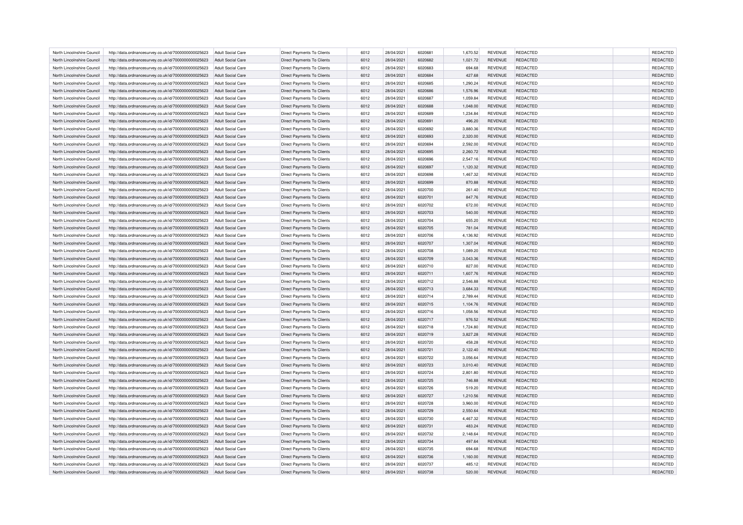| | | | | | | | | | | | |
|---|---|---|---|---|---|---|---|---|---|---|---|
| North Lincolnshire Council | http://data.ordnancesurvey.co.uk/id/7000000000025623 | Adult Social Care | Direct Payments To Clients | 6012 | 28/04/2021 | 6020681 | 1,670.52 | REVENUE | REDACTED | | REDACTED |
| North Lincolnshire Council | http://data.ordnancesurvey.co.uk/id/7000000000025623 | Adult Social Care | Direct Payments To Clients | 6012 | 28/04/2021 | 6020682 | 1,021.72 | REVENUE | REDACTED | | REDACTED |
| North Lincolnshire Council | http://data.ordnancesurvey.co.uk/id/7000000000025623 | Adult Social Care | Direct Payments To Clients | 6012 | 28/04/2021 | 6020683 | 694.68 | REVENUE | REDACTED | | REDACTED |
| North Lincolnshire Council | http://data.ordnancesurvey.co.uk/id/7000000000025623 | Adult Social Care | Direct Payments To Clients | 6012 | 28/04/2021 | 6020684 | 427.68 | REVENUE | REDACTED | | REDACTED |
| North Lincolnshire Council | http://data.ordnancesurvey.co.uk/id/7000000000025623 | Adult Social Care | Direct Payments To Clients | 6012 | 28/04/2021 | 6020685 | 1,290.24 | REVENUE | REDACTED | | REDACTED |
| North Lincolnshire Council | http://data.ordnancesurvey.co.uk/id/7000000000025623 | Adult Social Care | Direct Payments To Clients | 6012 | 28/04/2021 | 6020686 | 1,576.96 | REVENUE | REDACTED | | REDACTED |
| North Lincolnshire Council | http://data.ordnancesurvey.co.uk/id/7000000000025623 | Adult Social Care | Direct Payments To Clients | 6012 | 28/04/2021 | 6020687 | 1,059.84 | REVENUE | REDACTED | | REDACTED |
| North Lincolnshire Council | http://data.ordnancesurvey.co.uk/id/7000000000025623 | Adult Social Care | Direct Payments To Clients | 6012 | 28/04/2021 | 6020688 | 1,048.00 | REVENUE | REDACTED | | REDACTED |
| North Lincolnshire Council | http://data.ordnancesurvey.co.uk/id/7000000000025623 | Adult Social Care | Direct Payments To Clients | 6012 | 28/04/2021 | 6020689 | 1,234.84 | REVENUE | REDACTED | | REDACTED |
| North Lincolnshire Council | http://data.ordnancesurvey.co.uk/id/7000000000025623 | Adult Social Care | Direct Payments To Clients | 6012 | 28/04/2021 | 6020691 | 496.20 | REVENUE | REDACTED | | REDACTED |
| North Lincolnshire Council | http://data.ordnancesurvey.co.uk/id/7000000000025623 | Adult Social Care | Direct Payments To Clients | 6012 | 28/04/2021 | 6020692 | 3,880.36 | REVENUE | REDACTED | | REDACTED |
| North Lincolnshire Council | http://data.ordnancesurvey.co.uk/id/7000000000025623 | Adult Social Care | Direct Payments To Clients | 6012 | 28/04/2021 | 6020693 | 2,320.00 | REVENUE | REDACTED | | REDACTED |
| North Lincolnshire Council | http://data.ordnancesurvey.co.uk/id/7000000000025623 | Adult Social Care | Direct Payments To Clients | 6012 | 28/04/2021 | 6020694 | 2,592.00 | REVENUE | REDACTED | | REDACTED |
| North Lincolnshire Council | http://data.ordnancesurvey.co.uk/id/7000000000025623 | Adult Social Care | Direct Payments To Clients | 6012 | 28/04/2021 | 6020695 | 2,260.72 | REVENUE | REDACTED | | REDACTED |
| North Lincolnshire Council | http://data.ordnancesurvey.co.uk/id/7000000000025623 | Adult Social Care | Direct Payments To Clients | 6012 | 28/04/2021 | 6020696 | 2,547.16 | REVENUE | REDACTED | | REDACTED |
| North Lincolnshire Council | http://data.ordnancesurvey.co.uk/id/7000000000025623 | Adult Social Care | Direct Payments To Clients | 6012 | 28/04/2021 | 6020697 | 1,120.32 | REVENUE | REDACTED | | REDACTED |
| North Lincolnshire Council | http://data.ordnancesurvey.co.uk/id/7000000000025623 | Adult Social Care | Direct Payments To Clients | 6012 | 28/04/2021 | 6020698 | 1,467.32 | REVENUE | REDACTED | | REDACTED |
| North Lincolnshire Council | http://data.ordnancesurvey.co.uk/id/7000000000025623 | Adult Social Care | Direct Payments To Clients | 6012 | 28/04/2021 | 6020699 | 870.88 | REVENUE | REDACTED | | REDACTED |
| North Lincolnshire Council | http://data.ordnancesurvey.co.uk/id/7000000000025623 | Adult Social Care | Direct Payments To Clients | 6012 | 28/04/2021 | 6020700 | 261.40 | REVENUE | REDACTED | | REDACTED |
| North Lincolnshire Council | http://data.ordnancesurvey.co.uk/id/7000000000025623 | Adult Social Care | Direct Payments To Clients | 6012 | 28/04/2021 | 6020701 | 847.76 | REVENUE | REDACTED | | REDACTED |
| North Lincolnshire Council | http://data.ordnancesurvey.co.uk/id/7000000000025623 | Adult Social Care | Direct Payments To Clients | 6012 | 28/04/2021 | 6020702 | 672.00 | REVENUE | REDACTED | | REDACTED |
| North Lincolnshire Council | http://data.ordnancesurvey.co.uk/id/7000000000025623 | Adult Social Care | Direct Payments To Clients | 6012 | 28/04/2021 | 6020703 | 540.00 | REVENUE | REDACTED | | REDACTED |
| North Lincolnshire Council | http://data.ordnancesurvey.co.uk/id/7000000000025623 | Adult Social Care | Direct Payments To Clients | 6012 | 28/04/2021 | 6020704 | 655.20 | REVENUE | REDACTED | | REDACTED |
| North Lincolnshire Council | http://data.ordnancesurvey.co.uk/id/7000000000025623 | Adult Social Care | Direct Payments To Clients | 6012 | 28/04/2021 | 6020705 | 781.04 | REVENUE | REDACTED | | REDACTED |
| North Lincolnshire Council | http://data.ordnancesurvey.co.uk/id/7000000000025623 | Adult Social Care | Direct Payments To Clients | 6012 | 28/04/2021 | 6020706 | 4,136.92 | REVENUE | REDACTED | | REDACTED |
| North Lincolnshire Council | http://data.ordnancesurvey.co.uk/id/7000000000025623 | Adult Social Care | Direct Payments To Clients | 6012 | 28/04/2021 | 6020707 | 1,307.04 | REVENUE | REDACTED | | REDACTED |
| North Lincolnshire Council | http://data.ordnancesurvey.co.uk/id/7000000000025623 | Adult Social Care | Direct Payments To Clients | 6012 | 28/04/2021 | 6020708 | 1,089.20 | REVENUE | REDACTED | | REDACTED |
| North Lincolnshire Council | http://data.ordnancesurvey.co.uk/id/7000000000025623 | Adult Social Care | Direct Payments To Clients | 6012 | 28/04/2021 | 6020709 | 3,043.36 | REVENUE | REDACTED | | REDACTED |
| North Lincolnshire Council | http://data.ordnancesurvey.co.uk/id/7000000000025623 | Adult Social Care | Direct Payments To Clients | 6012 | 28/04/2021 | 6020710 | 827.00 | REVENUE | REDACTED | | REDACTED |
| North Lincolnshire Council | http://data.ordnancesurvey.co.uk/id/7000000000025623 | Adult Social Care | Direct Payments To Clients | 6012 | 28/04/2021 | 6020711 | 1,607.76 | REVENUE | REDACTED | | REDACTED |
| North Lincolnshire Council | http://data.ordnancesurvey.co.uk/id/7000000000025623 | Adult Social Care | Direct Payments To Clients | 6012 | 28/04/2021 | 6020712 | 2,546.88 | REVENUE | REDACTED | | REDACTED |
| North Lincolnshire Council | http://data.ordnancesurvey.co.uk/id/7000000000025623 | Adult Social Care | Direct Payments To Clients | 6012 | 28/04/2021 | 6020713 | 3,684.33 | REVENUE | REDACTED | | REDACTED |
| North Lincolnshire Council | http://data.ordnancesurvey.co.uk/id/7000000000025623 | Adult Social Care | Direct Payments To Clients | 6012 | 28/04/2021 | 6020714 | 2,789.44 | REVENUE | REDACTED | | REDACTED |
| North Lincolnshire Council | http://data.ordnancesurvey.co.uk/id/7000000000025623 | Adult Social Care | Direct Payments To Clients | 6012 | 28/04/2021 | 6020715 | 1,104.76 | REVENUE | REDACTED | | REDACTED |
| North Lincolnshire Council | http://data.ordnancesurvey.co.uk/id/7000000000025623 | Adult Social Care | Direct Payments To Clients | 6012 | 28/04/2021 | 6020716 | 1,058.56 | REVENUE | REDACTED | | REDACTED |
| North Lincolnshire Council | http://data.ordnancesurvey.co.uk/id/7000000000025623 | Adult Social Care | Direct Payments To Clients | 6012 | 28/04/2021 | 6020717 | 976.52 | REVENUE | REDACTED | | REDACTED |
| North Lincolnshire Council | http://data.ordnancesurvey.co.uk/id/7000000000025623 | Adult Social Care | Direct Payments To Clients | 6012 | 28/04/2021 | 6020718 | 1,724.80 | REVENUE | REDACTED | | REDACTED |
| North Lincolnshire Council | http://data.ordnancesurvey.co.uk/id/7000000000025623 | Adult Social Care | Direct Payments To Clients | 6012 | 28/04/2021 | 6020719 | 3,827.28 | REVENUE | REDACTED | | REDACTED |
| North Lincolnshire Council | http://data.ordnancesurvey.co.uk/id/7000000000025623 | Adult Social Care | Direct Payments To Clients | 6012 | 28/04/2021 | 6020720 | 458.28 | REVENUE | REDACTED | | REDACTED |
| North Lincolnshire Council | http://data.ordnancesurvey.co.uk/id/7000000000025623 | Adult Social Care | Direct Payments To Clients | 6012 | 28/04/2021 | 6020721 | 2,122.40 | REVENUE | REDACTED | | REDACTED |
| North Lincolnshire Council | http://data.ordnancesurvey.co.uk/id/7000000000025623 | Adult Social Care | Direct Payments To Clients | 6012 | 28/04/2021 | 6020722 | 3,056.64 | REVENUE | REDACTED | | REDACTED |
| North Lincolnshire Council | http://data.ordnancesurvey.co.uk/id/7000000000025623 | Adult Social Care | Direct Payments To Clients | 6012 | 28/04/2021 | 6020723 | 3,010.40 | REVENUE | REDACTED | | REDACTED |
| North Lincolnshire Council | http://data.ordnancesurvey.co.uk/id/7000000000025623 | Adult Social Care | Direct Payments To Clients | 6012 | 28/04/2021 | 6020724 | 2,801.80 | REVENUE | REDACTED | | REDACTED |
| North Lincolnshire Council | http://data.ordnancesurvey.co.uk/id/7000000000025623 | Adult Social Care | Direct Payments To Clients | 6012 | 28/04/2021 | 6020725 | 746.88 | REVENUE | REDACTED | | REDACTED |
| North Lincolnshire Council | http://data.ordnancesurvey.co.uk/id/7000000000025623 | Adult Social Care | Direct Payments To Clients | 6012 | 28/04/2021 | 6020726 | 519.20 | REVENUE | REDACTED | | REDACTED |
| North Lincolnshire Council | http://data.ordnancesurvey.co.uk/id/7000000000025623 | Adult Social Care | Direct Payments To Clients | 6012 | 28/04/2021 | 6020727 | 1,210.56 | REVENUE | REDACTED | | REDACTED |
| North Lincolnshire Council | http://data.ordnancesurvey.co.uk/id/7000000000025623 | Adult Social Care | Direct Payments To Clients | 6012 | 28/04/2021 | 6020728 | 3,960.00 | REVENUE | REDACTED | | REDACTED |
| North Lincolnshire Council | http://data.ordnancesurvey.co.uk/id/7000000000025623 | Adult Social Care | Direct Payments To Clients | 6012 | 28/04/2021 | 6020729 | 2,550.64 | REVENUE | REDACTED | | REDACTED |
| North Lincolnshire Council | http://data.ordnancesurvey.co.uk/id/7000000000025623 | Adult Social Care | Direct Payments To Clients | 6012 | 28/04/2021 | 6020730 | 4,467.32 | REVENUE | REDACTED | | REDACTED |
| North Lincolnshire Council | http://data.ordnancesurvey.co.uk/id/7000000000025623 | Adult Social Care | Direct Payments To Clients | 6012 | 28/04/2021 | 6020731 | 483.24 | REVENUE | REDACTED | | REDACTED |
| North Lincolnshire Council | http://data.ordnancesurvey.co.uk/id/7000000000025623 | Adult Social Care | Direct Payments To Clients | 6012 | 28/04/2021 | 6020732 | 2,148.64 | REVENUE | REDACTED | | REDACTED |
| North Lincolnshire Council | http://data.ordnancesurvey.co.uk/id/7000000000025623 | Adult Social Care | Direct Payments To Clients | 6012 | 28/04/2021 | 6020734 | 497.64 | REVENUE | REDACTED | | REDACTED |
| North Lincolnshire Council | http://data.ordnancesurvey.co.uk/id/7000000000025623 | Adult Social Care | Direct Payments To Clients | 6012 | 28/04/2021 | 6020735 | 694.68 | REVENUE | REDACTED | | REDACTED |
| North Lincolnshire Council | http://data.ordnancesurvey.co.uk/id/7000000000025623 | Adult Social Care | Direct Payments To Clients | 6012 | 28/04/2021 | 6020736 | 1,160.00 | REVENUE | REDACTED | | REDACTED |
| North Lincolnshire Council | http://data.ordnancesurvey.co.uk/id/7000000000025623 | Adult Social Care | Direct Payments To Clients | 6012 | 28/04/2021 | 6020737 | 485.12 | REVENUE | REDACTED | | REDACTED |
| North Lincolnshire Council | http://data.ordnancesurvey.co.uk/id/7000000000025623 | Adult Social Care | Direct Payments To Clients | 6012 | 28/04/2021 | 6020738 | 520.00 | REVENUE | REDACTED | | REDACTED |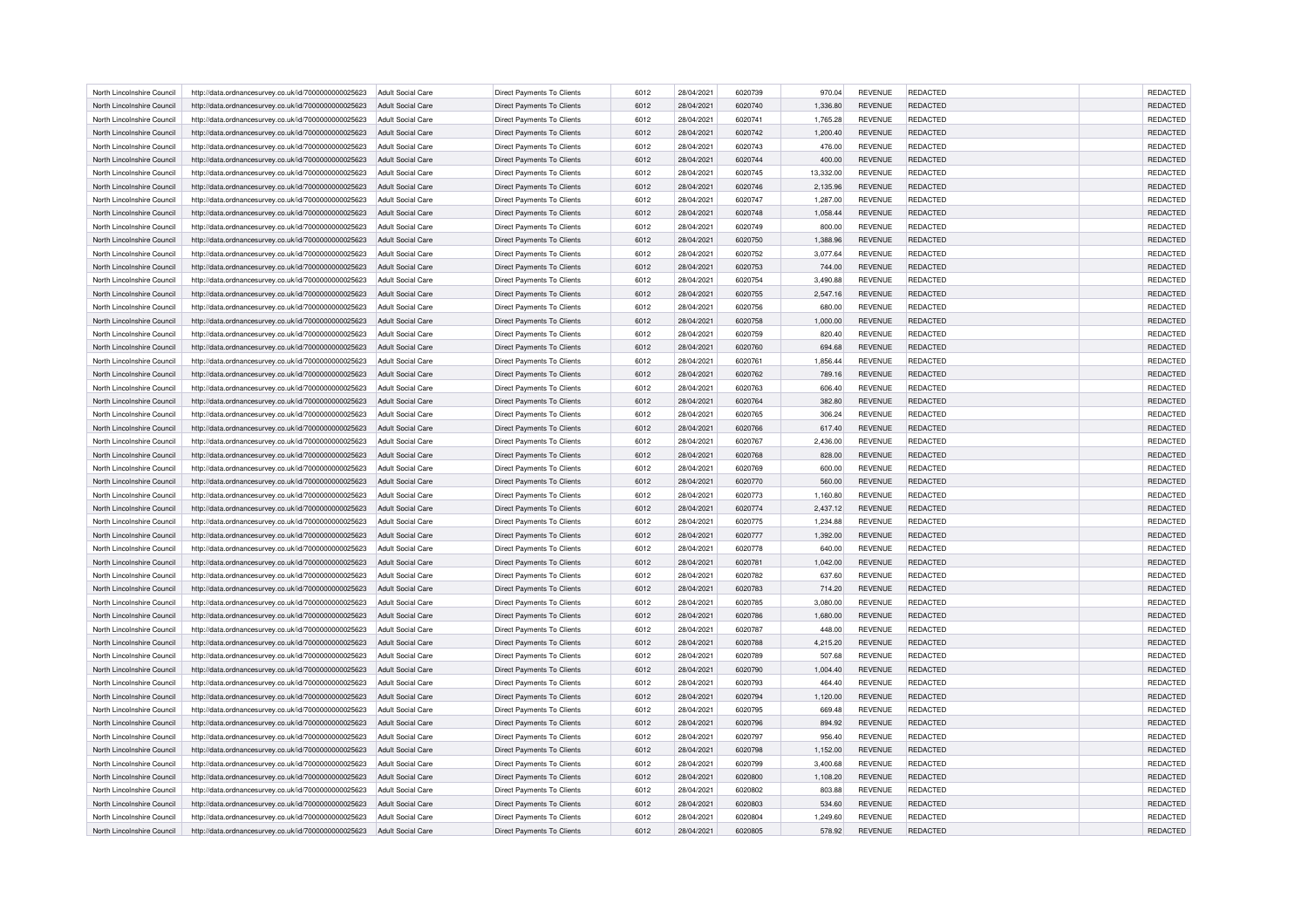| North Lincolnshire Council | http://data.ordnancesurvey.co.uk/id/7000000000025623 | Adult Social Care | Direct Payments To Clients | 6012 | 28/04/2021 | 6020739 | 970.04 | REVENUE | REDACTED | | REDACTED |
|---|---|---|---|---|---|---|---|---|---|---|---|
| North Lincolnshire Council | http://data.ordnancesurvey.co.uk/id/7000000000025623 | Adult Social Care | Direct Payments To Clients | 6012 | 28/04/2021 | 6020740 | 1,336.80 | REVENUE | REDACTED | | REDACTED |
| North Lincolnshire Council | http://data.ordnancesurvey.co.uk/id/7000000000025623 | Adult Social Care | Direct Payments To Clients | 6012 | 28/04/2021 | 6020741 | 1,765.28 | REVENUE | REDACTED | | REDACTED |
| North Lincolnshire Council | http://data.ordnancesurvey.co.uk/id/7000000000025623 | Adult Social Care | Direct Payments To Clients | 6012 | 28/04/2021 | 6020742 | 1,200.40 | REVENUE | REDACTED | | REDACTED |
| North Lincolnshire Council | http://data.ordnancesurvey.co.uk/id/7000000000025623 | Adult Social Care | Direct Payments To Clients | 6012 | 28/04/2021 | 6020743 | 476.00 | REVENUE | REDACTED | | REDACTED |
| North Lincolnshire Council | http://data.ordnancesurvey.co.uk/id/7000000000025623 | Adult Social Care | Direct Payments To Clients | 6012 | 28/04/2021 | 6020744 | 400.00 | REVENUE | REDACTED | | REDACTED |
| North Lincolnshire Council | http://data.ordnancesurvey.co.uk/id/7000000000025623 | Adult Social Care | Direct Payments To Clients | 6012 | 28/04/2021 | 6020745 | 13,332.00 | REVENUE | REDACTED | | REDACTED |
| North Lincolnshire Council | http://data.ordnancesurvey.co.uk/id/7000000000025623 | Adult Social Care | Direct Payments To Clients | 6012 | 28/04/2021 | 6020746 | 2,135.96 | REVENUE | REDACTED | | REDACTED |
| North Lincolnshire Council | http://data.ordnancesurvey.co.uk/id/7000000000025623 | Adult Social Care | Direct Payments To Clients | 6012 | 28/04/2021 | 6020747 | 1,287.00 | REVENUE | REDACTED | | REDACTED |
| North Lincolnshire Council | http://data.ordnancesurvey.co.uk/id/7000000000025623 | Adult Social Care | Direct Payments To Clients | 6012 | 28/04/2021 | 6020748 | 1,058.44 | REVENUE | REDACTED | | REDACTED |
| North Lincolnshire Council | http://data.ordnancesurvey.co.uk/id/7000000000025623 | Adult Social Care | Direct Payments To Clients | 6012 | 28/04/2021 | 6020749 | 800.00 | REVENUE | REDACTED | | REDACTED |
| North Lincolnshire Council | http://data.ordnancesurvey.co.uk/id/7000000000025623 | Adult Social Care | Direct Payments To Clients | 6012 | 28/04/2021 | 6020750 | 1,388.96 | REVENUE | REDACTED | | REDACTED |
| North Lincolnshire Council | http://data.ordnancesurvey.co.uk/id/7000000000025623 | Adult Social Care | Direct Payments To Clients | 6012 | 28/04/2021 | 6020752 | 3,077.64 | REVENUE | REDACTED | | REDACTED |
| North Lincolnshire Council | http://data.ordnancesurvey.co.uk/id/7000000000025623 | Adult Social Care | Direct Payments To Clients | 6012 | 28/04/2021 | 6020753 | 744.00 | REVENUE | REDACTED | | REDACTED |
| North Lincolnshire Council | http://data.ordnancesurvey.co.uk/id/7000000000025623 | Adult Social Care | Direct Payments To Clients | 6012 | 28/04/2021 | 6020754 | 3,490.88 | REVENUE | REDACTED | | REDACTED |
| North Lincolnshire Council | http://data.ordnancesurvey.co.uk/id/7000000000025623 | Adult Social Care | Direct Payments To Clients | 6012 | 28/04/2021 | 6020755 | 2,547.16 | REVENUE | REDACTED | | REDACTED |
| North Lincolnshire Council | http://data.ordnancesurvey.co.uk/id/7000000000025623 | Adult Social Care | Direct Payments To Clients | 6012 | 28/04/2021 | 6020756 | 680.00 | REVENUE | REDACTED | | REDACTED |
| North Lincolnshire Council | http://data.ordnancesurvey.co.uk/id/7000000000025623 | Adult Social Care | Direct Payments To Clients | 6012 | 28/04/2021 | 6020758 | 1,000.00 | REVENUE | REDACTED | | REDACTED |
| North Lincolnshire Council | http://data.ordnancesurvey.co.uk/id/7000000000025623 | Adult Social Care | Direct Payments To Clients | 6012 | 28/04/2021 | 6020759 | 820.40 | REVENUE | REDACTED | | REDACTED |
| North Lincolnshire Council | http://data.ordnancesurvey.co.uk/id/7000000000025623 | Adult Social Care | Direct Payments To Clients | 6012 | 28/04/2021 | 6020760 | 694.68 | REVENUE | REDACTED | | REDACTED |
| North Lincolnshire Council | http://data.ordnancesurvey.co.uk/id/7000000000025623 | Adult Social Care | Direct Payments To Clients | 6012 | 28/04/2021 | 6020761 | 1,856.44 | REVENUE | REDACTED | | REDACTED |
| North Lincolnshire Council | http://data.ordnancesurvey.co.uk/id/7000000000025623 | Adult Social Care | Direct Payments To Clients | 6012 | 28/04/2021 | 6020762 | 789.16 | REVENUE | REDACTED | | REDACTED |
| North Lincolnshire Council | http://data.ordnancesurvey.co.uk/id/7000000000025623 | Adult Social Care | Direct Payments To Clients | 6012 | 28/04/2021 | 6020763 | 606.40 | REVENUE | REDACTED | | REDACTED |
| North Lincolnshire Council | http://data.ordnancesurvey.co.uk/id/7000000000025623 | Adult Social Care | Direct Payments To Clients | 6012 | 28/04/2021 | 6020764 | 382.80 | REVENUE | REDACTED | | REDACTED |
| North Lincolnshire Council | http://data.ordnancesurvey.co.uk/id/7000000000025623 | Adult Social Care | Direct Payments To Clients | 6012 | 28/04/2021 | 6020765 | 306.24 | REVENUE | REDACTED | | REDACTED |
| North Lincolnshire Council | http://data.ordnancesurvey.co.uk/id/7000000000025623 | Adult Social Care | Direct Payments To Clients | 6012 | 28/04/2021 | 6020766 | 617.40 | REVENUE | REDACTED | | REDACTED |
| North Lincolnshire Council | http://data.ordnancesurvey.co.uk/id/7000000000025623 | Adult Social Care | Direct Payments To Clients | 6012 | 28/04/2021 | 6020767 | 2,436.00 | REVENUE | REDACTED | | REDACTED |
| North Lincolnshire Council | http://data.ordnancesurvey.co.uk/id/7000000000025623 | Adult Social Care | Direct Payments To Clients | 6012 | 28/04/2021 | 6020768 | 828.00 | REVENUE | REDACTED | | REDACTED |
| North Lincolnshire Council | http://data.ordnancesurvey.co.uk/id/7000000000025623 | Adult Social Care | Direct Payments To Clients | 6012 | 28/04/2021 | 6020769 | 600.00 | REVENUE | REDACTED | | REDACTED |
| North Lincolnshire Council | http://data.ordnancesurvey.co.uk/id/7000000000025623 | Adult Social Care | Direct Payments To Clients | 6012 | 28/04/2021 | 6020770 | 560.00 | REVENUE | REDACTED | | REDACTED |
| North Lincolnshire Council | http://data.ordnancesurvey.co.uk/id/7000000000025623 | Adult Social Care | Direct Payments To Clients | 6012 | 28/04/2021 | 6020773 | 1,160.80 | REVENUE | REDACTED | | REDACTED |
| North Lincolnshire Council | http://data.ordnancesurvey.co.uk/id/7000000000025623 | Adult Social Care | Direct Payments To Clients | 6012 | 28/04/2021 | 6020774 | 2,437.12 | REVENUE | REDACTED | | REDACTED |
| North Lincolnshire Council | http://data.ordnancesurvey.co.uk/id/7000000000025623 | Adult Social Care | Direct Payments To Clients | 6012 | 28/04/2021 | 6020775 | 1,234.88 | REVENUE | REDACTED | | REDACTED |
| North Lincolnshire Council | http://data.ordnancesurvey.co.uk/id/7000000000025623 | Adult Social Care | Direct Payments To Clients | 6012 | 28/04/2021 | 6020777 | 1,392.00 | REVENUE | REDACTED | | REDACTED |
| North Lincolnshire Council | http://data.ordnancesurvey.co.uk/id/7000000000025623 | Adult Social Care | Direct Payments To Clients | 6012 | 28/04/2021 | 6020778 | 640.00 | REVENUE | REDACTED | | REDACTED |
| North Lincolnshire Council | http://data.ordnancesurvey.co.uk/id/7000000000025623 | Adult Social Care | Direct Payments To Clients | 6012 | 28/04/2021 | 6020781 | 1,042.00 | REVENUE | REDACTED | | REDACTED |
| North Lincolnshire Council | http://data.ordnancesurvey.co.uk/id/7000000000025623 | Adult Social Care | Direct Payments To Clients | 6012 | 28/04/2021 | 6020782 | 637.60 | REVENUE | REDACTED | | REDACTED |
| North Lincolnshire Council | http://data.ordnancesurvey.co.uk/id/7000000000025623 | Adult Social Care | Direct Payments To Clients | 6012 | 28/04/2021 | 6020783 | 714.20 | REVENUE | REDACTED | | REDACTED |
| North Lincolnshire Council | http://data.ordnancesurvey.co.uk/id/7000000000025623 | Adult Social Care | Direct Payments To Clients | 6012 | 28/04/2021 | 6020785 | 3,080.00 | REVENUE | REDACTED | | REDACTED |
| North Lincolnshire Council | http://data.ordnancesurvey.co.uk/id/7000000000025623 | Adult Social Care | Direct Payments To Clients | 6012 | 28/04/2021 | 6020786 | 1,680.00 | REVENUE | REDACTED | | REDACTED |
| North Lincolnshire Council | http://data.ordnancesurvey.co.uk/id/7000000000025623 | Adult Social Care | Direct Payments To Clients | 6012 | 28/04/2021 | 6020787 | 448.00 | REVENUE | REDACTED | | REDACTED |
| North Lincolnshire Council | http://data.ordnancesurvey.co.uk/id/7000000000025623 | Adult Social Care | Direct Payments To Clients | 6012 | 28/04/2021 | 6020788 | 4,215.20 | REVENUE | REDACTED | | REDACTED |
| North Lincolnshire Council | http://data.ordnancesurvey.co.uk/id/7000000000025623 | Adult Social Care | Direct Payments To Clients | 6012 | 28/04/2021 | 6020789 | 507.68 | REVENUE | REDACTED | | REDACTED |
| North Lincolnshire Council | http://data.ordnancesurvey.co.uk/id/7000000000025623 | Adult Social Care | Direct Payments To Clients | 6012 | 28/04/2021 | 6020790 | 1,004.40 | REVENUE | REDACTED | | REDACTED |
| North Lincolnshire Council | http://data.ordnancesurvey.co.uk/id/7000000000025623 | Adult Social Care | Direct Payments To Clients | 6012 | 28/04/2021 | 6020793 | 464.40 | REVENUE | REDACTED | | REDACTED |
| North Lincolnshire Council | http://data.ordnancesurvey.co.uk/id/7000000000025623 | Adult Social Care | Direct Payments To Clients | 6012 | 28/04/2021 | 6020794 | 1,120.00 | REVENUE | REDACTED | | REDACTED |
| North Lincolnshire Council | http://data.ordnancesurvey.co.uk/id/7000000000025623 | Adult Social Care | Direct Payments To Clients | 6012 | 28/04/2021 | 6020795 | 669.48 | REVENUE | REDACTED | | REDACTED |
| North Lincolnshire Council | http://data.ordnancesurvey.co.uk/id/7000000000025623 | Adult Social Care | Direct Payments To Clients | 6012 | 28/04/2021 | 6020796 | 894.92 | REVENUE | REDACTED | | REDACTED |
| North Lincolnshire Council | http://data.ordnancesurvey.co.uk/id/7000000000025623 | Adult Social Care | Direct Payments To Clients | 6012 | 28/04/2021 | 6020797 | 956.40 | REVENUE | REDACTED | | REDACTED |
| North Lincolnshire Council | http://data.ordnancesurvey.co.uk/id/7000000000025623 | Adult Social Care | Direct Payments To Clients | 6012 | 28/04/2021 | 6020798 | 1,152.00 | REVENUE | REDACTED | | REDACTED |
| North Lincolnshire Council | http://data.ordnancesurvey.co.uk/id/7000000000025623 | Adult Social Care | Direct Payments To Clients | 6012 | 28/04/2021 | 6020799 | 3,400.68 | REVENUE | REDACTED | | REDACTED |
| North Lincolnshire Council | http://data.ordnancesurvey.co.uk/id/7000000000025623 | Adult Social Care | Direct Payments To Clients | 6012 | 28/04/2021 | 6020800 | 1,108.20 | REVENUE | REDACTED | | REDACTED |
| North Lincolnshire Council | http://data.ordnancesurvey.co.uk/id/7000000000025623 | Adult Social Care | Direct Payments To Clients | 6012 | 28/04/2021 | 6020802 | 803.88 | REVENUE | REDACTED | | REDACTED |
| North Lincolnshire Council | http://data.ordnancesurvey.co.uk/id/7000000000025623 | Adult Social Care | Direct Payments To Clients | 6012 | 28/04/2021 | 6020803 | 534.60 | REVENUE | REDACTED | | REDACTED |
| North Lincolnshire Council | http://data.ordnancesurvey.co.uk/id/7000000000025623 | Adult Social Care | Direct Payments To Clients | 6012 | 28/04/2021 | 6020804 | 1,249.60 | REVENUE | REDACTED | | REDACTED |
| North Lincolnshire Council | http://data.ordnancesurvey.co.uk/id/7000000000025623 | Adult Social Care | Direct Payments To Clients | 6012 | 28/04/2021 | 6020805 | 578.92 | REVENUE | REDACTED | | REDACTED |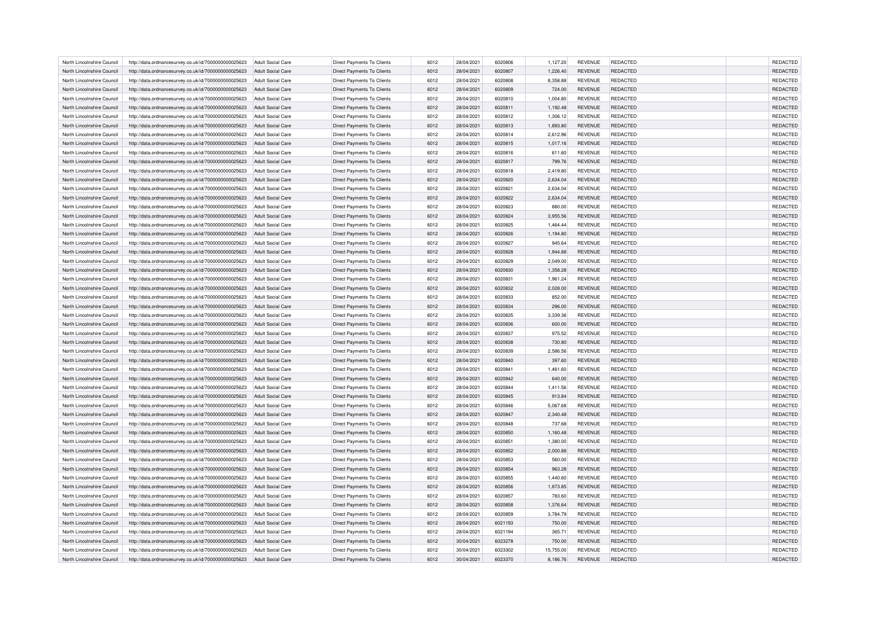| | | | | | | | | | | | | |
|---|---|---|---|---|---|---|---|---|---|---|---|---|
| North Lincolnshire Council | http://data.ordnancesurvey.co.uk/id/7000000000025623 | Adult Social Care | Direct Payments To Clients | 6012 | 28/04/2021 | 6020806 | 1,127.20 | REVENUE | REDACTED | | REDACTED |
| North Lincolnshire Council | http://data.ordnancesurvey.co.uk/id/7000000000025623 | Adult Social Care | Direct Payments To Clients | 6012 | 28/04/2021 | 6020807 | 1,226.40 | REVENUE | REDACTED | | REDACTED |
| North Lincolnshire Council | http://data.ordnancesurvey.co.uk/id/7000000000025623 | Adult Social Care | Direct Payments To Clients | 6012 | 28/04/2021 | 6020808 | 8,358.88 | REVENUE | REDACTED | | REDACTED |
| North Lincolnshire Council | http://data.ordnancesurvey.co.uk/id/7000000000025623 | Adult Social Care | Direct Payments To Clients | 6012 | 28/04/2021 | 6020809 | 724.00 | REVENUE | REDACTED | | REDACTED |
| North Lincolnshire Council | http://data.ordnancesurvey.co.uk/id/7000000000025623 | Adult Social Care | Direct Payments To Clients | 6012 | 28/04/2021 | 6020810 | 1,004.80 | REVENUE | REDACTED | | REDACTED |
| North Lincolnshire Council | http://data.ordnancesurvey.co.uk/id/7000000000025623 | Adult Social Care | Direct Payments To Clients | 6012 | 28/04/2021 | 6020811 | 1,192.48 | REVENUE | REDACTED | | REDACTED |
| North Lincolnshire Council | http://data.ordnancesurvey.co.uk/id/7000000000025623 | Adult Social Care | Direct Payments To Clients | 6012 | 28/04/2021 | 6020812 | 1,306.12 | REVENUE | REDACTED | | REDACTED |
| North Lincolnshire Council | http://data.ordnancesurvey.co.uk/id/7000000000025623 | Adult Social Care | Direct Payments To Clients | 6012 | 28/04/2021 | 6020813 | 1,893.80 | REVENUE | REDACTED | | REDACTED |
| North Lincolnshire Council | http://data.ordnancesurvey.co.uk/id/7000000000025623 | Adult Social Care | Direct Payments To Clients | 6012 | 28/04/2021 | 6020814 | 2,612.96 | REVENUE | REDACTED | | REDACTED |
| North Lincolnshire Council | http://data.ordnancesurvey.co.uk/id/7000000000025623 | Adult Social Care | Direct Payments To Clients | 6012 | 28/04/2021 | 6020815 | 1,017.16 | REVENUE | REDACTED | | REDACTED |
| North Lincolnshire Council | http://data.ordnancesurvey.co.uk/id/7000000000025623 | Adult Social Care | Direct Payments To Clients | 6012 | 28/04/2021 | 6020816 | 611.60 | REVENUE | REDACTED | | REDACTED |
| North Lincolnshire Council | http://data.ordnancesurvey.co.uk/id/7000000000025623 | Adult Social Care | Direct Payments To Clients | 6012 | 28/04/2021 | 6020817 | 799.76 | REVENUE | REDACTED | | REDACTED |
| North Lincolnshire Council | http://data.ordnancesurvey.co.uk/id/7000000000025623 | Adult Social Care | Direct Payments To Clients | 6012 | 28/04/2021 | 6020818 | 2,419.80 | REVENUE | REDACTED | | REDACTED |
| North Lincolnshire Council | http://data.ordnancesurvey.co.uk/id/7000000000025623 | Adult Social Care | Direct Payments To Clients | 6012 | 28/04/2021 | 6020820 | 2,634.04 | REVENUE | REDACTED | | REDACTED |
| North Lincolnshire Council | http://data.ordnancesurvey.co.uk/id/7000000000025623 | Adult Social Care | Direct Payments To Clients | 6012 | 28/04/2021 | 6020821 | 2,634.04 | REVENUE | REDACTED | | REDACTED |
| North Lincolnshire Council | http://data.ordnancesurvey.co.uk/id/7000000000025623 | Adult Social Care | Direct Payments To Clients | 6012 | 28/04/2021 | 6020822 | 2,634.04 | REVENUE | REDACTED | | REDACTED |
| North Lincolnshire Council | http://data.ordnancesurvey.co.uk/id/7000000000025623 | Adult Social Care | Direct Payments To Clients | 6012 | 28/04/2021 | 6020823 | 880.00 | REVENUE | REDACTED | | REDACTED |
| North Lincolnshire Council | http://data.ordnancesurvey.co.uk/id/7000000000025623 | Adult Social Care | Direct Payments To Clients | 6012 | 28/04/2021 | 6020824 | 3,955.56 | REVENUE | REDACTED | | REDACTED |
| North Lincolnshire Council | http://data.ordnancesurvey.co.uk/id/7000000000025623 | Adult Social Care | Direct Payments To Clients | 6012 | 28/04/2021 | 6020825 | 1,464.44 | REVENUE | REDACTED | | REDACTED |
| North Lincolnshire Council | http://data.ordnancesurvey.co.uk/id/7000000000025623 | Adult Social Care | Direct Payments To Clients | 6012 | 28/04/2021 | 6020826 | 1,194.80 | REVENUE | REDACTED | | REDACTED |
| North Lincolnshire Council | http://data.ordnancesurvey.co.uk/id/7000000000025623 | Adult Social Care | Direct Payments To Clients | 6012 | 28/04/2021 | 6020827 | 945.64 | REVENUE | REDACTED | | REDACTED |
| North Lincolnshire Council | http://data.ordnancesurvey.co.uk/id/7000000000025623 | Adult Social Care | Direct Payments To Clients | 6012 | 28/04/2021 | 6020828 | 1,944.88 | REVENUE | REDACTED | | REDACTED |
| North Lincolnshire Council | http://data.ordnancesurvey.co.uk/id/7000000000025623 | Adult Social Care | Direct Payments To Clients | 6012 | 28/04/2021 | 6020829 | 2,049.00 | REVENUE | REDACTED | | REDACTED |
| North Lincolnshire Council | http://data.ordnancesurvey.co.uk/id/7000000000025623 | Adult Social Care | Direct Payments To Clients | 6012 | 28/04/2021 | 6020830 | 1,358.28 | REVENUE | REDACTED | | REDACTED |
| North Lincolnshire Council | http://data.ordnancesurvey.co.uk/id/7000000000025623 | Adult Social Care | Direct Payments To Clients | 6012 | 28/04/2021 | 6020831 | 1,961.24 | REVENUE | REDACTED | | REDACTED |
| North Lincolnshire Council | http://data.ordnancesurvey.co.uk/id/7000000000025623 | Adult Social Care | Direct Payments To Clients | 6012 | 28/04/2021 | 6020832 | 2,028.00 | REVENUE | REDACTED | | REDACTED |
| North Lincolnshire Council | http://data.ordnancesurvey.co.uk/id/7000000000025623 | Adult Social Care | Direct Payments To Clients | 6012 | 28/04/2021 | 6020833 | 852.00 | REVENUE | REDACTED | | REDACTED |
| North Lincolnshire Council | http://data.ordnancesurvey.co.uk/id/7000000000025623 | Adult Social Care | Direct Payments To Clients | 6012 | 28/04/2021 | 6020834 | 296.00 | REVENUE | REDACTED | | REDACTED |
| North Lincolnshire Council | http://data.ordnancesurvey.co.uk/id/7000000000025623 | Adult Social Care | Direct Payments To Clients | 6012 | 28/04/2021 | 6020835 | 3,339.36 | REVENUE | REDACTED | | REDACTED |
| North Lincolnshire Council | http://data.ordnancesurvey.co.uk/id/7000000000025623 | Adult Social Care | Direct Payments To Clients | 6012 | 28/04/2021 | 6020836 | 600.00 | REVENUE | REDACTED | | REDACTED |
| North Lincolnshire Council | http://data.ordnancesurvey.co.uk/id/7000000000025623 | Adult Social Care | Direct Payments To Clients | 6012 | 28/04/2021 | 6020837 | 975.52 | REVENUE | REDACTED | | REDACTED |
| North Lincolnshire Council | http://data.ordnancesurvey.co.uk/id/7000000000025623 | Adult Social Care | Direct Payments To Clients | 6012 | 28/04/2021 | 6020838 | 730.80 | REVENUE | REDACTED | | REDACTED |
| North Lincolnshire Council | http://data.ordnancesurvey.co.uk/id/7000000000025623 | Adult Social Care | Direct Payments To Clients | 6012 | 28/04/2021 | 6020839 | 2,586.56 | REVENUE | REDACTED | | REDACTED |
| North Lincolnshire Council | http://data.ordnancesurvey.co.uk/id/7000000000025623 | Adult Social Care | Direct Payments To Clients | 6012 | 28/04/2021 | 6020840 | 397.60 | REVENUE | REDACTED | | REDACTED |
| North Lincolnshire Council | http://data.ordnancesurvey.co.uk/id/7000000000025623 | Adult Social Care | Direct Payments To Clients | 6012 | 28/04/2021 | 6020841 | 1,461.60 | REVENUE | REDACTED | | REDACTED |
| North Lincolnshire Council | http://data.ordnancesurvey.co.uk/id/7000000000025623 | Adult Social Care | Direct Payments To Clients | 6012 | 28/04/2021 | 6020842 | 640.00 | REVENUE | REDACTED | | REDACTED |
| North Lincolnshire Council | http://data.ordnancesurvey.co.uk/id/7000000000025623 | Adult Social Care | Direct Payments To Clients | 6012 | 28/04/2021 | 6020844 | 1,411.56 | REVENUE | REDACTED | | REDACTED |
| North Lincolnshire Council | http://data.ordnancesurvey.co.uk/id/7000000000025623 | Adult Social Care | Direct Payments To Clients | 6012 | 28/04/2021 | 6020845 | 913.84 | REVENUE | REDACTED | | REDACTED |
| North Lincolnshire Council | http://data.ordnancesurvey.co.uk/id/7000000000025623 | Adult Social Care | Direct Payments To Clients | 6012 | 28/04/2021 | 6020846 | 5,067.68 | REVENUE | REDACTED | | REDACTED |
| North Lincolnshire Council | http://data.ordnancesurvey.co.uk/id/7000000000025623 | Adult Social Care | Direct Payments To Clients | 6012 | 28/04/2021 | 6020847 | 2,340.48 | REVENUE | REDACTED | | REDACTED |
| North Lincolnshire Council | http://data.ordnancesurvey.co.uk/id/7000000000025623 | Adult Social Care | Direct Payments To Clients | 6012 | 28/04/2021 | 6020848 | 737.68 | REVENUE | REDACTED | | REDACTED |
| North Lincolnshire Council | http://data.ordnancesurvey.co.uk/id/7000000000025623 | Adult Social Care | Direct Payments To Clients | 6012 | 28/04/2021 | 6020850 | 1,160.48 | REVENUE | REDACTED | | REDACTED |
| North Lincolnshire Council | http://data.ordnancesurvey.co.uk/id/7000000000025623 | Adult Social Care | Direct Payments To Clients | 6012 | 28/04/2021 | 6020851 | 1,380.00 | REVENUE | REDACTED | | REDACTED |
| North Lincolnshire Council | http://data.ordnancesurvey.co.uk/id/7000000000025623 | Adult Social Care | Direct Payments To Clients | 6012 | 28/04/2021 | 6020852 | 2,000.88 | REVENUE | REDACTED | | REDACTED |
| North Lincolnshire Council | http://data.ordnancesurvey.co.uk/id/7000000000025623 | Adult Social Care | Direct Payments To Clients | 6012 | 28/04/2021 | 6020853 | 560.00 | REVENUE | REDACTED | | REDACTED |
| North Lincolnshire Council | http://data.ordnancesurvey.co.uk/id/7000000000025623 | Adult Social Care | Direct Payments To Clients | 6012 | 28/04/2021 | 6020854 | 963.28 | REVENUE | REDACTED | | REDACTED |
| North Lincolnshire Council | http://data.ordnancesurvey.co.uk/id/7000000000025623 | Adult Social Care | Direct Payments To Clients | 6012 | 28/04/2021 | 6020855 | 1,440.60 | REVENUE | REDACTED | | REDACTED |
| North Lincolnshire Council | http://data.ordnancesurvey.co.uk/id/7000000000025623 | Adult Social Care | Direct Payments To Clients | 6012 | 28/04/2021 | 6020856 | 1,873.85 | REVENUE | REDACTED | | REDACTED |
| North Lincolnshire Council | http://data.ordnancesurvey.co.uk/id/7000000000025623 | Adult Social Care | Direct Payments To Clients | 6012 | 28/04/2021 | 6020857 | 783.60 | REVENUE | REDACTED | | REDACTED |
| North Lincolnshire Council | http://data.ordnancesurvey.co.uk/id/7000000000025623 | Adult Social Care | Direct Payments To Clients | 6012 | 28/04/2021 | 6020858 | 1,376.64 | REVENUE | REDACTED | | REDACTED |
| North Lincolnshire Council | http://data.ordnancesurvey.co.uk/id/7000000000025623 | Adult Social Care | Direct Payments To Clients | 6012 | 28/04/2021 | 6020859 | 3,784.79 | REVENUE | REDACTED | | REDACTED |
| North Lincolnshire Council | http://data.ordnancesurvey.co.uk/id/7000000000025623 | Adult Social Care | Direct Payments To Clients | 6012 | 28/04/2021 | 6021193 | 750.00 | REVENUE | REDACTED | | REDACTED |
| North Lincolnshire Council | http://data.ordnancesurvey.co.uk/id/7000000000025623 | Adult Social Care | Direct Payments To Clients | 6012 | 28/04/2021 | 6021194 | 365.71 | REVENUE | REDACTED | | REDACTED |
| North Lincolnshire Council | http://data.ordnancesurvey.co.uk/id/7000000000025623 | Adult Social Care | Direct Payments To Clients | 6012 | 30/04/2021 | 6023278 | 750.00 | REVENUE | REDACTED | | REDACTED |
| North Lincolnshire Council | http://data.ordnancesurvey.co.uk/id/7000000000025623 | Adult Social Care | Direct Payments To Clients | 6012 | 30/04/2021 | 6023302 | 15,755.00 | REVENUE | REDACTED | | REDACTED |
| North Lincolnshire Council | http://data.ordnancesurvey.co.uk/id/7000000000025623 | Adult Social Care | Direct Payments To Clients | 6012 | 30/04/2021 | 6023370 | 8,186.76 | REVENUE | REDACTED | | REDACTED |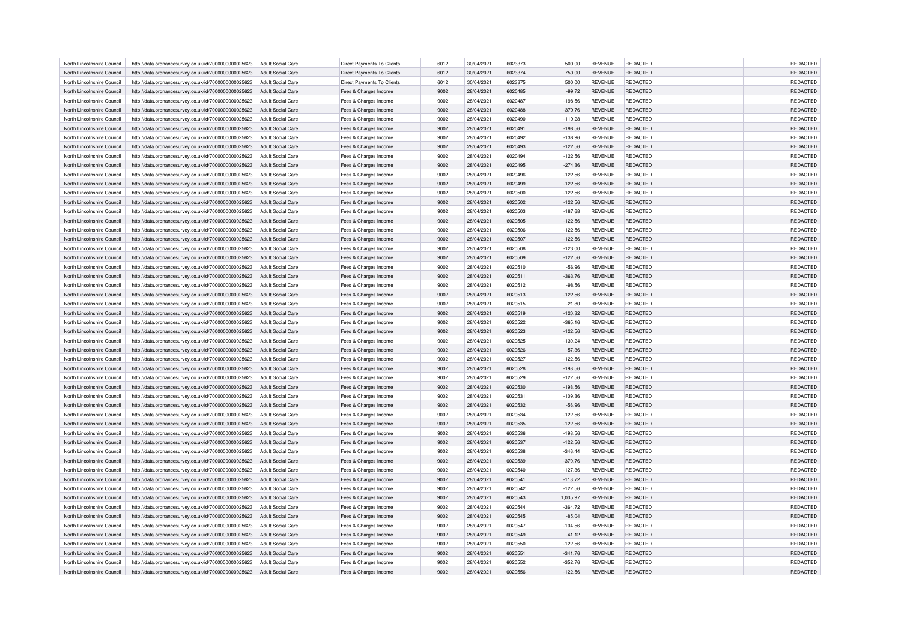| North Lincolnshire Council | http://data.ordnancesurvey.co.uk/id/7000000000025623 | Adult Social Care | Direct Payments To Clients | 6012 | 30/04/2021 | 6023373 | 500.00 | REVENUE | REDACTED | | REDACTED |
|---|---|---|---|---|---|---|---|---|---|---|---|
| North Lincolnshire Council | http://data.ordnancesurvey.co.uk/id/7000000000025623 | Adult Social Care | Direct Payments To Clients | 6012 | 30/04/2021 | 6023374 | 750.00 | REVENUE | REDACTED | | REDACTED |
| North Lincolnshire Council | http://data.ordnancesurvey.co.uk/id/7000000000025623 | Adult Social Care | Direct Payments To Clients | 6012 | 30/04/2021 | 6023375 | 500.00 | REVENUE | REDACTED | | REDACTED |
| North Lincolnshire Council | http://data.ordnancesurvey.co.uk/id/7000000000025623 | Adult Social Care | Fees & Charges Income | 9002 | 28/04/2021 | 6020485 | -99.72 | REVENUE | REDACTED | | REDACTED |
| North Lincolnshire Council | http://data.ordnancesurvey.co.uk/id/7000000000025623 | Adult Social Care | Fees & Charges Income | 9002 | 28/04/2021 | 6020487 | -198.56 | REVENUE | REDACTED | | REDACTED |
| North Lincolnshire Council | http://data.ordnancesurvey.co.uk/id/7000000000025623 | Adult Social Care | Fees & Charges Income | 9002 | 28/04/2021 | 6020488 | -379.76 | REVENUE | REDACTED | | REDACTED |
| North Lincolnshire Council | http://data.ordnancesurvey.co.uk/id/7000000000025623 | Adult Social Care | Fees & Charges Income | 9002 | 28/04/2021 | 6020490 | -119.28 | REVENUE | REDACTED | | REDACTED |
| North Lincolnshire Council | http://data.ordnancesurvey.co.uk/id/7000000000025623 | Adult Social Care | Fees & Charges Income | 9002 | 28/04/2021 | 6020491 | -198.56 | REVENUE | REDACTED | | REDACTED |
| North Lincolnshire Council | http://data.ordnancesurvey.co.uk/id/7000000000025623 | Adult Social Care | Fees & Charges Income | 9002 | 28/04/2021 | 6020492 | -138.96 | REVENUE | REDACTED | | REDACTED |
| North Lincolnshire Council | http://data.ordnancesurvey.co.uk/id/7000000000025623 | Adult Social Care | Fees & Charges Income | 9002 | 28/04/2021 | 6020493 | -122.56 | REVENUE | REDACTED | | REDACTED |
| North Lincolnshire Council | http://data.ordnancesurvey.co.uk/id/7000000000025623 | Adult Social Care | Fees & Charges Income | 9002 | 28/04/2021 | 6020494 | -122.56 | REVENUE | REDACTED | | REDACTED |
| North Lincolnshire Council | http://data.ordnancesurvey.co.uk/id/7000000000025623 | Adult Social Care | Fees & Charges Income | 9002 | 28/04/2021 | 6020495 | -274.36 | REVENUE | REDACTED | | REDACTED |
| North Lincolnshire Council | http://data.ordnancesurvey.co.uk/id/7000000000025623 | Adult Social Care | Fees & Charges Income | 9002 | 28/04/2021 | 6020496 | -122.56 | REVENUE | REDACTED | | REDACTED |
| North Lincolnshire Council | http://data.ordnancesurvey.co.uk/id/7000000000025623 | Adult Social Care | Fees & Charges Income | 9002 | 28/04/2021 | 6020499 | -122.56 | REVENUE | REDACTED | | REDACTED |
| North Lincolnshire Council | http://data.ordnancesurvey.co.uk/id/7000000000025623 | Adult Social Care | Fees & Charges Income | 9002 | 28/04/2021 | 6020500 | -122.56 | REVENUE | REDACTED | | REDACTED |
| North Lincolnshire Council | http://data.ordnancesurvey.co.uk/id/7000000000025623 | Adult Social Care | Fees & Charges Income | 9002 | 28/04/2021 | 6020502 | -122.56 | REVENUE | REDACTED | | REDACTED |
| North Lincolnshire Council | http://data.ordnancesurvey.co.uk/id/7000000000025623 | Adult Social Care | Fees & Charges Income | 9002 | 28/04/2021 | 6020503 | -187.68 | REVENUE | REDACTED | | REDACTED |
| North Lincolnshire Council | http://data.ordnancesurvey.co.uk/id/7000000000025623 | Adult Social Care | Fees & Charges Income | 9002 | 28/04/2021 | 6020505 | -122.56 | REVENUE | REDACTED | | REDACTED |
| North Lincolnshire Council | http://data.ordnancesurvey.co.uk/id/7000000000025623 | Adult Social Care | Fees & Charges Income | 9002 | 28/04/2021 | 6020506 | -122.56 | REVENUE | REDACTED | | REDACTED |
| North Lincolnshire Council | http://data.ordnancesurvey.co.uk/id/7000000000025623 | Adult Social Care | Fees & Charges Income | 9002 | 28/04/2021 | 6020507 | -122.56 | REVENUE | REDACTED | | REDACTED |
| North Lincolnshire Council | http://data.ordnancesurvey.co.uk/id/7000000000025623 | Adult Social Care | Fees & Charges Income | 9002 | 28/04/2021 | 6020508 | -123.00 | REVENUE | REDACTED | | REDACTED |
| North Lincolnshire Council | http://data.ordnancesurvey.co.uk/id/7000000000025623 | Adult Social Care | Fees & Charges Income | 9002 | 28/04/2021 | 6020509 | -122.56 | REVENUE | REDACTED | | REDACTED |
| North Lincolnshire Council | http://data.ordnancesurvey.co.uk/id/7000000000025623 | Adult Social Care | Fees & Charges Income | 9002 | 28/04/2021 | 6020510 | -56.96 | REVENUE | REDACTED | | REDACTED |
| North Lincolnshire Council | http://data.ordnancesurvey.co.uk/id/7000000000025623 | Adult Social Care | Fees & Charges Income | 9002 | 28/04/2021 | 6020511 | -363.76 | REVENUE | REDACTED | | REDACTED |
| North Lincolnshire Council | http://data.ordnancesurvey.co.uk/id/7000000000025623 | Adult Social Care | Fees & Charges Income | 9002 | 28/04/2021 | 6020512 | -98.56 | REVENUE | REDACTED | | REDACTED |
| North Lincolnshire Council | http://data.ordnancesurvey.co.uk/id/7000000000025623 | Adult Social Care | Fees & Charges Income | 9002 | 28/04/2021 | 6020513 | -122.56 | REVENUE | REDACTED | | REDACTED |
| North Lincolnshire Council | http://data.ordnancesurvey.co.uk/id/7000000000025623 | Adult Social Care | Fees & Charges Income | 9002 | 28/04/2021 | 6020515 | -21.80 | REVENUE | REDACTED | | REDACTED |
| North Lincolnshire Council | http://data.ordnancesurvey.co.uk/id/7000000000025623 | Adult Social Care | Fees & Charges Income | 9002 | 28/04/2021 | 6020519 | -120.32 | REVENUE | REDACTED | | REDACTED |
| North Lincolnshire Council | http://data.ordnancesurvey.co.uk/id/7000000000025623 | Adult Social Care | Fees & Charges Income | 9002 | 28/04/2021 | 6020522 | -365.16 | REVENUE | REDACTED | | REDACTED |
| North Lincolnshire Council | http://data.ordnancesurvey.co.uk/id/7000000000025623 | Adult Social Care | Fees & Charges Income | 9002 | 28/04/2021 | 6020523 | -122.56 | REVENUE | REDACTED | | REDACTED |
| North Lincolnshire Council | http://data.ordnancesurvey.co.uk/id/7000000000025623 | Adult Social Care | Fees & Charges Income | 9002 | 28/04/2021 | 6020525 | -139.24 | REVENUE | REDACTED | | REDACTED |
| North Lincolnshire Council | http://data.ordnancesurvey.co.uk/id/7000000000025623 | Adult Social Care | Fees & Charges Income | 9002 | 28/04/2021 | 6020526 | -57.36 | REVENUE | REDACTED | | REDACTED |
| North Lincolnshire Council | http://data.ordnancesurvey.co.uk/id/7000000000025623 | Adult Social Care | Fees & Charges Income | 9002 | 28/04/2021 | 6020527 | -122.56 | REVENUE | REDACTED | | REDACTED |
| North Lincolnshire Council | http://data.ordnancesurvey.co.uk/id/7000000000025623 | Adult Social Care | Fees & Charges Income | 9002 | 28/04/2021 | 6020528 | -198.56 | REVENUE | REDACTED | | REDACTED |
| North Lincolnshire Council | http://data.ordnancesurvey.co.uk/id/7000000000025623 | Adult Social Care | Fees & Charges Income | 9002 | 28/04/2021 | 6020529 | -122.56 | REVENUE | REDACTED | | REDACTED |
| North Lincolnshire Council | http://data.ordnancesurvey.co.uk/id/7000000000025623 | Adult Social Care | Fees & Charges Income | 9002 | 28/04/2021 | 6020530 | -198.56 | REVENUE | REDACTED | | REDACTED |
| North Lincolnshire Council | http://data.ordnancesurvey.co.uk/id/7000000000025623 | Adult Social Care | Fees & Charges Income | 9002 | 28/04/2021 | 6020531 | -109.36 | REVENUE | REDACTED | | REDACTED |
| North Lincolnshire Council | http://data.ordnancesurvey.co.uk/id/7000000000025623 | Adult Social Care | Fees & Charges Income | 9002 | 28/04/2021 | 6020532 | -56.96 | REVENUE | REDACTED | | REDACTED |
| North Lincolnshire Council | http://data.ordnancesurvey.co.uk/id/7000000000025623 | Adult Social Care | Fees & Charges Income | 9002 | 28/04/2021 | 6020534 | -122.56 | REVENUE | REDACTED | | REDACTED |
| North Lincolnshire Council | http://data.ordnancesurvey.co.uk/id/7000000000025623 | Adult Social Care | Fees & Charges Income | 9002 | 28/04/2021 | 6020535 | -122.56 | REVENUE | REDACTED | | REDACTED |
| North Lincolnshire Council | http://data.ordnancesurvey.co.uk/id/7000000000025623 | Adult Social Care | Fees & Charges Income | 9002 | 28/04/2021 | 6020536 | -198.56 | REVENUE | REDACTED | | REDACTED |
| North Lincolnshire Council | http://data.ordnancesurvey.co.uk/id/7000000000025623 | Adult Social Care | Fees & Charges Income | 9002 | 28/04/2021 | 6020537 | -122.56 | REVENUE | REDACTED | | REDACTED |
| North Lincolnshire Council | http://data.ordnancesurvey.co.uk/id/7000000000025623 | Adult Social Care | Fees & Charges Income | 9002 | 28/04/2021 | 6020538 | -346.44 | REVENUE | REDACTED | | REDACTED |
| North Lincolnshire Council | http://data.ordnancesurvey.co.uk/id/7000000000025623 | Adult Social Care | Fees & Charges Income | 9002 | 28/04/2021 | 6020539 | -379.76 | REVENUE | REDACTED | | REDACTED |
| North Lincolnshire Council | http://data.ordnancesurvey.co.uk/id/7000000000025623 | Adult Social Care | Fees & Charges Income | 9002 | 28/04/2021 | 6020540 | -127.36 | REVENUE | REDACTED | | REDACTED |
| North Lincolnshire Council | http://data.ordnancesurvey.co.uk/id/7000000000025623 | Adult Social Care | Fees & Charges Income | 9002 | 28/04/2021 | 6020541 | -113.72 | REVENUE | REDACTED | | REDACTED |
| North Lincolnshire Council | http://data.ordnancesurvey.co.uk/id/7000000000025623 | Adult Social Care | Fees & Charges Income | 9002 | 28/04/2021 | 6020542 | -122.56 | REVENUE | REDACTED | | REDACTED |
| North Lincolnshire Council | http://data.ordnancesurvey.co.uk/id/7000000000025623 | Adult Social Care | Fees & Charges Income | 9002 | 28/04/2021 | 6020543 | 1,035.97 | REVENUE | REDACTED | | REDACTED |
| North Lincolnshire Council | http://data.ordnancesurvey.co.uk/id/7000000000025623 | Adult Social Care | Fees & Charges Income | 9002 | 28/04/2021 | 6020544 | -364.72 | REVENUE | REDACTED | | REDACTED |
| North Lincolnshire Council | http://data.ordnancesurvey.co.uk/id/7000000000025623 | Adult Social Care | Fees & Charges Income | 9002 | 28/04/2021 | 6020545 | -85.04 | REVENUE | REDACTED | | REDACTED |
| North Lincolnshire Council | http://data.ordnancesurvey.co.uk/id/7000000000025623 | Adult Social Care | Fees & Charges Income | 9002 | 28/04/2021 | 6020547 | -104.56 | REVENUE | REDACTED | | REDACTED |
| North Lincolnshire Council | http://data.ordnancesurvey.co.uk/id/7000000000025623 | Adult Social Care | Fees & Charges Income | 9002 | 28/04/2021 | 6020549 | -41.12 | REVENUE | REDACTED | | REDACTED |
| North Lincolnshire Council | http://data.ordnancesurvey.co.uk/id/7000000000025623 | Adult Social Care | Fees & Charges Income | 9002 | 28/04/2021 | 6020550 | -122.56 | REVENUE | REDACTED | | REDACTED |
| North Lincolnshire Council | http://data.ordnancesurvey.co.uk/id/7000000000025623 | Adult Social Care | Fees & Charges Income | 9002 | 28/04/2021 | 6020551 | -341.76 | REVENUE | REDACTED | | REDACTED |
| North Lincolnshire Council | http://data.ordnancesurvey.co.uk/id/7000000000025623 | Adult Social Care | Fees & Charges Income | 9002 | 28/04/2021 | 6020552 | -352.76 | REVENUE | REDACTED | | REDACTED |
| North Lincolnshire Council | http://data.ordnancesurvey.co.uk/id/7000000000025623 | Adult Social Care | Fees & Charges Income | 9002 | 28/04/2021 | 6020556 | -122.56 | REVENUE | REDACTED | | REDACTED |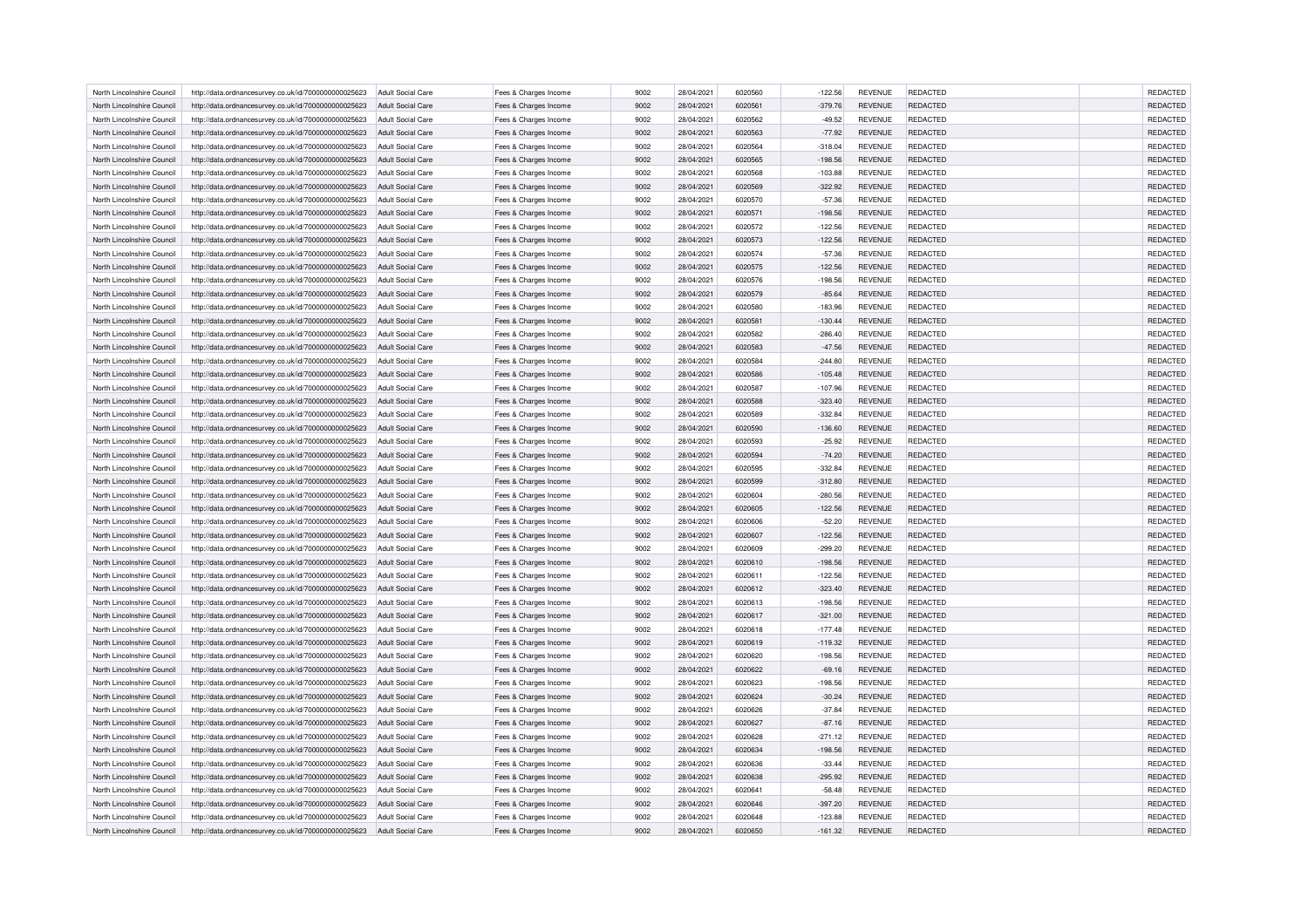| North Lincolnshire Council | http://data.ordnancesurvey.co.uk/id/7000000000025623 | Adult Social Care | Fees & Charges Income | 9002 | 28/04/2021 | 6020560 | -122.56 | REVENUE | REDACTED | | REDACTED |
|---|---|---|---|---|---|---|---|---|---|---|---|
| North Lincolnshire Council | http://data.ordnancesurvey.co.uk/id/7000000000025623 | Adult Social Care | Fees & Charges Income | 9002 | 28/04/2021 | 6020561 | -379.76 | REVENUE | REDACTED | | REDACTED |
| North Lincolnshire Council | http://data.ordnancesurvey.co.uk/id/7000000000025623 | Adult Social Care | Fees & Charges Income | 9002 | 28/04/2021 | 6020562 | -49.52 | REVENUE | REDACTED | | REDACTED |
| North Lincolnshire Council | http://data.ordnancesurvey.co.uk/id/7000000000025623 | Adult Social Care | Fees & Charges Income | 9002 | 28/04/2021 | 6020563 | -77.92 | REVENUE | REDACTED | | REDACTED |
| North Lincolnshire Council | http://data.ordnancesurvey.co.uk/id/7000000000025623 | Adult Social Care | Fees & Charges Income | 9002 | 28/04/2021 | 6020564 | -318.04 | REVENUE | REDACTED | | REDACTED |
| North Lincolnshire Council | http://data.ordnancesurvey.co.uk/id/7000000000025623 | Adult Social Care | Fees & Charges Income | 9002 | 28/04/2021 | 6020565 | -198.56 | REVENUE | REDACTED | | REDACTED |
| North Lincolnshire Council | http://data.ordnancesurvey.co.uk/id/7000000000025623 | Adult Social Care | Fees & Charges Income | 9002 | 28/04/2021 | 6020568 | -103.88 | REVENUE | REDACTED | | REDACTED |
| North Lincolnshire Council | http://data.ordnancesurvey.co.uk/id/7000000000025623 | Adult Social Care | Fees & Charges Income | 9002 | 28/04/2021 | 6020569 | -322.92 | REVENUE | REDACTED | | REDACTED |
| North Lincolnshire Council | http://data.ordnancesurvey.co.uk/id/7000000000025623 | Adult Social Care | Fees & Charges Income | 9002 | 28/04/2021 | 6020570 | -57.36 | REVENUE | REDACTED | | REDACTED |
| North Lincolnshire Council | http://data.ordnancesurvey.co.uk/id/7000000000025623 | Adult Social Care | Fees & Charges Income | 9002 | 28/04/2021 | 6020571 | -198.56 | REVENUE | REDACTED | | REDACTED |
| North Lincolnshire Council | http://data.ordnancesurvey.co.uk/id/7000000000025623 | Adult Social Care | Fees & Charges Income | 9002 | 28/04/2021 | 6020572 | -122.56 | REVENUE | REDACTED | | REDACTED |
| North Lincolnshire Council | http://data.ordnancesurvey.co.uk/id/7000000000025623 | Adult Social Care | Fees & Charges Income | 9002 | 28/04/2021 | 6020573 | -122.56 | REVENUE | REDACTED | | REDACTED |
| North Lincolnshire Council | http://data.ordnancesurvey.co.uk/id/7000000000025623 | Adult Social Care | Fees & Charges Income | 9002 | 28/04/2021 | 6020574 | -57.36 | REVENUE | REDACTED | | REDACTED |
| North Lincolnshire Council | http://data.ordnancesurvey.co.uk/id/7000000000025623 | Adult Social Care | Fees & Charges Income | 9002 | 28/04/2021 | 6020575 | -122.56 | REVENUE | REDACTED | | REDACTED |
| North Lincolnshire Council | http://data.ordnancesurvey.co.uk/id/7000000000025623 | Adult Social Care | Fees & Charges Income | 9002 | 28/04/2021 | 6020576 | -198.56 | REVENUE | REDACTED | | REDACTED |
| North Lincolnshire Council | http://data.ordnancesurvey.co.uk/id/7000000000025623 | Adult Social Care | Fees & Charges Income | 9002 | 28/04/2021 | 6020579 | -85.64 | REVENUE | REDACTED | | REDACTED |
| North Lincolnshire Council | http://data.ordnancesurvey.co.uk/id/7000000000025623 | Adult Social Care | Fees & Charges Income | 9002 | 28/04/2021 | 6020580 | -183.96 | REVENUE | REDACTED | | REDACTED |
| North Lincolnshire Council | http://data.ordnancesurvey.co.uk/id/7000000000025623 | Adult Social Care | Fees & Charges Income | 9002 | 28/04/2021 | 6020581 | -130.44 | REVENUE | REDACTED | | REDACTED |
| North Lincolnshire Council | http://data.ordnancesurvey.co.uk/id/7000000000025623 | Adult Social Care | Fees & Charges Income | 9002 | 28/04/2021 | 6020582 | -286.40 | REVENUE | REDACTED | | REDACTED |
| North Lincolnshire Council | http://data.ordnancesurvey.co.uk/id/7000000000025623 | Adult Social Care | Fees & Charges Income | 9002 | 28/04/2021 | 6020583 | -47.56 | REVENUE | REDACTED | | REDACTED |
| North Lincolnshire Council | http://data.ordnancesurvey.co.uk/id/7000000000025623 | Adult Social Care | Fees & Charges Income | 9002 | 28/04/2021 | 6020584 | -244.80 | REVENUE | REDACTED | | REDACTED |
| North Lincolnshire Council | http://data.ordnancesurvey.co.uk/id/7000000000025623 | Adult Social Care | Fees & Charges Income | 9002 | 28/04/2021 | 6020586 | -105.48 | REVENUE | REDACTED | | REDACTED |
| North Lincolnshire Council | http://data.ordnancesurvey.co.uk/id/7000000000025623 | Adult Social Care | Fees & Charges Income | 9002 | 28/04/2021 | 6020587 | -107.96 | REVENUE | REDACTED | | REDACTED |
| North Lincolnshire Council | http://data.ordnancesurvey.co.uk/id/7000000000025623 | Adult Social Care | Fees & Charges Income | 9002 | 28/04/2021 | 6020588 | -323.40 | REVENUE | REDACTED | | REDACTED |
| North Lincolnshire Council | http://data.ordnancesurvey.co.uk/id/7000000000025623 | Adult Social Care | Fees & Charges Income | 9002 | 28/04/2021 | 6020589 | -332.84 | REVENUE | REDACTED | | REDACTED |
| North Lincolnshire Council | http://data.ordnancesurvey.co.uk/id/7000000000025623 | Adult Social Care | Fees & Charges Income | 9002 | 28/04/2021 | 6020590 | -136.60 | REVENUE | REDACTED | | REDACTED |
| North Lincolnshire Council | http://data.ordnancesurvey.co.uk/id/7000000000025623 | Adult Social Care | Fees & Charges Income | 9002 | 28/04/2021 | 6020593 | -25.92 | REVENUE | REDACTED | | REDACTED |
| North Lincolnshire Council | http://data.ordnancesurvey.co.uk/id/7000000000025623 | Adult Social Care | Fees & Charges Income | 9002 | 28/04/2021 | 6020594 | -74.20 | REVENUE | REDACTED | | REDACTED |
| North Lincolnshire Council | http://data.ordnancesurvey.co.uk/id/7000000000025623 | Adult Social Care | Fees & Charges Income | 9002 | 28/04/2021 | 6020595 | -332.84 | REVENUE | REDACTED | | REDACTED |
| North Lincolnshire Council | http://data.ordnancesurvey.co.uk/id/7000000000025623 | Adult Social Care | Fees & Charges Income | 9002 | 28/04/2021 | 6020599 | -312.80 | REVENUE | REDACTED | | REDACTED |
| North Lincolnshire Council | http://data.ordnancesurvey.co.uk/id/7000000000025623 | Adult Social Care | Fees & Charges Income | 9002 | 28/04/2021 | 6020604 | -280.56 | REVENUE | REDACTED | | REDACTED |
| North Lincolnshire Council | http://data.ordnancesurvey.co.uk/id/7000000000025623 | Adult Social Care | Fees & Charges Income | 9002 | 28/04/2021 | 6020605 | -122.56 | REVENUE | REDACTED | | REDACTED |
| North Lincolnshire Council | http://data.ordnancesurvey.co.uk/id/7000000000025623 | Adult Social Care | Fees & Charges Income | 9002 | 28/04/2021 | 6020606 | -52.20 | REVENUE | REDACTED | | REDACTED |
| North Lincolnshire Council | http://data.ordnancesurvey.co.uk/id/7000000000025623 | Adult Social Care | Fees & Charges Income | 9002 | 28/04/2021 | 6020607 | -122.56 | REVENUE | REDACTED | | REDACTED |
| North Lincolnshire Council | http://data.ordnancesurvey.co.uk/id/7000000000025623 | Adult Social Care | Fees & Charges Income | 9002 | 28/04/2021 | 6020609 | -299.20 | REVENUE | REDACTED | | REDACTED |
| North Lincolnshire Council | http://data.ordnancesurvey.co.uk/id/7000000000025623 | Adult Social Care | Fees & Charges Income | 9002 | 28/04/2021 | 6020610 | -198.56 | REVENUE | REDACTED | | REDACTED |
| North Lincolnshire Council | http://data.ordnancesurvey.co.uk/id/7000000000025623 | Adult Social Care | Fees & Charges Income | 9002 | 28/04/2021 | 6020611 | -122.56 | REVENUE | REDACTED | | REDACTED |
| North Lincolnshire Council | http://data.ordnancesurvey.co.uk/id/7000000000025623 | Adult Social Care | Fees & Charges Income | 9002 | 28/04/2021 | 6020612 | -323.40 | REVENUE | REDACTED | | REDACTED |
| North Lincolnshire Council | http://data.ordnancesurvey.co.uk/id/7000000000025623 | Adult Social Care | Fees & Charges Income | 9002 | 28/04/2021 | 6020613 | -198.56 | REVENUE | REDACTED | | REDACTED |
| North Lincolnshire Council | http://data.ordnancesurvey.co.uk/id/7000000000025623 | Adult Social Care | Fees & Charges Income | 9002 | 28/04/2021 | 6020617 | -321.00 | REVENUE | REDACTED | | REDACTED |
| North Lincolnshire Council | http://data.ordnancesurvey.co.uk/id/7000000000025623 | Adult Social Care | Fees & Charges Income | 9002 | 28/04/2021 | 6020618 | -177.48 | REVENUE | REDACTED | | REDACTED |
| North Lincolnshire Council | http://data.ordnancesurvey.co.uk/id/7000000000025623 | Adult Social Care | Fees & Charges Income | 9002 | 28/04/2021 | 6020619 | -119.32 | REVENUE | REDACTED | | REDACTED |
| North Lincolnshire Council | http://data.ordnancesurvey.co.uk/id/7000000000025623 | Adult Social Care | Fees & Charges Income | 9002 | 28/04/2021 | 6020620 | -198.56 | REVENUE | REDACTED | | REDACTED |
| North Lincolnshire Council | http://data.ordnancesurvey.co.uk/id/7000000000025623 | Adult Social Care | Fees & Charges Income | 9002 | 28/04/2021 | 6020622 | -69.16 | REVENUE | REDACTED | | REDACTED |
| North Lincolnshire Council | http://data.ordnancesurvey.co.uk/id/7000000000025623 | Adult Social Care | Fees & Charges Income | 9002 | 28/04/2021 | 6020623 | -198.56 | REVENUE | REDACTED | | REDACTED |
| North Lincolnshire Council | http://data.ordnancesurvey.co.uk/id/7000000000025623 | Adult Social Care | Fees & Charges Income | 9002 | 28/04/2021 | 6020624 | -30.24 | REVENUE | REDACTED | | REDACTED |
| North Lincolnshire Council | http://data.ordnancesurvey.co.uk/id/7000000000025623 | Adult Social Care | Fees & Charges Income | 9002 | 28/04/2021 | 6020626 | -37.84 | REVENUE | REDACTED | | REDACTED |
| North Lincolnshire Council | http://data.ordnancesurvey.co.uk/id/7000000000025623 | Adult Social Care | Fees & Charges Income | 9002 | 28/04/2021 | 6020627 | -87.16 | REVENUE | REDACTED | | REDACTED |
| North Lincolnshire Council | http://data.ordnancesurvey.co.uk/id/7000000000025623 | Adult Social Care | Fees & Charges Income | 9002 | 28/04/2021 | 6020628 | -271.12 | REVENUE | REDACTED | | REDACTED |
| North Lincolnshire Council | http://data.ordnancesurvey.co.uk/id/7000000000025623 | Adult Social Care | Fees & Charges Income | 9002 | 28/04/2021 | 6020634 | -198.56 | REVENUE | REDACTED | | REDACTED |
| North Lincolnshire Council | http://data.ordnancesurvey.co.uk/id/7000000000025623 | Adult Social Care | Fees & Charges Income | 9002 | 28/04/2021 | 6020636 | -33.44 | REVENUE | REDACTED | | REDACTED |
| North Lincolnshire Council | http://data.ordnancesurvey.co.uk/id/7000000000025623 | Adult Social Care | Fees & Charges Income | 9002 | 28/04/2021 | 6020638 | -295.92 | REVENUE | REDACTED | | REDACTED |
| North Lincolnshire Council | http://data.ordnancesurvey.co.uk/id/7000000000025623 | Adult Social Care | Fees & Charges Income | 9002 | 28/04/2021 | 6020641 | -58.48 | REVENUE | REDACTED | | REDACTED |
| North Lincolnshire Council | http://data.ordnancesurvey.co.uk/id/7000000000025623 | Adult Social Care | Fees & Charges Income | 9002 | 28/04/2021 | 6020646 | -397.20 | REVENUE | REDACTED | | REDACTED |
| North Lincolnshire Council | http://data.ordnancesurvey.co.uk/id/7000000000025623 | Adult Social Care | Fees & Charges Income | 9002 | 28/04/2021 | 6020648 | -123.88 | REVENUE | REDACTED | | REDACTED |
| North Lincolnshire Council | http://data.ordnancesurvey.co.uk/id/7000000000025623 | Adult Social Care | Fees & Charges Income | 9002 | 28/04/2021 | 6020650 | -161.32 | REVENUE | REDACTED | | REDACTED |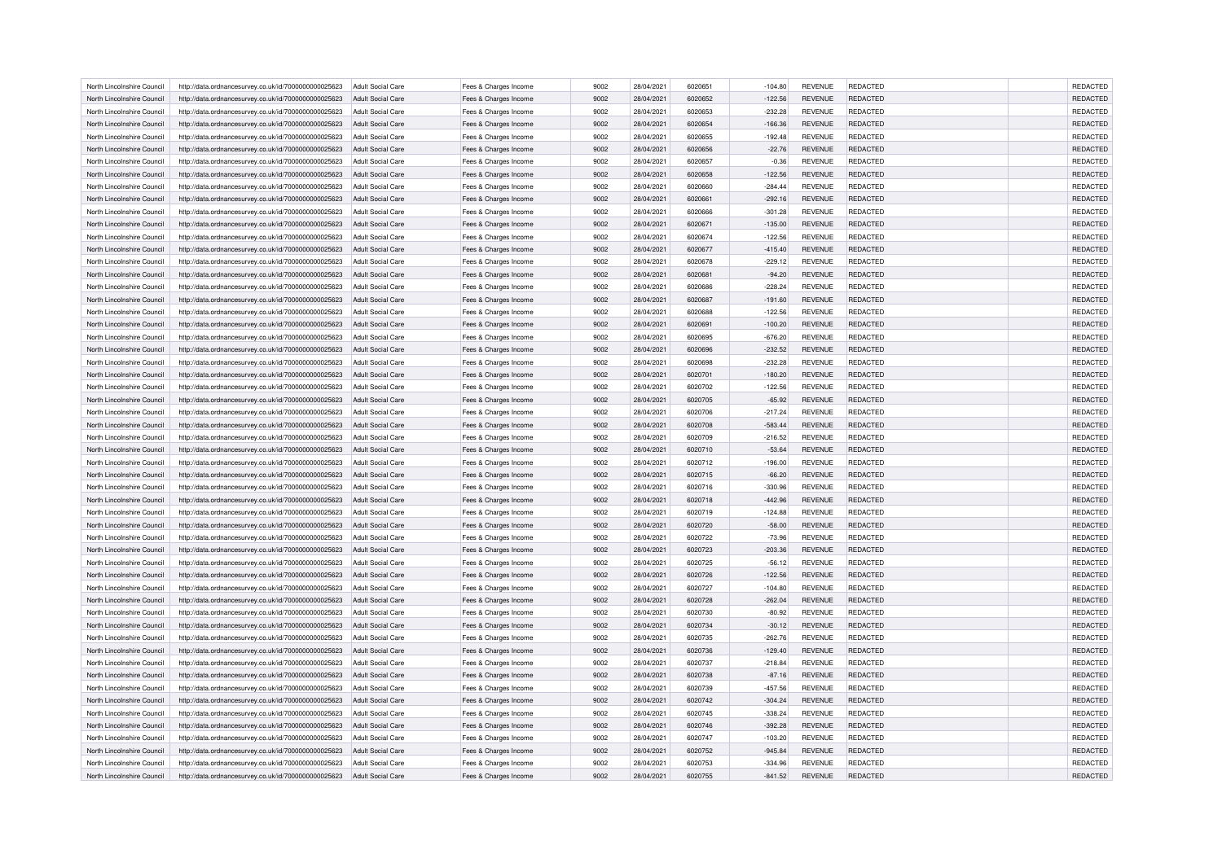| | | | | | | | | | | | |
|---|---|---|---|---|---|---|---|---|---|---|---|
| North Lincolnshire Council | http://data.ordnancesurvey.co.uk/id/7000000000025623 | Adult Social Care | Fees & Charges Income | 9002 | 28/04/2021 | 6020651 | -104.80 | REVENUE | REDACTED | | REDACTED |
| North Lincolnshire Council | http://data.ordnancesurvey.co.uk/id/7000000000025623 | Adult Social Care | Fees & Charges Income | 9002 | 28/04/2021 | 6020652 | -122.56 | REVENUE | REDACTED | | REDACTED |
| North Lincolnshire Council | http://data.ordnancesurvey.co.uk/id/7000000000025623 | Adult Social Care | Fees & Charges Income | 9002 | 28/04/2021 | 6020653 | -232.28 | REVENUE | REDACTED | | REDACTED |
| North Lincolnshire Council | http://data.ordnancesurvey.co.uk/id/7000000000025623 | Adult Social Care | Fees & Charges Income | 9002 | 28/04/2021 | 6020654 | -166.36 | REVENUE | REDACTED | | REDACTED |
| North Lincolnshire Council | http://data.ordnancesurvey.co.uk/id/7000000000025623 | Adult Social Care | Fees & Charges Income | 9002 | 28/04/2021 | 6020655 | -192.48 | REVENUE | REDACTED | | REDACTED |
| North Lincolnshire Council | http://data.ordnancesurvey.co.uk/id/7000000000025623 | Adult Social Care | Fees & Charges Income | 9002 | 28/04/2021 | 6020656 | -22.76 | REVENUE | REDACTED | | REDACTED |
| North Lincolnshire Council | http://data.ordnancesurvey.co.uk/id/7000000000025623 | Adult Social Care | Fees & Charges Income | 9002 | 28/04/2021 | 6020657 | -0.36 | REVENUE | REDACTED | | REDACTED |
| North Lincolnshire Council | http://data.ordnancesurvey.co.uk/id/7000000000025623 | Adult Social Care | Fees & Charges Income | 9002 | 28/04/2021 | 6020658 | -122.56 | REVENUE | REDACTED | | REDACTED |
| North Lincolnshire Council | http://data.ordnancesurvey.co.uk/id/7000000000025623 | Adult Social Care | Fees & Charges Income | 9002 | 28/04/2021 | 6020660 | -284.44 | REVENUE | REDACTED | | REDACTED |
| North Lincolnshire Council | http://data.ordnancesurvey.co.uk/id/7000000000025623 | Adult Social Care | Fees & Charges Income | 9002 | 28/04/2021 | 6020661 | -292.16 | REVENUE | REDACTED | | REDACTED |
| North Lincolnshire Council | http://data.ordnancesurvey.co.uk/id/7000000000025623 | Adult Social Care | Fees & Charges Income | 9002 | 28/04/2021 | 6020666 | -301.28 | REVENUE | REDACTED | | REDACTED |
| North Lincolnshire Council | http://data.ordnancesurvey.co.uk/id/7000000000025623 | Adult Social Care | Fees & Charges Income | 9002 | 28/04/2021 | 6020671 | -135.00 | REVENUE | REDACTED | | REDACTED |
| North Lincolnshire Council | http://data.ordnancesurvey.co.uk/id/7000000000025623 | Adult Social Care | Fees & Charges Income | 9002 | 28/04/2021 | 6020674 | -122.56 | REVENUE | REDACTED | | REDACTED |
| North Lincolnshire Council | http://data.ordnancesurvey.co.uk/id/7000000000025623 | Adult Social Care | Fees & Charges Income | 9002 | 28/04/2021 | 6020677 | -415.40 | REVENUE | REDACTED | | REDACTED |
| North Lincolnshire Council | http://data.ordnancesurvey.co.uk/id/7000000000025623 | Adult Social Care | Fees & Charges Income | 9002 | 28/04/2021 | 6020678 | -229.12 | REVENUE | REDACTED | | REDACTED |
| North Lincolnshire Council | http://data.ordnancesurvey.co.uk/id/7000000000025623 | Adult Social Care | Fees & Charges Income | 9002 | 28/04/2021 | 6020681 | -94.20 | REVENUE | REDACTED | | REDACTED |
| North Lincolnshire Council | http://data.ordnancesurvey.co.uk/id/7000000000025623 | Adult Social Care | Fees & Charges Income | 9002 | 28/04/2021 | 6020686 | -228.24 | REVENUE | REDACTED | | REDACTED |
| North Lincolnshire Council | http://data.ordnancesurvey.co.uk/id/7000000000025623 | Adult Social Care | Fees & Charges Income | 9002 | 28/04/2021 | 6020687 | -191.60 | REVENUE | REDACTED | | REDACTED |
| North Lincolnshire Council | http://data.ordnancesurvey.co.uk/id/7000000000025623 | Adult Social Care | Fees & Charges Income | 9002 | 28/04/2021 | 6020688 | -122.56 | REVENUE | REDACTED | | REDACTED |
| North Lincolnshire Council | http://data.ordnancesurvey.co.uk/id/7000000000025623 | Adult Social Care | Fees & Charges Income | 9002 | 28/04/2021 | 6020691 | -100.20 | REVENUE | REDACTED | | REDACTED |
| North Lincolnshire Council | http://data.ordnancesurvey.co.uk/id/7000000000025623 | Adult Social Care | Fees & Charges Income | 9002 | 28/04/2021 | 6020695 | -676.20 | REVENUE | REDACTED | | REDACTED |
| North Lincolnshire Council | http://data.ordnancesurvey.co.uk/id/7000000000025623 | Adult Social Care | Fees & Charges Income | 9002 | 28/04/2021 | 6020696 | -232.52 | REVENUE | REDACTED | | REDACTED |
| North Lincolnshire Council | http://data.ordnancesurvey.co.uk/id/7000000000025623 | Adult Social Care | Fees & Charges Income | 9002 | 28/04/2021 | 6020698 | -232.28 | REVENUE | REDACTED | | REDACTED |
| North Lincolnshire Council | http://data.ordnancesurvey.co.uk/id/7000000000025623 | Adult Social Care | Fees & Charges Income | 9002 | 28/04/2021 | 6020701 | -180.20 | REVENUE | REDACTED | | REDACTED |
| North Lincolnshire Council | http://data.ordnancesurvey.co.uk/id/7000000000025623 | Adult Social Care | Fees & Charges Income | 9002 | 28/04/2021 | 6020702 | -122.56 | REVENUE | REDACTED | | REDACTED |
| North Lincolnshire Council | http://data.ordnancesurvey.co.uk/id/7000000000025623 | Adult Social Care | Fees & Charges Income | 9002 | 28/04/2021 | 6020705 | -65.92 | REVENUE | REDACTED | | REDACTED |
| North Lincolnshire Council | http://data.ordnancesurvey.co.uk/id/7000000000025623 | Adult Social Care | Fees & Charges Income | 9002 | 28/04/2021 | 6020706 | -217.24 | REVENUE | REDACTED | | REDACTED |
| North Lincolnshire Council | http://data.ordnancesurvey.co.uk/id/7000000000025623 | Adult Social Care | Fees & Charges Income | 9002 | 28/04/2021 | 6020708 | -583.44 | REVENUE | REDACTED | | REDACTED |
| North Lincolnshire Council | http://data.ordnancesurvey.co.uk/id/7000000000025623 | Adult Social Care | Fees & Charges Income | 9002 | 28/04/2021 | 6020709 | -216.52 | REVENUE | REDACTED | | REDACTED |
| North Lincolnshire Council | http://data.ordnancesurvey.co.uk/id/7000000000025623 | Adult Social Care | Fees & Charges Income | 9002 | 28/04/2021 | 6020710 | -53.64 | REVENUE | REDACTED | | REDACTED |
| North Lincolnshire Council | http://data.ordnancesurvey.co.uk/id/7000000000025623 | Adult Social Care | Fees & Charges Income | 9002 | 28/04/2021 | 6020712 | -196.00 | REVENUE | REDACTED | | REDACTED |
| North Lincolnshire Council | http://data.ordnancesurvey.co.uk/id/7000000000025623 | Adult Social Care | Fees & Charges Income | 9002 | 28/04/2021 | 6020715 | -66.20 | REVENUE | REDACTED | | REDACTED |
| North Lincolnshire Council | http://data.ordnancesurvey.co.uk/id/7000000000025623 | Adult Social Care | Fees & Charges Income | 9002 | 28/04/2021 | 6020716 | -330.96 | REVENUE | REDACTED | | REDACTED |
| North Lincolnshire Council | http://data.ordnancesurvey.co.uk/id/7000000000025623 | Adult Social Care | Fees & Charges Income | 9002 | 28/04/2021 | 6020718 | -442.96 | REVENUE | REDACTED | | REDACTED |
| North Lincolnshire Council | http://data.ordnancesurvey.co.uk/id/7000000000025623 | Adult Social Care | Fees & Charges Income | 9002 | 28/04/2021 | 6020719 | -124.88 | REVENUE | REDACTED | | REDACTED |
| North Lincolnshire Council | http://data.ordnancesurvey.co.uk/id/7000000000025623 | Adult Social Care | Fees & Charges Income | 9002 | 28/04/2021 | 6020720 | -58.00 | REVENUE | REDACTED | | REDACTED |
| North Lincolnshire Council | http://data.ordnancesurvey.co.uk/id/7000000000025623 | Adult Social Care | Fees & Charges Income | 9002 | 28/04/2021 | 6020722 | -73.96 | REVENUE | REDACTED | | REDACTED |
| North Lincolnshire Council | http://data.ordnancesurvey.co.uk/id/7000000000025623 | Adult Social Care | Fees & Charges Income | 9002 | 28/04/2021 | 6020723 | -203.36 | REVENUE | REDACTED | | REDACTED |
| North Lincolnshire Council | http://data.ordnancesurvey.co.uk/id/7000000000025623 | Adult Social Care | Fees & Charges Income | 9002 | 28/04/2021 | 6020725 | -56.12 | REVENUE | REDACTED | | REDACTED |
| North Lincolnshire Council | http://data.ordnancesurvey.co.uk/id/7000000000025623 | Adult Social Care | Fees & Charges Income | 9002 | 28/04/2021 | 6020726 | -122.56 | REVENUE | REDACTED | | REDACTED |
| North Lincolnshire Council | http://data.ordnancesurvey.co.uk/id/7000000000025623 | Adult Social Care | Fees & Charges Income | 9002 | 28/04/2021 | 6020727 | -104.80 | REVENUE | REDACTED | | REDACTED |
| North Lincolnshire Council | http://data.ordnancesurvey.co.uk/id/7000000000025623 | Adult Social Care | Fees & Charges Income | 9002 | 28/04/2021 | 6020728 | -262.04 | REVENUE | REDACTED | | REDACTED |
| North Lincolnshire Council | http://data.ordnancesurvey.co.uk/id/7000000000025623 | Adult Social Care | Fees & Charges Income | 9002 | 28/04/2021 | 6020730 | -80.92 | REVENUE | REDACTED | | REDACTED |
| North Lincolnshire Council | http://data.ordnancesurvey.co.uk/id/7000000000025623 | Adult Social Care | Fees & Charges Income | 9002 | 28/04/2021 | 6020734 | -30.12 | REVENUE | REDACTED | | REDACTED |
| North Lincolnshire Council | http://data.ordnancesurvey.co.uk/id/7000000000025623 | Adult Social Care | Fees & Charges Income | 9002 | 28/04/2021 | 6020735 | -262.76 | REVENUE | REDACTED | | REDACTED |
| North Lincolnshire Council | http://data.ordnancesurvey.co.uk/id/7000000000025623 | Adult Social Care | Fees & Charges Income | 9002 | 28/04/2021 | 6020736 | -129.40 | REVENUE | REDACTED | | REDACTED |
| North Lincolnshire Council | http://data.ordnancesurvey.co.uk/id/7000000000025623 | Adult Social Care | Fees & Charges Income | 9002 | 28/04/2021 | 6020737 | -218.84 | REVENUE | REDACTED | | REDACTED |
| North Lincolnshire Council | http://data.ordnancesurvey.co.uk/id/7000000000025623 | Adult Social Care | Fees & Charges Income | 9002 | 28/04/2021 | 6020738 | -87.16 | REVENUE | REDACTED | | REDACTED |
| North Lincolnshire Council | http://data.ordnancesurvey.co.uk/id/7000000000025623 | Adult Social Care | Fees & Charges Income | 9002 | 28/04/2021 | 6020739 | -457.56 | REVENUE | REDACTED | | REDACTED |
| North Lincolnshire Council | http://data.ordnancesurvey.co.uk/id/7000000000025623 | Adult Social Care | Fees & Charges Income | 9002 | 28/04/2021 | 6020742 | -304.24 | REVENUE | REDACTED | | REDACTED |
| North Lincolnshire Council | http://data.ordnancesurvey.co.uk/id/7000000000025623 | Adult Social Care | Fees & Charges Income | 9002 | 28/04/2021 | 6020745 | -338.24 | REVENUE | REDACTED | | REDACTED |
| North Lincolnshire Council | http://data.ordnancesurvey.co.uk/id/7000000000025623 | Adult Social Care | Fees & Charges Income | 9002 | 28/04/2021 | 6020746 | -392.28 | REVENUE | REDACTED | | REDACTED |
| North Lincolnshire Council | http://data.ordnancesurvey.co.uk/id/7000000000025623 | Adult Social Care | Fees & Charges Income | 9002 | 28/04/2021 | 6020747 | -103.20 | REVENUE | REDACTED | | REDACTED |
| North Lincolnshire Council | http://data.ordnancesurvey.co.uk/id/7000000000025623 | Adult Social Care | Fees & Charges Income | 9002 | 28/04/2021 | 6020752 | -945.84 | REVENUE | REDACTED | | REDACTED |
| North Lincolnshire Council | http://data.ordnancesurvey.co.uk/id/7000000000025623 | Adult Social Care | Fees & Charges Income | 9002 | 28/04/2021 | 6020753 | -334.96 | REVENUE | REDACTED | | REDACTED |
| North Lincolnshire Council | http://data.ordnancesurvey.co.uk/id/7000000000025623 | Adult Social Care | Fees & Charges Income | 9002 | 28/04/2021 | 6020755 | -841.52 | REVENUE | REDACTED | | REDACTED |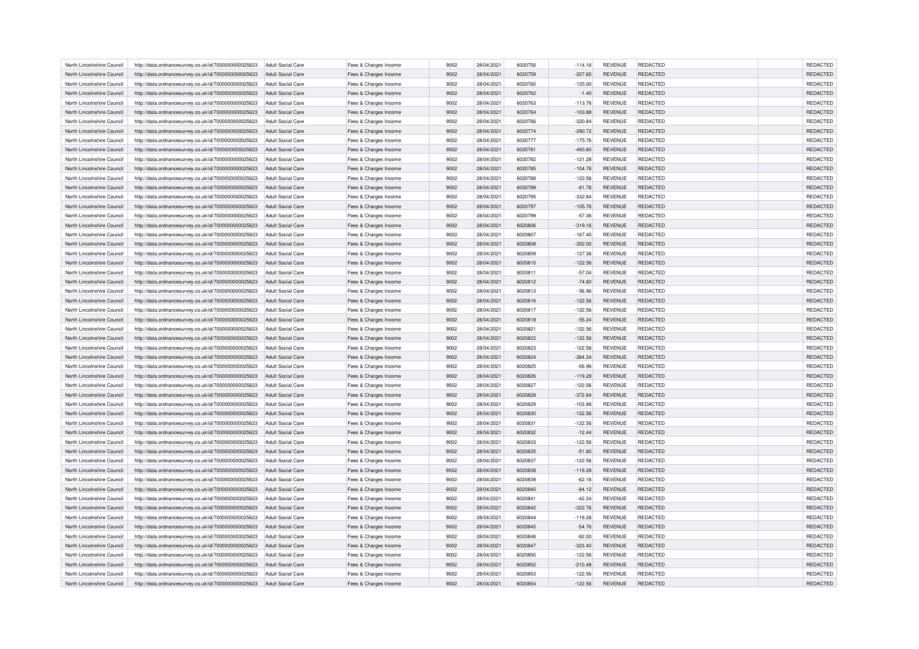| North Lincolnshire Council | http://data.ordnancesurvey.co.uk/id/7000000000025623 | Adult Social Care | Fees & Charges Income | 9002 | 28/04/2021 | 6020756 | -114.16 | REVENUE | REDACTED | | REDACTED |
|---|---|---|---|---|---|---|---|---|---|---|---|
| North Lincolnshire Council | http://data.ordnancesurvey.co.uk/id/7000000000025623 | Adult Social Care | Fees & Charges Income | 9002 | 28/04/2021 | 6020759 | -207.60 | REVENUE | REDACTED | | REDACTED |
| North Lincolnshire Council | http://data.ordnancesurvey.co.uk/id/7000000000025623 | Adult Social Care | Fees & Charges Income | 9002 | 28/04/2021 | 6020760 | -125.00 | REVENUE | REDACTED | | REDACTED |
| North Lincolnshire Council | http://data.ordnancesurvey.co.uk/id/7000000000025623 | Adult Social Care | Fees & Charges Income | 9002 | 28/04/2021 | 6020762 | -1.40 | REVENUE | REDACTED | | REDACTED |
| North Lincolnshire Council | http://data.ordnancesurvey.co.uk/id/7000000000025623 | Adult Social Care | Fees & Charges Income | 9002 | 28/04/2021 | 6020763 | -113.76 | REVENUE | REDACTED | | REDACTED |
| North Lincolnshire Council | http://data.ordnancesurvey.co.uk/id/7000000000025623 | Adult Social Care | Fees & Charges Income | 9002 | 28/04/2021 | 6020764 | -103.88 | REVENUE | REDACTED | | REDACTED |
| North Lincolnshire Council | http://data.ordnancesurvey.co.uk/id/7000000000025623 | Adult Social Care | Fees & Charges Income | 9002 | 28/04/2021 | 6020766 | -320.84 | REVENUE | REDACTED | | REDACTED |
| North Lincolnshire Council | http://data.ordnancesurvey.co.uk/id/7000000000025623 | Adult Social Care | Fees & Charges Income | 9002 | 28/04/2021 | 6020774 | -290.72 | REVENUE | REDACTED | | REDACTED |
| North Lincolnshire Council | http://data.ordnancesurvey.co.uk/id/7000000000025623 | Adult Social Care | Fees & Charges Income | 9002 | 28/04/2021 | 6020777 | -175.76 | REVENUE | REDACTED | | REDACTED |
| North Lincolnshire Council | http://data.ordnancesurvey.co.uk/id/7000000000025623 | Adult Social Care | Fees & Charges Income | 9002 | 28/04/2021 | 6020781 | -493.80 | REVENUE | REDACTED | | REDACTED |
| North Lincolnshire Council | http://data.ordnancesurvey.co.uk/id/7000000000025623 | Adult Social Care | Fees & Charges Income | 9002 | 28/04/2021 | 6020782 | -121.28 | REVENUE | REDACTED | | REDACTED |
| North Lincolnshire Council | http://data.ordnancesurvey.co.uk/id/7000000000025623 | Adult Social Care | Fees & Charges Income | 9002 | 28/04/2021 | 6020785 | -104.76 | REVENUE | REDACTED | | REDACTED |
| North Lincolnshire Council | http://data.ordnancesurvey.co.uk/id/7000000000025623 | Adult Social Care | Fees & Charges Income | 9002 | 28/04/2021 | 6020788 | -122.56 | REVENUE | REDACTED | | REDACTED |
| North Lincolnshire Council | http://data.ordnancesurvey.co.uk/id/7000000000025623 | Adult Social Care | Fees & Charges Income | 9002 | 28/04/2021 | 6020789 | -61.76 | REVENUE | REDACTED | | REDACTED |
| North Lincolnshire Council | http://data.ordnancesurvey.co.uk/id/7000000000025623 | Adult Social Care | Fees & Charges Income | 9002 | 28/04/2021 | 6020795 | -332.84 | REVENUE | REDACTED | | REDACTED |
| North Lincolnshire Council | http://data.ordnancesurvey.co.uk/id/7000000000025623 | Adult Social Care | Fees & Charges Income | 9002 | 28/04/2021 | 6020797 | -105.76 | REVENUE | REDACTED | | REDACTED |
| North Lincolnshire Council | http://data.ordnancesurvey.co.uk/id/7000000000025623 | Adult Social Care | Fees & Charges Income | 9002 | 28/04/2021 | 6020799 | -57.36 | REVENUE | REDACTED | | REDACTED |
| North Lincolnshire Council | http://data.ordnancesurvey.co.uk/id/7000000000025623 | Adult Social Care | Fees & Charges Income | 9002 | 28/04/2021 | 6020806 | -319.16 | REVENUE | REDACTED | | REDACTED |
| North Lincolnshire Council | http://data.ordnancesurvey.co.uk/id/7000000000025623 | Adult Social Care | Fees & Charges Income | 9002 | 28/04/2021 | 6020807 | -167.40 | REVENUE | REDACTED | | REDACTED |
| North Lincolnshire Council | http://data.ordnancesurvey.co.uk/id/7000000000025623 | Adult Social Care | Fees & Charges Income | 9002 | 28/04/2021 | 6020808 | -352.00 | REVENUE | REDACTED | | REDACTED |
| North Lincolnshire Council | http://data.ordnancesurvey.co.uk/id/7000000000025623 | Adult Social Care | Fees & Charges Income | 9002 | 28/04/2021 | 6020809 | -127.36 | REVENUE | REDACTED | | REDACTED |
| North Lincolnshire Council | http://data.ordnancesurvey.co.uk/id/7000000000025623 | Adult Social Care | Fees & Charges Income | 9002 | 28/04/2021 | 6020810 | -122.56 | REVENUE | REDACTED | | REDACTED |
| North Lincolnshire Council | http://data.ordnancesurvey.co.uk/id/7000000000025623 | Adult Social Care | Fees & Charges Income | 9002 | 28/04/2021 | 6020811 | -57.04 | REVENUE | REDACTED | | REDACTED |
| North Lincolnshire Council | http://data.ordnancesurvey.co.uk/id/7000000000025623 | Adult Social Care | Fees & Charges Income | 9002 | 28/04/2021 | 6020812 | -74.60 | REVENUE | REDACTED | | REDACTED |
| North Lincolnshire Council | http://data.ordnancesurvey.co.uk/id/7000000000025623 | Adult Social Care | Fees & Charges Income | 9002 | 28/04/2021 | 6020813 | -56.96 | REVENUE | REDACTED | | REDACTED |
| North Lincolnshire Council | http://data.ordnancesurvey.co.uk/id/7000000000025623 | Adult Social Care | Fees & Charges Income | 9002 | 28/04/2021 | 6020816 | -122.56 | REVENUE | REDACTED | | REDACTED |
| North Lincolnshire Council | http://data.ordnancesurvey.co.uk/id/7000000000025623 | Adult Social Care | Fees & Charges Income | 9002 | 28/04/2021 | 6020817 | -122.56 | REVENUE | REDACTED | | REDACTED |
| North Lincolnshire Council | http://data.ordnancesurvey.co.uk/id/7000000000025623 | Adult Social Care | Fees & Charges Income | 9002 | 28/04/2021 | 6020818 | -55.24 | REVENUE | REDACTED | | REDACTED |
| North Lincolnshire Council | http://data.ordnancesurvey.co.uk/id/7000000000025623 | Adult Social Care | Fees & Charges Income | 9002 | 28/04/2021 | 6020821 | -122.56 | REVENUE | REDACTED | | REDACTED |
| North Lincolnshire Council | http://data.ordnancesurvey.co.uk/id/7000000000025623 | Adult Social Care | Fees & Charges Income | 9002 | 28/04/2021 | 6020822 | -122.56 | REVENUE | REDACTED | | REDACTED |
| North Lincolnshire Council | http://data.ordnancesurvey.co.uk/id/7000000000025623 | Adult Social Care | Fees & Charges Income | 9002 | 28/04/2021 | 6020823 | -122.56 | REVENUE | REDACTED | | REDACTED |
| North Lincolnshire Council | http://data.ordnancesurvey.co.uk/id/7000000000025623 | Adult Social Care | Fees & Charges Income | 9002 | 28/04/2021 | 6020824 | -284.24 | REVENUE | REDACTED | | REDACTED |
| North Lincolnshire Council | http://data.ordnancesurvey.co.uk/id/7000000000025623 | Adult Social Care | Fees & Charges Income | 9002 | 28/04/2021 | 6020825 | -56.96 | REVENUE | REDACTED | | REDACTED |
| North Lincolnshire Council | http://data.ordnancesurvey.co.uk/id/7000000000025623 | Adult Social Care | Fees & Charges Income | 9002 | 28/04/2021 | 6020826 | -119.28 | REVENUE | REDACTED | | REDACTED |
| North Lincolnshire Council | http://data.ordnancesurvey.co.uk/id/7000000000025623 | Adult Social Care | Fees & Charges Income | 9002 | 28/04/2021 | 6020827 | -122.56 | REVENUE | REDACTED | | REDACTED |
| North Lincolnshire Council | http://data.ordnancesurvey.co.uk/id/7000000000025623 | Adult Social Care | Fees & Charges Income | 9002 | 28/04/2021 | 6020828 | -372.64 | REVENUE | REDACTED | | REDACTED |
| North Lincolnshire Council | http://data.ordnancesurvey.co.uk/id/7000000000025623 | Adult Social Care | Fees & Charges Income | 9002 | 28/04/2021 | 6020829 | -103.88 | REVENUE | REDACTED | | REDACTED |
| North Lincolnshire Council | http://data.ordnancesurvey.co.uk/id/7000000000025623 | Adult Social Care | Fees & Charges Income | 9002 | 28/04/2021 | 6020830 | -122.56 | REVENUE | REDACTED | | REDACTED |
| North Lincolnshire Council | http://data.ordnancesurvey.co.uk/id/7000000000025623 | Adult Social Care | Fees & Charges Income | 9002 | 28/04/2021 | 6020831 | -122.56 | REVENUE | REDACTED | | REDACTED |
| North Lincolnshire Council | http://data.ordnancesurvey.co.uk/id/7000000000025623 | Adult Social Care | Fees & Charges Income | 9002 | 28/04/2021 | 6020832 | -12.44 | REVENUE | REDACTED | | REDACTED |
| North Lincolnshire Council | http://data.ordnancesurvey.co.uk/id/7000000000025623 | Adult Social Care | Fees & Charges Income | 9002 | 28/04/2021 | 6020833 | -122.56 | REVENUE | REDACTED | | REDACTED |
| North Lincolnshire Council | http://data.ordnancesurvey.co.uk/id/7000000000025623 | Adult Social Care | Fees & Charges Income | 9002 | 28/04/2021 | 6020835 | -51.60 | REVENUE | REDACTED | | REDACTED |
| North Lincolnshire Council | http://data.ordnancesurvey.co.uk/id/7000000000025623 | Adult Social Care | Fees & Charges Income | 9002 | 28/04/2021 | 6020837 | -122.56 | REVENUE | REDACTED | | REDACTED |
| North Lincolnshire Council | http://data.ordnancesurvey.co.uk/id/7000000000025623 | Adult Social Care | Fees & Charges Income | 9002 | 28/04/2021 | 6020838 | -119.28 | REVENUE | REDACTED | | REDACTED |
| North Lincolnshire Council | http://data.ordnancesurvey.co.uk/id/7000000000025623 | Adult Social Care | Fees & Charges Income | 9002 | 28/04/2021 | 6020839 | -62.16 | REVENUE | REDACTED | | REDACTED |
| North Lincolnshire Council | http://data.ordnancesurvey.co.uk/id/7000000000025623 | Adult Social Care | Fees & Charges Income | 9002 | 28/04/2021 | 6020840 | -84.12 | REVENUE | REDACTED | | REDACTED |
| North Lincolnshire Council | http://data.ordnancesurvey.co.uk/id/7000000000025623 | Adult Social Care | Fees & Charges Income | 9002 | 28/04/2021 | 6020841 | -42.24 | REVENUE | REDACTED | | REDACTED |
| North Lincolnshire Council | http://data.ordnancesurvey.co.uk/id/7000000000025623 | Adult Social Care | Fees & Charges Income | 9002 | 28/04/2021 | 6020842 | -322.76 | REVENUE | REDACTED | | REDACTED |
| North Lincolnshire Council | http://data.ordnancesurvey.co.uk/id/7000000000025623 | Adult Social Care | Fees & Charges Income | 9002 | 28/04/2021 | 6020844 | -119.28 | REVENUE | REDACTED | | REDACTED |
| North Lincolnshire Council | http://data.ordnancesurvey.co.uk/id/7000000000025623 | Adult Social Care | Fees & Charges Income | 9002 | 28/04/2021 | 6020845 | -54.76 | REVENUE | REDACTED | | REDACTED |
| North Lincolnshire Council | http://data.ordnancesurvey.co.uk/id/7000000000025623 | Adult Social Care | Fees & Charges Income | 9002 | 28/04/2021 | 6020846 | -82.00 | REVENUE | REDACTED | | REDACTED |
| North Lincolnshire Council | http://data.ordnancesurvey.co.uk/id/7000000000025623 | Adult Social Care | Fees & Charges Income | 9002 | 28/04/2021 | 6020847 | -323.40 | REVENUE | REDACTED | | REDACTED |
| North Lincolnshire Council | http://data.ordnancesurvey.co.uk/id/7000000000025623 | Adult Social Care | Fees & Charges Income | 9002 | 28/04/2021 | 6020850 | -122.56 | REVENUE | REDACTED | | REDACTED |
| North Lincolnshire Council | http://data.ordnancesurvey.co.uk/id/7000000000025623 | Adult Social Care | Fees & Charges Income | 9002 | 28/04/2021 | 6020852 | -210.48 | REVENUE | REDACTED | | REDACTED |
| North Lincolnshire Council | http://data.ordnancesurvey.co.uk/id/7000000000025623 | Adult Social Care | Fees & Charges Income | 9002 | 28/04/2021 | 6020853 | -122.56 | REVENUE | REDACTED | | REDACTED |
| North Lincolnshire Council | http://data.ordnancesurvey.co.uk/id/7000000000025623 | Adult Social Care | Fees & Charges Income | 9002 | 28/04/2021 | 6020854 | -122.56 | REVENUE | REDACTED | | REDACTED |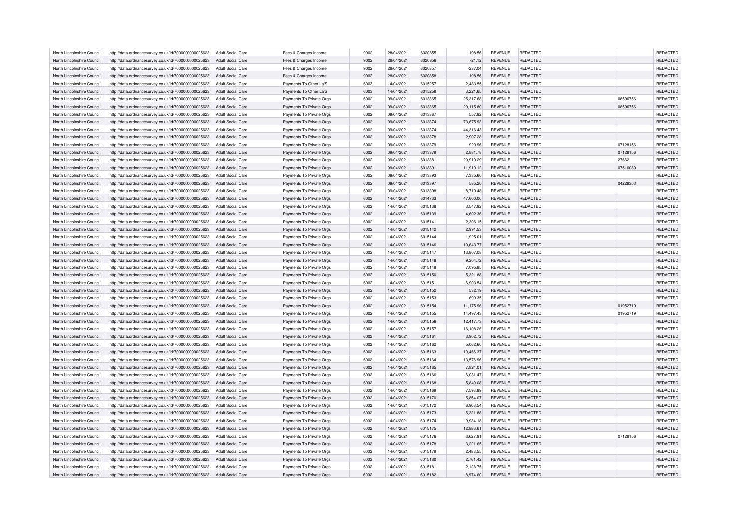| | | | | | | | | | | | | |
|---|---|---|---|---|---|---|---|---|---|---|---|---|
| North Lincolnshire Council | http://data.ordnancesurvey.co.uk/id/7000000000025623 | Adult Social Care | Fees & Charges Income | 9002 | 28/04/2021 | 6020855 | -198.56 | REVENUE | REDACTED | | REDACTED |
| North Lincolnshire Council | http://data.ordnancesurvey.co.uk/id/7000000000025623 | Adult Social Care | Fees & Charges Income | 9002 | 28/04/2021 | 6020856 | -21.12 | REVENUE | REDACTED | | REDACTED |
| North Lincolnshire Council | http://data.ordnancesurvey.co.uk/id/7000000000025623 | Adult Social Care | Fees & Charges Income | 9002 | 28/04/2021 | 6020857 | -237.04 | REVENUE | REDACTED | | REDACTED |
| North Lincolnshire Council | http://data.ordnancesurvey.co.uk/id/7000000000025623 | Adult Social Care | Fees & Charges Income | 9002 | 28/04/2021 | 6020858 | -198.56 | REVENUE | REDACTED | | REDACTED |
| North Lincolnshire Council | http://data.ordnancesurvey.co.uk/id/7000000000025623 | Adult Social Care | Payments To Other La'S | 6003 | 14/04/2021 | 6015257 | 2,483.55 | REVENUE | REDACTED | | REDACTED |
| North Lincolnshire Council | http://data.ordnancesurvey.co.uk/id/7000000000025623 | Adult Social Care | Payments To Other La'S | 6003 | 14/04/2021 | 6015258 | 3,221.65 | REVENUE | REDACTED | | REDACTED |
| North Lincolnshire Council | http://data.ordnancesurvey.co.uk/id/7000000000025623 | Adult Social Care | Payments To Private Orgs | 6002 | 09/04/2021 | 6013365 | 25,317.68 | REVENUE | REDACTED | 08596756 | REDACTED |
| North Lincolnshire Council | http://data.ordnancesurvey.co.uk/id/7000000000025623 | Adult Social Care | Payments To Private Orgs | 6002 | 09/04/2021 | 6013365 | 20,115.80 | REVENUE | REDACTED | 08596756 | REDACTED |
| North Lincolnshire Council | http://data.ordnancesurvey.co.uk/id/7000000000025623 | Adult Social Care | Payments To Private Orgs | 6002 | 09/04/2021 | 6013367 | 557.92 | REVENUE | REDACTED | | REDACTED |
| North Lincolnshire Council | http://data.ordnancesurvey.co.uk/id/7000000000025623 | Adult Social Care | Payments To Private Orgs | 6002 | 09/04/2021 | 6013374 | 73,675.93 | REVENUE | REDACTED | | REDACTED |
| North Lincolnshire Council | http://data.ordnancesurvey.co.uk/id/7000000000025623 | Adult Social Care | Payments To Private Orgs | 6002 | 09/04/2021 | 6013374 | 44,316.43 | REVENUE | REDACTED | | REDACTED |
| North Lincolnshire Council | http://data.ordnancesurvey.co.uk/id/7000000000025623 | Adult Social Care | Payments To Private Orgs | 6002 | 09/04/2021 | 6013378 | 2,907.28 | REVENUE | REDACTED | | REDACTED |
| North Lincolnshire Council | http://data.ordnancesurvey.co.uk/id/7000000000025623 | Adult Social Care | Payments To Private Orgs | 6002 | 09/04/2021 | 6013379 | 920.96 | REVENUE | REDACTED | 07128156 | REDACTED |
| North Lincolnshire Council | http://data.ordnancesurvey.co.uk/id/7000000000025623 | Adult Social Care | Payments To Private Orgs | 6002 | 09/04/2021 | 6013379 | 2,881.78 | REVENUE | REDACTED | 07128156 | REDACTED |
| North Lincolnshire Council | http://data.ordnancesurvey.co.uk/id/7000000000025623 | Adult Social Care | Payments To Private Orgs | 6002 | 09/04/2021 | 6013381 | 20,910.29 | REVENUE | REDACTED | 27662 | REDACTED |
| North Lincolnshire Council | http://data.ordnancesurvey.co.uk/id/7000000000025623 | Adult Social Care | Payments To Private Orgs | 6002 | 09/04/2021 | 6013391 | 11,910.12 | REVENUE | REDACTED | 07516089 | REDACTED |
| North Lincolnshire Council | http://data.ordnancesurvey.co.uk/id/7000000000025623 | Adult Social Care | Payments To Private Orgs | 6002 | 09/04/2021 | 6013393 | 7,335.60 | REVENUE | REDACTED | | REDACTED |
| North Lincolnshire Council | http://data.ordnancesurvey.co.uk/id/7000000000025623 | Adult Social Care | Payments To Private Orgs | 6002 | 09/04/2021 | 6013397 | 585.20 | REVENUE | REDACTED | 04228353 | REDACTED |
| North Lincolnshire Council | http://data.ordnancesurvey.co.uk/id/7000000000025623 | Adult Social Care | Payments To Private Orgs | 6002 | 09/04/2021 | 6013398 | 8,710.48 | REVENUE | REDACTED | | REDACTED |
| North Lincolnshire Council | http://data.ordnancesurvey.co.uk/id/7000000000025623 | Adult Social Care | Payments To Private Orgs | 6002 | 14/04/2021 | 6014733 | 47,600.00 | REVENUE | REDACTED | | REDACTED |
| North Lincolnshire Council | http://data.ordnancesurvey.co.uk/id/7000000000025623 | Adult Social Care | Payments To Private Orgs | 6002 | 14/04/2021 | 6015138 | 3,547.92 | REVENUE | REDACTED | | REDACTED |
| North Lincolnshire Council | http://data.ordnancesurvey.co.uk/id/7000000000025623 | Adult Social Care | Payments To Private Orgs | 6002 | 14/04/2021 | 6015139 | 4,602.36 | REVENUE | REDACTED | | REDACTED |
| North Lincolnshire Council | http://data.ordnancesurvey.co.uk/id/7000000000025623 | Adult Social Care | Payments To Private Orgs | 6002 | 14/04/2021 | 6015141 | 2,306.15 | REVENUE | REDACTED | | REDACTED |
| North Lincolnshire Council | http://data.ordnancesurvey.co.uk/id/7000000000025623 | Adult Social Care | Payments To Private Orgs | 6002 | 14/04/2021 | 6015142 | 2,991.53 | REVENUE | REDACTED | | REDACTED |
| North Lincolnshire Council | http://data.ordnancesurvey.co.uk/id/7000000000025623 | Adult Social Care | Payments To Private Orgs | 6002 | 14/04/2021 | 6015144 | 1,925.01 | REVENUE | REDACTED | | REDACTED |
| North Lincolnshire Council | http://data.ordnancesurvey.co.uk/id/7000000000025623 | Adult Social Care | Payments To Private Orgs | 6002 | 14/04/2021 | 6015146 | 10,643.77 | REVENUE | REDACTED | | REDACTED |
| North Lincolnshire Council | http://data.ordnancesurvey.co.uk/id/7000000000025623 | Adult Social Care | Payments To Private Orgs | 6002 | 14/04/2021 | 6015147 | 13,807.08 | REVENUE | REDACTED | | REDACTED |
| North Lincolnshire Council | http://data.ordnancesurvey.co.uk/id/7000000000025623 | Adult Social Care | Payments To Private Orgs | 6002 | 14/04/2021 | 6015148 | 9,204.72 | REVENUE | REDACTED | | REDACTED |
| North Lincolnshire Council | http://data.ordnancesurvey.co.uk/id/7000000000025623 | Adult Social Care | Payments To Private Orgs | 6002 | 14/04/2021 | 6015149 | 7,095.85 | REVENUE | REDACTED | | REDACTED |
| North Lincolnshire Council | http://data.ordnancesurvey.co.uk/id/7000000000025623 | Adult Social Care | Payments To Private Orgs | 6002 | 14/04/2021 | 6015150 | 5,321.88 | REVENUE | REDACTED | | REDACTED |
| North Lincolnshire Council | http://data.ordnancesurvey.co.uk/id/7000000000025623 | Adult Social Care | Payments To Private Orgs | 6002 | 14/04/2021 | 6015151 | 6,903.54 | REVENUE | REDACTED | | REDACTED |
| North Lincolnshire Council | http://data.ordnancesurvey.co.uk/id/7000000000025623 | Adult Social Care | Payments To Private Orgs | 6002 | 14/04/2021 | 6015152 | 532.19 | REVENUE | REDACTED | | REDACTED |
| North Lincolnshire Council | http://data.ordnancesurvey.co.uk/id/7000000000025623 | Adult Social Care | Payments To Private Orgs | 6002 | 14/04/2021 | 6015153 | 690.35 | REVENUE | REDACTED | | REDACTED |
| North Lincolnshire Council | http://data.ordnancesurvey.co.uk/id/7000000000025623 | Adult Social Care | Payments To Private Orgs | 6002 | 14/04/2021 | 6015154 | 11,175.96 | REVENUE | REDACTED | 01952719 | REDACTED |
| North Lincolnshire Council | http://data.ordnancesurvey.co.uk/id/7000000000025623 | Adult Social Care | Payments To Private Orgs | 6002 | 14/04/2021 | 6015155 | 14,497.43 | REVENUE | REDACTED | 01952719 | REDACTED |
| North Lincolnshire Council | http://data.ordnancesurvey.co.uk/id/7000000000025623 | Adult Social Care | Payments To Private Orgs | 6002 | 14/04/2021 | 6015156 | 12,417.73 | REVENUE | REDACTED | | REDACTED |
| North Lincolnshire Council | http://data.ordnancesurvey.co.uk/id/7000000000025623 | Adult Social Care | Payments To Private Orgs | 6002 | 14/04/2021 | 6015157 | 16,108.26 | REVENUE | REDACTED | | REDACTED |
| North Lincolnshire Council | http://data.ordnancesurvey.co.uk/id/7000000000025623 | Adult Social Care | Payments To Private Orgs | 6002 | 14/04/2021 | 6015161 | 3,902.72 | REVENUE | REDACTED | | REDACTED |
| North Lincolnshire Council | http://data.ordnancesurvey.co.uk/id/7000000000025623 | Adult Social Care | Payments To Private Orgs | 6002 | 14/04/2021 | 6015162 | 5,062.60 | REVENUE | REDACTED | | REDACTED |
| North Lincolnshire Council | http://data.ordnancesurvey.co.uk/id/7000000000025623 | Adult Social Care | Payments To Private Orgs | 6002 | 14/04/2021 | 6015163 | 10,466.37 | REVENUE | REDACTED | | REDACTED |
| North Lincolnshire Council | http://data.ordnancesurvey.co.uk/id/7000000000025623 | Adult Social Care | Payments To Private Orgs | 6002 | 14/04/2021 | 6015164 | 13,576.96 | REVENUE | REDACTED | | REDACTED |
| North Lincolnshire Council | http://data.ordnancesurvey.co.uk/id/7000000000025623 | Adult Social Care | Payments To Private Orgs | 6002 | 14/04/2021 | 6015165 | 7,824.01 | REVENUE | REDACTED | | REDACTED |
| North Lincolnshire Council | http://data.ordnancesurvey.co.uk/id/7000000000025623 | Adult Social Care | Payments To Private Orgs | 6002 | 14/04/2021 | 6015166 | 6,031.47 | REVENUE | REDACTED | | REDACTED |
| North Lincolnshire Council | http://data.ordnancesurvey.co.uk/id/7000000000025623 | Adult Social Care | Payments To Private Orgs | 6002 | 14/04/2021 | 6015168 | 5,849.08 | REVENUE | REDACTED | | REDACTED |
| North Lincolnshire Council | http://data.ordnancesurvey.co.uk/id/7000000000025623 | Adult Social Care | Payments To Private Orgs | 6002 | 14/04/2021 | 6015169 | 7,593.89 | REVENUE | REDACTED | | REDACTED |
| North Lincolnshire Council | http://data.ordnancesurvey.co.uk/id/7000000000025623 | Adult Social Care | Payments To Private Orgs | 6002 | 14/04/2021 | 6015170 | 5,854.07 | REVENUE | REDACTED | | REDACTED |
| North Lincolnshire Council | http://data.ordnancesurvey.co.uk/id/7000000000025623 | Adult Social Care | Payments To Private Orgs | 6002 | 14/04/2021 | 6015172 | 6,903.54 | REVENUE | REDACTED | | REDACTED |
| North Lincolnshire Council | http://data.ordnancesurvey.co.uk/id/7000000000025623 | Adult Social Care | Payments To Private Orgs | 6002 | 14/04/2021 | 6015173 | 5,321.88 | REVENUE | REDACTED | | REDACTED |
| North Lincolnshire Council | http://data.ordnancesurvey.co.uk/id/7000000000025623 | Adult Social Care | Payments To Private Orgs | 6002 | 14/04/2021 | 6015174 | 9,934.18 | REVENUE | REDACTED | | REDACTED |
| North Lincolnshire Council | http://data.ordnancesurvey.co.uk/id/7000000000025623 | Adult Social Care | Payments To Private Orgs | 6002 | 14/04/2021 | 6015175 | 12,886.61 | REVENUE | REDACTED | | REDACTED |
| North Lincolnshire Council | http://data.ordnancesurvey.co.uk/id/7000000000025623 | Adult Social Care | Payments To Private Orgs | 6002 | 14/04/2021 | 6015176 | 3,627.91 | REVENUE | REDACTED | 07128156 | REDACTED |
| North Lincolnshire Council | http://data.ordnancesurvey.co.uk/id/7000000000025623 | Adult Social Care | Payments To Private Orgs | 6002 | 14/04/2021 | 6015178 | 3,221.65 | REVENUE | REDACTED | | REDACTED |
| North Lincolnshire Council | http://data.ordnancesurvey.co.uk/id/7000000000025623 | Adult Social Care | Payments To Private Orgs | 6002 | 14/04/2021 | 6015179 | 2,483.55 | REVENUE | REDACTED | | REDACTED |
| North Lincolnshire Council | http://data.ordnancesurvey.co.uk/id/7000000000025623 | Adult Social Care | Payments To Private Orgs | 6002 | 14/04/2021 | 6015180 | 2,761.42 | REVENUE | REDACTED | | REDACTED |
| North Lincolnshire Council | http://data.ordnancesurvey.co.uk/id/7000000000025623 | Adult Social Care | Payments To Private Orgs | 6002 | 14/04/2021 | 6015181 | 2,128.75 | REVENUE | REDACTED | | REDACTED |
| North Lincolnshire Council | http://data.ordnancesurvey.co.uk/id/7000000000025623 | Adult Social Care | Payments To Private Orgs | 6002 | 14/04/2021 | 6015182 | 8,974.60 | REVENUE | REDACTED | | REDACTED |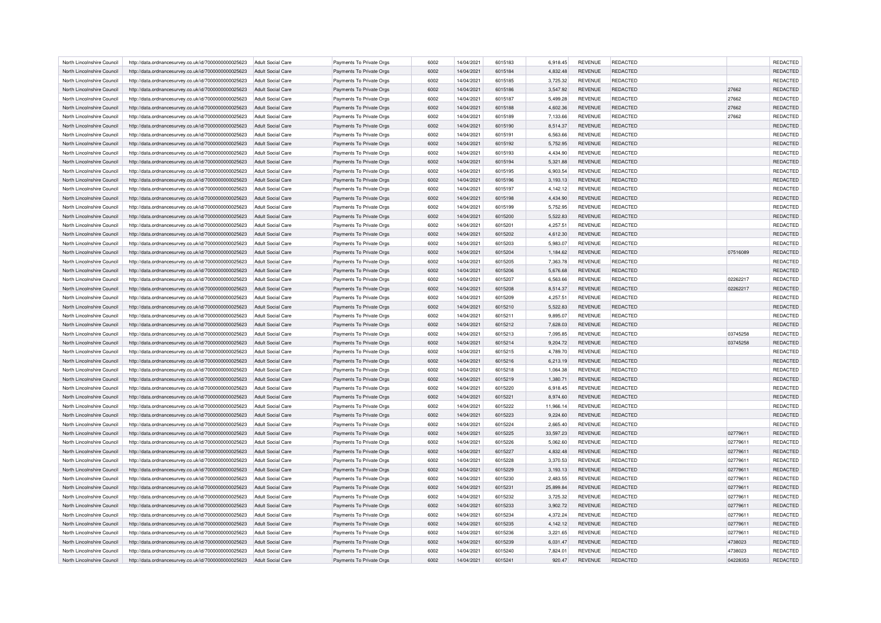| | | | | | | | | | | | |
|---|---|---|---|---|---|---|---|---|---|---|---|
| North Lincolnshire Council | http://data.ordnancesurvey.co.uk/id/7000000000025623 | Adult Social Care | Payments To Private Orgs | 6002 | 14/04/2021 | 6015183 | 6,918.45 | REVENUE | REDACTED | | REDACTED |
| North Lincolnshire Council | http://data.ordnancesurvey.co.uk/id/7000000000025623 | Adult Social Care | Payments To Private Orgs | 6002 | 14/04/2021 | 6015184 | 4,832.48 | REVENUE | REDACTED | | REDACTED |
| North Lincolnshire Council | http://data.ordnancesurvey.co.uk/id/7000000000025623 | Adult Social Care | Payments To Private Orgs | 6002 | 14/04/2021 | 6015185 | 3,725.32 | REVENUE | REDACTED | | REDACTED |
| North Lincolnshire Council | http://data.ordnancesurvey.co.uk/id/7000000000025623 | Adult Social Care | Payments To Private Orgs | 6002 | 14/04/2021 | 6015186 | 3,547.92 | REVENUE | REDACTED | 27662 | REDACTED |
| North Lincolnshire Council | http://data.ordnancesurvey.co.uk/id/7000000000025623 | Adult Social Care | Payments To Private Orgs | 6002 | 14/04/2021 | 6015187 | 5,499.28 | REVENUE | REDACTED | 27662 | REDACTED |
| North Lincolnshire Council | http://data.ordnancesurvey.co.uk/id/7000000000025623 | Adult Social Care | Payments To Private Orgs | 6002 | 14/04/2021 | 6015188 | 4,602.36 | REVENUE | REDACTED | 27662 | REDACTED |
| North Lincolnshire Council | http://data.ordnancesurvey.co.uk/id/7000000000025623 | Adult Social Care | Payments To Private Orgs | 6002 | 14/04/2021 | 6015189 | 7,133.66 | REVENUE | REDACTED | 27662 | REDACTED |
| North Lincolnshire Council | http://data.ordnancesurvey.co.uk/id/7000000000025623 | Adult Social Care | Payments To Private Orgs | 6002 | 14/04/2021 | 6015190 | 8,514.37 | REVENUE | REDACTED | | REDACTED |
| North Lincolnshire Council | http://data.ordnancesurvey.co.uk/id/7000000000025623 | Adult Social Care | Payments To Private Orgs | 6002 | 14/04/2021 | 6015191 | 6,563.66 | REVENUE | REDACTED | | REDACTED |
| North Lincolnshire Council | http://data.ordnancesurvey.co.uk/id/7000000000025623 | Adult Social Care | Payments To Private Orgs | 6002 | 14/04/2021 | 6015192 | 5,752.95 | REVENUE | REDACTED | | REDACTED |
| North Lincolnshire Council | http://data.ordnancesurvey.co.uk/id/7000000000025623 | Adult Social Care | Payments To Private Orgs | 6002 | 14/04/2021 | 6015193 | 4,434.90 | REVENUE | REDACTED | | REDACTED |
| North Lincolnshire Council | http://data.ordnancesurvey.co.uk/id/7000000000025623 | Adult Social Care | Payments To Private Orgs | 6002 | 14/04/2021 | 6015194 | 5,321.88 | REVENUE | REDACTED | | REDACTED |
| North Lincolnshire Council | http://data.ordnancesurvey.co.uk/id/7000000000025623 | Adult Social Care | Payments To Private Orgs | 6002 | 14/04/2021 | 6015195 | 6,903.54 | REVENUE | REDACTED | | REDACTED |
| North Lincolnshire Council | http://data.ordnancesurvey.co.uk/id/7000000000025623 | Adult Social Care | Payments To Private Orgs | 6002 | 14/04/2021 | 6015196 | 3,193.13 | REVENUE | REDACTED | | REDACTED |
| North Lincolnshire Council | http://data.ordnancesurvey.co.uk/id/7000000000025623 | Adult Social Care | Payments To Private Orgs | 6002 | 14/04/2021 | 6015197 | 4,142.12 | REVENUE | REDACTED | | REDACTED |
| North Lincolnshire Council | http://data.ordnancesurvey.co.uk/id/7000000000025623 | Adult Social Care | Payments To Private Orgs | 6002 | 14/04/2021 | 6015198 | 4,434.90 | REVENUE | REDACTED | | REDACTED |
| North Lincolnshire Council | http://data.ordnancesurvey.co.uk/id/7000000000025623 | Adult Social Care | Payments To Private Orgs | 6002 | 14/04/2021 | 6015199 | 5,752.95 | REVENUE | REDACTED | | REDACTED |
| North Lincolnshire Council | http://data.ordnancesurvey.co.uk/id/7000000000025623 | Adult Social Care | Payments To Private Orgs | 6002 | 14/04/2021 | 6015200 | 5,522.83 | REVENUE | REDACTED | | REDACTED |
| North Lincolnshire Council | http://data.ordnancesurvey.co.uk/id/7000000000025623 | Adult Social Care | Payments To Private Orgs | 6002 | 14/04/2021 | 6015201 | 4,257.51 | REVENUE | REDACTED | | REDACTED |
| North Lincolnshire Council | http://data.ordnancesurvey.co.uk/id/7000000000025623 | Adult Social Care | Payments To Private Orgs | 6002 | 14/04/2021 | 6015202 | 4,612.30 | REVENUE | REDACTED | | REDACTED |
| North Lincolnshire Council | http://data.ordnancesurvey.co.uk/id/7000000000025623 | Adult Social Care | Payments To Private Orgs | 6002 | 14/04/2021 | 6015203 | 5,983.07 | REVENUE | REDACTED | | REDACTED |
| North Lincolnshire Council | http://data.ordnancesurvey.co.uk/id/7000000000025623 | Adult Social Care | Payments To Private Orgs | 6002 | 14/04/2021 | 6015204 | 1,184.62 | REVENUE | REDACTED | 07516089 | REDACTED |
| North Lincolnshire Council | http://data.ordnancesurvey.co.uk/id/7000000000025623 | Adult Social Care | Payments To Private Orgs | 6002 | 14/04/2021 | 6015205 | 7,363.78 | REVENUE | REDACTED | | REDACTED |
| North Lincolnshire Council | http://data.ordnancesurvey.co.uk/id/7000000000025623 | Adult Social Care | Payments To Private Orgs | 6002 | 14/04/2021 | 6015206 | 5,676.68 | REVENUE | REDACTED | | REDACTED |
| North Lincolnshire Council | http://data.ordnancesurvey.co.uk/id/7000000000025623 | Adult Social Care | Payments To Private Orgs | 6002 | 14/04/2021 | 6015207 | 6,563.66 | REVENUE | REDACTED | 02262217 | REDACTED |
| North Lincolnshire Council | http://data.ordnancesurvey.co.uk/id/7000000000025623 | Adult Social Care | Payments To Private Orgs | 6002 | 14/04/2021 | 6015208 | 8,514.37 | REVENUE | REDACTED | 02262217 | REDACTED |
| North Lincolnshire Council | http://data.ordnancesurvey.co.uk/id/7000000000025623 | Adult Social Care | Payments To Private Orgs | 6002 | 14/04/2021 | 6015209 | 4,257.51 | REVENUE | REDACTED | | REDACTED |
| North Lincolnshire Council | http://data.ordnancesurvey.co.uk/id/7000000000025623 | Adult Social Care | Payments To Private Orgs | 6002 | 14/04/2021 | 6015210 | 5,522.83 | REVENUE | REDACTED | | REDACTED |
| North Lincolnshire Council | http://data.ordnancesurvey.co.uk/id/7000000000025623 | Adult Social Care | Payments To Private Orgs | 6002 | 14/04/2021 | 6015211 | 9,895.07 | REVENUE | REDACTED | | REDACTED |
| North Lincolnshire Council | http://data.ordnancesurvey.co.uk/id/7000000000025623 | Adult Social Care | Payments To Private Orgs | 6002 | 14/04/2021 | 6015212 | 7,628.03 | REVENUE | REDACTED | | REDACTED |
| North Lincolnshire Council | http://data.ordnancesurvey.co.uk/id/7000000000025623 | Adult Social Care | Payments To Private Orgs | 6002 | 14/04/2021 | 6015213 | 7,095.85 | REVENUE | REDACTED | 03745258 | REDACTED |
| North Lincolnshire Council | http://data.ordnancesurvey.co.uk/id/7000000000025623 | Adult Social Care | Payments To Private Orgs | 6002 | 14/04/2021 | 6015214 | 9,204.72 | REVENUE | REDACTED | 03745258 | REDACTED |
| North Lincolnshire Council | http://data.ordnancesurvey.co.uk/id/7000000000025623 | Adult Social Care | Payments To Private Orgs | 6002 | 14/04/2021 | 6015215 | 4,789.70 | REVENUE | REDACTED | | REDACTED |
| North Lincolnshire Council | http://data.ordnancesurvey.co.uk/id/7000000000025623 | Adult Social Care | Payments To Private Orgs | 6002 | 14/04/2021 | 6015216 | 6,213.19 | REVENUE | REDACTED | | REDACTED |
| North Lincolnshire Council | http://data.ordnancesurvey.co.uk/id/7000000000025623 | Adult Social Care | Payments To Private Orgs | 6002 | 14/04/2021 | 6015218 | 1,064.38 | REVENUE | REDACTED | | REDACTED |
| North Lincolnshire Council | http://data.ordnancesurvey.co.uk/id/7000000000025623 | Adult Social Care | Payments To Private Orgs | 6002 | 14/04/2021 | 6015219 | 1,380.71 | REVENUE | REDACTED | | REDACTED |
| North Lincolnshire Council | http://data.ordnancesurvey.co.uk/id/7000000000025623 | Adult Social Care | Payments To Private Orgs | 6002 | 14/04/2021 | 6015220 | 6,918.45 | REVENUE | REDACTED | | REDACTED |
| North Lincolnshire Council | http://data.ordnancesurvey.co.uk/id/7000000000025623 | Adult Social Care | Payments To Private Orgs | 6002 | 14/04/2021 | 6015221 | 8,974.60 | REVENUE | REDACTED | | REDACTED |
| North Lincolnshire Council | http://data.ordnancesurvey.co.uk/id/7000000000025623 | Adult Social Care | Payments To Private Orgs | 6002 | 14/04/2021 | 6015222 | 11,966.14 | REVENUE | REDACTED | | REDACTED |
| North Lincolnshire Council | http://data.ordnancesurvey.co.uk/id/7000000000025623 | Adult Social Care | Payments To Private Orgs | 6002 | 14/04/2021 | 6015223 | 9,224.60 | REVENUE | REDACTED | | REDACTED |
| North Lincolnshire Council | http://data.ordnancesurvey.co.uk/id/7000000000025623 | Adult Social Care | Payments To Private Orgs | 6002 | 14/04/2021 | 6015224 | 2,665.40 | REVENUE | REDACTED | | REDACTED |
| North Lincolnshire Council | http://data.ordnancesurvey.co.uk/id/7000000000025623 | Adult Social Care | Payments To Private Orgs | 6002 | 14/04/2021 | 6015225 | 33,597.23 | REVENUE | REDACTED | 02779611 | REDACTED |
| North Lincolnshire Council | http://data.ordnancesurvey.co.uk/id/7000000000025623 | Adult Social Care | Payments To Private Orgs | 6002 | 14/04/2021 | 6015226 | 5,062.60 | REVENUE | REDACTED | 02779611 | REDACTED |
| North Lincolnshire Council | http://data.ordnancesurvey.co.uk/id/7000000000025623 | Adult Social Care | Payments To Private Orgs | 6002 | 14/04/2021 | 6015227 | 4,832.48 | REVENUE | REDACTED | 02779611 | REDACTED |
| North Lincolnshire Council | http://data.ordnancesurvey.co.uk/id/7000000000025623 | Adult Social Care | Payments To Private Orgs | 6002 | 14/04/2021 | 6015228 | 3,370.53 | REVENUE | REDACTED | 02779611 | REDACTED |
| North Lincolnshire Council | http://data.ordnancesurvey.co.uk/id/7000000000025623 | Adult Social Care | Payments To Private Orgs | 6002 | 14/04/2021 | 6015229 | 3,193.13 | REVENUE | REDACTED | 02779611 | REDACTED |
| North Lincolnshire Council | http://data.ordnancesurvey.co.uk/id/7000000000025623 | Adult Social Care | Payments To Private Orgs | 6002 | 14/04/2021 | 6015230 | 2,483.55 | REVENUE | REDACTED | 02779611 | REDACTED |
| North Lincolnshire Council | http://data.ordnancesurvey.co.uk/id/7000000000025623 | Adult Social Care | Payments To Private Orgs | 6002 | 14/04/2021 | 6015231 | 25,899.84 | REVENUE | REDACTED | 02779611 | REDACTED |
| North Lincolnshire Council | http://data.ordnancesurvey.co.uk/id/7000000000025623 | Adult Social Care | Payments To Private Orgs | 6002 | 14/04/2021 | 6015232 | 3,725.32 | REVENUE | REDACTED | 02779611 | REDACTED |
| North Lincolnshire Council | http://data.ordnancesurvey.co.uk/id/7000000000025623 | Adult Social Care | Payments To Private Orgs | 6002 | 14/04/2021 | 6015233 | 3,902.72 | REVENUE | REDACTED | 02779611 | REDACTED |
| North Lincolnshire Council | http://data.ordnancesurvey.co.uk/id/7000000000025623 | Adult Social Care | Payments To Private Orgs | 6002 | 14/04/2021 | 6015234 | 4,372.24 | REVENUE | REDACTED | 02779611 | REDACTED |
| North Lincolnshire Council | http://data.ordnancesurvey.co.uk/id/7000000000025623 | Adult Social Care | Payments To Private Orgs | 6002 | 14/04/2021 | 6015235 | 4,142.12 | REVENUE | REDACTED | 02779611 | REDACTED |
| North Lincolnshire Council | http://data.ordnancesurvey.co.uk/id/7000000000025623 | Adult Social Care | Payments To Private Orgs | 6002 | 14/04/2021 | 6015236 | 3,221.65 | REVENUE | REDACTED | 02779611 | REDACTED |
| North Lincolnshire Council | http://data.ordnancesurvey.co.uk/id/7000000000025623 | Adult Social Care | Payments To Private Orgs | 6002 | 14/04/2021 | 6015239 | 6,031.47 | REVENUE | REDACTED | 4738023 | REDACTED |
| North Lincolnshire Council | http://data.ordnancesurvey.co.uk/id/7000000000025623 | Adult Social Care | Payments To Private Orgs | 6002 | 14/04/2021 | 6015240 | 7,824.01 | REVENUE | REDACTED | 4738023 | REDACTED |
| North Lincolnshire Council | http://data.ordnancesurvey.co.uk/id/7000000000025623 | Adult Social Care | Payments To Private Orgs | 6002 | 14/04/2021 | 6015241 | 920.47 | REVENUE | REDACTED | 04228353 | REDACTED |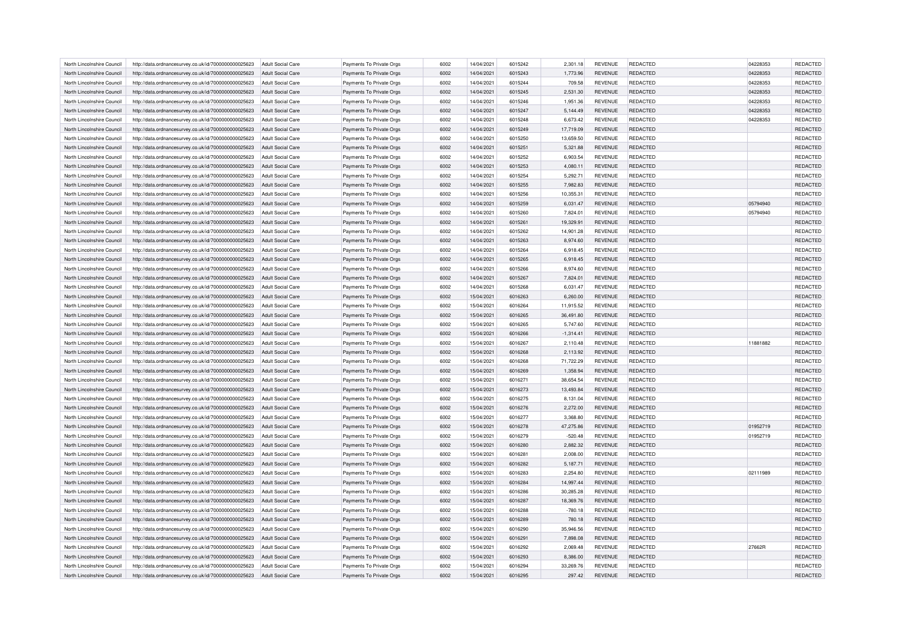| | | | | | | | | | | | |
|---|---|---|---|---|---|---|---|---|---|---|---|
| North Lincolnshire Council | http://data.ordnancesurvey.co.uk/id/7000000000025623 | Adult Social Care | Payments To Private Orgs | 6002 | 14/04/2021 | 6015242 | 2,301.18 | REVENUE | REDACTED | 04228353 | REDACTED |
| North Lincolnshire Council | http://data.ordnancesurvey.co.uk/id/7000000000025623 | Adult Social Care | Payments To Private Orgs | 6002 | 14/04/2021 | 6015243 | 1,773.96 | REVENUE | REDACTED | 04228353 | REDACTED |
| North Lincolnshire Council | http://data.ordnancesurvey.co.uk/id/7000000000025623 | Adult Social Care | Payments To Private Orgs | 6002 | 14/04/2021 | 6015244 | 709.58 | REVENUE | REDACTED | 04228353 | REDACTED |
| North Lincolnshire Council | http://data.ordnancesurvey.co.uk/id/7000000000025623 | Adult Social Care | Payments To Private Orgs | 6002 | 14/04/2021 | 6015245 | 2,531.30 | REVENUE | REDACTED | 04228353 | REDACTED |
| North Lincolnshire Council | http://data.ordnancesurvey.co.uk/id/7000000000025623 | Adult Social Care | Payments To Private Orgs | 6002 | 14/04/2021 | 6015246 | 1,951.36 | REVENUE | REDACTED | 04228353 | REDACTED |
| North Lincolnshire Council | http://data.ordnancesurvey.co.uk/id/7000000000025623 | Adult Social Care | Payments To Private Orgs | 6002 | 14/04/2021 | 6015247 | 5,144.49 | REVENUE | REDACTED | 04228353 | REDACTED |
| North Lincolnshire Council | http://data.ordnancesurvey.co.uk/id/7000000000025623 | Adult Social Care | Payments To Private Orgs | 6002 | 14/04/2021 | 6015248 | 6,673.42 | REVENUE | REDACTED | 04228353 | REDACTED |
| North Lincolnshire Council | http://data.ordnancesurvey.co.uk/id/7000000000025623 | Adult Social Care | Payments To Private Orgs | 6002 | 14/04/2021 | 6015249 | 17,719.09 | REVENUE | REDACTED | | REDACTED |
| North Lincolnshire Council | http://data.ordnancesurvey.co.uk/id/7000000000025623 | Adult Social Care | Payments To Private Orgs | 6002 | 14/04/2021 | 6015250 | 13,659.50 | REVENUE | REDACTED | | REDACTED |
| North Lincolnshire Council | http://data.ordnancesurvey.co.uk/id/7000000000025623 | Adult Social Care | Payments To Private Orgs | 6002 | 14/04/2021 | 6015251 | 5,321.88 | REVENUE | REDACTED | | REDACTED |
| North Lincolnshire Council | http://data.ordnancesurvey.co.uk/id/7000000000025623 | Adult Social Care | Payments To Private Orgs | 6002 | 14/04/2021 | 6015252 | 6,903.54 | REVENUE | REDACTED | | REDACTED |
| North Lincolnshire Council | http://data.ordnancesurvey.co.uk/id/7000000000025623 | Adult Social Care | Payments To Private Orgs | 6002 | 14/04/2021 | 6015253 | 4,080.11 | REVENUE | REDACTED | | REDACTED |
| North Lincolnshire Council | http://data.ordnancesurvey.co.uk/id/7000000000025623 | Adult Social Care | Payments To Private Orgs | 6002 | 14/04/2021 | 6015254 | 5,292.71 | REVENUE | REDACTED | | REDACTED |
| North Lincolnshire Council | http://data.ordnancesurvey.co.uk/id/7000000000025623 | Adult Social Care | Payments To Private Orgs | 6002 | 14/04/2021 | 6015255 | 7,982.83 | REVENUE | REDACTED | | REDACTED |
| North Lincolnshire Council | http://data.ordnancesurvey.co.uk/id/7000000000025623 | Adult Social Care | Payments To Private Orgs | 6002 | 14/04/2021 | 6015256 | 10,355.31 | REVENUE | REDACTED | | REDACTED |
| North Lincolnshire Council | http://data.ordnancesurvey.co.uk/id/7000000000025623 | Adult Social Care | Payments To Private Orgs | 6002 | 14/04/2021 | 6015259 | 6,031.47 | REVENUE | REDACTED | 05794940 | REDACTED |
| North Lincolnshire Council | http://data.ordnancesurvey.co.uk/id/7000000000025623 | Adult Social Care | Payments To Private Orgs | 6002 | 14/04/2021 | 6015260 | 7,824.01 | REVENUE | REDACTED | 05794940 | REDACTED |
| North Lincolnshire Council | http://data.ordnancesurvey.co.uk/id/7000000000025623 | Adult Social Care | Payments To Private Orgs | 6002 | 14/04/2021 | 6015261 | 19,329.91 | REVENUE | REDACTED | | REDACTED |
| North Lincolnshire Council | http://data.ordnancesurvey.co.uk/id/7000000000025623 | Adult Social Care | Payments To Private Orgs | 6002 | 14/04/2021 | 6015262 | 14,901.28 | REVENUE | REDACTED | | REDACTED |
| North Lincolnshire Council | http://data.ordnancesurvey.co.uk/id/7000000000025623 | Adult Social Care | Payments To Private Orgs | 6002 | 14/04/2021 | 6015263 | 8,974.60 | REVENUE | REDACTED | | REDACTED |
| North Lincolnshire Council | http://data.ordnancesurvey.co.uk/id/7000000000025623 | Adult Social Care | Payments To Private Orgs | 6002 | 14/04/2021 | 6015264 | 6,918.45 | REVENUE | REDACTED | | REDACTED |
| North Lincolnshire Council | http://data.ordnancesurvey.co.uk/id/7000000000025623 | Adult Social Care | Payments To Private Orgs | 6002 | 14/04/2021 | 6015265 | 6,918.45 | REVENUE | REDACTED | | REDACTED |
| North Lincolnshire Council | http://data.ordnancesurvey.co.uk/id/7000000000025623 | Adult Social Care | Payments To Private Orgs | 6002 | 14/04/2021 | 6015266 | 8,974.60 | REVENUE | REDACTED | | REDACTED |
| North Lincolnshire Council | http://data.ordnancesurvey.co.uk/id/7000000000025623 | Adult Social Care | Payments To Private Orgs | 6002 | 14/04/2021 | 6015267 | 7,824.01 | REVENUE | REDACTED | | REDACTED |
| North Lincolnshire Council | http://data.ordnancesurvey.co.uk/id/7000000000025623 | Adult Social Care | Payments To Private Orgs | 6002 | 14/04/2021 | 6015268 | 6,031.47 | REVENUE | REDACTED | | REDACTED |
| North Lincolnshire Council | http://data.ordnancesurvey.co.uk/id/7000000000025623 | Adult Social Care | Payments To Private Orgs | 6002 | 15/04/2021 | 6016263 | 6,260.00 | REVENUE | REDACTED | | REDACTED |
| North Lincolnshire Council | http://data.ordnancesurvey.co.uk/id/7000000000025623 | Adult Social Care | Payments To Private Orgs | 6002 | 15/04/2021 | 6016264 | 11,915.52 | REVENUE | REDACTED | | REDACTED |
| North Lincolnshire Council | http://data.ordnancesurvey.co.uk/id/7000000000025623 | Adult Social Care | Payments To Private Orgs | 6002 | 15/04/2021 | 6016265 | 36,491.80 | REVENUE | REDACTED | | REDACTED |
| North Lincolnshire Council | http://data.ordnancesurvey.co.uk/id/7000000000025623 | Adult Social Care | Payments To Private Orgs | 6002 | 15/04/2021 | 6016265 | 5,747.60 | REVENUE | REDACTED | | REDACTED |
| North Lincolnshire Council | http://data.ordnancesurvey.co.uk/id/7000000000025623 | Adult Social Care | Payments To Private Orgs | 6002 | 15/04/2021 | 6016266 | -1,314.41 | REVENUE | REDACTED | | REDACTED |
| North Lincolnshire Council | http://data.ordnancesurvey.co.uk/id/7000000000025623 | Adult Social Care | Payments To Private Orgs | 6002 | 15/04/2021 | 6016267 | 2,110.48 | REVENUE | REDACTED | 11881882 | REDACTED |
| North Lincolnshire Council | http://data.ordnancesurvey.co.uk/id/7000000000025623 | Adult Social Care | Payments To Private Orgs | 6002 | 15/04/2021 | 6016268 | 2,113.92 | REVENUE | REDACTED | | REDACTED |
| North Lincolnshire Council | http://data.ordnancesurvey.co.uk/id/7000000000025623 | Adult Social Care | Payments To Private Orgs | 6002 | 15/04/2021 | 6016268 | 71,722.29 | REVENUE | REDACTED | | REDACTED |
| North Lincolnshire Council | http://data.ordnancesurvey.co.uk/id/7000000000025623 | Adult Social Care | Payments To Private Orgs | 6002 | 15/04/2021 | 6016269 | 1,358.94 | REVENUE | REDACTED | | REDACTED |
| North Lincolnshire Council | http://data.ordnancesurvey.co.uk/id/7000000000025623 | Adult Social Care | Payments To Private Orgs | 6002 | 15/04/2021 | 6016271 | 38,654.54 | REVENUE | REDACTED | | REDACTED |
| North Lincolnshire Council | http://data.ordnancesurvey.co.uk/id/7000000000025623 | Adult Social Care | Payments To Private Orgs | 6002 | 15/04/2021 | 6016273 | 13,493.84 | REVENUE | REDACTED | | REDACTED |
| North Lincolnshire Council | http://data.ordnancesurvey.co.uk/id/7000000000025623 | Adult Social Care | Payments To Private Orgs | 6002 | 15/04/2021 | 6016275 | 8,131.04 | REVENUE | REDACTED | | REDACTED |
| North Lincolnshire Council | http://data.ordnancesurvey.co.uk/id/7000000000025623 | Adult Social Care | Payments To Private Orgs | 6002 | 15/04/2021 | 6016276 | 2,272.00 | REVENUE | REDACTED | | REDACTED |
| North Lincolnshire Council | http://data.ordnancesurvey.co.uk/id/7000000000025623 | Adult Social Care | Payments To Private Orgs | 6002 | 15/04/2021 | 6016277 | 3,368.80 | REVENUE | REDACTED | | REDACTED |
| North Lincolnshire Council | http://data.ordnancesurvey.co.uk/id/7000000000025623 | Adult Social Care | Payments To Private Orgs | 6002 | 15/04/2021 | 6016278 | 47,275.86 | REVENUE | REDACTED | 01952719 | REDACTED |
| North Lincolnshire Council | http://data.ordnancesurvey.co.uk/id/7000000000025623 | Adult Social Care | Payments To Private Orgs | 6002 | 15/04/2021 | 6016279 | -520.48 | REVENUE | REDACTED | 01952719 | REDACTED |
| North Lincolnshire Council | http://data.ordnancesurvey.co.uk/id/7000000000025623 | Adult Social Care | Payments To Private Orgs | 6002 | 15/04/2021 | 6016280 | 2,882.32 | REVENUE | REDACTED | | REDACTED |
| North Lincolnshire Council | http://data.ordnancesurvey.co.uk/id/7000000000025623 | Adult Social Care | Payments To Private Orgs | 6002 | 15/04/2021 | 6016281 | 2,008.00 | REVENUE | REDACTED | | REDACTED |
| North Lincolnshire Council | http://data.ordnancesurvey.co.uk/id/7000000000025623 | Adult Social Care | Payments To Private Orgs | 6002 | 15/04/2021 | 6016282 | 5,187.71 | REVENUE | REDACTED | | REDACTED |
| North Lincolnshire Council | http://data.ordnancesurvey.co.uk/id/7000000000025623 | Adult Social Care | Payments To Private Orgs | 6002 | 15/04/2021 | 6016283 | 2,254.80 | REVENUE | REDACTED | 02111989 | REDACTED |
| North Lincolnshire Council | http://data.ordnancesurvey.co.uk/id/7000000000025623 | Adult Social Care | Payments To Private Orgs | 6002 | 15/04/2021 | 6016284 | 14,997.44 | REVENUE | REDACTED | | REDACTED |
| North Lincolnshire Council | http://data.ordnancesurvey.co.uk/id/7000000000025623 | Adult Social Care | Payments To Private Orgs | 6002 | 15/04/2021 | 6016286 | 30,285.28 | REVENUE | REDACTED | | REDACTED |
| North Lincolnshire Council | http://data.ordnancesurvey.co.uk/id/7000000000025623 | Adult Social Care | Payments To Private Orgs | 6002 | 15/04/2021 | 6016287 | 18,369.76 | REVENUE | REDACTED | | REDACTED |
| North Lincolnshire Council | http://data.ordnancesurvey.co.uk/id/7000000000025623 | Adult Social Care | Payments To Private Orgs | 6002 | 15/04/2021 | 6016288 | -780.18 | REVENUE | REDACTED | | REDACTED |
| North Lincolnshire Council | http://data.ordnancesurvey.co.uk/id/7000000000025623 | Adult Social Care | Payments To Private Orgs | 6002 | 15/04/2021 | 6016289 | 780.18 | REVENUE | REDACTED | | REDACTED |
| North Lincolnshire Council | http://data.ordnancesurvey.co.uk/id/7000000000025623 | Adult Social Care | Payments To Private Orgs | 6002 | 15/04/2021 | 6016290 | 35,946.56 | REVENUE | REDACTED | | REDACTED |
| North Lincolnshire Council | http://data.ordnancesurvey.co.uk/id/7000000000025623 | Adult Social Care | Payments To Private Orgs | 6002 | 15/04/2021 | 6016291 | 7,898.08 | REVENUE | REDACTED | | REDACTED |
| North Lincolnshire Council | http://data.ordnancesurvey.co.uk/id/7000000000025623 | Adult Social Care | Payments To Private Orgs | 6002 | 15/04/2021 | 6016292 | 2,069.48 | REVENUE | REDACTED | 27662R | REDACTED |
| North Lincolnshire Council | http://data.ordnancesurvey.co.uk/id/7000000000025623 | Adult Social Care | Payments To Private Orgs | 6002 | 15/04/2021 | 6016293 | 8,386.00 | REVENUE | REDACTED | | REDACTED |
| North Lincolnshire Council | http://data.ordnancesurvey.co.uk/id/7000000000025623 | Adult Social Care | Payments To Private Orgs | 6002 | 15/04/2021 | 6016294 | 33,269.76 | REVENUE | REDACTED | | REDACTED |
| North Lincolnshire Council | http://data.ordnancesurvey.co.uk/id/7000000000025623 | Adult Social Care | Payments To Private Orgs | 6002 | 15/04/2021 | 6016295 | 297.42 | REVENUE | REDACTED | | REDACTED |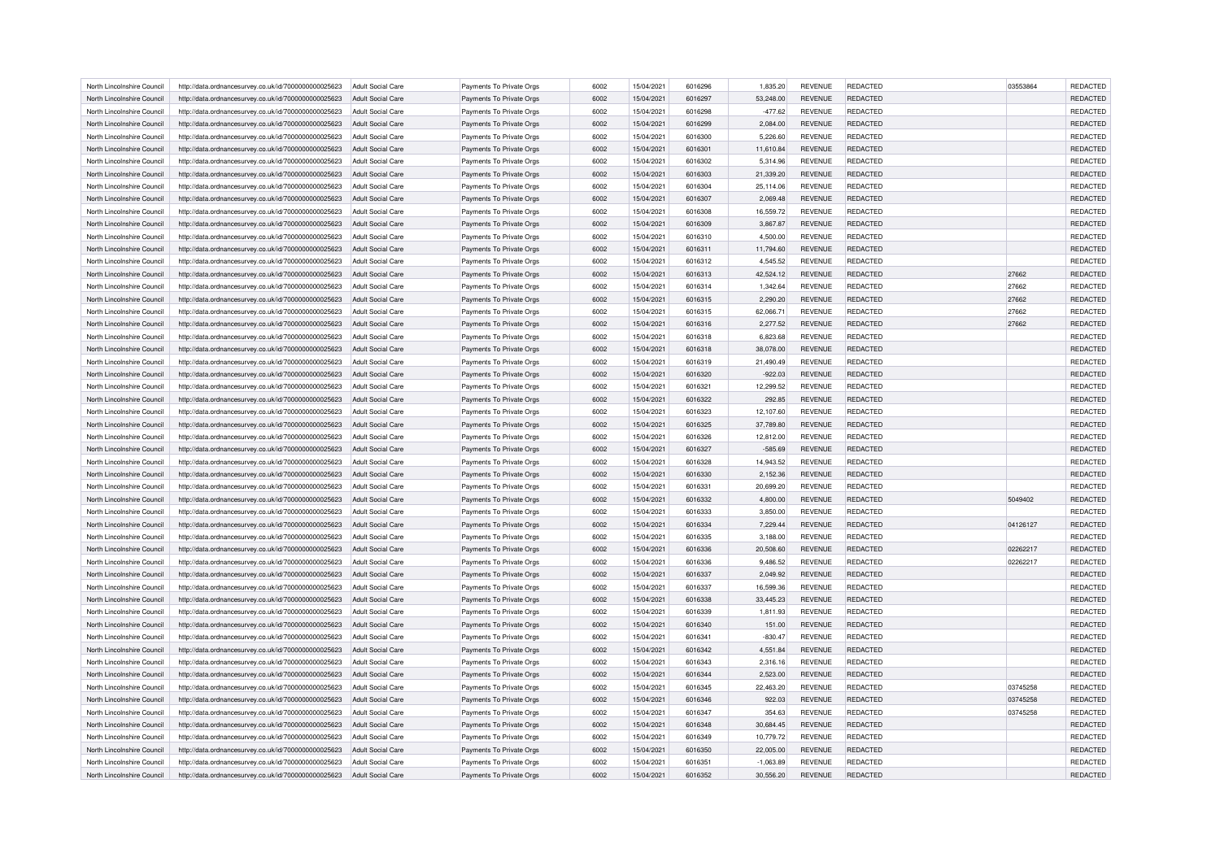| North Lincolnshire Council | http://data.ordnancesurvey.co.uk/id/7000000000025623 | Adult Social Care | Payments To Private Orgs | 6002 | 15/04/2021 | 6016296 | 1,835.20 | REVENUE | REDACTED | 03553864 | REDACTED |
|---|---|---|---|---|---|---|---|---|---|---|---|
| North Lincolnshire Council | http://data.ordnancesurvey.co.uk/id/7000000000025623 | Adult Social Care | Payments To Private Orgs | 6002 | 15/04/2021 | 6016297 | 53,248.00 | REVENUE | REDACTED | | REDACTED |
| North Lincolnshire Council | http://data.ordnancesurvey.co.uk/id/7000000000025623 | Adult Social Care | Payments To Private Orgs | 6002 | 15/04/2021 | 6016298 | -477.62 | REVENUE | REDACTED | | REDACTED |
| North Lincolnshire Council | http://data.ordnancesurvey.co.uk/id/7000000000025623 | Adult Social Care | Payments To Private Orgs | 6002 | 15/04/2021 | 6016299 | 2,084.00 | REVENUE | REDACTED | | REDACTED |
| North Lincolnshire Council | http://data.ordnancesurvey.co.uk/id/7000000000025623 | Adult Social Care | Payments To Private Orgs | 6002 | 15/04/2021 | 6016300 | 5,226.60 | REVENUE | REDACTED | | REDACTED |
| North Lincolnshire Council | http://data.ordnancesurvey.co.uk/id/7000000000025623 | Adult Social Care | Payments To Private Orgs | 6002 | 15/04/2021 | 6016301 | 11,610.84 | REVENUE | REDACTED | | REDACTED |
| North Lincolnshire Council | http://data.ordnancesurvey.co.uk/id/7000000000025623 | Adult Social Care | Payments To Private Orgs | 6002 | 15/04/2021 | 6016302 | 5,314.96 | REVENUE | REDACTED | | REDACTED |
| North Lincolnshire Council | http://data.ordnancesurvey.co.uk/id/7000000000025623 | Adult Social Care | Payments To Private Orgs | 6002 | 15/04/2021 | 6016303 | 21,339.20 | REVENUE | REDACTED | | REDACTED |
| North Lincolnshire Council | http://data.ordnancesurvey.co.uk/id/7000000000025623 | Adult Social Care | Payments To Private Orgs | 6002 | 15/04/2021 | 6016304 | 25,114.06 | REVENUE | REDACTED | | REDACTED |
| North Lincolnshire Council | http://data.ordnancesurvey.co.uk/id/7000000000025623 | Adult Social Care | Payments To Private Orgs | 6002 | 15/04/2021 | 6016307 | 2,069.48 | REVENUE | REDACTED | | REDACTED |
| North Lincolnshire Council | http://data.ordnancesurvey.co.uk/id/7000000000025623 | Adult Social Care | Payments To Private Orgs | 6002 | 15/04/2021 | 6016308 | 16,559.72 | REVENUE | REDACTED | | REDACTED |
| North Lincolnshire Council | http://data.ordnancesurvey.co.uk/id/7000000000025623 | Adult Social Care | Payments To Private Orgs | 6002 | 15/04/2021 | 6016309 | 3,867.87 | REVENUE | REDACTED | | REDACTED |
| North Lincolnshire Council | http://data.ordnancesurvey.co.uk/id/7000000000025623 | Adult Social Care | Payments To Private Orgs | 6002 | 15/04/2021 | 6016310 | 4,500.00 | REVENUE | REDACTED | | REDACTED |
| North Lincolnshire Council | http://data.ordnancesurvey.co.uk/id/7000000000025623 | Adult Social Care | Payments To Private Orgs | 6002 | 15/04/2021 | 6016311 | 11,794.60 | REVENUE | REDACTED | | REDACTED |
| North Lincolnshire Council | http://data.ordnancesurvey.co.uk/id/7000000000025623 | Adult Social Care | Payments To Private Orgs | 6002 | 15/04/2021 | 6016312 | 4,545.52 | REVENUE | REDACTED | | REDACTED |
| North Lincolnshire Council | http://data.ordnancesurvey.co.uk/id/7000000000025623 | Adult Social Care | Payments To Private Orgs | 6002 | 15/04/2021 | 6016313 | 42,524.12 | REVENUE | REDACTED | 27662 | REDACTED |
| North Lincolnshire Council | http://data.ordnancesurvey.co.uk/id/7000000000025623 | Adult Social Care | Payments To Private Orgs | 6002 | 15/04/2021 | 6016314 | 1,342.64 | REVENUE | REDACTED | 27662 | REDACTED |
| North Lincolnshire Council | http://data.ordnancesurvey.co.uk/id/7000000000025623 | Adult Social Care | Payments To Private Orgs | 6002 | 15/04/2021 | 6016315 | 2,290.20 | REVENUE | REDACTED | 27662 | REDACTED |
| North Lincolnshire Council | http://data.ordnancesurvey.co.uk/id/7000000000025623 | Adult Social Care | Payments To Private Orgs | 6002 | 15/04/2021 | 6016315 | 62,066.71 | REVENUE | REDACTED | 27662 | REDACTED |
| North Lincolnshire Council | http://data.ordnancesurvey.co.uk/id/7000000000025623 | Adult Social Care | Payments To Private Orgs | 6002 | 15/04/2021 | 6016316 | 2,277.52 | REVENUE | REDACTED | 27662 | REDACTED |
| North Lincolnshire Council | http://data.ordnancesurvey.co.uk/id/7000000000025623 | Adult Social Care | Payments To Private Orgs | 6002 | 15/04/2021 | 6016318 | 6,823.68 | REVENUE | REDACTED | | REDACTED |
| North Lincolnshire Council | http://data.ordnancesurvey.co.uk/id/7000000000025623 | Adult Social Care | Payments To Private Orgs | 6002 | 15/04/2021 | 6016318 | 38,078.00 | REVENUE | REDACTED | | REDACTED |
| North Lincolnshire Council | http://data.ordnancesurvey.co.uk/id/7000000000025623 | Adult Social Care | Payments To Private Orgs | 6002 | 15/04/2021 | 6016319 | 21,490.49 | REVENUE | REDACTED | | REDACTED |
| North Lincolnshire Council | http://data.ordnancesurvey.co.uk/id/7000000000025623 | Adult Social Care | Payments To Private Orgs | 6002 | 15/04/2021 | 6016320 | -922.03 | REVENUE | REDACTED | | REDACTED |
| North Lincolnshire Council | http://data.ordnancesurvey.co.uk/id/7000000000025623 | Adult Social Care | Payments To Private Orgs | 6002 | 15/04/2021 | 6016321 | 12,299.52 | REVENUE | REDACTED | | REDACTED |
| North Lincolnshire Council | http://data.ordnancesurvey.co.uk/id/7000000000025623 | Adult Social Care | Payments To Private Orgs | 6002 | 15/04/2021 | 6016322 | 292.85 | REVENUE | REDACTED | | REDACTED |
| North Lincolnshire Council | http://data.ordnancesurvey.co.uk/id/7000000000025623 | Adult Social Care | Payments To Private Orgs | 6002 | 15/04/2021 | 6016323 | 12,107.60 | REVENUE | REDACTED | | REDACTED |
| North Lincolnshire Council | http://data.ordnancesurvey.co.uk/id/7000000000025623 | Adult Social Care | Payments To Private Orgs | 6002 | 15/04/2021 | 6016325 | 37,789.80 | REVENUE | REDACTED | | REDACTED |
| North Lincolnshire Council | http://data.ordnancesurvey.co.uk/id/7000000000025623 | Adult Social Care | Payments To Private Orgs | 6002 | 15/04/2021 | 6016326 | 12,812.00 | REVENUE | REDACTED | | REDACTED |
| North Lincolnshire Council | http://data.ordnancesurvey.co.uk/id/7000000000025623 | Adult Social Care | Payments To Private Orgs | 6002 | 15/04/2021 | 6016327 | -585.69 | REVENUE | REDACTED | | REDACTED |
| North Lincolnshire Council | http://data.ordnancesurvey.co.uk/id/7000000000025623 | Adult Social Care | Payments To Private Orgs | 6002 | 15/04/2021 | 6016328 | 14,943.52 | REVENUE | REDACTED | | REDACTED |
| North Lincolnshire Council | http://data.ordnancesurvey.co.uk/id/7000000000025623 | Adult Social Care | Payments To Private Orgs | 6002 | 15/04/2021 | 6016330 | 2,152.36 | REVENUE | REDACTED | | REDACTED |
| North Lincolnshire Council | http://data.ordnancesurvey.co.uk/id/7000000000025623 | Adult Social Care | Payments To Private Orgs | 6002 | 15/04/2021 | 6016331 | 20,699.20 | REVENUE | REDACTED | | REDACTED |
| North Lincolnshire Council | http://data.ordnancesurvey.co.uk/id/7000000000025623 | Adult Social Care | Payments To Private Orgs | 6002 | 15/04/2021 | 6016332 | 4,800.00 | REVENUE | REDACTED | 5049402 | REDACTED |
| North Lincolnshire Council | http://data.ordnancesurvey.co.uk/id/7000000000025623 | Adult Social Care | Payments To Private Orgs | 6002 | 15/04/2021 | 6016333 | 3,850.00 | REVENUE | REDACTED | | REDACTED |
| North Lincolnshire Council | http://data.ordnancesurvey.co.uk/id/7000000000025623 | Adult Social Care | Payments To Private Orgs | 6002 | 15/04/2021 | 6016334 | 7,229.44 | REVENUE | REDACTED | 04126127 | REDACTED |
| North Lincolnshire Council | http://data.ordnancesurvey.co.uk/id/7000000000025623 | Adult Social Care | Payments To Private Orgs | 6002 | 15/04/2021 | 6016335 | 3,188.00 | REVENUE | REDACTED | | REDACTED |
| North Lincolnshire Council | http://data.ordnancesurvey.co.uk/id/7000000000025623 | Adult Social Care | Payments To Private Orgs | 6002 | 15/04/2021 | 6016336 | 20,508.60 | REVENUE | REDACTED | 02262217 | REDACTED |
| North Lincolnshire Council | http://data.ordnancesurvey.co.uk/id/7000000000025623 | Adult Social Care | Payments To Private Orgs | 6002 | 15/04/2021 | 6016336 | 9,486.52 | REVENUE | REDACTED | 02262217 | REDACTED |
| North Lincolnshire Council | http://data.ordnancesurvey.co.uk/id/7000000000025623 | Adult Social Care | Payments To Private Orgs | 6002 | 15/04/2021 | 6016337 | 2,049.92 | REVENUE | REDACTED | | REDACTED |
| North Lincolnshire Council | http://data.ordnancesurvey.co.uk/id/7000000000025623 | Adult Social Care | Payments To Private Orgs | 6002 | 15/04/2021 | 6016337 | 16,599.36 | REVENUE | REDACTED | | REDACTED |
| North Lincolnshire Council | http://data.ordnancesurvey.co.uk/id/7000000000025623 | Adult Social Care | Payments To Private Orgs | 6002 | 15/04/2021 | 6016338 | 33,445.23 | REVENUE | REDACTED | | REDACTED |
| North Lincolnshire Council | http://data.ordnancesurvey.co.uk/id/7000000000025623 | Adult Social Care | Payments To Private Orgs | 6002 | 15/04/2021 | 6016339 | 1,811.93 | REVENUE | REDACTED | | REDACTED |
| North Lincolnshire Council | http://data.ordnancesurvey.co.uk/id/7000000000025623 | Adult Social Care | Payments To Private Orgs | 6002 | 15/04/2021 | 6016340 | 151.00 | REVENUE | REDACTED | | REDACTED |
| North Lincolnshire Council | http://data.ordnancesurvey.co.uk/id/7000000000025623 | Adult Social Care | Payments To Private Orgs | 6002 | 15/04/2021 | 6016341 | -830.47 | REVENUE | REDACTED | | REDACTED |
| North Lincolnshire Council | http://data.ordnancesurvey.co.uk/id/7000000000025623 | Adult Social Care | Payments To Private Orgs | 6002 | 15/04/2021 | 6016342 | 4,551.84 | REVENUE | REDACTED | | REDACTED |
| North Lincolnshire Council | http://data.ordnancesurvey.co.uk/id/7000000000025623 | Adult Social Care | Payments To Private Orgs | 6002 | 15/04/2021 | 6016343 | 2,316.16 | REVENUE | REDACTED | | REDACTED |
| North Lincolnshire Council | http://data.ordnancesurvey.co.uk/id/7000000000025623 | Adult Social Care | Payments To Private Orgs | 6002 | 15/04/2021 | 6016344 | 2,523.00 | REVENUE | REDACTED | | REDACTED |
| North Lincolnshire Council | http://data.ordnancesurvey.co.uk/id/7000000000025623 | Adult Social Care | Payments To Private Orgs | 6002 | 15/04/2021 | 6016345 | 22,463.20 | REVENUE | REDACTED | 03745258 | REDACTED |
| North Lincolnshire Council | http://data.ordnancesurvey.co.uk/id/7000000000025623 | Adult Social Care | Payments To Private Orgs | 6002 | 15/04/2021 | 6016346 | 922.03 | REVENUE | REDACTED | 03745258 | REDACTED |
| North Lincolnshire Council | http://data.ordnancesurvey.co.uk/id/7000000000025623 | Adult Social Care | Payments To Private Orgs | 6002 | 15/04/2021 | 6016347 | 354.63 | REVENUE | REDACTED | 03745258 | REDACTED |
| North Lincolnshire Council | http://data.ordnancesurvey.co.uk/id/7000000000025623 | Adult Social Care | Payments To Private Orgs | 6002 | 15/04/2021 | 6016348 | 30,684.45 | REVENUE | REDACTED | | REDACTED |
| North Lincolnshire Council | http://data.ordnancesurvey.co.uk/id/7000000000025623 | Adult Social Care | Payments To Private Orgs | 6002 | 15/04/2021 | 6016349 | 10,779.72 | REVENUE | REDACTED | | REDACTED |
| North Lincolnshire Council | http://data.ordnancesurvey.co.uk/id/7000000000025623 | Adult Social Care | Payments To Private Orgs | 6002 | 15/04/2021 | 6016350 | 22,005.00 | REVENUE | REDACTED | | REDACTED |
| North Lincolnshire Council | http://data.ordnancesurvey.co.uk/id/7000000000025623 | Adult Social Care | Payments To Private Orgs | 6002 | 15/04/2021 | 6016351 | -1,063.89 | REVENUE | REDACTED | | REDACTED |
| North Lincolnshire Council | http://data.ordnancesurvey.co.uk/id/7000000000025623 | Adult Social Care | Payments To Private Orgs | 6002 | 15/04/2021 | 6016352 | 30,556.20 | REVENUE | REDACTED | | REDACTED |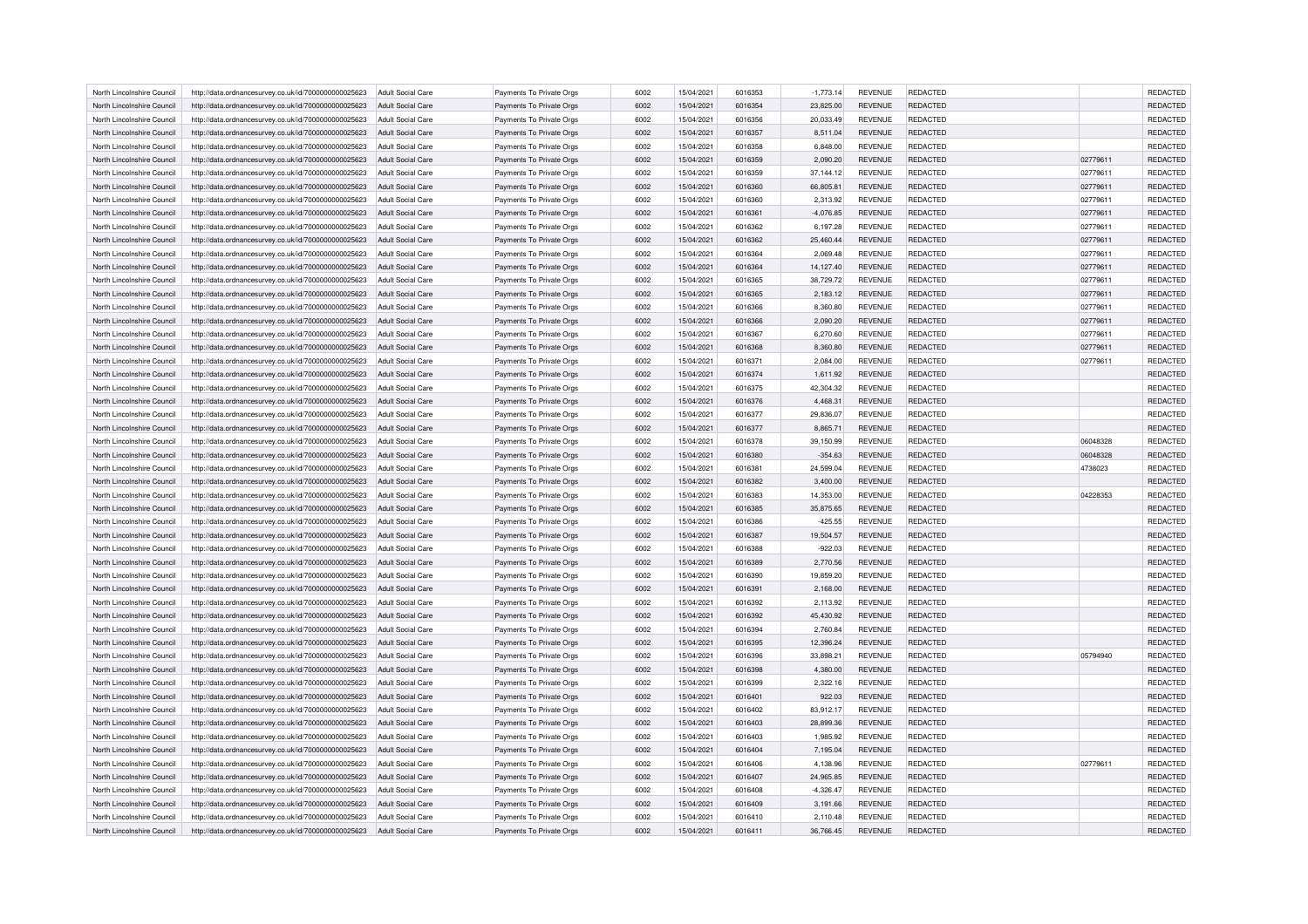| North Lincolnshire Council | http://data.ordnancesurvey.co.uk/id/7000000000025623 | Adult Social Care | Payments To Private Orgs | 6002 | 15/04/2021 | 6016353 | -1,773.14 | REVENUE | REDACTED | | REDACTED |
|---|---|---|---|---|---|---|---|---|---|---|---|
| North Lincolnshire Council | http://data.ordnancesurvey.co.uk/id/7000000000025623 | Adult Social Care | Payments To Private Orgs | 6002 | 15/04/2021 | 6016354 | 23,825.00 | REVENUE | REDACTED | | REDACTED |
| North Lincolnshire Council | http://data.ordnancesurvey.co.uk/id/7000000000025623 | Adult Social Care | Payments To Private Orgs | 6002 | 15/04/2021 | 6016356 | 20,033.49 | REVENUE | REDACTED | | REDACTED |
| North Lincolnshire Council | http://data.ordnancesurvey.co.uk/id/7000000000025623 | Adult Social Care | Payments To Private Orgs | 6002 | 15/04/2021 | 6016357 | 8,511.04 | REVENUE | REDACTED | | REDACTED |
| North Lincolnshire Council | http://data.ordnancesurvey.co.uk/id/7000000000025623 | Adult Social Care | Payments To Private Orgs | 6002 | 15/04/2021 | 6016358 | 6,848.00 | REVENUE | REDACTED | | REDACTED |
| North Lincolnshire Council | http://data.ordnancesurvey.co.uk/id/7000000000025623 | Adult Social Care | Payments To Private Orgs | 6002 | 15/04/2021 | 6016359 | 2,090.20 | REVENUE | REDACTED | 02779611 | REDACTED |
| North Lincolnshire Council | http://data.ordnancesurvey.co.uk/id/7000000000025623 | Adult Social Care | Payments To Private Orgs | 6002 | 15/04/2021 | 6016359 | 37,144.12 | REVENUE | REDACTED | 02779611 | REDACTED |
| North Lincolnshire Council | http://data.ordnancesurvey.co.uk/id/7000000000025623 | Adult Social Care | Payments To Private Orgs | 6002 | 15/04/2021 | 6016360 | 66,805.81 | REVENUE | REDACTED | 02779611 | REDACTED |
| North Lincolnshire Council | http://data.ordnancesurvey.co.uk/id/7000000000025623 | Adult Social Care | Payments To Private Orgs | 6002 | 15/04/2021 | 6016360 | 2,313.92 | REVENUE | REDACTED | 02779611 | REDACTED |
| North Lincolnshire Council | http://data.ordnancesurvey.co.uk/id/7000000000025623 | Adult Social Care | Payments To Private Orgs | 6002 | 15/04/2021 | 6016361 | -4,076.85 | REVENUE | REDACTED | 02779611 | REDACTED |
| North Lincolnshire Council | http://data.ordnancesurvey.co.uk/id/7000000000025623 | Adult Social Care | Payments To Private Orgs | 6002 | 15/04/2021 | 6016362 | 6,197.28 | REVENUE | REDACTED | 02779611 | REDACTED |
| North Lincolnshire Council | http://data.ordnancesurvey.co.uk/id/7000000000025623 | Adult Social Care | Payments To Private Orgs | 6002 | 15/04/2021 | 6016362 | 25,460.44 | REVENUE | REDACTED | 02779611 | REDACTED |
| North Lincolnshire Council | http://data.ordnancesurvey.co.uk/id/7000000000025623 | Adult Social Care | Payments To Private Orgs | 6002 | 15/04/2021 | 6016364 | 2,069.48 | REVENUE | REDACTED | 02779611 | REDACTED |
| North Lincolnshire Council | http://data.ordnancesurvey.co.uk/id/7000000000025623 | Adult Social Care | Payments To Private Orgs | 6002 | 15/04/2021 | 6016364 | 14,127.40 | REVENUE | REDACTED | 02779611 | REDACTED |
| North Lincolnshire Council | http://data.ordnancesurvey.co.uk/id/7000000000025623 | Adult Social Care | Payments To Private Orgs | 6002 | 15/04/2021 | 6016365 | 38,729.72 | REVENUE | REDACTED | 02779611 | REDACTED |
| North Lincolnshire Council | http://data.ordnancesurvey.co.uk/id/7000000000025623 | Adult Social Care | Payments To Private Orgs | 6002 | 15/04/2021 | 6016365 | 2,183.12 | REVENUE | REDACTED | 02779611 | REDACTED |
| North Lincolnshire Council | http://data.ordnancesurvey.co.uk/id/7000000000025623 | Adult Social Care | Payments To Private Orgs | 6002 | 15/04/2021 | 6016366 | 8,360.80 | REVENUE | REDACTED | 02779611 | REDACTED |
| North Lincolnshire Council | http://data.ordnancesurvey.co.uk/id/7000000000025623 | Adult Social Care | Payments To Private Orgs | 6002 | 15/04/2021 | 6016366 | 2,090.20 | REVENUE | REDACTED | 02779611 | REDACTED |
| North Lincolnshire Council | http://data.ordnancesurvey.co.uk/id/7000000000025623 | Adult Social Care | Payments To Private Orgs | 6002 | 15/04/2021 | 6016367 | 6,270.60 | REVENUE | REDACTED | 02779611 | REDACTED |
| North Lincolnshire Council | http://data.ordnancesurvey.co.uk/id/7000000000025623 | Adult Social Care | Payments To Private Orgs | 6002 | 15/04/2021 | 6016368 | 8,360.80 | REVENUE | REDACTED | 02779611 | REDACTED |
| North Lincolnshire Council | http://data.ordnancesurvey.co.uk/id/7000000000025623 | Adult Social Care | Payments To Private Orgs | 6002 | 15/04/2021 | 6016371 | 2,084.00 | REVENUE | REDACTED | 02779611 | REDACTED |
| North Lincolnshire Council | http://data.ordnancesurvey.co.uk/id/7000000000025623 | Adult Social Care | Payments To Private Orgs | 6002 | 15/04/2021 | 6016374 | 1,611.92 | REVENUE | REDACTED | | REDACTED |
| North Lincolnshire Council | http://data.ordnancesurvey.co.uk/id/7000000000025623 | Adult Social Care | Payments To Private Orgs | 6002 | 15/04/2021 | 6016375 | 42,304.32 | REVENUE | REDACTED | | REDACTED |
| North Lincolnshire Council | http://data.ordnancesurvey.co.uk/id/7000000000025623 | Adult Social Care | Payments To Private Orgs | 6002 | 15/04/2021 | 6016376 | 4,468.31 | REVENUE | REDACTED | | REDACTED |
| North Lincolnshire Council | http://data.ordnancesurvey.co.uk/id/7000000000025623 | Adult Social Care | Payments To Private Orgs | 6002 | 15/04/2021 | 6016377 | 29,836.07 | REVENUE | REDACTED | | REDACTED |
| North Lincolnshire Council | http://data.ordnancesurvey.co.uk/id/7000000000025623 | Adult Social Care | Payments To Private Orgs | 6002 | 15/04/2021 | 6016377 | 8,865.71 | REVENUE | REDACTED | | REDACTED |
| North Lincolnshire Council | http://data.ordnancesurvey.co.uk/id/7000000000025623 | Adult Social Care | Payments To Private Orgs | 6002 | 15/04/2021 | 6016378 | 39,150.99 | REVENUE | REDACTED | 06048328 | REDACTED |
| North Lincolnshire Council | http://data.ordnancesurvey.co.uk/id/7000000000025623 | Adult Social Care | Payments To Private Orgs | 6002 | 15/04/2021 | 6016380 | -354.63 | REVENUE | REDACTED | 06048328 | REDACTED |
| North Lincolnshire Council | http://data.ordnancesurvey.co.uk/id/7000000000025623 | Adult Social Care | Payments To Private Orgs | 6002 | 15/04/2021 | 6016381 | 24,599.04 | REVENUE | REDACTED | 4738023 | REDACTED |
| North Lincolnshire Council | http://data.ordnancesurvey.co.uk/id/7000000000025623 | Adult Social Care | Payments To Private Orgs | 6002 | 15/04/2021 | 6016382 | 3,400.00 | REVENUE | REDACTED | | REDACTED |
| North Lincolnshire Council | http://data.ordnancesurvey.co.uk/id/7000000000025623 | Adult Social Care | Payments To Private Orgs | 6002 | 15/04/2021 | 6016383 | 14,353.00 | REVENUE | REDACTED | 04228353 | REDACTED |
| North Lincolnshire Council | http://data.ordnancesurvey.co.uk/id/7000000000025623 | Adult Social Care | Payments To Private Orgs | 6002 | 15/04/2021 | 6016385 | 35,875.65 | REVENUE | REDACTED | | REDACTED |
| North Lincolnshire Council | http://data.ordnancesurvey.co.uk/id/7000000000025623 | Adult Social Care | Payments To Private Orgs | 6002 | 15/04/2021 | 6016386 | -425.55 | REVENUE | REDACTED | | REDACTED |
| North Lincolnshire Council | http://data.ordnancesurvey.co.uk/id/7000000000025623 | Adult Social Care | Payments To Private Orgs | 6002 | 15/04/2021 | 6016387 | 19,504.57 | REVENUE | REDACTED | | REDACTED |
| North Lincolnshire Council | http://data.ordnancesurvey.co.uk/id/7000000000025623 | Adult Social Care | Payments To Private Orgs | 6002 | 15/04/2021 | 6016388 | -922.03 | REVENUE | REDACTED | | REDACTED |
| North Lincolnshire Council | http://data.ordnancesurvey.co.uk/id/7000000000025623 | Adult Social Care | Payments To Private Orgs | 6002 | 15/04/2021 | 6016389 | 2,770.56 | REVENUE | REDACTED | | REDACTED |
| North Lincolnshire Council | http://data.ordnancesurvey.co.uk/id/7000000000025623 | Adult Social Care | Payments To Private Orgs | 6002 | 15/04/2021 | 6016390 | 19,859.20 | REVENUE | REDACTED | | REDACTED |
| North Lincolnshire Council | http://data.ordnancesurvey.co.uk/id/7000000000025623 | Adult Social Care | Payments To Private Orgs | 6002 | 15/04/2021 | 6016391 | 2,168.00 | REVENUE | REDACTED | | REDACTED |
| North Lincolnshire Council | http://data.ordnancesurvey.co.uk/id/7000000000025623 | Adult Social Care | Payments To Private Orgs | 6002 | 15/04/2021 | 6016392 | 2,113.92 | REVENUE | REDACTED | | REDACTED |
| North Lincolnshire Council | http://data.ordnancesurvey.co.uk/id/7000000000025623 | Adult Social Care | Payments To Private Orgs | 6002 | 15/04/2021 | 6016392 | 45,430.92 | REVENUE | REDACTED | | REDACTED |
| North Lincolnshire Council | http://data.ordnancesurvey.co.uk/id/7000000000025623 | Adult Social Care | Payments To Private Orgs | 6002 | 15/04/2021 | 6016394 | 2,760.84 | REVENUE | REDACTED | | REDACTED |
| North Lincolnshire Council | http://data.ordnancesurvey.co.uk/id/7000000000025623 | Adult Social Care | Payments To Private Orgs | 6002 | 15/04/2021 | 6016395 | 12,396.24 | REVENUE | REDACTED | | REDACTED |
| North Lincolnshire Council | http://data.ordnancesurvey.co.uk/id/7000000000025623 | Adult Social Care | Payments To Private Orgs | 6002 | 15/04/2021 | 6016396 | 33,898.21 | REVENUE | REDACTED | 05794940 | REDACTED |
| North Lincolnshire Council | http://data.ordnancesurvey.co.uk/id/7000000000025623 | Adult Social Care | Payments To Private Orgs | 6002 | 15/04/2021 | 6016398 | 4,380.00 | REVENUE | REDACTED | | REDACTED |
| North Lincolnshire Council | http://data.ordnancesurvey.co.uk/id/7000000000025623 | Adult Social Care | Payments To Private Orgs | 6002 | 15/04/2021 | 6016399 | 2,322.16 | REVENUE | REDACTED | | REDACTED |
| North Lincolnshire Council | http://data.ordnancesurvey.co.uk/id/7000000000025623 | Adult Social Care | Payments To Private Orgs | 6002 | 15/04/2021 | 6016401 | 922.03 | REVENUE | REDACTED | | REDACTED |
| North Lincolnshire Council | http://data.ordnancesurvey.co.uk/id/7000000000025623 | Adult Social Care | Payments To Private Orgs | 6002 | 15/04/2021 | 6016402 | 83,912.17 | REVENUE | REDACTED | | REDACTED |
| North Lincolnshire Council | http://data.ordnancesurvey.co.uk/id/7000000000025623 | Adult Social Care | Payments To Private Orgs | 6002 | 15/04/2021 | 6016403 | 28,899.36 | REVENUE | REDACTED | | REDACTED |
| North Lincolnshire Council | http://data.ordnancesurvey.co.uk/id/7000000000025623 | Adult Social Care | Payments To Private Orgs | 6002 | 15/04/2021 | 6016403 | 1,985.92 | REVENUE | REDACTED | | REDACTED |
| North Lincolnshire Council | http://data.ordnancesurvey.co.uk/id/7000000000025623 | Adult Social Care | Payments To Private Orgs | 6002 | 15/04/2021 | 6016404 | 7,195.04 | REVENUE | REDACTED | | REDACTED |
| North Lincolnshire Council | http://data.ordnancesurvey.co.uk/id/7000000000025623 | Adult Social Care | Payments To Private Orgs | 6002 | 15/04/2021 | 6016406 | 4,138.96 | REVENUE | REDACTED | 02779611 | REDACTED |
| North Lincolnshire Council | http://data.ordnancesurvey.co.uk/id/7000000000025623 | Adult Social Care | Payments To Private Orgs | 6002 | 15/04/2021 | 6016407 | 24,965.85 | REVENUE | REDACTED | | REDACTED |
| North Lincolnshire Council | http://data.ordnancesurvey.co.uk/id/7000000000025623 | Adult Social Care | Payments To Private Orgs | 6002 | 15/04/2021 | 6016408 | -4,326.47 | REVENUE | REDACTED | | REDACTED |
| North Lincolnshire Council | http://data.ordnancesurvey.co.uk/id/7000000000025623 | Adult Social Care | Payments To Private Orgs | 6002 | 15/04/2021 | 6016409 | 3,191.66 | REVENUE | REDACTED | | REDACTED |
| North Lincolnshire Council | http://data.ordnancesurvey.co.uk/id/7000000000025623 | Adult Social Care | Payments To Private Orgs | 6002 | 15/04/2021 | 6016410 | 2,110.48 | REVENUE | REDACTED | | REDACTED |
| North Lincolnshire Council | http://data.ordnancesurvey.co.uk/id/7000000000025623 | Adult Social Care | Payments To Private Orgs | 6002 | 15/04/2021 | 6016411 | 36,766.45 | REVENUE | REDACTED | | REDACTED |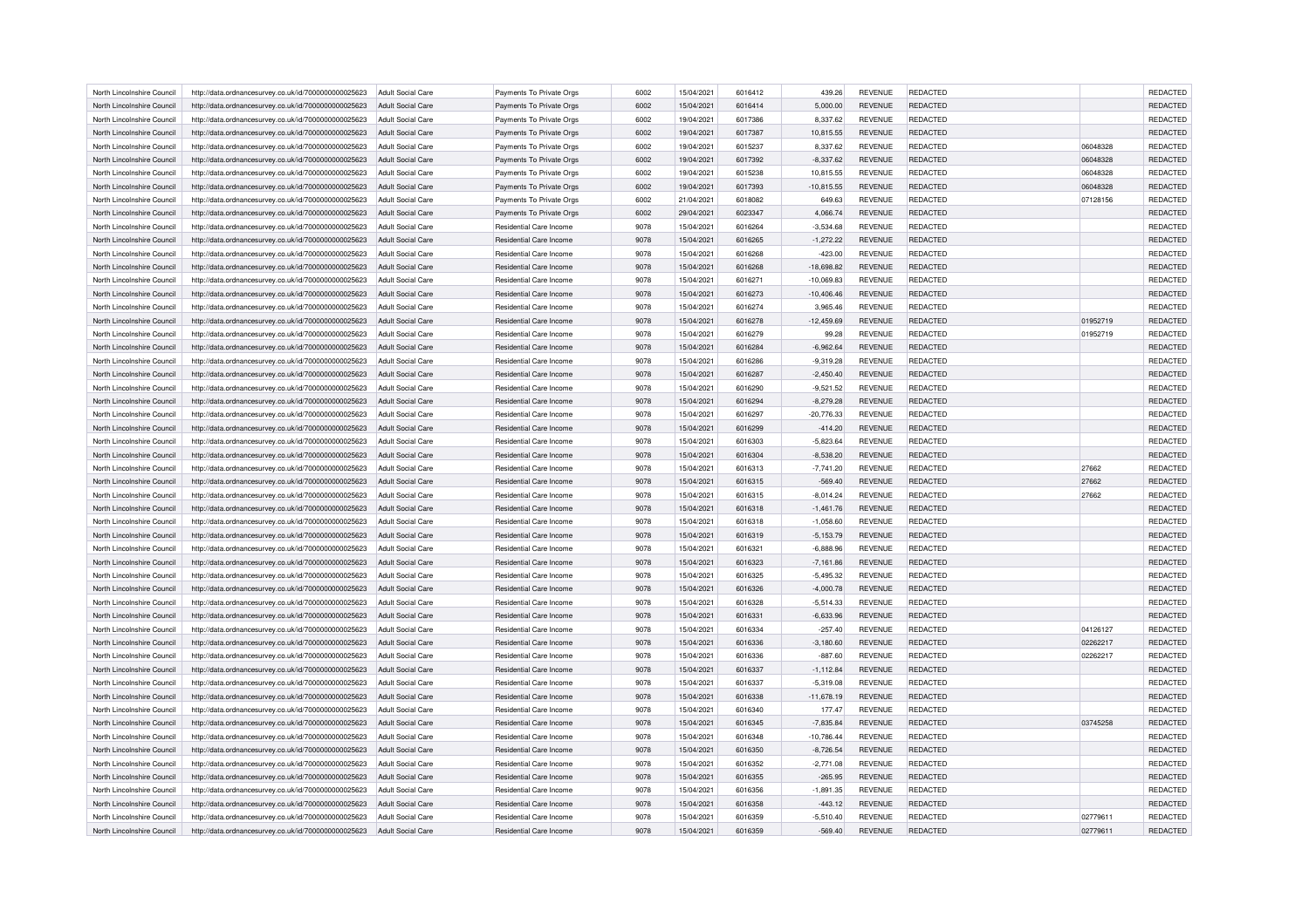| North Lincolnshire Council | http://data.ordnancesurvey.co.uk/id/7000000000025623 | Adult Social Care | Payments To Private Orgs | 6002 | 15/04/2021 | 6016412 | 439.26 | REVENUE | REDACTED | | REDACTED |
|---|---|---|---|---|---|---|---|---|---|---|---|
| North Lincolnshire Council | http://data.ordnancesurvey.co.uk/id/7000000000025623 | Adult Social Care | Payments To Private Orgs | 6002 | 15/04/2021 | 6016414 | 5,000.00 | REVENUE | REDACTED | | REDACTED |
| North Lincolnshire Council | http://data.ordnancesurvey.co.uk/id/7000000000025623 | Adult Social Care | Payments To Private Orgs | 6002 | 19/04/2021 | 6017386 | 8,337.62 | REVENUE | REDACTED | | REDACTED |
| North Lincolnshire Council | http://data.ordnancesurvey.co.uk/id/7000000000025623 | Adult Social Care | Payments To Private Orgs | 6002 | 19/04/2021 | 6017387 | 10,815.55 | REVENUE | REDACTED | | REDACTED |
| North Lincolnshire Council | http://data.ordnancesurvey.co.uk/id/7000000000025623 | Adult Social Care | Payments To Private Orgs | 6002 | 19/04/2021 | 6015237 | 8,337.62 | REVENUE | REDACTED | 06048328 | REDACTED |
| North Lincolnshire Council | http://data.ordnancesurvey.co.uk/id/7000000000025623 | Adult Social Care | Payments To Private Orgs | 6002 | 19/04/2021 | 6017392 | -8,337.62 | REVENUE | REDACTED | 06048328 | REDACTED |
| North Lincolnshire Council | http://data.ordnancesurvey.co.uk/id/7000000000025623 | Adult Social Care | Payments To Private Orgs | 6002 | 19/04/2021 | 6015238 | 10,815.55 | REVENUE | REDACTED | 06048328 | REDACTED |
| North Lincolnshire Council | http://data.ordnancesurvey.co.uk/id/7000000000025623 | Adult Social Care | Payments To Private Orgs | 6002 | 19/04/2021 | 6017393 | -10,815.55 | REVENUE | REDACTED | 06048328 | REDACTED |
| North Lincolnshire Council | http://data.ordnancesurvey.co.uk/id/7000000000025623 | Adult Social Care | Payments To Private Orgs | 6002 | 21/04/2021 | 6018082 | 649.63 | REVENUE | REDACTED | 07128156 | REDACTED |
| North Lincolnshire Council | http://data.ordnancesurvey.co.uk/id/7000000000025623 | Adult Social Care | Payments To Private Orgs | 6002 | 29/04/2021 | 6023347 | 4,066.74 | REVENUE | REDACTED | | REDACTED |
| North Lincolnshire Council | http://data.ordnancesurvey.co.uk/id/7000000000025623 | Adult Social Care | Residential Care Income | 9078 | 15/04/2021 | 6016264 | -3,534.68 | REVENUE | REDACTED | | REDACTED |
| North Lincolnshire Council | http://data.ordnancesurvey.co.uk/id/7000000000025623 | Adult Social Care | Residential Care Income | 9078 | 15/04/2021 | 6016265 | -1,272.22 | REVENUE | REDACTED | | REDACTED |
| North Lincolnshire Council | http://data.ordnancesurvey.co.uk/id/7000000000025623 | Adult Social Care | Residential Care Income | 9078 | 15/04/2021 | 6016268 | -423.00 | REVENUE | REDACTED | | REDACTED |
| North Lincolnshire Council | http://data.ordnancesurvey.co.uk/id/7000000000025623 | Adult Social Care | Residential Care Income | 9078 | 15/04/2021 | 6016268 | -18,698.82 | REVENUE | REDACTED | | REDACTED |
| North Lincolnshire Council | http://data.ordnancesurvey.co.uk/id/7000000000025623 | Adult Social Care | Residential Care Income | 9078 | 15/04/2021 | 6016271 | -10,069.83 | REVENUE | REDACTED | | REDACTED |
| North Lincolnshire Council | http://data.ordnancesurvey.co.uk/id/7000000000025623 | Adult Social Care | Residential Care Income | 9078 | 15/04/2021 | 6016273 | -10,406.46 | REVENUE | REDACTED | | REDACTED |
| North Lincolnshire Council | http://data.ordnancesurvey.co.uk/id/7000000000025623 | Adult Social Care | Residential Care Income | 9078 | 15/04/2021 | 6016274 | 3,965.46 | REVENUE | REDACTED | | REDACTED |
| North Lincolnshire Council | http://data.ordnancesurvey.co.uk/id/7000000000025623 | Adult Social Care | Residential Care Income | 9078 | 15/04/2021 | 6016278 | -12,459.69 | REVENUE | REDACTED | 01952719 | REDACTED |
| North Lincolnshire Council | http://data.ordnancesurvey.co.uk/id/7000000000025623 | Adult Social Care | Residential Care Income | 9078 | 15/04/2021 | 6016279 | 99.28 | REVENUE | REDACTED | 01952719 | REDACTED |
| North Lincolnshire Council | http://data.ordnancesurvey.co.uk/id/7000000000025623 | Adult Social Care | Residential Care Income | 9078 | 15/04/2021 | 6016284 | -6,962.64 | REVENUE | REDACTED | | REDACTED |
| North Lincolnshire Council | http://data.ordnancesurvey.co.uk/id/7000000000025623 | Adult Social Care | Residential Care Income | 9078 | 15/04/2021 | 6016286 | -9,319.28 | REVENUE | REDACTED | | REDACTED |
| North Lincolnshire Council | http://data.ordnancesurvey.co.uk/id/7000000000025623 | Adult Social Care | Residential Care Income | 9078 | 15/04/2021 | 6016287 | -2,450.40 | REVENUE | REDACTED | | REDACTED |
| North Lincolnshire Council | http://data.ordnancesurvey.co.uk/id/7000000000025623 | Adult Social Care | Residential Care Income | 9078 | 15/04/2021 | 6016290 | -9,521.52 | REVENUE | REDACTED | | REDACTED |
| North Lincolnshire Council | http://data.ordnancesurvey.co.uk/id/7000000000025623 | Adult Social Care | Residential Care Income | 9078 | 15/04/2021 | 6016294 | -8,279.28 | REVENUE | REDACTED | | REDACTED |
| North Lincolnshire Council | http://data.ordnancesurvey.co.uk/id/7000000000025623 | Adult Social Care | Residential Care Income | 9078 | 15/04/2021 | 6016297 | -20,776.33 | REVENUE | REDACTED | | REDACTED |
| North Lincolnshire Council | http://data.ordnancesurvey.co.uk/id/7000000000025623 | Adult Social Care | Residential Care Income | 9078 | 15/04/2021 | 6016299 | -414.20 | REVENUE | REDACTED | | REDACTED |
| North Lincolnshire Council | http://data.ordnancesurvey.co.uk/id/7000000000025623 | Adult Social Care | Residential Care Income | 9078 | 15/04/2021 | 6016303 | -5,823.64 | REVENUE | REDACTED | | REDACTED |
| North Lincolnshire Council | http://data.ordnancesurvey.co.uk/id/7000000000025623 | Adult Social Care | Residential Care Income | 9078 | 15/04/2021 | 6016304 | -8,538.20 | REVENUE | REDACTED | | REDACTED |
| North Lincolnshire Council | http://data.ordnancesurvey.co.uk/id/7000000000025623 | Adult Social Care | Residential Care Income | 9078 | 15/04/2021 | 6016313 | -7,741.20 | REVENUE | REDACTED | 27662 | REDACTED |
| North Lincolnshire Council | http://data.ordnancesurvey.co.uk/id/7000000000025623 | Adult Social Care | Residential Care Income | 9078 | 15/04/2021 | 6016315 | -569.40 | REVENUE | REDACTED | 27662 | REDACTED |
| North Lincolnshire Council | http://data.ordnancesurvey.co.uk/id/7000000000025623 | Adult Social Care | Residential Care Income | 9078 | 15/04/2021 | 6016315 | -8,014.24 | REVENUE | REDACTED | 27662 | REDACTED |
| North Lincolnshire Council | http://data.ordnancesurvey.co.uk/id/7000000000025623 | Adult Social Care | Residential Care Income | 9078 | 15/04/2021 | 6016318 | -1,461.76 | REVENUE | REDACTED | | REDACTED |
| North Lincolnshire Council | http://data.ordnancesurvey.co.uk/id/7000000000025623 | Adult Social Care | Residential Care Income | 9078 | 15/04/2021 | 6016318 | -1,058.60 | REVENUE | REDACTED | | REDACTED |
| North Lincolnshire Council | http://data.ordnancesurvey.co.uk/id/7000000000025623 | Adult Social Care | Residential Care Income | 9078 | 15/04/2021 | 6016319 | -5,153.79 | REVENUE | REDACTED | | REDACTED |
| North Lincolnshire Council | http://data.ordnancesurvey.co.uk/id/7000000000025623 | Adult Social Care | Residential Care Income | 9078 | 15/04/2021 | 6016321 | -6,888.96 | REVENUE | REDACTED | | REDACTED |
| North Lincolnshire Council | http://data.ordnancesurvey.co.uk/id/7000000000025623 | Adult Social Care | Residential Care Income | 9078 | 15/04/2021 | 6016323 | -7,161.86 | REVENUE | REDACTED | | REDACTED |
| North Lincolnshire Council | http://data.ordnancesurvey.co.uk/id/7000000000025623 | Adult Social Care | Residential Care Income | 9078 | 15/04/2021 | 6016325 | -5,495.32 | REVENUE | REDACTED | | REDACTED |
| North Lincolnshire Council | http://data.ordnancesurvey.co.uk/id/7000000000025623 | Adult Social Care | Residential Care Income | 9078 | 15/04/2021 | 6016326 | -4,000.78 | REVENUE | REDACTED | | REDACTED |
| North Lincolnshire Council | http://data.ordnancesurvey.co.uk/id/7000000000025623 | Adult Social Care | Residential Care Income | 9078 | 15/04/2021 | 6016328 | -5,514.33 | REVENUE | REDACTED | | REDACTED |
| North Lincolnshire Council | http://data.ordnancesurvey.co.uk/id/7000000000025623 | Adult Social Care | Residential Care Income | 9078 | 15/04/2021 | 6016331 | -6,633.96 | REVENUE | REDACTED | | REDACTED |
| North Lincolnshire Council | http://data.ordnancesurvey.co.uk/id/7000000000025623 | Adult Social Care | Residential Care Income | 9078 | 15/04/2021 | 6016334 | -257.40 | REVENUE | REDACTED | 04126127 | REDACTED |
| North Lincolnshire Council | http://data.ordnancesurvey.co.uk/id/7000000000025623 | Adult Social Care | Residential Care Income | 9078 | 15/04/2021 | 6016336 | -3,180.60 | REVENUE | REDACTED | 02262217 | REDACTED |
| North Lincolnshire Council | http://data.ordnancesurvey.co.uk/id/7000000000025623 | Adult Social Care | Residential Care Income | 9078 | 15/04/2021 | 6016336 | -887.60 | REVENUE | REDACTED | 02262217 | REDACTED |
| North Lincolnshire Council | http://data.ordnancesurvey.co.uk/id/7000000000025623 | Adult Social Care | Residential Care Income | 9078 | 15/04/2021 | 6016337 | -1,112.84 | REVENUE | REDACTED | | REDACTED |
| North Lincolnshire Council | http://data.ordnancesurvey.co.uk/id/7000000000025623 | Adult Social Care | Residential Care Income | 9078 | 15/04/2021 | 6016337 | -5,319.08 | REVENUE | REDACTED | | REDACTED |
| North Lincolnshire Council | http://data.ordnancesurvey.co.uk/id/7000000000025623 | Adult Social Care | Residential Care Income | 9078 | 15/04/2021 | 6016338 | -11,678.19 | REVENUE | REDACTED | | REDACTED |
| North Lincolnshire Council | http://data.ordnancesurvey.co.uk/id/7000000000025623 | Adult Social Care | Residential Care Income | 9078 | 15/04/2021 | 6016340 | 177.47 | REVENUE | REDACTED | | REDACTED |
| North Lincolnshire Council | http://data.ordnancesurvey.co.uk/id/7000000000025623 | Adult Social Care | Residential Care Income | 9078 | 15/04/2021 | 6016345 | -7,835.84 | REVENUE | REDACTED | 03745258 | REDACTED |
| North Lincolnshire Council | http://data.ordnancesurvey.co.uk/id/7000000000025623 | Adult Social Care | Residential Care Income | 9078 | 15/04/2021 | 6016348 | -10,786.44 | REVENUE | REDACTED | | REDACTED |
| North Lincolnshire Council | http://data.ordnancesurvey.co.uk/id/7000000000025623 | Adult Social Care | Residential Care Income | 9078 | 15/04/2021 | 6016350 | -8,726.54 | REVENUE | REDACTED | | REDACTED |
| North Lincolnshire Council | http://data.ordnancesurvey.co.uk/id/7000000000025623 | Adult Social Care | Residential Care Income | 9078 | 15/04/2021 | 6016352 | -2,771.08 | REVENUE | REDACTED | | REDACTED |
| North Lincolnshire Council | http://data.ordnancesurvey.co.uk/id/7000000000025623 | Adult Social Care | Residential Care Income | 9078 | 15/04/2021 | 6016355 | -265.95 | REVENUE | REDACTED | | REDACTED |
| North Lincolnshire Council | http://data.ordnancesurvey.co.uk/id/7000000000025623 | Adult Social Care | Residential Care Income | 9078 | 15/04/2021 | 6016356 | -1,891.35 | REVENUE | REDACTED | | REDACTED |
| North Lincolnshire Council | http://data.ordnancesurvey.co.uk/id/7000000000025623 | Adult Social Care | Residential Care Income | 9078 | 15/04/2021 | 6016358 | -443.12 | REVENUE | REDACTED | | REDACTED |
| North Lincolnshire Council | http://data.ordnancesurvey.co.uk/id/7000000000025623 | Adult Social Care | Residential Care Income | 9078 | 15/04/2021 | 6016359 | -5,510.40 | REVENUE | REDACTED | 02779611 | REDACTED |
| North Lincolnshire Council | http://data.ordnancesurvey.co.uk/id/7000000000025623 | Adult Social Care | Residential Care Income | 9078 | 15/04/2021 | 6016359 | -569.40 | REVENUE | REDACTED | 02779611 | REDACTED |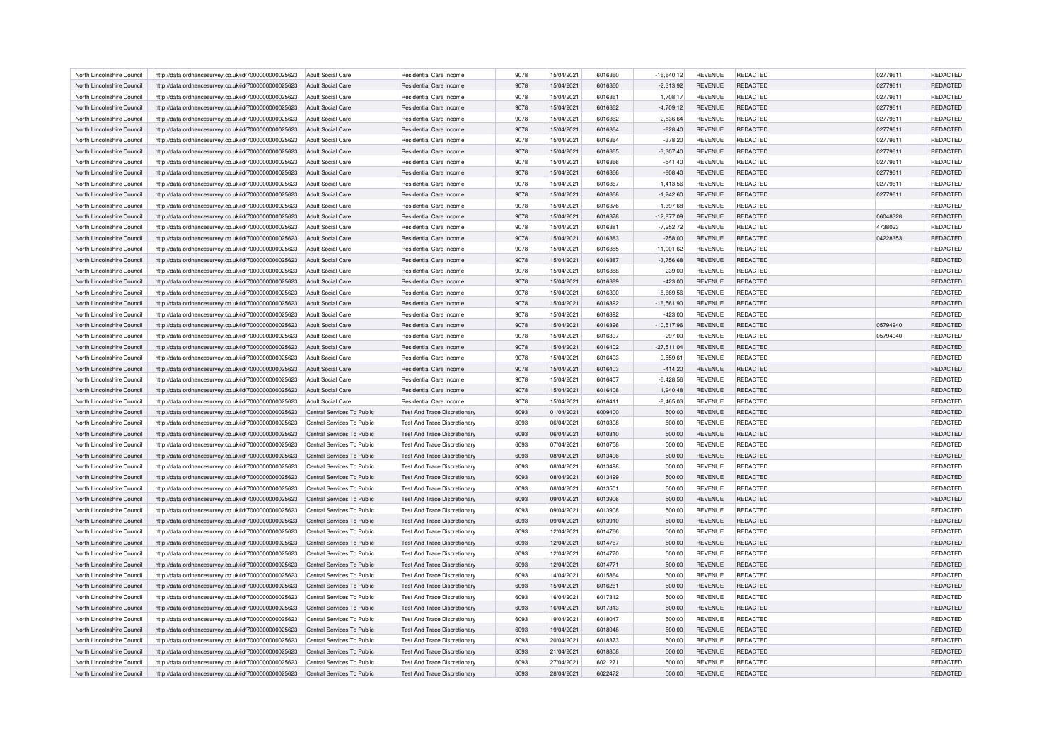| North Lincolnshire Council | http://data.ordnancesurvey.co.uk/id/7000000000025623 | Adult Social Care | Residential Care Income | 9078 | 15/04/2021 | 6016360 | -16,640.12 | REVENUE | REDACTED | 02779611 | REDACTED |
|---|---|---|---|---|---|---|---|---|---|---|---|
| North Lincolnshire Council | http://data.ordnancesurvey.co.uk/id/7000000000025623 | Adult Social Care | Residential Care Income | 9078 | 15/04/2021 | 6016360 | -2,313.92 | REVENUE | REDACTED | 02779611 | REDACTED |
| North Lincolnshire Council | http://data.ordnancesurvey.co.uk/id/7000000000025623 | Adult Social Care | Residential Care Income | 9078 | 15/04/2021 | 6016361 | 1,708.17 | REVENUE | REDACTED | 02779611 | REDACTED |
| North Lincolnshire Council | http://data.ordnancesurvey.co.uk/id/7000000000025623 | Adult Social Care | Residential Care Income | 9078 | 15/04/2021 | 6016362 | -4,709.12 | REVENUE | REDACTED | 02779611 | REDACTED |
| North Lincolnshire Council | http://data.ordnancesurvey.co.uk/id/7000000000025623 | Adult Social Care | Residential Care Income | 9078 | 15/04/2021 | 6016362 | -2,836.64 | REVENUE | REDACTED | 02779611 | REDACTED |
| North Lincolnshire Council | http://data.ordnancesurvey.co.uk/id/7000000000025623 | Adult Social Care | Residential Care Income | 9078 | 15/04/2021 | 6016364 | -828.40 | REVENUE | REDACTED | 02779611 | REDACTED |
| North Lincolnshire Council | http://data.ordnancesurvey.co.uk/id/7000000000025623 | Adult Social Care | Residential Care Income | 9078 | 15/04/2021 | 6016364 | -378.20 | REVENUE | REDACTED | 02779611 | REDACTED |
| North Lincolnshire Council | http://data.ordnancesurvey.co.uk/id/7000000000025623 | Adult Social Care | Residential Care Income | 9078 | 15/04/2021 | 6016365 | -3,307.40 | REVENUE | REDACTED | 02779611 | REDACTED |
| North Lincolnshire Council | http://data.ordnancesurvey.co.uk/id/7000000000025623 | Adult Social Care | Residential Care Income | 9078 | 15/04/2021 | 6016366 | -541.40 | REVENUE | REDACTED | 02779611 | REDACTED |
| North Lincolnshire Council | http://data.ordnancesurvey.co.uk/id/7000000000025623 | Adult Social Care | Residential Care Income | 9078 | 15/04/2021 | 6016366 | -808.40 | REVENUE | REDACTED | 02779611 | REDACTED |
| North Lincolnshire Council | http://data.ordnancesurvey.co.uk/id/7000000000025623 | Adult Social Care | Residential Care Income | 9078 | 15/04/2021 | 6016367 | -1,413.56 | REVENUE | REDACTED | 02779611 | REDACTED |
| North Lincolnshire Council | http://data.ordnancesurvey.co.uk/id/7000000000025623 | Adult Social Care | Residential Care Income | 9078 | 15/04/2021 | 6016368 | -1,242.60 | REVENUE | REDACTED | 02779611 | REDACTED |
| North Lincolnshire Council | http://data.ordnancesurvey.co.uk/id/7000000000025623 | Adult Social Care | Residential Care Income | 9078 | 15/04/2021 | 6016376 | -1,397.68 | REVENUE | REDACTED | | REDACTED |
| North Lincolnshire Council | http://data.ordnancesurvey.co.uk/id/7000000000025623 | Adult Social Care | Residential Care Income | 9078 | 15/04/2021 | 6016378 | -12,877.09 | REVENUE | REDACTED | 06048328 | REDACTED |
| North Lincolnshire Council | http://data.ordnancesurvey.co.uk/id/7000000000025623 | Adult Social Care | Residential Care Income | 9078 | 15/04/2021 | 6016381 | -7,252.72 | REVENUE | REDACTED | 4738023 | REDACTED |
| North Lincolnshire Council | http://data.ordnancesurvey.co.uk/id/7000000000025623 | Adult Social Care | Residential Care Income | 9078 | 15/04/2021 | 6016383 | -758.00 | REVENUE | REDACTED | 04228353 | REDACTED |
| North Lincolnshire Council | http://data.ordnancesurvey.co.uk/id/7000000000025623 | Adult Social Care | Residential Care Income | 9078 | 15/04/2021 | 6016385 | -11,001.62 | REVENUE | REDACTED | | REDACTED |
| North Lincolnshire Council | http://data.ordnancesurvey.co.uk/id/7000000000025623 | Adult Social Care | Residential Care Income | 9078 | 15/04/2021 | 6016387 | -3,756.68 | REVENUE | REDACTED | | REDACTED |
| North Lincolnshire Council | http://data.ordnancesurvey.co.uk/id/7000000000025623 | Adult Social Care | Residential Care Income | 9078 | 15/04/2021 | 6016388 | 239.00 | REVENUE | REDACTED | | REDACTED |
| North Lincolnshire Council | http://data.ordnancesurvey.co.uk/id/7000000000025623 | Adult Social Care | Residential Care Income | 9078 | 15/04/2021 | 6016389 | -423.00 | REVENUE | REDACTED | | REDACTED |
| North Lincolnshire Council | http://data.ordnancesurvey.co.uk/id/7000000000025623 | Adult Social Care | Residential Care Income | 9078 | 15/04/2021 | 6016390 | -8,669.56 | REVENUE | REDACTED | | REDACTED |
| North Lincolnshire Council | http://data.ordnancesurvey.co.uk/id/7000000000025623 | Adult Social Care | Residential Care Income | 9078 | 15/04/2021 | 6016392 | -16,561.90 | REVENUE | REDACTED | | REDACTED |
| North Lincolnshire Council | http://data.ordnancesurvey.co.uk/id/7000000000025623 | Adult Social Care | Residential Care Income | 9078 | 15/04/2021 | 6016392 | -423.00 | REVENUE | REDACTED | | REDACTED |
| North Lincolnshire Council | http://data.ordnancesurvey.co.uk/id/7000000000025623 | Adult Social Care | Residential Care Income | 9078 | 15/04/2021 | 6016396 | -10,517.96 | REVENUE | REDACTED | 05794940 | REDACTED |
| North Lincolnshire Council | http://data.ordnancesurvey.co.uk/id/7000000000025623 | Adult Social Care | Residential Care Income | 9078 | 15/04/2021 | 6016397 | -297.00 | REVENUE | REDACTED | 05794940 | REDACTED |
| North Lincolnshire Council | http://data.ordnancesurvey.co.uk/id/7000000000025623 | Adult Social Care | Residential Care Income | 9078 | 15/04/2021 | 6016402 | -27,511.04 | REVENUE | REDACTED | | REDACTED |
| North Lincolnshire Council | http://data.ordnancesurvey.co.uk/id/7000000000025623 | Adult Social Care | Residential Care Income | 9078 | 15/04/2021 | 6016403 | -9,559.61 | REVENUE | REDACTED | | REDACTED |
| North Lincolnshire Council | http://data.ordnancesurvey.co.uk/id/7000000000025623 | Adult Social Care | Residential Care Income | 9078 | 15/04/2021 | 6016403 | -414.20 | REVENUE | REDACTED | | REDACTED |
| North Lincolnshire Council | http://data.ordnancesurvey.co.uk/id/7000000000025623 | Adult Social Care | Residential Care Income | 9078 | 15/04/2021 | 6016407 | -6,428.56 | REVENUE | REDACTED | | REDACTED |
| North Lincolnshire Council | http://data.ordnancesurvey.co.uk/id/7000000000025623 | Adult Social Care | Residential Care Income | 9078 | 15/04/2021 | 6016408 | 1,240.48 | REVENUE | REDACTED | | REDACTED |
| North Lincolnshire Council | http://data.ordnancesurvey.co.uk/id/7000000000025623 | Adult Social Care | Residential Care Income | 9078 | 15/04/2021 | 6016411 | -8,465.03 | REVENUE | REDACTED | | REDACTED |
| North Lincolnshire Council | http://data.ordnancesurvey.co.uk/id/7000000000025623 | Central Services To Public | Test And Trace Discretionary | 6093 | 01/04/2021 | 6009400 | 500.00 | REVENUE | REDACTED | | REDACTED |
| North Lincolnshire Council | http://data.ordnancesurvey.co.uk/id/7000000000025623 | Central Services To Public | Test And Trace Discretionary | 6093 | 06/04/2021 | 6010308 | 500.00 | REVENUE | REDACTED | | REDACTED |
| North Lincolnshire Council | http://data.ordnancesurvey.co.uk/id/7000000000025623 | Central Services To Public | Test And Trace Discretionary | 6093 | 06/04/2021 | 6010310 | 500.00 | REVENUE | REDACTED | | REDACTED |
| North Lincolnshire Council | http://data.ordnancesurvey.co.uk/id/7000000000025623 | Central Services To Public | Test And Trace Discretionary | 6093 | 07/04/2021 | 6010758 | 500.00 | REVENUE | REDACTED | | REDACTED |
| North Lincolnshire Council | http://data.ordnancesurvey.co.uk/id/7000000000025623 | Central Services To Public | Test And Trace Discretionary | 6093 | 08/04/2021 | 6013496 | 500.00 | REVENUE | REDACTED | | REDACTED |
| North Lincolnshire Council | http://data.ordnancesurvey.co.uk/id/7000000000025623 | Central Services To Public | Test And Trace Discretionary | 6093 | 08/04/2021 | 6013498 | 500.00 | REVENUE | REDACTED | | REDACTED |
| North Lincolnshire Council | http://data.ordnancesurvey.co.uk/id/7000000000025623 | Central Services To Public | Test And Trace Discretionary | 6093 | 08/04/2021 | 6013499 | 500.00 | REVENUE | REDACTED | | REDACTED |
| North Lincolnshire Council | http://data.ordnancesurvey.co.uk/id/7000000000025623 | Central Services To Public | Test And Trace Discretionary | 6093 | 08/04/2021 | 6013501 | 500.00 | REVENUE | REDACTED | | REDACTED |
| North Lincolnshire Council | http://data.ordnancesurvey.co.uk/id/7000000000025623 | Central Services To Public | Test And Trace Discretionary | 6093 | 09/04/2021 | 6013906 | 500.00 | REVENUE | REDACTED | | REDACTED |
| North Lincolnshire Council | http://data.ordnancesurvey.co.uk/id/7000000000025623 | Central Services To Public | Test And Trace Discretionary | 6093 | 09/04/2021 | 6013908 | 500.00 | REVENUE | REDACTED | | REDACTED |
| North Lincolnshire Council | http://data.ordnancesurvey.co.uk/id/7000000000025623 | Central Services To Public | Test And Trace Discretionary | 6093 | 09/04/2021 | 6013910 | 500.00 | REVENUE | REDACTED | | REDACTED |
| North Lincolnshire Council | http://data.ordnancesurvey.co.uk/id/7000000000025623 | Central Services To Public | Test And Trace Discretionary | 6093 | 12/04/2021 | 6014766 | 500.00 | REVENUE | REDACTED | | REDACTED |
| North Lincolnshire Council | http://data.ordnancesurvey.co.uk/id/7000000000025623 | Central Services To Public | Test And Trace Discretionary | 6093 | 12/04/2021 | 6014767 | 500.00 | REVENUE | REDACTED | | REDACTED |
| North Lincolnshire Council | http://data.ordnancesurvey.co.uk/id/7000000000025623 | Central Services To Public | Test And Trace Discretionary | 6093 | 12/04/2021 | 6014770 | 500.00 | REVENUE | REDACTED | | REDACTED |
| North Lincolnshire Council | http://data.ordnancesurvey.co.uk/id/7000000000025623 | Central Services To Public | Test And Trace Discretionary | 6093 | 12/04/2021 | 6014771 | 500.00 | REVENUE | REDACTED | | REDACTED |
| North Lincolnshire Council | http://data.ordnancesurvey.co.uk/id/7000000000025623 | Central Services To Public | Test And Trace Discretionary | 6093 | 14/04/2021 | 6015864 | 500.00 | REVENUE | REDACTED | | REDACTED |
| North Lincolnshire Council | http://data.ordnancesurvey.co.uk/id/7000000000025623 | Central Services To Public | Test And Trace Discretionary | 6093 | 15/04/2021 | 6016261 | 500.00 | REVENUE | REDACTED | | REDACTED |
| North Lincolnshire Council | http://data.ordnancesurvey.co.uk/id/7000000000025623 | Central Services To Public | Test And Trace Discretionary | 6093 | 16/04/2021 | 6017312 | 500.00 | REVENUE | REDACTED | | REDACTED |
| North Lincolnshire Council | http://data.ordnancesurvey.co.uk/id/7000000000025623 | Central Services To Public | Test And Trace Discretionary | 6093 | 16/04/2021 | 6017313 | 500.00 | REVENUE | REDACTED | | REDACTED |
| North Lincolnshire Council | http://data.ordnancesurvey.co.uk/id/7000000000025623 | Central Services To Public | Test And Trace Discretionary | 6093 | 19/04/2021 | 6018047 | 500.00 | REVENUE | REDACTED | | REDACTED |
| North Lincolnshire Council | http://data.ordnancesurvey.co.uk/id/7000000000025623 | Central Services To Public | Test And Trace Discretionary | 6093 | 19/04/2021 | 6018048 | 500.00 | REVENUE | REDACTED | | REDACTED |
| North Lincolnshire Council | http://data.ordnancesurvey.co.uk/id/7000000000025623 | Central Services To Public | Test And Trace Discretionary | 6093 | 20/04/2021 | 6018373 | 500.00 | REVENUE | REDACTED | | REDACTED |
| North Lincolnshire Council | http://data.ordnancesurvey.co.uk/id/7000000000025623 | Central Services To Public | Test And Trace Discretionary | 6093 | 21/04/2021 | 6018808 | 500.00 | REVENUE | REDACTED | | REDACTED |
| North Lincolnshire Council | http://data.ordnancesurvey.co.uk/id/7000000000025623 | Central Services To Public | Test And Trace Discretionary | 6093 | 27/04/2021 | 6021271 | 500.00 | REVENUE | REDACTED | | REDACTED |
| North Lincolnshire Council | http://data.ordnancesurvey.co.uk/id/7000000000025623 | Central Services To Public | Test And Trace Discretionary | 6093 | 28/04/2021 | 6022472 | 500.00 | REVENUE | REDACTED | | REDACTED |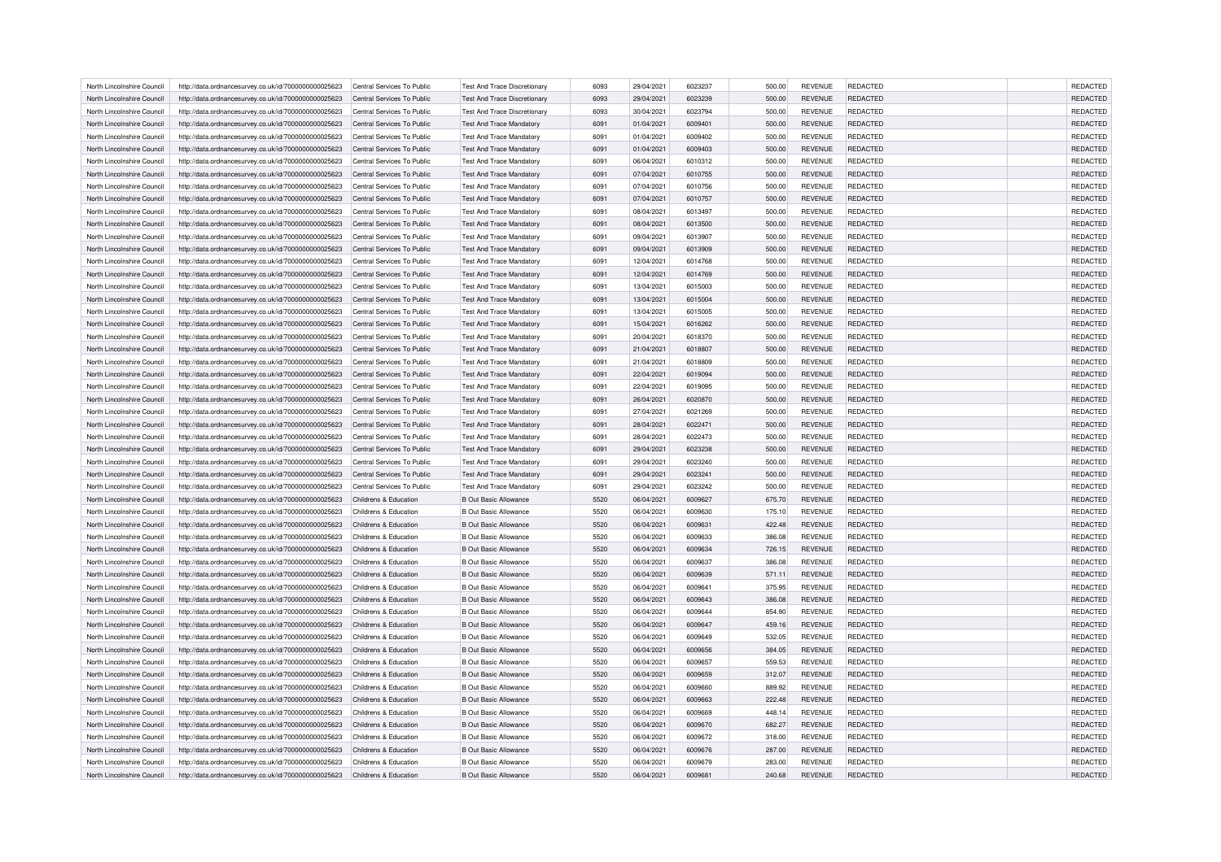| North Lincolnshire Council | http://data.ordnancesurvey.co.uk/id/7000000000025623 | Central Services To Public | Test And Trace Discretionary | 6093 | 29/04/2021 | 6023237 | 500.00 | REVENUE | REDACTED | | REDACTED |
|---|---|---|---|---|---|---|---|---|---|---|---|
| North Lincolnshire Council | http://data.ordnancesurvey.co.uk/id/7000000000025623 | Central Services To Public | Test And Trace Discretionary | 6093 | 29/04/2021 | 6023239 | 500.00 | REVENUE | REDACTED | | REDACTED |
| North Lincolnshire Council | http://data.ordnancesurvey.co.uk/id/7000000000025623 | Central Services To Public | Test And Trace Discretionary | 6093 | 30/04/2021 | 6023794 | 500.00 | REVENUE | REDACTED | | REDACTED |
| North Lincolnshire Council | http://data.ordnancesurvey.co.uk/id/7000000000025623 | Central Services To Public | Test And Trace Mandatory | 6091 | 01/04/2021 | 6009401 | 500.00 | REVENUE | REDACTED | | REDACTED |
| North Lincolnshire Council | http://data.ordnancesurvey.co.uk/id/7000000000025623 | Central Services To Public | Test And Trace Mandatory | 6091 | 01/04/2021 | 6009402 | 500.00 | REVENUE | REDACTED | | REDACTED |
| North Lincolnshire Council | http://data.ordnancesurvey.co.uk/id/7000000000025623 | Central Services To Public | Test And Trace Mandatory | 6091 | 01/04/2021 | 6009403 | 500.00 | REVENUE | REDACTED | | REDACTED |
| North Lincolnshire Council | http://data.ordnancesurvey.co.uk/id/7000000000025623 | Central Services To Public | Test And Trace Mandatory | 6091 | 06/04/2021 | 6010312 | 500.00 | REVENUE | REDACTED | | REDACTED |
| North Lincolnshire Council | http://data.ordnancesurvey.co.uk/id/7000000000025623 | Central Services To Public | Test And Trace Mandatory | 6091 | 07/04/2021 | 6010755 | 500.00 | REVENUE | REDACTED | | REDACTED |
| North Lincolnshire Council | http://data.ordnancesurvey.co.uk/id/7000000000025623 | Central Services To Public | Test And Trace Mandatory | 6091 | 07/04/2021 | 6010756 | 500.00 | REVENUE | REDACTED | | REDACTED |
| North Lincolnshire Council | http://data.ordnancesurvey.co.uk/id/7000000000025623 | Central Services To Public | Test And Trace Mandatory | 6091 | 07/04/2021 | 6010757 | 500.00 | REVENUE | REDACTED | | REDACTED |
| North Lincolnshire Council | http://data.ordnancesurvey.co.uk/id/7000000000025623 | Central Services To Public | Test And Trace Mandatory | 6091 | 08/04/2021 | 6013497 | 500.00 | REVENUE | REDACTED | | REDACTED |
| North Lincolnshire Council | http://data.ordnancesurvey.co.uk/id/7000000000025623 | Central Services To Public | Test And Trace Mandatory | 6091 | 08/04/2021 | 6013500 | 500.00 | REVENUE | REDACTED | | REDACTED |
| North Lincolnshire Council | http://data.ordnancesurvey.co.uk/id/7000000000025623 | Central Services To Public | Test And Trace Mandatory | 6091 | 09/04/2021 | 6013907 | 500.00 | REVENUE | REDACTED | | REDACTED |
| North Lincolnshire Council | http://data.ordnancesurvey.co.uk/id/7000000000025623 | Central Services To Public | Test And Trace Mandatory | 6091 | 09/04/2021 | 6013909 | 500.00 | REVENUE | REDACTED | | REDACTED |
| North Lincolnshire Council | http://data.ordnancesurvey.co.uk/id/7000000000025623 | Central Services To Public | Test And Trace Mandatory | 6091 | 12/04/2021 | 6014768 | 500.00 | REVENUE | REDACTED | | REDACTED |
| North Lincolnshire Council | http://data.ordnancesurvey.co.uk/id/7000000000025623 | Central Services To Public | Test And Trace Mandatory | 6091 | 12/04/2021 | 6014769 | 500.00 | REVENUE | REDACTED | | REDACTED |
| North Lincolnshire Council | http://data.ordnancesurvey.co.uk/id/7000000000025623 | Central Services To Public | Test And Trace Mandatory | 6091 | 13/04/2021 | 6015003 | 500.00 | REVENUE | REDACTED | | REDACTED |
| North Lincolnshire Council | http://data.ordnancesurvey.co.uk/id/7000000000025623 | Central Services To Public | Test And Trace Mandatory | 6091 | 13/04/2021 | 6015004 | 500.00 | REVENUE | REDACTED | | REDACTED |
| North Lincolnshire Council | http://data.ordnancesurvey.co.uk/id/7000000000025623 | Central Services To Public | Test And Trace Mandatory | 6091 | 13/04/2021 | 6015005 | 500.00 | REVENUE | REDACTED | | REDACTED |
| North Lincolnshire Council | http://data.ordnancesurvey.co.uk/id/7000000000025623 | Central Services To Public | Test And Trace Mandatory | 6091 | 15/04/2021 | 6016262 | 500.00 | REVENUE | REDACTED | | REDACTED |
| North Lincolnshire Council | http://data.ordnancesurvey.co.uk/id/7000000000025623 | Central Services To Public | Test And Trace Mandatory | 6091 | 20/04/2021 | 6018370 | 500.00 | REVENUE | REDACTED | | REDACTED |
| North Lincolnshire Council | http://data.ordnancesurvey.co.uk/id/7000000000025623 | Central Services To Public | Test And Trace Mandatory | 6091 | 21/04/2021 | 6018807 | 500.00 | REVENUE | REDACTED | | REDACTED |
| North Lincolnshire Council | http://data.ordnancesurvey.co.uk/id/7000000000025623 | Central Services To Public | Test And Trace Mandatory | 6091 | 21/04/2021 | 6018809 | 500.00 | REVENUE | REDACTED | | REDACTED |
| North Lincolnshire Council | http://data.ordnancesurvey.co.uk/id/7000000000025623 | Central Services To Public | Test And Trace Mandatory | 6091 | 22/04/2021 | 6019094 | 500.00 | REVENUE | REDACTED | | REDACTED |
| North Lincolnshire Council | http://data.ordnancesurvey.co.uk/id/7000000000025623 | Central Services To Public | Test And Trace Mandatory | 6091 | 22/04/2021 | 6019095 | 500.00 | REVENUE | REDACTED | | REDACTED |
| North Lincolnshire Council | http://data.ordnancesurvey.co.uk/id/7000000000025623 | Central Services To Public | Test And Trace Mandatory | 6091 | 26/04/2021 | 6020870 | 500.00 | REVENUE | REDACTED | | REDACTED |
| North Lincolnshire Council | http://data.ordnancesurvey.co.uk/id/7000000000025623 | Central Services To Public | Test And Trace Mandatory | 6091 | 27/04/2021 | 6021269 | 500.00 | REVENUE | REDACTED | | REDACTED |
| North Lincolnshire Council | http://data.ordnancesurvey.co.uk/id/7000000000025623 | Central Services To Public | Test And Trace Mandatory | 6091 | 28/04/2021 | 6022471 | 500.00 | REVENUE | REDACTED | | REDACTED |
| North Lincolnshire Council | http://data.ordnancesurvey.co.uk/id/7000000000025623 | Central Services To Public | Test And Trace Mandatory | 6091 | 28/04/2021 | 6022473 | 500.00 | REVENUE | REDACTED | | REDACTED |
| North Lincolnshire Council | http://data.ordnancesurvey.co.uk/id/7000000000025623 | Central Services To Public | Test And Trace Mandatory | 6091 | 29/04/2021 | 6023238 | 500.00 | REVENUE | REDACTED | | REDACTED |
| North Lincolnshire Council | http://data.ordnancesurvey.co.uk/id/7000000000025623 | Central Services To Public | Test And Trace Mandatory | 6091 | 29/04/2021 | 6023240 | 500.00 | REVENUE | REDACTED | | REDACTED |
| North Lincolnshire Council | http://data.ordnancesurvey.co.uk/id/7000000000025623 | Central Services To Public | Test And Trace Mandatory | 6091 | 29/04/2021 | 6023241 | 500.00 | REVENUE | REDACTED | | REDACTED |
| North Lincolnshire Council | http://data.ordnancesurvey.co.uk/id/7000000000025623 | Central Services To Public | Test And Trace Mandatory | 6091 | 29/04/2021 | 6023242 | 500.00 | REVENUE | REDACTED | | REDACTED |
| North Lincolnshire Council | http://data.ordnancesurvey.co.uk/id/7000000000025623 | Childrens & Education | B Out Basic Allowance | 5520 | 06/04/2021 | 6009627 | 675.70 | REVENUE | REDACTED | | REDACTED |
| North Lincolnshire Council | http://data.ordnancesurvey.co.uk/id/7000000000025623 | Childrens & Education | B Out Basic Allowance | 5520 | 06/04/2021 | 6009630 | 175.10 | REVENUE | REDACTED | | REDACTED |
| North Lincolnshire Council | http://data.ordnancesurvey.co.uk/id/7000000000025623 | Childrens & Education | B Out Basic Allowance | 5520 | 06/04/2021 | 6009631 | 422.48 | REVENUE | REDACTED | | REDACTED |
| North Lincolnshire Council | http://data.ordnancesurvey.co.uk/id/7000000000025623 | Childrens & Education | B Out Basic Allowance | 5520 | 06/04/2021 | 6009633 | 386.08 | REVENUE | REDACTED | | REDACTED |
| North Lincolnshire Council | http://data.ordnancesurvey.co.uk/id/7000000000025623 | Childrens & Education | B Out Basic Allowance | 5520 | 06/04/2021 | 6009634 | 726.15 | REVENUE | REDACTED | | REDACTED |
| North Lincolnshire Council | http://data.ordnancesurvey.co.uk/id/7000000000025623 | Childrens & Education | B Out Basic Allowance | 5520 | 06/04/2021 | 6009637 | 386.08 | REVENUE | REDACTED | | REDACTED |
| North Lincolnshire Council | http://data.ordnancesurvey.co.uk/id/7000000000025623 | Childrens & Education | B Out Basic Allowance | 5520 | 06/04/2021 | 6009639 | 571.11 | REVENUE | REDACTED | | REDACTED |
| North Lincolnshire Council | http://data.ordnancesurvey.co.uk/id/7000000000025623 | Childrens & Education | B Out Basic Allowance | 5520 | 06/04/2021 | 6009641 | 375.95 | REVENUE | REDACTED | | REDACTED |
| North Lincolnshire Council | http://data.ordnancesurvey.co.uk/id/7000000000025623 | Childrens & Education | B Out Basic Allowance | 5520 | 06/04/2021 | 6009643 | 386.08 | REVENUE | REDACTED | | REDACTED |
| North Lincolnshire Council | http://data.ordnancesurvey.co.uk/id/7000000000025623 | Childrens & Education | B Out Basic Allowance | 5520 | 06/04/2021 | 6009644 | 854.90 | REVENUE | REDACTED | | REDACTED |
| North Lincolnshire Council | http://data.ordnancesurvey.co.uk/id/7000000000025623 | Childrens & Education | B Out Basic Allowance | 5520 | 06/04/2021 | 6009647 | 459.16 | REVENUE | REDACTED | | REDACTED |
| North Lincolnshire Council | http://data.ordnancesurvey.co.uk/id/7000000000025623 | Childrens & Education | B Out Basic Allowance | 5520 | 06/04/2021 | 6009649 | 532.05 | REVENUE | REDACTED | | REDACTED |
| North Lincolnshire Council | http://data.ordnancesurvey.co.uk/id/7000000000025623 | Childrens & Education | B Out Basic Allowance | 5520 | 06/04/2021 | 6009656 | 384.05 | REVENUE | REDACTED | | REDACTED |
| North Lincolnshire Council | http://data.ordnancesurvey.co.uk/id/7000000000025623 | Childrens & Education | B Out Basic Allowance | 5520 | 06/04/2021 | 6009657 | 559.53 | REVENUE | REDACTED | | REDACTED |
| North Lincolnshire Council | http://data.ordnancesurvey.co.uk/id/7000000000025623 | Childrens & Education | B Out Basic Allowance | 5520 | 06/04/2021 | 6009659 | 312.07 | REVENUE | REDACTED | | REDACTED |
| North Lincolnshire Council | http://data.ordnancesurvey.co.uk/id/7000000000025623 | Childrens & Education | B Out Basic Allowance | 5520 | 06/04/2021 | 6009660 | 889.92 | REVENUE | REDACTED | | REDACTED |
| North Lincolnshire Council | http://data.ordnancesurvey.co.uk/id/7000000000025623 | Childrens & Education | B Out Basic Allowance | 5520 | 06/04/2021 | 6009663 | 222.48 | REVENUE | REDACTED | | REDACTED |
| North Lincolnshire Council | http://data.ordnancesurvey.co.uk/id/7000000000025623 | Childrens & Education | B Out Basic Allowance | 5520 | 06/04/2021 | 6009669 | 448.14 | REVENUE | REDACTED | | REDACTED |
| North Lincolnshire Council | http://data.ordnancesurvey.co.uk/id/7000000000025623 | Childrens & Education | B Out Basic Allowance | 5520 | 06/04/2021 | 6009670 | 682.27 | REVENUE | REDACTED | | REDACTED |
| North Lincolnshire Council | http://data.ordnancesurvey.co.uk/id/7000000000025623 | Childrens & Education | B Out Basic Allowance | 5520 | 06/04/2021 | 6009672 | 318.00 | REVENUE | REDACTED | | REDACTED |
| North Lincolnshire Council | http://data.ordnancesurvey.co.uk/id/7000000000025623 | Childrens & Education | B Out Basic Allowance | 5520 | 06/04/2021 | 6009676 | 287.00 | REVENUE | REDACTED | | REDACTED |
| North Lincolnshire Council | http://data.ordnancesurvey.co.uk/id/7000000000025623 | Childrens & Education | B Out Basic Allowance | 5520 | 06/04/2021 | 6009679 | 283.00 | REVENUE | REDACTED | | REDACTED |
| North Lincolnshire Council | http://data.ordnancesurvey.co.uk/id/7000000000025623 | Childrens & Education | B Out Basic Allowance | 5520 | 06/04/2021 | 6009681 | 240.68 | REVENUE | REDACTED | | REDACTED |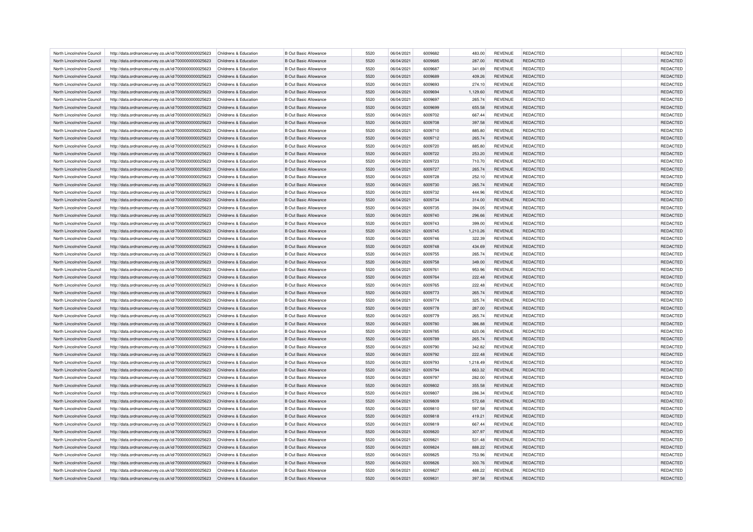| North Lincolnshire Council | http://data.ordnancesurvey.co.uk/id/7000000000025623 | Childrens & Education | B Out Basic Allowance | 5520 | 06/04/2021 | 6009682 | 483.00 | REVENUE | REDACTED | | REDACTED |
|---|---|---|---|---|---|---|---|---|---|---|---|
| North Lincolnshire Council | http://data.ordnancesurvey.co.uk/id/7000000000025623 | Childrens & Education | B Out Basic Allowance | 5520 | 06/04/2021 | 6009685 | 287.00 | REVENUE | REDACTED | | REDACTED |
| North Lincolnshire Council | http://data.ordnancesurvey.co.uk/id/7000000000025623 | Childrens & Education | B Out Basic Allowance | 5520 | 06/04/2021 | 6009687 | 341.69 | REVENUE | REDACTED | | REDACTED |
| North Lincolnshire Council | http://data.ordnancesurvey.co.uk/id/7000000000025623 | Childrens & Education | B Out Basic Allowance | 5520 | 06/04/2021 | 6009689 | 409.26 | REVENUE | REDACTED | | REDACTED |
| North Lincolnshire Council | http://data.ordnancesurvey.co.uk/id/7000000000025623 | Childrens & Education | B Out Basic Allowance | 5520 | 06/04/2021 | 6009693 | 274.10 | REVENUE | REDACTED | | REDACTED |
| North Lincolnshire Council | http://data.ordnancesurvey.co.uk/id/7000000000025623 | Childrens & Education | B Out Basic Allowance | 5520 | 06/04/2021 | 6009694 | 1,129.60 | REVENUE | REDACTED | | REDACTED |
| North Lincolnshire Council | http://data.ordnancesurvey.co.uk/id/7000000000025623 | Childrens & Education | B Out Basic Allowance | 5520 | 06/04/2021 | 6009697 | 265.74 | REVENUE | REDACTED | | REDACTED |
| North Lincolnshire Council | http://data.ordnancesurvey.co.uk/id/7000000000025623 | Childrens & Education | B Out Basic Allowance | 5520 | 06/04/2021 | 6009699 | 655.58 | REVENUE | REDACTED | | REDACTED |
| North Lincolnshire Council | http://data.ordnancesurvey.co.uk/id/7000000000025623 | Childrens & Education | B Out Basic Allowance | 5520 | 06/04/2021 | 6009702 | 667.44 | REVENUE | REDACTED | | REDACTED |
| North Lincolnshire Council | http://data.ordnancesurvey.co.uk/id/7000000000025623 | Childrens & Education | B Out Basic Allowance | 5520 | 06/04/2021 | 6009708 | 397.58 | REVENUE | REDACTED | | REDACTED |
| North Lincolnshire Council | http://data.ordnancesurvey.co.uk/id/7000000000025623 | Childrens & Education | B Out Basic Allowance | 5520 | 06/04/2021 | 6009710 | 885.80 | REVENUE | REDACTED | | REDACTED |
| North Lincolnshire Council | http://data.ordnancesurvey.co.uk/id/7000000000025623 | Childrens & Education | B Out Basic Allowance | 5520 | 06/04/2021 | 6009712 | 265.74 | REVENUE | REDACTED | | REDACTED |
| North Lincolnshire Council | http://data.ordnancesurvey.co.uk/id/7000000000025623 | Childrens & Education | B Out Basic Allowance | 5520 | 06/04/2021 | 6009720 | 885.80 | REVENUE | REDACTED | | REDACTED |
| North Lincolnshire Council | http://data.ordnancesurvey.co.uk/id/7000000000025623 | Childrens & Education | B Out Basic Allowance | 5520 | 06/04/2021 | 6009722 | 253.20 | REVENUE | REDACTED | | REDACTED |
| North Lincolnshire Council | http://data.ordnancesurvey.co.uk/id/7000000000025623 | Childrens & Education | B Out Basic Allowance | 5520 | 06/04/2021 | 6009723 | 710.70 | REVENUE | REDACTED | | REDACTED |
| North Lincolnshire Council | http://data.ordnancesurvey.co.uk/id/7000000000025623 | Childrens & Education | B Out Basic Allowance | 5520 | 06/04/2021 | 6009727 | 265.74 | REVENUE | REDACTED | | REDACTED |
| North Lincolnshire Council | http://data.ordnancesurvey.co.uk/id/7000000000025623 | Childrens & Education | B Out Basic Allowance | 5520 | 06/04/2021 | 6009728 | 252.10 | REVENUE | REDACTED | | REDACTED |
| North Lincolnshire Council | http://data.ordnancesurvey.co.uk/id/7000000000025623 | Childrens & Education | B Out Basic Allowance | 5520 | 06/04/2021 | 6009730 | 265.74 | REVENUE | REDACTED | | REDACTED |
| North Lincolnshire Council | http://data.ordnancesurvey.co.uk/id/7000000000025623 | Childrens & Education | B Out Basic Allowance | 5520 | 06/04/2021 | 6009732 | 444.96 | REVENUE | REDACTED | | REDACTED |
| North Lincolnshire Council | http://data.ordnancesurvey.co.uk/id/7000000000025623 | Childrens & Education | B Out Basic Allowance | 5520 | 06/04/2021 | 6009734 | 314.00 | REVENUE | REDACTED | | REDACTED |
| North Lincolnshire Council | http://data.ordnancesurvey.co.uk/id/7000000000025623 | Childrens & Education | B Out Basic Allowance | 5520 | 06/04/2021 | 6009735 | 394.05 | REVENUE | REDACTED | | REDACTED |
| North Lincolnshire Council | http://data.ordnancesurvey.co.uk/id/7000000000025623 | Childrens & Education | B Out Basic Allowance | 5520 | 06/04/2021 | 6009740 | 296.66 | REVENUE | REDACTED | | REDACTED |
| North Lincolnshire Council | http://data.ordnancesurvey.co.uk/id/7000000000025623 | Childrens & Education | B Out Basic Allowance | 5520 | 06/04/2021 | 6009743 | 399.00 | REVENUE | REDACTED | | REDACTED |
| North Lincolnshire Council | http://data.ordnancesurvey.co.uk/id/7000000000025623 | Childrens & Education | B Out Basic Allowance | 5520 | 06/04/2021 | 6009745 | 1,210.26 | REVENUE | REDACTED | | REDACTED |
| North Lincolnshire Council | http://data.ordnancesurvey.co.uk/id/7000000000025623 | Childrens & Education | B Out Basic Allowance | 5520 | 06/04/2021 | 6009746 | 322.39 | REVENUE | REDACTED | | REDACTED |
| North Lincolnshire Council | http://data.ordnancesurvey.co.uk/id/7000000000025623 | Childrens & Education | B Out Basic Allowance | 5520 | 06/04/2021 | 6009748 | 434.69 | REVENUE | REDACTED | | REDACTED |
| North Lincolnshire Council | http://data.ordnancesurvey.co.uk/id/7000000000025623 | Childrens & Education | B Out Basic Allowance | 5520 | 06/04/2021 | 6009755 | 265.74 | REVENUE | REDACTED | | REDACTED |
| North Lincolnshire Council | http://data.ordnancesurvey.co.uk/id/7000000000025623 | Childrens & Education | B Out Basic Allowance | 5520 | 06/04/2021 | 6009758 | 349.00 | REVENUE | REDACTED | | REDACTED |
| North Lincolnshire Council | http://data.ordnancesurvey.co.uk/id/7000000000025623 | Childrens & Education | B Out Basic Allowance | 5520 | 06/04/2021 | 6009761 | 953.96 | REVENUE | REDACTED | | REDACTED |
| North Lincolnshire Council | http://data.ordnancesurvey.co.uk/id/7000000000025623 | Childrens & Education | B Out Basic Allowance | 5520 | 06/04/2021 | 6009764 | 222.48 | REVENUE | REDACTED | | REDACTED |
| North Lincolnshire Council | http://data.ordnancesurvey.co.uk/id/7000000000025623 | Childrens & Education | B Out Basic Allowance | 5520 | 06/04/2021 | 6009765 | 222.48 | REVENUE | REDACTED | | REDACTED |
| North Lincolnshire Council | http://data.ordnancesurvey.co.uk/id/7000000000025623 | Childrens & Education | B Out Basic Allowance | 5520 | 06/04/2021 | 6009773 | 265.74 | REVENUE | REDACTED | | REDACTED |
| North Lincolnshire Council | http://data.ordnancesurvey.co.uk/id/7000000000025623 | Childrens & Education | B Out Basic Allowance | 5520 | 06/04/2021 | 6009774 | 325.74 | REVENUE | REDACTED | | REDACTED |
| North Lincolnshire Council | http://data.ordnancesurvey.co.uk/id/7000000000025623 | Childrens & Education | B Out Basic Allowance | 5520 | 06/04/2021 | 6009778 | 287.00 | REVENUE | REDACTED | | REDACTED |
| North Lincolnshire Council | http://data.ordnancesurvey.co.uk/id/7000000000025623 | Childrens & Education | B Out Basic Allowance | 5520 | 06/04/2021 | 6009779 | 265.74 | REVENUE | REDACTED | | REDACTED |
| North Lincolnshire Council | http://data.ordnancesurvey.co.uk/id/7000000000025623 | Childrens & Education | B Out Basic Allowance | 5520 | 06/04/2021 | 6009780 | 386.88 | REVENUE | REDACTED | | REDACTED |
| North Lincolnshire Council | http://data.ordnancesurvey.co.uk/id/7000000000025623 | Childrens & Education | B Out Basic Allowance | 5520 | 06/04/2021 | 6009785 | 620.06 | REVENUE | REDACTED | | REDACTED |
| North Lincolnshire Council | http://data.ordnancesurvey.co.uk/id/7000000000025623 | Childrens & Education | B Out Basic Allowance | 5520 | 06/04/2021 | 6009789 | 265.74 | REVENUE | REDACTED | | REDACTED |
| North Lincolnshire Council | http://data.ordnancesurvey.co.uk/id/7000000000025623 | Childrens & Education | B Out Basic Allowance | 5520 | 06/04/2021 | 6009790 | 342.82 | REVENUE | REDACTED | | REDACTED |
| North Lincolnshire Council | http://data.ordnancesurvey.co.uk/id/7000000000025623 | Childrens & Education | B Out Basic Allowance | 5520 | 06/04/2021 | 6009792 | 222.48 | REVENUE | REDACTED | | REDACTED |
| North Lincolnshire Council | http://data.ordnancesurvey.co.uk/id/7000000000025623 | Childrens & Education | B Out Basic Allowance | 5520 | 06/04/2021 | 6009793 | 1,218.49 | REVENUE | REDACTED | | REDACTED |
| North Lincolnshire Council | http://data.ordnancesurvey.co.uk/id/7000000000025623 | Childrens & Education | B Out Basic Allowance | 5520 | 06/04/2021 | 6009794 | 663.32 | REVENUE | REDACTED | | REDACTED |
| North Lincolnshire Council | http://data.ordnancesurvey.co.uk/id/7000000000025623 | Childrens & Education | B Out Basic Allowance | 5520 | 06/04/2021 | 6009797 | 282.00 | REVENUE | REDACTED | | REDACTED |
| North Lincolnshire Council | http://data.ordnancesurvey.co.uk/id/7000000000025623 | Childrens & Education | B Out Basic Allowance | 5520 | 06/04/2021 | 6009802 | 355.58 | REVENUE | REDACTED | | REDACTED |
| North Lincolnshire Council | http://data.ordnancesurvey.co.uk/id/7000000000025623 | Childrens & Education | B Out Basic Allowance | 5520 | 06/04/2021 | 6009807 | 286.34 | REVENUE | REDACTED | | REDACTED |
| North Lincolnshire Council | http://data.ordnancesurvey.co.uk/id/7000000000025623 | Childrens & Education | B Out Basic Allowance | 5520 | 06/04/2021 | 6009809 | 572.68 | REVENUE | REDACTED | | REDACTED |
| North Lincolnshire Council | http://data.ordnancesurvey.co.uk/id/7000000000025623 | Childrens & Education | B Out Basic Allowance | 5520 | 06/04/2021 | 6009810 | 597.58 | REVENUE | REDACTED | | REDACTED |
| North Lincolnshire Council | http://data.ordnancesurvey.co.uk/id/7000000000025623 | Childrens & Education | B Out Basic Allowance | 5520 | 06/04/2021 | 6009818 | 419.21 | REVENUE | REDACTED | | REDACTED |
| North Lincolnshire Council | http://data.ordnancesurvey.co.uk/id/7000000000025623 | Childrens & Education | B Out Basic Allowance | 5520 | 06/04/2021 | 6009819 | 667.44 | REVENUE | REDACTED | | REDACTED |
| North Lincolnshire Council | http://data.ordnancesurvey.co.uk/id/7000000000025623 | Childrens & Education | B Out Basic Allowance | 5520 | 06/04/2021 | 6009820 | 307.97 | REVENUE | REDACTED | | REDACTED |
| North Lincolnshire Council | http://data.ordnancesurvey.co.uk/id/7000000000025623 | Childrens & Education | B Out Basic Allowance | 5520 | 06/04/2021 | 6009821 | 531.48 | REVENUE | REDACTED | | REDACTED |
| North Lincolnshire Council | http://data.ordnancesurvey.co.uk/id/7000000000025623 | Childrens & Education | B Out Basic Allowance | 5520 | 06/04/2021 | 6009824 | 888.22 | REVENUE | REDACTED | | REDACTED |
| North Lincolnshire Council | http://data.ordnancesurvey.co.uk/id/7000000000025623 | Childrens & Education | B Out Basic Allowance | 5520 | 06/04/2021 | 6009825 | 753.96 | REVENUE | REDACTED | | REDACTED |
| North Lincolnshire Council | http://data.ordnancesurvey.co.uk/id/7000000000025623 | Childrens & Education | B Out Basic Allowance | 5520 | 06/04/2021 | 6009826 | 300.76 | REVENUE | REDACTED | | REDACTED |
| North Lincolnshire Council | http://data.ordnancesurvey.co.uk/id/7000000000025623 | Childrens & Education | B Out Basic Allowance | 5520 | 06/04/2021 | 6009827 | 488.22 | REVENUE | REDACTED | | REDACTED |
| North Lincolnshire Council | http://data.ordnancesurvey.co.uk/id/7000000000025623 | Childrens & Education | B Out Basic Allowance | 5520 | 06/04/2021 | 6009831 | 397.58 | REVENUE | REDACTED | | REDACTED |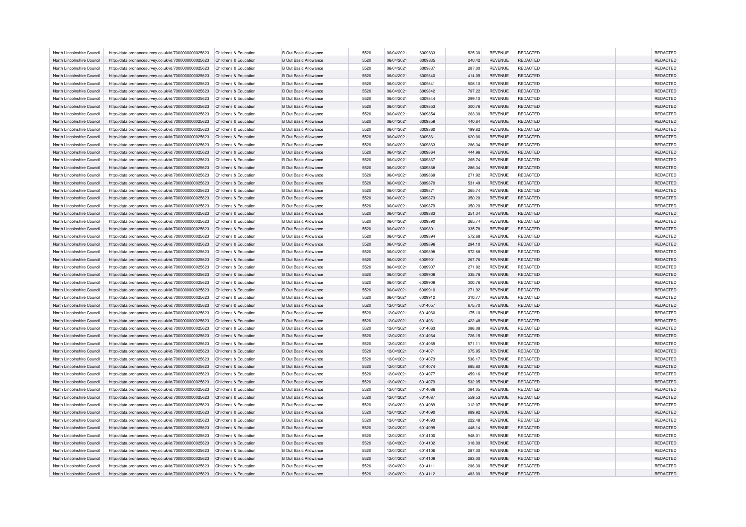| | | | | | | | | | | | |
|---|---|---|---|---|---|---|---|---|---|---|---|
| North Lincolnshire Council | http://data.ordnancesurvey.co.uk/id/7000000000025623 | Childrens & Education | B Out Basic Allowance | 5520 | 06/04/2021 | 6009833 | 525.30 | REVENUE | REDACTED | | REDACTED |
| North Lincolnshire Council | http://data.ordnancesurvey.co.uk/id/7000000000025623 | Childrens & Education | B Out Basic Allowance | 5520 | 06/04/2021 | 6009835 | 240.42 | REVENUE | REDACTED | | REDACTED |
| North Lincolnshire Council | http://data.ordnancesurvey.co.uk/id/7000000000025623 | Childrens & Education | B Out Basic Allowance | 5520 | 06/04/2021 | 6009837 | 287.00 | REVENUE | REDACTED | | REDACTED |
| North Lincolnshire Council | http://data.ordnancesurvey.co.uk/id/7000000000025623 | Childrens & Education | B Out Basic Allowance | 5520 | 06/04/2021 | 6009840 | 414.05 | REVENUE | REDACTED | | REDACTED |
| North Lincolnshire Council | http://data.ordnancesurvey.co.uk/id/7000000000025623 | Childrens & Education | B Out Basic Allowance | 5520 | 06/04/2021 | 6009841 | 508.10 | REVENUE | REDACTED | | REDACTED |
| North Lincolnshire Council | http://data.ordnancesurvey.co.uk/id/7000000000025623 | Childrens & Education | B Out Basic Allowance | 5520 | 06/04/2021 | 6009842 | 797.22 | REVENUE | REDACTED | | REDACTED |
| North Lincolnshire Council | http://data.ordnancesurvey.co.uk/id/7000000000025623 | Childrens & Education | B Out Basic Allowance | 5520 | 06/04/2021 | 6009844 | 299.10 | REVENUE | REDACTED | | REDACTED |
| North Lincolnshire Council | http://data.ordnancesurvey.co.uk/id/7000000000025623 | Childrens & Education | B Out Basic Allowance | 5520 | 06/04/2021 | 6009853 | 300.76 | REVENUE | REDACTED | | REDACTED |
| North Lincolnshire Council | http://data.ordnancesurvey.co.uk/id/7000000000025623 | Childrens & Education | B Out Basic Allowance | 5520 | 06/04/2021 | 6009854 | 263.30 | REVENUE | REDACTED | | REDACTED |
| North Lincolnshire Council | http://data.ordnancesurvey.co.uk/id/7000000000025623 | Childrens & Education | B Out Basic Allowance | 5520 | 06/04/2021 | 6009859 | 440.84 | REVENUE | REDACTED | | REDACTED |
| North Lincolnshire Council | http://data.ordnancesurvey.co.uk/id/7000000000025623 | Childrens & Education | B Out Basic Allowance | 5520 | 06/04/2021 | 6009860 | 199.82 | REVENUE | REDACTED | | REDACTED |
| North Lincolnshire Council | http://data.ordnancesurvey.co.uk/id/7000000000025623 | Childrens & Education | B Out Basic Allowance | 5520 | 06/04/2021 | 6009861 | 620.06 | REVENUE | REDACTED | | REDACTED |
| North Lincolnshire Council | http://data.ordnancesurvey.co.uk/id/7000000000025623 | Childrens & Education | B Out Basic Allowance | 5520 | 06/04/2021 | 6009863 | 286.34 | REVENUE | REDACTED | | REDACTED |
| North Lincolnshire Council | http://data.ordnancesurvey.co.uk/id/7000000000025623 | Childrens & Education | B Out Basic Allowance | 5520 | 06/04/2021 | 6009864 | 444.96 | REVENUE | REDACTED | | REDACTED |
| North Lincolnshire Council | http://data.ordnancesurvey.co.uk/id/7000000000025623 | Childrens & Education | B Out Basic Allowance | 5520 | 06/04/2021 | 6009867 | 265.74 | REVENUE | REDACTED | | REDACTED |
| North Lincolnshire Council | http://data.ordnancesurvey.co.uk/id/7000000000025623 | Childrens & Education | B Out Basic Allowance | 5520 | 06/04/2021 | 6009868 | 286.34 | REVENUE | REDACTED | | REDACTED |
| North Lincolnshire Council | http://data.ordnancesurvey.co.uk/id/7000000000025623 | Childrens & Education | B Out Basic Allowance | 5520 | 06/04/2021 | 6009869 | 271.92 | REVENUE | REDACTED | | REDACTED |
| North Lincolnshire Council | http://data.ordnancesurvey.co.uk/id/7000000000025623 | Childrens & Education | B Out Basic Allowance | 5520 | 06/04/2021 | 6009870 | 531.49 | REVENUE | REDACTED | | REDACTED |
| North Lincolnshire Council | http://data.ordnancesurvey.co.uk/id/7000000000025623 | Childrens & Education | B Out Basic Allowance | 5520 | 06/04/2021 | 6009871 | 265.74 | REVENUE | REDACTED | | REDACTED |
| North Lincolnshire Council | http://data.ordnancesurvey.co.uk/id/7000000000025623 | Childrens & Education | B Out Basic Allowance | 5520 | 06/04/2021 | 6009873 | 350.20 | REVENUE | REDACTED | | REDACTED |
| North Lincolnshire Council | http://data.ordnancesurvey.co.uk/id/7000000000025623 | Childrens & Education | B Out Basic Allowance | 5520 | 06/04/2021 | 6009879 | 350.20 | REVENUE | REDACTED | | REDACTED |
| North Lincolnshire Council | http://data.ordnancesurvey.co.uk/id/7000000000025623 | Childrens & Education | B Out Basic Allowance | 5520 | 06/04/2021 | 6009883 | 251.34 | REVENUE | REDACTED | | REDACTED |
| North Lincolnshire Council | http://data.ordnancesurvey.co.uk/id/7000000000025623 | Childrens & Education | B Out Basic Allowance | 5520 | 06/04/2021 | 6009890 | 265.74 | REVENUE | REDACTED | | REDACTED |
| North Lincolnshire Council | http://data.ordnancesurvey.co.uk/id/7000000000025623 | Childrens & Education | B Out Basic Allowance | 5520 | 06/04/2021 | 6009891 | 335.78 | REVENUE | REDACTED | | REDACTED |
| North Lincolnshire Council | http://data.ordnancesurvey.co.uk/id/7000000000025623 | Childrens & Education | B Out Basic Allowance | 5520 | 06/04/2021 | 6009894 | 572.68 | REVENUE | REDACTED | | REDACTED |
| North Lincolnshire Council | http://data.ordnancesurvey.co.uk/id/7000000000025623 | Childrens & Education | B Out Basic Allowance | 5520 | 06/04/2021 | 6009896 | 294.10 | REVENUE | REDACTED | | REDACTED |
| North Lincolnshire Council | http://data.ordnancesurvey.co.uk/id/7000000000025623 | Childrens & Education | B Out Basic Allowance | 5520 | 06/04/2021 | 6009898 | 572.68 | REVENUE | REDACTED | | REDACTED |
| North Lincolnshire Council | http://data.ordnancesurvey.co.uk/id/7000000000025623 | Childrens & Education | B Out Basic Allowance | 5520 | 06/04/2021 | 6009901 | 267.76 | REVENUE | REDACTED | | REDACTED |
| North Lincolnshire Council | http://data.ordnancesurvey.co.uk/id/7000000000025623 | Childrens & Education | B Out Basic Allowance | 5520 | 06/04/2021 | 6009907 | 271.92 | REVENUE | REDACTED | | REDACTED |
| North Lincolnshire Council | http://data.ordnancesurvey.co.uk/id/7000000000025623 | Childrens & Education | B Out Basic Allowance | 5520 | 06/04/2021 | 6009908 | 335.78 | REVENUE | REDACTED | | REDACTED |
| North Lincolnshire Council | http://data.ordnancesurvey.co.uk/id/7000000000025623 | Childrens & Education | B Out Basic Allowance | 5520 | 06/04/2021 | 6009909 | 300.76 | REVENUE | REDACTED | | REDACTED |
| North Lincolnshire Council | http://data.ordnancesurvey.co.uk/id/7000000000025623 | Childrens & Education | B Out Basic Allowance | 5520 | 06/04/2021 | 6009910 | 271.92 | REVENUE | REDACTED | | REDACTED |
| North Lincolnshire Council | http://data.ordnancesurvey.co.uk/id/7000000000025623 | Childrens & Education | B Out Basic Allowance | 5520 | 06/04/2021 | 6009912 | 310.77 | REVENUE | REDACTED | | REDACTED |
| North Lincolnshire Council | http://data.ordnancesurvey.co.uk/id/7000000000025623 | Childrens & Education | B Out Basic Allowance | 5520 | 12/04/2021 | 6014057 | 675.70 | REVENUE | REDACTED | | REDACTED |
| North Lincolnshire Council | http://data.ordnancesurvey.co.uk/id/7000000000025623 | Childrens & Education | B Out Basic Allowance | 5520 | 12/04/2021 | 6014060 | 175.10 | REVENUE | REDACTED | | REDACTED |
| North Lincolnshire Council | http://data.ordnancesurvey.co.uk/id/7000000000025623 | Childrens & Education | B Out Basic Allowance | 5520 | 12/04/2021 | 6014061 | 422.48 | REVENUE | REDACTED | | REDACTED |
| North Lincolnshire Council | http://data.ordnancesurvey.co.uk/id/7000000000025623 | Childrens & Education | B Out Basic Allowance | 5520 | 12/04/2021 | 6014063 | 386.08 | REVENUE | REDACTED | | REDACTED |
| North Lincolnshire Council | http://data.ordnancesurvey.co.uk/id/7000000000025623 | Childrens & Education | B Out Basic Allowance | 5520 | 12/04/2021 | 6014064 | 726.15 | REVENUE | REDACTED | | REDACTED |
| North Lincolnshire Council | http://data.ordnancesurvey.co.uk/id/7000000000025623 | Childrens & Education | B Out Basic Allowance | 5520 | 12/04/2021 | 6014069 | 571.11 | REVENUE | REDACTED | | REDACTED |
| North Lincolnshire Council | http://data.ordnancesurvey.co.uk/id/7000000000025623 | Childrens & Education | B Out Basic Allowance | 5520 | 12/04/2021 | 6014071 | 375.95 | REVENUE | REDACTED | | REDACTED |
| North Lincolnshire Council | http://data.ordnancesurvey.co.uk/id/7000000000025623 | Childrens & Education | B Out Basic Allowance | 5520 | 12/04/2021 | 6014073 | 536.17 | REVENUE | REDACTED | | REDACTED |
| North Lincolnshire Council | http://data.ordnancesurvey.co.uk/id/7000000000025623 | Childrens & Education | B Out Basic Allowance | 5520 | 12/04/2021 | 6014074 | 885.80 | REVENUE | REDACTED | | REDACTED |
| North Lincolnshire Council | http://data.ordnancesurvey.co.uk/id/7000000000025623 | Childrens & Education | B Out Basic Allowance | 5520 | 12/04/2021 | 6014077 | 459.16 | REVENUE | REDACTED | | REDACTED |
| North Lincolnshire Council | http://data.ordnancesurvey.co.uk/id/7000000000025623 | Childrens & Education | B Out Basic Allowance | 5520 | 12/04/2021 | 6014079 | 532.05 | REVENUE | REDACTED | | REDACTED |
| North Lincolnshire Council | http://data.ordnancesurvey.co.uk/id/7000000000025623 | Childrens & Education | B Out Basic Allowance | 5520 | 12/04/2021 | 6014086 | 384.05 | REVENUE | REDACTED | | REDACTED |
| North Lincolnshire Council | http://data.ordnancesurvey.co.uk/id/7000000000025623 | Childrens & Education | B Out Basic Allowance | 5520 | 12/04/2021 | 6014087 | 559.53 | REVENUE | REDACTED | | REDACTED |
| North Lincolnshire Council | http://data.ordnancesurvey.co.uk/id/7000000000025623 | Childrens & Education | B Out Basic Allowance | 5520 | 12/04/2021 | 6014089 | 312.07 | REVENUE | REDACTED | | REDACTED |
| North Lincolnshire Council | http://data.ordnancesurvey.co.uk/id/7000000000025623 | Childrens & Education | B Out Basic Allowance | 5520 | 12/04/2021 | 6014090 | 889.92 | REVENUE | REDACTED | | REDACTED |
| North Lincolnshire Council | http://data.ordnancesurvey.co.uk/id/7000000000025623 | Childrens & Education | B Out Basic Allowance | 5520 | 12/04/2021 | 6014093 | 222.48 | REVENUE | REDACTED | | REDACTED |
| North Lincolnshire Council | http://data.ordnancesurvey.co.uk/id/7000000000025623 | Childrens & Education | B Out Basic Allowance | 5520 | 12/04/2021 | 6014099 | 448.14 | REVENUE | REDACTED | | REDACTED |
| North Lincolnshire Council | http://data.ordnancesurvey.co.uk/id/7000000000025623 | Childrens & Education | B Out Basic Allowance | 5520 | 12/04/2021 | 6014100 | 948.01 | REVENUE | REDACTED | | REDACTED |
| North Lincolnshire Council | http://data.ordnancesurvey.co.uk/id/7000000000025623 | Childrens & Education | B Out Basic Allowance | 5520 | 12/04/2021 | 6014102 | 318.00 | REVENUE | REDACTED | | REDACTED |
| North Lincolnshire Council | http://data.ordnancesurvey.co.uk/id/7000000000025623 | Childrens & Education | B Out Basic Allowance | 5520 | 12/04/2021 | 6014106 | 287.00 | REVENUE | REDACTED | | REDACTED |
| North Lincolnshire Council | http://data.ordnancesurvey.co.uk/id/7000000000025623 | Childrens & Education | B Out Basic Allowance | 5520 | 12/04/2021 | 6014109 | 283.00 | REVENUE | REDACTED | | REDACTED |
| North Lincolnshire Council | http://data.ordnancesurvey.co.uk/id/7000000000025623 | Childrens & Education | B Out Basic Allowance | 5520 | 12/04/2021 | 6014111 | 206.30 | REVENUE | REDACTED | | REDACTED |
| North Lincolnshire Council | http://data.ordnancesurvey.co.uk/id/7000000000025623 | Childrens & Education | B Out Basic Allowance | 5520 | 12/04/2021 | 6014112 | 483.00 | REVENUE | REDACTED | | REDACTED |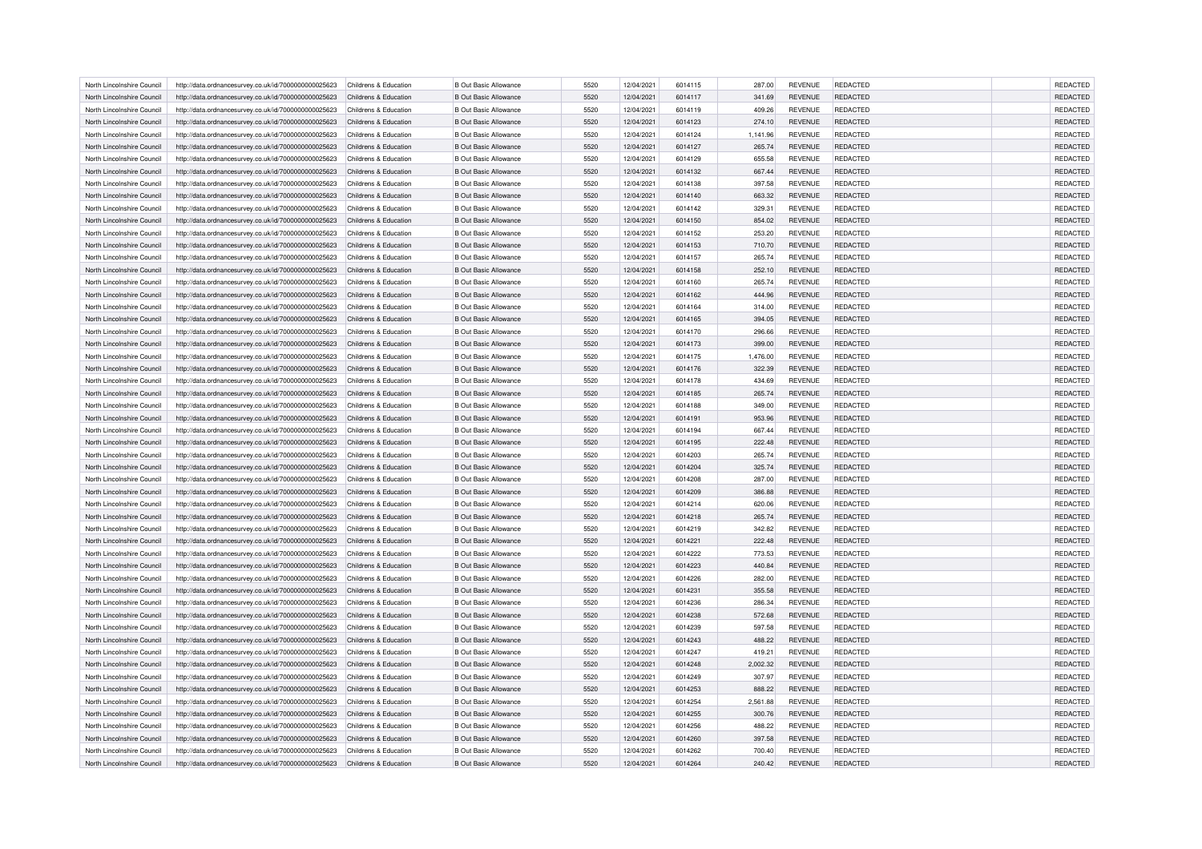| North Lincolnshire Council | http://data.ordnancesurvey.co.uk/id/7000000000025623 | Childrens & Education | B Out Basic Allowance | 5520 | 12/04/2021 | 6014115 | 287.00 | REVENUE | REDACTED | | REDACTED |
|---|---|---|---|---|---|---|---|---|---|---|---|
| North Lincolnshire Council | http://data.ordnancesurvey.co.uk/id/7000000000025623 | Childrens & Education | B Out Basic Allowance | 5520 | 12/04/2021 | 6014117 | 341.69 | REVENUE | REDACTED | | REDACTED |
| North Lincolnshire Council | http://data.ordnancesurvey.co.uk/id/7000000000025623 | Childrens & Education | B Out Basic Allowance | 5520 | 12/04/2021 | 6014119 | 409.26 | REVENUE | REDACTED | | REDACTED |
| North Lincolnshire Council | http://data.ordnancesurvey.co.uk/id/7000000000025623 | Childrens & Education | B Out Basic Allowance | 5520 | 12/04/2021 | 6014123 | 274.10 | REVENUE | REDACTED | | REDACTED |
| North Lincolnshire Council | http://data.ordnancesurvey.co.uk/id/7000000000025623 | Childrens & Education | B Out Basic Allowance | 5520 | 12/04/2021 | 6014124 | 1,141.96 | REVENUE | REDACTED | | REDACTED |
| North Lincolnshire Council | http://data.ordnancesurvey.co.uk/id/7000000000025623 | Childrens & Education | B Out Basic Allowance | 5520 | 12/04/2021 | 6014127 | 265.74 | REVENUE | REDACTED | | REDACTED |
| North Lincolnshire Council | http://data.ordnancesurvey.co.uk/id/7000000000025623 | Childrens & Education | B Out Basic Allowance | 5520 | 12/04/2021 | 6014129 | 655.58 | REVENUE | REDACTED | | REDACTED |
| North Lincolnshire Council | http://data.ordnancesurvey.co.uk/id/7000000000025623 | Childrens & Education | B Out Basic Allowance | 5520 | 12/04/2021 | 6014132 | 667.44 | REVENUE | REDACTED | | REDACTED |
| North Lincolnshire Council | http://data.ordnancesurvey.co.uk/id/7000000000025623 | Childrens & Education | B Out Basic Allowance | 5520 | 12/04/2021 | 6014138 | 397.58 | REVENUE | REDACTED | | REDACTED |
| North Lincolnshire Council | http://data.ordnancesurvey.co.uk/id/7000000000025623 | Childrens & Education | B Out Basic Allowance | 5520 | 12/04/2021 | 6014140 | 663.32 | REVENUE | REDACTED | | REDACTED |
| North Lincolnshire Council | http://data.ordnancesurvey.co.uk/id/7000000000025623 | Childrens & Education | B Out Basic Allowance | 5520 | 12/04/2021 | 6014142 | 329.31 | REVENUE | REDACTED | | REDACTED |
| North Lincolnshire Council | http://data.ordnancesurvey.co.uk/id/7000000000025623 | Childrens & Education | B Out Basic Allowance | 5520 | 12/04/2021 | 6014150 | 854.02 | REVENUE | REDACTED | | REDACTED |
| North Lincolnshire Council | http://data.ordnancesurvey.co.uk/id/7000000000025623 | Childrens & Education | B Out Basic Allowance | 5520 | 12/04/2021 | 6014152 | 253.20 | REVENUE | REDACTED | | REDACTED |
| North Lincolnshire Council | http://data.ordnancesurvey.co.uk/id/7000000000025623 | Childrens & Education | B Out Basic Allowance | 5520 | 12/04/2021 | 6014153 | 710.70 | REVENUE | REDACTED | | REDACTED |
| North Lincolnshire Council | http://data.ordnancesurvey.co.uk/id/7000000000025623 | Childrens & Education | B Out Basic Allowance | 5520 | 12/04/2021 | 6014157 | 265.74 | REVENUE | REDACTED | | REDACTED |
| North Lincolnshire Council | http://data.ordnancesurvey.co.uk/id/7000000000025623 | Childrens & Education | B Out Basic Allowance | 5520 | 12/04/2021 | 6014158 | 252.10 | REVENUE | REDACTED | | REDACTED |
| North Lincolnshire Council | http://data.ordnancesurvey.co.uk/id/7000000000025623 | Childrens & Education | B Out Basic Allowance | 5520 | 12/04/2021 | 6014160 | 265.74 | REVENUE | REDACTED | | REDACTED |
| North Lincolnshire Council | http://data.ordnancesurvey.co.uk/id/7000000000025623 | Childrens & Education | B Out Basic Allowance | 5520 | 12/04/2021 | 6014162 | 444.96 | REVENUE | REDACTED | | REDACTED |
| North Lincolnshire Council | http://data.ordnancesurvey.co.uk/id/7000000000025623 | Childrens & Education | B Out Basic Allowance | 5520 | 12/04/2021 | 6014164 | 314.00 | REVENUE | REDACTED | | REDACTED |
| North Lincolnshire Council | http://data.ordnancesurvey.co.uk/id/7000000000025623 | Childrens & Education | B Out Basic Allowance | 5520 | 12/04/2021 | 6014165 | 394.05 | REVENUE | REDACTED | | REDACTED |
| North Lincolnshire Council | http://data.ordnancesurvey.co.uk/id/7000000000025623 | Childrens & Education | B Out Basic Allowance | 5520 | 12/04/2021 | 6014170 | 296.66 | REVENUE | REDACTED | | REDACTED |
| North Lincolnshire Council | http://data.ordnancesurvey.co.uk/id/7000000000025623 | Childrens & Education | B Out Basic Allowance | 5520 | 12/04/2021 | 6014173 | 399.00 | REVENUE | REDACTED | | REDACTED |
| North Lincolnshire Council | http://data.ordnancesurvey.co.uk/id/7000000000025623 | Childrens & Education | B Out Basic Allowance | 5520 | 12/04/2021 | 6014175 | 1,476.00 | REVENUE | REDACTED | | REDACTED |
| North Lincolnshire Council | http://data.ordnancesurvey.co.uk/id/7000000000025623 | Childrens & Education | B Out Basic Allowance | 5520 | 12/04/2021 | 6014176 | 322.39 | REVENUE | REDACTED | | REDACTED |
| North Lincolnshire Council | http://data.ordnancesurvey.co.uk/id/7000000000025623 | Childrens & Education | B Out Basic Allowance | 5520 | 12/04/2021 | 6014178 | 434.69 | REVENUE | REDACTED | | REDACTED |
| North Lincolnshire Council | http://data.ordnancesurvey.co.uk/id/7000000000025623 | Childrens & Education | B Out Basic Allowance | 5520 | 12/04/2021 | 6014185 | 265.74 | REVENUE | REDACTED | | REDACTED |
| North Lincolnshire Council | http://data.ordnancesurvey.co.uk/id/7000000000025623 | Childrens & Education | B Out Basic Allowance | 5520 | 12/04/2021 | 6014188 | 349.00 | REVENUE | REDACTED | | REDACTED |
| North Lincolnshire Council | http://data.ordnancesurvey.co.uk/id/7000000000025623 | Childrens & Education | B Out Basic Allowance | 5520 | 12/04/2021 | 6014191 | 953.96 | REVENUE | REDACTED | | REDACTED |
| North Lincolnshire Council | http://data.ordnancesurvey.co.uk/id/7000000000025623 | Childrens & Education | B Out Basic Allowance | 5520 | 12/04/2021 | 6014194 | 667.44 | REVENUE | REDACTED | | REDACTED |
| North Lincolnshire Council | http://data.ordnancesurvey.co.uk/id/7000000000025623 | Childrens & Education | B Out Basic Allowance | 5520 | 12/04/2021 | 6014195 | 222.48 | REVENUE | REDACTED | | REDACTED |
| North Lincolnshire Council | http://data.ordnancesurvey.co.uk/id/7000000000025623 | Childrens & Education | B Out Basic Allowance | 5520 | 12/04/2021 | 6014203 | 265.74 | REVENUE | REDACTED | | REDACTED |
| North Lincolnshire Council | http://data.ordnancesurvey.co.uk/id/7000000000025623 | Childrens & Education | B Out Basic Allowance | 5520 | 12/04/2021 | 6014204 | 325.74 | REVENUE | REDACTED | | REDACTED |
| North Lincolnshire Council | http://data.ordnancesurvey.co.uk/id/7000000000025623 | Childrens & Education | B Out Basic Allowance | 5520 | 12/04/2021 | 6014208 | 287.00 | REVENUE | REDACTED | | REDACTED |
| North Lincolnshire Council | http://data.ordnancesurvey.co.uk/id/7000000000025623 | Childrens & Education | B Out Basic Allowance | 5520 | 12/04/2021 | 6014209 | 386.88 | REVENUE | REDACTED | | REDACTED |
| North Lincolnshire Council | http://data.ordnancesurvey.co.uk/id/7000000000025623 | Childrens & Education | B Out Basic Allowance | 5520 | 12/04/2021 | 6014214 | 620.06 | REVENUE | REDACTED | | REDACTED |
| North Lincolnshire Council | http://data.ordnancesurvey.co.uk/id/7000000000025623 | Childrens & Education | B Out Basic Allowance | 5520 | 12/04/2021 | 6014218 | 265.74 | REVENUE | REDACTED | | REDACTED |
| North Lincolnshire Council | http://data.ordnancesurvey.co.uk/id/7000000000025623 | Childrens & Education | B Out Basic Allowance | 5520 | 12/04/2021 | 6014219 | 342.82 | REVENUE | REDACTED | | REDACTED |
| North Lincolnshire Council | http://data.ordnancesurvey.co.uk/id/7000000000025623 | Childrens & Education | B Out Basic Allowance | 5520 | 12/04/2021 | 6014221 | 222.48 | REVENUE | REDACTED | | REDACTED |
| North Lincolnshire Council | http://data.ordnancesurvey.co.uk/id/7000000000025623 | Childrens & Education | B Out Basic Allowance | 5520 | 12/04/2021 | 6014222 | 773.53 | REVENUE | REDACTED | | REDACTED |
| North Lincolnshire Council | http://data.ordnancesurvey.co.uk/id/7000000000025623 | Childrens & Education | B Out Basic Allowance | 5520 | 12/04/2021 | 6014223 | 440.84 | REVENUE | REDACTED | | REDACTED |
| North Lincolnshire Council | http://data.ordnancesurvey.co.uk/id/7000000000025623 | Childrens & Education | B Out Basic Allowance | 5520 | 12/04/2021 | 6014226 | 282.00 | REVENUE | REDACTED | | REDACTED |
| North Lincolnshire Council | http://data.ordnancesurvey.co.uk/id/7000000000025623 | Childrens & Education | B Out Basic Allowance | 5520 | 12/04/2021 | 6014231 | 355.58 | REVENUE | REDACTED | | REDACTED |
| North Lincolnshire Council | http://data.ordnancesurvey.co.uk/id/7000000000025623 | Childrens & Education | B Out Basic Allowance | 5520 | 12/04/2021 | 6014236 | 286.34 | REVENUE | REDACTED | | REDACTED |
| North Lincolnshire Council | http://data.ordnancesurvey.co.uk/id/7000000000025623 | Childrens & Education | B Out Basic Allowance | 5520 | 12/04/2021 | 6014238 | 572.68 | REVENUE | REDACTED | | REDACTED |
| North Lincolnshire Council | http://data.ordnancesurvey.co.uk/id/7000000000025623 | Childrens & Education | B Out Basic Allowance | 5520 | 12/04/2021 | 6014239 | 597.58 | REVENUE | REDACTED | | REDACTED |
| North Lincolnshire Council | http://data.ordnancesurvey.co.uk/id/7000000000025623 | Childrens & Education | B Out Basic Allowance | 5520 | 12/04/2021 | 6014243 | 488.22 | REVENUE | REDACTED | | REDACTED |
| North Lincolnshire Council | http://data.ordnancesurvey.co.uk/id/7000000000025623 | Childrens & Education | B Out Basic Allowance | 5520 | 12/04/2021 | 6014247 | 419.21 | REVENUE | REDACTED | | REDACTED |
| North Lincolnshire Council | http://data.ordnancesurvey.co.uk/id/7000000000025623 | Childrens & Education | B Out Basic Allowance | 5520 | 12/04/2021 | 6014248 | 2,002.32 | REVENUE | REDACTED | | REDACTED |
| North Lincolnshire Council | http://data.ordnancesurvey.co.uk/id/7000000000025623 | Childrens & Education | B Out Basic Allowance | 5520 | 12/04/2021 | 6014249 | 307.97 | REVENUE | REDACTED | | REDACTED |
| North Lincolnshire Council | http://data.ordnancesurvey.co.uk/id/7000000000025623 | Childrens & Education | B Out Basic Allowance | 5520 | 12/04/2021 | 6014253 | 888.22 | REVENUE | REDACTED | | REDACTED |
| North Lincolnshire Council | http://data.ordnancesurvey.co.uk/id/7000000000025623 | Childrens & Education | B Out Basic Allowance | 5520 | 12/04/2021 | 6014254 | 2,561.88 | REVENUE | REDACTED | | REDACTED |
| North Lincolnshire Council | http://data.ordnancesurvey.co.uk/id/7000000000025623 | Childrens & Education | B Out Basic Allowance | 5520 | 12/04/2021 | 6014255 | 300.76 | REVENUE | REDACTED | | REDACTED |
| North Lincolnshire Council | http://data.ordnancesurvey.co.uk/id/7000000000025623 | Childrens & Education | B Out Basic Allowance | 5520 | 12/04/2021 | 6014256 | 488.22 | REVENUE | REDACTED | | REDACTED |
| North Lincolnshire Council | http://data.ordnancesurvey.co.uk/id/7000000000025623 | Childrens & Education | B Out Basic Allowance | 5520 | 12/04/2021 | 6014260 | 397.58 | REVENUE | REDACTED | | REDACTED |
| North Lincolnshire Council | http://data.ordnancesurvey.co.uk/id/7000000000025623 | Childrens & Education | B Out Basic Allowance | 5520 | 12/04/2021 | 6014262 | 700.40 | REVENUE | REDACTED | | REDACTED |
| North Lincolnshire Council | http://data.ordnancesurvey.co.uk/id/7000000000025623 | Childrens & Education | B Out Basic Allowance | 5520 | 12/04/2021 | 6014264 | 240.42 | REVENUE | REDACTED | | REDACTED |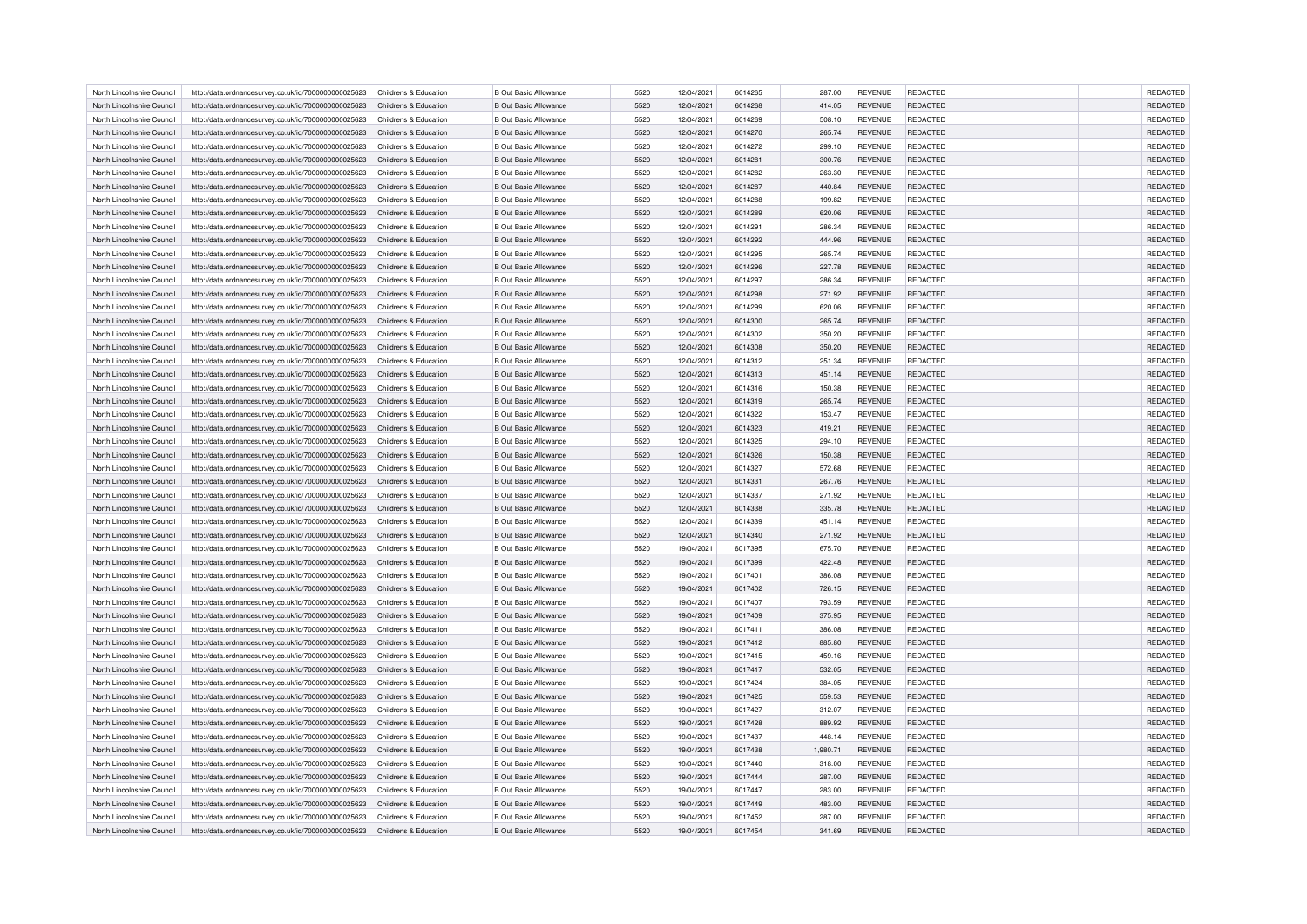| North Lincolnshire Council | http://data.ordnancesurvey.co.uk/id/7000000000025623 | Childrens & Education | B Out Basic Allowance | 5520 | 12/04/2021 | 6014265 | 287.00 | REVENUE | REDACTED | | REDACTED |
|---|---|---|---|---|---|---|---|---|---|---|---|
| North Lincolnshire Council | http://data.ordnancesurvey.co.uk/id/7000000000025623 | Childrens & Education | B Out Basic Allowance | 5520 | 12/04/2021 | 6014268 | 414.05 | REVENUE | REDACTED | | REDACTED |
| North Lincolnshire Council | http://data.ordnancesurvey.co.uk/id/7000000000025623 | Childrens & Education | B Out Basic Allowance | 5520 | 12/04/2021 | 6014269 | 508.10 | REVENUE | REDACTED | | REDACTED |
| North Lincolnshire Council | http://data.ordnancesurvey.co.uk/id/7000000000025623 | Childrens & Education | B Out Basic Allowance | 5520 | 12/04/2021 | 6014270 | 265.74 | REVENUE | REDACTED | | REDACTED |
| North Lincolnshire Council | http://data.ordnancesurvey.co.uk/id/7000000000025623 | Childrens & Education | B Out Basic Allowance | 5520 | 12/04/2021 | 6014272 | 299.10 | REVENUE | REDACTED | | REDACTED |
| North Lincolnshire Council | http://data.ordnancesurvey.co.uk/id/7000000000025623 | Childrens & Education | B Out Basic Allowance | 5520 | 12/04/2021 | 6014281 | 300.76 | REVENUE | REDACTED | | REDACTED |
| North Lincolnshire Council | http://data.ordnancesurvey.co.uk/id/7000000000025623 | Childrens & Education | B Out Basic Allowance | 5520 | 12/04/2021 | 6014282 | 263.30 | REVENUE | REDACTED | | REDACTED |
| North Lincolnshire Council | http://data.ordnancesurvey.co.uk/id/7000000000025623 | Childrens & Education | B Out Basic Allowance | 5520 | 12/04/2021 | 6014287 | 440.84 | REVENUE | REDACTED | | REDACTED |
| North Lincolnshire Council | http://data.ordnancesurvey.co.uk/id/7000000000025623 | Childrens & Education | B Out Basic Allowance | 5520 | 12/04/2021 | 6014288 | 199.82 | REVENUE | REDACTED | | REDACTED |
| North Lincolnshire Council | http://data.ordnancesurvey.co.uk/id/7000000000025623 | Childrens & Education | B Out Basic Allowance | 5520 | 12/04/2021 | 6014289 | 620.06 | REVENUE | REDACTED | | REDACTED |
| North Lincolnshire Council | http://data.ordnancesurvey.co.uk/id/7000000000025623 | Childrens & Education | B Out Basic Allowance | 5520 | 12/04/2021 | 6014291 | 286.34 | REVENUE | REDACTED | | REDACTED |
| North Lincolnshire Council | http://data.ordnancesurvey.co.uk/id/7000000000025623 | Childrens & Education | B Out Basic Allowance | 5520 | 12/04/2021 | 6014292 | 444.96 | REVENUE | REDACTED | | REDACTED |
| North Lincolnshire Council | http://data.ordnancesurvey.co.uk/id/7000000000025623 | Childrens & Education | B Out Basic Allowance | 5520 | 12/04/2021 | 6014295 | 265.74 | REVENUE | REDACTED | | REDACTED |
| North Lincolnshire Council | http://data.ordnancesurvey.co.uk/id/7000000000025623 | Childrens & Education | B Out Basic Allowance | 5520 | 12/04/2021 | 6014296 | 227.78 | REVENUE | REDACTED | | REDACTED |
| North Lincolnshire Council | http://data.ordnancesurvey.co.uk/id/7000000000025623 | Childrens & Education | B Out Basic Allowance | 5520 | 12/04/2021 | 6014297 | 286.34 | REVENUE | REDACTED | | REDACTED |
| North Lincolnshire Council | http://data.ordnancesurvey.co.uk/id/7000000000025623 | Childrens & Education | B Out Basic Allowance | 5520 | 12/04/2021 | 6014298 | 271.92 | REVENUE | REDACTED | | REDACTED |
| North Lincolnshire Council | http://data.ordnancesurvey.co.uk/id/7000000000025623 | Childrens & Education | B Out Basic Allowance | 5520 | 12/04/2021 | 6014299 | 620.06 | REVENUE | REDACTED | | REDACTED |
| North Lincolnshire Council | http://data.ordnancesurvey.co.uk/id/7000000000025623 | Childrens & Education | B Out Basic Allowance | 5520 | 12/04/2021 | 6014300 | 265.74 | REVENUE | REDACTED | | REDACTED |
| North Lincolnshire Council | http://data.ordnancesurvey.co.uk/id/7000000000025623 | Childrens & Education | B Out Basic Allowance | 5520 | 12/04/2021 | 6014302 | 350.20 | REVENUE | REDACTED | | REDACTED |
| North Lincolnshire Council | http://data.ordnancesurvey.co.uk/id/7000000000025623 | Childrens & Education | B Out Basic Allowance | 5520 | 12/04/2021 | 6014308 | 350.20 | REVENUE | REDACTED | | REDACTED |
| North Lincolnshire Council | http://data.ordnancesurvey.co.uk/id/7000000000025623 | Childrens & Education | B Out Basic Allowance | 5520 | 12/04/2021 | 6014312 | 251.34 | REVENUE | REDACTED | | REDACTED |
| North Lincolnshire Council | http://data.ordnancesurvey.co.uk/id/7000000000025623 | Childrens & Education | B Out Basic Allowance | 5520 | 12/04/2021 | 6014313 | 451.14 | REVENUE | REDACTED | | REDACTED |
| North Lincolnshire Council | http://data.ordnancesurvey.co.uk/id/7000000000025623 | Childrens & Education | B Out Basic Allowance | 5520 | 12/04/2021 | 6014316 | 150.38 | REVENUE | REDACTED | | REDACTED |
| North Lincolnshire Council | http://data.ordnancesurvey.co.uk/id/7000000000025623 | Childrens & Education | B Out Basic Allowance | 5520 | 12/04/2021 | 6014319 | 265.74 | REVENUE | REDACTED | | REDACTED |
| North Lincolnshire Council | http://data.ordnancesurvey.co.uk/id/7000000000025623 | Childrens & Education | B Out Basic Allowance | 5520 | 12/04/2021 | 6014322 | 153.47 | REVENUE | REDACTED | | REDACTED |
| North Lincolnshire Council | http://data.ordnancesurvey.co.uk/id/7000000000025623 | Childrens & Education | B Out Basic Allowance | 5520 | 12/04/2021 | 6014323 | 419.21 | REVENUE | REDACTED | | REDACTED |
| North Lincolnshire Council | http://data.ordnancesurvey.co.uk/id/7000000000025623 | Childrens & Education | B Out Basic Allowance | 5520 | 12/04/2021 | 6014325 | 294.10 | REVENUE | REDACTED | | REDACTED |
| North Lincolnshire Council | http://data.ordnancesurvey.co.uk/id/7000000000025623 | Childrens & Education | B Out Basic Allowance | 5520 | 12/04/2021 | 6014326 | 150.38 | REVENUE | REDACTED | | REDACTED |
| North Lincolnshire Council | http://data.ordnancesurvey.co.uk/id/7000000000025623 | Childrens & Education | B Out Basic Allowance | 5520 | 12/04/2021 | 6014327 | 572.68 | REVENUE | REDACTED | | REDACTED |
| North Lincolnshire Council | http://data.ordnancesurvey.co.uk/id/7000000000025623 | Childrens & Education | B Out Basic Allowance | 5520 | 12/04/2021 | 6014331 | 267.76 | REVENUE | REDACTED | | REDACTED |
| North Lincolnshire Council | http://data.ordnancesurvey.co.uk/id/7000000000025623 | Childrens & Education | B Out Basic Allowance | 5520 | 12/04/2021 | 6014337 | 271.92 | REVENUE | REDACTED | | REDACTED |
| North Lincolnshire Council | http://data.ordnancesurvey.co.uk/id/7000000000025623 | Childrens & Education | B Out Basic Allowance | 5520 | 12/04/2021 | 6014338 | 335.78 | REVENUE | REDACTED | | REDACTED |
| North Lincolnshire Council | http://data.ordnancesurvey.co.uk/id/7000000000025623 | Childrens & Education | B Out Basic Allowance | 5520 | 12/04/2021 | 6014339 | 451.14 | REVENUE | REDACTED | | REDACTED |
| North Lincolnshire Council | http://data.ordnancesurvey.co.uk/id/7000000000025623 | Childrens & Education | B Out Basic Allowance | 5520 | 12/04/2021 | 6014340 | 271.92 | REVENUE | REDACTED | | REDACTED |
| North Lincolnshire Council | http://data.ordnancesurvey.co.uk/id/7000000000025623 | Childrens & Education | B Out Basic Allowance | 5520 | 19/04/2021 | 6017395 | 675.70 | REVENUE | REDACTED | | REDACTED |
| North Lincolnshire Council | http://data.ordnancesurvey.co.uk/id/7000000000025623 | Childrens & Education | B Out Basic Allowance | 5520 | 19/04/2021 | 6017399 | 422.48 | REVENUE | REDACTED | | REDACTED |
| North Lincolnshire Council | http://data.ordnancesurvey.co.uk/id/7000000000025623 | Childrens & Education | B Out Basic Allowance | 5520 | 19/04/2021 | 6017401 | 386.08 | REVENUE | REDACTED | | REDACTED |
| North Lincolnshire Council | http://data.ordnancesurvey.co.uk/id/7000000000025623 | Childrens & Education | B Out Basic Allowance | 5520 | 19/04/2021 | 6017402 | 726.15 | REVENUE | REDACTED | | REDACTED |
| North Lincolnshire Council | http://data.ordnancesurvey.co.uk/id/7000000000025623 | Childrens & Education | B Out Basic Allowance | 5520 | 19/04/2021 | 6017407 | 793.59 | REVENUE | REDACTED | | REDACTED |
| North Lincolnshire Council | http://data.ordnancesurvey.co.uk/id/7000000000025623 | Childrens & Education | B Out Basic Allowance | 5520 | 19/04/2021 | 6017409 | 375.95 | REVENUE | REDACTED | | REDACTED |
| North Lincolnshire Council | http://data.ordnancesurvey.co.uk/id/7000000000025623 | Childrens & Education | B Out Basic Allowance | 5520 | 19/04/2021 | 6017411 | 386.08 | REVENUE | REDACTED | | REDACTED |
| North Lincolnshire Council | http://data.ordnancesurvey.co.uk/id/7000000000025623 | Childrens & Education | B Out Basic Allowance | 5520 | 19/04/2021 | 6017412 | 885.80 | REVENUE | REDACTED | | REDACTED |
| North Lincolnshire Council | http://data.ordnancesurvey.co.uk/id/7000000000025623 | Childrens & Education | B Out Basic Allowance | 5520 | 19/04/2021 | 6017415 | 459.16 | REVENUE | REDACTED | | REDACTED |
| North Lincolnshire Council | http://data.ordnancesurvey.co.uk/id/7000000000025623 | Childrens & Education | B Out Basic Allowance | 5520 | 19/04/2021 | 6017417 | 532.05 | REVENUE | REDACTED | | REDACTED |
| North Lincolnshire Council | http://data.ordnancesurvey.co.uk/id/7000000000025623 | Childrens & Education | B Out Basic Allowance | 5520 | 19/04/2021 | 6017424 | 384.05 | REVENUE | REDACTED | | REDACTED |
| North Lincolnshire Council | http://data.ordnancesurvey.co.uk/id/7000000000025623 | Childrens & Education | B Out Basic Allowance | 5520 | 19/04/2021 | 6017425 | 559.53 | REVENUE | REDACTED | | REDACTED |
| North Lincolnshire Council | http://data.ordnancesurvey.co.uk/id/7000000000025623 | Childrens & Education | B Out Basic Allowance | 5520 | 19/04/2021 | 6017427 | 312.07 | REVENUE | REDACTED | | REDACTED |
| North Lincolnshire Council | http://data.ordnancesurvey.co.uk/id/7000000000025623 | Childrens & Education | B Out Basic Allowance | 5520 | 19/04/2021 | 6017428 | 889.92 | REVENUE | REDACTED | | REDACTED |
| North Lincolnshire Council | http://data.ordnancesurvey.co.uk/id/7000000000025623 | Childrens & Education | B Out Basic Allowance | 5520 | 19/04/2021 | 6017437 | 448.14 | REVENUE | REDACTED | | REDACTED |
| North Lincolnshire Council | http://data.ordnancesurvey.co.uk/id/7000000000025623 | Childrens & Education | B Out Basic Allowance | 5520 | 19/04/2021 | 6017438 | 1,980.71 | REVENUE | REDACTED | | REDACTED |
| North Lincolnshire Council | http://data.ordnancesurvey.co.uk/id/7000000000025623 | Childrens & Education | B Out Basic Allowance | 5520 | 19/04/2021 | 6017440 | 318.00 | REVENUE | REDACTED | | REDACTED |
| North Lincolnshire Council | http://data.ordnancesurvey.co.uk/id/7000000000025623 | Childrens & Education | B Out Basic Allowance | 5520 | 19/04/2021 | 6017444 | 287.00 | REVENUE | REDACTED | | REDACTED |
| North Lincolnshire Council | http://data.ordnancesurvey.co.uk/id/7000000000025623 | Childrens & Education | B Out Basic Allowance | 5520 | 19/04/2021 | 6017447 | 283.00 | REVENUE | REDACTED | | REDACTED |
| North Lincolnshire Council | http://data.ordnancesurvey.co.uk/id/7000000000025623 | Childrens & Education | B Out Basic Allowance | 5520 | 19/04/2021 | 6017449 | 483.00 | REVENUE | REDACTED | | REDACTED |
| North Lincolnshire Council | http://data.ordnancesurvey.co.uk/id/7000000000025623 | Childrens & Education | B Out Basic Allowance | 5520 | 19/04/2021 | 6017452 | 287.00 | REVENUE | REDACTED | | REDACTED |
| North Lincolnshire Council | http://data.ordnancesurvey.co.uk/id/7000000000025623 | Childrens & Education | B Out Basic Allowance | 5520 | 19/04/2021 | 6017454 | 341.69 | REVENUE | REDACTED | | REDACTED |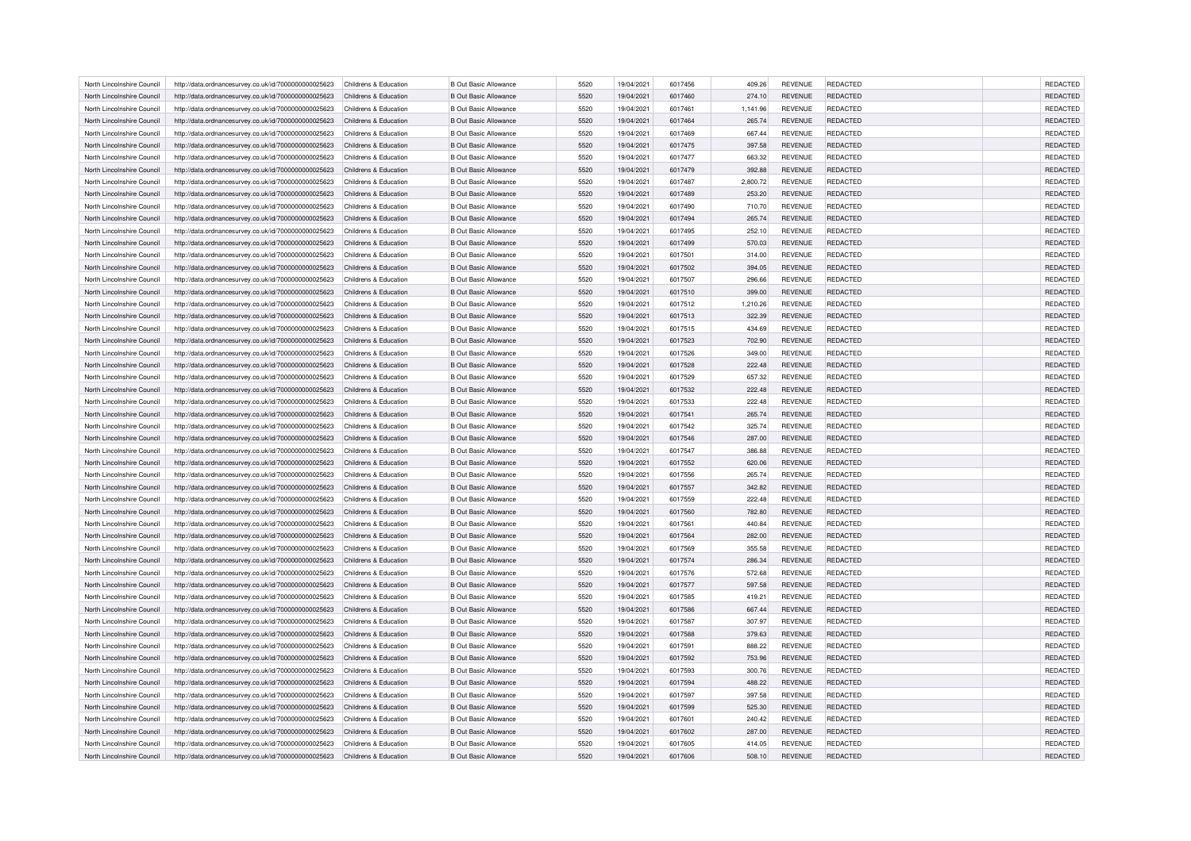| North Lincolnshire Council | http://data.ordnancesurvey.co.uk/id/7000000000025623 | Childrens & Education | B Out Basic Allowance | 5520 | 19/04/2021 | 6017456 | 409.26 | REVENUE | REDACTED | | REDACTED |
|---|---|---|---|---|---|---|---|---|---|---|---|
| North Lincolnshire Council | http://data.ordnancesurvey.co.uk/id/7000000000025623 | Childrens & Education | B Out Basic Allowance | 5520 | 19/04/2021 | 6017460 | 274.10 | REVENUE | REDACTED | | REDACTED |
| North Lincolnshire Council | http://data.ordnancesurvey.co.uk/id/7000000000025623 | Childrens & Education | B Out Basic Allowance | 5520 | 19/04/2021 | 6017461 | 1,141.96 | REVENUE | REDACTED | | REDACTED |
| North Lincolnshire Council | http://data.ordnancesurvey.co.uk/id/7000000000025623 | Childrens & Education | B Out Basic Allowance | 5520 | 19/04/2021 | 6017464 | 265.74 | REVENUE | REDACTED | | REDACTED |
| North Lincolnshire Council | http://data.ordnancesurvey.co.uk/id/7000000000025623 | Childrens & Education | B Out Basic Allowance | 5520 | 19/04/2021 | 6017469 | 667.44 | REVENUE | REDACTED | | REDACTED |
| North Lincolnshire Council | http://data.ordnancesurvey.co.uk/id/7000000000025623 | Childrens & Education | B Out Basic Allowance | 5520 | 19/04/2021 | 6017475 | 397.58 | REVENUE | REDACTED | | REDACTED |
| North Lincolnshire Council | http://data.ordnancesurvey.co.uk/id/7000000000025623 | Childrens & Education | B Out Basic Allowance | 5520 | 19/04/2021 | 6017477 | 663.32 | REVENUE | REDACTED | | REDACTED |
| North Lincolnshire Council | http://data.ordnancesurvey.co.uk/id/7000000000025623 | Childrens & Education | B Out Basic Allowance | 5520 | 19/04/2021 | 6017479 | 392.88 | REVENUE | REDACTED | | REDACTED |
| North Lincolnshire Council | http://data.ordnancesurvey.co.uk/id/7000000000025623 | Childrens & Education | B Out Basic Allowance | 5520 | 19/04/2021 | 6017487 | 2,800.72 | REVENUE | REDACTED | | REDACTED |
| North Lincolnshire Council | http://data.ordnancesurvey.co.uk/id/7000000000025623 | Childrens & Education | B Out Basic Allowance | 5520 | 19/04/2021 | 6017489 | 253.20 | REVENUE | REDACTED | | REDACTED |
| North Lincolnshire Council | http://data.ordnancesurvey.co.uk/id/7000000000025623 | Childrens & Education | B Out Basic Allowance | 5520 | 19/04/2021 | 6017490 | 710.70 | REVENUE | REDACTED | | REDACTED |
| North Lincolnshire Council | http://data.ordnancesurvey.co.uk/id/7000000000025623 | Childrens & Education | B Out Basic Allowance | 5520 | 19/04/2021 | 6017494 | 265.74 | REVENUE | REDACTED | | REDACTED |
| North Lincolnshire Council | http://data.ordnancesurvey.co.uk/id/7000000000025623 | Childrens & Education | B Out Basic Allowance | 5520 | 19/04/2021 | 6017495 | 252.10 | REVENUE | REDACTED | | REDACTED |
| North Lincolnshire Council | http://data.ordnancesurvey.co.uk/id/7000000000025623 | Childrens & Education | B Out Basic Allowance | 5520 | 19/04/2021 | 6017499 | 570.03 | REVENUE | REDACTED | | REDACTED |
| North Lincolnshire Council | http://data.ordnancesurvey.co.uk/id/7000000000025623 | Childrens & Education | B Out Basic Allowance | 5520 | 19/04/2021 | 6017501 | 314.00 | REVENUE | REDACTED | | REDACTED |
| North Lincolnshire Council | http://data.ordnancesurvey.co.uk/id/7000000000025623 | Childrens & Education | B Out Basic Allowance | 5520 | 19/04/2021 | 6017502 | 394.05 | REVENUE | REDACTED | | REDACTED |
| North Lincolnshire Council | http://data.ordnancesurvey.co.uk/id/7000000000025623 | Childrens & Education | B Out Basic Allowance | 5520 | 19/04/2021 | 6017507 | 296.66 | REVENUE | REDACTED | | REDACTED |
| North Lincolnshire Council | http://data.ordnancesurvey.co.uk/id/7000000000025623 | Childrens & Education | B Out Basic Allowance | 5520 | 19/04/2021 | 6017510 | 399.00 | REVENUE | REDACTED | | REDACTED |
| North Lincolnshire Council | http://data.ordnancesurvey.co.uk/id/7000000000025623 | Childrens & Education | B Out Basic Allowance | 5520 | 19/04/2021 | 6017512 | 1,210.26 | REVENUE | REDACTED | | REDACTED |
| North Lincolnshire Council | http://data.ordnancesurvey.co.uk/id/7000000000025623 | Childrens & Education | B Out Basic Allowance | 5520 | 19/04/2021 | 6017513 | 322.39 | REVENUE | REDACTED | | REDACTED |
| North Lincolnshire Council | http://data.ordnancesurvey.co.uk/id/7000000000025623 | Childrens & Education | B Out Basic Allowance | 5520 | 19/04/2021 | 6017515 | 434.69 | REVENUE | REDACTED | | REDACTED |
| North Lincolnshire Council | http://data.ordnancesurvey.co.uk/id/7000000000025623 | Childrens & Education | B Out Basic Allowance | 5520 | 19/04/2021 | 6017523 | 702.90 | REVENUE | REDACTED | | REDACTED |
| North Lincolnshire Council | http://data.ordnancesurvey.co.uk/id/7000000000025623 | Childrens & Education | B Out Basic Allowance | 5520 | 19/04/2021 | 6017526 | 349.00 | REVENUE | REDACTED | | REDACTED |
| North Lincolnshire Council | http://data.ordnancesurvey.co.uk/id/7000000000025623 | Childrens & Education | B Out Basic Allowance | 5520 | 19/04/2021 | 6017528 | 222.48 | REVENUE | REDACTED | | REDACTED |
| North Lincolnshire Council | http://data.ordnancesurvey.co.uk/id/7000000000025623 | Childrens & Education | B Out Basic Allowance | 5520 | 19/04/2021 | 6017529 | 657.32 | REVENUE | REDACTED | | REDACTED |
| North Lincolnshire Council | http://data.ordnancesurvey.co.uk/id/7000000000025623 | Childrens & Education | B Out Basic Allowance | 5520 | 19/04/2021 | 6017532 | 222.48 | REVENUE | REDACTED | | REDACTED |
| North Lincolnshire Council | http://data.ordnancesurvey.co.uk/id/7000000000025623 | Childrens & Education | B Out Basic Allowance | 5520 | 19/04/2021 | 6017533 | 222.48 | REVENUE | REDACTED | | REDACTED |
| North Lincolnshire Council | http://data.ordnancesurvey.co.uk/id/7000000000025623 | Childrens & Education | B Out Basic Allowance | 5520 | 19/04/2021 | 6017541 | 265.74 | REVENUE | REDACTED | | REDACTED |
| North Lincolnshire Council | http://data.ordnancesurvey.co.uk/id/7000000000025623 | Childrens & Education | B Out Basic Allowance | 5520 | 19/04/2021 | 6017542 | 325.74 | REVENUE | REDACTED | | REDACTED |
| North Lincolnshire Council | http://data.ordnancesurvey.co.uk/id/7000000000025623 | Childrens & Education | B Out Basic Allowance | 5520 | 19/04/2021 | 6017546 | 287.00 | REVENUE | REDACTED | | REDACTED |
| North Lincolnshire Council | http://data.ordnancesurvey.co.uk/id/7000000000025623 | Childrens & Education | B Out Basic Allowance | 5520 | 19/04/2021 | 6017547 | 386.88 | REVENUE | REDACTED | | REDACTED |
| North Lincolnshire Council | http://data.ordnancesurvey.co.uk/id/7000000000025623 | Childrens & Education | B Out Basic Allowance | 5520 | 19/04/2021 | 6017552 | 620.06 | REVENUE | REDACTED | | REDACTED |
| North Lincolnshire Council | http://data.ordnancesurvey.co.uk/id/7000000000025623 | Childrens & Education | B Out Basic Allowance | 5520 | 19/04/2021 | 6017556 | 265.74 | REVENUE | REDACTED | | REDACTED |
| North Lincolnshire Council | http://data.ordnancesurvey.co.uk/id/7000000000025623 | Childrens & Education | B Out Basic Allowance | 5520 | 19/04/2021 | 6017557 | 342.82 | REVENUE | REDACTED | | REDACTED |
| North Lincolnshire Council | http://data.ordnancesurvey.co.uk/id/7000000000025623 | Childrens & Education | B Out Basic Allowance | 5520 | 19/04/2021 | 6017559 | 222.48 | REVENUE | REDACTED | | REDACTED |
| North Lincolnshire Council | http://data.ordnancesurvey.co.uk/id/7000000000025623 | Childrens & Education | B Out Basic Allowance | 5520 | 19/04/2021 | 6017560 | 782.80 | REVENUE | REDACTED | | REDACTED |
| North Lincolnshire Council | http://data.ordnancesurvey.co.uk/id/7000000000025623 | Childrens & Education | B Out Basic Allowance | 5520 | 19/04/2021 | 6017561 | 440.84 | REVENUE | REDACTED | | REDACTED |
| North Lincolnshire Council | http://data.ordnancesurvey.co.uk/id/7000000000025623 | Childrens & Education | B Out Basic Allowance | 5520 | 19/04/2021 | 6017564 | 282.00 | REVENUE | REDACTED | | REDACTED |
| North Lincolnshire Council | http://data.ordnancesurvey.co.uk/id/7000000000025623 | Childrens & Education | B Out Basic Allowance | 5520 | 19/04/2021 | 6017569 | 355.58 | REVENUE | REDACTED | | REDACTED |
| North Lincolnshire Council | http://data.ordnancesurvey.co.uk/id/7000000000025623 | Childrens & Education | B Out Basic Allowance | 5520 | 19/04/2021 | 6017574 | 286.34 | REVENUE | REDACTED | | REDACTED |
| North Lincolnshire Council | http://data.ordnancesurvey.co.uk/id/7000000000025623 | Childrens & Education | B Out Basic Allowance | 5520 | 19/04/2021 | 6017576 | 572.68 | REVENUE | REDACTED | | REDACTED |
| North Lincolnshire Council | http://data.ordnancesurvey.co.uk/id/7000000000025623 | Childrens & Education | B Out Basic Allowance | 5520 | 19/04/2021 | 6017577 | 597.58 | REVENUE | REDACTED | | REDACTED |
| North Lincolnshire Council | http://data.ordnancesurvey.co.uk/id/7000000000025623 | Childrens & Education | B Out Basic Allowance | 5520 | 19/04/2021 | 6017585 | 419.21 | REVENUE | REDACTED | | REDACTED |
| North Lincolnshire Council | http://data.ordnancesurvey.co.uk/id/7000000000025623 | Childrens & Education | B Out Basic Allowance | 5520 | 19/04/2021 | 6017586 | 667.44 | REVENUE | REDACTED | | REDACTED |
| North Lincolnshire Council | http://data.ordnancesurvey.co.uk/id/7000000000025623 | Childrens & Education | B Out Basic Allowance | 5520 | 19/04/2021 | 6017587 | 307.97 | REVENUE | REDACTED | | REDACTED |
| North Lincolnshire Council | http://data.ordnancesurvey.co.uk/id/7000000000025623 | Childrens & Education | B Out Basic Allowance | 5520 | 19/04/2021 | 6017588 | 379.63 | REVENUE | REDACTED | | REDACTED |
| North Lincolnshire Council | http://data.ordnancesurvey.co.uk/id/7000000000025623 | Childrens & Education | B Out Basic Allowance | 5520 | 19/04/2021 | 6017591 | 888.22 | REVENUE | REDACTED | | REDACTED |
| North Lincolnshire Council | http://data.ordnancesurvey.co.uk/id/7000000000025623 | Childrens & Education | B Out Basic Allowance | 5520 | 19/04/2021 | 6017592 | 753.96 | REVENUE | REDACTED | | REDACTED |
| North Lincolnshire Council | http://data.ordnancesurvey.co.uk/id/7000000000025623 | Childrens & Education | B Out Basic Allowance | 5520 | 19/04/2021 | 6017593 | 300.76 | REVENUE | REDACTED | | REDACTED |
| North Lincolnshire Council | http://data.ordnancesurvey.co.uk/id/7000000000025623 | Childrens & Education | B Out Basic Allowance | 5520 | 19/04/2021 | 6017594 | 488.22 | REVENUE | REDACTED | | REDACTED |
| North Lincolnshire Council | http://data.ordnancesurvey.co.uk/id/7000000000025623 | Childrens & Education | B Out Basic Allowance | 5520 | 19/04/2021 | 6017597 | 397.58 | REVENUE | REDACTED | | REDACTED |
| North Lincolnshire Council | http://data.ordnancesurvey.co.uk/id/7000000000025623 | Childrens & Education | B Out Basic Allowance | 5520 | 19/04/2021 | 6017599 | 525.30 | REVENUE | REDACTED | | REDACTED |
| North Lincolnshire Council | http://data.ordnancesurvey.co.uk/id/7000000000025623 | Childrens & Education | B Out Basic Allowance | 5520 | 19/04/2021 | 6017601 | 240.42 | REVENUE | REDACTED | | REDACTED |
| North Lincolnshire Council | http://data.ordnancesurvey.co.uk/id/7000000000025623 | Childrens & Education | B Out Basic Allowance | 5520 | 19/04/2021 | 6017602 | 287.00 | REVENUE | REDACTED | | REDACTED |
| North Lincolnshire Council | http://data.ordnancesurvey.co.uk/id/7000000000025623 | Childrens & Education | B Out Basic Allowance | 5520 | 19/04/2021 | 6017605 | 414.05 | REVENUE | REDACTED | | REDACTED |
| North Lincolnshire Council | http://data.ordnancesurvey.co.uk/id/7000000000025623 | Childrens & Education | B Out Basic Allowance | 5520 | 19/04/2021 | 6017606 | 508.10 | REVENUE | REDACTED | | REDACTED |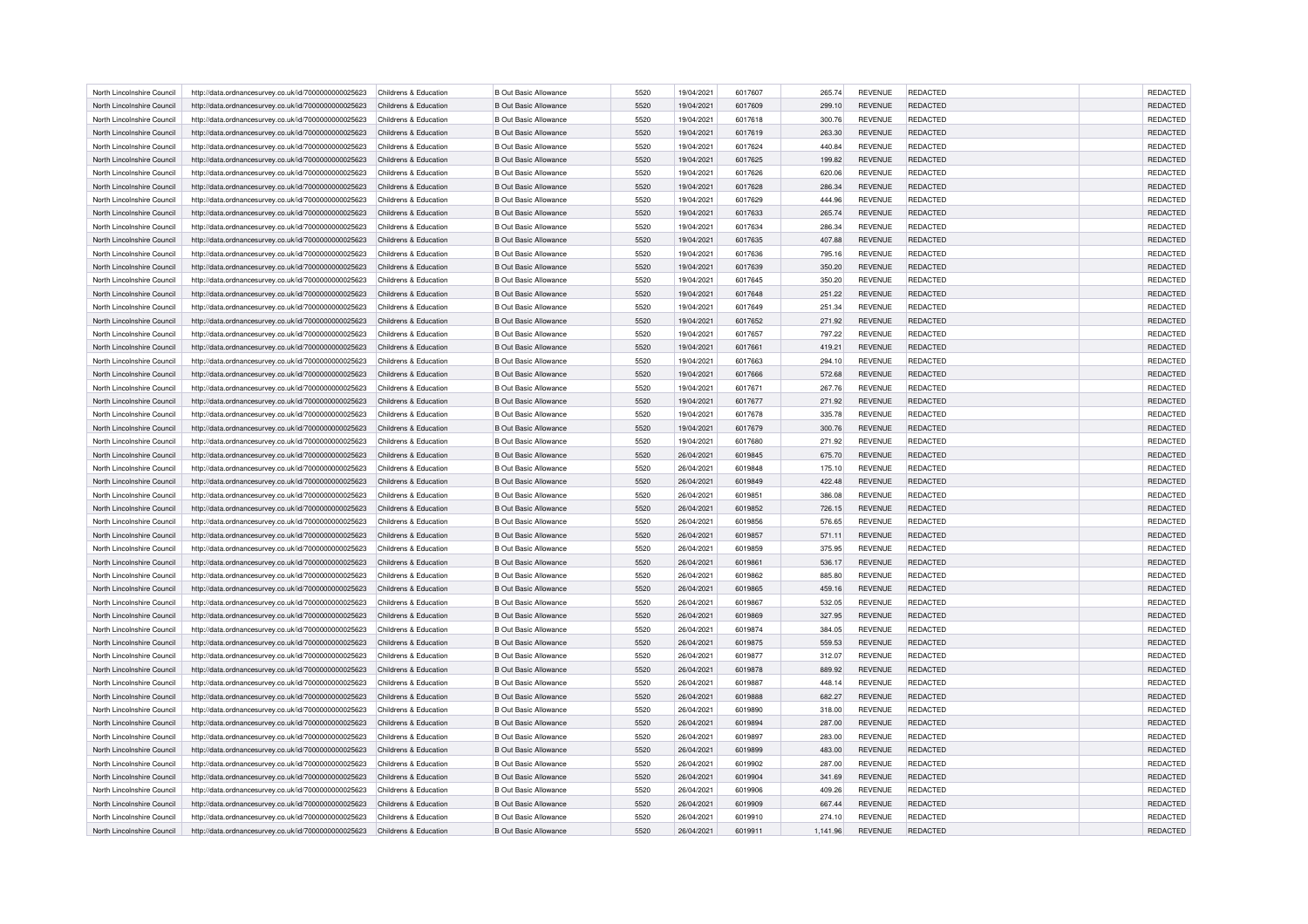| | | | | | | | | | | | |
|---|---|---|---|---|---|---|---|---|---|---|---|
| North Lincolnshire Council | http://data.ordnancesurvey.co.uk/id/7000000000025623 | Childrens & Education | B Out Basic Allowance | 5520 | 19/04/2021 | 6017607 | 265.74 | REVENUE | REDACTED | | REDACTED |
| North Lincolnshire Council | http://data.ordnancesurvey.co.uk/id/7000000000025623 | Childrens & Education | B Out Basic Allowance | 5520 | 19/04/2021 | 6017609 | 299.10 | REVENUE | REDACTED | | REDACTED |
| North Lincolnshire Council | http://data.ordnancesurvey.co.uk/id/7000000000025623 | Childrens & Education | B Out Basic Allowance | 5520 | 19/04/2021 | 6017618 | 300.76 | REVENUE | REDACTED | | REDACTED |
| North Lincolnshire Council | http://data.ordnancesurvey.co.uk/id/7000000000025623 | Childrens & Education | B Out Basic Allowance | 5520 | 19/04/2021 | 6017619 | 263.30 | REVENUE | REDACTED | | REDACTED |
| North Lincolnshire Council | http://data.ordnancesurvey.co.uk/id/7000000000025623 | Childrens & Education | B Out Basic Allowance | 5520 | 19/04/2021 | 6017624 | 440.84 | REVENUE | REDACTED | | REDACTED |
| North Lincolnshire Council | http://data.ordnancesurvey.co.uk/id/7000000000025623 | Childrens & Education | B Out Basic Allowance | 5520 | 19/04/2021 | 6017625 | 199.82 | REVENUE | REDACTED | | REDACTED |
| North Lincolnshire Council | http://data.ordnancesurvey.co.uk/id/7000000000025623 | Childrens & Education | B Out Basic Allowance | 5520 | 19/04/2021 | 6017626 | 620.06 | REVENUE | REDACTED | | REDACTED |
| North Lincolnshire Council | http://data.ordnancesurvey.co.uk/id/7000000000025623 | Childrens & Education | B Out Basic Allowance | 5520 | 19/04/2021 | 6017628 | 286.34 | REVENUE | REDACTED | | REDACTED |
| North Lincolnshire Council | http://data.ordnancesurvey.co.uk/id/7000000000025623 | Childrens & Education | B Out Basic Allowance | 5520 | 19/04/2021 | 6017629 | 444.96 | REVENUE | REDACTED | | REDACTED |
| North Lincolnshire Council | http://data.ordnancesurvey.co.uk/id/7000000000025623 | Childrens & Education | B Out Basic Allowance | 5520 | 19/04/2021 | 6017633 | 265.74 | REVENUE | REDACTED | | REDACTED |
| North Lincolnshire Council | http://data.ordnancesurvey.co.uk/id/7000000000025623 | Childrens & Education | B Out Basic Allowance | 5520 | 19/04/2021 | 6017634 | 286.34 | REVENUE | REDACTED | | REDACTED |
| North Lincolnshire Council | http://data.ordnancesurvey.co.uk/id/7000000000025623 | Childrens & Education | B Out Basic Allowance | 5520 | 19/04/2021 | 6017635 | 407.88 | REVENUE | REDACTED | | REDACTED |
| North Lincolnshire Council | http://data.ordnancesurvey.co.uk/id/7000000000025623 | Childrens & Education | B Out Basic Allowance | 5520 | 19/04/2021 | 6017636 | 795.16 | REVENUE | REDACTED | | REDACTED |
| North Lincolnshire Council | http://data.ordnancesurvey.co.uk/id/7000000000025623 | Childrens & Education | B Out Basic Allowance | 5520 | 19/04/2021 | 6017639 | 350.20 | REVENUE | REDACTED | | REDACTED |
| North Lincolnshire Council | http://data.ordnancesurvey.co.uk/id/7000000000025623 | Childrens & Education | B Out Basic Allowance | 5520 | 19/04/2021 | 6017645 | 350.20 | REVENUE | REDACTED | | REDACTED |
| North Lincolnshire Council | http://data.ordnancesurvey.co.uk/id/7000000000025623 | Childrens & Education | B Out Basic Allowance | 5520 | 19/04/2021 | 6017648 | 251.22 | REVENUE | REDACTED | | REDACTED |
| North Lincolnshire Council | http://data.ordnancesurvey.co.uk/id/7000000000025623 | Childrens & Education | B Out Basic Allowance | 5520 | 19/04/2021 | 6017649 | 251.34 | REVENUE | REDACTED | | REDACTED |
| North Lincolnshire Council | http://data.ordnancesurvey.co.uk/id/7000000000025623 | Childrens & Education | B Out Basic Allowance | 5520 | 19/04/2021 | 6017652 | 271.92 | REVENUE | REDACTED | | REDACTED |
| North Lincolnshire Council | http://data.ordnancesurvey.co.uk/id/7000000000025623 | Childrens & Education | B Out Basic Allowance | 5520 | 19/04/2021 | 6017657 | 797.22 | REVENUE | REDACTED | | REDACTED |
| North Lincolnshire Council | http://data.ordnancesurvey.co.uk/id/7000000000025623 | Childrens & Education | B Out Basic Allowance | 5520 | 19/04/2021 | 6017661 | 419.21 | REVENUE | REDACTED | | REDACTED |
| North Lincolnshire Council | http://data.ordnancesurvey.co.uk/id/7000000000025623 | Childrens & Education | B Out Basic Allowance | 5520 | 19/04/2021 | 6017663 | 294.10 | REVENUE | REDACTED | | REDACTED |
| North Lincolnshire Council | http://data.ordnancesurvey.co.uk/id/7000000000025623 | Childrens & Education | B Out Basic Allowance | 5520 | 19/04/2021 | 6017666 | 572.68 | REVENUE | REDACTED | | REDACTED |
| North Lincolnshire Council | http://data.ordnancesurvey.co.uk/id/7000000000025623 | Childrens & Education | B Out Basic Allowance | 5520 | 19/04/2021 | 6017671 | 267.76 | REVENUE | REDACTED | | REDACTED |
| North Lincolnshire Council | http://data.ordnancesurvey.co.uk/id/7000000000025623 | Childrens & Education | B Out Basic Allowance | 5520 | 19/04/2021 | 6017677 | 271.92 | REVENUE | REDACTED | | REDACTED |
| North Lincolnshire Council | http://data.ordnancesurvey.co.uk/id/7000000000025623 | Childrens & Education | B Out Basic Allowance | 5520 | 19/04/2021 | 6017678 | 335.78 | REVENUE | REDACTED | | REDACTED |
| North Lincolnshire Council | http://data.ordnancesurvey.co.uk/id/7000000000025623 | Childrens & Education | B Out Basic Allowance | 5520 | 19/04/2021 | 6017679 | 300.76 | REVENUE | REDACTED | | REDACTED |
| North Lincolnshire Council | http://data.ordnancesurvey.co.uk/id/7000000000025623 | Childrens & Education | B Out Basic Allowance | 5520 | 19/04/2021 | 6017680 | 271.92 | REVENUE | REDACTED | | REDACTED |
| North Lincolnshire Council | http://data.ordnancesurvey.co.uk/id/7000000000025623 | Childrens & Education | B Out Basic Allowance | 5520 | 26/04/2021 | 6019845 | 675.70 | REVENUE | REDACTED | | REDACTED |
| North Lincolnshire Council | http://data.ordnancesurvey.co.uk/id/7000000000025623 | Childrens & Education | B Out Basic Allowance | 5520 | 26/04/2021 | 6019848 | 175.10 | REVENUE | REDACTED | | REDACTED |
| North Lincolnshire Council | http://data.ordnancesurvey.co.uk/id/7000000000025623 | Childrens & Education | B Out Basic Allowance | 5520 | 26/04/2021 | 6019849 | 422.48 | REVENUE | REDACTED | | REDACTED |
| North Lincolnshire Council | http://data.ordnancesurvey.co.uk/id/7000000000025623 | Childrens & Education | B Out Basic Allowance | 5520 | 26/04/2021 | 6019851 | 386.08 | REVENUE | REDACTED | | REDACTED |
| North Lincolnshire Council | http://data.ordnancesurvey.co.uk/id/7000000000025623 | Childrens & Education | B Out Basic Allowance | 5520 | 26/04/2021 | 6019852 | 726.15 | REVENUE | REDACTED | | REDACTED |
| North Lincolnshire Council | http://data.ordnancesurvey.co.uk/id/7000000000025623 | Childrens & Education | B Out Basic Allowance | 5520 | 26/04/2021 | 6019856 | 576.65 | REVENUE | REDACTED | | REDACTED |
| North Lincolnshire Council | http://data.ordnancesurvey.co.uk/id/7000000000025623 | Childrens & Education | B Out Basic Allowance | 5520 | 26/04/2021 | 6019857 | 571.11 | REVENUE | REDACTED | | REDACTED |
| North Lincolnshire Council | http://data.ordnancesurvey.co.uk/id/7000000000025623 | Childrens & Education | B Out Basic Allowance | 5520 | 26/04/2021 | 6019859 | 375.95 | REVENUE | REDACTED | | REDACTED |
| North Lincolnshire Council | http://data.ordnancesurvey.co.uk/id/7000000000025623 | Childrens & Education | B Out Basic Allowance | 5520 | 26/04/2021 | 6019861 | 536.17 | REVENUE | REDACTED | | REDACTED |
| North Lincolnshire Council | http://data.ordnancesurvey.co.uk/id/7000000000025623 | Childrens & Education | B Out Basic Allowance | 5520 | 26/04/2021 | 6019862 | 885.80 | REVENUE | REDACTED | | REDACTED |
| North Lincolnshire Council | http://data.ordnancesurvey.co.uk/id/7000000000025623 | Childrens & Education | B Out Basic Allowance | 5520 | 26/04/2021 | 6019865 | 459.16 | REVENUE | REDACTED | | REDACTED |
| North Lincolnshire Council | http://data.ordnancesurvey.co.uk/id/7000000000025623 | Childrens & Education | B Out Basic Allowance | 5520 | 26/04/2021 | 6019867 | 532.05 | REVENUE | REDACTED | | REDACTED |
| North Lincolnshire Council | http://data.ordnancesurvey.co.uk/id/7000000000025623 | Childrens & Education | B Out Basic Allowance | 5520 | 26/04/2021 | 6019869 | 327.95 | REVENUE | REDACTED | | REDACTED |
| North Lincolnshire Council | http://data.ordnancesurvey.co.uk/id/7000000000025623 | Childrens & Education | B Out Basic Allowance | 5520 | 26/04/2021 | 6019874 | 384.05 | REVENUE | REDACTED | | REDACTED |
| North Lincolnshire Council | http://data.ordnancesurvey.co.uk/id/7000000000025623 | Childrens & Education | B Out Basic Allowance | 5520 | 26/04/2021 | 6019875 | 559.53 | REVENUE | REDACTED | | REDACTED |
| North Lincolnshire Council | http://data.ordnancesurvey.co.uk/id/7000000000025623 | Childrens & Education | B Out Basic Allowance | 5520 | 26/04/2021 | 6019877 | 312.07 | REVENUE | REDACTED | | REDACTED |
| North Lincolnshire Council | http://data.ordnancesurvey.co.uk/id/7000000000025623 | Childrens & Education | B Out Basic Allowance | 5520 | 26/04/2021 | 6019878 | 889.92 | REVENUE | REDACTED | | REDACTED |
| North Lincolnshire Council | http://data.ordnancesurvey.co.uk/id/7000000000025623 | Childrens & Education | B Out Basic Allowance | 5520 | 26/04/2021 | 6019887 | 448.14 | REVENUE | REDACTED | | REDACTED |
| North Lincolnshire Council | http://data.ordnancesurvey.co.uk/id/7000000000025623 | Childrens & Education | B Out Basic Allowance | 5520 | 26/04/2021 | 6019888 | 682.27 | REVENUE | REDACTED | | REDACTED |
| North Lincolnshire Council | http://data.ordnancesurvey.co.uk/id/7000000000025623 | Childrens & Education | B Out Basic Allowance | 5520 | 26/04/2021 | 6019890 | 318.00 | REVENUE | REDACTED | | REDACTED |
| North Lincolnshire Council | http://data.ordnancesurvey.co.uk/id/7000000000025623 | Childrens & Education | B Out Basic Allowance | 5520 | 26/04/2021 | 6019894 | 287.00 | REVENUE | REDACTED | | REDACTED |
| North Lincolnshire Council | http://data.ordnancesurvey.co.uk/id/7000000000025623 | Childrens & Education | B Out Basic Allowance | 5520 | 26/04/2021 | 6019897 | 283.00 | REVENUE | REDACTED | | REDACTED |
| North Lincolnshire Council | http://data.ordnancesurvey.co.uk/id/7000000000025623 | Childrens & Education | B Out Basic Allowance | 5520 | 26/04/2021 | 6019899 | 483.00 | REVENUE | REDACTED | | REDACTED |
| North Lincolnshire Council | http://data.ordnancesurvey.co.uk/id/7000000000025623 | Childrens & Education | B Out Basic Allowance | 5520 | 26/04/2021 | 6019902 | 287.00 | REVENUE | REDACTED | | REDACTED |
| North Lincolnshire Council | http://data.ordnancesurvey.co.uk/id/7000000000025623 | Childrens & Education | B Out Basic Allowance | 5520 | 26/04/2021 | 6019904 | 341.69 | REVENUE | REDACTED | | REDACTED |
| North Lincolnshire Council | http://data.ordnancesurvey.co.uk/id/7000000000025623 | Childrens & Education | B Out Basic Allowance | 5520 | 26/04/2021 | 6019906 | 409.26 | REVENUE | REDACTED | | REDACTED |
| North Lincolnshire Council | http://data.ordnancesurvey.co.uk/id/7000000000025623 | Childrens & Education | B Out Basic Allowance | 5520 | 26/04/2021 | 6019909 | 667.44 | REVENUE | REDACTED | | REDACTED |
| North Lincolnshire Council | http://data.ordnancesurvey.co.uk/id/7000000000025623 | Childrens & Education | B Out Basic Allowance | 5520 | 26/04/2021 | 6019910 | 274.10 | REVENUE | REDACTED | | REDACTED |
| North Lincolnshire Council | http://data.ordnancesurvey.co.uk/id/7000000000025623 | Childrens & Education | B Out Basic Allowance | 5520 | 26/04/2021 | 6019911 | 1,141.96 | REVENUE | REDACTED | | REDACTED |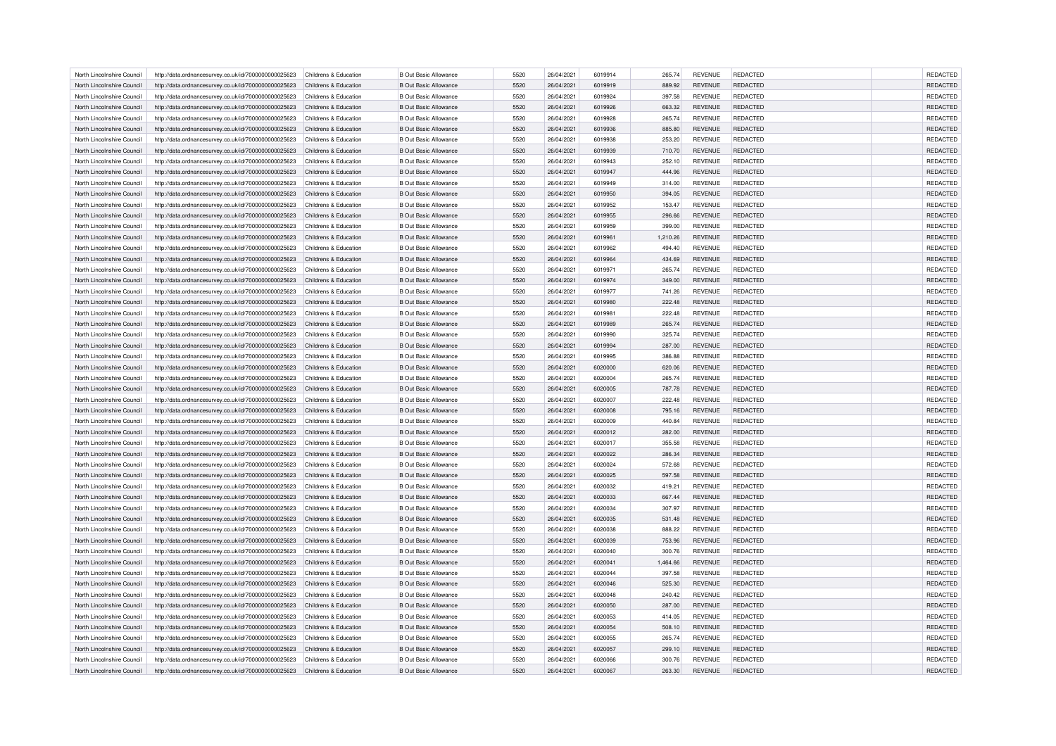| North Lincolnshire Council | http://data.ordnancesurvey.co.uk/id/7000000000025623 | Childrens & Education | B Out Basic Allowance | 5520 | 26/04/2021 | 6019914 | 265.74 | REVENUE | REDACTED | | REDACTED |
|---|---|---|---|---|---|---|---|---|---|---|---|
| North Lincolnshire Council | http://data.ordnancesurvey.co.uk/id/7000000000025623 | Childrens & Education | B Out Basic Allowance | 5520 | 26/04/2021 | 6019919 | 889.92 | REVENUE | REDACTED | | REDACTED |
| North Lincolnshire Council | http://data.ordnancesurvey.co.uk/id/7000000000025623 | Childrens & Education | B Out Basic Allowance | 5520 | 26/04/2021 | 6019924 | 397.58 | REVENUE | REDACTED | | REDACTED |
| North Lincolnshire Council | http://data.ordnancesurvey.co.uk/id/7000000000025623 | Childrens & Education | B Out Basic Allowance | 5520 | 26/04/2021 | 6019926 | 663.32 | REVENUE | REDACTED | | REDACTED |
| North Lincolnshire Council | http://data.ordnancesurvey.co.uk/id/7000000000025623 | Childrens & Education | B Out Basic Allowance | 5520 | 26/04/2021 | 6019928 | 265.74 | REVENUE | REDACTED | | REDACTED |
| North Lincolnshire Council | http://data.ordnancesurvey.co.uk/id/7000000000025623 | Childrens & Education | B Out Basic Allowance | 5520 | 26/04/2021 | 6019936 | 885.80 | REVENUE | REDACTED | | REDACTED |
| North Lincolnshire Council | http://data.ordnancesurvey.co.uk/id/7000000000025623 | Childrens & Education | B Out Basic Allowance | 5520 | 26/04/2021 | 6019938 | 253.20 | REVENUE | REDACTED | | REDACTED |
| North Lincolnshire Council | http://data.ordnancesurvey.co.uk/id/7000000000025623 | Childrens & Education | B Out Basic Allowance | 5520 | 26/04/2021 | 6019939 | 710.70 | REVENUE | REDACTED | | REDACTED |
| North Lincolnshire Council | http://data.ordnancesurvey.co.uk/id/7000000000025623 | Childrens & Education | B Out Basic Allowance | 5520 | 26/04/2021 | 6019943 | 252.10 | REVENUE | REDACTED | | REDACTED |
| North Lincolnshire Council | http://data.ordnancesurvey.co.uk/id/7000000000025623 | Childrens & Education | B Out Basic Allowance | 5520 | 26/04/2021 | 6019947 | 444.96 | REVENUE | REDACTED | | REDACTED |
| North Lincolnshire Council | http://data.ordnancesurvey.co.uk/id/7000000000025623 | Childrens & Education | B Out Basic Allowance | 5520 | 26/04/2021 | 6019949 | 314.00 | REVENUE | REDACTED | | REDACTED |
| North Lincolnshire Council | http://data.ordnancesurvey.co.uk/id/7000000000025623 | Childrens & Education | B Out Basic Allowance | 5520 | 26/04/2021 | 6019950 | 394.05 | REVENUE | REDACTED | | REDACTED |
| North Lincolnshire Council | http://data.ordnancesurvey.co.uk/id/7000000000025623 | Childrens & Education | B Out Basic Allowance | 5520 | 26/04/2021 | 6019952 | 153.47 | REVENUE | REDACTED | | REDACTED |
| North Lincolnshire Council | http://data.ordnancesurvey.co.uk/id/7000000000025623 | Childrens & Education | B Out Basic Allowance | 5520 | 26/04/2021 | 6019955 | 296.66 | REVENUE | REDACTED | | REDACTED |
| North Lincolnshire Council | http://data.ordnancesurvey.co.uk/id/7000000000025623 | Childrens & Education | B Out Basic Allowance | 5520 | 26/04/2021 | 6019959 | 399.00 | REVENUE | REDACTED | | REDACTED |
| North Lincolnshire Council | http://data.ordnancesurvey.co.uk/id/7000000000025623 | Childrens & Education | B Out Basic Allowance | 5520 | 26/04/2021 | 6019961 | 1,210.26 | REVENUE | REDACTED | | REDACTED |
| North Lincolnshire Council | http://data.ordnancesurvey.co.uk/id/7000000000025623 | Childrens & Education | B Out Basic Allowance | 5520 | 26/04/2021 | 6019962 | 494.40 | REVENUE | REDACTED | | REDACTED |
| North Lincolnshire Council | http://data.ordnancesurvey.co.uk/id/7000000000025623 | Childrens & Education | B Out Basic Allowance | 5520 | 26/04/2021 | 6019964 | 434.69 | REVENUE | REDACTED | | REDACTED |
| North Lincolnshire Council | http://data.ordnancesurvey.co.uk/id/7000000000025623 | Childrens & Education | B Out Basic Allowance | 5520 | 26/04/2021 | 6019971 | 265.74 | REVENUE | REDACTED | | REDACTED |
| North Lincolnshire Council | http://data.ordnancesurvey.co.uk/id/7000000000025623 | Childrens & Education | B Out Basic Allowance | 5520 | 26/04/2021 | 6019974 | 349.00 | REVENUE | REDACTED | | REDACTED |
| North Lincolnshire Council | http://data.ordnancesurvey.co.uk/id/7000000000025623 | Childrens & Education | B Out Basic Allowance | 5520 | 26/04/2021 | 6019977 | 741.26 | REVENUE | REDACTED | | REDACTED |
| North Lincolnshire Council | http://data.ordnancesurvey.co.uk/id/7000000000025623 | Childrens & Education | B Out Basic Allowance | 5520 | 26/04/2021 | 6019980 | 222.48 | REVENUE | REDACTED | | REDACTED |
| North Lincolnshire Council | http://data.ordnancesurvey.co.uk/id/7000000000025623 | Childrens & Education | B Out Basic Allowance | 5520 | 26/04/2021 | 6019981 | 222.48 | REVENUE | REDACTED | | REDACTED |
| North Lincolnshire Council | http://data.ordnancesurvey.co.uk/id/7000000000025623 | Childrens & Education | B Out Basic Allowance | 5520 | 26/04/2021 | 6019989 | 265.74 | REVENUE | REDACTED | | REDACTED |
| North Lincolnshire Council | http://data.ordnancesurvey.co.uk/id/7000000000025623 | Childrens & Education | B Out Basic Allowance | 5520 | 26/04/2021 | 6019990 | 325.74 | REVENUE | REDACTED | | REDACTED |
| North Lincolnshire Council | http://data.ordnancesurvey.co.uk/id/7000000000025623 | Childrens & Education | B Out Basic Allowance | 5520 | 26/04/2021 | 6019994 | 287.00 | REVENUE | REDACTED | | REDACTED |
| North Lincolnshire Council | http://data.ordnancesurvey.co.uk/id/7000000000025623 | Childrens & Education | B Out Basic Allowance | 5520 | 26/04/2021 | 6019995 | 386.88 | REVENUE | REDACTED | | REDACTED |
| North Lincolnshire Council | http://data.ordnancesurvey.co.uk/id/7000000000025623 | Childrens & Education | B Out Basic Allowance | 5520 | 26/04/2021 | 6020000 | 620.06 | REVENUE | REDACTED | | REDACTED |
| North Lincolnshire Council | http://data.ordnancesurvey.co.uk/id/7000000000025623 | Childrens & Education | B Out Basic Allowance | 5520 | 26/04/2021 | 6020004 | 265.74 | REVENUE | REDACTED | | REDACTED |
| North Lincolnshire Council | http://data.ordnancesurvey.co.uk/id/7000000000025623 | Childrens & Education | B Out Basic Allowance | 5520 | 26/04/2021 | 6020005 | 787.78 | REVENUE | REDACTED | | REDACTED |
| North Lincolnshire Council | http://data.ordnancesurvey.co.uk/id/7000000000025623 | Childrens & Education | B Out Basic Allowance | 5520 | 26/04/2021 | 6020007 | 222.48 | REVENUE | REDACTED | | REDACTED |
| North Lincolnshire Council | http://data.ordnancesurvey.co.uk/id/7000000000025623 | Childrens & Education | B Out Basic Allowance | 5520 | 26/04/2021 | 6020008 | 795.16 | REVENUE | REDACTED | | REDACTED |
| North Lincolnshire Council | http://data.ordnancesurvey.co.uk/id/7000000000025623 | Childrens & Education | B Out Basic Allowance | 5520 | 26/04/2021 | 6020009 | 440.84 | REVENUE | REDACTED | | REDACTED |
| North Lincolnshire Council | http://data.ordnancesurvey.co.uk/id/7000000000025623 | Childrens & Education | B Out Basic Allowance | 5520 | 26/04/2021 | 6020012 | 282.00 | REVENUE | REDACTED | | REDACTED |
| North Lincolnshire Council | http://data.ordnancesurvey.co.uk/id/7000000000025623 | Childrens & Education | B Out Basic Allowance | 5520 | 26/04/2021 | 6020017 | 355.58 | REVENUE | REDACTED | | REDACTED |
| North Lincolnshire Council | http://data.ordnancesurvey.co.uk/id/7000000000025623 | Childrens & Education | B Out Basic Allowance | 5520 | 26/04/2021 | 6020022 | 286.34 | REVENUE | REDACTED | | REDACTED |
| North Lincolnshire Council | http://data.ordnancesurvey.co.uk/id/7000000000025623 | Childrens & Education | B Out Basic Allowance | 5520 | 26/04/2021 | 6020024 | 572.68 | REVENUE | REDACTED | | REDACTED |
| North Lincolnshire Council | http://data.ordnancesurvey.co.uk/id/7000000000025623 | Childrens & Education | B Out Basic Allowance | 5520 | 26/04/2021 | 6020025 | 597.58 | REVENUE | REDACTED | | REDACTED |
| North Lincolnshire Council | http://data.ordnancesurvey.co.uk/id/7000000000025623 | Childrens & Education | B Out Basic Allowance | 5520 | 26/04/2021 | 6020032 | 419.21 | REVENUE | REDACTED | | REDACTED |
| North Lincolnshire Council | http://data.ordnancesurvey.co.uk/id/7000000000025623 | Childrens & Education | B Out Basic Allowance | 5520 | 26/04/2021 | 6020033 | 667.44 | REVENUE | REDACTED | | REDACTED |
| North Lincolnshire Council | http://data.ordnancesurvey.co.uk/id/7000000000025623 | Childrens & Education | B Out Basic Allowance | 5520 | 26/04/2021 | 6020034 | 307.97 | REVENUE | REDACTED | | REDACTED |
| North Lincolnshire Council | http://data.ordnancesurvey.co.uk/id/7000000000025623 | Childrens & Education | B Out Basic Allowance | 5520 | 26/04/2021 | 6020035 | 531.48 | REVENUE | REDACTED | | REDACTED |
| North Lincolnshire Council | http://data.ordnancesurvey.co.uk/id/7000000000025623 | Childrens & Education | B Out Basic Allowance | 5520 | 26/04/2021 | 6020038 | 888.22 | REVENUE | REDACTED | | REDACTED |
| North Lincolnshire Council | http://data.ordnancesurvey.co.uk/id/7000000000025623 | Childrens & Education | B Out Basic Allowance | 5520 | 26/04/2021 | 6020039 | 753.96 | REVENUE | REDACTED | | REDACTED |
| North Lincolnshire Council | http://data.ordnancesurvey.co.uk/id/7000000000025623 | Childrens & Education | B Out Basic Allowance | 5520 | 26/04/2021 | 6020040 | 300.76 | REVENUE | REDACTED | | REDACTED |
| North Lincolnshire Council | http://data.ordnancesurvey.co.uk/id/7000000000025623 | Childrens & Education | B Out Basic Allowance | 5520 | 26/04/2021 | 6020041 | 1,464.66 | REVENUE | REDACTED | | REDACTED |
| North Lincolnshire Council | http://data.ordnancesurvey.co.uk/id/7000000000025623 | Childrens & Education | B Out Basic Allowance | 5520 | 26/04/2021 | 6020044 | 397.58 | REVENUE | REDACTED | | REDACTED |
| North Lincolnshire Council | http://data.ordnancesurvey.co.uk/id/7000000000025623 | Childrens & Education | B Out Basic Allowance | 5520 | 26/04/2021 | 6020046 | 525.30 | REVENUE | REDACTED | | REDACTED |
| North Lincolnshire Council | http://data.ordnancesurvey.co.uk/id/7000000000025623 | Childrens & Education | B Out Basic Allowance | 5520 | 26/04/2021 | 6020048 | 240.42 | REVENUE | REDACTED | | REDACTED |
| North Lincolnshire Council | http://data.ordnancesurvey.co.uk/id/7000000000025623 | Childrens & Education | B Out Basic Allowance | 5520 | 26/04/2021 | 6020050 | 287.00 | REVENUE | REDACTED | | REDACTED |
| North Lincolnshire Council | http://data.ordnancesurvey.co.uk/id/7000000000025623 | Childrens & Education | B Out Basic Allowance | 5520 | 26/04/2021 | 6020053 | 414.05 | REVENUE | REDACTED | | REDACTED |
| North Lincolnshire Council | http://data.ordnancesurvey.co.uk/id/7000000000025623 | Childrens & Education | B Out Basic Allowance | 5520 | 26/04/2021 | 6020054 | 508.10 | REVENUE | REDACTED | | REDACTED |
| North Lincolnshire Council | http://data.ordnancesurvey.co.uk/id/7000000000025623 | Childrens & Education | B Out Basic Allowance | 5520 | 26/04/2021 | 6020055 | 265.74 | REVENUE | REDACTED | | REDACTED |
| North Lincolnshire Council | http://data.ordnancesurvey.co.uk/id/7000000000025623 | Childrens & Education | B Out Basic Allowance | 5520 | 26/04/2021 | 6020057 | 299.10 | REVENUE | REDACTED | | REDACTED |
| North Lincolnshire Council | http://data.ordnancesurvey.co.uk/id/7000000000025623 | Childrens & Education | B Out Basic Allowance | 5520 | 26/04/2021 | 6020066 | 300.76 | REVENUE | REDACTED | | REDACTED |
| North Lincolnshire Council | http://data.ordnancesurvey.co.uk/id/7000000000025623 | Childrens & Education | B Out Basic Allowance | 5520 | 26/04/2021 | 6020067 | 263.30 | REVENUE | REDACTED | | REDACTED |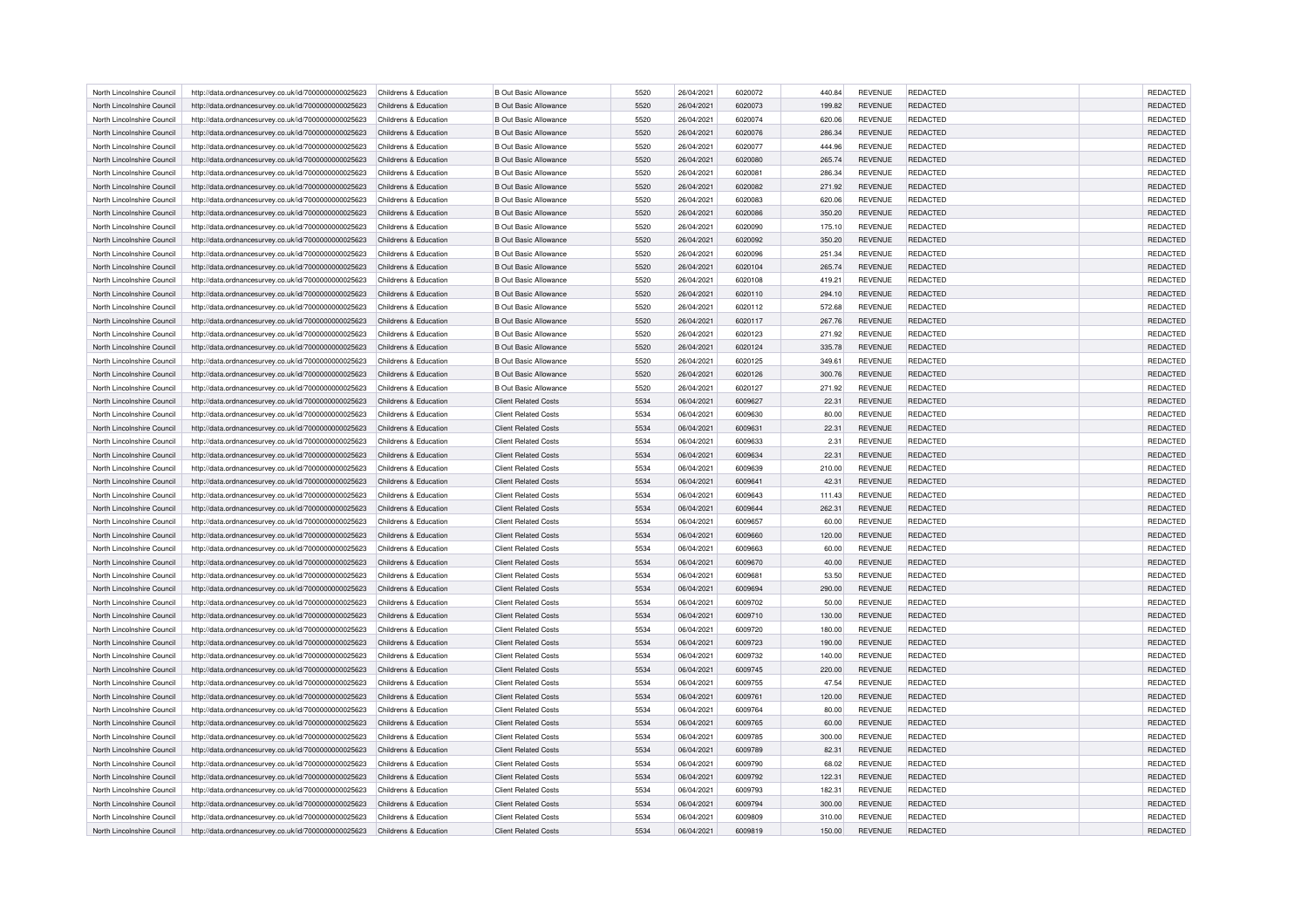| North Lincolnshire Council | http://data.ordnancesurvey.co.uk/id/7000000000025623 | Childrens & Education | B Out Basic Allowance | 5520 | 26/04/2021 | 6020072 | 440.84 | REVENUE | REDACTED | | REDACTED |
|---|---|---|---|---|---|---|---|---|---|---|---|
| North Lincolnshire Council | http://data.ordnancesurvey.co.uk/id/7000000000025623 | Childrens & Education | B Out Basic Allowance | 5520 | 26/04/2021 | 6020073 | 199.82 | REVENUE | REDACTED | | REDACTED |
| North Lincolnshire Council | http://data.ordnancesurvey.co.uk/id/7000000000025623 | Childrens & Education | B Out Basic Allowance | 5520 | 26/04/2021 | 6020074 | 620.06 | REVENUE | REDACTED | | REDACTED |
| North Lincolnshire Council | http://data.ordnancesurvey.co.uk/id/7000000000025623 | Childrens & Education | B Out Basic Allowance | 5520 | 26/04/2021 | 6020076 | 286.34 | REVENUE | REDACTED | | REDACTED |
| North Lincolnshire Council | http://data.ordnancesurvey.co.uk/id/7000000000025623 | Childrens & Education | B Out Basic Allowance | 5520 | 26/04/2021 | 6020077 | 444.96 | REVENUE | REDACTED | | REDACTED |
| North Lincolnshire Council | http://data.ordnancesurvey.co.uk/id/7000000000025623 | Childrens & Education | B Out Basic Allowance | 5520 | 26/04/2021 | 6020080 | 265.74 | REVENUE | REDACTED | | REDACTED |
| North Lincolnshire Council | http://data.ordnancesurvey.co.uk/id/7000000000025623 | Childrens & Education | B Out Basic Allowance | 5520 | 26/04/2021 | 6020081 | 286.34 | REVENUE | REDACTED | | REDACTED |
| North Lincolnshire Council | http://data.ordnancesurvey.co.uk/id/7000000000025623 | Childrens & Education | B Out Basic Allowance | 5520 | 26/04/2021 | 6020082 | 271.92 | REVENUE | REDACTED | | REDACTED |
| North Lincolnshire Council | http://data.ordnancesurvey.co.uk/id/7000000000025623 | Childrens & Education | B Out Basic Allowance | 5520 | 26/04/2021 | 6020083 | 620.06 | REVENUE | REDACTED | | REDACTED |
| North Lincolnshire Council | http://data.ordnancesurvey.co.uk/id/7000000000025623 | Childrens & Education | B Out Basic Allowance | 5520 | 26/04/2021 | 6020086 | 350.20 | REVENUE | REDACTED | | REDACTED |
| North Lincolnshire Council | http://data.ordnancesurvey.co.uk/id/7000000000025623 | Childrens & Education | B Out Basic Allowance | 5520 | 26/04/2021 | 6020090 | 175.10 | REVENUE | REDACTED | | REDACTED |
| North Lincolnshire Council | http://data.ordnancesurvey.co.uk/id/7000000000025623 | Childrens & Education | B Out Basic Allowance | 5520 | 26/04/2021 | 6020092 | 350.20 | REVENUE | REDACTED | | REDACTED |
| North Lincolnshire Council | http://data.ordnancesurvey.co.uk/id/7000000000025623 | Childrens & Education | B Out Basic Allowance | 5520 | 26/04/2021 | 6020096 | 251.34 | REVENUE | REDACTED | | REDACTED |
| North Lincolnshire Council | http://data.ordnancesurvey.co.uk/id/7000000000025623 | Childrens & Education | B Out Basic Allowance | 5520 | 26/04/2021 | 6020104 | 265.74 | REVENUE | REDACTED | | REDACTED |
| North Lincolnshire Council | http://data.ordnancesurvey.co.uk/id/7000000000025623 | Childrens & Education | B Out Basic Allowance | 5520 | 26/04/2021 | 6020108 | 419.21 | REVENUE | REDACTED | | REDACTED |
| North Lincolnshire Council | http://data.ordnancesurvey.co.uk/id/7000000000025623 | Childrens & Education | B Out Basic Allowance | 5520 | 26/04/2021 | 6020110 | 294.10 | REVENUE | REDACTED | | REDACTED |
| North Lincolnshire Council | http://data.ordnancesurvey.co.uk/id/7000000000025623 | Childrens & Education | B Out Basic Allowance | 5520 | 26/04/2021 | 6020112 | 572.68 | REVENUE | REDACTED | | REDACTED |
| North Lincolnshire Council | http://data.ordnancesurvey.co.uk/id/7000000000025623 | Childrens & Education | B Out Basic Allowance | 5520 | 26/04/2021 | 6020117 | 267.76 | REVENUE | REDACTED | | REDACTED |
| North Lincolnshire Council | http://data.ordnancesurvey.co.uk/id/7000000000025623 | Childrens & Education | B Out Basic Allowance | 5520 | 26/04/2021 | 6020123 | 271.92 | REVENUE | REDACTED | | REDACTED |
| North Lincolnshire Council | http://data.ordnancesurvey.co.uk/id/7000000000025623 | Childrens & Education | B Out Basic Allowance | 5520 | 26/04/2021 | 6020124 | 335.78 | REVENUE | REDACTED | | REDACTED |
| North Lincolnshire Council | http://data.ordnancesurvey.co.uk/id/7000000000025623 | Childrens & Education | B Out Basic Allowance | 5520 | 26/04/2021 | 6020125 | 349.61 | REVENUE | REDACTED | | REDACTED |
| North Lincolnshire Council | http://data.ordnancesurvey.co.uk/id/7000000000025623 | Childrens & Education | B Out Basic Allowance | 5520 | 26/04/2021 | 6020126 | 300.76 | REVENUE | REDACTED | | REDACTED |
| North Lincolnshire Council | http://data.ordnancesurvey.co.uk/id/7000000000025623 | Childrens & Education | B Out Basic Allowance | 5520 | 26/04/2021 | 6020127 | 271.92 | REVENUE | REDACTED | | REDACTED |
| North Lincolnshire Council | http://data.ordnancesurvey.co.uk/id/7000000000025623 | Childrens & Education | Client Related Costs | 5534 | 06/04/2021 | 6009627 | 22.31 | REVENUE | REDACTED | | REDACTED |
| North Lincolnshire Council | http://data.ordnancesurvey.co.uk/id/7000000000025623 | Childrens & Education | Client Related Costs | 5534 | 06/04/2021 | 6009630 | 80.00 | REVENUE | REDACTED | | REDACTED |
| North Lincolnshire Council | http://data.ordnancesurvey.co.uk/id/7000000000025623 | Childrens & Education | Client Related Costs | 5534 | 06/04/2021 | 6009631 | 22.31 | REVENUE | REDACTED | | REDACTED |
| North Lincolnshire Council | http://data.ordnancesurvey.co.uk/id/7000000000025623 | Childrens & Education | Client Related Costs | 5534 | 06/04/2021 | 6009633 | 2.31 | REVENUE | REDACTED | | REDACTED |
| North Lincolnshire Council | http://data.ordnancesurvey.co.uk/id/7000000000025623 | Childrens & Education | Client Related Costs | 5534 | 06/04/2021 | 6009634 | 22.31 | REVENUE | REDACTED | | REDACTED |
| North Lincolnshire Council | http://data.ordnancesurvey.co.uk/id/7000000000025623 | Childrens & Education | Client Related Costs | 5534 | 06/04/2021 | 6009639 | 210.00 | REVENUE | REDACTED | | REDACTED |
| North Lincolnshire Council | http://data.ordnancesurvey.co.uk/id/7000000000025623 | Childrens & Education | Client Related Costs | 5534 | 06/04/2021 | 6009641 | 42.31 | REVENUE | REDACTED | | REDACTED |
| North Lincolnshire Council | http://data.ordnancesurvey.co.uk/id/7000000000025623 | Childrens & Education | Client Related Costs | 5534 | 06/04/2021 | 6009643 | 111.43 | REVENUE | REDACTED | | REDACTED |
| North Lincolnshire Council | http://data.ordnancesurvey.co.uk/id/7000000000025623 | Childrens & Education | Client Related Costs | 5534 | 06/04/2021 | 6009644 | 262.31 | REVENUE | REDACTED | | REDACTED |
| North Lincolnshire Council | http://data.ordnancesurvey.co.uk/id/7000000000025623 | Childrens & Education | Client Related Costs | 5534 | 06/04/2021 | 6009657 | 60.00 | REVENUE | REDACTED | | REDACTED |
| North Lincolnshire Council | http://data.ordnancesurvey.co.uk/id/7000000000025623 | Childrens & Education | Client Related Costs | 5534 | 06/04/2021 | 6009660 | 120.00 | REVENUE | REDACTED | | REDACTED |
| North Lincolnshire Council | http://data.ordnancesurvey.co.uk/id/7000000000025623 | Childrens & Education | Client Related Costs | 5534 | 06/04/2021 | 6009663 | 60.00 | REVENUE | REDACTED | | REDACTED |
| North Lincolnshire Council | http://data.ordnancesurvey.co.uk/id/7000000000025623 | Childrens & Education | Client Related Costs | 5534 | 06/04/2021 | 6009670 | 40.00 | REVENUE | REDACTED | | REDACTED |
| North Lincolnshire Council | http://data.ordnancesurvey.co.uk/id/7000000000025623 | Childrens & Education | Client Related Costs | 5534 | 06/04/2021 | 6009681 | 53.50 | REVENUE | REDACTED | | REDACTED |
| North Lincolnshire Council | http://data.ordnancesurvey.co.uk/id/7000000000025623 | Childrens & Education | Client Related Costs | 5534 | 06/04/2021 | 6009694 | 290.00 | REVENUE | REDACTED | | REDACTED |
| North Lincolnshire Council | http://data.ordnancesurvey.co.uk/id/7000000000025623 | Childrens & Education | Client Related Costs | 5534 | 06/04/2021 | 6009702 | 50.00 | REVENUE | REDACTED | | REDACTED |
| North Lincolnshire Council | http://data.ordnancesurvey.co.uk/id/7000000000025623 | Childrens & Education | Client Related Costs | 5534 | 06/04/2021 | 6009710 | 130.00 | REVENUE | REDACTED | | REDACTED |
| North Lincolnshire Council | http://data.ordnancesurvey.co.uk/id/7000000000025623 | Childrens & Education | Client Related Costs | 5534 | 06/04/2021 | 6009720 | 180.00 | REVENUE | REDACTED | | REDACTED |
| North Lincolnshire Council | http://data.ordnancesurvey.co.uk/id/7000000000025623 | Childrens & Education | Client Related Costs | 5534 | 06/04/2021 | 6009723 | 190.00 | REVENUE | REDACTED | | REDACTED |
| North Lincolnshire Council | http://data.ordnancesurvey.co.uk/id/7000000000025623 | Childrens & Education | Client Related Costs | 5534 | 06/04/2021 | 6009732 | 140.00 | REVENUE | REDACTED | | REDACTED |
| North Lincolnshire Council | http://data.ordnancesurvey.co.uk/id/7000000000025623 | Childrens & Education | Client Related Costs | 5534 | 06/04/2021 | 6009745 | 220.00 | REVENUE | REDACTED | | REDACTED |
| North Lincolnshire Council | http://data.ordnancesurvey.co.uk/id/7000000000025623 | Childrens & Education | Client Related Costs | 5534 | 06/04/2021 | 6009755 | 47.54 | REVENUE | REDACTED | | REDACTED |
| North Lincolnshire Council | http://data.ordnancesurvey.co.uk/id/7000000000025623 | Childrens & Education | Client Related Costs | 5534 | 06/04/2021 | 6009761 | 120.00 | REVENUE | REDACTED | | REDACTED |
| North Lincolnshire Council | http://data.ordnancesurvey.co.uk/id/7000000000025623 | Childrens & Education | Client Related Costs | 5534 | 06/04/2021 | 6009764 | 80.00 | REVENUE | REDACTED | | REDACTED |
| North Lincolnshire Council | http://data.ordnancesurvey.co.uk/id/7000000000025623 | Childrens & Education | Client Related Costs | 5534 | 06/04/2021 | 6009765 | 60.00 | REVENUE | REDACTED | | REDACTED |
| North Lincolnshire Council | http://data.ordnancesurvey.co.uk/id/7000000000025623 | Childrens & Education | Client Related Costs | 5534 | 06/04/2021 | 6009785 | 300.00 | REVENUE | REDACTED | | REDACTED |
| North Lincolnshire Council | http://data.ordnancesurvey.co.uk/id/7000000000025623 | Childrens & Education | Client Related Costs | 5534 | 06/04/2021 | 6009789 | 82.31 | REVENUE | REDACTED | | REDACTED |
| North Lincolnshire Council | http://data.ordnancesurvey.co.uk/id/7000000000025623 | Childrens & Education | Client Related Costs | 5534 | 06/04/2021 | 6009790 | 68.02 | REVENUE | REDACTED | | REDACTED |
| North Lincolnshire Council | http://data.ordnancesurvey.co.uk/id/7000000000025623 | Childrens & Education | Client Related Costs | 5534 | 06/04/2021 | 6009792 | 122.31 | REVENUE | REDACTED | | REDACTED |
| North Lincolnshire Council | http://data.ordnancesurvey.co.uk/id/7000000000025623 | Childrens & Education | Client Related Costs | 5534 | 06/04/2021 | 6009793 | 182.31 | REVENUE | REDACTED | | REDACTED |
| North Lincolnshire Council | http://data.ordnancesurvey.co.uk/id/7000000000025623 | Childrens & Education | Client Related Costs | 5534 | 06/04/2021 | 6009794 | 300.00 | REVENUE | REDACTED | | REDACTED |
| North Lincolnshire Council | http://data.ordnancesurvey.co.uk/id/7000000000025623 | Childrens & Education | Client Related Costs | 5534 | 06/04/2021 | 6009809 | 310.00 | REVENUE | REDACTED | | REDACTED |
| North Lincolnshire Council | http://data.ordnancesurvey.co.uk/id/7000000000025623 | Childrens & Education | Client Related Costs | 5534 | 06/04/2021 | 6009819 | 150.00 | REVENUE | REDACTED | | REDACTED |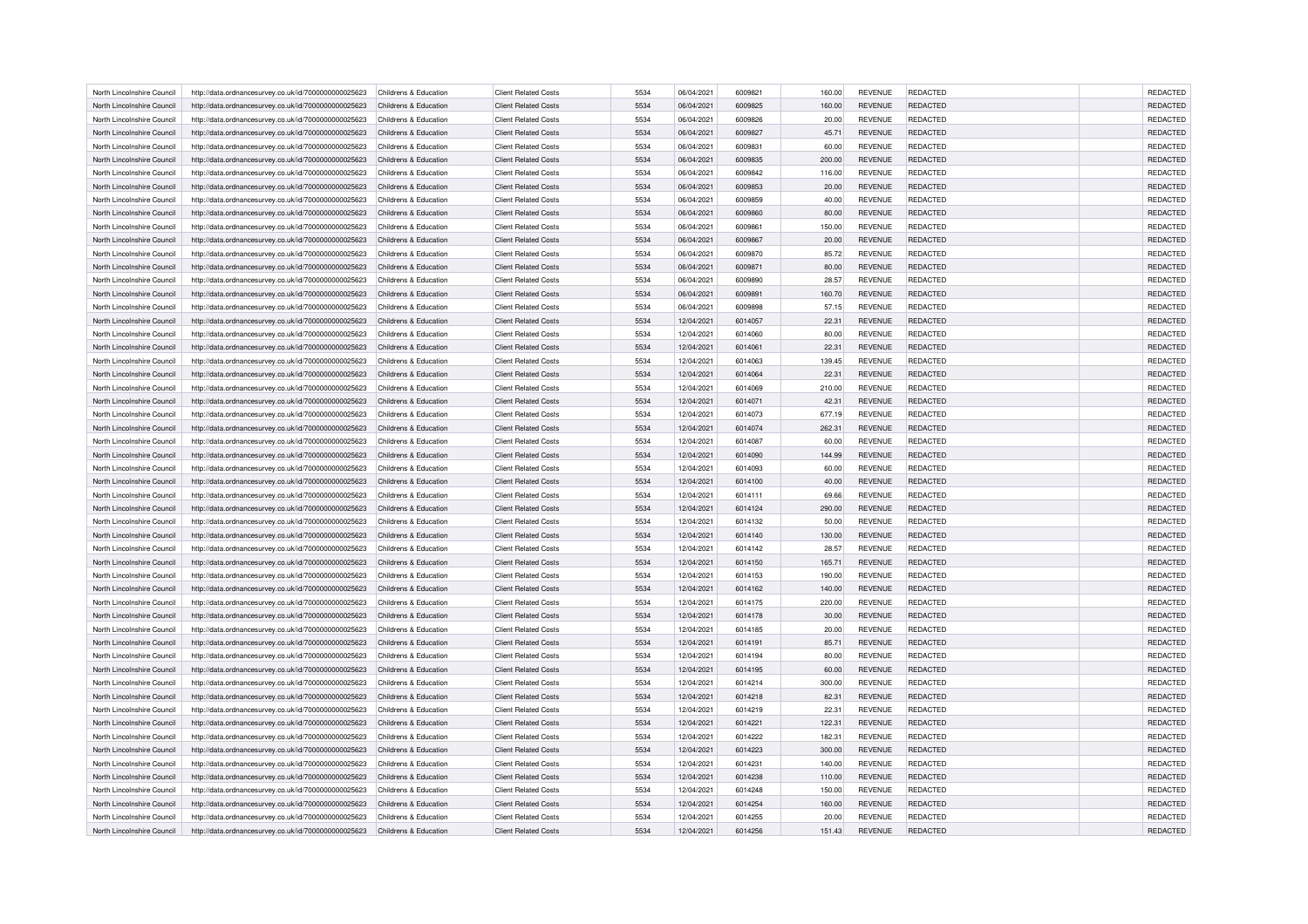| North Lincolnshire Council | http://data.ordnancesurvey.co.uk/id/7000000000025623 | Childrens & Education | Client Related Costs | 5534 | 06/04/2021 | 6009821 | 160.00 | REVENUE | REDACTED | | REDACTED |
|---|---|---|---|---|---|---|---|---|---|---|---|
| North Lincolnshire Council | http://data.ordnancesurvey.co.uk/id/7000000000025623 | Childrens & Education | Client Related Costs | 5534 | 06/04/2021 | 6009825 | 160.00 | REVENUE | REDACTED | | REDACTED |
| North Lincolnshire Council | http://data.ordnancesurvey.co.uk/id/7000000000025623 | Childrens & Education | Client Related Costs | 5534 | 06/04/2021 | 6009826 | 20.00 | REVENUE | REDACTED | | REDACTED |
| North Lincolnshire Council | http://data.ordnancesurvey.co.uk/id/7000000000025623 | Childrens & Education | Client Related Costs | 5534 | 06/04/2021 | 6009827 | 45.71 | REVENUE | REDACTED | | REDACTED |
| North Lincolnshire Council | http://data.ordnancesurvey.co.uk/id/7000000000025623 | Childrens & Education | Client Related Costs | 5534 | 06/04/2021 | 6009831 | 60.00 | REVENUE | REDACTED | | REDACTED |
| North Lincolnshire Council | http://data.ordnancesurvey.co.uk/id/7000000000025623 | Childrens & Education | Client Related Costs | 5534 | 06/04/2021 | 6009835 | 200.00 | REVENUE | REDACTED | | REDACTED |
| North Lincolnshire Council | http://data.ordnancesurvey.co.uk/id/7000000000025623 | Childrens & Education | Client Related Costs | 5534 | 06/04/2021 | 6009842 | 116.00 | REVENUE | REDACTED | | REDACTED |
| North Lincolnshire Council | http://data.ordnancesurvey.co.uk/id/7000000000025623 | Childrens & Education | Client Related Costs | 5534 | 06/04/2021 | 6009853 | 20.00 | REVENUE | REDACTED | | REDACTED |
| North Lincolnshire Council | http://data.ordnancesurvey.co.uk/id/7000000000025623 | Childrens & Education | Client Related Costs | 5534 | 06/04/2021 | 6009859 | 40.00 | REVENUE | REDACTED | | REDACTED |
| North Lincolnshire Council | http://data.ordnancesurvey.co.uk/id/7000000000025623 | Childrens & Education | Client Related Costs | 5534 | 06/04/2021 | 6009860 | 80.00 | REVENUE | REDACTED | | REDACTED |
| North Lincolnshire Council | http://data.ordnancesurvey.co.uk/id/7000000000025623 | Childrens & Education | Client Related Costs | 5534 | 06/04/2021 | 6009861 | 150.00 | REVENUE | REDACTED | | REDACTED |
| North Lincolnshire Council | http://data.ordnancesurvey.co.uk/id/7000000000025623 | Childrens & Education | Client Related Costs | 5534 | 06/04/2021 | 6009867 | 20.00 | REVENUE | REDACTED | | REDACTED |
| North Lincolnshire Council | http://data.ordnancesurvey.co.uk/id/7000000000025623 | Childrens & Education | Client Related Costs | 5534 | 06/04/2021 | 6009870 | 85.72 | REVENUE | REDACTED | | REDACTED |
| North Lincolnshire Council | http://data.ordnancesurvey.co.uk/id/7000000000025623 | Childrens & Education | Client Related Costs | 5534 | 06/04/2021 | 6009871 | 80.00 | REVENUE | REDACTED | | REDACTED |
| North Lincolnshire Council | http://data.ordnancesurvey.co.uk/id/7000000000025623 | Childrens & Education | Client Related Costs | 5534 | 06/04/2021 | 6009890 | 28.57 | REVENUE | REDACTED | | REDACTED |
| North Lincolnshire Council | http://data.ordnancesurvey.co.uk/id/7000000000025623 | Childrens & Education | Client Related Costs | 5534 | 06/04/2021 | 6009891 | 160.70 | REVENUE | REDACTED | | REDACTED |
| North Lincolnshire Council | http://data.ordnancesurvey.co.uk/id/7000000000025623 | Childrens & Education | Client Related Costs | 5534 | 06/04/2021 | 6009898 | 57.15 | REVENUE | REDACTED | | REDACTED |
| North Lincolnshire Council | http://data.ordnancesurvey.co.uk/id/7000000000025623 | Childrens & Education | Client Related Costs | 5534 | 12/04/2021 | 6014057 | 22.31 | REVENUE | REDACTED | | REDACTED |
| North Lincolnshire Council | http://data.ordnancesurvey.co.uk/id/7000000000025623 | Childrens & Education | Client Related Costs | 5534 | 12/04/2021 | 6014060 | 80.00 | REVENUE | REDACTED | | REDACTED |
| North Lincolnshire Council | http://data.ordnancesurvey.co.uk/id/7000000000025623 | Childrens & Education | Client Related Costs | 5534 | 12/04/2021 | 6014061 | 22.31 | REVENUE | REDACTED | | REDACTED |
| North Lincolnshire Council | http://data.ordnancesurvey.co.uk/id/7000000000025623 | Childrens & Education | Client Related Costs | 5534 | 12/04/2021 | 6014063 | 139.45 | REVENUE | REDACTED | | REDACTED |
| North Lincolnshire Council | http://data.ordnancesurvey.co.uk/id/7000000000025623 | Childrens & Education | Client Related Costs | 5534 | 12/04/2021 | 6014064 | 22.31 | REVENUE | REDACTED | | REDACTED |
| North Lincolnshire Council | http://data.ordnancesurvey.co.uk/id/7000000000025623 | Childrens & Education | Client Related Costs | 5534 | 12/04/2021 | 6014069 | 210.00 | REVENUE | REDACTED | | REDACTED |
| North Lincolnshire Council | http://data.ordnancesurvey.co.uk/id/7000000000025623 | Childrens & Education | Client Related Costs | 5534 | 12/04/2021 | 6014071 | 42.31 | REVENUE | REDACTED | | REDACTED |
| North Lincolnshire Council | http://data.ordnancesurvey.co.uk/id/7000000000025623 | Childrens & Education | Client Related Costs | 5534 | 12/04/2021 | 6014073 | 677.19 | REVENUE | REDACTED | | REDACTED |
| North Lincolnshire Council | http://data.ordnancesurvey.co.uk/id/7000000000025623 | Childrens & Education | Client Related Costs | 5534 | 12/04/2021 | 6014074 | 262.31 | REVENUE | REDACTED | | REDACTED |
| North Lincolnshire Council | http://data.ordnancesurvey.co.uk/id/7000000000025623 | Childrens & Education | Client Related Costs | 5534 | 12/04/2021 | 6014087 | 60.00 | REVENUE | REDACTED | | REDACTED |
| North Lincolnshire Council | http://data.ordnancesurvey.co.uk/id/7000000000025623 | Childrens & Education | Client Related Costs | 5534 | 12/04/2021 | 6014090 | 144.99 | REVENUE | REDACTED | | REDACTED |
| North Lincolnshire Council | http://data.ordnancesurvey.co.uk/id/7000000000025623 | Childrens & Education | Client Related Costs | 5534 | 12/04/2021 | 6014093 | 60.00 | REVENUE | REDACTED | | REDACTED |
| North Lincolnshire Council | http://data.ordnancesurvey.co.uk/id/7000000000025623 | Childrens & Education | Client Related Costs | 5534 | 12/04/2021 | 6014100 | 40.00 | REVENUE | REDACTED | | REDACTED |
| North Lincolnshire Council | http://data.ordnancesurvey.co.uk/id/7000000000025623 | Childrens & Education | Client Related Costs | 5534 | 12/04/2021 | 6014111 | 69.66 | REVENUE | REDACTED | | REDACTED |
| North Lincolnshire Council | http://data.ordnancesurvey.co.uk/id/7000000000025623 | Childrens & Education | Client Related Costs | 5534 | 12/04/2021 | 6014124 | 290.00 | REVENUE | REDACTED | | REDACTED |
| North Lincolnshire Council | http://data.ordnancesurvey.co.uk/id/7000000000025623 | Childrens & Education | Client Related Costs | 5534 | 12/04/2021 | 6014132 | 50.00 | REVENUE | REDACTED | | REDACTED |
| North Lincolnshire Council | http://data.ordnancesurvey.co.uk/id/7000000000025623 | Childrens & Education | Client Related Costs | 5534 | 12/04/2021 | 6014140 | 130.00 | REVENUE | REDACTED | | REDACTED |
| North Lincolnshire Council | http://data.ordnancesurvey.co.uk/id/7000000000025623 | Childrens & Education | Client Related Costs | 5534 | 12/04/2021 | 6014142 | 28.57 | REVENUE | REDACTED | | REDACTED |
| North Lincolnshire Council | http://data.ordnancesurvey.co.uk/id/7000000000025623 | Childrens & Education | Client Related Costs | 5534 | 12/04/2021 | 6014150 | 165.71 | REVENUE | REDACTED | | REDACTED |
| North Lincolnshire Council | http://data.ordnancesurvey.co.uk/id/7000000000025623 | Childrens & Education | Client Related Costs | 5534 | 12/04/2021 | 6014153 | 190.00 | REVENUE | REDACTED | | REDACTED |
| North Lincolnshire Council | http://data.ordnancesurvey.co.uk/id/7000000000025623 | Childrens & Education | Client Related Costs | 5534 | 12/04/2021 | 6014162 | 140.00 | REVENUE | REDACTED | | REDACTED |
| North Lincolnshire Council | http://data.ordnancesurvey.co.uk/id/7000000000025623 | Childrens & Education | Client Related Costs | 5534 | 12/04/2021 | 6014175 | 220.00 | REVENUE | REDACTED | | REDACTED |
| North Lincolnshire Council | http://data.ordnancesurvey.co.uk/id/7000000000025623 | Childrens & Education | Client Related Costs | 5534 | 12/04/2021 | 6014178 | 30.00 | REVENUE | REDACTED | | REDACTED |
| North Lincolnshire Council | http://data.ordnancesurvey.co.uk/id/7000000000025623 | Childrens & Education | Client Related Costs | 5534 | 12/04/2021 | 6014185 | 20.00 | REVENUE | REDACTED | | REDACTED |
| North Lincolnshire Council | http://data.ordnancesurvey.co.uk/id/7000000000025623 | Childrens & Education | Client Related Costs | 5534 | 12/04/2021 | 6014191 | 85.71 | REVENUE | REDACTED | | REDACTED |
| North Lincolnshire Council | http://data.ordnancesurvey.co.uk/id/7000000000025623 | Childrens & Education | Client Related Costs | 5534 | 12/04/2021 | 6014194 | 80.00 | REVENUE | REDACTED | | REDACTED |
| North Lincolnshire Council | http://data.ordnancesurvey.co.uk/id/7000000000025623 | Childrens & Education | Client Related Costs | 5534 | 12/04/2021 | 6014195 | 60.00 | REVENUE | REDACTED | | REDACTED |
| North Lincolnshire Council | http://data.ordnancesurvey.co.uk/id/7000000000025623 | Childrens & Education | Client Related Costs | 5534 | 12/04/2021 | 6014214 | 300.00 | REVENUE | REDACTED | | REDACTED |
| North Lincolnshire Council | http://data.ordnancesurvey.co.uk/id/7000000000025623 | Childrens & Education | Client Related Costs | 5534 | 12/04/2021 | 6014218 | 82.31 | REVENUE | REDACTED | | REDACTED |
| North Lincolnshire Council | http://data.ordnancesurvey.co.uk/id/7000000000025623 | Childrens & Education | Client Related Costs | 5534 | 12/04/2021 | 6014219 | 22.31 | REVENUE | REDACTED | | REDACTED |
| North Lincolnshire Council | http://data.ordnancesurvey.co.uk/id/7000000000025623 | Childrens & Education | Client Related Costs | 5534 | 12/04/2021 | 6014221 | 122.31 | REVENUE | REDACTED | | REDACTED |
| North Lincolnshire Council | http://data.ordnancesurvey.co.uk/id/7000000000025623 | Childrens & Education | Client Related Costs | 5534 | 12/04/2021 | 6014222 | 182.31 | REVENUE | REDACTED | | REDACTED |
| North Lincolnshire Council | http://data.ordnancesurvey.co.uk/id/7000000000025623 | Childrens & Education | Client Related Costs | 5534 | 12/04/2021 | 6014223 | 300.00 | REVENUE | REDACTED | | REDACTED |
| North Lincolnshire Council | http://data.ordnancesurvey.co.uk/id/7000000000025623 | Childrens & Education | Client Related Costs | 5534 | 12/04/2021 | 6014231 | 140.00 | REVENUE | REDACTED | | REDACTED |
| North Lincolnshire Council | http://data.ordnancesurvey.co.uk/id/7000000000025623 | Childrens & Education | Client Related Costs | 5534 | 12/04/2021 | 6014238 | 110.00 | REVENUE | REDACTED | | REDACTED |
| North Lincolnshire Council | http://data.ordnancesurvey.co.uk/id/7000000000025623 | Childrens & Education | Client Related Costs | 5534 | 12/04/2021 | 6014248 | 150.00 | REVENUE | REDACTED | | REDACTED |
| North Lincolnshire Council | http://data.ordnancesurvey.co.uk/id/7000000000025623 | Childrens & Education | Client Related Costs | 5534 | 12/04/2021 | 6014254 | 160.00 | REVENUE | REDACTED | | REDACTED |
| North Lincolnshire Council | http://data.ordnancesurvey.co.uk/id/7000000000025623 | Childrens & Education | Client Related Costs | 5534 | 12/04/2021 | 6014255 | 20.00 | REVENUE | REDACTED | | REDACTED |
| North Lincolnshire Council | http://data.ordnancesurvey.co.uk/id/7000000000025623 | Childrens & Education | Client Related Costs | 5534 | 12/04/2021 | 6014256 | 151.43 | REVENUE | REDACTED | | REDACTED |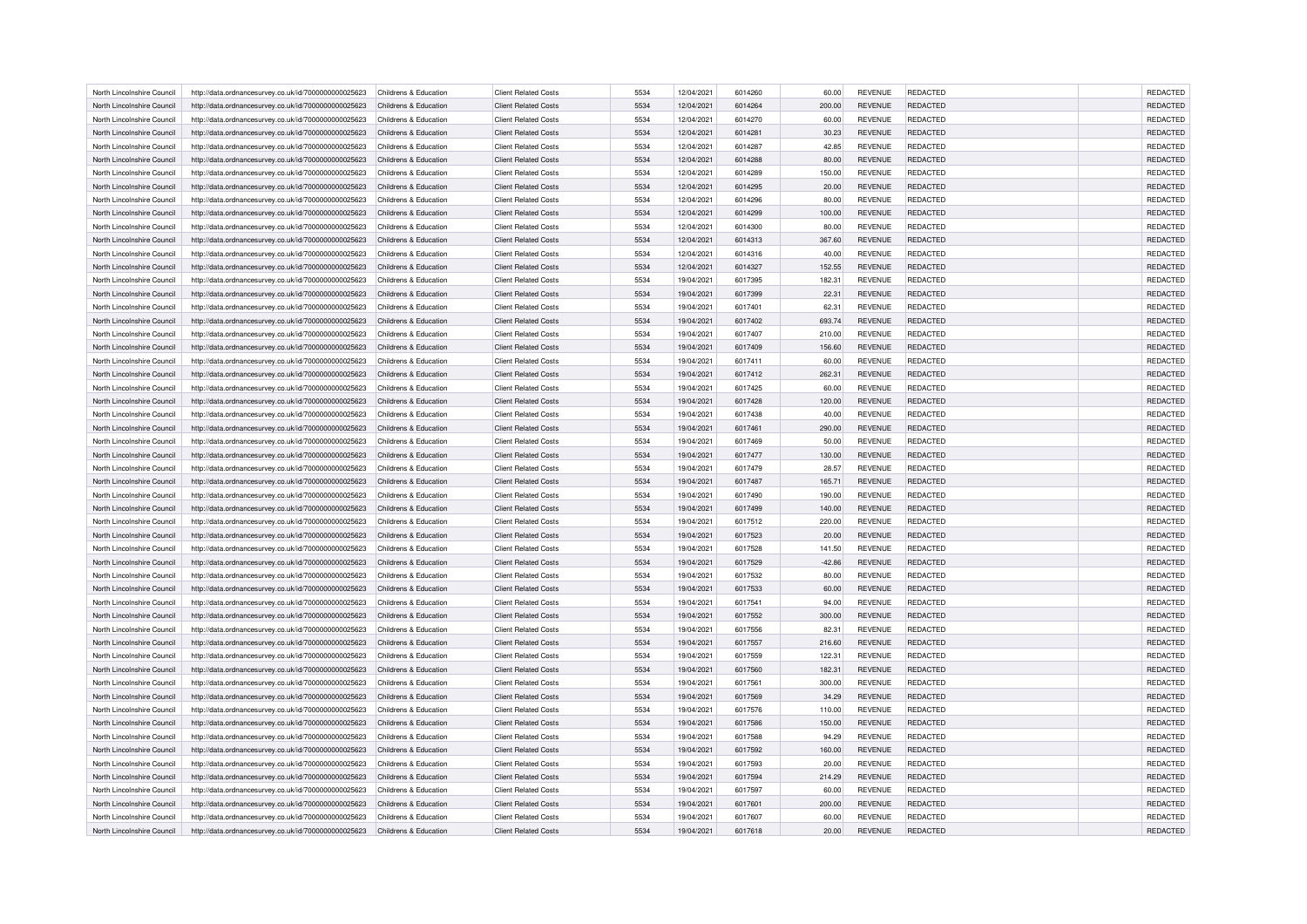| North Lincolnshire Council | http://data.ordnancesurvey.co.uk/id/7000000000025623 | Childrens & Education | Client Related Costs | 5534 | 12/04/2021 | 6014260 | 60.00 | REVENUE | REDACTED | | REDACTED |
|---|---|---|---|---|---|---|---|---|---|---|---|
| North Lincolnshire Council | http://data.ordnancesurvey.co.uk/id/7000000000025623 | Childrens & Education | Client Related Costs | 5534 | 12/04/2021 | 6014264 | 200.00 | REVENUE | REDACTED | | REDACTED |
| North Lincolnshire Council | http://data.ordnancesurvey.co.uk/id/7000000000025623 | Childrens & Education | Client Related Costs | 5534 | 12/04/2021 | 6014270 | 60.00 | REVENUE | REDACTED | | REDACTED |
| North Lincolnshire Council | http://data.ordnancesurvey.co.uk/id/7000000000025623 | Childrens & Education | Client Related Costs | 5534 | 12/04/2021 | 6014281 | 30.23 | REVENUE | REDACTED | | REDACTED |
| North Lincolnshire Council | http://data.ordnancesurvey.co.uk/id/7000000000025623 | Childrens & Education | Client Related Costs | 5534 | 12/04/2021 | 6014287 | 42.85 | REVENUE | REDACTED | | REDACTED |
| North Lincolnshire Council | http://data.ordnancesurvey.co.uk/id/7000000000025623 | Childrens & Education | Client Related Costs | 5534 | 12/04/2021 | 6014288 | 80.00 | REVENUE | REDACTED | | REDACTED |
| North Lincolnshire Council | http://data.ordnancesurvey.co.uk/id/7000000000025623 | Childrens & Education | Client Related Costs | 5534 | 12/04/2021 | 6014289 | 150.00 | REVENUE | REDACTED | | REDACTED |
| North Lincolnshire Council | http://data.ordnancesurvey.co.uk/id/7000000000025623 | Childrens & Education | Client Related Costs | 5534 | 12/04/2021 | 6014295 | 20.00 | REVENUE | REDACTED | | REDACTED |
| North Lincolnshire Council | http://data.ordnancesurvey.co.uk/id/7000000000025623 | Childrens & Education | Client Related Costs | 5534 | 12/04/2021 | 6014296 | 80.00 | REVENUE | REDACTED | | REDACTED |
| North Lincolnshire Council | http://data.ordnancesurvey.co.uk/id/7000000000025623 | Childrens & Education | Client Related Costs | 5534 | 12/04/2021 | 6014299 | 100.00 | REVENUE | REDACTED | | REDACTED |
| North Lincolnshire Council | http://data.ordnancesurvey.co.uk/id/7000000000025623 | Childrens & Education | Client Related Costs | 5534 | 12/04/2021 | 6014300 | 80.00 | REVENUE | REDACTED | | REDACTED |
| North Lincolnshire Council | http://data.ordnancesurvey.co.uk/id/7000000000025623 | Childrens & Education | Client Related Costs | 5534 | 12/04/2021 | 6014313 | 367.60 | REVENUE | REDACTED | | REDACTED |
| North Lincolnshire Council | http://data.ordnancesurvey.co.uk/id/7000000000025623 | Childrens & Education | Client Related Costs | 5534 | 12/04/2021 | 6014316 | 40.00 | REVENUE | REDACTED | | REDACTED |
| North Lincolnshire Council | http://data.ordnancesurvey.co.uk/id/7000000000025623 | Childrens & Education | Client Related Costs | 5534 | 12/04/2021 | 6014327 | 152.55 | REVENUE | REDACTED | | REDACTED |
| North Lincolnshire Council | http://data.ordnancesurvey.co.uk/id/7000000000025623 | Childrens & Education | Client Related Costs | 5534 | 19/04/2021 | 6017395 | 182.31 | REVENUE | REDACTED | | REDACTED |
| North Lincolnshire Council | http://data.ordnancesurvey.co.uk/id/7000000000025623 | Childrens & Education | Client Related Costs | 5534 | 19/04/2021 | 6017399 | 22.31 | REVENUE | REDACTED | | REDACTED |
| North Lincolnshire Council | http://data.ordnancesurvey.co.uk/id/7000000000025623 | Childrens & Education | Client Related Costs | 5534 | 19/04/2021 | 6017401 | 62.31 | REVENUE | REDACTED | | REDACTED |
| North Lincolnshire Council | http://data.ordnancesurvey.co.uk/id/7000000000025623 | Childrens & Education | Client Related Costs | 5534 | 19/04/2021 | 6017402 | 693.74 | REVENUE | REDACTED | | REDACTED |
| North Lincolnshire Council | http://data.ordnancesurvey.co.uk/id/7000000000025623 | Childrens & Education | Client Related Costs | 5534 | 19/04/2021 | 6017407 | 210.00 | REVENUE | REDACTED | | REDACTED |
| North Lincolnshire Council | http://data.ordnancesurvey.co.uk/id/7000000000025623 | Childrens & Education | Client Related Costs | 5534 | 19/04/2021 | 6017409 | 156.60 | REVENUE | REDACTED | | REDACTED |
| North Lincolnshire Council | http://data.ordnancesurvey.co.uk/id/7000000000025623 | Childrens & Education | Client Related Costs | 5534 | 19/04/2021 | 6017411 | 60.00 | REVENUE | REDACTED | | REDACTED |
| North Lincolnshire Council | http://data.ordnancesurvey.co.uk/id/7000000000025623 | Childrens & Education | Client Related Costs | 5534 | 19/04/2021 | 6017412 | 262.31 | REVENUE | REDACTED | | REDACTED |
| North Lincolnshire Council | http://data.ordnancesurvey.co.uk/id/7000000000025623 | Childrens & Education | Client Related Costs | 5534 | 19/04/2021 | 6017425 | 60.00 | REVENUE | REDACTED | | REDACTED |
| North Lincolnshire Council | http://data.ordnancesurvey.co.uk/id/7000000000025623 | Childrens & Education | Client Related Costs | 5534 | 19/04/2021 | 6017428 | 120.00 | REVENUE | REDACTED | | REDACTED |
| North Lincolnshire Council | http://data.ordnancesurvey.co.uk/id/7000000000025623 | Childrens & Education | Client Related Costs | 5534 | 19/04/2021 | 6017438 | 40.00 | REVENUE | REDACTED | | REDACTED |
| North Lincolnshire Council | http://data.ordnancesurvey.co.uk/id/7000000000025623 | Childrens & Education | Client Related Costs | 5534 | 19/04/2021 | 6017461 | 290.00 | REVENUE | REDACTED | | REDACTED |
| North Lincolnshire Council | http://data.ordnancesurvey.co.uk/id/7000000000025623 | Childrens & Education | Client Related Costs | 5534 | 19/04/2021 | 6017469 | 50.00 | REVENUE | REDACTED | | REDACTED |
| North Lincolnshire Council | http://data.ordnancesurvey.co.uk/id/7000000000025623 | Childrens & Education | Client Related Costs | 5534 | 19/04/2021 | 6017477 | 130.00 | REVENUE | REDACTED | | REDACTED |
| North Lincolnshire Council | http://data.ordnancesurvey.co.uk/id/7000000000025623 | Childrens & Education | Client Related Costs | 5534 | 19/04/2021 | 6017479 | 28.57 | REVENUE | REDACTED | | REDACTED |
| North Lincolnshire Council | http://data.ordnancesurvey.co.uk/id/7000000000025623 | Childrens & Education | Client Related Costs | 5534 | 19/04/2021 | 6017487 | 165.71 | REVENUE | REDACTED | | REDACTED |
| North Lincolnshire Council | http://data.ordnancesurvey.co.uk/id/7000000000025623 | Childrens & Education | Client Related Costs | 5534 | 19/04/2021 | 6017490 | 190.00 | REVENUE | REDACTED | | REDACTED |
| North Lincolnshire Council | http://data.ordnancesurvey.co.uk/id/7000000000025623 | Childrens & Education | Client Related Costs | 5534 | 19/04/2021 | 6017499 | 140.00 | REVENUE | REDACTED | | REDACTED |
| North Lincolnshire Council | http://data.ordnancesurvey.co.uk/id/7000000000025623 | Childrens & Education | Client Related Costs | 5534 | 19/04/2021 | 6017512 | 220.00 | REVENUE | REDACTED | | REDACTED |
| North Lincolnshire Council | http://data.ordnancesurvey.co.uk/id/7000000000025623 | Childrens & Education | Client Related Costs | 5534 | 19/04/2021 | 6017523 | 20.00 | REVENUE | REDACTED | | REDACTED |
| North Lincolnshire Council | http://data.ordnancesurvey.co.uk/id/7000000000025623 | Childrens & Education | Client Related Costs | 5534 | 19/04/2021 | 6017528 | 141.50 | REVENUE | REDACTED | | REDACTED |
| North Lincolnshire Council | http://data.ordnancesurvey.co.uk/id/7000000000025623 | Childrens & Education | Client Related Costs | 5534 | 19/04/2021 | 6017529 | -42.86 | REVENUE | REDACTED | | REDACTED |
| North Lincolnshire Council | http://data.ordnancesurvey.co.uk/id/7000000000025623 | Childrens & Education | Client Related Costs | 5534 | 19/04/2021 | 6017532 | 80.00 | REVENUE | REDACTED | | REDACTED |
| North Lincolnshire Council | http://data.ordnancesurvey.co.uk/id/7000000000025623 | Childrens & Education | Client Related Costs | 5534 | 19/04/2021 | 6017533 | 60.00 | REVENUE | REDACTED | | REDACTED |
| North Lincolnshire Council | http://data.ordnancesurvey.co.uk/id/7000000000025623 | Childrens & Education | Client Related Costs | 5534 | 19/04/2021 | 6017541 | 94.00 | REVENUE | REDACTED | | REDACTED |
| North Lincolnshire Council | http://data.ordnancesurvey.co.uk/id/7000000000025623 | Childrens & Education | Client Related Costs | 5534 | 19/04/2021 | 6017552 | 300.00 | REVENUE | REDACTED | | REDACTED |
| North Lincolnshire Council | http://data.ordnancesurvey.co.uk/id/7000000000025623 | Childrens & Education | Client Related Costs | 5534 | 19/04/2021 | 6017556 | 82.31 | REVENUE | REDACTED | | REDACTED |
| North Lincolnshire Council | http://data.ordnancesurvey.co.uk/id/7000000000025623 | Childrens & Education | Client Related Costs | 5534 | 19/04/2021 | 6017557 | 216.60 | REVENUE | REDACTED | | REDACTED |
| North Lincolnshire Council | http://data.ordnancesurvey.co.uk/id/7000000000025623 | Childrens & Education | Client Related Costs | 5534 | 19/04/2021 | 6017559 | 122.31 | REVENUE | REDACTED | | REDACTED |
| North Lincolnshire Council | http://data.ordnancesurvey.co.uk/id/7000000000025623 | Childrens & Education | Client Related Costs | 5534 | 19/04/2021 | 6017560 | 182.31 | REVENUE | REDACTED | | REDACTED |
| North Lincolnshire Council | http://data.ordnancesurvey.co.uk/id/7000000000025623 | Childrens & Education | Client Related Costs | 5534 | 19/04/2021 | 6017561 | 300.00 | REVENUE | REDACTED | | REDACTED |
| North Lincolnshire Council | http://data.ordnancesurvey.co.uk/id/7000000000025623 | Childrens & Education | Client Related Costs | 5534 | 19/04/2021 | 6017569 | 34.29 | REVENUE | REDACTED | | REDACTED |
| North Lincolnshire Council | http://data.ordnancesurvey.co.uk/id/7000000000025623 | Childrens & Education | Client Related Costs | 5534 | 19/04/2021 | 6017576 | 110.00 | REVENUE | REDACTED | | REDACTED |
| North Lincolnshire Council | http://data.ordnancesurvey.co.uk/id/7000000000025623 | Childrens & Education | Client Related Costs | 5534 | 19/04/2021 | 6017586 | 150.00 | REVENUE | REDACTED | | REDACTED |
| North Lincolnshire Council | http://data.ordnancesurvey.co.uk/id/7000000000025623 | Childrens & Education | Client Related Costs | 5534 | 19/04/2021 | 6017588 | 94.29 | REVENUE | REDACTED | | REDACTED |
| North Lincolnshire Council | http://data.ordnancesurvey.co.uk/id/7000000000025623 | Childrens & Education | Client Related Costs | 5534 | 19/04/2021 | 6017592 | 160.00 | REVENUE | REDACTED | | REDACTED |
| North Lincolnshire Council | http://data.ordnancesurvey.co.uk/id/7000000000025623 | Childrens & Education | Client Related Costs | 5534 | 19/04/2021 | 6017593 | 20.00 | REVENUE | REDACTED | | REDACTED |
| North Lincolnshire Council | http://data.ordnancesurvey.co.uk/id/7000000000025623 | Childrens & Education | Client Related Costs | 5534 | 19/04/2021 | 6017594 | 214.29 | REVENUE | REDACTED | | REDACTED |
| North Lincolnshire Council | http://data.ordnancesurvey.co.uk/id/7000000000025623 | Childrens & Education | Client Related Costs | 5534 | 19/04/2021 | 6017597 | 60.00 | REVENUE | REDACTED | | REDACTED |
| North Lincolnshire Council | http://data.ordnancesurvey.co.uk/id/7000000000025623 | Childrens & Education | Client Related Costs | 5534 | 19/04/2021 | 6017601 | 200.00 | REVENUE | REDACTED | | REDACTED |
| North Lincolnshire Council | http://data.ordnancesurvey.co.uk/id/7000000000025623 | Childrens & Education | Client Related Costs | 5534 | 19/04/2021 | 6017607 | 60.00 | REVENUE | REDACTED | | REDACTED |
| North Lincolnshire Council | http://data.ordnancesurvey.co.uk/id/7000000000025623 | Childrens & Education | Client Related Costs | 5534 | 19/04/2021 | 6017618 | 20.00 | REVENUE | REDACTED | | REDACTED |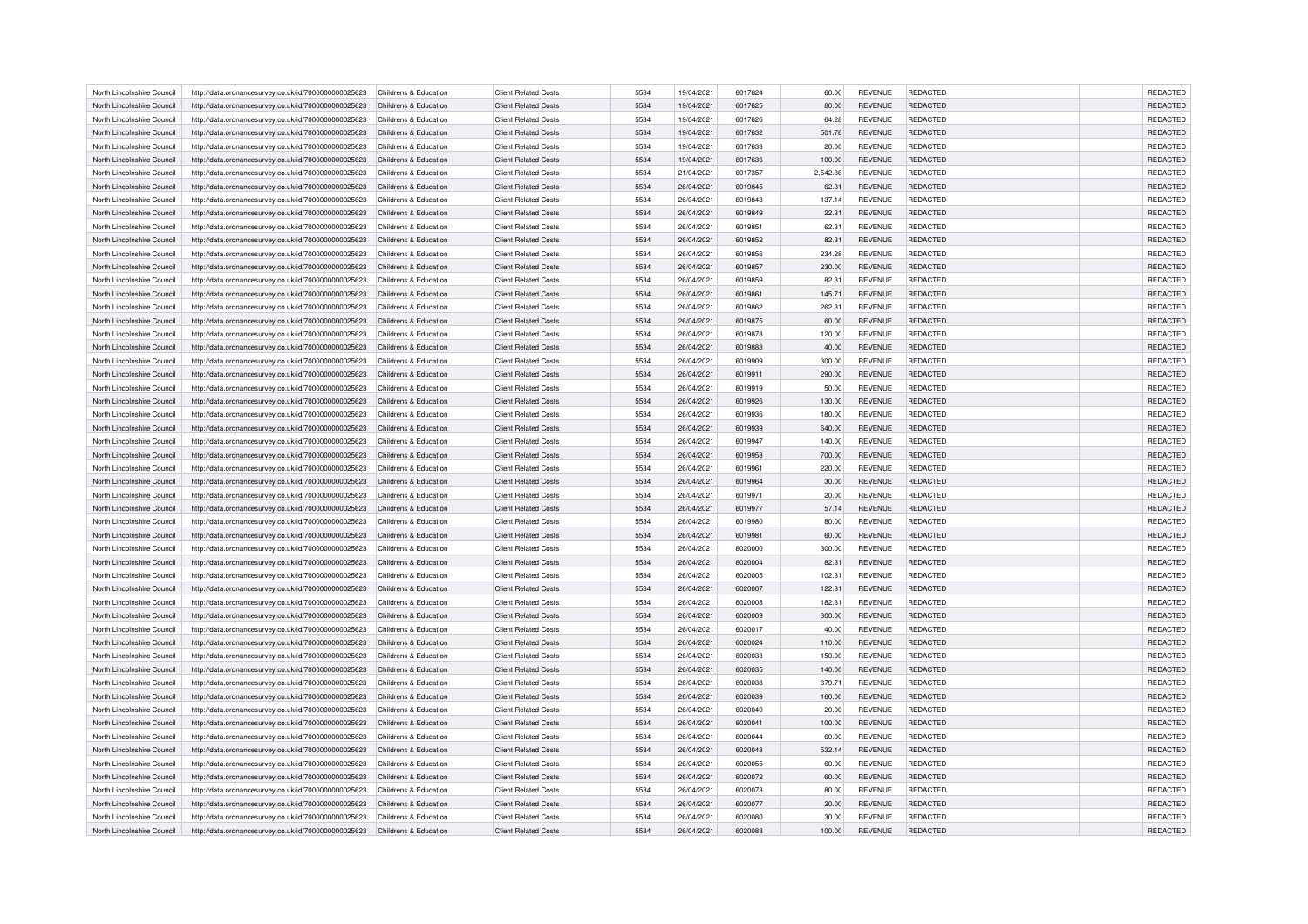| North Lincolnshire Council | http://data.ordnancesurvey.co.uk/id/7000000000025623 | Childrens & Education | Client Related Costs | 5534 | 19/04/2021 | 6017624 | 60.00 | REVENUE | REDACTED | | REDACTED |
|---|---|---|---|---|---|---|---|---|---|---|---|
| North Lincolnshire Council | http://data.ordnancesurvey.co.uk/id/7000000000025623 | Childrens & Education | Client Related Costs | 5534 | 19/04/2021 | 6017625 | 80.00 | REVENUE | REDACTED | | REDACTED |
| North Lincolnshire Council | http://data.ordnancesurvey.co.uk/id/7000000000025623 | Childrens & Education | Client Related Costs | 5534 | 19/04/2021 | 6017626 | 64.28 | REVENUE | REDACTED | | REDACTED |
| North Lincolnshire Council | http://data.ordnancesurvey.co.uk/id/7000000000025623 | Childrens & Education | Client Related Costs | 5534 | 19/04/2021 | 6017632 | 501.76 | REVENUE | REDACTED | | REDACTED |
| North Lincolnshire Council | http://data.ordnancesurvey.co.uk/id/7000000000025623 | Childrens & Education | Client Related Costs | 5534 | 19/04/2021 | 6017633 | 20.00 | REVENUE | REDACTED | | REDACTED |
| North Lincolnshire Council | http://data.ordnancesurvey.co.uk/id/7000000000025623 | Childrens & Education | Client Related Costs | 5534 | 19/04/2021 | 6017636 | 100.00 | REVENUE | REDACTED | | REDACTED |
| North Lincolnshire Council | http://data.ordnancesurvey.co.uk/id/7000000000025623 | Childrens & Education | Client Related Costs | 5534 | 21/04/2021 | 6017357 | 2,542.86 | REVENUE | REDACTED | | REDACTED |
| North Lincolnshire Council | http://data.ordnancesurvey.co.uk/id/7000000000025623 | Childrens & Education | Client Related Costs | 5534 | 26/04/2021 | 6019845 | 62.31 | REVENUE | REDACTED | | REDACTED |
| North Lincolnshire Council | http://data.ordnancesurvey.co.uk/id/7000000000025623 | Childrens & Education | Client Related Costs | 5534 | 26/04/2021 | 6019848 | 137.14 | REVENUE | REDACTED | | REDACTED |
| North Lincolnshire Council | http://data.ordnancesurvey.co.uk/id/7000000000025623 | Childrens & Education | Client Related Costs | 5534 | 26/04/2021 | 6019849 | 22.31 | REVENUE | REDACTED | | REDACTED |
| North Lincolnshire Council | http://data.ordnancesurvey.co.uk/id/7000000000025623 | Childrens & Education | Client Related Costs | 5534 | 26/04/2021 | 6019851 | 62.31 | REVENUE | REDACTED | | REDACTED |
| North Lincolnshire Council | http://data.ordnancesurvey.co.uk/id/7000000000025623 | Childrens & Education | Client Related Costs | 5534 | 26/04/2021 | 6019852 | 82.31 | REVENUE | REDACTED | | REDACTED |
| North Lincolnshire Council | http://data.ordnancesurvey.co.uk/id/7000000000025623 | Childrens & Education | Client Related Costs | 5534 | 26/04/2021 | 6019856 | 234.28 | REVENUE | REDACTED | | REDACTED |
| North Lincolnshire Council | http://data.ordnancesurvey.co.uk/id/7000000000025623 | Childrens & Education | Client Related Costs | 5534 | 26/04/2021 | 6019857 | 230.00 | REVENUE | REDACTED | | REDACTED |
| North Lincolnshire Council | http://data.ordnancesurvey.co.uk/id/7000000000025623 | Childrens & Education | Client Related Costs | 5534 | 26/04/2021 | 6019859 | 82.31 | REVENUE | REDACTED | | REDACTED |
| North Lincolnshire Council | http://data.ordnancesurvey.co.uk/id/7000000000025623 | Childrens & Education | Client Related Costs | 5534 | 26/04/2021 | 6019861 | 145.71 | REVENUE | REDACTED | | REDACTED |
| North Lincolnshire Council | http://data.ordnancesurvey.co.uk/id/7000000000025623 | Childrens & Education | Client Related Costs | 5534 | 26/04/2021 | 6019862 | 262.31 | REVENUE | REDACTED | | REDACTED |
| North Lincolnshire Council | http://data.ordnancesurvey.co.uk/id/7000000000025623 | Childrens & Education | Client Related Costs | 5534 | 26/04/2021 | 6019875 | 60.00 | REVENUE | REDACTED | | REDACTED |
| North Lincolnshire Council | http://data.ordnancesurvey.co.uk/id/7000000000025623 | Childrens & Education | Client Related Costs | 5534 | 26/04/2021 | 6019878 | 120.00 | REVENUE | REDACTED | | REDACTED |
| North Lincolnshire Council | http://data.ordnancesurvey.co.uk/id/7000000000025623 | Childrens & Education | Client Related Costs | 5534 | 26/04/2021 | 6019888 | 40.00 | REVENUE | REDACTED | | REDACTED |
| North Lincolnshire Council | http://data.ordnancesurvey.co.uk/id/7000000000025623 | Childrens & Education | Client Related Costs | 5534 | 26/04/2021 | 6019909 | 300.00 | REVENUE | REDACTED | | REDACTED |
| North Lincolnshire Council | http://data.ordnancesurvey.co.uk/id/7000000000025623 | Childrens & Education | Client Related Costs | 5534 | 26/04/2021 | 6019911 | 290.00 | REVENUE | REDACTED | | REDACTED |
| North Lincolnshire Council | http://data.ordnancesurvey.co.uk/id/7000000000025623 | Childrens & Education | Client Related Costs | 5534 | 26/04/2021 | 6019919 | 50.00 | REVENUE | REDACTED | | REDACTED |
| North Lincolnshire Council | http://data.ordnancesurvey.co.uk/id/7000000000025623 | Childrens & Education | Client Related Costs | 5534 | 26/04/2021 | 6019926 | 130.00 | REVENUE | REDACTED | | REDACTED |
| North Lincolnshire Council | http://data.ordnancesurvey.co.uk/id/7000000000025623 | Childrens & Education | Client Related Costs | 5534 | 26/04/2021 | 6019936 | 180.00 | REVENUE | REDACTED | | REDACTED |
| North Lincolnshire Council | http://data.ordnancesurvey.co.uk/id/7000000000025623 | Childrens & Education | Client Related Costs | 5534 | 26/04/2021 | 6019939 | 640.00 | REVENUE | REDACTED | | REDACTED |
| North Lincolnshire Council | http://data.ordnancesurvey.co.uk/id/7000000000025623 | Childrens & Education | Client Related Costs | 5534 | 26/04/2021 | 6019947 | 140.00 | REVENUE | REDACTED | | REDACTED |
| North Lincolnshire Council | http://data.ordnancesurvey.co.uk/id/7000000000025623 | Childrens & Education | Client Related Costs | 5534 | 26/04/2021 | 6019958 | 700.00 | REVENUE | REDACTED | | REDACTED |
| North Lincolnshire Council | http://data.ordnancesurvey.co.uk/id/7000000000025623 | Childrens & Education | Client Related Costs | 5534 | 26/04/2021 | 6019961 | 220.00 | REVENUE | REDACTED | | REDACTED |
| North Lincolnshire Council | http://data.ordnancesurvey.co.uk/id/7000000000025623 | Childrens & Education | Client Related Costs | 5534 | 26/04/2021 | 6019964 | 30.00 | REVENUE | REDACTED | | REDACTED |
| North Lincolnshire Council | http://data.ordnancesurvey.co.uk/id/7000000000025623 | Childrens & Education | Client Related Costs | 5534 | 26/04/2021 | 6019971 | 20.00 | REVENUE | REDACTED | | REDACTED |
| North Lincolnshire Council | http://data.ordnancesurvey.co.uk/id/7000000000025623 | Childrens & Education | Client Related Costs | 5534 | 26/04/2021 | 6019977 | 57.14 | REVENUE | REDACTED | | REDACTED |
| North Lincolnshire Council | http://data.ordnancesurvey.co.uk/id/7000000000025623 | Childrens & Education | Client Related Costs | 5534 | 26/04/2021 | 6019980 | 80.00 | REVENUE | REDACTED | | REDACTED |
| North Lincolnshire Council | http://data.ordnancesurvey.co.uk/id/7000000000025623 | Childrens & Education | Client Related Costs | 5534 | 26/04/2021 | 6019981 | 60.00 | REVENUE | REDACTED | | REDACTED |
| North Lincolnshire Council | http://data.ordnancesurvey.co.uk/id/7000000000025623 | Childrens & Education | Client Related Costs | 5534 | 26/04/2021 | 6020000 | 300.00 | REVENUE | REDACTED | | REDACTED |
| North Lincolnshire Council | http://data.ordnancesurvey.co.uk/id/7000000000025623 | Childrens & Education | Client Related Costs | 5534 | 26/04/2021 | 6020004 | 82.31 | REVENUE | REDACTED | | REDACTED |
| North Lincolnshire Council | http://data.ordnancesurvey.co.uk/id/7000000000025623 | Childrens & Education | Client Related Costs | 5534 | 26/04/2021 | 6020005 | 102.31 | REVENUE | REDACTED | | REDACTED |
| North Lincolnshire Council | http://data.ordnancesurvey.co.uk/id/7000000000025623 | Childrens & Education | Client Related Costs | 5534 | 26/04/2021 | 6020007 | 122.31 | REVENUE | REDACTED | | REDACTED |
| North Lincolnshire Council | http://data.ordnancesurvey.co.uk/id/7000000000025623 | Childrens & Education | Client Related Costs | 5534 | 26/04/2021 | 6020008 | 182.31 | REVENUE | REDACTED | | REDACTED |
| North Lincolnshire Council | http://data.ordnancesurvey.co.uk/id/7000000000025623 | Childrens & Education | Client Related Costs | 5534 | 26/04/2021 | 6020009 | 300.00 | REVENUE | REDACTED | | REDACTED |
| North Lincolnshire Council | http://data.ordnancesurvey.co.uk/id/7000000000025623 | Childrens & Education | Client Related Costs | 5534 | 26/04/2021 | 6020017 | 40.00 | REVENUE | REDACTED | | REDACTED |
| North Lincolnshire Council | http://data.ordnancesurvey.co.uk/id/7000000000025623 | Childrens & Education | Client Related Costs | 5534 | 26/04/2021 | 6020024 | 110.00 | REVENUE | REDACTED | | REDACTED |
| North Lincolnshire Council | http://data.ordnancesurvey.co.uk/id/7000000000025623 | Childrens & Education | Client Related Costs | 5534 | 26/04/2021 | 6020033 | 150.00 | REVENUE | REDACTED | | REDACTED |
| North Lincolnshire Council | http://data.ordnancesurvey.co.uk/id/7000000000025623 | Childrens & Education | Client Related Costs | 5534 | 26/04/2021 | 6020035 | 140.00 | REVENUE | REDACTED | | REDACTED |
| North Lincolnshire Council | http://data.ordnancesurvey.co.uk/id/7000000000025623 | Childrens & Education | Client Related Costs | 5534 | 26/04/2021 | 6020038 | 379.71 | REVENUE | REDACTED | | REDACTED |
| North Lincolnshire Council | http://data.ordnancesurvey.co.uk/id/7000000000025623 | Childrens & Education | Client Related Costs | 5534 | 26/04/2021 | 6020039 | 160.00 | REVENUE | REDACTED | | REDACTED |
| North Lincolnshire Council | http://data.ordnancesurvey.co.uk/id/7000000000025623 | Childrens & Education | Client Related Costs | 5534 | 26/04/2021 | 6020040 | 20.00 | REVENUE | REDACTED | | REDACTED |
| North Lincolnshire Council | http://data.ordnancesurvey.co.uk/id/7000000000025623 | Childrens & Education | Client Related Costs | 5534 | 26/04/2021 | 6020041 | 100.00 | REVENUE | REDACTED | | REDACTED |
| North Lincolnshire Council | http://data.ordnancesurvey.co.uk/id/7000000000025623 | Childrens & Education | Client Related Costs | 5534 | 26/04/2021 | 6020044 | 60.00 | REVENUE | REDACTED | | REDACTED |
| North Lincolnshire Council | http://data.ordnancesurvey.co.uk/id/7000000000025623 | Childrens & Education | Client Related Costs | 5534 | 26/04/2021 | 6020048 | 532.14 | REVENUE | REDACTED | | REDACTED |
| North Lincolnshire Council | http://data.ordnancesurvey.co.uk/id/7000000000025623 | Childrens & Education | Client Related Costs | 5534 | 26/04/2021 | 6020055 | 60.00 | REVENUE | REDACTED | | REDACTED |
| North Lincolnshire Council | http://data.ordnancesurvey.co.uk/id/7000000000025623 | Childrens & Education | Client Related Costs | 5534 | 26/04/2021 | 6020072 | 60.00 | REVENUE | REDACTED | | REDACTED |
| North Lincolnshire Council | http://data.ordnancesurvey.co.uk/id/7000000000025623 | Childrens & Education | Client Related Costs | 5534 | 26/04/2021 | 6020073 | 80.00 | REVENUE | REDACTED | | REDACTED |
| North Lincolnshire Council | http://data.ordnancesurvey.co.uk/id/7000000000025623 | Childrens & Education | Client Related Costs | 5534 | 26/04/2021 | 6020077 | 20.00 | REVENUE | REDACTED | | REDACTED |
| North Lincolnshire Council | http://data.ordnancesurvey.co.uk/id/7000000000025623 | Childrens & Education | Client Related Costs | 5534 | 26/04/2021 | 6020080 | 30.00 | REVENUE | REDACTED | | REDACTED |
| North Lincolnshire Council | http://data.ordnancesurvey.co.uk/id/7000000000025623 | Childrens & Education | Client Related Costs | 5534 | 26/04/2021 | 6020083 | 100.00 | REVENUE | REDACTED | | REDACTED |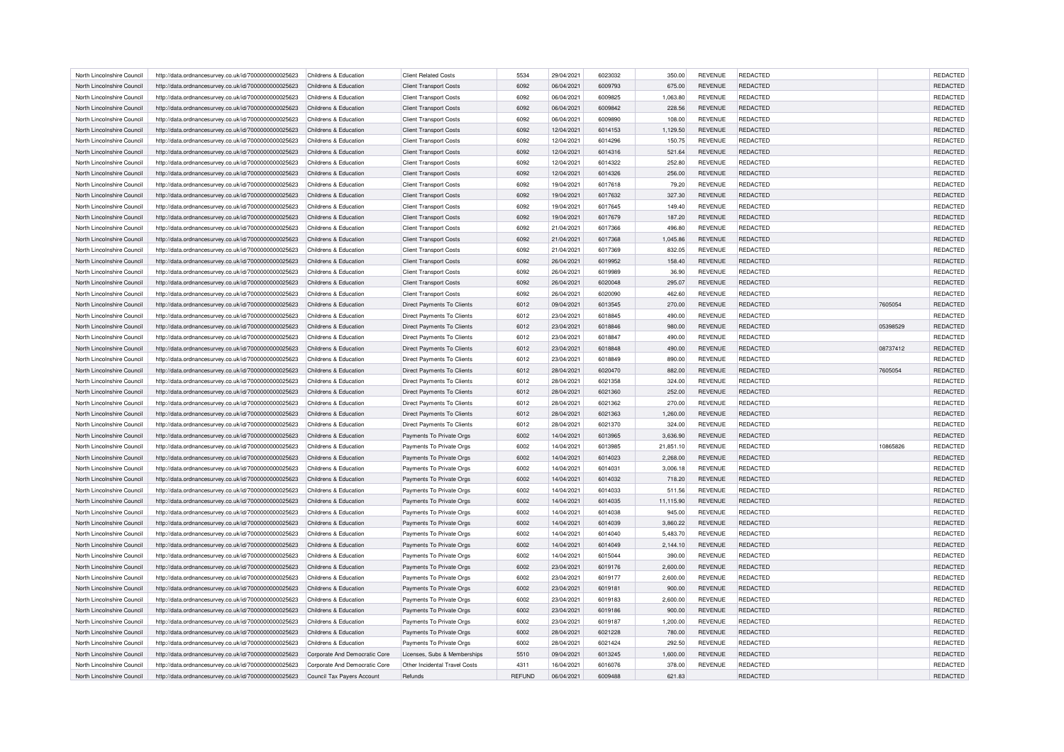| North Lincolnshire Council | http://data.ordnancesurvey.co.uk/id/7000000000025623 | Childrens & Education | Client Related Costs | 5534 | 29/04/2021 | 6023032 | 350.00 | REVENUE | REDACTED | | REDACTED |
|---|---|---|---|---|---|---|---|---|---|---|---|
| North Lincolnshire Council | http://data.ordnancesurvey.co.uk/id/7000000000025623 | Childrens & Education | Client Transport Costs | 6092 | 06/04/2021 | 6009793 | 675.00 | REVENUE | REDACTED | | REDACTED |
| North Lincolnshire Council | http://data.ordnancesurvey.co.uk/id/7000000000025623 | Childrens & Education | Client Transport Costs | 6092 | 06/04/2021 | 6009825 | 1,063.80 | REVENUE | REDACTED | | REDACTED |
| North Lincolnshire Council | http://data.ordnancesurvey.co.uk/id/7000000000025623 | Childrens & Education | Client Transport Costs | 6092 | 06/04/2021 | 6009842 | 228.56 | REVENUE | REDACTED | | REDACTED |
| North Lincolnshire Council | http://data.ordnancesurvey.co.uk/id/7000000000025623 | Childrens & Education | Client Transport Costs | 6092 | 06/04/2021 | 6009890 | 108.00 | REVENUE | REDACTED | | REDACTED |
| North Lincolnshire Council | http://data.ordnancesurvey.co.uk/id/7000000000025623 | Childrens & Education | Client Transport Costs | 6092 | 12/04/2021 | 6014153 | 1,129.50 | REVENUE | REDACTED | | REDACTED |
| North Lincolnshire Council | http://data.ordnancesurvey.co.uk/id/7000000000025623 | Childrens & Education | Client Transport Costs | 6092 | 12/04/2021 | 6014296 | 150.75 | REVENUE | REDACTED | | REDACTED |
| North Lincolnshire Council | http://data.ordnancesurvey.co.uk/id/7000000000025623 | Childrens & Education | Client Transport Costs | 6092 | 12/04/2021 | 6014316 | 521.64 | REVENUE | REDACTED | | REDACTED |
| North Lincolnshire Council | http://data.ordnancesurvey.co.uk/id/7000000000025623 | Childrens & Education | Client Transport Costs | 6092 | 12/04/2021 | 6014322 | 252.80 | REVENUE | REDACTED | | REDACTED |
| North Lincolnshire Council | http://data.ordnancesurvey.co.uk/id/7000000000025623 | Childrens & Education | Client Transport Costs | 6092 | 12/04/2021 | 6014326 | 256.00 | REVENUE | REDACTED | | REDACTED |
| North Lincolnshire Council | http://data.ordnancesurvey.co.uk/id/7000000000025623 | Childrens & Education | Client Transport Costs | 6092 | 19/04/2021 | 6017618 | 79.20 | REVENUE | REDACTED | | REDACTED |
| North Lincolnshire Council | http://data.ordnancesurvey.co.uk/id/7000000000025623 | Childrens & Education | Client Transport Costs | 6092 | 19/04/2021 | 6017632 | 327.30 | REVENUE | REDACTED | | REDACTED |
| North Lincolnshire Council | http://data.ordnancesurvey.co.uk/id/7000000000025623 | Childrens & Education | Client Transport Costs | 6092 | 19/04/2021 | 6017645 | 149.40 | REVENUE | REDACTED | | REDACTED |
| North Lincolnshire Council | http://data.ordnancesurvey.co.uk/id/7000000000025623 | Childrens & Education | Client Transport Costs | 6092 | 19/04/2021 | 6017679 | 187.20 | REVENUE | REDACTED | | REDACTED |
| North Lincolnshire Council | http://data.ordnancesurvey.co.uk/id/7000000000025623 | Childrens & Education | Client Transport Costs | 6092 | 21/04/2021 | 6017366 | 496.80 | REVENUE | REDACTED | | REDACTED |
| North Lincolnshire Council | http://data.ordnancesurvey.co.uk/id/7000000000025623 | Childrens & Education | Client Transport Costs | 6092 | 21/04/2021 | 6017368 | 1,045.86 | REVENUE | REDACTED | | REDACTED |
| North Lincolnshire Council | http://data.ordnancesurvey.co.uk/id/7000000000025623 | Childrens & Education | Client Transport Costs | 6092 | 21/04/2021 | 6017369 | 832.05 | REVENUE | REDACTED | | REDACTED |
| North Lincolnshire Council | http://data.ordnancesurvey.co.uk/id/7000000000025623 | Childrens & Education | Client Transport Costs | 6092 | 26/04/2021 | 6019952 | 158.40 | REVENUE | REDACTED | | REDACTED |
| North Lincolnshire Council | http://data.ordnancesurvey.co.uk/id/7000000000025623 | Childrens & Education | Client Transport Costs | 6092 | 26/04/2021 | 6019989 | 36.90 | REVENUE | REDACTED | | REDACTED |
| North Lincolnshire Council | http://data.ordnancesurvey.co.uk/id/7000000000025623 | Childrens & Education | Client Transport Costs | 6092 | 26/04/2021 | 6020048 | 295.07 | REVENUE | REDACTED | | REDACTED |
| North Lincolnshire Council | http://data.ordnancesurvey.co.uk/id/7000000000025623 | Childrens & Education | Client Transport Costs | 6092 | 26/04/2021 | 6020090 | 462.60 | REVENUE | REDACTED | | REDACTED |
| North Lincolnshire Council | http://data.ordnancesurvey.co.uk/id/7000000000025623 | Childrens & Education | Direct Payments To Clients | 6012 | 09/04/2021 | 6013545 | 270.00 | REVENUE | REDACTED | 7605054 | REDACTED |
| North Lincolnshire Council | http://data.ordnancesurvey.co.uk/id/7000000000025623 | Childrens & Education | Direct Payments To Clients | 6012 | 23/04/2021 | 6018845 | 490.00 | REVENUE | REDACTED | | REDACTED |
| North Lincolnshire Council | http://data.ordnancesurvey.co.uk/id/7000000000025623 | Childrens & Education | Direct Payments To Clients | 6012 | 23/04/2021 | 6018846 | 980.00 | REVENUE | REDACTED | 05398529 | REDACTED |
| North Lincolnshire Council | http://data.ordnancesurvey.co.uk/id/7000000000025623 | Childrens & Education | Direct Payments To Clients | 6012 | 23/04/2021 | 6018847 | 490.00 | REVENUE | REDACTED | | REDACTED |
| North Lincolnshire Council | http://data.ordnancesurvey.co.uk/id/7000000000025623 | Childrens & Education | Direct Payments To Clients | 6012 | 23/04/2021 | 6018848 | 490.00 | REVENUE | REDACTED | 08737412 | REDACTED |
| North Lincolnshire Council | http://data.ordnancesurvey.co.uk/id/7000000000025623 | Childrens & Education | Direct Payments To Clients | 6012 | 23/04/2021 | 6018849 | 890.00 | REVENUE | REDACTED | | REDACTED |
| North Lincolnshire Council | http://data.ordnancesurvey.co.uk/id/7000000000025623 | Childrens & Education | Direct Payments To Clients | 6012 | 28/04/2021 | 6020470 | 882.00 | REVENUE | REDACTED | 7605054 | REDACTED |
| North Lincolnshire Council | http://data.ordnancesurvey.co.uk/id/7000000000025623 | Childrens & Education | Direct Payments To Clients | 6012 | 28/04/2021 | 6021358 | 324.00 | REVENUE | REDACTED | | REDACTED |
| North Lincolnshire Council | http://data.ordnancesurvey.co.uk/id/7000000000025623 | Childrens & Education | Direct Payments To Clients | 6012 | 28/04/2021 | 6021360 | 252.00 | REVENUE | REDACTED | | REDACTED |
| North Lincolnshire Council | http://data.ordnancesurvey.co.uk/id/7000000000025623 | Childrens & Education | Direct Payments To Clients | 6012 | 28/04/2021 | 6021362 | 270.00 | REVENUE | REDACTED | | REDACTED |
| North Lincolnshire Council | http://data.ordnancesurvey.co.uk/id/7000000000025623 | Childrens & Education | Direct Payments To Clients | 6012 | 28/04/2021 | 6021363 | 1,260.00 | REVENUE | REDACTED | | REDACTED |
| North Lincolnshire Council | http://data.ordnancesurvey.co.uk/id/7000000000025623 | Childrens & Education | Direct Payments To Clients | 6012 | 28/04/2021 | 6021370 | 324.00 | REVENUE | REDACTED | | REDACTED |
| North Lincolnshire Council | http://data.ordnancesurvey.co.uk/id/7000000000025623 | Childrens & Education | Payments To Private Orgs | 6002 | 14/04/2021 | 6013965 | 3,636.90 | REVENUE | REDACTED | | REDACTED |
| North Lincolnshire Council | http://data.ordnancesurvey.co.uk/id/7000000000025623 | Childrens & Education | Payments To Private Orgs | 6002 | 14/04/2021 | 6013985 | 21,851.10 | REVENUE | REDACTED | 10865826 | REDACTED |
| North Lincolnshire Council | http://data.ordnancesurvey.co.uk/id/7000000000025623 | Childrens & Education | Payments To Private Orgs | 6002 | 14/04/2021 | 6014023 | 2,268.00 | REVENUE | REDACTED | | REDACTED |
| North Lincolnshire Council | http://data.ordnancesurvey.co.uk/id/7000000000025623 | Childrens & Education | Payments To Private Orgs | 6002 | 14/04/2021 | 6014031 | 3,006.18 | REVENUE | REDACTED | | REDACTED |
| North Lincolnshire Council | http://data.ordnancesurvey.co.uk/id/7000000000025623 | Childrens & Education | Payments To Private Orgs | 6002 | 14/04/2021 | 6014032 | 718.20 | REVENUE | REDACTED | | REDACTED |
| North Lincolnshire Council | http://data.ordnancesurvey.co.uk/id/7000000000025623 | Childrens & Education | Payments To Private Orgs | 6002 | 14/04/2021 | 6014033 | 511.56 | REVENUE | REDACTED | | REDACTED |
| North Lincolnshire Council | http://data.ordnancesurvey.co.uk/id/7000000000025623 | Childrens & Education | Payments To Private Orgs | 6002 | 14/04/2021 | 6014035 | 11,115.90 | REVENUE | REDACTED | | REDACTED |
| North Lincolnshire Council | http://data.ordnancesurvey.co.uk/id/7000000000025623 | Childrens & Education | Payments To Private Orgs | 6002 | 14/04/2021 | 6014038 | 945.00 | REVENUE | REDACTED | | REDACTED |
| North Lincolnshire Council | http://data.ordnancesurvey.co.uk/id/7000000000025623 | Childrens & Education | Payments To Private Orgs | 6002 | 14/04/2021 | 6014039 | 3,860.22 | REVENUE | REDACTED | | REDACTED |
| North Lincolnshire Council | http://data.ordnancesurvey.co.uk/id/7000000000025623 | Childrens & Education | Payments To Private Orgs | 6002 | 14/04/2021 | 6014040 | 5,483.70 | REVENUE | REDACTED | | REDACTED |
| North Lincolnshire Council | http://data.ordnancesurvey.co.uk/id/7000000000025623 | Childrens & Education | Payments To Private Orgs | 6002 | 14/04/2021 | 6014049 | 2,144.10 | REVENUE | REDACTED | | REDACTED |
| North Lincolnshire Council | http://data.ordnancesurvey.co.uk/id/7000000000025623 | Childrens & Education | Payments To Private Orgs | 6002 | 14/04/2021 | 6015044 | 390.00 | REVENUE | REDACTED | | REDACTED |
| North Lincolnshire Council | http://data.ordnancesurvey.co.uk/id/7000000000025623 | Childrens & Education | Payments To Private Orgs | 6002 | 23/04/2021 | 6019176 | 2,600.00 | REVENUE | REDACTED | | REDACTED |
| North Lincolnshire Council | http://data.ordnancesurvey.co.uk/id/7000000000025623 | Childrens & Education | Payments To Private Orgs | 6002 | 23/04/2021 | 6019177 | 2,600.00 | REVENUE | REDACTED | | REDACTED |
| North Lincolnshire Council | http://data.ordnancesurvey.co.uk/id/7000000000025623 | Childrens & Education | Payments To Private Orgs | 6002 | 23/04/2021 | 6019181 | 900.00 | REVENUE | REDACTED | | REDACTED |
| North Lincolnshire Council | http://data.ordnancesurvey.co.uk/id/7000000000025623 | Childrens & Education | Payments To Private Orgs | 6002 | 23/04/2021 | 6019183 | 2,600.00 | REVENUE | REDACTED | | REDACTED |
| North Lincolnshire Council | http://data.ordnancesurvey.co.uk/id/7000000000025623 | Childrens & Education | Payments To Private Orgs | 6002 | 23/04/2021 | 6019186 | 900.00 | REVENUE | REDACTED | | REDACTED |
| North Lincolnshire Council | http://data.ordnancesurvey.co.uk/id/7000000000025623 | Childrens & Education | Payments To Private Orgs | 6002 | 23/04/2021 | 6019187 | 1,200.00 | REVENUE | REDACTED | | REDACTED |
| North Lincolnshire Council | http://data.ordnancesurvey.co.uk/id/7000000000025623 | Childrens & Education | Payments To Private Orgs | 6002 | 28/04/2021 | 6021228 | 780.00 | REVENUE | REDACTED | | REDACTED |
| North Lincolnshire Council | http://data.ordnancesurvey.co.uk/id/7000000000025623 | Childrens & Education | Payments To Private Orgs | 6002 | 28/04/2021 | 6021424 | 292.50 | REVENUE | REDACTED | | REDACTED |
| North Lincolnshire Council | http://data.ordnancesurvey.co.uk/id/7000000000025623 | Corporate And Democratic Core | Licenses, Subs & Memberships | 5510 | 09/04/2021 | 6013245 | 1,600.00 | REVENUE | REDACTED | | REDACTED |
| North Lincolnshire Council | http://data.ordnancesurvey.co.uk/id/7000000000025623 | Corporate And Democratic Core | Other Incidental Travel Costs | 4311 | 16/04/2021 | 6016076 | 378.00 | REVENUE | REDACTED | | REDACTED |
| North Lincolnshire Council | http://data.ordnancesurvey.co.uk/id/7000000000025623 | Council Tax Payers Account | Refunds | REFUND | 06/04/2021 | 6009488 | 621.83 | | REDACTED | | REDACTED |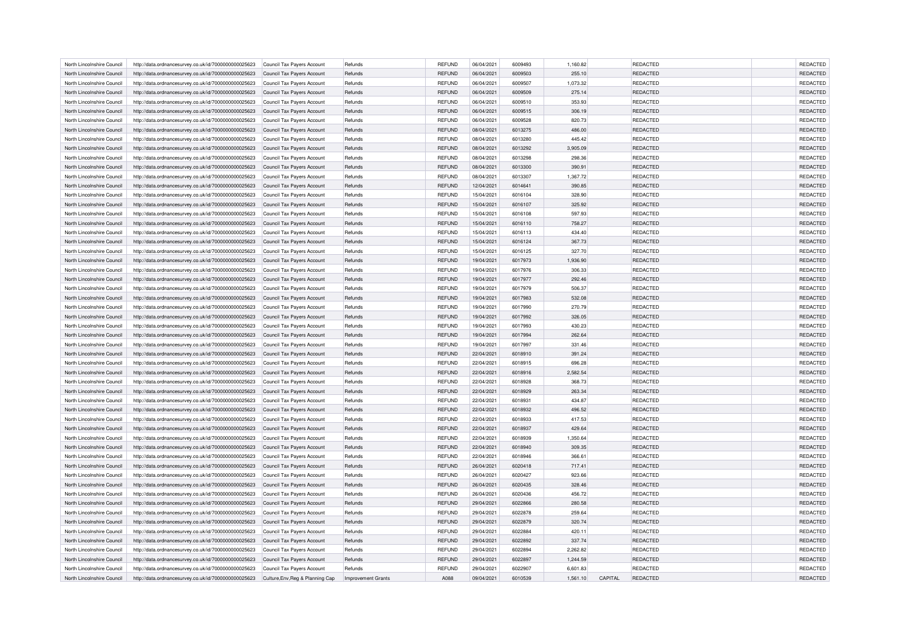| North Lincolnshire Council | http://data.ordnancesurvey.co.uk/id/7000000000025623 | Council Tax Payers Account | Refunds | REFUND | 06/04/2021 | 6009493 | 1,160.82 | | REDACTED | | REDACTED |
|---|---|---|---|---|---|---|---|---|---|---|---|
| North Lincolnshire Council | http://data.ordnancesurvey.co.uk/id/7000000000025623 | Council Tax Payers Account | Refunds | REFUND | 06/04/2021 | 6009503 | 255.10 | | REDACTED | | REDACTED |
| North Lincolnshire Council | http://data.ordnancesurvey.co.uk/id/7000000000025623 | Council Tax Payers Account | Refunds | REFUND | 06/04/2021 | 6009507 | 1,073.32 | | REDACTED | | REDACTED |
| North Lincolnshire Council | http://data.ordnancesurvey.co.uk/id/7000000000025623 | Council Tax Payers Account | Refunds | REFUND | 06/04/2021 | 6009509 | 275.14 | | REDACTED | | REDACTED |
| North Lincolnshire Council | http://data.ordnancesurvey.co.uk/id/7000000000025623 | Council Tax Payers Account | Refunds | REFUND | 06/04/2021 | 6009510 | 353.93 | | REDACTED | | REDACTED |
| North Lincolnshire Council | http://data.ordnancesurvey.co.uk/id/7000000000025623 | Council Tax Payers Account | Refunds | REFUND | 06/04/2021 | 6009515 | 306.19 | | REDACTED | | REDACTED |
| North Lincolnshire Council | http://data.ordnancesurvey.co.uk/id/7000000000025623 | Council Tax Payers Account | Refunds | REFUND | 06/04/2021 | 6009528 | 820.73 | | REDACTED | | REDACTED |
| North Lincolnshire Council | http://data.ordnancesurvey.co.uk/id/7000000000025623 | Council Tax Payers Account | Refunds | REFUND | 08/04/2021 | 6013275 | 486.00 | | REDACTED | | REDACTED |
| North Lincolnshire Council | http://data.ordnancesurvey.co.uk/id/7000000000025623 | Council Tax Payers Account | Refunds | REFUND | 08/04/2021 | 6013280 | 445.42 | | REDACTED | | REDACTED |
| North Lincolnshire Council | http://data.ordnancesurvey.co.uk/id/7000000000025623 | Council Tax Payers Account | Refunds | REFUND | 08/04/2021 | 6013292 | 3,905.09 | | REDACTED | | REDACTED |
| North Lincolnshire Council | http://data.ordnancesurvey.co.uk/id/7000000000025623 | Council Tax Payers Account | Refunds | REFUND | 08/04/2021 | 6013298 | 298.36 | | REDACTED | | REDACTED |
| North Lincolnshire Council | http://data.ordnancesurvey.co.uk/id/7000000000025623 | Council Tax Payers Account | Refunds | REFUND | 08/04/2021 | 6013300 | 390.91 | | REDACTED | | REDACTED |
| North Lincolnshire Council | http://data.ordnancesurvey.co.uk/id/7000000000025623 | Council Tax Payers Account | Refunds | REFUND | 08/04/2021 | 6013307 | 1,367.72 | | REDACTED | | REDACTED |
| North Lincolnshire Council | http://data.ordnancesurvey.co.uk/id/7000000000025623 | Council Tax Payers Account | Refunds | REFUND | 12/04/2021 | 6014641 | 390.85 | | REDACTED | | REDACTED |
| North Lincolnshire Council | http://data.ordnancesurvey.co.uk/id/7000000000025623 | Council Tax Payers Account | Refunds | REFUND | 15/04/2021 | 6016104 | 328.90 | | REDACTED | | REDACTED |
| North Lincolnshire Council | http://data.ordnancesurvey.co.uk/id/7000000000025623 | Council Tax Payers Account | Refunds | REFUND | 15/04/2021 | 6016107 | 325.92 | | REDACTED | | REDACTED |
| North Lincolnshire Council | http://data.ordnancesurvey.co.uk/id/7000000000025623 | Council Tax Payers Account | Refunds | REFUND | 15/04/2021 | 6016108 | 597.93 | | REDACTED | | REDACTED |
| North Lincolnshire Council | http://data.ordnancesurvey.co.uk/id/7000000000025623 | Council Tax Payers Account | Refunds | REFUND | 15/04/2021 | 6016110 | 758.27 | | REDACTED | | REDACTED |
| North Lincolnshire Council | http://data.ordnancesurvey.co.uk/id/7000000000025623 | Council Tax Payers Account | Refunds | REFUND | 15/04/2021 | 6016113 | 434.40 | | REDACTED | | REDACTED |
| North Lincolnshire Council | http://data.ordnancesurvey.co.uk/id/7000000000025623 | Council Tax Payers Account | Refunds | REFUND | 15/04/2021 | 6016124 | 367.73 | | REDACTED | | REDACTED |
| North Lincolnshire Council | http://data.ordnancesurvey.co.uk/id/7000000000025623 | Council Tax Payers Account | Refunds | REFUND | 15/04/2021 | 6016125 | 327.70 | | REDACTED | | REDACTED |
| North Lincolnshire Council | http://data.ordnancesurvey.co.uk/id/7000000000025623 | Council Tax Payers Account | Refunds | REFUND | 19/04/2021 | 6017973 | 1,936.90 | | REDACTED | | REDACTED |
| North Lincolnshire Council | http://data.ordnancesurvey.co.uk/id/7000000000025623 | Council Tax Payers Account | Refunds | REFUND | 19/04/2021 | 6017976 | 306.33 | | REDACTED | | REDACTED |
| North Lincolnshire Council | http://data.ordnancesurvey.co.uk/id/7000000000025623 | Council Tax Payers Account | Refunds | REFUND | 19/04/2021 | 6017977 | 292.46 | | REDACTED | | REDACTED |
| North Lincolnshire Council | http://data.ordnancesurvey.co.uk/id/7000000000025623 | Council Tax Payers Account | Refunds | REFUND | 19/04/2021 | 6017979 | 506.37 | | REDACTED | | REDACTED |
| North Lincolnshire Council | http://data.ordnancesurvey.co.uk/id/7000000000025623 | Council Tax Payers Account | Refunds | REFUND | 19/04/2021 | 6017983 | 532.08 | | REDACTED | | REDACTED |
| North Lincolnshire Council | http://data.ordnancesurvey.co.uk/id/7000000000025623 | Council Tax Payers Account | Refunds | REFUND | 19/04/2021 | 6017990 | 270.79 | | REDACTED | | REDACTED |
| North Lincolnshire Council | http://data.ordnancesurvey.co.uk/id/7000000000025623 | Council Tax Payers Account | Refunds | REFUND | 19/04/2021 | 6017992 | 326.05 | | REDACTED | | REDACTED |
| North Lincolnshire Council | http://data.ordnancesurvey.co.uk/id/7000000000025623 | Council Tax Payers Account | Refunds | REFUND | 19/04/2021 | 6017993 | 430.23 | | REDACTED | | REDACTED |
| North Lincolnshire Council | http://data.ordnancesurvey.co.uk/id/7000000000025623 | Council Tax Payers Account | Refunds | REFUND | 19/04/2021 | 6017994 | 262.64 | | REDACTED | | REDACTED |
| North Lincolnshire Council | http://data.ordnancesurvey.co.uk/id/7000000000025623 | Council Tax Payers Account | Refunds | REFUND | 19/04/2021 | 6017997 | 331.46 | | REDACTED | | REDACTED |
| North Lincolnshire Council | http://data.ordnancesurvey.co.uk/id/7000000000025623 | Council Tax Payers Account | Refunds | REFUND | 22/04/2021 | 6018910 | 391.24 | | REDACTED | | REDACTED |
| North Lincolnshire Council | http://data.ordnancesurvey.co.uk/id/7000000000025623 | Council Tax Payers Account | Refunds | REFUND | 22/04/2021 | 6018915 | 696.28 | | REDACTED | | REDACTED |
| North Lincolnshire Council | http://data.ordnancesurvey.co.uk/id/7000000000025623 | Council Tax Payers Account | Refunds | REFUND | 22/04/2021 | 6018916 | 2,582.54 | | REDACTED | | REDACTED |
| North Lincolnshire Council | http://data.ordnancesurvey.co.uk/id/7000000000025623 | Council Tax Payers Account | Refunds | REFUND | 22/04/2021 | 6018928 | 368.73 | | REDACTED | | REDACTED |
| North Lincolnshire Council | http://data.ordnancesurvey.co.uk/id/7000000000025623 | Council Tax Payers Account | Refunds | REFUND | 22/04/2021 | 6018929 | 263.34 | | REDACTED | | REDACTED |
| North Lincolnshire Council | http://data.ordnancesurvey.co.uk/id/7000000000025623 | Council Tax Payers Account | Refunds | REFUND | 22/04/2021 | 6018931 | 434.87 | | REDACTED | | REDACTED |
| North Lincolnshire Council | http://data.ordnancesurvey.co.uk/id/7000000000025623 | Council Tax Payers Account | Refunds | REFUND | 22/04/2021 | 6018932 | 496.52 | | REDACTED | | REDACTED |
| North Lincolnshire Council | http://data.ordnancesurvey.co.uk/id/7000000000025623 | Council Tax Payers Account | Refunds | REFUND | 22/04/2021 | 6018933 | 417.53 | | REDACTED | | REDACTED |
| North Lincolnshire Council | http://data.ordnancesurvey.co.uk/id/7000000000025623 | Council Tax Payers Account | Refunds | REFUND | 22/04/2021 | 6018937 | 429.64 | | REDACTED | | REDACTED |
| North Lincolnshire Council | http://data.ordnancesurvey.co.uk/id/7000000000025623 | Council Tax Payers Account | Refunds | REFUND | 22/04/2021 | 6018939 | 1,350.64 | | REDACTED | | REDACTED |
| North Lincolnshire Council | http://data.ordnancesurvey.co.uk/id/7000000000025623 | Council Tax Payers Account | Refunds | REFUND | 22/04/2021 | 6018940 | 309.35 | | REDACTED | | REDACTED |
| North Lincolnshire Council | http://data.ordnancesurvey.co.uk/id/7000000000025623 | Council Tax Payers Account | Refunds | REFUND | 22/04/2021 | 6018946 | 366.61 | | REDACTED | | REDACTED |
| North Lincolnshire Council | http://data.ordnancesurvey.co.uk/id/7000000000025623 | Council Tax Payers Account | Refunds | REFUND | 26/04/2021 | 6020418 | 717.41 | | REDACTED | | REDACTED |
| North Lincolnshire Council | http://data.ordnancesurvey.co.uk/id/7000000000025623 | Council Tax Payers Account | Refunds | REFUND | 26/04/2021 | 6020427 | 923.66 | | REDACTED | | REDACTED |
| North Lincolnshire Council | http://data.ordnancesurvey.co.uk/id/7000000000025623 | Council Tax Payers Account | Refunds | REFUND | 26/04/2021 | 6020435 | 328.46 | | REDACTED | | REDACTED |
| North Lincolnshire Council | http://data.ordnancesurvey.co.uk/id/7000000000025623 | Council Tax Payers Account | Refunds | REFUND | 26/04/2021 | 6020436 | 456.72 | | REDACTED | | REDACTED |
| North Lincolnshire Council | http://data.ordnancesurvey.co.uk/id/7000000000025623 | Council Tax Payers Account | Refunds | REFUND | 29/04/2021 | 6022866 | 280.58 | | REDACTED | | REDACTED |
| North Lincolnshire Council | http://data.ordnancesurvey.co.uk/id/7000000000025623 | Council Tax Payers Account | Refunds | REFUND | 29/04/2021 | 6022878 | 259.64 | | REDACTED | | REDACTED |
| North Lincolnshire Council | http://data.ordnancesurvey.co.uk/id/7000000000025623 | Council Tax Payers Account | Refunds | REFUND | 29/04/2021 | 6022879 | 320.74 | | REDACTED | | REDACTED |
| North Lincolnshire Council | http://data.ordnancesurvey.co.uk/id/7000000000025623 | Council Tax Payers Account | Refunds | REFUND | 29/04/2021 | 6022884 | 420.11 | | REDACTED | | REDACTED |
| North Lincolnshire Council | http://data.ordnancesurvey.co.uk/id/7000000000025623 | Council Tax Payers Account | Refunds | REFUND | 29/04/2021 | 6022892 | 337.74 | | REDACTED | | REDACTED |
| North Lincolnshire Council | http://data.ordnancesurvey.co.uk/id/7000000000025623 | Council Tax Payers Account | Refunds | REFUND | 29/04/2021 | 6022894 | 2,262.82 | | REDACTED | | REDACTED |
| North Lincolnshire Council | http://data.ordnancesurvey.co.uk/id/7000000000025623 | Council Tax Payers Account | Refunds | REFUND | 29/04/2021 | 6022897 | 1,244.59 | | REDACTED | | REDACTED |
| North Lincolnshire Council | http://data.ordnancesurvey.co.uk/id/7000000000025623 | Council Tax Payers Account | Refunds | REFUND | 29/04/2021 | 6022907 | 6,601.83 | | REDACTED | | REDACTED |
| North Lincolnshire Council | http://data.ordnancesurvey.co.uk/id/7000000000025623 | Culture,Env,Reg & Planning Cap | Improvement Grants | A088 | 09/04/2021 | 6010539 | 1,561.10 | CAPITAL | REDACTED | | REDACTED |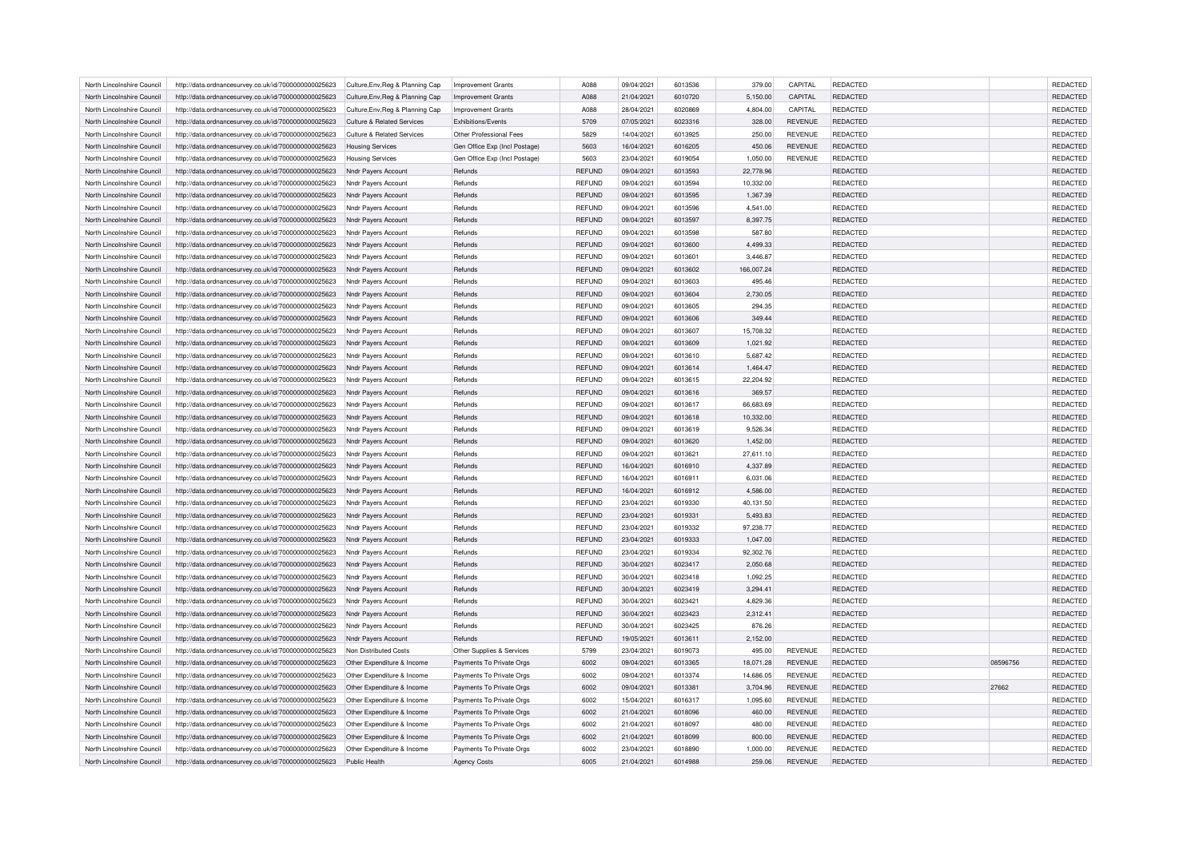| | | | | | | | | | | | | |
|---|---|---|---|---|---|---|---|---|---|---|---|---|
| North Lincolnshire Council | http://data.ordnancesurvey.co.uk/id/7000000000025623 | Culture,Env,Reg & Planning Cap | Improvement Grants | A088 | 09/04/2021 | 6013536 | 379.00 | CAPITAL | REDACTED | | REDACTED |
| North Lincolnshire Council | http://data.ordnancesurvey.co.uk/id/7000000000025623 | Culture,Env,Reg & Planning Cap | Improvement Grants | A088 | 21/04/2021 | 6010720 | 5,150.00 | CAPITAL | REDACTED | | REDACTED |
| North Lincolnshire Council | http://data.ordnancesurvey.co.uk/id/7000000000025623 | Culture,Env,Reg & Planning Cap | Improvement Grants | A088 | 28/04/2021 | 6020869 | 4,804.00 | CAPITAL | REDACTED | | REDACTED |
| North Lincolnshire Council | http://data.ordnancesurvey.co.uk/id/7000000000025623 | Culture & Related Services | Exhibitions/Events | 5709 | 07/05/2021 | 6023316 | 328.00 | REVENUE | REDACTED | | REDACTED |
| North Lincolnshire Council | http://data.ordnancesurvey.co.uk/id/7000000000025623 | Culture & Related Services | Other Professional Fees | 5829 | 14/04/2021 | 6013925 | 250.00 | REVENUE | REDACTED | | REDACTED |
| North Lincolnshire Council | http://data.ordnancesurvey.co.uk/id/7000000000025623 | Housing Services | Gen Office Exp (Incl Postage) | 5603 | 16/04/2021 | 6016205 | 450.06 | REVENUE | REDACTED | | REDACTED |
| North Lincolnshire Council | http://data.ordnancesurvey.co.uk/id/7000000000025623 | Housing Services | Gen Office Exp (Incl Postage) | 5603 | 23/04/2021 | 6019054 | 1,050.00 | REVENUE | REDACTED | | REDACTED |
| North Lincolnshire Council | http://data.ordnancesurvey.co.uk/id/7000000000025623 | Nndr Payers Account | Refunds | REFUND | 09/04/2021 | 6013593 | 22,778.96 | | REDACTED | | REDACTED |
| North Lincolnshire Council | http://data.ordnancesurvey.co.uk/id/7000000000025623 | Nndr Payers Account | Refunds | REFUND | 09/04/2021 | 6013594 | 10,332.00 | | REDACTED | | REDACTED |
| North Lincolnshire Council | http://data.ordnancesurvey.co.uk/id/7000000000025623 | Nndr Payers Account | Refunds | REFUND | 09/04/2021 | 6013595 | 1,367.39 | | REDACTED | | REDACTED |
| North Lincolnshire Council | http://data.ordnancesurvey.co.uk/id/7000000000025623 | Nndr Payers Account | Refunds | REFUND | 09/04/2021 | 6013596 | 4,541.00 | | REDACTED | | REDACTED |
| North Lincolnshire Council | http://data.ordnancesurvey.co.uk/id/7000000000025623 | Nndr Payers Account | Refunds | REFUND | 09/04/2021 | 6013597 | 8,397.75 | | REDACTED | | REDACTED |
| North Lincolnshire Council | http://data.ordnancesurvey.co.uk/id/7000000000025623 | Nndr Payers Account | Refunds | REFUND | 09/04/2021 | 6013598 | 587.80 | | REDACTED | | REDACTED |
| North Lincolnshire Council | http://data.ordnancesurvey.co.uk/id/7000000000025623 | Nndr Payers Account | Refunds | REFUND | 09/04/2021 | 6013600 | 4,499.33 | | REDACTED | | REDACTED |
| North Lincolnshire Council | http://data.ordnancesurvey.co.uk/id/7000000000025623 | Nndr Payers Account | Refunds | REFUND | 09/04/2021 | 6013601 | 3,446.87 | | REDACTED | | REDACTED |
| North Lincolnshire Council | http://data.ordnancesurvey.co.uk/id/7000000000025623 | Nndr Payers Account | Refunds | REFUND | 09/04/2021 | 6013602 | 166,007.24 | | REDACTED | | REDACTED |
| North Lincolnshire Council | http://data.ordnancesurvey.co.uk/id/7000000000025623 | Nndr Payers Account | Refunds | REFUND | 09/04/2021 | 6013603 | 495.46 | | REDACTED | | REDACTED |
| North Lincolnshire Council | http://data.ordnancesurvey.co.uk/id/7000000000025623 | Nndr Payers Account | Refunds | REFUND | 09/04/2021 | 6013604 | 2,730.05 | | REDACTED | | REDACTED |
| North Lincolnshire Council | http://data.ordnancesurvey.co.uk/id/7000000000025623 | Nndr Payers Account | Refunds | REFUND | 09/04/2021 | 6013605 | 294.35 | | REDACTED | | REDACTED |
| North Lincolnshire Council | http://data.ordnancesurvey.co.uk/id/7000000000025623 | Nndr Payers Account | Refunds | REFUND | 09/04/2021 | 6013606 | 349.44 | | REDACTED | | REDACTED |
| North Lincolnshire Council | http://data.ordnancesurvey.co.uk/id/7000000000025623 | Nndr Payers Account | Refunds | REFUND | 09/04/2021 | 6013607 | 15,708.32 | | REDACTED | | REDACTED |
| North Lincolnshire Council | http://data.ordnancesurvey.co.uk/id/7000000000025623 | Nndr Payers Account | Refunds | REFUND | 09/04/2021 | 6013609 | 1,021.92 | | REDACTED | | REDACTED |
| North Lincolnshire Council | http://data.ordnancesurvey.co.uk/id/7000000000025623 | Nndr Payers Account | Refunds | REFUND | 09/04/2021 | 6013610 | 5,687.42 | | REDACTED | | REDACTED |
| North Lincolnshire Council | http://data.ordnancesurvey.co.uk/id/7000000000025623 | Nndr Payers Account | Refunds | REFUND | 09/04/2021 | 6013614 | 1,464.47 | | REDACTED | | REDACTED |
| North Lincolnshire Council | http://data.ordnancesurvey.co.uk/id/7000000000025623 | Nndr Payers Account | Refunds | REFUND | 09/04/2021 | 6013615 | 22,204.92 | | REDACTED | | REDACTED |
| North Lincolnshire Council | http://data.ordnancesurvey.co.uk/id/7000000000025623 | Nndr Payers Account | Refunds | REFUND | 09/04/2021 | 6013616 | 369.57 | | REDACTED | | REDACTED |
| North Lincolnshire Council | http://data.ordnancesurvey.co.uk/id/7000000000025623 | Nndr Payers Account | Refunds | REFUND | 09/04/2021 | 6013617 | 66,683.69 | | REDACTED | | REDACTED |
| North Lincolnshire Council | http://data.ordnancesurvey.co.uk/id/7000000000025623 | Nndr Payers Account | Refunds | REFUND | 09/04/2021 | 6013618 | 10,332.00 | | REDACTED | | REDACTED |
| North Lincolnshire Council | http://data.ordnancesurvey.co.uk/id/7000000000025623 | Nndr Payers Account | Refunds | REFUND | 09/04/2021 | 6013619 | 9,526.34 | | REDACTED | | REDACTED |
| North Lincolnshire Council | http://data.ordnancesurvey.co.uk/id/7000000000025623 | Nndr Payers Account | Refunds | REFUND | 09/04/2021 | 6013620 | 1,452.00 | | REDACTED | | REDACTED |
| North Lincolnshire Council | http://data.ordnancesurvey.co.uk/id/7000000000025623 | Nndr Payers Account | Refunds | REFUND | 09/04/2021 | 6013621 | 27,611.10 | | REDACTED | | REDACTED |
| North Lincolnshire Council | http://data.ordnancesurvey.co.uk/id/7000000000025623 | Nndr Payers Account | Refunds | REFUND | 16/04/2021 | 6016910 | 4,337.89 | | REDACTED | | REDACTED |
| North Lincolnshire Council | http://data.ordnancesurvey.co.uk/id/7000000000025623 | Nndr Payers Account | Refunds | REFUND | 16/04/2021 | 6016911 | 6,031.06 | | REDACTED | | REDACTED |
| North Lincolnshire Council | http://data.ordnancesurvey.co.uk/id/7000000000025623 | Nndr Payers Account | Refunds | REFUND | 16/04/2021 | 6016912 | 4,586.00 | | REDACTED | | REDACTED |
| North Lincolnshire Council | http://data.ordnancesurvey.co.uk/id/7000000000025623 | Nndr Payers Account | Refunds | REFUND | 23/04/2021 | 6019330 | 40,131.50 | | REDACTED | | REDACTED |
| North Lincolnshire Council | http://data.ordnancesurvey.co.uk/id/7000000000025623 | Nndr Payers Account | Refunds | REFUND | 23/04/2021 | 6019331 | 5,493.83 | | REDACTED | | REDACTED |
| North Lincolnshire Council | http://data.ordnancesurvey.co.uk/id/7000000000025623 | Nndr Payers Account | Refunds | REFUND | 23/04/2021 | 6019332 | 97,238.77 | | REDACTED | | REDACTED |
| North Lincolnshire Council | http://data.ordnancesurvey.co.uk/id/7000000000025623 | Nndr Payers Account | Refunds | REFUND | 23/04/2021 | 6019333 | 1,047.00 | | REDACTED | | REDACTED |
| North Lincolnshire Council | http://data.ordnancesurvey.co.uk/id/7000000000025623 | Nndr Payers Account | Refunds | REFUND | 23/04/2021 | 6019334 | 92,302.76 | | REDACTED | | REDACTED |
| North Lincolnshire Council | http://data.ordnancesurvey.co.uk/id/7000000000025623 | Nndr Payers Account | Refunds | REFUND | 30/04/2021 | 6023417 | 2,050.68 | | REDACTED | | REDACTED |
| North Lincolnshire Council | http://data.ordnancesurvey.co.uk/id/7000000000025623 | Nndr Payers Account | Refunds | REFUND | 30/04/2021 | 6023418 | 1,092.25 | | REDACTED | | REDACTED |
| North Lincolnshire Council | http://data.ordnancesurvey.co.uk/id/7000000000025623 | Nndr Payers Account | Refunds | REFUND | 30/04/2021 | 6023419 | 3,294.41 | | REDACTED | | REDACTED |
| North Lincolnshire Council | http://data.ordnancesurvey.co.uk/id/7000000000025623 | Nndr Payers Account | Refunds | REFUND | 30/04/2021 | 6023421 | 4,829.36 | | REDACTED | | REDACTED |
| North Lincolnshire Council | http://data.ordnancesurvey.co.uk/id/7000000000025623 | Nndr Payers Account | Refunds | REFUND | 30/04/2021 | 6023423 | 2,312.41 | | REDACTED | | REDACTED |
| North Lincolnshire Council | http://data.ordnancesurvey.co.uk/id/7000000000025623 | Nndr Payers Account | Refunds | REFUND | 30/04/2021 | 6023425 | 876.26 | | REDACTED | | REDACTED |
| North Lincolnshire Council | http://data.ordnancesurvey.co.uk/id/7000000000025623 | Nndr Payers Account | Refunds | REFUND | 19/05/2021 | 6013611 | 2,152.00 | | REDACTED | | REDACTED |
| North Lincolnshire Council | http://data.ordnancesurvey.co.uk/id/7000000000025623 | Non Distributed Costs | Other Supplies & Services | 5799 | 23/04/2021 | 6019073 | 495.00 | REVENUE | REDACTED | | REDACTED |
| North Lincolnshire Council | http://data.ordnancesurvey.co.uk/id/7000000000025623 | Other Expenditure & Income | Payments To Private Orgs | 6002 | 09/04/2021 | 6013365 | 18,071.28 | REVENUE | REDACTED | 08596756 | REDACTED |
| North Lincolnshire Council | http://data.ordnancesurvey.co.uk/id/7000000000025623 | Other Expenditure & Income | Payments To Private Orgs | 6002 | 09/04/2021 | 6013374 | 14,686.05 | REVENUE | REDACTED | | REDACTED |
| North Lincolnshire Council | http://data.ordnancesurvey.co.uk/id/7000000000025623 | Other Expenditure & Income | Payments To Private Orgs | 6002 | 09/04/2021 | 6013381 | 3,704.96 | REVENUE | REDACTED | 27662 | REDACTED |
| North Lincolnshire Council | http://data.ordnancesurvey.co.uk/id/7000000000025623 | Other Expenditure & Income | Payments To Private Orgs | 6002 | 15/04/2021 | 6016317 | 1,095.60 | REVENUE | REDACTED | | REDACTED |
| North Lincolnshire Council | http://data.ordnancesurvey.co.uk/id/7000000000025623 | Other Expenditure & Income | Payments To Private Orgs | 6002 | 21/04/2021 | 6018096 | 460.00 | REVENUE | REDACTED | | REDACTED |
| North Lincolnshire Council | http://data.ordnancesurvey.co.uk/id/7000000000025623 | Other Expenditure & Income | Payments To Private Orgs | 6002 | 21/04/2021 | 6018097 | 480.00 | REVENUE | REDACTED | | REDACTED |
| North Lincolnshire Council | http://data.ordnancesurvey.co.uk/id/7000000000025623 | Other Expenditure & Income | Payments To Private Orgs | 6002 | 21/04/2021 | 6018099 | 800.00 | REVENUE | REDACTED | | REDACTED |
| North Lincolnshire Council | http://data.ordnancesurvey.co.uk/id/7000000000025623 | Other Expenditure & Income | Payments To Private Orgs | 6002 | 23/04/2021 | 6018890 | 1,000.00 | REVENUE | REDACTED | | REDACTED |
| North Lincolnshire Council | http://data.ordnancesurvey.co.uk/id/7000000000025623 | Public Health | Agency Costs | 6005 | 21/04/2021 | 6014988 | 259.06 | REVENUE | REDACTED | | REDACTED |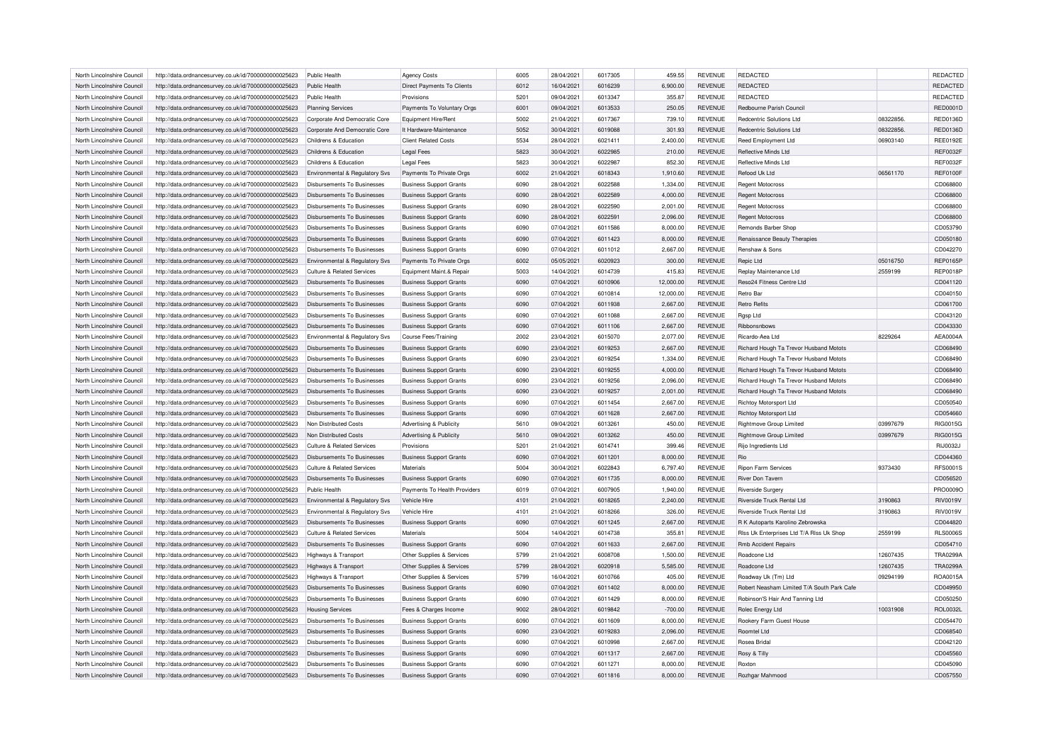| North Lincolnshire Council | http://data.ordnancesurvey.co.uk/id/7000000000025623 | Public Health | Agency Costs | 6005 | 28/04/2021 | 6017305 | 459.55 | REVENUE | REDACTED | | REDACTED |
|---|---|---|---|---|---|---|---|---|---|---|---|
| North Lincolnshire Council | http://data.ordnancesurvey.co.uk/id/7000000000025623 | Public Health | Direct Payments To Clients | 6012 | 16/04/2021 | 6016239 | 6,900.00 | REVENUE | REDACTED | | REDACTED |
| North Lincolnshire Council | http://data.ordnancesurvey.co.uk/id/7000000000025623 | Public Health | Provisions | 5201 | 09/04/2021 | 6013347 | 355.87 | REVENUE | REDACTED | | REDACTED |
| North Lincolnshire Council | http://data.ordnancesurvey.co.uk/id/7000000000025623 | Planning Services | Payments To Voluntary Orgs | 6001 | 09/04/2021 | 6013533 | 250.05 | REVENUE | Redbourne Parish Council | | RED0001D |
| North Lincolnshire Council | http://data.ordnancesurvey.co.uk/id/7000000000025623 | Corporate And Democratic Core | Equipment Hire/Rent | 5002 | 21/04/2021 | 6017367 | 739.10 | REVENUE | Redcentric Solutions Ltd | 08322856. | RED0136D |
| North Lincolnshire Council | http://data.ordnancesurvey.co.uk/id/7000000000025623 | Corporate And Democratic Core | It Hardware-Maintenance | 5052 | 30/04/2021 | 6019088 | 301.93 | REVENUE | Redcentric Solutions Ltd | 08322856. | RED0136D |
| North Lincolnshire Council | http://data.ordnancesurvey.co.uk/id/7000000000025623 | Childrens & Education | Client Related Costs | 5534 | 28/04/2021 | 6021411 | 2,400.00 | REVENUE | Reed Employment Ltd | 06903140 | REE0192E |
| North Lincolnshire Council | http://data.ordnancesurvey.co.uk/id/7000000000025623 | Childrens & Education | Legal Fees | 5823 | 30/04/2021 | 6022985 | 210.00 | REVENUE | Reflective Minds Ltd | | REF0032F |
| North Lincolnshire Council | http://data.ordnancesurvey.co.uk/id/7000000000025623 | Childrens & Education | Legal Fees | 5823 | 30/04/2021 | 6022987 | 852.30 | REVENUE | Reflective Minds Ltd | | REF0032F |
| North Lincolnshire Council | http://data.ordnancesurvey.co.uk/id/7000000000025623 | Environmental & Regulatory Svs | Payments To Private Orgs | 6002 | 21/04/2021 | 6018343 | 1,910.60 | REVENUE | Refood Uk Ltd | 06561170 | REF0100F |
| North Lincolnshire Council | http://data.ordnancesurvey.co.uk/id/7000000000025623 | Disbursements To Businesses | Business Support Grants | 6090 | 28/04/2021 | 6022588 | 1,334.00 | REVENUE | Regent Motocross | | CD068800 |
| North Lincolnshire Council | http://data.ordnancesurvey.co.uk/id/7000000000025623 | Disbursements To Businesses | Business Support Grants | 6090 | 28/04/2021 | 6022589 | 4,000.00 | REVENUE | Regent Motocross | | CD068800 |
| North Lincolnshire Council | http://data.ordnancesurvey.co.uk/id/7000000000025623 | Disbursements To Businesses | Business Support Grants | 6090 | 28/04/2021 | 6022590 | 2,001.00 | REVENUE | Regent Motocross | | CD068800 |
| North Lincolnshire Council | http://data.ordnancesurvey.co.uk/id/7000000000025623 | Disbursements To Businesses | Business Support Grants | 6090 | 28/04/2021 | 6022591 | 2,096.00 | REVENUE | Regent Motocross | | CD068800 |
| North Lincolnshire Council | http://data.ordnancesurvey.co.uk/id/7000000000025623 | Disbursements To Businesses | Business Support Grants | 6090 | 07/04/2021 | 6011586 | 8,000.00 | REVENUE | Remonds Barber Shop | | CD053790 |
| North Lincolnshire Council | http://data.ordnancesurvey.co.uk/id/7000000000025623 | Disbursements To Businesses | Business Support Grants | 6090 | 07/04/2021 | 6011423 | 8,000.00 | REVENUE | Renaissance Beauty Therapies | | CD050180 |
| North Lincolnshire Council | http://data.ordnancesurvey.co.uk/id/7000000000025623 | Disbursements To Businesses | Business Support Grants | 6090 | 07/04/2021 | 6011012 | 2,667.00 | REVENUE | Renshaw & Sons | | CD042270 |
| North Lincolnshire Council | http://data.ordnancesurvey.co.uk/id/7000000000025623 | Environmental & Regulatory Svs | Payments To Private Orgs | 6002 | 05/05/2021 | 6020923 | 300.00 | REVENUE | Repic Ltd | 05016750 | REP0165P |
| North Lincolnshire Council | http://data.ordnancesurvey.co.uk/id/7000000000025623 | Culture & Related Services | Equipment Maint.& Repair | 5003 | 14/04/2021 | 6014739 | 415.83 | REVENUE | Replay Maintenance Ltd | 2559199 | REP0018P |
| North Lincolnshire Council | http://data.ordnancesurvey.co.uk/id/7000000000025623 | Disbursements To Businesses | Business Support Grants | 6090 | 07/04/2021 | 6010906 | 12,000.00 | REVENUE | Reso24 Fitness Centre Ltd | | CD041120 |
| North Lincolnshire Council | http://data.ordnancesurvey.co.uk/id/7000000000025623 | Disbursements To Businesses | Business Support Grants | 6090 | 07/04/2021 | 6010814 | 12,000.00 | REVENUE | Retro Bar | | CD040150 |
| North Lincolnshire Council | http://data.ordnancesurvey.co.uk/id/7000000000025623 | Disbursements To Businesses | Business Support Grants | 6090 | 07/04/2021 | 6011938 | 2,667.00 | REVENUE | Retro Refits | | CD061700 |
| North Lincolnshire Council | http://data.ordnancesurvey.co.uk/id/7000000000025623 | Disbursements To Businesses | Business Support Grants | 6090 | 07/04/2021 | 6011088 | 2,667.00 | REVENUE | Rgsp Ltd | | CD043120 |
| North Lincolnshire Council | http://data.ordnancesurvey.co.uk/id/7000000000025623 | Disbursements To Businesses | Business Support Grants | 6090 | 07/04/2021 | 6011106 | 2,667.00 | REVENUE | Ribbonsnbows | | CD043330 |
| North Lincolnshire Council | http://data.ordnancesurvey.co.uk/id/7000000000025623 | Environmental & Regulatory Svs | Course Fees/Training | 2002 | 23/04/2021 | 6015070 | 2,077.00 | REVENUE | Ricardo-Aea Ltd | 8229264 | AEA0004A |
| North Lincolnshire Council | http://data.ordnancesurvey.co.uk/id/7000000000025623 | Disbursements To Businesses | Business Support Grants | 6090 | 23/04/2021 | 6019253 | 2,667.00 | REVENUE | Richard Hough Ta Trevor Husband Motots | | CD068490 |
| North Lincolnshire Council | http://data.ordnancesurvey.co.uk/id/7000000000025623 | Disbursements To Businesses | Business Support Grants | 6090 | 23/04/2021 | 6019254 | 1,334.00 | REVENUE | Richard Hough Ta Trevor Husband Motots | | CD068490 |
| North Lincolnshire Council | http://data.ordnancesurvey.co.uk/id/7000000000025623 | Disbursements To Businesses | Business Support Grants | 6090 | 23/04/2021 | 6019255 | 4,000.00 | REVENUE | Richard Hough Ta Trevor Husband Motots | | CD068490 |
| North Lincolnshire Council | http://data.ordnancesurvey.co.uk/id/7000000000025623 | Disbursements To Businesses | Business Support Grants | 6090 | 23/04/2021 | 6019256 | 2,096.00 | REVENUE | Richard Hough Ta Trevor Husband Motots | | CD068490 |
| North Lincolnshire Council | http://data.ordnancesurvey.co.uk/id/7000000000025623 | Disbursements To Businesses | Business Support Grants | 6090 | 23/04/2021 | 6019257 | 2,001.00 | REVENUE | Richard Hough Ta Trevor Husband Motots | | CD068490 |
| North Lincolnshire Council | http://data.ordnancesurvey.co.uk/id/7000000000025623 | Disbursements To Businesses | Business Support Grants | 6090 | 07/04/2021 | 6011454 | 2,667.00 | REVENUE | Richtoy Motorsport Ltd | | CD050540 |
| North Lincolnshire Council | http://data.ordnancesurvey.co.uk/id/7000000000025623 | Disbursements To Businesses | Business Support Grants | 6090 | 07/04/2021 | 6011628 | 2,667.00 | REVENUE | Richtoy Motorsport Ltd | | CD054660 |
| North Lincolnshire Council | http://data.ordnancesurvey.co.uk/id/7000000000025623 | Non Distributed Costs | Advertising & Publicity | 5610 | 09/04/2021 | 6013261 | 450.00 | REVENUE | Rightmove Group Limited | 03997679 | RIG0015G |
| North Lincolnshire Council | http://data.ordnancesurvey.co.uk/id/7000000000025623 | Non Distributed Costs | Advertising & Publicity | 5610 | 09/04/2021 | 6013262 | 450.00 | REVENUE | Rightmove Group Limited | 03997679 | RIG0015G |
| North Lincolnshire Council | http://data.ordnancesurvey.co.uk/id/7000000000025623 | Culture & Related Services | Provisions | 5201 | 21/04/2021 | 6014741 | 399.46 | REVENUE | Rijo Ingredients Ltd | | RIJ0032J |
| North Lincolnshire Council | http://data.ordnancesurvey.co.uk/id/7000000000025623 | Disbursements To Businesses | Business Support Grants | 6090 | 07/04/2021 | 6011201 | 8,000.00 | REVENUE | Rio | | CD044360 |
| North Lincolnshire Council | http://data.ordnancesurvey.co.uk/id/7000000000025623 | Culture & Related Services | Materials | 5004 | 30/04/2021 | 6022843 | 6,797.40 | REVENUE | Ripon Farm Services | 9373430 | RFS0001S |
| North Lincolnshire Council | http://data.ordnancesurvey.co.uk/id/7000000000025623 | Disbursements To Businesses | Business Support Grants | 6090 | 07/04/2021 | 6011735 | 8,000.00 | REVENUE | River Don Tavern | | CD056520 |
| North Lincolnshire Council | http://data.ordnancesurvey.co.uk/id/7000000000025623 | Public Health | Payments To Health Providers | 6019 | 07/04/2021 | 6007905 | 1,940.00 | REVENUE | Riverside Surgery | | PRO0009O |
| North Lincolnshire Council | http://data.ordnancesurvey.co.uk/id/7000000000025623 | Environmental & Regulatory Svs | Vehicle Hire | 4101 | 21/04/2021 | 6018265 | 2,240.00 | REVENUE | Riverside Truck Rental Ltd | 3190863 | RIV0019V |
| North Lincolnshire Council | http://data.ordnancesurvey.co.uk/id/7000000000025623 | Environmental & Regulatory Svs | Vehicle Hire | 4101 | 21/04/2021 | 6018266 | 326.00 | REVENUE | Riverside Truck Rental Ltd | 3190863 | RIV0019V |
| North Lincolnshire Council | http://data.ordnancesurvey.co.uk/id/7000000000025623 | Disbursements To Businesses | Business Support Grants | 6090 | 07/04/2021 | 6011245 | 2,667.00 | REVENUE | R K Autoparts Karolino Zebrowska | | CD044820 |
| North Lincolnshire Council | http://data.ordnancesurvey.co.uk/id/7000000000025623 | Culture & Related Services | Materials | 5004 | 14/04/2021 | 6014738 | 355.81 | REVENUE | Rlss Uk Enterprises Ltd T/A Rlss Uk Shop | 2559199 | RLS0006S |
| North Lincolnshire Council | http://data.ordnancesurvey.co.uk/id/7000000000025623 | Disbursements To Businesses | Business Support Grants | 6090 | 07/04/2021 | 6011633 | 2,667.00 | REVENUE | Rmb Accident Repairs | | CD054710 |
| North Lincolnshire Council | http://data.ordnancesurvey.co.uk/id/7000000000025623 | Highways & Transport | Other Supplies & Services | 5799 | 21/04/2021 | 6008708 | 1,500.00 | REVENUE | Roadcone Ltd | 12607435 | TRA0299A |
| North Lincolnshire Council | http://data.ordnancesurvey.co.uk/id/7000000000025623 | Highways & Transport | Other Supplies & Services | 5799 | 28/04/2021 | 6020918 | 5,585.00 | REVENUE | Roadcone Ltd | 12607435 | TRA0299A |
| North Lincolnshire Council | http://data.ordnancesurvey.co.uk/id/7000000000025623 | Highways & Transport | Other Supplies & Services | 5799 | 16/04/2021 | 6010766 | 405.00 | REVENUE | Roadway Uk (Tm) Ltd | 09294199 | ROA0015A |
| North Lincolnshire Council | http://data.ordnancesurvey.co.uk/id/7000000000025623 | Disbursements To Businesses | Business Support Grants | 6090 | 07/04/2021 | 6011402 | 8,000.00 | REVENUE | Robert Neasham Limited T/A South Park Cafe | | CD049950 |
| North Lincolnshire Council | http://data.ordnancesurvey.co.uk/id/7000000000025623 | Disbursements To Businesses | Business Support Grants | 6090 | 07/04/2021 | 6011429 | 8,000.00 | REVENUE | Robinson'S Hair And Tanning Ltd | | CD050250 |
| North Lincolnshire Council | http://data.ordnancesurvey.co.uk/id/7000000000025623 | Housing Services | Fees & Charges Income | 9002 | 28/04/2021 | 6019842 | -700.00 | REVENUE | Rolec Energy Ltd | 10031908 | ROL0032L |
| North Lincolnshire Council | http://data.ordnancesurvey.co.uk/id/7000000000025623 | Disbursements To Businesses | Business Support Grants | 6090 | 07/04/2021 | 6011609 | 8,000.00 | REVENUE | Rookery Farm Guest House | | CD054470 |
| North Lincolnshire Council | http://data.ordnancesurvey.co.uk/id/7000000000025623 | Disbursements To Businesses | Business Support Grants | 6090 | 23/04/2021 | 6019283 | 2,096.00 | REVENUE | Roomtel Ltd | | CD068540 |
| North Lincolnshire Council | http://data.ordnancesurvey.co.uk/id/7000000000025623 | Disbursements To Businesses | Business Support Grants | 6090 | 07/04/2021 | 6010998 | 2,667.00 | REVENUE | Rosea Bridal | | CD042120 |
| North Lincolnshire Council | http://data.ordnancesurvey.co.uk/id/7000000000025623 | Disbursements To Businesses | Business Support Grants | 6090 | 07/04/2021 | 6011317 | 2,667.00 | REVENUE | Rosy & Tilly | | CD045560 |
| North Lincolnshire Council | http://data.ordnancesurvey.co.uk/id/7000000000025623 | Disbursements To Businesses | Business Support Grants | 6090 | 07/04/2021 | 6011271 | 8,000.00 | REVENUE | Roxton | | CD045090 |
| North Lincolnshire Council | http://data.ordnancesurvey.co.uk/id/7000000000025623 | Disbursements To Businesses | Business Support Grants | 6090 | 07/04/2021 | 6011816 | 8,000.00 | REVENUE | Rozhgar Mahmood | | CD057550 |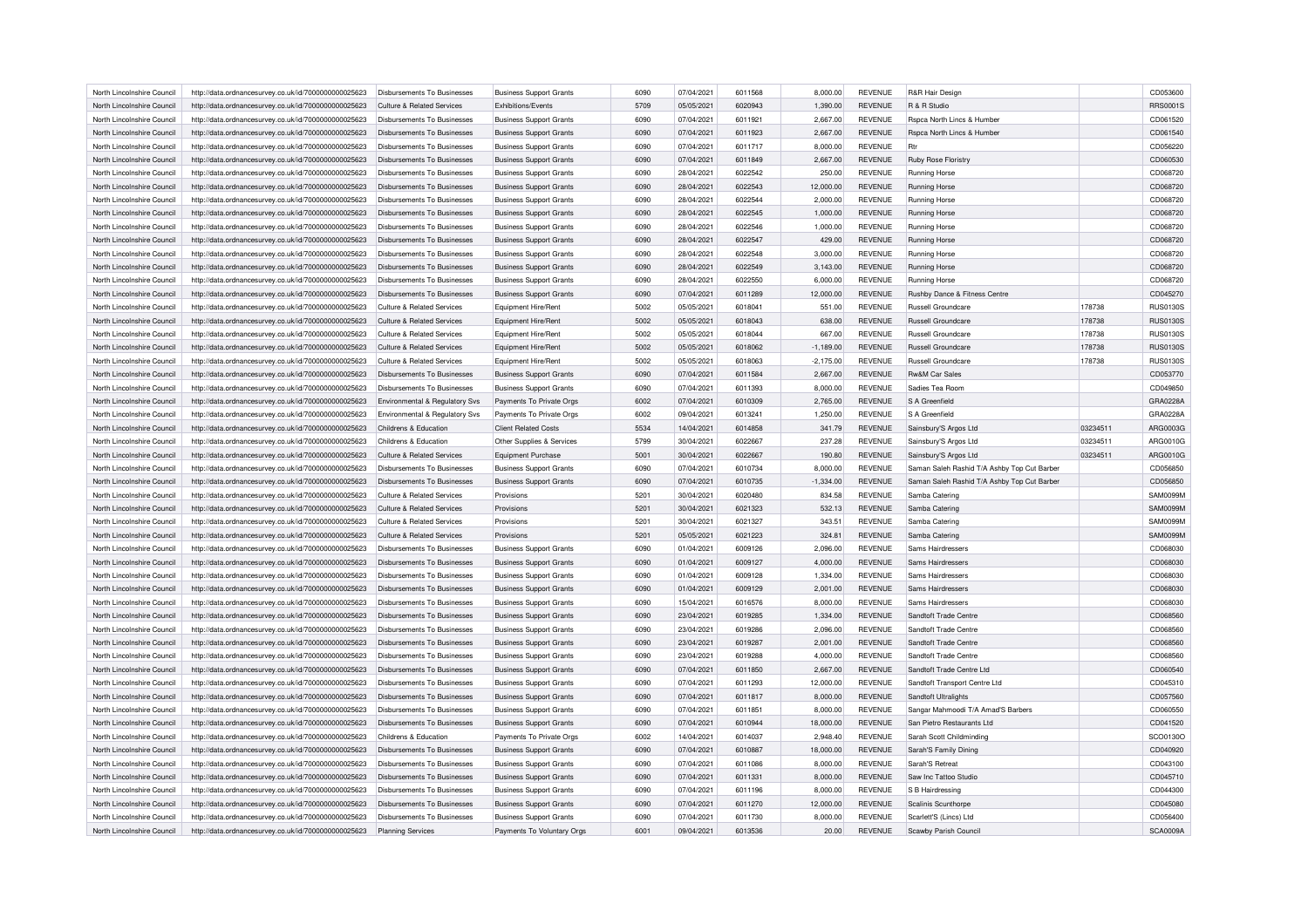| North Lincolnshire Council | http://data.ordnancesurvey.co.uk/id/7000000000025623 | Disbursements To Businesses | Business Support Grants | 6090 | 07/04/2021 | 6011568 | 8,000.00 | REVENUE | R&R Hair Design | | CD053600 |
|---|---|---|---|---|---|---|---|---|---|---|---|
| North Lincolnshire Council | http://data.ordnancesurvey.co.uk/id/7000000000025623 | Culture & Related Services | Exhibitions/Events | 5709 | 05/05/2021 | 6020943 | 1,390.00 | REVENUE | R & R Studio | | RRS0001S |
| North Lincolnshire Council | http://data.ordnancesurvey.co.uk/id/7000000000025623 | Disbursements To Businesses | Business Support Grants | 6090 | 07/04/2021 | 6011921 | 2,667.00 | REVENUE | Rspca North Lincs & Humber | | CD061520 |
| North Lincolnshire Council | http://data.ordnancesurvey.co.uk/id/7000000000025623 | Disbursements To Businesses | Business Support Grants | 6090 | 07/04/2021 | 6011923 | 2,667.00 | REVENUE | Rspca North Lincs & Humber | | CD061540 |
| North Lincolnshire Council | http://data.ordnancesurvey.co.uk/id/7000000000025623 | Disbursements To Businesses | Business Support Grants | 6090 | 07/04/2021 | 6011717 | 8,000.00 | REVENUE | Rtr | | CD056220 |
| North Lincolnshire Council | http://data.ordnancesurvey.co.uk/id/7000000000025623 | Disbursements To Businesses | Business Support Grants | 6090 | 07/04/2021 | 6011849 | 2,667.00 | REVENUE | Ruby Rose Floristry | | CD060530 |
| North Lincolnshire Council | http://data.ordnancesurvey.co.uk/id/7000000000025623 | Disbursements To Businesses | Business Support Grants | 6090 | 28/04/2021 | 6022542 | 250.00 | REVENUE | Running Horse | | CD068720 |
| North Lincolnshire Council | http://data.ordnancesurvey.co.uk/id/7000000000025623 | Disbursements To Businesses | Business Support Grants | 6090 | 28/04/2021 | 6022543 | 12,000.00 | REVENUE | Running Horse | | CD068720 |
| North Lincolnshire Council | http://data.ordnancesurvey.co.uk/id/7000000000025623 | Disbursements To Businesses | Business Support Grants | 6090 | 28/04/2021 | 6022544 | 2,000.00 | REVENUE | Running Horse | | CD068720 |
| North Lincolnshire Council | http://data.ordnancesurvey.co.uk/id/7000000000025623 | Disbursements To Businesses | Business Support Grants | 6090 | 28/04/2021 | 6022545 | 1,000.00 | REVENUE | Running Horse | | CD068720 |
| North Lincolnshire Council | http://data.ordnancesurvey.co.uk/id/7000000000025623 | Disbursements To Businesses | Business Support Grants | 6090 | 28/04/2021 | 6022546 | 1,000.00 | REVENUE | Running Horse | | CD068720 |
| North Lincolnshire Council | http://data.ordnancesurvey.co.uk/id/7000000000025623 | Disbursements To Businesses | Business Support Grants | 6090 | 28/04/2021 | 6022547 | 429.00 | REVENUE | Running Horse | | CD068720 |
| North Lincolnshire Council | http://data.ordnancesurvey.co.uk/id/7000000000025623 | Disbursements To Businesses | Business Support Grants | 6090 | 28/04/2021 | 6022548 | 3,000.00 | REVENUE | Running Horse | | CD068720 |
| North Lincolnshire Council | http://data.ordnancesurvey.co.uk/id/7000000000025623 | Disbursements To Businesses | Business Support Grants | 6090 | 28/04/2021 | 6022549 | 3,143.00 | REVENUE | Running Horse | | CD068720 |
| North Lincolnshire Council | http://data.ordnancesurvey.co.uk/id/7000000000025623 | Disbursements To Businesses | Business Support Grants | 6090 | 28/04/2021 | 6022550 | 6,000.00 | REVENUE | Running Horse | | CD068720 |
| North Lincolnshire Council | http://data.ordnancesurvey.co.uk/id/7000000000025623 | Disbursements To Businesses | Business Support Grants | 6090 | 07/04/2021 | 6011289 | 12,000.00 | REVENUE | Rushby Dance & Fitness Centre | | CD045270 |
| North Lincolnshire Council | http://data.ordnancesurvey.co.uk/id/7000000000025623 | Culture & Related Services | Equipment Hire/Rent | 5002 | 05/05/2021 | 6018041 | 551.00 | REVENUE | Russell Groundcare | 178738 | RUS0130S |
| North Lincolnshire Council | http://data.ordnancesurvey.co.uk/id/7000000000025623 | Culture & Related Services | Equipment Hire/Rent | 5002 | 05/05/2021 | 6018043 | 638.00 | REVENUE | Russell Groundcare | 178738 | RUS0130S |
| North Lincolnshire Council | http://data.ordnancesurvey.co.uk/id/7000000000025623 | Culture & Related Services | Equipment Hire/Rent | 5002 | 05/05/2021 | 6018044 | 667.00 | REVENUE | Russell Groundcare | 178738 | RUS0130S |
| North Lincolnshire Council | http://data.ordnancesurvey.co.uk/id/7000000000025623 | Culture & Related Services | Equipment Hire/Rent | 5002 | 05/05/2021 | 6018062 | -1,189.00 | REVENUE | Russell Groundcare | 178738 | RUS0130S |
| North Lincolnshire Council | http://data.ordnancesurvey.co.uk/id/7000000000025623 | Culture & Related Services | Equipment Hire/Rent | 5002 | 05/05/2021 | 6018063 | -2,175.00 | REVENUE | Russell Groundcare | 178738 | RUS0130S |
| North Lincolnshire Council | http://data.ordnancesurvey.co.uk/id/7000000000025623 | Disbursements To Businesses | Business Support Grants | 6090 | 07/04/2021 | 6011584 | 2,667.00 | REVENUE | Rw&M Car Sales | | CD053770 |
| North Lincolnshire Council | http://data.ordnancesurvey.co.uk/id/7000000000025623 | Disbursements To Businesses | Business Support Grants | 6090 | 07/04/2021 | 6011393 | 8,000.00 | REVENUE | Sadies Tea Room | | CD049850 |
| North Lincolnshire Council | http://data.ordnancesurvey.co.uk/id/7000000000025623 | Environmental & Regulatory Svs | Payments To Private Orgs | 6002 | 07/04/2021 | 6010309 | 2,765.00 | REVENUE | S A Greenfield | | GRA0228A |
| North Lincolnshire Council | http://data.ordnancesurvey.co.uk/id/7000000000025623 | Environmental & Regulatory Svs | Payments To Private Orgs | 6002 | 09/04/2021 | 6013241 | 1,250.00 | REVENUE | S A Greenfield | | GRA0228A |
| North Lincolnshire Council | http://data.ordnancesurvey.co.uk/id/7000000000025623 | Childrens & Education | Client Related Costs | 5534 | 14/04/2021 | 6014858 | 341.79 | REVENUE | Sainsbury'S Argos Ltd | 03234511 | ARG0003G |
| North Lincolnshire Council | http://data.ordnancesurvey.co.uk/id/7000000000025623 | Childrens & Education | Other Supplies & Services | 5799 | 30/04/2021 | 6022667 | 237.28 | REVENUE | Sainsbury'S Argos Ltd | 03234511 | ARG0010G |
| North Lincolnshire Council | http://data.ordnancesurvey.co.uk/id/7000000000025623 | Culture & Related Services | Equipment Purchase | 5001 | 30/04/2021 | 6022667 | 190.80 | REVENUE | Sainsbury'S Argos Ltd | 03234511 | ARG0010G |
| North Lincolnshire Council | http://data.ordnancesurvey.co.uk/id/7000000000025623 | Disbursements To Businesses | Business Support Grants | 6090 | 07/04/2021 | 6010734 | 8,000.00 | REVENUE | Saman Saleh Rashid T/A Ashby Top Cut Barber | | CD056850 |
| North Lincolnshire Council | http://data.ordnancesurvey.co.uk/id/7000000000025623 | Disbursements To Businesses | Business Support Grants | 6090 | 07/04/2021 | 6010735 | -1,334.00 | REVENUE | Saman Saleh Rashid T/A Ashby Top Cut Barber | | CD056850 |
| North Lincolnshire Council | http://data.ordnancesurvey.co.uk/id/7000000000025623 | Culture & Related Services | Provisions | 5201 | 30/04/2021 | 6020480 | 834.58 | REVENUE | Samba Catering | | SAM0099M |
| North Lincolnshire Council | http://data.ordnancesurvey.co.uk/id/7000000000025623 | Culture & Related Services | Provisions | 5201 | 30/04/2021 | 6021323 | 532.13 | REVENUE | Samba Catering | | SAM0099M |
| North Lincolnshire Council | http://data.ordnancesurvey.co.uk/id/7000000000025623 | Culture & Related Services | Provisions | 5201 | 30/04/2021 | 6021327 | 343.51 | REVENUE | Samba Catering | | SAM0099M |
| North Lincolnshire Council | http://data.ordnancesurvey.co.uk/id/7000000000025623 | Culture & Related Services | Provisions | 5201 | 05/05/2021 | 6021223 | 324.81 | REVENUE | Samba Catering | | SAM0099M |
| North Lincolnshire Council | http://data.ordnancesurvey.co.uk/id/7000000000025623 | Disbursements To Businesses | Business Support Grants | 6090 | 01/04/2021 | 6009126 | 2,096.00 | REVENUE | Sams Hairdressers | | CD068030 |
| North Lincolnshire Council | http://data.ordnancesurvey.co.uk/id/7000000000025623 | Disbursements To Businesses | Business Support Grants | 6090 | 01/04/2021 | 6009127 | 4,000.00 | REVENUE | Sams Hairdressers | | CD068030 |
| North Lincolnshire Council | http://data.ordnancesurvey.co.uk/id/7000000000025623 | Disbursements To Businesses | Business Support Grants | 6090 | 01/04/2021 | 6009128 | 1,334.00 | REVENUE | Sams Hairdressers | | CD068030 |
| North Lincolnshire Council | http://data.ordnancesurvey.co.uk/id/7000000000025623 | Disbursements To Businesses | Business Support Grants | 6090 | 01/04/2021 | 6009129 | 2,001.00 | REVENUE | Sams Hairdressers | | CD068030 |
| North Lincolnshire Council | http://data.ordnancesurvey.co.uk/id/7000000000025623 | Disbursements To Businesses | Business Support Grants | 6090 | 15/04/2021 | 6016576 | 8,000.00 | REVENUE | Sams Hairdressers | | CD068030 |
| North Lincolnshire Council | http://data.ordnancesurvey.co.uk/id/7000000000025623 | Disbursements To Businesses | Business Support Grants | 6090 | 23/04/2021 | 6019285 | 1,334.00 | REVENUE | Sandtoft Trade Centre | | CD068560 |
| North Lincolnshire Council | http://data.ordnancesurvey.co.uk/id/7000000000025623 | Disbursements To Businesses | Business Support Grants | 6090 | 23/04/2021 | 6019286 | 2,096.00 | REVENUE | Sandtoft Trade Centre | | CD068560 |
| North Lincolnshire Council | http://data.ordnancesurvey.co.uk/id/7000000000025623 | Disbursements To Businesses | Business Support Grants | 6090 | 23/04/2021 | 6019287 | 2,001.00 | REVENUE | Sandtoft Trade Centre | | CD068560 |
| North Lincolnshire Council | http://data.ordnancesurvey.co.uk/id/7000000000025623 | Disbursements To Businesses | Business Support Grants | 6090 | 23/04/2021 | 6019288 | 4,000.00 | REVENUE | Sandtoft Trade Centre | | CD068560 |
| North Lincolnshire Council | http://data.ordnancesurvey.co.uk/id/7000000000025623 | Disbursements To Businesses | Business Support Grants | 6090 | 07/04/2021 | 6011850 | 2,667.00 | REVENUE | Sandtoft Trade Centre Ltd | | CD060540 |
| North Lincolnshire Council | http://data.ordnancesurvey.co.uk/id/7000000000025623 | Disbursements To Businesses | Business Support Grants | 6090 | 07/04/2021 | 6011293 | 12,000.00 | REVENUE | Sandtoft Transport Centre Ltd | | CD045310 |
| North Lincolnshire Council | http://data.ordnancesurvey.co.uk/id/7000000000025623 | Disbursements To Businesses | Business Support Grants | 6090 | 07/04/2021 | 6011817 | 8,000.00 | REVENUE | Sandtoft Ultralights | | CD057560 |
| North Lincolnshire Council | http://data.ordnancesurvey.co.uk/id/7000000000025623 | Disbursements To Businesses | Business Support Grants | 6090 | 07/04/2021 | 6011851 | 8,000.00 | REVENUE | Sangar Mahmoodi T/A Amad'S Barbers | | CD060550 |
| North Lincolnshire Council | http://data.ordnancesurvey.co.uk/id/7000000000025623 | Disbursements To Businesses | Business Support Grants | 6090 | 07/04/2021 | 6010944 | 18,000.00 | REVENUE | San Pietro Restaurants Ltd | | CD041520 |
| North Lincolnshire Council | http://data.ordnancesurvey.co.uk/id/7000000000025623 | Childrens & Education | Payments To Private Orgs | 6002 | 14/04/2021 | 6014037 | 2,948.40 | REVENUE | Sarah Scott Childminding | | SCO0130O |
| North Lincolnshire Council | http://data.ordnancesurvey.co.uk/id/7000000000025623 | Disbursements To Businesses | Business Support Grants | 6090 | 07/04/2021 | 6010887 | 18,000.00 | REVENUE | Sarah'S Family Dining | | CD040920 |
| North Lincolnshire Council | http://data.ordnancesurvey.co.uk/id/7000000000025623 | Disbursements To Businesses | Business Support Grants | 6090 | 07/04/2021 | 6011086 | 8,000.00 | REVENUE | Sarah'S Retreat | | CD043100 |
| North Lincolnshire Council | http://data.ordnancesurvey.co.uk/id/7000000000025623 | Disbursements To Businesses | Business Support Grants | 6090 | 07/04/2021 | 6011331 | 8,000.00 | REVENUE | Saw Inc Tattoo Studio | | CD045710 |
| North Lincolnshire Council | http://data.ordnancesurvey.co.uk/id/7000000000025623 | Disbursements To Businesses | Business Support Grants | 6090 | 07/04/2021 | 6011196 | 8,000.00 | REVENUE | S B Hairdressing | | CD044300 |
| North Lincolnshire Council | http://data.ordnancesurvey.co.uk/id/7000000000025623 | Disbursements To Businesses | Business Support Grants | 6090 | 07/04/2021 | 6011270 | 12,000.00 | REVENUE | Scalinis Scunthorpe | | CD045080 |
| North Lincolnshire Council | http://data.ordnancesurvey.co.uk/id/7000000000025623 | Disbursements To Businesses | Business Support Grants | 6090 | 07/04/2021 | 6011730 | 8,000.00 | REVENUE | Scarlett'S (Lincs) Ltd | | CD056400 |
| North Lincolnshire Council | http://data.ordnancesurvey.co.uk/id/7000000000025623 | Planning Services | Payments To Voluntary Orgs | 6001 | 09/04/2021 | 6013536 | 20.00 | REVENUE | Scawby Parish Council | | SCA0009A |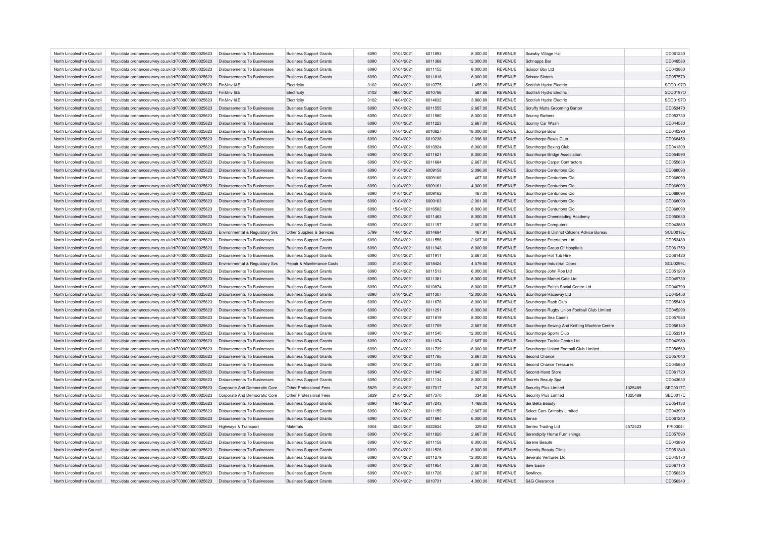| North Lincolnshire Council | http://data.ordnancesurvey.co.uk/id/7000000000025623 | Disbursements To Businesses | Business Support Grants | 6090 | 07/04/2021 | 6011893 | 8,000.00 | REVENUE | Scawby Village Hall | | CD061230 |
|---|---|---|---|---|---|---|---|---|---|---|---|
| North Lincolnshire Council | http://data.ordnancesurvey.co.uk/id/7000000000025623 | Disbursements To Businesses | Business Support Grants | 6090 | 07/04/2021 | 6011368 | 12,000.00 | REVENUE | Schnapps Bar | | CD049580 |
| North Lincolnshire Council | http://data.ordnancesurvey.co.uk/id/7000000000025623 | Disbursements To Businesses | Business Support Grants | 6090 | 07/04/2021 | 6011155 | 8,000.00 | REVENUE | Scissor Box Ltd | | CD043860 |
| North Lincolnshire Council | http://data.ordnancesurvey.co.uk/id/7000000000025623 | Disbursements To Businesses | Business Support Grants | 6090 | 07/04/2021 | 6011818 | 8,000.00 | REVENUE | Scissor Sisters | | CD057570 |
| North Lincolnshire Council | http://data.ordnancesurvey.co.uk/id/7000000000025623 | Fin&Inv I&E | Electricity | 3102 | 09/04/2021 | 6010775 | 1,455.20 | REVENUE | Scottish Hydro Electric | | SCO0197O |
| North Lincolnshire Council | http://data.ordnancesurvey.co.uk/id/7000000000025623 | Fin&Inv I&E | Electricity | 3102 | 09/04/2021 | 6010786 | 567.86 | REVENUE | Scottish Hydro Electric | | SCO0197O |
| North Lincolnshire Council | http://data.ordnancesurvey.co.uk/id/7000000000025623 | Fin&Inv I&E | Electricity | 3102 | 14/04/2021 | 6014632 | 3,860.89 | REVENUE | Scottish Hydro Electric | | SCO0197O |
| North Lincolnshire Council | http://data.ordnancesurvey.co.uk/id/7000000000025623 | Disbursements To Businesses | Business Support Grants | 6090 | 07/04/2021 | 6011555 | 2,667.00 | REVENUE | Scruffy Mutts Grooming Barton | | CD053470 |
| North Lincolnshire Council | http://data.ordnancesurvey.co.uk/id/7000000000025623 | Disbursements To Businesses | Business Support Grants | 6090 | 07/04/2021 | 6011580 | 8,000.00 | REVENUE | Scunny Barbers | | CD053730 |
| North Lincolnshire Council | http://data.ordnancesurvey.co.uk/id/7000000000025623 | Disbursements To Businesses | Business Support Grants | 6090 | 07/04/2021 | 6011223 | 2,667.00 | REVENUE | Scunny Car Wash | | CD044580 |
| North Lincolnshire Council | http://data.ordnancesurvey.co.uk/id/7000000000025623 | Disbursements To Businesses | Business Support Grants | 6090 | 07/04/2021 | 6010827 | 18,000.00 | REVENUE | Scunthorpe Bowl | | CD040290 |
| North Lincolnshire Council | http://data.ordnancesurvey.co.uk/id/7000000000025623 | Disbursements To Businesses | Business Support Grants | 6090 | 23/04/2021 | 6019238 | 2,096.00 | REVENUE | Scunthorpe Bowls Club | | CD068450 |
| North Lincolnshire Council | http://data.ordnancesurvey.co.uk/id/7000000000025623 | Disbursements To Businesses | Business Support Grants | 6090 | 07/04/2021 | 6010924 | 8,000.00 | REVENUE | Scunthorpe Boxing Club | | CD041300 |
| North Lincolnshire Council | http://data.ordnancesurvey.co.uk/id/7000000000025623 | Disbursements To Businesses | Business Support Grants | 6090 | 07/04/2021 | 6011621 | 8,000.00 | REVENUE | Scunthorpe Bridge Association | | CD054590 |
| North Lincolnshire Council | http://data.ordnancesurvey.co.uk/id/7000000000025623 | Disbursements To Businesses | Business Support Grants | 6090 | 07/04/2021 | 6011684 | 2,667.00 | REVENUE | Scunthorpe Carpet Contractors | | CD055630 |
| North Lincolnshire Council | http://data.ordnancesurvey.co.uk/id/7000000000025623 | Disbursements To Businesses | Business Support Grants | 6090 | 01/04/2021 | 6009158 | 2,096.00 | REVENUE | Scunthorpe Centurions Cio | | CD068090 |
| North Lincolnshire Council | http://data.ordnancesurvey.co.uk/id/7000000000025623 | Disbursements To Businesses | Business Support Grants | 6090 | 01/04/2021 | 6009160 | 467.00 | REVENUE | Scunthorpe Centurions Cio | | CD068090 |
| North Lincolnshire Council | http://data.ordnancesurvey.co.uk/id/7000000000025623 | Disbursements To Businesses | Business Support Grants | 6090 | 01/04/2021 | 6009161 | 4,000.00 | REVENUE | Scunthorpe Centurions Cio | | CD068090 |
| North Lincolnshire Council | http://data.ordnancesurvey.co.uk/id/7000000000025623 | Disbursements To Businesses | Business Support Grants | 6090 | 01/04/2021 | 6009162 | 467.00 | REVENUE | Scunthorpe Centurions Cio | | CD068090 |
| North Lincolnshire Council | http://data.ordnancesurvey.co.uk/id/7000000000025623 | Disbursements To Businesses | Business Support Grants | 6090 | 01/04/2021 | 6009163 | 2,001.00 | REVENUE | Scunthorpe Centurions Cio | | CD068090 |
| North Lincolnshire Council | http://data.ordnancesurvey.co.uk/id/7000000000025623 | Disbursements To Businesses | Business Support Grants | 6090 | 15/04/2021 | 6016582 | 8,000.00 | REVENUE | Scunthorpe Centurions Cio | | CD068090 |
| North Lincolnshire Council | http://data.ordnancesurvey.co.uk/id/7000000000025623 | Disbursements To Businesses | Business Support Grants | 6090 | 07/04/2021 | 6011463 | 8,000.00 | REVENUE | Scunthorpe Cheerleading Academy | | CD050630 |
| North Lincolnshire Council | http://data.ordnancesurvey.co.uk/id/7000000000025623 | Disbursements To Businesses | Business Support Grants | 6090 | 07/04/2021 | 6011157 | 2,667.00 | REVENUE | Scunthorpe Computers | | CD043880 |
| North Lincolnshire Council | http://data.ordnancesurvey.co.uk/id/7000000000025623 | Environmental & Regulatory Svs | Other Supplies & Services | 5799 | 14/04/2021 | 6014684 | 467.91 | REVENUE | Scunthorpe & District Citizens Advice Bureau | | SCU0018U |
| North Lincolnshire Council | http://data.ordnancesurvey.co.uk/id/7000000000025623 | Disbursements To Businesses | Business Support Grants | 6090 | 07/04/2021 | 6011556 | 2,667.00 | REVENUE | Scunthorpe Entertainer Ltd | | CD053480 |
| North Lincolnshire Council | http://data.ordnancesurvey.co.uk/id/7000000000025623 | Disbursements To Businesses | Business Support Grants | 6090 | 07/04/2021 | 6011943 | 8,000.00 | REVENUE | Scunthorpe Group Of Hospitals | | CD061750 |
| North Lincolnshire Council | http://data.ordnancesurvey.co.uk/id/7000000000025623 | Disbursements To Businesses | Business Support Grants | 6090 | 07/04/2021 | 6011911 | 2,667.00 | REVENUE | Scunthorpe Hot Tub Hire | | CD061420 |
| North Lincolnshire Council | http://data.ordnancesurvey.co.uk/id/7000000000025623 | Environmental & Regulatory Svs | Repair & Maintenance Costs | 3000 | 21/04/2021 | 6018424 | 4,579.60 | REVENUE | Scunthorpe Industrial Doors | | SCU0299U |
| North Lincolnshire Council | http://data.ordnancesurvey.co.uk/id/7000000000025623 | Disbursements To Businesses | Business Support Grants | 6090 | 07/04/2021 | 6011513 | 6,000.00 | REVENUE | Scunthorpe John Roe Ltd | | CD051200 |
| North Lincolnshire Council | http://data.ordnancesurvey.co.uk/id/7000000000025623 | Disbursements To Businesses | Business Support Grants | 6090 | 07/04/2021 | 6011381 | 8,000.00 | REVENUE | Scunthorpe Market Cafe Ltd | | CD049730 |
| North Lincolnshire Council | http://data.ordnancesurvey.co.uk/id/7000000000025623 | Disbursements To Businesses | Business Support Grants | 6090 | 07/04/2021 | 6010874 | 8,000.00 | REVENUE | Scunthorpe Polish Social Centre Ltd | | CD040790 |
| North Lincolnshire Council | http://data.ordnancesurvey.co.uk/id/7000000000025623 | Disbursements To Businesses | Business Support Grants | 6090 | 07/04/2021 | 6011307 | 12,000.00 | REVENUE | Scunthorpe Raceway Ltd | | CD045450 |
| North Lincolnshire Council | http://data.ordnancesurvey.co.uk/id/7000000000025623 | Disbursements To Businesses | Business Support Grants | 6090 | 07/04/2021 | 6011676 | 8,000.00 | REVENUE | Scunthorpe Raob Club | | CD055430 |
| North Lincolnshire Council | http://data.ordnancesurvey.co.uk/id/7000000000025623 | Disbursements To Businesses | Business Support Grants | 6090 | 07/04/2021 | 6011291 | 8,000.00 | REVENUE | Scunthorpe Rugby Union Football Club Limited | | CD045290 |
| North Lincolnshire Council | http://data.ordnancesurvey.co.uk/id/7000000000025623 | Disbursements To Businesses | Business Support Grants | 6090 | 07/04/2021 | 6011819 | 8,000.00 | REVENUE | Scunthorpe Sea Cadets | | CD057580 |
| North Lincolnshire Council | http://data.ordnancesurvey.co.uk/id/7000000000025623 | Disbursements To Businesses | Business Support Grants | 6090 | 07/04/2021 | 6011709 | 2,667.00 | REVENUE | Scunthorpe Sewing And Knitting Machine Centre | | CD056140 |
| North Lincolnshire Council | http://data.ordnancesurvey.co.uk/id/7000000000025623 | Disbursements To Businesses | Business Support Grants | 6090 | 07/04/2021 | 6011540 | 12,000.00 | REVENUE | Scunthorpe Sports Club | | CD053310 |
| North Lincolnshire Council | http://data.ordnancesurvey.co.uk/id/7000000000025623 | Disbursements To Businesses | Business Support Grants | 6090 | 07/04/2021 | 6011074 | 2,667.00 | REVENUE | Scunthorpe Tackle Centre Ltd | | CD042980 |
| North Lincolnshire Council | http://data.ordnancesurvey.co.uk/id/7000000000025623 | Disbursements To Businesses | Business Support Grants | 6090 | 07/04/2021 | 6011739 | 18,000.00 | REVENUE | Scunthorpe United Football Club Limited | | CD056560 |
| North Lincolnshire Council | http://data.ordnancesurvey.co.uk/id/7000000000025623 | Disbursements To Businesses | Business Support Grants | 6090 | 07/04/2021 | 6011785 | 2,667.00 | REVENUE | Second Chance | | CD057040 |
| North Lincolnshire Council | http://data.ordnancesurvey.co.uk/id/7000000000025623 | Disbursements To Businesses | Business Support Grants | 6090 | 07/04/2021 | 6011345 | 2,667.00 | REVENUE | Second Chance Treasures | | CD045850 |
| North Lincolnshire Council | http://data.ordnancesurvey.co.uk/id/7000000000025623 | Disbursements To Businesses | Business Support Grants | 6090 | 07/04/2021 | 6011940 | 2,667.00 | REVENUE | Second-Hand Store | | CD061720 |
| North Lincolnshire Council | http://data.ordnancesurvey.co.uk/id/7000000000025623 | Disbursements To Businesses | Business Support Grants | 6090 | 07/04/2021 | 6011134 | 8,000.00 | REVENUE | Secrets Beauty Spa | | CD043630 |
| North Lincolnshire Council | http://data.ordnancesurvey.co.uk/id/7000000000025623 | Corporate And Democratic Core | Other Professional Fees | 5829 | 21/04/2021 | 6017017 | 247.20 | REVENUE | Security Plus Limited | 1325489 | SEC0017C |
| North Lincolnshire Council | http://data.ordnancesurvey.co.uk/id/7000000000025623 | Corporate And Democratic Core | Other Professional Fees | 5829 | 21/04/2021 | 6017370 | 334.80 | REVENUE | Security Plus Limited | 1325489 | SEC0017C |
| North Lincolnshire Council | http://data.ordnancesurvey.co.uk/id/7000000000025623 | Disbursements To Businesses | Business Support Grants | 6090 | 16/04/2021 | 6017243 | 1,468.00 | REVENUE | Sei Bella Beauty | | CD054130 |
| North Lincolnshire Council | http://data.ordnancesurvey.co.uk/id/7000000000025623 | Disbursements To Businesses | Business Support Grants | 6090 | 07/04/2021 | 6011159 | 2,667.00 | REVENUE | Select Cars Grimsby Limited | | CD043900 |
| North Lincolnshire Council | http://data.ordnancesurvey.co.uk/id/7000000000025623 | Disbursements To Businesses | Business Support Grants | 6090 | 07/04/2021 | 6011894 | 6,000.00 | REVENUE | Sense | | CD061240 |
| North Lincolnshire Council | http://data.ordnancesurvey.co.uk/id/7000000000025623 | Highways & Transport | Materials | 5004 | 30/04/2021 | 6022834 | 329.62 | REVENUE | Sentex Trading Ltd | 4572423 | FRI0004I |
| North Lincolnshire Council | http://data.ordnancesurvey.co.uk/id/7000000000025623 | Disbursements To Businesses | Business Support Grants | 6090 | 07/04/2021 | 6011820 | 2,667.00 | REVENUE | Serendipity Home Furnishings | | CD057590 |
| North Lincolnshire Council | http://data.ordnancesurvey.co.uk/id/7000000000025623 | Disbursements To Businesses | Business Support Grants | 6090 | 07/04/2021 | 6011158 | 8,000.00 | REVENUE | Serene Beaute | | CD043890 |
| North Lincolnshire Council | http://data.ordnancesurvey.co.uk/id/7000000000025623 | Disbursements To Businesses | Business Support Grants | 6090 | 07/04/2021 | 6011526 | 8,000.00 | REVENUE | Serenity Beauty Clinic | | CD051340 |
| North Lincolnshire Council | http://data.ordnancesurvey.co.uk/id/7000000000025623 | Disbursements To Businesses | Business Support Grants | 6090 | 07/04/2021 | 6011279 | 12,000.00 | REVENUE | Severals Ventures Ltd | | CD045170 |
| North Lincolnshire Council | http://data.ordnancesurvey.co.uk/id/7000000000025623 | Disbursements To Businesses | Business Support Grants | 6090 | 07/04/2021 | 6011954 | 2,667.00 | REVENUE | Sew Easie | | CD067170 |
| North Lincolnshire Council | http://data.ordnancesurvey.co.uk/id/7000000000025623 | Disbursements To Businesses | Business Support Grants | 6090 | 07/04/2021 | 6011726 | 2,667.00 | REVENUE | Sewlincs | | CD056320 |
| North Lincolnshire Council | http://data.ordnancesurvey.co.uk/id/7000000000025623 | Disbursements To Businesses | Business Support Grants | 6090 | 07/04/2021 | 6010731 | 4,000.00 | REVENUE | S&G Clearance | | CD056340 |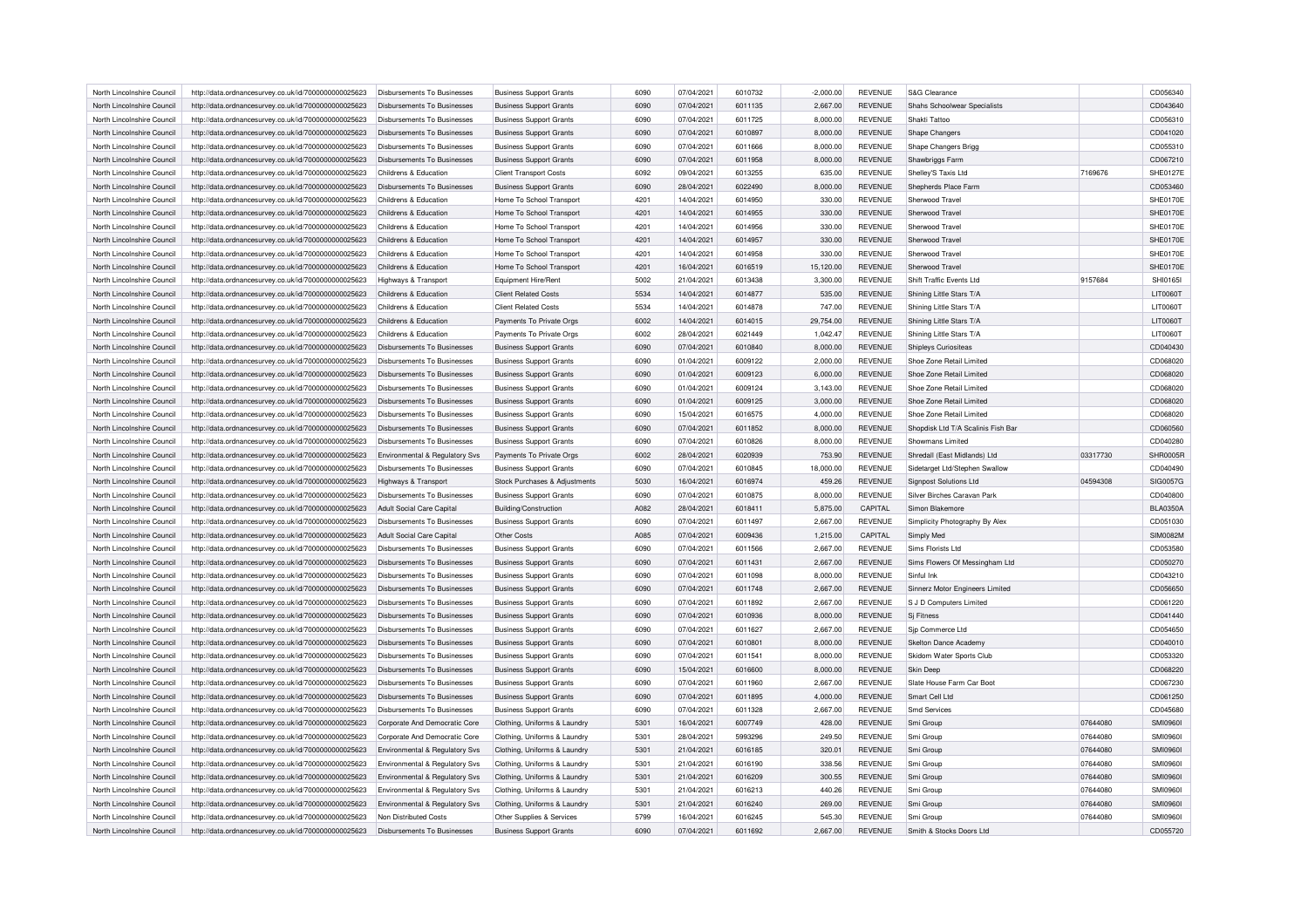| North Lincolnshire Council | http://data.ordnancesurvey.co.uk/id/7000000000025623 | Disbursements To Businesses | Business Support Grants | 6090 | 07/04/2021 | 6010732 | -2,000.00 | REVENUE | S&G Clearance | | CD056340 |
|---|---|---|---|---|---|---|---|---|---|---|---|
| North Lincolnshire Council | http://data.ordnancesurvey.co.uk/id/7000000000025623 | Disbursements To Businesses | Business Support Grants | 6090 | 07/04/2021 | 6011135 | 2,667.00 | REVENUE | Shahs Schoolwear Specialists | | CD043640 |
| North Lincolnshire Council | http://data.ordnancesurvey.co.uk/id/7000000000025623 | Disbursements To Businesses | Business Support Grants | 6090 | 07/04/2021 | 6011725 | 8,000.00 | REVENUE | Shakti Tattoo | | CD056310 |
| North Lincolnshire Council | http://data.ordnancesurvey.co.uk/id/7000000000025623 | Disbursements To Businesses | Business Support Grants | 6090 | 07/04/2021 | 6010897 | 8,000.00 | REVENUE | Shape Changers | | CD041020 |
| North Lincolnshire Council | http://data.ordnancesurvey.co.uk/id/7000000000025623 | Disbursements To Businesses | Business Support Grants | 6090 | 07/04/2021 | 6011666 | 8,000.00 | REVENUE | Shape Changers Brigg | | CD055310 |
| North Lincolnshire Council | http://data.ordnancesurvey.co.uk/id/7000000000025623 | Disbursements To Businesses | Business Support Grants | 6090 | 07/04/2021 | 6011958 | 8,000.00 | REVENUE | Shawbriggs Farm | | CD067210 |
| North Lincolnshire Council | http://data.ordnancesurvey.co.uk/id/7000000000025623 | Childrens & Education | Client Transport Costs | 6092 | 09/04/2021 | 6013255 | 635.00 | REVENUE | Shelley'S Taxis Ltd | 7169676 | SHE0127E |
| North Lincolnshire Council | http://data.ordnancesurvey.co.uk/id/7000000000025623 | Disbursements To Businesses | Business Support Grants | 6090 | 28/04/2021 | 6022490 | 8,000.00 | REVENUE | Shepherds Place Farm | | CD053460 |
| North Lincolnshire Council | http://data.ordnancesurvey.co.uk/id/7000000000025623 | Childrens & Education | Home To School Transport | 4201 | 14/04/2021 | 6014950 | 330.00 | REVENUE | Sherwood Travel | | SHE0170E |
| North Lincolnshire Council | http://data.ordnancesurvey.co.uk/id/7000000000025623 | Childrens & Education | Home To School Transport | 4201 | 14/04/2021 | 6014955 | 330.00 | REVENUE | Sherwood Travel | | SHE0170E |
| North Lincolnshire Council | http://data.ordnancesurvey.co.uk/id/7000000000025623 | Childrens & Education | Home To School Transport | 4201 | 14/04/2021 | 6014956 | 330.00 | REVENUE | Sherwood Travel | | SHE0170E |
| North Lincolnshire Council | http://data.ordnancesurvey.co.uk/id/7000000000025623 | Childrens & Education | Home To School Transport | 4201 | 14/04/2021 | 6014957 | 330.00 | REVENUE | Sherwood Travel | | SHE0170E |
| North Lincolnshire Council | http://data.ordnancesurvey.co.uk/id/7000000000025623 | Childrens & Education | Home To School Transport | 4201 | 14/04/2021 | 6014958 | 330.00 | REVENUE | Sherwood Travel | | SHE0170E |
| North Lincolnshire Council | http://data.ordnancesurvey.co.uk/id/7000000000025623 | Childrens & Education | Home To School Transport | 4201 | 16/04/2021 | 6016519 | 15,120.00 | REVENUE | Sherwood Travel | | SHE0170E |
| North Lincolnshire Council | http://data.ordnancesurvey.co.uk/id/7000000000025623 | Highways & Transport | Equipment Hire/Rent | 5002 | 21/04/2021 | 6013438 | 3,300.00 | REVENUE | Shift Traffic Events Ltd | 9157684 | SHI0165I |
| North Lincolnshire Council | http://data.ordnancesurvey.co.uk/id/7000000000025623 | Childrens & Education | Client Related Costs | 5534 | 14/04/2021 | 6014877 | 535.00 | REVENUE | Shining Little Stars T/A | | LIT0060T |
| North Lincolnshire Council | http://data.ordnancesurvey.co.uk/id/7000000000025623 | Childrens & Education | Client Related Costs | 5534 | 14/04/2021 | 6014878 | 747.00 | REVENUE | Shining Little Stars T/A | | LIT0060T |
| North Lincolnshire Council | http://data.ordnancesurvey.co.uk/id/7000000000025623 | Childrens & Education | Payments To Private Orgs | 6002 | 14/04/2021 | 6014015 | 29,754.00 | REVENUE | Shining Little Stars T/A | | LIT0060T |
| North Lincolnshire Council | http://data.ordnancesurvey.co.uk/id/7000000000025623 | Childrens & Education | Payments To Private Orgs | 6002 | 28/04/2021 | 6021449 | 1,042.47 | REVENUE | Shining Little Stars T/A | | LIT0060T |
| North Lincolnshire Council | http://data.ordnancesurvey.co.uk/id/7000000000025623 | Disbursements To Businesses | Business Support Grants | 6090 | 07/04/2021 | 6010840 | 8,000.00 | REVENUE | Shipleys Curiositeas | | CD040430 |
| North Lincolnshire Council | http://data.ordnancesurvey.co.uk/id/7000000000025623 | Disbursements To Businesses | Business Support Grants | 6090 | 01/04/2021 | 6009122 | 2,000.00 | REVENUE | Shoe Zone Retail Limited | | CD068020 |
| North Lincolnshire Council | http://data.ordnancesurvey.co.uk/id/7000000000025623 | Disbursements To Businesses | Business Support Grants | 6090 | 01/04/2021 | 6009123 | 6,000.00 | REVENUE | Shoe Zone Retail Limited | | CD068020 |
| North Lincolnshire Council | http://data.ordnancesurvey.co.uk/id/7000000000025623 | Disbursements To Businesses | Business Support Grants | 6090 | 01/04/2021 | 6009124 | 3,143.00 | REVENUE | Shoe Zone Retail Limited | | CD068020 |
| North Lincolnshire Council | http://data.ordnancesurvey.co.uk/id/7000000000025623 | Disbursements To Businesses | Business Support Grants | 6090 | 01/04/2021 | 6009125 | 3,000.00 | REVENUE | Shoe Zone Retail Limited | | CD068020 |
| North Lincolnshire Council | http://data.ordnancesurvey.co.uk/id/7000000000025623 | Disbursements To Businesses | Business Support Grants | 6090 | 15/04/2021 | 6016575 | 4,000.00 | REVENUE | Shoe Zone Retail Limited | | CD068020 |
| North Lincolnshire Council | http://data.ordnancesurvey.co.uk/id/7000000000025623 | Disbursements To Businesses | Business Support Grants | 6090 | 07/04/2021 | 6011852 | 8,000.00 | REVENUE | Shopdisk Ltd T/A Scalinis Fish Bar | | CD060560 |
| North Lincolnshire Council | http://data.ordnancesurvey.co.uk/id/7000000000025623 | Disbursements To Businesses | Business Support Grants | 6090 | 07/04/2021 | 6010826 | 8,000.00 | REVENUE | Showmans Limited | | CD040280 |
| North Lincolnshire Council | http://data.ordnancesurvey.co.uk/id/7000000000025623 | Environmental & Regulatory Svs | Payments To Private Orgs | 6002 | 28/04/2021 | 6020939 | 753.90 | REVENUE | Shredall (East Midlands) Ltd | 03317730 | SHR0005R |
| North Lincolnshire Council | http://data.ordnancesurvey.co.uk/id/7000000000025623 | Disbursements To Businesses | Business Support Grants | 6090 | 07/04/2021 | 6010845 | 18,000.00 | REVENUE | Sidetarget Ltd/Stephen Swallow | | CD040490 |
| North Lincolnshire Council | http://data.ordnancesurvey.co.uk/id/7000000000025623 | Highways & Transport | Stock Purchases & Adjustments | 5030 | 16/04/2021 | 6016974 | 459.26 | REVENUE | Signpost Solutions Ltd | 04594308 | SIG0057G |
| North Lincolnshire Council | http://data.ordnancesurvey.co.uk/id/7000000000025623 | Disbursements To Businesses | Business Support Grants | 6090 | 07/04/2021 | 6010875 | 8,000.00 | REVENUE | Silver Birches Caravan Park | | CD040800 |
| North Lincolnshire Council | http://data.ordnancesurvey.co.uk/id/7000000000025623 | Adult Social Care Capital | Building/Construction | A082 | 28/04/2021 | 6018411 | 5,875.00 | CAPITAL | Simon Blakemore | | BLA0350A |
| North Lincolnshire Council | http://data.ordnancesurvey.co.uk/id/7000000000025623 | Disbursements To Businesses | Business Support Grants | 6090 | 07/04/2021 | 6011497 | 2,667.00 | REVENUE | Simplicity Photography By Alex | | CD051030 |
| North Lincolnshire Council | http://data.ordnancesurvey.co.uk/id/7000000000025623 | Adult Social Care Capital | Other Costs | A085 | 07/04/2021 | 6009436 | 1,215.00 | CAPITAL | Simply Med | | SIM0082M |
| North Lincolnshire Council | http://data.ordnancesurvey.co.uk/id/7000000000025623 | Disbursements To Businesses | Business Support Grants | 6090 | 07/04/2021 | 6011566 | 2,667.00 | REVENUE | Sims Florists Ltd | | CD053580 |
| North Lincolnshire Council | http://data.ordnancesurvey.co.uk/id/7000000000025623 | Disbursements To Businesses | Business Support Grants | 6090 | 07/04/2021 | 6011431 | 2,667.00 | REVENUE | Sims Flowers Of Messingham Ltd | | CD050270 |
| North Lincolnshire Council | http://data.ordnancesurvey.co.uk/id/7000000000025623 | Disbursements To Businesses | Business Support Grants | 6090 | 07/04/2021 | 6011098 | 8,000.00 | REVENUE | Sinful Ink | | CD043210 |
| North Lincolnshire Council | http://data.ordnancesurvey.co.uk/id/7000000000025623 | Disbursements To Businesses | Business Support Grants | 6090 | 07/04/2021 | 6011748 | 2,667.00 | REVENUE | Sinnerz Motor Engineers Limited | | CD056650 |
| North Lincolnshire Council | http://data.ordnancesurvey.co.uk/id/7000000000025623 | Disbursements To Businesses | Business Support Grants | 6090 | 07/04/2021 | 6011892 | 2,667.00 | REVENUE | S J D Computers Limited | | CD061220 |
| North Lincolnshire Council | http://data.ordnancesurvey.co.uk/id/7000000000025623 | Disbursements To Businesses | Business Support Grants | 6090 | 07/04/2021 | 6010936 | 8,000.00 | REVENUE | Sj Fitness | | CD041440 |
| North Lincolnshire Council | http://data.ordnancesurvey.co.uk/id/7000000000025623 | Disbursements To Businesses | Business Support Grants | 6090 | 07/04/2021 | 6011627 | 2,667.00 | REVENUE | Sjp Commerce Ltd | | CD054650 |
| North Lincolnshire Council | http://data.ordnancesurvey.co.uk/id/7000000000025623 | Disbursements To Businesses | Business Support Grants | 6090 | 07/04/2021 | 6010801 | 8,000.00 | REVENUE | Skelton Dance Academy | | CD040010 |
| North Lincolnshire Council | http://data.ordnancesurvey.co.uk/id/7000000000025623 | Disbursements To Businesses | Business Support Grants | 6090 | 07/04/2021 | 6011541 | 8,000.00 | REVENUE | Skidom Water Sports Club | | CD053320 |
| North Lincolnshire Council | http://data.ordnancesurvey.co.uk/id/7000000000025623 | Disbursements To Businesses | Business Support Grants | 6090 | 15/04/2021 | 6016600 | 8,000.00 | REVENUE | Skin Deep | | CD068220 |
| North Lincolnshire Council | http://data.ordnancesurvey.co.uk/id/7000000000025623 | Disbursements To Businesses | Business Support Grants | 6090 | 07/04/2021 | 6011960 | 2,667.00 | REVENUE | Slate House Farm Car Boot | | CD067230 |
| North Lincolnshire Council | http://data.ordnancesurvey.co.uk/id/7000000000025623 | Disbursements To Businesses | Business Support Grants | 6090 | 07/04/2021 | 6011895 | 4,000.00 | REVENUE | Smart Cell Ltd | | CD061250 |
| North Lincolnshire Council | http://data.ordnancesurvey.co.uk/id/7000000000025623 | Disbursements To Businesses | Business Support Grants | 6090 | 07/04/2021 | 6011328 | 2,667.00 | REVENUE | Smd Services | | CD045680 |
| North Lincolnshire Council | http://data.ordnancesurvey.co.uk/id/7000000000025623 | Corporate And Democratic Core | Clothing, Uniforms & Laundry | 5301 | 16/04/2021 | 6007749 | 428.00 | REVENUE | Smi Group | 07644080 | SMI0960I |
| North Lincolnshire Council | http://data.ordnancesurvey.co.uk/id/7000000000025623 | Corporate And Democratic Core | Clothing, Uniforms & Laundry | 5301 | 28/04/2021 | 5993296 | 249.50 | REVENUE | Smi Group | 07644080 | SMI0960I |
| North Lincolnshire Council | http://data.ordnancesurvey.co.uk/id/7000000000025623 | Environmental & Regulatory Svs | Clothing, Uniforms & Laundry | 5301 | 21/04/2021 | 6016185 | 320.01 | REVENUE | Smi Group | 07644080 | SMI0960I |
| North Lincolnshire Council | http://data.ordnancesurvey.co.uk/id/7000000000025623 | Environmental & Regulatory Svs | Clothing, Uniforms & Laundry | 5301 | 21/04/2021 | 6016190 | 338.56 | REVENUE | Smi Group | 07644080 | SMI0960I |
| North Lincolnshire Council | http://data.ordnancesurvey.co.uk/id/7000000000025623 | Environmental & Regulatory Svs | Clothing, Uniforms & Laundry | 5301 | 21/04/2021 | 6016209 | 300.55 | REVENUE | Smi Group | 07644080 | SMI0960I |
| North Lincolnshire Council | http://data.ordnancesurvey.co.uk/id/7000000000025623 | Environmental & Regulatory Svs | Clothing, Uniforms & Laundry | 5301 | 21/04/2021 | 6016213 | 440.26 | REVENUE | Smi Group | 07644080 | SMI0960I |
| North Lincolnshire Council | http://data.ordnancesurvey.co.uk/id/7000000000025623 | Environmental & Regulatory Svs | Clothing, Uniforms & Laundry | 5301 | 21/04/2021 | 6016240 | 269.00 | REVENUE | Smi Group | 07644080 | SMI0960I |
| North Lincolnshire Council | http://data.ordnancesurvey.co.uk/id/7000000000025623 | Non Distributed Costs | Other Supplies & Services | 5799 | 16/04/2021 | 6016245 | 545.30 | REVENUE | Smi Group | 07644080 | SMI0960I |
| North Lincolnshire Council | http://data.ordnancesurvey.co.uk/id/7000000000025623 | Disbursements To Businesses | Business Support Grants | 6090 | 07/04/2021 | 6011692 | 2,667.00 | REVENUE | Smith & Stocks Doors Ltd | | CD055720 |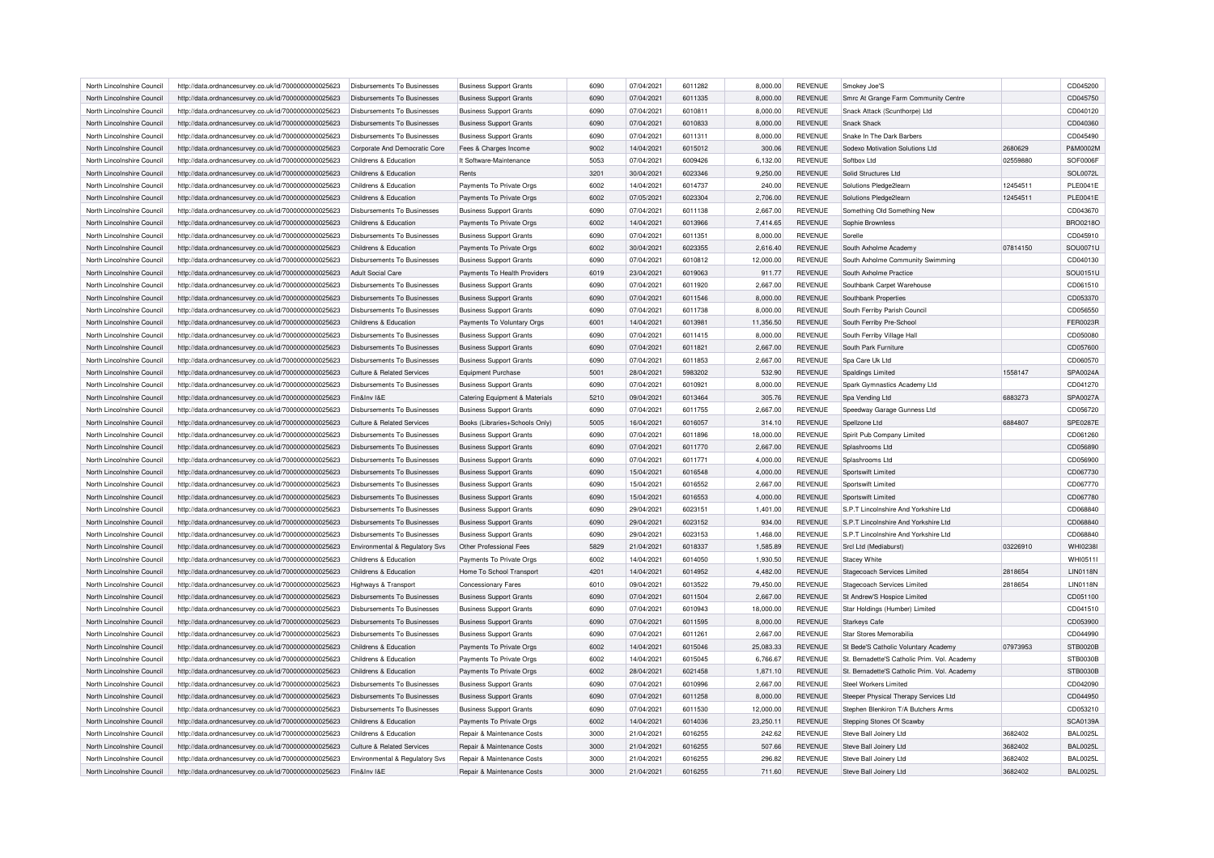| North Lincolnshire Council | http://data.ordnancesurvey.co.uk/id/7000000000025623 | Disbursements To Businesses | Business Support Grants | 6090 | 07/04/2021 | 6011282 | 8,000.00 | REVENUE | Smokey Joe'S | | CD045200 |
|---|---|---|---|---|---|---|---|---|---|---|---|
| North Lincolnshire Council | http://data.ordnancesurvey.co.uk/id/7000000000025623 | Disbursements To Businesses | Business Support Grants | 6090 | 07/04/2021 | 6011335 | 8,000.00 | REVENUE | Smrc At Grange Farm Community Centre | | CD045750 |
| North Lincolnshire Council | http://data.ordnancesurvey.co.uk/id/7000000000025623 | Disbursements To Businesses | Business Support Grants | 6090 | 07/04/2021 | 6010811 | 8,000.00 | REVENUE | Snack Attack (Scunthorpe) Ltd | | CD040120 |
| North Lincolnshire Council | http://data.ordnancesurvey.co.uk/id/7000000000025623 | Disbursements To Businesses | Business Support Grants | 6090 | 07/04/2021 | 6010833 | 8,000.00 | REVENUE | Snack Shack | | CD040360 |
| North Lincolnshire Council | http://data.ordnancesurvey.co.uk/id/7000000000025623 | Disbursements To Businesses | Business Support Grants | 6090 | 07/04/2021 | 6011311 | 8,000.00 | REVENUE | Snake In The Dark Barbers | | CD045490 |
| North Lincolnshire Council | http://data.ordnancesurvey.co.uk/id/7000000000025623 | Corporate And Democratic Core | Fees & Charges Income | 9002 | 14/04/2021 | 6015012 | 300.06 | REVENUE | Sodexo Motivation Solutions Ltd | 2680629 | P&M0002M |
| North Lincolnshire Council | http://data.ordnancesurvey.co.uk/id/7000000000025623 | Childrens & Education | It Software-Maintenance | 5053 | 07/04/2021 | 6009426 | 6,132.00 | REVENUE | Softbox Ltd | 02559880 | SOF0006F |
| North Lincolnshire Council | http://data.ordnancesurvey.co.uk/id/7000000000025623 | Childrens & Education | Rents | 3201 | 30/04/2021 | 6023346 | 9,250.00 | REVENUE | Solid Structures Ltd | | SOL0072L |
| North Lincolnshire Council | http://data.ordnancesurvey.co.uk/id/7000000000025623 | Childrens & Education | Payments To Private Orgs | 6002 | 14/04/2021 | 6014737 | 240.00 | REVENUE | Solutions Pledge2learn | 12454511 | PLE0041E |
| North Lincolnshire Council | http://data.ordnancesurvey.co.uk/id/7000000000025623 | Childrens & Education | Payments To Private Orgs | 6002 | 07/05/2021 | 6023304 | 2,706.00 | REVENUE | Solutions Pledge2learn | 12454511 | PLE0041E |
| North Lincolnshire Council | http://data.ordnancesurvey.co.uk/id/7000000000025623 | Disbursements To Businesses | Business Support Grants | 6090 | 07/04/2021 | 6011138 | 2,667.00 | REVENUE | Something Old Something New | | CD043670 |
| North Lincolnshire Council | http://data.ordnancesurvey.co.uk/id/7000000000025623 | Childrens & Education | Payments To Private Orgs | 6002 | 14/04/2021 | 6013966 | 7,414.65 | REVENUE | Sophie Brownless | | BRO0218O |
| North Lincolnshire Council | http://data.ordnancesurvey.co.uk/id/7000000000025623 | Disbursements To Businesses | Business Support Grants | 6090 | 07/04/2021 | 6011351 | 8,000.00 | REVENUE | Sorelle | | CD045910 |
| North Lincolnshire Council | http://data.ordnancesurvey.co.uk/id/7000000000025623 | Childrens & Education | Payments To Private Orgs | 6002 | 30/04/2021 | 6023355 | 2,616.40 | REVENUE | South Axholme Academy | 07814150 | SOU0071U |
| North Lincolnshire Council | http://data.ordnancesurvey.co.uk/id/7000000000025623 | Disbursements To Businesses | Business Support Grants | 6090 | 07/04/2021 | 6010812 | 12,000.00 | REVENUE | South Axholme Community Swimming | | CD040130 |
| North Lincolnshire Council | http://data.ordnancesurvey.co.uk/id/7000000000025623 | Adult Social Care | Payments To Health Providers | 6019 | 23/04/2021 | 6019063 | 911.77 | REVENUE | South Axholme Practice | | SOU0151U |
| North Lincolnshire Council | http://data.ordnancesurvey.co.uk/id/7000000000025623 | Disbursements To Businesses | Business Support Grants | 6090 | 07/04/2021 | 6011920 | 2,667.00 | REVENUE | Southbank Carpet Warehouse | | CD061510 |
| North Lincolnshire Council | http://data.ordnancesurvey.co.uk/id/7000000000025623 | Disbursements To Businesses | Business Support Grants | 6090 | 07/04/2021 | 6011546 | 8,000.00 | REVENUE | Southbank Properties | | CD053370 |
| North Lincolnshire Council | http://data.ordnancesurvey.co.uk/id/7000000000025623 | Disbursements To Businesses | Business Support Grants | 6090 | 07/04/2021 | 6011738 | 8,000.00 | REVENUE | South Ferriby Parish Council | | CD056550 |
| North Lincolnshire Council | http://data.ordnancesurvey.co.uk/id/7000000000025623 | Childrens & Education | Payments To Voluntary Orgs | 6001 | 14/04/2021 | 6013981 | 11,356.50 | REVENUE | South Ferriby Pre-School | | FER0023R |
| North Lincolnshire Council | http://data.ordnancesurvey.co.uk/id/7000000000025623 | Disbursements To Businesses | Business Support Grants | 6090 | 07/04/2021 | 6011415 | 8,000.00 | REVENUE | South Ferriby Village Hall | | CD050080 |
| North Lincolnshire Council | http://data.ordnancesurvey.co.uk/id/7000000000025623 | Disbursements To Businesses | Business Support Grants | 6090 | 07/04/2021 | 6011821 | 2,667.00 | REVENUE | South Park Furniture | | CD057600 |
| North Lincolnshire Council | http://data.ordnancesurvey.co.uk/id/7000000000025623 | Disbursements To Businesses | Business Support Grants | 6090 | 07/04/2021 | 6011853 | 2,667.00 | REVENUE | Spa Care Uk Ltd | | CD060570 |
| North Lincolnshire Council | http://data.ordnancesurvey.co.uk/id/7000000000025623 | Culture & Related Services | Equipment Purchase | 5001 | 28/04/2021 | 5983202 | 532.90 | REVENUE | Spaldings Limited | 1558147 | SPA0024A |
| North Lincolnshire Council | http://data.ordnancesurvey.co.uk/id/7000000000025623 | Disbursements To Businesses | Business Support Grants | 6090 | 07/04/2021 | 6010921 | 8,000.00 | REVENUE | Spark Gymnastics Academy Ltd | | CD041270 |
| North Lincolnshire Council | http://data.ordnancesurvey.co.uk/id/7000000000025623 | Fin&Inv I&E | Catering Equipment & Materials | 5210 | 09/04/2021 | 6013464 | 305.76 | REVENUE | Spa Vending Ltd | 6883273 | SPA0027A |
| North Lincolnshire Council | http://data.ordnancesurvey.co.uk/id/7000000000025623 | Disbursements To Businesses | Business Support Grants | 6090 | 07/04/2021 | 6011755 | 2,667.00 | REVENUE | Speedway Garage Gunness Ltd | | CD056720 |
| North Lincolnshire Council | http://data.ordnancesurvey.co.uk/id/7000000000025623 | Culture & Related Services | Books (Libraries+Schools Only) | 5005 | 16/04/2021 | 6016057 | 314.10 | REVENUE | Spellzone Ltd | 6884807 | SPE0287E |
| North Lincolnshire Council | http://data.ordnancesurvey.co.uk/id/7000000000025623 | Disbursements To Businesses | Business Support Grants | 6090 | 07/04/2021 | 6011896 | 18,000.00 | REVENUE | Spirit Pub Company Limited | | CD061260 |
| North Lincolnshire Council | http://data.ordnancesurvey.co.uk/id/7000000000025623 | Disbursements To Businesses | Business Support Grants | 6090 | 07/04/2021 | 6011770 | 2,667.00 | REVENUE | Splashrooms Ltd | | CD056890 |
| North Lincolnshire Council | http://data.ordnancesurvey.co.uk/id/7000000000025623 | Disbursements To Businesses | Business Support Grants | 6090 | 07/04/2021 | 6011771 | 4,000.00 | REVENUE | Splashrooms Ltd | | CD056900 |
| North Lincolnshire Council | http://data.ordnancesurvey.co.uk/id/7000000000025623 | Disbursements To Businesses | Business Support Grants | 6090 | 15/04/2021 | 6016548 | 4,000.00 | REVENUE | Sportswift Limited | | CD067730 |
| North Lincolnshire Council | http://data.ordnancesurvey.co.uk/id/7000000000025623 | Disbursements To Businesses | Business Support Grants | 6090 | 15/04/2021 | 6016552 | 2,667.00 | REVENUE | Sportswift Limited | | CD067770 |
| North Lincolnshire Council | http://data.ordnancesurvey.co.uk/id/7000000000025623 | Disbursements To Businesses | Business Support Grants | 6090 | 15/04/2021 | 6016553 | 4,000.00 | REVENUE | Sportswift Limited | | CD067780 |
| North Lincolnshire Council | http://data.ordnancesurvey.co.uk/id/7000000000025623 | Disbursements To Businesses | Business Support Grants | 6090 | 29/04/2021 | 6023151 | 1,401.00 | REVENUE | S.P.T Lincolnshire And Yorkshire Ltd | | CD068840 |
| North Lincolnshire Council | http://data.ordnancesurvey.co.uk/id/7000000000025623 | Disbursements To Businesses | Business Support Grants | 6090 | 29/04/2021 | 6023152 | 934.00 | REVENUE | S.P.T Lincolnshire And Yorkshire Ltd | | CD068840 |
| North Lincolnshire Council | http://data.ordnancesurvey.co.uk/id/7000000000025623 | Disbursements To Businesses | Business Support Grants | 6090 | 29/04/2021 | 6023153 | 1,468.00 | REVENUE | S.P.T Lincolnshire And Yorkshire Ltd | | CD068840 |
| North Lincolnshire Council | http://data.ordnancesurvey.co.uk/id/7000000000025623 | Environmental & Regulatory Svs | Other Professional Fees | 5829 | 21/04/2021 | 6018337 | 1,585.89 | REVENUE | Srcl Ltd (Mediaburst) | 03226910 | WHI0238I |
| North Lincolnshire Council | http://data.ordnancesurvey.co.uk/id/7000000000025623 | Childrens & Education | Payments To Private Orgs | 6002 | 14/04/2021 | 6014050 | 1,930.50 | REVENUE | Stacey White | | WHI0511I |
| North Lincolnshire Council | http://data.ordnancesurvey.co.uk/id/7000000000025623 | Childrens & Education | Home To School Transport | 4201 | 14/04/2021 | 6014952 | 4,482.00 | REVENUE | Stagecoach Services Limited | 2818654 | LIN0118N |
| North Lincolnshire Council | http://data.ordnancesurvey.co.uk/id/7000000000025623 | Highways & Transport | Concessionary Fares | 6010 | 09/04/2021 | 6013522 | 79,450.00 | REVENUE | Stagecoach Services Limited | 2818654 | LIN0118N |
| North Lincolnshire Council | http://data.ordnancesurvey.co.uk/id/7000000000025623 | Disbursements To Businesses | Business Support Grants | 6090 | 07/04/2021 | 6011504 | 2,667.00 | REVENUE | St Andrew'S Hospice Limited | | CD051100 |
| North Lincolnshire Council | http://data.ordnancesurvey.co.uk/id/7000000000025623 | Disbursements To Businesses | Business Support Grants | 6090 | 07/04/2021 | 6010943 | 18,000.00 | REVENUE | Star Holdings (Humber) Limited | | CD041510 |
| North Lincolnshire Council | http://data.ordnancesurvey.co.uk/id/7000000000025623 | Disbursements To Businesses | Business Support Grants | 6090 | 07/04/2021 | 6011595 | 8,000.00 | REVENUE | Starkeys Cafe | | CD053900 |
| North Lincolnshire Council | http://data.ordnancesurvey.co.uk/id/7000000000025623 | Disbursements To Businesses | Business Support Grants | 6090 | 07/04/2021 | 6011261 | 2,667.00 | REVENUE | Star Stores Memorabilia | | CD044990 |
| North Lincolnshire Council | http://data.ordnancesurvey.co.uk/id/7000000000025623 | Childrens & Education | Payments To Private Orgs | 6002 | 14/04/2021 | 6015046 | 25,083.33 | REVENUE | St Bede'S Catholic Voluntary Academy | 07973953 | STB0020B |
| North Lincolnshire Council | http://data.ordnancesurvey.co.uk/id/7000000000025623 | Childrens & Education | Payments To Private Orgs | 6002 | 14/04/2021 | 6015045 | 6,766.67 | REVENUE | St. Bernadette'S Catholic Prim. Vol. Academy | | STB0030B |
| North Lincolnshire Council | http://data.ordnancesurvey.co.uk/id/7000000000025623 | Childrens & Education | Payments To Private Orgs | 6002 | 28/04/2021 | 6021458 | 1,871.10 | REVENUE | St. Bernadette'S Catholic Prim. Vol. Academy | | STB0030B |
| North Lincolnshire Council | http://data.ordnancesurvey.co.uk/id/7000000000025623 | Disbursements To Businesses | Business Support Grants | 6090 | 07/04/2021 | 6010996 | 2,667.00 | REVENUE | Steel Workers Limited | | CD042090 |
| North Lincolnshire Council | http://data.ordnancesurvey.co.uk/id/7000000000025623 | Disbursements To Businesses | Business Support Grants | 6090 | 07/04/2021 | 6011258 | 8,000.00 | REVENUE | Steeper Physical Therapy Services Ltd | | CD044950 |
| North Lincolnshire Council | http://data.ordnancesurvey.co.uk/id/7000000000025623 | Disbursements To Businesses | Business Support Grants | 6090 | 07/04/2021 | 6011530 | 12,000.00 | REVENUE | Stephen Blenkiron T/A Butchers Arms | | CD053210 |
| North Lincolnshire Council | http://data.ordnancesurvey.co.uk/id/7000000000025623 | Childrens & Education | Payments To Private Orgs | 6002 | 14/04/2021 | 6014036 | 23,250.11 | REVENUE | Stepping Stones Of Scawby | | SCA0139A |
| North Lincolnshire Council | http://data.ordnancesurvey.co.uk/id/7000000000025623 | Childrens & Education | Repair & Maintenance Costs | 3000 | 21/04/2021 | 6016255 | 242.62 | REVENUE | Steve Ball Joinery Ltd | 3682402 | BAL0025L |
| North Lincolnshire Council | http://data.ordnancesurvey.co.uk/id/7000000000025623 | Culture & Related Services | Repair & Maintenance Costs | 3000 | 21/04/2021 | 6016255 | 507.66 | REVENUE | Steve Ball Joinery Ltd | 3682402 | BAL0025L |
| North Lincolnshire Council | http://data.ordnancesurvey.co.uk/id/7000000000025623 | Environmental & Regulatory Svs | Repair & Maintenance Costs | 3000 | 21/04/2021 | 6016255 | 296.82 | REVENUE | Steve Ball Joinery Ltd | 3682402 | BAL0025L |
| North Lincolnshire Council | http://data.ordnancesurvey.co.uk/id/7000000000025623 | Fin&Inv I&E | Repair & Maintenance Costs | 3000 | 21/04/2021 | 6016255 | 711.60 | REVENUE | Steve Ball Joinery Ltd | 3682402 | BAL0025L |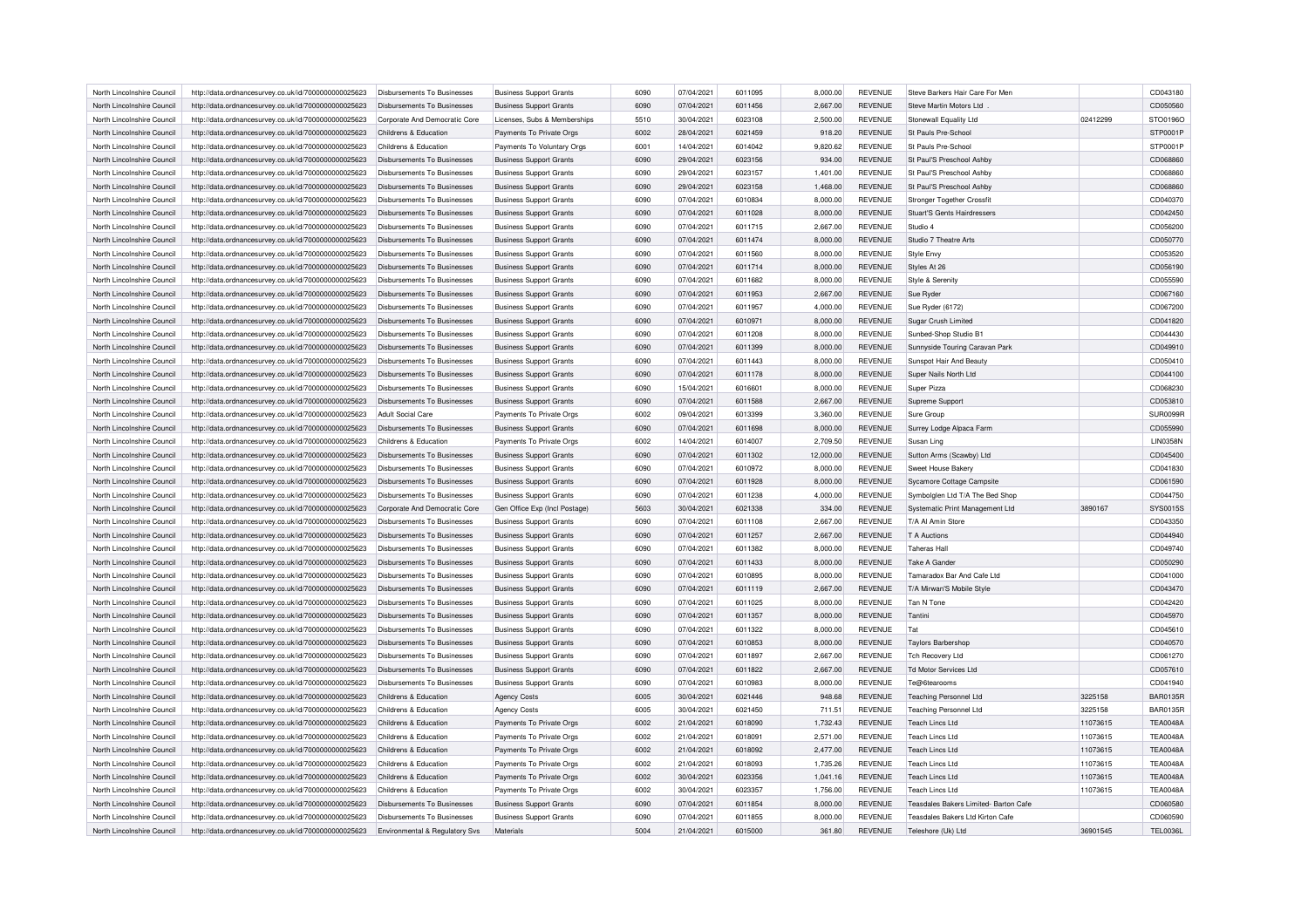| North Lincolnshire Council | http://data.ordnancesurvey.co.uk/id/7000000000025623 | Disbursements To Businesses | Business Support Grants | 6090 | 07/04/2021 | 6011095 | 8,000.00 | REVENUE | Steve Barkers Hair Care For Men | | CD043180 |
|---|---|---|---|---|---|---|---|---|---|---|---|
| North Lincolnshire Council | http://data.ordnancesurvey.co.uk/id/7000000000025623 | Disbursements To Businesses | Business Support Grants | 6090 | 07/04/2021 | 6011456 | 2,667.00 | REVENUE | Steve Martin Motors Ltd . | | CD050560 |
| North Lincolnshire Council | http://data.ordnancesurvey.co.uk/id/7000000000025623 | Corporate And Democratic Core | Licenses, Subs & Memberships | 5510 | 30/04/2021 | 6023108 | 2,500.00 | REVENUE | Stonewall Equality Ltd | 02412299 | STO0196O |
| North Lincolnshire Council | http://data.ordnancesurvey.co.uk/id/7000000000025623 | Childrens & Education | Payments To Private Orgs | 6002 | 28/04/2021 | 6021459 | 918.20 | REVENUE | St Pauls Pre-School | | STP0001P |
| North Lincolnshire Council | http://data.ordnancesurvey.co.uk/id/7000000000025623 | Childrens & Education | Payments To Voluntary Orgs | 6001 | 14/04/2021 | 6014042 | 9,820.62 | REVENUE | St Pauls Pre-School | | STP0001P |
| North Lincolnshire Council | http://data.ordnancesurvey.co.uk/id/7000000000025623 | Disbursements To Businesses | Business Support Grants | 6090 | 29/04/2021 | 6023156 | 934.00 | REVENUE | St Paul'S Preschool Ashby | | CD068860 |
| North Lincolnshire Council | http://data.ordnancesurvey.co.uk/id/7000000000025623 | Disbursements To Businesses | Business Support Grants | 6090 | 29/04/2021 | 6023157 | 1,401.00 | REVENUE | St Paul'S Preschool Ashby | | CD068860 |
| North Lincolnshire Council | http://data.ordnancesurvey.co.uk/id/7000000000025623 | Disbursements To Businesses | Business Support Grants | 6090 | 29/04/2021 | 6023158 | 1,468.00 | REVENUE | St Paul'S Preschool Ashby | | CD068860 |
| North Lincolnshire Council | http://data.ordnancesurvey.co.uk/id/7000000000025623 | Disbursements To Businesses | Business Support Grants | 6090 | 07/04/2021 | 6010834 | 8,000.00 | REVENUE | Stronger Together Crossfit | | CD040370 |
| North Lincolnshire Council | http://data.ordnancesurvey.co.uk/id/7000000000025623 | Disbursements To Businesses | Business Support Grants | 6090 | 07/04/2021 | 6011028 | 8,000.00 | REVENUE | Stuart'S Gents Hairdressers | | CD042450 |
| North Lincolnshire Council | http://data.ordnancesurvey.co.uk/id/7000000000025623 | Disbursements To Businesses | Business Support Grants | 6090 | 07/04/2021 | 6011715 | 2,667.00 | REVENUE | Studio 4 | | CD056200 |
| North Lincolnshire Council | http://data.ordnancesurvey.co.uk/id/7000000000025623 | Disbursements To Businesses | Business Support Grants | 6090 | 07/04/2021 | 6011474 | 8,000.00 | REVENUE | Studio 7 Theatre Arts | | CD050770 |
| North Lincolnshire Council | http://data.ordnancesurvey.co.uk/id/7000000000025623 | Disbursements To Businesses | Business Support Grants | 6090 | 07/04/2021 | 6011560 | 8,000.00 | REVENUE | Style Envy | | CD053520 |
| North Lincolnshire Council | http://data.ordnancesurvey.co.uk/id/7000000000025623 | Disbursements To Businesses | Business Support Grants | 6090 | 07/04/2021 | 6011714 | 8,000.00 | REVENUE | Styles At 26 | | CD056190 |
| North Lincolnshire Council | http://data.ordnancesurvey.co.uk/id/7000000000025623 | Disbursements To Businesses | Business Support Grants | 6090 | 07/04/2021 | 6011682 | 8,000.00 | REVENUE | Style & Serenity | | CD055590 |
| North Lincolnshire Council | http://data.ordnancesurvey.co.uk/id/7000000000025623 | Disbursements To Businesses | Business Support Grants | 6090 | 07/04/2021 | 6011953 | 2,667.00 | REVENUE | Sue Ryder | | CD067160 |
| North Lincolnshire Council | http://data.ordnancesurvey.co.uk/id/7000000000025623 | Disbursements To Businesses | Business Support Grants | 6090 | 07/04/2021 | 6011957 | 4,000.00 | REVENUE | Sue Ryder (6172) | | CD067200 |
| North Lincolnshire Council | http://data.ordnancesurvey.co.uk/id/7000000000025623 | Disbursements To Businesses | Business Support Grants | 6090 | 07/04/2021 | 6010971 | 8,000.00 | REVENUE | Sugar Crush Limited | | CD041820 |
| North Lincolnshire Council | http://data.ordnancesurvey.co.uk/id/7000000000025623 | Disbursements To Businesses | Business Support Grants | 6090 | 07/04/2021 | 6011208 | 8,000.00 | REVENUE | Sunbed-Shop Studio B1 | | CD044430 |
| North Lincolnshire Council | http://data.ordnancesurvey.co.uk/id/7000000000025623 | Disbursements To Businesses | Business Support Grants | 6090 | 07/04/2021 | 6011399 | 8,000.00 | REVENUE | Sunnyside Touring Caravan Park | | CD049910 |
| North Lincolnshire Council | http://data.ordnancesurvey.co.uk/id/7000000000025623 | Disbursements To Businesses | Business Support Grants | 6090 | 07/04/2021 | 6011443 | 8,000.00 | REVENUE | Sunspot Hair And Beauty | | CD050410 |
| North Lincolnshire Council | http://data.ordnancesurvey.co.uk/id/7000000000025623 | Disbursements To Businesses | Business Support Grants | 6090 | 07/04/2021 | 6011178 | 8,000.00 | REVENUE | Super Nails North Ltd | | CD044100 |
| North Lincolnshire Council | http://data.ordnancesurvey.co.uk/id/7000000000025623 | Disbursements To Businesses | Business Support Grants | 6090 | 15/04/2021 | 6016601 | 8,000.00 | REVENUE | Super Pizza | | CD068230 |
| North Lincolnshire Council | http://data.ordnancesurvey.co.uk/id/7000000000025623 | Disbursements To Businesses | Business Support Grants | 6090 | 07/04/2021 | 6011588 | 2,667.00 | REVENUE | Supreme Support | | CD053810 |
| North Lincolnshire Council | http://data.ordnancesurvey.co.uk/id/7000000000025623 | Adult Social Care | Payments To Private Orgs | 6002 | 09/04/2021 | 6013399 | 3,360.00 | REVENUE | Sure Group | | SUR0099R |
| North Lincolnshire Council | http://data.ordnancesurvey.co.uk/id/7000000000025623 | Disbursements To Businesses | Business Support Grants | 6090 | 07/04/2021 | 6011698 | 8,000.00 | REVENUE | Surrey Lodge Alpaca Farm | | CD055990 |
| North Lincolnshire Council | http://data.ordnancesurvey.co.uk/id/7000000000025623 | Childrens & Education | Payments To Private Orgs | 6002 | 14/04/2021 | 6014007 | 2,709.50 | REVENUE | Susan Ling | | LIN0358N |
| North Lincolnshire Council | http://data.ordnancesurvey.co.uk/id/7000000000025623 | Disbursements To Businesses | Business Support Grants | 6090 | 07/04/2021 | 6011302 | 12,000.00 | REVENUE | Sutton Arms (Scawby) Ltd | | CD045400 |
| North Lincolnshire Council | http://data.ordnancesurvey.co.uk/id/7000000000025623 | Disbursements To Businesses | Business Support Grants | 6090 | 07/04/2021 | 6010972 | 8,000.00 | REVENUE | Sweet House Bakery | | CD041830 |
| North Lincolnshire Council | http://data.ordnancesurvey.co.uk/id/7000000000025623 | Disbursements To Businesses | Business Support Grants | 6090 | 07/04/2021 | 6011928 | 8,000.00 | REVENUE | Sycamore Cottage Campsite | | CD061590 |
| North Lincolnshire Council | http://data.ordnancesurvey.co.uk/id/7000000000025623 | Disbursements To Businesses | Business Support Grants | 6090 | 07/04/2021 | 6011238 | 4,000.00 | REVENUE | Symbolglen Ltd T/A The Bed Shop | | CD044750 |
| North Lincolnshire Council | http://data.ordnancesurvey.co.uk/id/7000000000025623 | Corporate And Democratic Core | Gen Office Exp (Incl Postage) | 5603 | 30/04/2021 | 6021338 | 334.00 | REVENUE | Systematic Print Management Ltd | 3890167 | SYS0015S |
| North Lincolnshire Council | http://data.ordnancesurvey.co.uk/id/7000000000025623 | Disbursements To Businesses | Business Support Grants | 6090 | 07/04/2021 | 6011108 | 2,667.00 | REVENUE | T/A Al Amin Store | | CD043350 |
| North Lincolnshire Council | http://data.ordnancesurvey.co.uk/id/7000000000025623 | Disbursements To Businesses | Business Support Grants | 6090 | 07/04/2021 | 6011257 | 2,667.00 | REVENUE | T A Auctions | | CD044940 |
| North Lincolnshire Council | http://data.ordnancesurvey.co.uk/id/7000000000025623 | Disbursements To Businesses | Business Support Grants | 6090 | 07/04/2021 | 6011382 | 8,000.00 | REVENUE | Taheras Hall | | CD049740 |
| North Lincolnshire Council | http://data.ordnancesurvey.co.uk/id/7000000000025623 | Disbursements To Businesses | Business Support Grants | 6090 | 07/04/2021 | 6011433 | 8,000.00 | REVENUE | Take A Gander | | CD050290 |
| North Lincolnshire Council | http://data.ordnancesurvey.co.uk/id/7000000000025623 | Disbursements To Businesses | Business Support Grants | 6090 | 07/04/2021 | 6010895 | 8,000.00 | REVENUE | Tamaradox Bar And Cafe Ltd | | CD041000 |
| North Lincolnshire Council | http://data.ordnancesurvey.co.uk/id/7000000000025623 | Disbursements To Businesses | Business Support Grants | 6090 | 07/04/2021 | 6011119 | 2,667.00 | REVENUE | T/A Mirwan'S Mobile Style | | CD043470 |
| North Lincolnshire Council | http://data.ordnancesurvey.co.uk/id/7000000000025623 | Disbursements To Businesses | Business Support Grants | 6090 | 07/04/2021 | 6011025 | 8,000.00 | REVENUE | Tan N Tone | | CD042420 |
| North Lincolnshire Council | http://data.ordnancesurvey.co.uk/id/7000000000025623 | Disbursements To Businesses | Business Support Grants | 6090 | 07/04/2021 | 6011357 | 8,000.00 | REVENUE | Tantini | | CD045970 |
| North Lincolnshire Council | http://data.ordnancesurvey.co.uk/id/7000000000025623 | Disbursements To Businesses | Business Support Grants | 6090 | 07/04/2021 | 6011322 | 8,000.00 | REVENUE | Tat | | CD045610 |
| North Lincolnshire Council | http://data.ordnancesurvey.co.uk/id/7000000000025623 | Disbursements To Businesses | Business Support Grants | 6090 | 07/04/2021 | 6010853 | 8,000.00 | REVENUE | Taylors Barbershop | | CD040570 |
| North Lincolnshire Council | http://data.ordnancesurvey.co.uk/id/7000000000025623 | Disbursements To Businesses | Business Support Grants | 6090 | 07/04/2021 | 6011897 | 2,667.00 | REVENUE | Tch Recovery Ltd | | CD061270 |
| North Lincolnshire Council | http://data.ordnancesurvey.co.uk/id/7000000000025623 | Disbursements To Businesses | Business Support Grants | 6090 | 07/04/2021 | 6011822 | 2,667.00 | REVENUE | Td Motor Services Ltd | | CD057610 |
| North Lincolnshire Council | http://data.ordnancesurvey.co.uk/id/7000000000025623 | Disbursements To Businesses | Business Support Grants | 6090 | 07/04/2021 | 6010983 | 8,000.00 | REVENUE | Te@6tearooms | | CD041940 |
| North Lincolnshire Council | http://data.ordnancesurvey.co.uk/id/7000000000025623 | Childrens & Education | Agency Costs | 6005 | 30/04/2021 | 6021446 | 948.68 | REVENUE | Teaching Personnel Ltd | 3225158 | BAR0135R |
| North Lincolnshire Council | http://data.ordnancesurvey.co.uk/id/7000000000025623 | Childrens & Education | Agency Costs | 6005 | 30/04/2021 | 6021450 | 711.51 | REVENUE | Teaching Personnel Ltd | 3225158 | BAR0135R |
| North Lincolnshire Council | http://data.ordnancesurvey.co.uk/id/7000000000025623 | Childrens & Education | Payments To Private Orgs | 6002 | 21/04/2021 | 6018090 | 1,732.43 | REVENUE | Teach Lincs Ltd | 11073615 | TEA0048A |
| North Lincolnshire Council | http://data.ordnancesurvey.co.uk/id/7000000000025623 | Childrens & Education | Payments To Private Orgs | 6002 | 21/04/2021 | 6018091 | 2,571.00 | REVENUE | Teach Lincs Ltd | 11073615 | TEA0048A |
| North Lincolnshire Council | http://data.ordnancesurvey.co.uk/id/7000000000025623 | Childrens & Education | Payments To Private Orgs | 6002 | 21/04/2021 | 6018092 | 2,477.00 | REVENUE | Teach Lincs Ltd | 11073615 | TEA0048A |
| North Lincolnshire Council | http://data.ordnancesurvey.co.uk/id/7000000000025623 | Childrens & Education | Payments To Private Orgs | 6002 | 21/04/2021 | 6018093 | 1,735.26 | REVENUE | Teach Lincs Ltd | 11073615 | TEA0048A |
| North Lincolnshire Council | http://data.ordnancesurvey.co.uk/id/7000000000025623 | Childrens & Education | Payments To Private Orgs | 6002 | 30/04/2021 | 6023356 | 1,041.16 | REVENUE | Teach Lincs Ltd | 11073615 | TEA0048A |
| North Lincolnshire Council | http://data.ordnancesurvey.co.uk/id/7000000000025623 | Childrens & Education | Payments To Private Orgs | 6002 | 30/04/2021 | 6023357 | 1,756.00 | REVENUE | Teach Lincs Ltd | 11073615 | TEA0048A |
| North Lincolnshire Council | http://data.ordnancesurvey.co.uk/id/7000000000025623 | Disbursements To Businesses | Business Support Grants | 6090 | 07/04/2021 | 6011854 | 8,000.00 | REVENUE | Teasdales Bakers Limited- Barton Cafe | | CD060580 |
| North Lincolnshire Council | http://data.ordnancesurvey.co.uk/id/7000000000025623 | Disbursements To Businesses | Business Support Grants | 6090 | 07/04/2021 | 6011855 | 8,000.00 | REVENUE | Teasdales Bakers Ltd Kirton Cafe | | CD060590 |
| North Lincolnshire Council | http://data.ordnancesurvey.co.uk/id/7000000000025623 | Environmental & Regulatory Svs | Materials | 5004 | 21/04/2021 | 6015000 | 361.80 | REVENUE | Teleshore (Uk) Ltd | 36901545 | TEL0036L |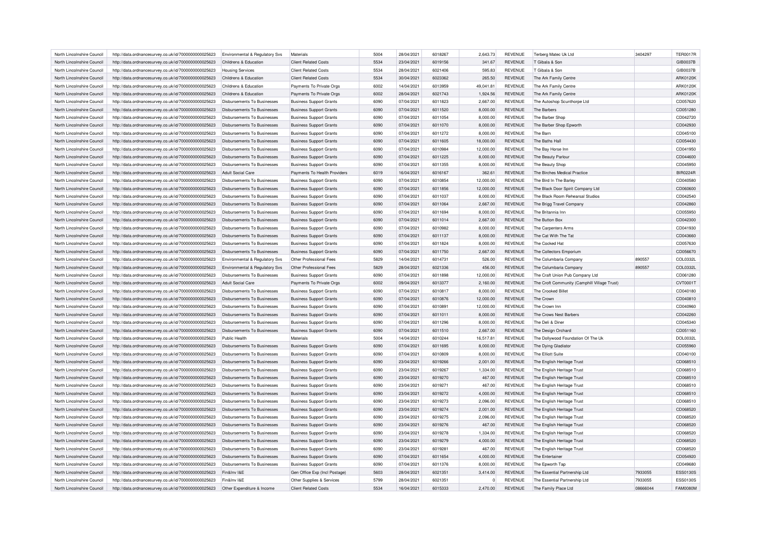| North Lincolnshire Council | http://data.ordnancesurvey.co.uk/id/7000000000025623 | Environmental & Regulatory Svs | Materials | 5004 | 28/04/2021 | 6018267 | 2,643.73 | REVENUE | Terberg Matec Uk Ltd | 3404297 | TER0017R |
|---|---|---|---|---|---|---|---|---|---|---|---|
| North Lincolnshire Council | http://data.ordnancesurvey.co.uk/id/7000000000025623 | Childrens & Education | Client Related Costs | 5534 | 23/04/2021 | 6019156 | 341.67 | REVENUE | T Gibala & Son | | GIB0037B |
| North Lincolnshire Council | http://data.ordnancesurvey.co.uk/id/7000000000025623 | Housing Services | Client Related Costs | 5534 | 28/04/2021 | 6021406 | 595.83 | REVENUE | T Gibala & Son | | GIB0037B |
| North Lincolnshire Council | http://data.ordnancesurvey.co.uk/id/7000000000025623 | Childrens & Education | Client Related Costs | 5534 | 30/04/2021 | 6023362 | 265.50 | REVENUE | The Ark Family Centre | | ARK0120K |
| North Lincolnshire Council | http://data.ordnancesurvey.co.uk/id/7000000000025623 | Childrens & Education | Payments To Private Orgs | 6002 | 14/04/2021 | 6013959 | 49,041.81 | REVENUE | The Ark Family Centre | | ARK0120K |
| North Lincolnshire Council | http://data.ordnancesurvey.co.uk/id/7000000000025623 | Childrens & Education | Payments To Private Orgs | 6002 | 28/04/2021 | 6021743 | 1,924.56 | REVENUE | The Ark Family Centre | | ARK0120K |
| North Lincolnshire Council | http://data.ordnancesurvey.co.uk/id/7000000000025623 | Disbursements To Businesses | Business Support Grants | 6090 | 07/04/2021 | 6011823 | 2,667.00 | REVENUE | The Autoshop Scunthorpe Ltd | | CD057620 |
| North Lincolnshire Council | http://data.ordnancesurvey.co.uk/id/7000000000025623 | Disbursements To Businesses | Business Support Grants | 6090 | 07/04/2021 | 6011520 | 8,000.00 | REVENUE | The Barbers | | CD051280 |
| North Lincolnshire Council | http://data.ordnancesurvey.co.uk/id/7000000000025623 | Disbursements To Businesses | Business Support Grants | 6090 | 07/04/2021 | 6011054 | 8,000.00 | REVENUE | The Barber Shop | | CD042720 |
| North Lincolnshire Council | http://data.ordnancesurvey.co.uk/id/7000000000025623 | Disbursements To Businesses | Business Support Grants | 6090 | 07/04/2021 | 6011070 | 8,000.00 | REVENUE | The Barber Shop Epworth | | CD042930 |
| North Lincolnshire Council | http://data.ordnancesurvey.co.uk/id/7000000000025623 | Disbursements To Businesses | Business Support Grants | 6090 | 07/04/2021 | 6011272 | 8,000.00 | REVENUE | The Barn | | CD045100 |
| North Lincolnshire Council | http://data.ordnancesurvey.co.uk/id/7000000000025623 | Disbursements To Businesses | Business Support Grants | 6090 | 07/04/2021 | 6011605 | 18,000.00 | REVENUE | The Baths Hall | | CD054430 |
| North Lincolnshire Council | http://data.ordnancesurvey.co.uk/id/7000000000025623 | Disbursements To Businesses | Business Support Grants | 6090 | 07/04/2021 | 6010984 | 12,000.00 | REVENUE | The Bay Horse Inn | | CD041950 |
| North Lincolnshire Council | http://data.ordnancesurvey.co.uk/id/7000000000025623 | Disbursements To Businesses | Business Support Grants | 6090 | 07/04/2021 | 6011225 | 8,000.00 | REVENUE | The Beauty Parlour | | CD044600 |
| North Lincolnshire Council | http://data.ordnancesurvey.co.uk/id/7000000000025623 | Disbursements To Businesses | Business Support Grants | 6090 | 07/04/2021 | 6011355 | 8,000.00 | REVENUE | The Beauty Shop | | CD045950 |
| North Lincolnshire Council | http://data.ordnancesurvey.co.uk/id/7000000000025623 | Adult Social Care | Payments To Health Providers | 6019 | 16/04/2021 | 6016167 | 362.61 | REVENUE | The Birches Medical Practice | | BIR0224R |
| North Lincolnshire Council | http://data.ordnancesurvey.co.uk/id/7000000000025623 | Disbursements To Businesses | Business Support Grants | 6090 | 07/04/2021 | 6010854 | 12,000.00 | REVENUE | The Bird In The Barley | | CD040580 |
| North Lincolnshire Council | http://data.ordnancesurvey.co.uk/id/7000000000025623 | Disbursements To Businesses | Business Support Grants | 6090 | 07/04/2021 | 6011856 | 12,000.00 | REVENUE | The Black Door Spirit Company Ltd | | CD060600 |
| North Lincolnshire Council | http://data.ordnancesurvey.co.uk/id/7000000000025623 | Disbursements To Businesses | Business Support Grants | 6090 | 07/04/2021 | 6011037 | 8,000.00 | REVENUE | The Black Room Rehearsal Studios | | CD042540 |
| North Lincolnshire Council | http://data.ordnancesurvey.co.uk/id/7000000000025623 | Disbursements To Businesses | Business Support Grants | 6090 | 07/04/2021 | 6011064 | 2,667.00 | REVENUE | The Brigg Travel Company | | CD042860 |
| North Lincolnshire Council | http://data.ordnancesurvey.co.uk/id/7000000000025623 | Disbursements To Businesses | Business Support Grants | 6090 | 07/04/2021 | 6011694 | 8,000.00 | REVENUE | The Britannia Inn | | CD055950 |
| North Lincolnshire Council | http://data.ordnancesurvey.co.uk/id/7000000000025623 | Disbursements To Businesses | Business Support Grants | 6090 | 07/04/2021 | 6011014 | 2,667.00 | REVENUE | The Button Box | | CD042300 |
| North Lincolnshire Council | http://data.ordnancesurvey.co.uk/id/7000000000025623 | Disbursements To Businesses | Business Support Grants | 6090 | 07/04/2021 | 6010982 | 8,000.00 | REVENUE | The Carpenters Arms | | CD041930 |
| North Lincolnshire Council | http://data.ordnancesurvey.co.uk/id/7000000000025623 | Disbursements To Businesses | Business Support Grants | 6090 | 07/04/2021 | 6011137 | 8,000.00 | REVENUE | The Cat With The Tat | | CD043660 |
| North Lincolnshire Council | http://data.ordnancesurvey.co.uk/id/7000000000025623 | Disbursements To Businesses | Business Support Grants | 6090 | 07/04/2021 | 6011824 | 8,000.00 | REVENUE | The Cocked Hat | | CD057630 |
| North Lincolnshire Council | http://data.ordnancesurvey.co.uk/id/7000000000025623 | Disbursements To Businesses | Business Support Grants | 6090 | 07/04/2021 | 6011750 | 2,667.00 | REVENUE | The Collectors Emporium | | CD056670 |
| North Lincolnshire Council | http://data.ordnancesurvey.co.uk/id/7000000000025623 | Environmental & Regulatory Svs | Other Professional Fees | 5829 | 14/04/2021 | 6014731 | 526.00 | REVENUE | The Columbaria Company | 890557 | COL0332L |
| North Lincolnshire Council | http://data.ordnancesurvey.co.uk/id/7000000000025623 | Environmental & Regulatory Svs | Other Professional Fees | 5829 | 28/04/2021 | 6021336 | 456.00 | REVENUE | The Columbaria Company | 890557 | COL0332L |
| North Lincolnshire Council | http://data.ordnancesurvey.co.uk/id/7000000000025623 | Disbursements To Businesses | Business Support Grants | 6090 | 07/04/2021 | 6011898 | 12,000.00 | REVENUE | The Craft Union Pub Company Ltd | | CD061280 |
| North Lincolnshire Council | http://data.ordnancesurvey.co.uk/id/7000000000025623 | Adult Social Care | Payments To Private Orgs | 6002 | 09/04/2021 | 6013377 | 2,160.00 | REVENUE | The Croft Community (Camphill Village Trust) | | CVT0001T |
| North Lincolnshire Council | http://data.ordnancesurvey.co.uk/id/7000000000025623 | Disbursements To Businesses | Business Support Grants | 6090 | 07/04/2021 | 6010817 | 8,000.00 | REVENUE | The Crooked Billet | | CD040180 |
| North Lincolnshire Council | http://data.ordnancesurvey.co.uk/id/7000000000025623 | Disbursements To Businesses | Business Support Grants | 6090 | 07/04/2021 | 6010876 | 12,000.00 | REVENUE | The Crown | | CD040810 |
| North Lincolnshire Council | http://data.ordnancesurvey.co.uk/id/7000000000025623 | Disbursements To Businesses | Business Support Grants | 6090 | 07/04/2021 | 6010891 | 12,000.00 | REVENUE | The Crown Inn | | CD040960 |
| North Lincolnshire Council | http://data.ordnancesurvey.co.uk/id/7000000000025623 | Disbursements To Businesses | Business Support Grants | 6090 | 07/04/2021 | 6011011 | 8,000.00 | REVENUE | The Crows Nest Barbers | | CD042260 |
| North Lincolnshire Council | http://data.ordnancesurvey.co.uk/id/7000000000025623 | Disbursements To Businesses | Business Support Grants | 6090 | 07/04/2021 | 6011296 | 8,000.00 | REVENUE | The Deli & Diner | | CD045340 |
| North Lincolnshire Council | http://data.ordnancesurvey.co.uk/id/7000000000025623 | Disbursements To Businesses | Business Support Grants | 6090 | 07/04/2021 | 6011510 | 2,667.00 | REVENUE | The Design Orchard | | CD051160 |
| North Lincolnshire Council | http://data.ordnancesurvey.co.uk/id/7000000000025623 | Public Health | Materials | 5004 | 14/04/2021 | 6010244 | 16,517.81 | REVENUE | The Dollywood Foundation Of The Uk | | DOL0032L |
| North Lincolnshire Council | http://data.ordnancesurvey.co.uk/id/7000000000025623 | Disbursements To Businesses | Business Support Grants | 6090 | 07/04/2021 | 6011695 | 8,000.00 | REVENUE | The Dying Gladiator | | CD055960 |
| North Lincolnshire Council | http://data.ordnancesurvey.co.uk/id/7000000000025623 | Disbursements To Businesses | Business Support Grants | 6090 | 07/04/2021 | 6010809 | 8,000.00 | REVENUE | The Elliott Suite | | CD040100 |
| North Lincolnshire Council | http://data.ordnancesurvey.co.uk/id/7000000000025623 | Disbursements To Businesses | Business Support Grants | 6090 | 23/04/2021 | 6019266 | 2,001.00 | REVENUE | The English Heritage Trust | | CD068510 |
| North Lincolnshire Council | http://data.ordnancesurvey.co.uk/id/7000000000025623 | Disbursements To Businesses | Business Support Grants | 6090 | 23/04/2021 | 6019267 | 1,334.00 | REVENUE | The English Heritage Trust | | CD068510 |
| North Lincolnshire Council | http://data.ordnancesurvey.co.uk/id/7000000000025623 | Disbursements To Businesses | Business Support Grants | 6090 | 23/04/2021 | 6019270 | 467.00 | REVENUE | The English Heritage Trust | | CD068510 |
| North Lincolnshire Council | http://data.ordnancesurvey.co.uk/id/7000000000025623 | Disbursements To Businesses | Business Support Grants | 6090 | 23/04/2021 | 6019271 | 467.00 | REVENUE | The English Heritage Trust | | CD068510 |
| North Lincolnshire Council | http://data.ordnancesurvey.co.uk/id/7000000000025623 | Disbursements To Businesses | Business Support Grants | 6090 | 23/04/2021 | 6019272 | 4,000.00 | REVENUE | The English Heritage Trust | | CD068510 |
| North Lincolnshire Council | http://data.ordnancesurvey.co.uk/id/7000000000025623 | Disbursements To Businesses | Business Support Grants | 6090 | 23/04/2021 | 6019273 | 2,096.00 | REVENUE | The English Heritage Trust | | CD068510 |
| North Lincolnshire Council | http://data.ordnancesurvey.co.uk/id/7000000000025623 | Disbursements To Businesses | Business Support Grants | 6090 | 23/04/2021 | 6019274 | 2,001.00 | REVENUE | The English Heritage Trust | | CD068520 |
| North Lincolnshire Council | http://data.ordnancesurvey.co.uk/id/7000000000025623 | Disbursements To Businesses | Business Support Grants | 6090 | 23/04/2021 | 6019275 | 2,096.00 | REVENUE | The English Heritage Trust | | CD068520 |
| North Lincolnshire Council | http://data.ordnancesurvey.co.uk/id/7000000000025623 | Disbursements To Businesses | Business Support Grants | 6090 | 23/04/2021 | 6019276 | 467.00 | REVENUE | The English Heritage Trust | | CD068520 |
| North Lincolnshire Council | http://data.ordnancesurvey.co.uk/id/7000000000025623 | Disbursements To Businesses | Business Support Grants | 6090 | 23/04/2021 | 6019278 | 1,334.00 | REVENUE | The English Heritage Trust | | CD068520 |
| North Lincolnshire Council | http://data.ordnancesurvey.co.uk/id/7000000000025623 | Disbursements To Businesses | Business Support Grants | 6090 | 23/04/2021 | 6019279 | 4,000.00 | REVENUE | The English Heritage Trust | | CD068520 |
| North Lincolnshire Council | http://data.ordnancesurvey.co.uk/id/7000000000025623 | Disbursements To Businesses | Business Support Grants | 6090 | 23/04/2021 | 6019281 | 467.00 | REVENUE | The English Heritage Trust | | CD068520 |
| North Lincolnshire Council | http://data.ordnancesurvey.co.uk/id/7000000000025623 | Disbursements To Businesses | Business Support Grants | 6090 | 07/04/2021 | 6011654 | 4,000.00 | REVENUE | The Entertainer | | CD054920 |
| North Lincolnshire Council | http://data.ordnancesurvey.co.uk/id/7000000000025623 | Disbursements To Businesses | Business Support Grants | 6090 | 07/04/2021 | 6011376 | 8,000.00 | REVENUE | The Epworth Tap | | CD049680 |
| North Lincolnshire Council | http://data.ordnancesurvey.co.uk/id/7000000000025623 | Fin&Inv I&E | Gen Office Exp (Incl Postage) | 5603 | 28/04/2021 | 6021351 | 3,414.00 | REVENUE | The Essential Partnership Ltd | 7933055 | ESS0130S |
| North Lincolnshire Council | http://data.ordnancesurvey.co.uk/id/7000000000025623 | Fin&Inv I&E | Other Supplies & Services | 5799 | 28/04/2021 | 6021351 | 0 | REVENUE | The Essential Partnership Ltd | 7933055 | ESS0130S |
| North Lincolnshire Council | http://data.ordnancesurvey.co.uk/id/7000000000025623 | Other Expenditure & Income | Client Related Costs | 5534 | 16/04/2021 | 6015333 | 2,470.00 | REVENUE | The Family Place Ltd | 08666044 | FAM0080M |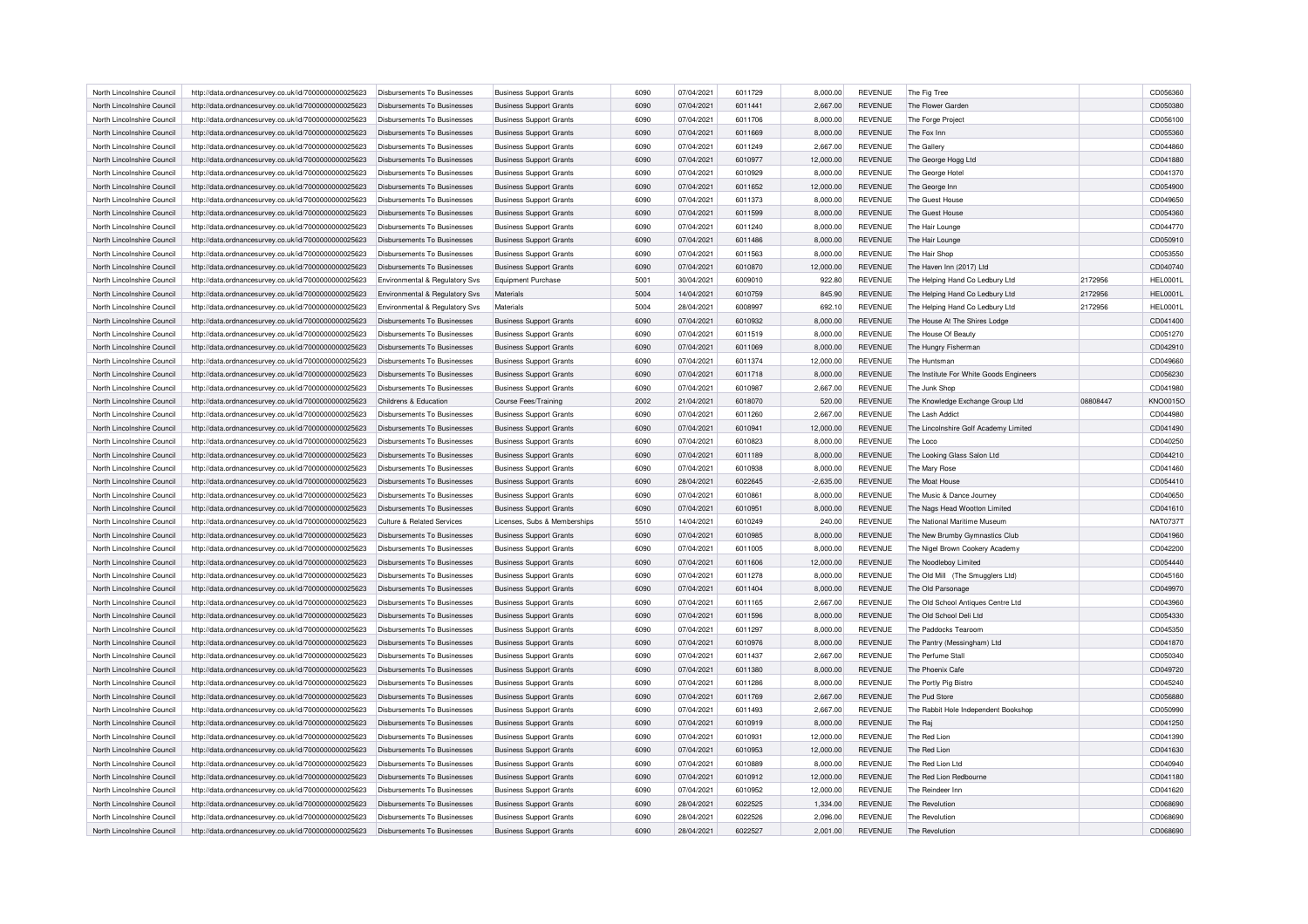| North Lincolnshire Council | http://data.ordnancesurvey.co.uk/id/7000000000025623 | Disbursements To Businesses | Business Support Grants | 6090 | 07/04/2021 | 6011729 | 8,000.00 | REVENUE | The Fig Tree | | CD056360 |
|---|---|---|---|---|---|---|---|---|---|---|---|
| North Lincolnshire Council | http://data.ordnancesurvey.co.uk/id/7000000000025623 | Disbursements To Businesses | Business Support Grants | 6090 | 07/04/2021 | 6011441 | 2,667.00 | REVENUE | The Flower Garden | | CD050380 |
| North Lincolnshire Council | http://data.ordnancesurvey.co.uk/id/7000000000025623 | Disbursements To Businesses | Business Support Grants | 6090 | 07/04/2021 | 6011706 | 8,000.00 | REVENUE | The Forge Project | | CD056100 |
| North Lincolnshire Council | http://data.ordnancesurvey.co.uk/id/7000000000025623 | Disbursements To Businesses | Business Support Grants | 6090 | 07/04/2021 | 6011669 | 8,000.00 | REVENUE | The Fox Inn | | CD055360 |
| North Lincolnshire Council | http://data.ordnancesurvey.co.uk/id/7000000000025623 | Disbursements To Businesses | Business Support Grants | 6090 | 07/04/2021 | 6011249 | 2,667.00 | REVENUE | The Gallery | | CD044860 |
| North Lincolnshire Council | http://data.ordnancesurvey.co.uk/id/7000000000025623 | Disbursements To Businesses | Business Support Grants | 6090 | 07/04/2021 | 6010977 | 12,000.00 | REVENUE | The George Hogg Ltd | | CD041880 |
| North Lincolnshire Council | http://data.ordnancesurvey.co.uk/id/7000000000025623 | Disbursements To Businesses | Business Support Grants | 6090 | 07/04/2021 | 6010929 | 8,000.00 | REVENUE | The George Hotel | | CD041370 |
| North Lincolnshire Council | http://data.ordnancesurvey.co.uk/id/7000000000025623 | Disbursements To Businesses | Business Support Grants | 6090 | 07/04/2021 | 6011652 | 12,000.00 | REVENUE | The George Inn | | CD054900 |
| North Lincolnshire Council | http://data.ordnancesurvey.co.uk/id/7000000000025623 | Disbursements To Businesses | Business Support Grants | 6090 | 07/04/2021 | 6011373 | 8,000.00 | REVENUE | The Guest House | | CD049650 |
| North Lincolnshire Council | http://data.ordnancesurvey.co.uk/id/7000000000025623 | Disbursements To Businesses | Business Support Grants | 6090 | 07/04/2021 | 6011599 | 8,000.00 | REVENUE | The Guest House | | CD054360 |
| North Lincolnshire Council | http://data.ordnancesurvey.co.uk/id/7000000000025623 | Disbursements To Businesses | Business Support Grants | 6090 | 07/04/2021 | 6011240 | 8,000.00 | REVENUE | The Hair Lounge | | CD044770 |
| North Lincolnshire Council | http://data.ordnancesurvey.co.uk/id/7000000000025623 | Disbursements To Businesses | Business Support Grants | 6090 | 07/04/2021 | 6011486 | 8,000.00 | REVENUE | The Hair Lounge | | CD050910 |
| North Lincolnshire Council | http://data.ordnancesurvey.co.uk/id/7000000000025623 | Disbursements To Businesses | Business Support Grants | 6090 | 07/04/2021 | 6011563 | 8,000.00 | REVENUE | The Hair Shop | | CD053550 |
| North Lincolnshire Council | http://data.ordnancesurvey.co.uk/id/7000000000025623 | Disbursements To Businesses | Business Support Grants | 6090 | 07/04/2021 | 6010870 | 12,000.00 | REVENUE | The Haven Inn (2017) Ltd | | CD040740 |
| North Lincolnshire Council | http://data.ordnancesurvey.co.uk/id/7000000000025623 | Environmental & Regulatory Svs | Equipment Purchase | 5001 | 30/04/2021 | 6009010 | 922.80 | REVENUE | The Helping Hand Co Ledbury Ltd | 2172956 | HEL0001L |
| North Lincolnshire Council | http://data.ordnancesurvey.co.uk/id/7000000000025623 | Environmental & Regulatory Svs | Materials | 5004 | 14/04/2021 | 6010759 | 845.90 | REVENUE | The Helping Hand Co Ledbury Ltd | 2172956 | HEL0001L |
| North Lincolnshire Council | http://data.ordnancesurvey.co.uk/id/7000000000025623 | Environmental & Regulatory Svs | Materials | 5004 | 28/04/2021 | 6008997 | 692.10 | REVENUE | The Helping Hand Co Ledbury Ltd | 2172956 | HEL0001L |
| North Lincolnshire Council | http://data.ordnancesurvey.co.uk/id/7000000000025623 | Disbursements To Businesses | Business Support Grants | 6090 | 07/04/2021 | 6010932 | 8,000.00 | REVENUE | The House At The Shires Lodge | | CD041400 |
| North Lincolnshire Council | http://data.ordnancesurvey.co.uk/id/7000000000025623 | Disbursements To Businesses | Business Support Grants | 6090 | 07/04/2021 | 6011519 | 8,000.00 | REVENUE | The House Of Beauty | | CD051270 |
| North Lincolnshire Council | http://data.ordnancesurvey.co.uk/id/7000000000025623 | Disbursements To Businesses | Business Support Grants | 6090 | 07/04/2021 | 6011069 | 8,000.00 | REVENUE | The Hungry Fisherman | | CD042910 |
| North Lincolnshire Council | http://data.ordnancesurvey.co.uk/id/7000000000025623 | Disbursements To Businesses | Business Support Grants | 6090 | 07/04/2021 | 6011374 | 12,000.00 | REVENUE | The Huntsman | | CD049660 |
| North Lincolnshire Council | http://data.ordnancesurvey.co.uk/id/7000000000025623 | Disbursements To Businesses | Business Support Grants | 6090 | 07/04/2021 | 6011718 | 8,000.00 | REVENUE | The Institute For White Goods Engineers | | CD056230 |
| North Lincolnshire Council | http://data.ordnancesurvey.co.uk/id/7000000000025623 | Disbursements To Businesses | Business Support Grants | 6090 | 07/04/2021 | 6010987 | 2,667.00 | REVENUE | The Junk Shop | | CD041980 |
| North Lincolnshire Council | http://data.ordnancesurvey.co.uk/id/7000000000025623 | Childrens & Education | Course Fees/Training | 2002 | 21/04/2021 | 6018070 | 520.00 | REVENUE | The Knowledge Exchange Group Ltd | 08808447 | KNO0015O |
| North Lincolnshire Council | http://data.ordnancesurvey.co.uk/id/7000000000025623 | Disbursements To Businesses | Business Support Grants | 6090 | 07/04/2021 | 6011260 | 2,667.00 | REVENUE | The Lash Addict | | CD044980 |
| North Lincolnshire Council | http://data.ordnancesurvey.co.uk/id/7000000000025623 | Disbursements To Businesses | Business Support Grants | 6090 | 07/04/2021 | 6010941 | 12,000.00 | REVENUE | The Lincolnshire Golf Academy Limited | | CD041490 |
| North Lincolnshire Council | http://data.ordnancesurvey.co.uk/id/7000000000025623 | Disbursements To Businesses | Business Support Grants | 6090 | 07/04/2021 | 6010823 | 8,000.00 | REVENUE | The Loco | | CD040250 |
| North Lincolnshire Council | http://data.ordnancesurvey.co.uk/id/7000000000025623 | Disbursements To Businesses | Business Support Grants | 6090 | 07/04/2021 | 6011189 | 8,000.00 | REVENUE | The Looking Glass Salon Ltd | | CD044210 |
| North Lincolnshire Council | http://data.ordnancesurvey.co.uk/id/7000000000025623 | Disbursements To Businesses | Business Support Grants | 6090 | 07/04/2021 | 6010938 | 8,000.00 | REVENUE | The Mary Rose | | CD041460 |
| North Lincolnshire Council | http://data.ordnancesurvey.co.uk/id/7000000000025623 | Disbursements To Businesses | Business Support Grants | 6090 | 28/04/2021 | 6022645 | -2,635.00 | REVENUE | The Moat House | | CD054410 |
| North Lincolnshire Council | http://data.ordnancesurvey.co.uk/id/7000000000025623 | Disbursements To Businesses | Business Support Grants | 6090 | 07/04/2021 | 6010861 | 8,000.00 | REVENUE | The Music & Dance Journey | | CD040650 |
| North Lincolnshire Council | http://data.ordnancesurvey.co.uk/id/7000000000025623 | Disbursements To Businesses | Business Support Grants | 6090 | 07/04/2021 | 6010951 | 8,000.00 | REVENUE | The Nags Head Wootton Limited | | CD041610 |
| North Lincolnshire Council | http://data.ordnancesurvey.co.uk/id/7000000000025623 | Culture & Related Services | Licenses, Subs & Memberships | 5510 | 14/04/2021 | 6010249 | 240.00 | REVENUE | The National Maritime Museum | | NAT0737T |
| North Lincolnshire Council | http://data.ordnancesurvey.co.uk/id/7000000000025623 | Disbursements To Businesses | Business Support Grants | 6090 | 07/04/2021 | 6010985 | 8,000.00 | REVENUE | The New Brumby Gymnastics Club | | CD041960 |
| North Lincolnshire Council | http://data.ordnancesurvey.co.uk/id/7000000000025623 | Disbursements To Businesses | Business Support Grants | 6090 | 07/04/2021 | 6011005 | 8,000.00 | REVENUE | The Nigel Brown Cookery Academy | | CD042200 |
| North Lincolnshire Council | http://data.ordnancesurvey.co.uk/id/7000000000025623 | Disbursements To Businesses | Business Support Grants | 6090 | 07/04/2021 | 6011606 | 12,000.00 | REVENUE | The Noodleboy Limited | | CD054440 |
| North Lincolnshire Council | http://data.ordnancesurvey.co.uk/id/7000000000025623 | Disbursements To Businesses | Business Support Grants | 6090 | 07/04/2021 | 6011278 | 8,000.00 | REVENUE | The Old Mill (The Smugglers Ltd) | | CD045160 |
| North Lincolnshire Council | http://data.ordnancesurvey.co.uk/id/7000000000025623 | Disbursements To Businesses | Business Support Grants | 6090 | 07/04/2021 | 6011404 | 8,000.00 | REVENUE | The Old Parsonage | | CD049970 |
| North Lincolnshire Council | http://data.ordnancesurvey.co.uk/id/7000000000025623 | Disbursements To Businesses | Business Support Grants | 6090 | 07/04/2021 | 6011165 | 2,667.00 | REVENUE | The Old School Antiques Centre Ltd | | CD043960 |
| North Lincolnshire Council | http://data.ordnancesurvey.co.uk/id/7000000000025623 | Disbursements To Businesses | Business Support Grants | 6090 | 07/04/2021 | 6011596 | 8,000.00 | REVENUE | The Old School Deli Ltd | | CD054330 |
| North Lincolnshire Council | http://data.ordnancesurvey.co.uk/id/7000000000025623 | Disbursements To Businesses | Business Support Grants | 6090 | 07/04/2021 | 6011297 | 8,000.00 | REVENUE | The Paddocks Tearoom | | CD045350 |
| North Lincolnshire Council | http://data.ordnancesurvey.co.uk/id/7000000000025623 | Disbursements To Businesses | Business Support Grants | 6090 | 07/04/2021 | 6010976 | 8,000.00 | REVENUE | The Pantry (Messingham) Ltd | | CD041870 |
| North Lincolnshire Council | http://data.ordnancesurvey.co.uk/id/7000000000025623 | Disbursements To Businesses | Business Support Grants | 6090 | 07/04/2021 | 6011437 | 2,667.00 | REVENUE | The Perfume Stall | | CD050340 |
| North Lincolnshire Council | http://data.ordnancesurvey.co.uk/id/7000000000025623 | Disbursements To Businesses | Business Support Grants | 6090 | 07/04/2021 | 6011380 | 8,000.00 | REVENUE | The Phoenix Cafe | | CD049720 |
| North Lincolnshire Council | http://data.ordnancesurvey.co.uk/id/7000000000025623 | Disbursements To Businesses | Business Support Grants | 6090 | 07/04/2021 | 6011286 | 8,000.00 | REVENUE | The Portly Pig Bistro | | CD045240 |
| North Lincolnshire Council | http://data.ordnancesurvey.co.uk/id/7000000000025623 | Disbursements To Businesses | Business Support Grants | 6090 | 07/04/2021 | 6011769 | 2,667.00 | REVENUE | The Pud Store | | CD056880 |
| North Lincolnshire Council | http://data.ordnancesurvey.co.uk/id/7000000000025623 | Disbursements To Businesses | Business Support Grants | 6090 | 07/04/2021 | 6011493 | 2,667.00 | REVENUE | The Rabbit Hole Independent Bookshop | | CD050990 |
| North Lincolnshire Council | http://data.ordnancesurvey.co.uk/id/7000000000025623 | Disbursements To Businesses | Business Support Grants | 6090 | 07/04/2021 | 6010919 | 8,000.00 | REVENUE | The Raj | | CD041250 |
| North Lincolnshire Council | http://data.ordnancesurvey.co.uk/id/7000000000025623 | Disbursements To Businesses | Business Support Grants | 6090 | 07/04/2021 | 6010931 | 12,000.00 | REVENUE | The Red Lion | | CD041390 |
| North Lincolnshire Council | http://data.ordnancesurvey.co.uk/id/7000000000025623 | Disbursements To Businesses | Business Support Grants | 6090 | 07/04/2021 | 6010953 | 12,000.00 | REVENUE | The Red Lion | | CD041630 |
| North Lincolnshire Council | http://data.ordnancesurvey.co.uk/id/7000000000025623 | Disbursements To Businesses | Business Support Grants | 6090 | 07/04/2021 | 6010889 | 8,000.00 | REVENUE | The Red Lion Ltd | | CD040940 |
| North Lincolnshire Council | http://data.ordnancesurvey.co.uk/id/7000000000025623 | Disbursements To Businesses | Business Support Grants | 6090 | 07/04/2021 | 6010912 | 12,000.00 | REVENUE | The Red Lion Redbourne | | CD041180 |
| North Lincolnshire Council | http://data.ordnancesurvey.co.uk/id/7000000000025623 | Disbursements To Businesses | Business Support Grants | 6090 | 07/04/2021 | 6010952 | 12,000.00 | REVENUE | The Reindeer Inn | | CD041620 |
| North Lincolnshire Council | http://data.ordnancesurvey.co.uk/id/7000000000025623 | Disbursements To Businesses | Business Support Grants | 6090 | 28/04/2021 | 6022525 | 1,334.00 | REVENUE | The Revolution | | CD068690 |
| North Lincolnshire Council | http://data.ordnancesurvey.co.uk/id/7000000000025623 | Disbursements To Businesses | Business Support Grants | 6090 | 28/04/2021 | 6022526 | 2,096.00 | REVENUE | The Revolution | | CD068690 |
| North Lincolnshire Council | http://data.ordnancesurvey.co.uk/id/7000000000025623 | Disbursements To Businesses | Business Support Grants | 6090 | 28/04/2021 | 6022527 | 2,001.00 | REVENUE | The Revolution | | CD068690 |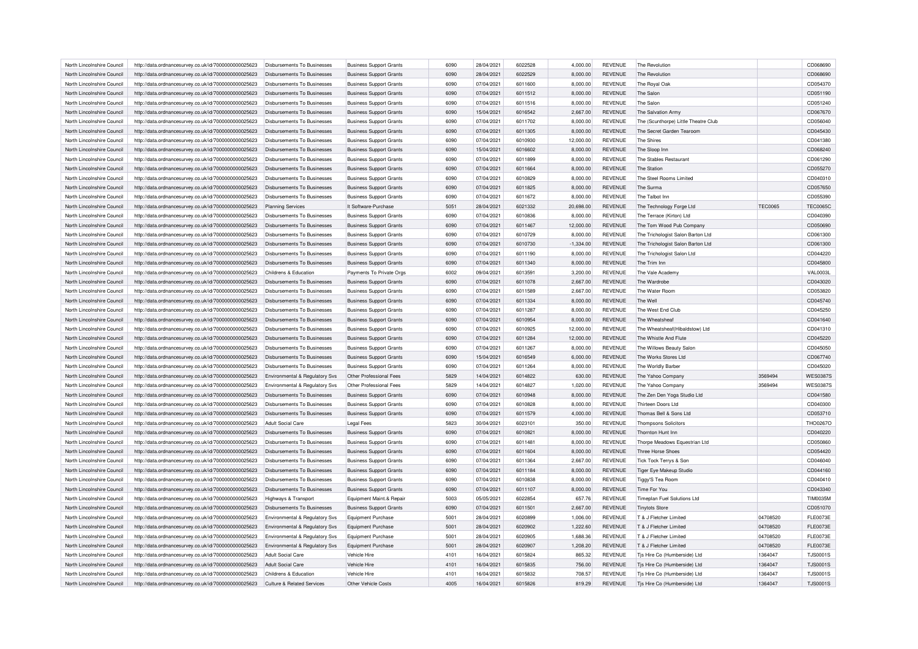| North Lincolnshire Council | http://data.ordnancesurvey.co.uk/id/7000000000025623 | Disbursements To Businesses | Business Support Grants | 6090 | 28/04/2021 | 6022528 | 4,000.00 | REVENUE | The Revolution | | CD068690 |
|---|---|---|---|---|---|---|---|---|---|---|---|
| North Lincolnshire Council | http://data.ordnancesurvey.co.uk/id/7000000000025623 | Disbursements To Businesses | Business Support Grants | 6090 | 28/04/2021 | 6022529 | 8,000.00 | REVENUE | The Revolution | | CD068690 |
| North Lincolnshire Council | http://data.ordnancesurvey.co.uk/id/7000000000025623 | Disbursements To Businesses | Business Support Grants | 6090 | 07/04/2021 | 6011600 | 8,000.00 | REVENUE | The Royal Oak | | CD054370 |
| North Lincolnshire Council | http://data.ordnancesurvey.co.uk/id/7000000000025623 | Disbursements To Businesses | Business Support Grants | 6090 | 07/04/2021 | 6011512 | 8,000.00 | REVENUE | The Salon | | CD051190 |
| North Lincolnshire Council | http://data.ordnancesurvey.co.uk/id/7000000000025623 | Disbursements To Businesses | Business Support Grants | 6090 | 07/04/2021 | 6011516 | 8,000.00 | REVENUE | The Salon | | CD051240 |
| North Lincolnshire Council | http://data.ordnancesurvey.co.uk/id/7000000000025623 | Disbursements To Businesses | Business Support Grants | 6090 | 15/04/2021 | 6016542 | 2,667.00 | REVENUE | The Salvation Army | | CD067670 |
| North Lincolnshire Council | http://data.ordnancesurvey.co.uk/id/7000000000025623 | Disbursements To Businesses | Business Support Grants | 6090 | 07/04/2021 | 6011702 | 8,000.00 | REVENUE | The (Scunthorpe) Little Theatre Club | | CD056040 |
| North Lincolnshire Council | http://data.ordnancesurvey.co.uk/id/7000000000025623 | Disbursements To Businesses | Business Support Grants | 6090 | 07/04/2021 | 6011305 | 8,000.00 | REVENUE | The Secret Garden Tearoom | | CD045430 |
| North Lincolnshire Council | http://data.ordnancesurvey.co.uk/id/7000000000025623 | Disbursements To Businesses | Business Support Grants | 6090 | 07/04/2021 | 6010930 | 12,000.00 | REVENUE | The Shires | | CD041380 |
| North Lincolnshire Council | http://data.ordnancesurvey.co.uk/id/7000000000025623 | Disbursements To Businesses | Business Support Grants | 6090 | 15/04/2021 | 6016602 | 8,000.00 | REVENUE | The Sloop Inn | | CD068240 |
| North Lincolnshire Council | http://data.ordnancesurvey.co.uk/id/7000000000025623 | Disbursements To Businesses | Business Support Grants | 6090 | 07/04/2021 | 6011899 | 8,000.00 | REVENUE | The Stables Restaurant | | CD061290 |
| North Lincolnshire Council | http://data.ordnancesurvey.co.uk/id/7000000000025623 | Disbursements To Businesses | Business Support Grants | 6090 | 07/04/2021 | 6011664 | 8,000.00 | REVENUE | The Station | | CD055270 |
| North Lincolnshire Council | http://data.ordnancesurvey.co.uk/id/7000000000025623 | Disbursements To Businesses | Business Support Grants | 6090 | 07/04/2021 | 6010829 | 8,000.00 | REVENUE | The Steel Rooms Limited | | CD040310 |
| North Lincolnshire Council | http://data.ordnancesurvey.co.uk/id/7000000000025623 | Disbursements To Businesses | Business Support Grants | 6090 | 07/04/2021 | 6011825 | 8,000.00 | REVENUE | The Surma | | CD057650 |
| North Lincolnshire Council | http://data.ordnancesurvey.co.uk/id/7000000000025623 | Disbursements To Businesses | Business Support Grants | 6090 | 07/04/2021 | 6011672 | 8,000.00 | REVENUE | The Talbot Inn | | CD055390 |
| North Lincolnshire Council | http://data.ordnancesurvey.co.uk/id/7000000000025623 | Planning Services | It Software-Purchase | 5051 | 28/04/2021 | 6021332 | 20,698.00 | REVENUE | The Technology Forge Ltd | TEC0065 | TEC0065C |
| North Lincolnshire Council | http://data.ordnancesurvey.co.uk/id/7000000000025623 | Disbursements To Businesses | Business Support Grants | 6090 | 07/04/2021 | 6010836 | 8,000.00 | REVENUE | The Terrace (Kirton) Ltd | | CD040390 |
| North Lincolnshire Council | http://data.ordnancesurvey.co.uk/id/7000000000025623 | Disbursements To Businesses | Business Support Grants | 6090 | 07/04/2021 | 6011467 | 12,000.00 | REVENUE | The Tom Wood Pub Company | | CD050690 |
| North Lincolnshire Council | http://data.ordnancesurvey.co.uk/id/7000000000025623 | Disbursements To Businesses | Business Support Grants | 6090 | 07/04/2021 | 6010729 | 8,000.00 | REVENUE | The Trichologist Salon Barton Ltd | | CD061300 |
| North Lincolnshire Council | http://data.ordnancesurvey.co.uk/id/7000000000025623 | Disbursements To Businesses | Business Support Grants | 6090 | 07/04/2021 | 6010730 | -1,334.00 | REVENUE | The Trichologist Salon Barton Ltd | | CD061300 |
| North Lincolnshire Council | http://data.ordnancesurvey.co.uk/id/7000000000025623 | Disbursements To Businesses | Business Support Grants | 6090 | 07/04/2021 | 6011190 | 8,000.00 | REVENUE | The Trichologist Salon Ltd | | CD044220 |
| North Lincolnshire Council | http://data.ordnancesurvey.co.uk/id/7000000000025623 | Disbursements To Businesses | Business Support Grants | 6090 | 07/04/2021 | 6011340 | 8,000.00 | REVENUE | The Trim Inn | | CD045800 |
| North Lincolnshire Council | http://data.ordnancesurvey.co.uk/id/7000000000025623 | Childrens & Education | Payments To Private Orgs | 6002 | 09/04/2021 | 6013591 | 3,200.00 | REVENUE | The Vale Academy | | VAL0003L |
| North Lincolnshire Council | http://data.ordnancesurvey.co.uk/id/7000000000025623 | Disbursements To Businesses | Business Support Grants | 6090 | 07/04/2021 | 6011078 | 2,667.00 | REVENUE | The Wardrobe | | CD043020 |
| North Lincolnshire Council | http://data.ordnancesurvey.co.uk/id/7000000000025623 | Disbursements To Businesses | Business Support Grants | 6090 | 07/04/2021 | 6011589 | 2,667.00 | REVENUE | The Water Room | | CD053820 |
| North Lincolnshire Council | http://data.ordnancesurvey.co.uk/id/7000000000025623 | Disbursements To Businesses | Business Support Grants | 6090 | 07/04/2021 | 6011334 | 8,000.00 | REVENUE | The Well | | CD045740 |
| North Lincolnshire Council | http://data.ordnancesurvey.co.uk/id/7000000000025623 | Disbursements To Businesses | Business Support Grants | 6090 | 07/04/2021 | 6011287 | 8,000.00 | REVENUE | The West End Club | | CD045250 |
| North Lincolnshire Council | http://data.ordnancesurvey.co.uk/id/7000000000025623 | Disbursements To Businesses | Business Support Grants | 6090 | 07/04/2021 | 6010954 | 8,000.00 | REVENUE | The Wheatsheaf | | CD041640 |
| North Lincolnshire Council | http://data.ordnancesurvey.co.uk/id/7000000000025623 | Disbursements To Businesses | Business Support Grants | 6090 | 07/04/2021 | 6010925 | 12,000.00 | REVENUE | The Wheatsheaf(Hibaldstow) Ltd | | CD041310 |
| North Lincolnshire Council | http://data.ordnancesurvey.co.uk/id/7000000000025623 | Disbursements To Businesses | Business Support Grants | 6090 | 07/04/2021 | 6011284 | 12,000.00 | REVENUE | The Whistle And Flute | | CD045220 |
| North Lincolnshire Council | http://data.ordnancesurvey.co.uk/id/7000000000025623 | Disbursements To Businesses | Business Support Grants | 6090 | 07/04/2021 | 6011267 | 8,000.00 | REVENUE | The Willows Beauty Salon | | CD045050 |
| North Lincolnshire Council | http://data.ordnancesurvey.co.uk/id/7000000000025623 | Disbursements To Businesses | Business Support Grants | 6090 | 15/04/2021 | 6016549 | 6,000.00 | REVENUE | The Works Stores Ltd | | CD067740 |
| North Lincolnshire Council | http://data.ordnancesurvey.co.uk/id/7000000000025623 | Disbursements To Businesses | Business Support Grants | 6090 | 07/04/2021 | 6011264 | 8,000.00 | REVENUE | The Worldly Barber | | CD045020 |
| North Lincolnshire Council | http://data.ordnancesurvey.co.uk/id/7000000000025623 | Environmental & Regulatory Svs | Other Professional Fees | 5829 | 14/04/2021 | 6014822 | 630.00 | REVENUE | The Yahoo Company | 3569494 | WES0387S |
| North Lincolnshire Council | http://data.ordnancesurvey.co.uk/id/7000000000025623 | Environmental & Regulatory Svs | Other Professional Fees | 5829 | 14/04/2021 | 6014827 | 1,020.00 | REVENUE | The Yahoo Company | 3569494 | WES0387S |
| North Lincolnshire Council | http://data.ordnancesurvey.co.uk/id/7000000000025623 | Disbursements To Businesses | Business Support Grants | 6090 | 07/04/2021 | 6010948 | 8,000.00 | REVENUE | The Zen Den Yoga Studio Ltd | | CD041580 |
| North Lincolnshire Council | http://data.ordnancesurvey.co.uk/id/7000000000025623 | Disbursements To Businesses | Business Support Grants | 6090 | 07/04/2021 | 6010828 | 8,000.00 | REVENUE | Thirteen Doors Ltd | | CD040300 |
| North Lincolnshire Council | http://data.ordnancesurvey.co.uk/id/7000000000025623 | Disbursements To Businesses | Business Support Grants | 6090 | 07/04/2021 | 6011579 | 4,000.00 | REVENUE | Thomas Bell & Sons Ltd | | CD053710 |
| North Lincolnshire Council | http://data.ordnancesurvey.co.uk/id/7000000000025623 | Adult Social Care | Legal Fees | 5823 | 30/04/2021 | 6023101 | 350.00 | REVENUE | Thompsons Solicitors | | THO0267O |
| North Lincolnshire Council | http://data.ordnancesurvey.co.uk/id/7000000000025623 | Disbursements To Businesses | Business Support Grants | 6090 | 07/04/2021 | 6010821 | 8,000.00 | REVENUE | Thornton Hunt Inn | | CD040220 |
| North Lincolnshire Council | http://data.ordnancesurvey.co.uk/id/7000000000025623 | Disbursements To Businesses | Business Support Grants | 6090 | 07/04/2021 | 6011481 | 8,000.00 | REVENUE | Thorpe Meadows Equestrian Ltd | | CD050860 |
| North Lincolnshire Council | http://data.ordnancesurvey.co.uk/id/7000000000025623 | Disbursements To Businesses | Business Support Grants | 6090 | 07/04/2021 | 6011604 | 8,000.00 | REVENUE | Three Horse Shoes | | CD054420 |
| North Lincolnshire Council | http://data.ordnancesurvey.co.uk/id/7000000000025623 | Disbursements To Businesses | Business Support Grants | 6090 | 07/04/2021 | 6011364 | 2,667.00 | REVENUE | Tick Tock Terrys & Son | | CD046040 |
| North Lincolnshire Council | http://data.ordnancesurvey.co.uk/id/7000000000025623 | Disbursements To Businesses | Business Support Grants | 6090 | 07/04/2021 | 6011184 | 8,000.00 | REVENUE | Tiger Eye Makeup Studio | | CD044160 |
| North Lincolnshire Council | http://data.ordnancesurvey.co.uk/id/7000000000025623 | Disbursements To Businesses | Business Support Grants | 6090 | 07/04/2021 | 6010838 | 8,000.00 | REVENUE | Tiggy'S Tea Room | | CD040410 |
| North Lincolnshire Council | http://data.ordnancesurvey.co.uk/id/7000000000025623 | Disbursements To Businesses | Business Support Grants | 6090 | 07/04/2021 | 6011107 | 8,000.00 | REVENUE | Time For You | | CD043340 |
| North Lincolnshire Council | http://data.ordnancesurvey.co.uk/id/7000000000025623 | Highways & Transport | Equipment Maint.& Repair | 5003 | 05/05/2021 | 6022854 | 657.76 | REVENUE | Timeplan Fuel Solutions Ltd | | TIM0035M |
| North Lincolnshire Council | http://data.ordnancesurvey.co.uk/id/7000000000025623 | Disbursements To Businesses | Business Support Grants | 6090 | 07/04/2021 | 6011501 | 2,667.00 | REVENUE | Tinytots Store | | CD051070 |
| North Lincolnshire Council | http://data.ordnancesurvey.co.uk/id/7000000000025623 | Environmental & Regulatory Svs | Equipment Purchase | 5001 | 28/04/2021 | 6020899 | 1,006.00 | REVENUE | T & J Fletcher Limited | 04708520 | FLE0073E |
| North Lincolnshire Council | http://data.ordnancesurvey.co.uk/id/7000000000025623 | Environmental & Regulatory Svs | Equipment Purchase | 5001 | 28/04/2021 | 6020902 | 1,222.60 | REVENUE | T & J Fletcher Limited | 04708520 | FLE0073E |
| North Lincolnshire Council | http://data.ordnancesurvey.co.uk/id/7000000000025623 | Environmental & Regulatory Svs | Equipment Purchase | 5001 | 28/04/2021 | 6020905 | 1,688.36 | REVENUE | T & J Fletcher Limited | 04708520 | FLE0073E |
| North Lincolnshire Council | http://data.ordnancesurvey.co.uk/id/7000000000025623 | Environmental & Regulatory Svs | Equipment Purchase | 5001 | 28/04/2021 | 6020907 | 1,208.20 | REVENUE | T & J Fletcher Limited | 04708520 | FLE0073E |
| North Lincolnshire Council | http://data.ordnancesurvey.co.uk/id/7000000000025623 | Adult Social Care | Vehicle Hire | 4101 | 16/04/2021 | 6015824 | 865.32 | REVENUE | Tjs Hire Co (Humberside) Ltd | 1364047 | TJS0001S |
| North Lincolnshire Council | http://data.ordnancesurvey.co.uk/id/7000000000025623 | Adult Social Care | Vehicle Hire | 4101 | 16/04/2021 | 6015835 | 756.00 | REVENUE | Tjs Hire Co (Humberside) Ltd | 1364047 | TJS0001S |
| North Lincolnshire Council | http://data.ordnancesurvey.co.uk/id/7000000000025623 | Childrens & Education | Vehicle Hire | 4101 | 16/04/2021 | 6015832 | 708.57 | REVENUE | Tjs Hire Co (Humberside) Ltd | 1364047 | TJS0001S |
| North Lincolnshire Council | http://data.ordnancesurvey.co.uk/id/7000000000025623 | Culture & Related Services | Other Vehicle Costs | 4005 | 16/04/2021 | 6015826 | 819.29 | REVENUE | Tjs Hire Co (Humberside) Ltd | 1364047 | TJS0001S |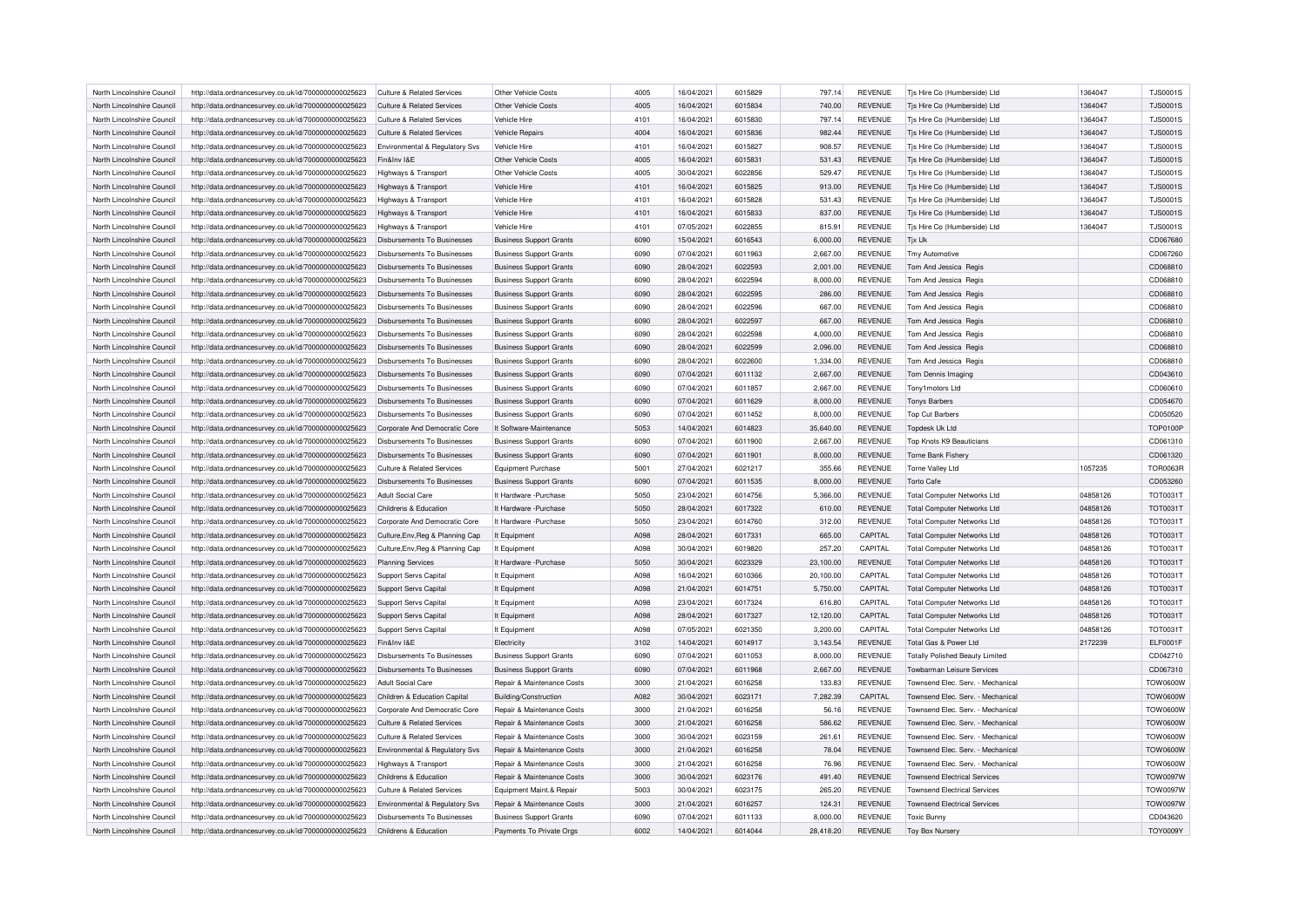| North Lincolnshire Council | http://data.ordnancesurvey.co.uk/id/7000000000025623 | Culture & Related Services | Other Vehicle Costs | 4005 | 16/04/2021 | 6015829 | 797.14 | REVENUE | Tjs Hire Co (Humberside) Ltd | 1364047 | TJS0001S |
|---|---|---|---|---|---|---|---|---|---|---|---|
| North Lincolnshire Council | http://data.ordnancesurvey.co.uk/id/7000000000025623 | Culture & Related Services | Other Vehicle Costs | 4005 | 16/04/2021 | 6015834 | 740.00 | REVENUE | Tjs Hire Co (Humberside) Ltd | 1364047 | TJS0001S |
| North Lincolnshire Council | http://data.ordnancesurvey.co.uk/id/7000000000025623 | Culture & Related Services | Vehicle Hire | 4101 | 16/04/2021 | 6015830 | 797.14 | REVENUE | Tjs Hire Co (Humberside) Ltd | 1364047 | TJS0001S |
| North Lincolnshire Council | http://data.ordnancesurvey.co.uk/id/7000000000025623 | Culture & Related Services | Vehicle Repairs | 4004 | 16/04/2021 | 6015836 | 982.44 | REVENUE | Tjs Hire Co (Humberside) Ltd | 1364047 | TJS0001S |
| North Lincolnshire Council | http://data.ordnancesurvey.co.uk/id/7000000000025623 | Environmental & Regulatory Svs | Vehicle Hire | 4101 | 16/04/2021 | 6015827 | 908.57 | REVENUE | Tjs Hire Co (Humberside) Ltd | 1364047 | TJS0001S |
| North Lincolnshire Council | http://data.ordnancesurvey.co.uk/id/7000000000025623 | Fin&Inv I&E | Other Vehicle Costs | 4005 | 16/04/2021 | 6015831 | 531.43 | REVENUE | Tjs Hire Co (Humberside) Ltd | 1364047 | TJS0001S |
| North Lincolnshire Council | http://data.ordnancesurvey.co.uk/id/7000000000025623 | Highways & Transport | Other Vehicle Costs | 4005 | 30/04/2021 | 6022856 | 529.47 | REVENUE | Tjs Hire Co (Humberside) Ltd | 1364047 | TJS0001S |
| North Lincolnshire Council | http://data.ordnancesurvey.co.uk/id/7000000000025623 | Highways & Transport | Vehicle Hire | 4101 | 16/04/2021 | 6015825 | 913.00 | REVENUE | Tjs Hire Co (Humberside) Ltd | 1364047 | TJS0001S |
| North Lincolnshire Council | http://data.ordnancesurvey.co.uk/id/7000000000025623 | Highways & Transport | Vehicle Hire | 4101 | 16/04/2021 | 6015828 | 531.43 | REVENUE | Tjs Hire Co (Humberside) Ltd | 1364047 | TJS0001S |
| North Lincolnshire Council | http://data.ordnancesurvey.co.uk/id/7000000000025623 | Highways & Transport | Vehicle Hire | 4101 | 16/04/2021 | 6015833 | 837.00 | REVENUE | Tjs Hire Co (Humberside) Ltd | 1364047 | TJS0001S |
| North Lincolnshire Council | http://data.ordnancesurvey.co.uk/id/7000000000025623 | Highways & Transport | Vehicle Hire | 4101 | 07/05/2021 | 6022855 | 815.91 | REVENUE | Tjs Hire Co (Humberside) Ltd | 1364047 | TJS0001S |
| North Lincolnshire Council | http://data.ordnancesurvey.co.uk/id/7000000000025623 | Disbursements To Businesses | Business Support Grants | 6090 | 15/04/2021 | 6016543 | 6,000.00 | REVENUE | Tjx Uk | | CD067680 |
| North Lincolnshire Council | http://data.ordnancesurvey.co.uk/id/7000000000025623 | Disbursements To Businesses | Business Support Grants | 6090 | 07/04/2021 | 6011963 | 2,667.00 | REVENUE | Tmy Automotive | | CD067260 |
| North Lincolnshire Council | http://data.ordnancesurvey.co.uk/id/7000000000025623 | Disbursements To Businesses | Business Support Grants | 6090 | 28/04/2021 | 6022593 | 2,001.00 | REVENUE | Tom And Jessica Regis | | CD068810 |
| North Lincolnshire Council | http://data.ordnancesurvey.co.uk/id/7000000000025623 | Disbursements To Businesses | Business Support Grants | 6090 | 28/04/2021 | 6022594 | 8,000.00 | REVENUE | Tom And Jessica Regis | | CD068810 |
| North Lincolnshire Council | http://data.ordnancesurvey.co.uk/id/7000000000025623 | Disbursements To Businesses | Business Support Grants | 6090 | 28/04/2021 | 6022595 | 286.00 | REVENUE | Tom And Jessica Regis | | CD068810 |
| North Lincolnshire Council | http://data.ordnancesurvey.co.uk/id/7000000000025623 | Disbursements To Businesses | Business Support Grants | 6090 | 28/04/2021 | 6022596 | 667.00 | REVENUE | Tom And Jessica Regis | | CD068810 |
| North Lincolnshire Council | http://data.ordnancesurvey.co.uk/id/7000000000025623 | Disbursements To Businesses | Business Support Grants | 6090 | 28/04/2021 | 6022597 | 667.00 | REVENUE | Tom And Jessica Regis | | CD068810 |
| North Lincolnshire Council | http://data.ordnancesurvey.co.uk/id/7000000000025623 | Disbursements To Businesses | Business Support Grants | 6090 | 28/04/2021 | 6022598 | 4,000.00 | REVENUE | Tom And Jessica Regis | | CD068810 |
| North Lincolnshire Council | http://data.ordnancesurvey.co.uk/id/7000000000025623 | Disbursements To Businesses | Business Support Grants | 6090 | 28/04/2021 | 6022599 | 2,096.00 | REVENUE | Tom And Jessica Regis | | CD068810 |
| North Lincolnshire Council | http://data.ordnancesurvey.co.uk/id/7000000000025623 | Disbursements To Businesses | Business Support Grants | 6090 | 28/04/2021 | 6022600 | 1,334.00 | REVENUE | Tom And Jessica Regis | | CD068810 |
| North Lincolnshire Council | http://data.ordnancesurvey.co.uk/id/7000000000025623 | Disbursements To Businesses | Business Support Grants | 6090 | 07/04/2021 | 6011132 | 2,667.00 | REVENUE | Tom Dennis Imaging | | CD043610 |
| North Lincolnshire Council | http://data.ordnancesurvey.co.uk/id/7000000000025623 | Disbursements To Businesses | Business Support Grants | 6090 | 07/04/2021 | 6011857 | 2,667.00 | REVENUE | Tony1motors Ltd | | CD060610 |
| North Lincolnshire Council | http://data.ordnancesurvey.co.uk/id/7000000000025623 | Disbursements To Businesses | Business Support Grants | 6090 | 07/04/2021 | 6011629 | 8,000.00 | REVENUE | Tonys Barbers | | CD054670 |
| North Lincolnshire Council | http://data.ordnancesurvey.co.uk/id/7000000000025623 | Disbursements To Businesses | Business Support Grants | 6090 | 07/04/2021 | 6011452 | 8,000.00 | REVENUE | Top Cut Barbers | | CD050520 |
| North Lincolnshire Council | http://data.ordnancesurvey.co.uk/id/7000000000025623 | Corporate And Democratic Core | It Software-Maintenance | 5053 | 14/04/2021 | 6014823 | 35,640.00 | REVENUE | Topdesk Uk Ltd | | TOP0100P |
| North Lincolnshire Council | http://data.ordnancesurvey.co.uk/id/7000000000025623 | Disbursements To Businesses | Business Support Grants | 6090 | 07/04/2021 | 6011900 | 2,667.00 | REVENUE | Top Knots K9 Beauticians | | CD061310 |
| North Lincolnshire Council | http://data.ordnancesurvey.co.uk/id/7000000000025623 | Disbursements To Businesses | Business Support Grants | 6090 | 07/04/2021 | 6011901 | 8,000.00 | REVENUE | Torne Bank Fishery | | CD061320 |
| North Lincolnshire Council | http://data.ordnancesurvey.co.uk/id/7000000000025623 | Culture & Related Services | Equipment Purchase | 5001 | 27/04/2021 | 6021217 | 355.66 | REVENUE | Torne Valley Ltd | 1057235 | TOR0063R |
| North Lincolnshire Council | http://data.ordnancesurvey.co.uk/id/7000000000025623 | Disbursements To Businesses | Business Support Grants | 6090 | 07/04/2021 | 6011535 | 8,000.00 | REVENUE | Torto Cafe | | CD053260 |
| North Lincolnshire Council | http://data.ordnancesurvey.co.uk/id/7000000000025623 | Adult Social Care | It Hardware -Purchase | 5050 | 23/04/2021 | 6014756 | 5,366.00 | REVENUE | Total Computer Networks Ltd | 04858126 | TOT0031T |
| North Lincolnshire Council | http://data.ordnancesurvey.co.uk/id/7000000000025623 | Childrens & Education | It Hardware -Purchase | 5050 | 28/04/2021 | 6017322 | 610.00 | REVENUE | Total Computer Networks Ltd | 04858126 | TOT0031T |
| North Lincolnshire Council | http://data.ordnancesurvey.co.uk/id/7000000000025623 | Corporate And Democratic Core | It Hardware -Purchase | 5050 | 23/04/2021 | 6014760 | 312.00 | REVENUE | Total Computer Networks Ltd | 04858126 | TOT0031T |
| North Lincolnshire Council | http://data.ordnancesurvey.co.uk/id/7000000000025623 | Culture,Env,Reg & Planning Cap | It Equipment | A098 | 28/04/2021 | 6017331 | 665.00 | CAPITAL | Total Computer Networks Ltd | 04858126 | TOT0031T |
| North Lincolnshire Council | http://data.ordnancesurvey.co.uk/id/7000000000025623 | Culture,Env,Reg & Planning Cap | It Equipment | A098 | 30/04/2021 | 6019820 | 257.20 | CAPITAL | Total Computer Networks Ltd | 04858126 | TOT0031T |
| North Lincolnshire Council | http://data.ordnancesurvey.co.uk/id/7000000000025623 | Planning Services | It Hardware -Purchase | 5050 | 30/04/2021 | 6023329 | 23,100.00 | REVENUE | Total Computer Networks Ltd | 04858126 | TOT0031T |
| North Lincolnshire Council | http://data.ordnancesurvey.co.uk/id/7000000000025623 | Support Servs Capital | It Equipment | A098 | 16/04/2021 | 6010366 | 20,100.00 | CAPITAL | Total Computer Networks Ltd | 04858126 | TOT0031T |
| North Lincolnshire Council | http://data.ordnancesurvey.co.uk/id/7000000000025623 | Support Servs Capital | It Equipment | A098 | 21/04/2021 | 6014751 | 5,750.00 | CAPITAL | Total Computer Networks Ltd | 04858126 | TOT0031T |
| North Lincolnshire Council | http://data.ordnancesurvey.co.uk/id/7000000000025623 | Support Servs Capital | It Equipment | A098 | 23/04/2021 | 6017324 | 616.80 | CAPITAL | Total Computer Networks Ltd | 04858126 | TOT0031T |
| North Lincolnshire Council | http://data.ordnancesurvey.co.uk/id/7000000000025623 | Support Servs Capital | It Equipment | A098 | 28/04/2021 | 6017327 | 12,120.00 | CAPITAL | Total Computer Networks Ltd | 04858126 | TOT0031T |
| North Lincolnshire Council | http://data.ordnancesurvey.co.uk/id/7000000000025623 | Support Servs Capital | It Equipment | A098 | 07/05/2021 | 6021350 | 3,200.00 | CAPITAL | Total Computer Networks Ltd | 04858126 | TOT0031T |
| North Lincolnshire Council | http://data.ordnancesurvey.co.uk/id/7000000000025623 | Fin&Inv I&E | Electricity | 3102 | 14/04/2021 | 6014917 | 3,143.54 | REVENUE | Total Gas & Power Ltd | 2172239 | ELF0001F |
| North Lincolnshire Council | http://data.ordnancesurvey.co.uk/id/7000000000025623 | Disbursements To Businesses | Business Support Grants | 6090 | 07/04/2021 | 6011053 | 8,000.00 | REVENUE | Totally Polished Beauty Limited | | CD042710 |
| North Lincolnshire Council | http://data.ordnancesurvey.co.uk/id/7000000000025623 | Disbursements To Businesses | Business Support Grants | 6090 | 07/04/2021 | 6011968 | 2,667.00 | REVENUE | Towbarman Leisure Services | | CD067310 |
| North Lincolnshire Council | http://data.ordnancesurvey.co.uk/id/7000000000025623 | Adult Social Care | Repair & Maintenance Costs | 3000 | 21/04/2021 | 6016258 | 133.83 | REVENUE | Townsend Elec. Serv. - Mechanical | | TOW0600W |
| North Lincolnshire Council | http://data.ordnancesurvey.co.uk/id/7000000000025623 | Children & Education Capital | Building/Construction | A082 | 30/04/2021 | 6023171 | 7,282.39 | CAPITAL | Townsend Elec. Serv. - Mechanical | | TOW0600W |
| North Lincolnshire Council | http://data.ordnancesurvey.co.uk/id/7000000000025623 | Corporate And Democratic Core | Repair & Maintenance Costs | 3000 | 21/04/2021 | 6016258 | 56.16 | REVENUE | Townsend Elec. Serv. - Mechanical | | TOW0600W |
| North Lincolnshire Council | http://data.ordnancesurvey.co.uk/id/7000000000025623 | Culture & Related Services | Repair & Maintenance Costs | 3000 | 21/04/2021 | 6016258 | 586.62 | REVENUE | Townsend Elec. Serv. - Mechanical | | TOW0600W |
| North Lincolnshire Council | http://data.ordnancesurvey.co.uk/id/7000000000025623 | Culture & Related Services | Repair & Maintenance Costs | 3000 | 30/04/2021 | 6023159 | 261.61 | REVENUE | Townsend Elec. Serv. - Mechanical | | TOW0600W |
| North Lincolnshire Council | http://data.ordnancesurvey.co.uk/id/7000000000025623 | Environmental & Regulatory Svs | Repair & Maintenance Costs | 3000 | 21/04/2021 | 6016258 | 78.04 | REVENUE | Townsend Elec. Serv. - Mechanical | | TOW0600W |
| North Lincolnshire Council | http://data.ordnancesurvey.co.uk/id/7000000000025623 | Highways & Transport | Repair & Maintenance Costs | 3000 | 21/04/2021 | 6016258 | 76.96 | REVENUE | Townsend Elec. Serv. - Mechanical | | TOW0600W |
| North Lincolnshire Council | http://data.ordnancesurvey.co.uk/id/7000000000025623 | Childrens & Education | Repair & Maintenance Costs | 3000 | 30/04/2021 | 6023176 | 491.40 | REVENUE | Townsend Electrical Services | | TOW0097W |
| North Lincolnshire Council | http://data.ordnancesurvey.co.uk/id/7000000000025623 | Culture & Related Services | Equipment Maint.& Repair | 5003 | 30/04/2021 | 6023175 | 265.20 | REVENUE | Townsend Electrical Services | | TOW0097W |
| North Lincolnshire Council | http://data.ordnancesurvey.co.uk/id/7000000000025623 | Environmental & Regulatory Svs | Repair & Maintenance Costs | 3000 | 21/04/2021 | 6016257 | 124.31 | REVENUE | Townsend Electrical Services | | TOW0097W |
| North Lincolnshire Council | http://data.ordnancesurvey.co.uk/id/7000000000025623 | Disbursements To Businesses | Business Support Grants | 6090 | 07/04/2021 | 6011133 | 8,000.00 | REVENUE | Toxic Bunny | | CD043620 |
| North Lincolnshire Council | http://data.ordnancesurvey.co.uk/id/7000000000025623 | Childrens & Education | Payments To Private Orgs | 6002 | 14/04/2021 | 6014044 | 28,418.20 | REVENUE | Toy Box Nursery | | TOY0009Y |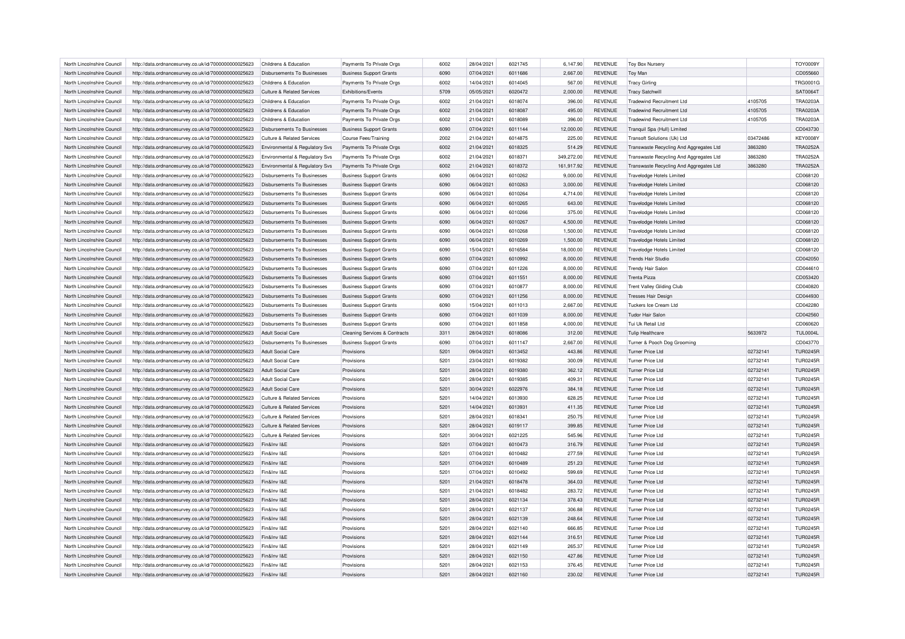| North Lincolnshire Council | http://data.ordnancesurvey.co.uk/id/7000000000025623 | Childrens & Education | Payments To Private Orgs | 6002 | 28/04/2021 | 6021745 | 6,147.90 | REVENUE | Toy Box Nursery | | TOY0009Y |
|---|---|---|---|---|---|---|---|---|---|---|---|
| North Lincolnshire Council | http://data.ordnancesurvey.co.uk/id/7000000000025623 | Disbursements To Businesses | Business Support Grants | 6090 | 07/04/2021 | 6011686 | 2,667.00 | REVENUE | Toy Man | | CD055660 |
| North Lincolnshire Council | http://data.ordnancesurvey.co.uk/id/7000000000025623 | Childrens & Education | Payments To Private Orgs | 6002 | 14/04/2021 | 6014045 | 567.00 | REVENUE | Tracy Girling | | TRG0001G |
| North Lincolnshire Council | http://data.ordnancesurvey.co.uk/id/7000000000025623 | Culture & Related Services | Exhibitions/Events | 5709 | 05/05/2021 | 6020472 | 2,000.00 | REVENUE | Tracy Satchwill | | SAT0064T |
| North Lincolnshire Council | http://data.ordnancesurvey.co.uk/id/7000000000025623 | Childrens & Education | Payments To Private Orgs | 6002 | 21/04/2021 | 6018074 | 396.00 | REVENUE | Tradewind Recruitment Ltd | 4105705 | TRA0203A |
| North Lincolnshire Council | http://data.ordnancesurvey.co.uk/id/7000000000025623 | Childrens & Education | Payments To Private Orgs | 6002 | 21/04/2021 | 6018087 | 495.00 | REVENUE | Tradewind Recruitment Ltd | 4105705 | TRA0203A |
| North Lincolnshire Council | http://data.ordnancesurvey.co.uk/id/7000000000025623 | Childrens & Education | Payments To Private Orgs | 6002 | 21/04/2021 | 6018089 | 396.00 | REVENUE | Tradewind Recruitment Ltd | 4105705 | TRA0203A |
| North Lincolnshire Council | http://data.ordnancesurvey.co.uk/id/7000000000025623 | Disbursements To Businesses | Business Support Grants | 6090 | 07/04/2021 | 6011144 | 12,000.00 | REVENUE | Tranquil Spa (Hull) Limited | | CD043730 |
| North Lincolnshire Council | http://data.ordnancesurvey.co.uk/id/7000000000025623 | Culture & Related Services | Course Fees/Training | 2002 | 21/04/2021 | 6014875 | 225.00 | REVENUE | Transoft Solutions (Uk) Ltd | 03472486 | KEY0008Y |
| North Lincolnshire Council | http://data.ordnancesurvey.co.uk/id/7000000000025623 | Environmental & Regulatory Svs | Payments To Private Orgs | 6002 | 21/04/2021 | 6018325 | 514.29 | REVENUE | Transwaste Recycling And Aggregates Ltd | 3863280 | TRA0252A |
| North Lincolnshire Council | http://data.ordnancesurvey.co.uk/id/7000000000025623 | Environmental & Regulatory Svs | Payments To Private Orgs | 6002 | 21/04/2021 | 6018371 | 349,272.00 | REVENUE | Transwaste Recycling And Aggregates Ltd | 3863280 | TRA0252A |
| North Lincolnshire Council | http://data.ordnancesurvey.co.uk/id/7000000000025623 | Environmental & Regulatory Svs | Payments To Private Orgs | 6002 | 21/04/2021 | 6018372 | 161,917.92 | REVENUE | Transwaste Recycling And Aggregates Ltd | 3863280 | TRA0252A |
| North Lincolnshire Council | http://data.ordnancesurvey.co.uk/id/7000000000025623 | Disbursements To Businesses | Business Support Grants | 6090 | 06/04/2021 | 6010262 | 9,000.00 | REVENUE | Travelodge Hotels Limited | | CD068120 |
| North Lincolnshire Council | http://data.ordnancesurvey.co.uk/id/7000000000025623 | Disbursements To Businesses | Business Support Grants | 6090 | 06/04/2021 | 6010263 | 3,000.00 | REVENUE | Travelodge Hotels Limited | | CD068120 |
| North Lincolnshire Council | http://data.ordnancesurvey.co.uk/id/7000000000025623 | Disbursements To Businesses | Business Support Grants | 6090 | 06/04/2021 | 6010264 | 4,714.00 | REVENUE | Travelodge Hotels Limited | | CD068120 |
| North Lincolnshire Council | http://data.ordnancesurvey.co.uk/id/7000000000025623 | Disbursements To Businesses | Business Support Grants | 6090 | 06/04/2021 | 6010265 | 643.00 | REVENUE | Travelodge Hotels Limited | | CD068120 |
| North Lincolnshire Council | http://data.ordnancesurvey.co.uk/id/7000000000025623 | Disbursements To Businesses | Business Support Grants | 6090 | 06/04/2021 | 6010266 | 375.00 | REVENUE | Travelodge Hotels Limited | | CD068120 |
| North Lincolnshire Council | http://data.ordnancesurvey.co.uk/id/7000000000025623 | Disbursements To Businesses | Business Support Grants | 6090 | 06/04/2021 | 6010267 | 4,500.00 | REVENUE | Travelodge Hotels Limited | | CD068120 |
| North Lincolnshire Council | http://data.ordnancesurvey.co.uk/id/7000000000025623 | Disbursements To Businesses | Business Support Grants | 6090 | 06/04/2021 | 6010268 | 1,500.00 | REVENUE | Travelodge Hotels Limited | | CD068120 |
| North Lincolnshire Council | http://data.ordnancesurvey.co.uk/id/7000000000025623 | Disbursements To Businesses | Business Support Grants | 6090 | 06/04/2021 | 6010269 | 1,500.00 | REVENUE | Travelodge Hotels Limited | | CD068120 |
| North Lincolnshire Council | http://data.ordnancesurvey.co.uk/id/7000000000025623 | Disbursements To Businesses | Business Support Grants | 6090 | 15/04/2021 | 6016584 | 18,000.00 | REVENUE | Travelodge Hotels Limited | | CD068120 |
| North Lincolnshire Council | http://data.ordnancesurvey.co.uk/id/7000000000025623 | Disbursements To Businesses | Business Support Grants | 6090 | 07/04/2021 | 6010992 | 8,000.00 | REVENUE | Trends Hair Studio | | CD042050 |
| North Lincolnshire Council | http://data.ordnancesurvey.co.uk/id/7000000000025623 | Disbursements To Businesses | Business Support Grants | 6090 | 07/04/2021 | 6011226 | 8,000.00 | REVENUE | Trendy Hair Salon | | CD044610 |
| North Lincolnshire Council | http://data.ordnancesurvey.co.uk/id/7000000000025623 | Disbursements To Businesses | Business Support Grants | 6090 | 07/04/2021 | 6011551 | 8,000.00 | REVENUE | Trenta Pizza | | CD053420 |
| North Lincolnshire Council | http://data.ordnancesurvey.co.uk/id/7000000000025623 | Disbursements To Businesses | Business Support Grants | 6090 | 07/04/2021 | 6010877 | 8,000.00 | REVENUE | Trent Valley Gliding Club | | CD040820 |
| North Lincolnshire Council | http://data.ordnancesurvey.co.uk/id/7000000000025623 | Disbursements To Businesses | Business Support Grants | 6090 | 07/04/2021 | 6011256 | 8,000.00 | REVENUE | Tresses Hair Design | | CD044930 |
| North Lincolnshire Council | http://data.ordnancesurvey.co.uk/id/7000000000025623 | Disbursements To Businesses | Business Support Grants | 6090 | 15/04/2021 | 6011013 | 2,667.00 | REVENUE | Tuckers Ice Cream Ltd | | CD042280 |
| North Lincolnshire Council | http://data.ordnancesurvey.co.uk/id/7000000000025623 | Disbursements To Businesses | Business Support Grants | 6090 | 07/04/2021 | 6011039 | 8,000.00 | REVENUE | Tudor Hair Salon | | CD042560 |
| North Lincolnshire Council | http://data.ordnancesurvey.co.uk/id/7000000000025623 | Disbursements To Businesses | Business Support Grants | 6090 | 07/04/2021 | 6011858 | 4,000.00 | REVENUE | Tui Uk Retail Ltd | | CD060620 |
| North Lincolnshire Council | http://data.ordnancesurvey.co.uk/id/7000000000025623 | Adult Social Care | Cleaning Services & Contracts | 3311 | 28/04/2021 | 6018086 | 312.00 | REVENUE | Tulip Healthcare | 5633972 | TUL0004L |
| North Lincolnshire Council | http://data.ordnancesurvey.co.uk/id/7000000000025623 | Disbursements To Businesses | Business Support Grants | 6090 | 07/04/2021 | 6011147 | 2,667.00 | REVENUE | Turner & Pooch Dog Grooming | | CD043770 |
| North Lincolnshire Council | http://data.ordnancesurvey.co.uk/id/7000000000025623 | Adult Social Care | Provisions | 5201 | 09/04/2021 | 6013452 | 443.86 | REVENUE | Turner Price Ltd | 02732141 | TUR0245R |
| North Lincolnshire Council | http://data.ordnancesurvey.co.uk/id/7000000000025623 | Adult Social Care | Provisions | 5201 | 23/04/2021 | 6019382 | 300.09 | REVENUE | Turner Price Ltd | 02732141 | TUR0245R |
| North Lincolnshire Council | http://data.ordnancesurvey.co.uk/id/7000000000025623 | Adult Social Care | Provisions | 5201 | 28/04/2021 | 6019380 | 362.12 | REVENUE | Turner Price Ltd | 02732141 | TUR0245R |
| North Lincolnshire Council | http://data.ordnancesurvey.co.uk/id/7000000000025623 | Adult Social Care | Provisions | 5201 | 28/04/2021 | 6019385 | 409.31 | REVENUE | Turner Price Ltd | 02732141 | TUR0245R |
| North Lincolnshire Council | http://data.ordnancesurvey.co.uk/id/7000000000025623 | Adult Social Care | Provisions | 5201 | 30/04/2021 | 6022976 | 384.18 | REVENUE | Turner Price Ltd | 02732141 | TUR0245R |
| North Lincolnshire Council | http://data.ordnancesurvey.co.uk/id/7000000000025623 | Culture & Related Services | Provisions | 5201 | 14/04/2021 | 6013930 | 628.25 | REVENUE | Turner Price Ltd | 02732141 | TUR0245R |
| North Lincolnshire Council | http://data.ordnancesurvey.co.uk/id/7000000000025623 | Culture & Related Services | Provisions | 5201 | 14/04/2021 | 6013931 | 411.35 | REVENUE | Turner Price Ltd | 02732141 | TUR0245R |
| North Lincolnshire Council | http://data.ordnancesurvey.co.uk/id/7000000000025623 | Culture & Related Services | Provisions | 5201 | 28/04/2021 | 6018341 | 250.75 | REVENUE | Turner Price Ltd | 02732141 | TUR0245R |
| North Lincolnshire Council | http://data.ordnancesurvey.co.uk/id/7000000000025623 | Culture & Related Services | Provisions | 5201 | 28/04/2021 | 6019117 | 399.85 | REVENUE | Turner Price Ltd | 02732141 | TUR0245R |
| North Lincolnshire Council | http://data.ordnancesurvey.co.uk/id/7000000000025623 | Culture & Related Services | Provisions | 5201 | 30/04/2021 | 6021225 | 545.96 | REVENUE | Turner Price Ltd | 02732141 | TUR0245R |
| North Lincolnshire Council | http://data.ordnancesurvey.co.uk/id/7000000000025623 | Fin&Inv I&E | Provisions | 5201 | 07/04/2021 | 6010473 | 316.79 | REVENUE | Turner Price Ltd | 02732141 | TUR0245R |
| North Lincolnshire Council | http://data.ordnancesurvey.co.uk/id/7000000000025623 | Fin&Inv I&E | Provisions | 5201 | 07/04/2021 | 6010482 | 277.59 | REVENUE | Turner Price Ltd | 02732141 | TUR0245R |
| North Lincolnshire Council | http://data.ordnancesurvey.co.uk/id/7000000000025623 | Fin&Inv I&E | Provisions | 5201 | 07/04/2021 | 6010489 | 251.23 | REVENUE | Turner Price Ltd | 02732141 | TUR0245R |
| North Lincolnshire Council | http://data.ordnancesurvey.co.uk/id/7000000000025623 | Fin&Inv I&E | Provisions | 5201 | 07/04/2021 | 6010492 | 599.69 | REVENUE | Turner Price Ltd | 02732141 | TUR0245R |
| North Lincolnshire Council | http://data.ordnancesurvey.co.uk/id/7000000000025623 | Fin&Inv I&E | Provisions | 5201 | 21/04/2021 | 6018478 | 364.03 | REVENUE | Turner Price Ltd | 02732141 | TUR0245R |
| North Lincolnshire Council | http://data.ordnancesurvey.co.uk/id/7000000000025623 | Fin&Inv I&E | Provisions | 5201 | 21/04/2021 | 6018482 | 283.72 | REVENUE | Turner Price Ltd | 02732141 | TUR0245R |
| North Lincolnshire Council | http://data.ordnancesurvey.co.uk/id/7000000000025623 | Fin&Inv I&E | Provisions | 5201 | 28/04/2021 | 6021134 | 378.43 | REVENUE | Turner Price Ltd | 02732141 | TUR0245R |
| North Lincolnshire Council | http://data.ordnancesurvey.co.uk/id/7000000000025623 | Fin&Inv I&E | Provisions | 5201 | 28/04/2021 | 6021137 | 306.88 | REVENUE | Turner Price Ltd | 02732141 | TUR0245R |
| North Lincolnshire Council | http://data.ordnancesurvey.co.uk/id/7000000000025623 | Fin&Inv I&E | Provisions | 5201 | 28/04/2021 | 6021139 | 248.64 | REVENUE | Turner Price Ltd | 02732141 | TUR0245R |
| North Lincolnshire Council | http://data.ordnancesurvey.co.uk/id/7000000000025623 | Fin&Inv I&E | Provisions | 5201 | 28/04/2021 | 6021140 | 666.85 | REVENUE | Turner Price Ltd | 02732141 | TUR0245R |
| North Lincolnshire Council | http://data.ordnancesurvey.co.uk/id/7000000000025623 | Fin&Inv I&E | Provisions | 5201 | 28/04/2021 | 6021144 | 316.51 | REVENUE | Turner Price Ltd | 02732141 | TUR0245R |
| North Lincolnshire Council | http://data.ordnancesurvey.co.uk/id/7000000000025623 | Fin&Inv I&E | Provisions | 5201 | 28/04/2021 | 6021149 | 265.37 | REVENUE | Turner Price Ltd | 02732141 | TUR0245R |
| North Lincolnshire Council | http://data.ordnancesurvey.co.uk/id/7000000000025623 | Fin&Inv I&E | Provisions | 5201 | 28/04/2021 | 6021150 | 427.86 | REVENUE | Turner Price Ltd | 02732141 | TUR0245R |
| North Lincolnshire Council | http://data.ordnancesurvey.co.uk/id/7000000000025623 | Fin&Inv I&E | Provisions | 5201 | 28/04/2021 | 6021153 | 376.45 | REVENUE | Turner Price Ltd | 02732141 | TUR0245R |
| North Lincolnshire Council | http://data.ordnancesurvey.co.uk/id/7000000000025623 | Fin&Inv I&E | Provisions | 5201 | 28/04/2021 | 6021160 | 230.02 | REVENUE | Turner Price Ltd | 02732141 | TUR0245R |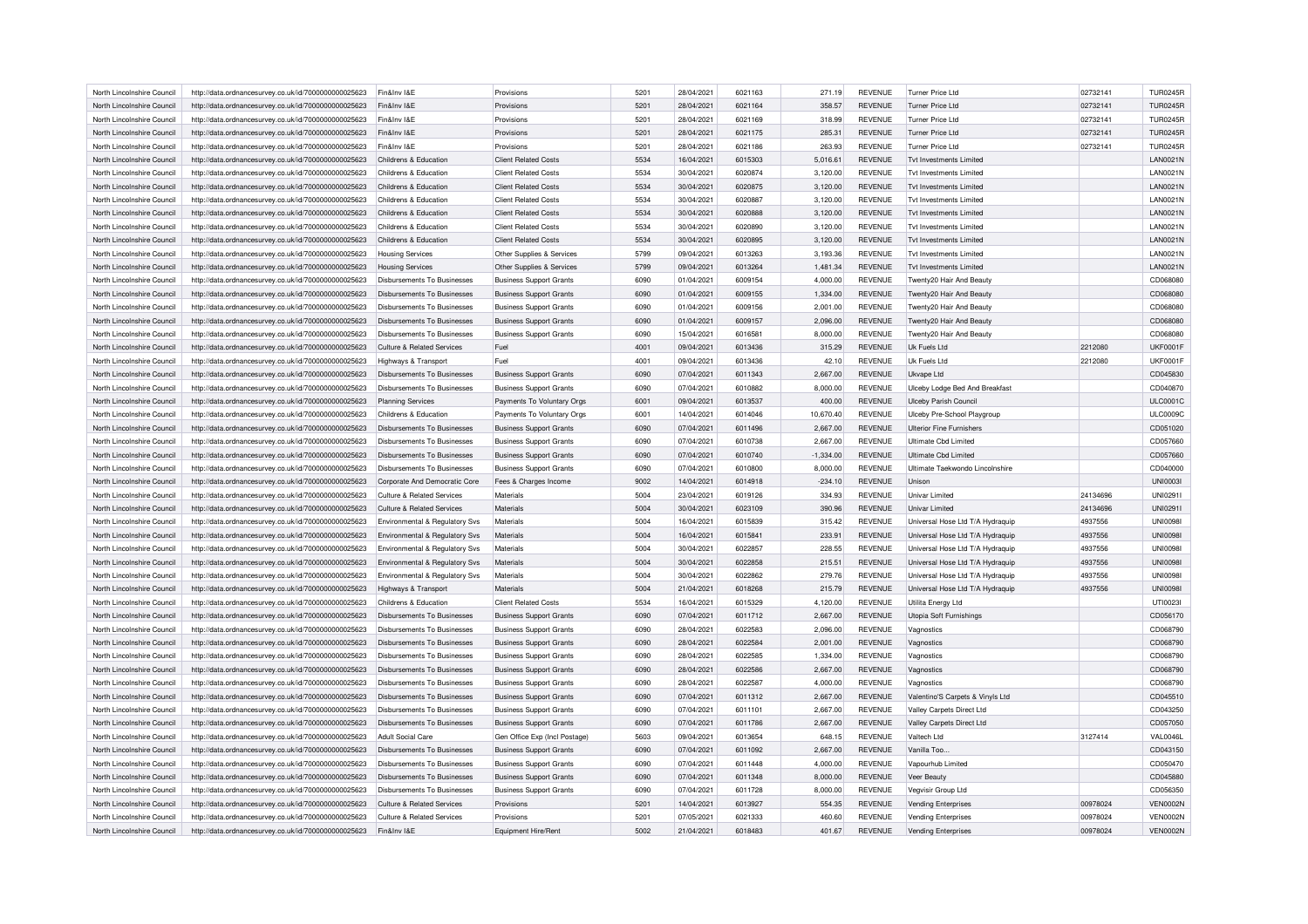| North Lincolnshire Council | http://data.ordnancesurvey.co.uk/id/7000000000025623 | Fin&Inv I&E | Provisions | 5201 | 28/04/2021 | 6021163 | 271.19 | REVENUE | Turner Price Ltd | 02732141 | TUR0245R |
|---|---|---|---|---|---|---|---|---|---|---|---|
| North Lincolnshire Council | http://data.ordnancesurvey.co.uk/id/7000000000025623 | Fin&Inv I&E | Provisions | 5201 | 28/04/2021 | 6021164 | 358.57 | REVENUE | Turner Price Ltd | 02732141 | TUR0245R |
| North Lincolnshire Council | http://data.ordnancesurvey.co.uk/id/7000000000025623 | Fin&Inv I&E | Provisions | 5201 | 28/04/2021 | 6021169 | 318.99 | REVENUE | Turner Price Ltd | 02732141 | TUR0245R |
| North Lincolnshire Council | http://data.ordnancesurvey.co.uk/id/7000000000025623 | Fin&Inv I&E | Provisions | 5201 | 28/04/2021 | 6021175 | 285.31 | REVENUE | Turner Price Ltd | 02732141 | TUR0245R |
| North Lincolnshire Council | http://data.ordnancesurvey.co.uk/id/7000000000025623 | Fin&Inv I&E | Provisions | 5201 | 28/04/2021 | 6021186 | 263.93 | REVENUE | Turner Price Ltd | 02732141 | TUR0245R |
| North Lincolnshire Council | http://data.ordnancesurvey.co.uk/id/7000000000025623 | Childrens & Education | Client Related Costs | 5534 | 16/04/2021 | 6015303 | 5,016.61 | REVENUE | Tvt Investments Limited | | LAN0021N |
| North Lincolnshire Council | http://data.ordnancesurvey.co.uk/id/7000000000025623 | Childrens & Education | Client Related Costs | 5534 | 30/04/2021 | 6020874 | 3,120.00 | REVENUE | Tvt Investments Limited | | LAN0021N |
| North Lincolnshire Council | http://data.ordnancesurvey.co.uk/id/7000000000025623 | Childrens & Education | Client Related Costs | 5534 | 30/04/2021 | 6020875 | 3,120.00 | REVENUE | Tvt Investments Limited | | LAN0021N |
| North Lincolnshire Council | http://data.ordnancesurvey.co.uk/id/7000000000025623 | Childrens & Education | Client Related Costs | 5534 | 30/04/2021 | 6020887 | 3,120.00 | REVENUE | Tvt Investments Limited | | LAN0021N |
| North Lincolnshire Council | http://data.ordnancesurvey.co.uk/id/7000000000025623 | Childrens & Education | Client Related Costs | 5534 | 30/04/2021 | 6020888 | 3,120.00 | REVENUE | Tvt Investments Limited | | LAN0021N |
| North Lincolnshire Council | http://data.ordnancesurvey.co.uk/id/7000000000025623 | Childrens & Education | Client Related Costs | 5534 | 30/04/2021 | 6020890 | 3,120.00 | REVENUE | Tvt Investments Limited | | LAN0021N |
| North Lincolnshire Council | http://data.ordnancesurvey.co.uk/id/7000000000025623 | Childrens & Education | Client Related Costs | 5534 | 30/04/2021 | 6020895 | 3,120.00 | REVENUE | Tvt Investments Limited | | LAN0021N |
| North Lincolnshire Council | http://data.ordnancesurvey.co.uk/id/7000000000025623 | Housing Services | Other Supplies & Services | 5799 | 09/04/2021 | 6013263 | 3,193.36 | REVENUE | Tvt Investments Limited | | LAN0021N |
| North Lincolnshire Council | http://data.ordnancesurvey.co.uk/id/7000000000025623 | Housing Services | Other Supplies & Services | 5799 | 09/04/2021 | 6013264 | 1,481.34 | REVENUE | Tvt Investments Limited | | LAN0021N |
| North Lincolnshire Council | http://data.ordnancesurvey.co.uk/id/7000000000025623 | Disbursements To Businesses | Business Support Grants | 6090 | 01/04/2021 | 6009154 | 4,000.00 | REVENUE | Twenty20 Hair And Beauty | | CD068080 |
| North Lincolnshire Council | http://data.ordnancesurvey.co.uk/id/7000000000025623 | Disbursements To Businesses | Business Support Grants | 6090 | 01/04/2021 | 6009155 | 1,334.00 | REVENUE | Twenty20 Hair And Beauty | | CD068080 |
| North Lincolnshire Council | http://data.ordnancesurvey.co.uk/id/7000000000025623 | Disbursements To Businesses | Business Support Grants | 6090 | 01/04/2021 | 6009156 | 2,001.00 | REVENUE | Twenty20 Hair And Beauty | | CD068080 |
| North Lincolnshire Council | http://data.ordnancesurvey.co.uk/id/7000000000025623 | Disbursements To Businesses | Business Support Grants | 6090 | 01/04/2021 | 6009157 | 2,096.00 | REVENUE | Twenty20 Hair And Beauty | | CD068080 |
| North Lincolnshire Council | http://data.ordnancesurvey.co.uk/id/7000000000025623 | Disbursements To Businesses | Business Support Grants | 6090 | 15/04/2021 | 6016581 | 8,000.00 | REVENUE | Twenty20 Hair And Beauty | | CD068080 |
| North Lincolnshire Council | http://data.ordnancesurvey.co.uk/id/7000000000025623 | Culture & Related Services | Fuel | 4001 | 09/04/2021 | 6013436 | 315.29 | REVENUE | Uk Fuels Ltd | 2212080 | UKF0001F |
| North Lincolnshire Council | http://data.ordnancesurvey.co.uk/id/7000000000025623 | Highways & Transport | Fuel | 4001 | 09/04/2021 | 6013436 | 42.10 | REVENUE | Uk Fuels Ltd | 2212080 | UKF0001F |
| North Lincolnshire Council | http://data.ordnancesurvey.co.uk/id/7000000000025623 | Disbursements To Businesses | Business Support Grants | 6090 | 07/04/2021 | 6011343 | 2,667.00 | REVENUE | Ukvape Ltd | | CD045830 |
| North Lincolnshire Council | http://data.ordnancesurvey.co.uk/id/7000000000025623 | Disbursements To Businesses | Business Support Grants | 6090 | 07/04/2021 | 6010882 | 8,000.00 | REVENUE | Ulceby Lodge Bed And Breakfast | | CD040870 |
| North Lincolnshire Council | http://data.ordnancesurvey.co.uk/id/7000000000025623 | Planning Services | Payments To Voluntary Orgs | 6001 | 09/04/2021 | 6013537 | 400.00 | REVENUE | Ulceby Parish Council | | ULC0001C |
| North Lincolnshire Council | http://data.ordnancesurvey.co.uk/id/7000000000025623 | Childrens & Education | Payments To Voluntary Orgs | 6001 | 14/04/2021 | 6014046 | 10,670.40 | REVENUE | Ulceby Pre-School Playgroup | | ULC0009C |
| North Lincolnshire Council | http://data.ordnancesurvey.co.uk/id/7000000000025623 | Disbursements To Businesses | Business Support Grants | 6090 | 07/04/2021 | 6011496 | 2,667.00 | REVENUE | Ulterior Fine Furnishers | | CD051020 |
| North Lincolnshire Council | http://data.ordnancesurvey.co.uk/id/7000000000025623 | Disbursements To Businesses | Business Support Grants | 6090 | 07/04/2021 | 6010738 | 2,667.00 | REVENUE | Ultimate Cbd Limited | | CD057660 |
| North Lincolnshire Council | http://data.ordnancesurvey.co.uk/id/7000000000025623 | Disbursements To Businesses | Business Support Grants | 6090 | 07/04/2021 | 6010740 | -1,334.00 | REVENUE | Ultimate Cbd Limited | | CD057660 |
| North Lincolnshire Council | http://data.ordnancesurvey.co.uk/id/7000000000025623 | Disbursements To Businesses | Business Support Grants | 6090 | 07/04/2021 | 6010800 | 8,000.00 | REVENUE | Ultimate Taekwondo Lincolnshire | | CD040000 |
| North Lincolnshire Council | http://data.ordnancesurvey.co.uk/id/7000000000025623 | Corporate And Democratic Core | Fees & Charges Income | 9002 | 14/04/2021 | 6014918 | -234.10 | REVENUE | Unison | | UNI0003I |
| North Lincolnshire Council | http://data.ordnancesurvey.co.uk/id/7000000000025623 | Culture & Related Services | Materials | 5004 | 23/04/2021 | 6019126 | 334.93 | REVENUE | Univar Limited | 24134696 | UNI0291I |
| North Lincolnshire Council | http://data.ordnancesurvey.co.uk/id/7000000000025623 | Culture & Related Services | Materials | 5004 | 30/04/2021 | 6023109 | 390.96 | REVENUE | Univar Limited | 24134696 | UNI0291I |
| North Lincolnshire Council | http://data.ordnancesurvey.co.uk/id/7000000000025623 | Environmental & Regulatory Svs | Materials | 5004 | 16/04/2021 | 6015839 | 315.42 | REVENUE | Universal Hose Ltd T/A Hydraquip | 4937556 | UNI0098I |
| North Lincolnshire Council | http://data.ordnancesurvey.co.uk/id/7000000000025623 | Environmental & Regulatory Svs | Materials | 5004 | 16/04/2021 | 6015841 | 233.91 | REVENUE | Universal Hose Ltd T/A Hydraquip | 4937556 | UNI0098I |
| North Lincolnshire Council | http://data.ordnancesurvey.co.uk/id/7000000000025623 | Environmental & Regulatory Svs | Materials | 5004 | 30/04/2021 | 6022857 | 228.55 | REVENUE | Universal Hose Ltd T/A Hydraquip | 4937556 | UNI0098I |
| North Lincolnshire Council | http://data.ordnancesurvey.co.uk/id/7000000000025623 | Environmental & Regulatory Svs | Materials | 5004 | 30/04/2021 | 6022858 | 215.51 | REVENUE | Universal Hose Ltd T/A Hydraquip | 4937556 | UNI0098I |
| North Lincolnshire Council | http://data.ordnancesurvey.co.uk/id/7000000000025623 | Environmental & Regulatory Svs | Materials | 5004 | 30/04/2021 | 6022862 | 279.76 | REVENUE | Universal Hose Ltd T/A Hydraquip | 4937556 | UNI0098I |
| North Lincolnshire Council | http://data.ordnancesurvey.co.uk/id/7000000000025623 | Highways & Transport | Materials | 5004 | 21/04/2021 | 6018268 | 215.79 | REVENUE | Universal Hose Ltd T/A Hydraquip | 4937556 | UNI0098I |
| North Lincolnshire Council | http://data.ordnancesurvey.co.uk/id/7000000000025623 | Childrens & Education | Client Related Costs | 5534 | 16/04/2021 | 6015329 | 4,120.00 | REVENUE | Utilita Energy Ltd | | UTI0023I |
| North Lincolnshire Council | http://data.ordnancesurvey.co.uk/id/7000000000025623 | Disbursements To Businesses | Business Support Grants | 6090 | 07/04/2021 | 6011712 | 2,667.00 | REVENUE | Utopia Soft Furnishings | | CD056170 |
| North Lincolnshire Council | http://data.ordnancesurvey.co.uk/id/7000000000025623 | Disbursements To Businesses | Business Support Grants | 6090 | 28/04/2021 | 6022583 | 2,096.00 | REVENUE | Vagnostics | | CD068790 |
| North Lincolnshire Council | http://data.ordnancesurvey.co.uk/id/7000000000025623 | Disbursements To Businesses | Business Support Grants | 6090 | 28/04/2021 | 6022584 | 2,001.00 | REVENUE | Vagnostics | | CD068790 |
| North Lincolnshire Council | http://data.ordnancesurvey.co.uk/id/7000000000025623 | Disbursements To Businesses | Business Support Grants | 6090 | 28/04/2021 | 6022585 | 1,334.00 | REVENUE | Vagnostics | | CD068790 |
| North Lincolnshire Council | http://data.ordnancesurvey.co.uk/id/7000000000025623 | Disbursements To Businesses | Business Support Grants | 6090 | 28/04/2021 | 6022586 | 2,667.00 | REVENUE | Vagnostics | | CD068790 |
| North Lincolnshire Council | http://data.ordnancesurvey.co.uk/id/7000000000025623 | Disbursements To Businesses | Business Support Grants | 6090 | 28/04/2021 | 6022587 | 4,000.00 | REVENUE | Vagnostics | | CD068790 |
| North Lincolnshire Council | http://data.ordnancesurvey.co.uk/id/7000000000025623 | Disbursements To Businesses | Business Support Grants | 6090 | 07/04/2021 | 6011312 | 2,667.00 | REVENUE | Valentino'S Carpets & Vinyls Ltd | | CD045510 |
| North Lincolnshire Council | http://data.ordnancesurvey.co.uk/id/7000000000025623 | Disbursements To Businesses | Business Support Grants | 6090 | 07/04/2021 | 6011101 | 2,667.00 | REVENUE | Valley Carpets Direct Ltd | | CD043250 |
| North Lincolnshire Council | http://data.ordnancesurvey.co.uk/id/7000000000025623 | Disbursements To Businesses | Business Support Grants | 6090 | 07/04/2021 | 6011786 | 2,667.00 | REVENUE | Valley Carpets Direct Ltd | | CD057050 |
| North Lincolnshire Council | http://data.ordnancesurvey.co.uk/id/7000000000025623 | Adult Social Care | Gen Office Exp (Incl Postage) | 5603 | 09/04/2021 | 6013654 | 648.15 | REVENUE | Valtech Ltd | 3127414 | VAL0046L |
| North Lincolnshire Council | http://data.ordnancesurvey.co.uk/id/7000000000025623 | Disbursements To Businesses | Business Support Grants | 6090 | 07/04/2021 | 6011092 | 2,667.00 | REVENUE | Vanilla Too... | | CD043150 |
| North Lincolnshire Council | http://data.ordnancesurvey.co.uk/id/7000000000025623 | Disbursements To Businesses | Business Support Grants | 6090 | 07/04/2021 | 6011448 | 4,000.00 | REVENUE | Vapourhub Limited | | CD050470 |
| North Lincolnshire Council | http://data.ordnancesurvey.co.uk/id/7000000000025623 | Disbursements To Businesses | Business Support Grants | 6090 | 07/04/2021 | 6011348 | 8,000.00 | REVENUE | Veer Beauty | | CD045880 |
| North Lincolnshire Council | http://data.ordnancesurvey.co.uk/id/7000000000025623 | Disbursements To Businesses | Business Support Grants | 6090 | 07/04/2021 | 6011728 | 8,000.00 | REVENUE | Vegvisir Group Ltd | | CD056350 |
| North Lincolnshire Council | http://data.ordnancesurvey.co.uk/id/7000000000025623 | Culture & Related Services | Provisions | 5201 | 14/04/2021 | 6013927 | 554.35 | REVENUE | Vending Enterprises | 00978024 | VEN0002N |
| North Lincolnshire Council | http://data.ordnancesurvey.co.uk/id/7000000000025623 | Culture & Related Services | Provisions | 5201 | 07/05/2021 | 6021333 | 460.60 | REVENUE | Vending Enterprises | 00978024 | VEN0002N |
| North Lincolnshire Council | http://data.ordnancesurvey.co.uk/id/7000000000025623 | Fin&Inv I&E | Equipment Hire/Rent | 5002 | 21/04/2021 | 6018483 | 401.67 | REVENUE | Vending Enterprises | 00978024 | VEN0002N |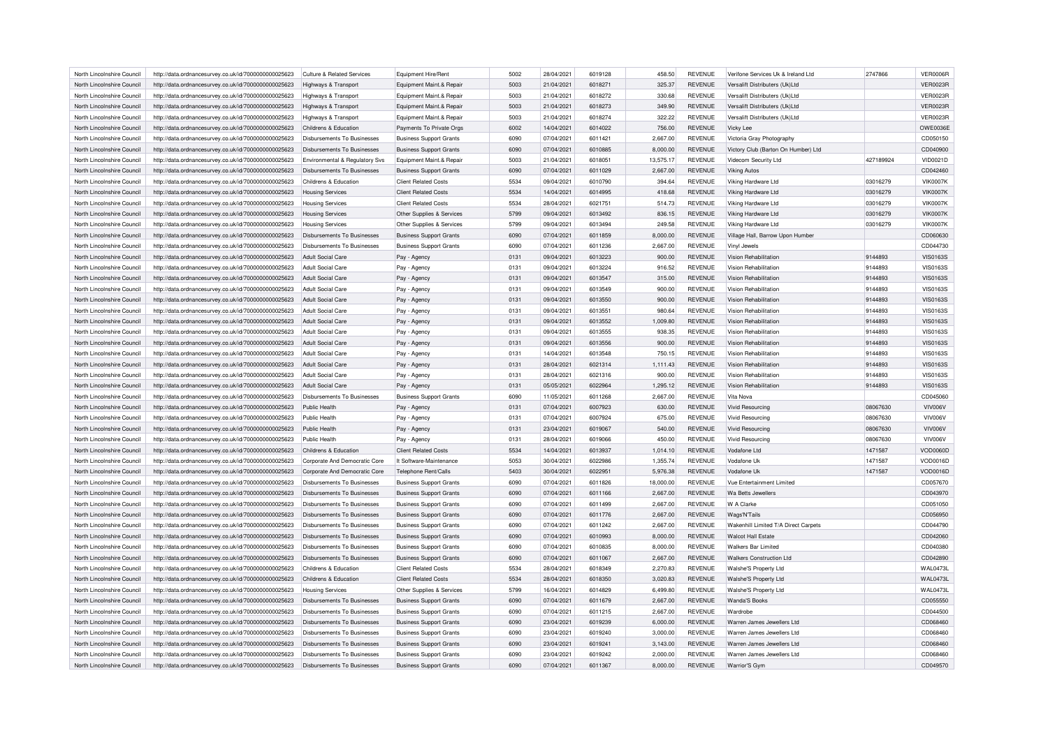| North Lincolnshire Council | http://data.ordnancesurvey.co.uk/id/7000000000025623 | Culture & Related Services | Equipment Hire/Rent | 5002 | 28/04/2021 | 6019128 | 458.50 | REVENUE | Verifone Services Uk & Ireland Ltd | 2747866 | VER0006R |
|---|---|---|---|---|---|---|---|---|---|---|---|
| North Lincolnshire Council | http://data.ordnancesurvey.co.uk/id/7000000000025623 | Highways & Transport | Equipment Maint.& Repair | 5003 | 21/04/2021 | 6018271 | 325.37 | REVENUE | Versalift Distributers (Uk)Ltd | | VER0023R |
| North Lincolnshire Council | http://data.ordnancesurvey.co.uk/id/7000000000025623 | Highways & Transport | Equipment Maint.& Repair | 5003 | 21/04/2021 | 6018272 | 330.68 | REVENUE | Versalift Distributers (Uk)Ltd | | VER0023R |
| North Lincolnshire Council | http://data.ordnancesurvey.co.uk/id/7000000000025623 | Highways & Transport | Equipment Maint.& Repair | 5003 | 21/04/2021 | 6018273 | 349.90 | REVENUE | Versalift Distributers (Uk)Ltd | | VER0023R |
| North Lincolnshire Council | http://data.ordnancesurvey.co.uk/id/7000000000025623 | Highways & Transport | Equipment Maint.& Repair | 5003 | 21/04/2021 | 6018274 | 322.22 | REVENUE | Versalift Distributers (Uk)Ltd | | VER0023R |
| North Lincolnshire Council | http://data.ordnancesurvey.co.uk/id/7000000000025623 | Childrens & Education | Payments To Private Orgs | 6002 | 14/04/2021 | 6014022 | 756.00 | REVENUE | Vicky Lee | | OWE0036E |
| North Lincolnshire Council | http://data.ordnancesurvey.co.uk/id/7000000000025623 | Disbursements To Businesses | Business Support Grants | 6090 | 07/04/2021 | 6011421 | 2,667.00 | REVENUE | Victoria Gray Photography | | CD050150 |
| North Lincolnshire Council | http://data.ordnancesurvey.co.uk/id/7000000000025623 | Disbursements To Businesses | Business Support Grants | 6090 | 07/04/2021 | 6010885 | 8,000.00 | REVENUE | Victory Club (Barton On Humber) Ltd | | CD040900 |
| North Lincolnshire Council | http://data.ordnancesurvey.co.uk/id/7000000000025623 | Environmental & Regulatory Svs | Equipment Maint.& Repair | 5003 | 21/04/2021 | 6018051 | 13,575.17 | REVENUE | Videcom Security Ltd | 427189924 | VID0021D |
| North Lincolnshire Council | http://data.ordnancesurvey.co.uk/id/7000000000025623 | Disbursements To Businesses | Business Support Grants | 6090 | 07/04/2021 | 6011029 | 2,667.00 | REVENUE | Viking Autos | | CD042460 |
| North Lincolnshire Council | http://data.ordnancesurvey.co.uk/id/7000000000025623 | Childrens & Education | Client Related Costs | 5534 | 09/04/2021 | 6010790 | 394.64 | REVENUE | Viking Hardware Ltd | 03016279 | VIK0007K |
| North Lincolnshire Council | http://data.ordnancesurvey.co.uk/id/7000000000025623 | Housing Services | Client Related Costs | 5534 | 14/04/2021 | 6014995 | 418.68 | REVENUE | Viking Hardware Ltd | 03016279 | VIK0007K |
| North Lincolnshire Council | http://data.ordnancesurvey.co.uk/id/7000000000025623 | Housing Services | Client Related Costs | 5534 | 28/04/2021 | 6021751 | 514.73 | REVENUE | Viking Hardware Ltd | 03016279 | VIK0007K |
| North Lincolnshire Council | http://data.ordnancesurvey.co.uk/id/7000000000025623 | Housing Services | Other Supplies & Services | 5799 | 09/04/2021 | 6013492 | 836.15 | REVENUE | Viking Hardware Ltd | 03016279 | VIK0007K |
| North Lincolnshire Council | http://data.ordnancesurvey.co.uk/id/7000000000025623 | Housing Services | Other Supplies & Services | 5799 | 09/04/2021 | 6013494 | 249.58 | REVENUE | Viking Hardware Ltd | 03016279 | VIK0007K |
| North Lincolnshire Council | http://data.ordnancesurvey.co.uk/id/7000000000025623 | Disbursements To Businesses | Business Support Grants | 6090 | 07/04/2021 | 6011859 | 8,000.00 | REVENUE | Village Hall, Barrow Upon Humber | | CD060630 |
| North Lincolnshire Council | http://data.ordnancesurvey.co.uk/id/7000000000025623 | Disbursements To Businesses | Business Support Grants | 6090 | 07/04/2021 | 6011236 | 2,667.00 | REVENUE | Vinyl Jewels | | CD044730 |
| North Lincolnshire Council | http://data.ordnancesurvey.co.uk/id/7000000000025623 | Adult Social Care | Pay - Agency | 0131 | 09/04/2021 | 6013223 | 900.00 | REVENUE | Vision Rehabilitation | 9144893 | VIS0163S |
| North Lincolnshire Council | http://data.ordnancesurvey.co.uk/id/7000000000025623 | Adult Social Care | Pay - Agency | 0131 | 09/04/2021 | 6013224 | 916.52 | REVENUE | Vision Rehabilitation | 9144893 | VIS0163S |
| North Lincolnshire Council | http://data.ordnancesurvey.co.uk/id/7000000000025623 | Adult Social Care | Pay - Agency | 0131 | 09/04/2021 | 6013547 | 315.00 | REVENUE | Vision Rehabilitation | 9144893 | VIS0163S |
| North Lincolnshire Council | http://data.ordnancesurvey.co.uk/id/7000000000025623 | Adult Social Care | Pay - Agency | 0131 | 09/04/2021 | 6013549 | 900.00 | REVENUE | Vision Rehabilitation | 9144893 | VIS0163S |
| North Lincolnshire Council | http://data.ordnancesurvey.co.uk/id/7000000000025623 | Adult Social Care | Pay - Agency | 0131 | 09/04/2021 | 6013550 | 900.00 | REVENUE | Vision Rehabilitation | 9144893 | VIS0163S |
| North Lincolnshire Council | http://data.ordnancesurvey.co.uk/id/7000000000025623 | Adult Social Care | Pay - Agency | 0131 | 09/04/2021 | 6013551 | 980.64 | REVENUE | Vision Rehabilitation | 9144893 | VIS0163S |
| North Lincolnshire Council | http://data.ordnancesurvey.co.uk/id/7000000000025623 | Adult Social Care | Pay - Agency | 0131 | 09/04/2021 | 6013552 | 1,009.80 | REVENUE | Vision Rehabilitation | 9144893 | VIS0163S |
| North Lincolnshire Council | http://data.ordnancesurvey.co.uk/id/7000000000025623 | Adult Social Care | Pay - Agency | 0131 | 09/04/2021 | 6013555 | 938.35 | REVENUE | Vision Rehabilitation | 9144893 | VIS0163S |
| North Lincolnshire Council | http://data.ordnancesurvey.co.uk/id/7000000000025623 | Adult Social Care | Pay - Agency | 0131 | 09/04/2021 | 6013556 | 900.00 | REVENUE | Vision Rehabilitation | 9144893 | VIS0163S |
| North Lincolnshire Council | http://data.ordnancesurvey.co.uk/id/7000000000025623 | Adult Social Care | Pay - Agency | 0131 | 14/04/2021 | 6013548 | 750.15 | REVENUE | Vision Rehabilitation | 9144893 | VIS0163S |
| North Lincolnshire Council | http://data.ordnancesurvey.co.uk/id/7000000000025623 | Adult Social Care | Pay - Agency | 0131 | 28/04/2021 | 6021314 | 1,111.43 | REVENUE | Vision Rehabilitation | 9144893 | VIS0163S |
| North Lincolnshire Council | http://data.ordnancesurvey.co.uk/id/7000000000025623 | Adult Social Care | Pay - Agency | 0131 | 28/04/2021 | 6021316 | 900.00 | REVENUE | Vision Rehabilitation | 9144893 | VIS0163S |
| North Lincolnshire Council | http://data.ordnancesurvey.co.uk/id/7000000000025623 | Adult Social Care | Pay - Agency | 0131 | 05/05/2021 | 6022964 | 1,295.12 | REVENUE | Vision Rehabilitation | 9144893 | VIS0163S |
| North Lincolnshire Council | http://data.ordnancesurvey.co.uk/id/7000000000025623 | Disbursements To Businesses | Business Support Grants | 6090 | 11/05/2021 | 6011268 | 2,667.00 | REVENUE | Vita Nova | | CD045060 |
| North Lincolnshire Council | http://data.ordnancesurvey.co.uk/id/7000000000025623 | Public Health | Pay - Agency | 0131 | 07/04/2021 | 6007923 | 630.00 | REVENUE | Vivid Resourcing | 08067630 | VIV006V |
| North Lincolnshire Council | http://data.ordnancesurvey.co.uk/id/7000000000025623 | Public Health | Pay - Agency | 0131 | 07/04/2021 | 6007924 | 675.00 | REVENUE | Vivid Resourcing | 08067630 | VIV006V |
| North Lincolnshire Council | http://data.ordnancesurvey.co.uk/id/7000000000025623 | Public Health | Pay - Agency | 0131 | 23/04/2021 | 6019067 | 540.00 | REVENUE | Vivid Resourcing | 08067630 | VIV006V |
| North Lincolnshire Council | http://data.ordnancesurvey.co.uk/id/7000000000025623 | Public Health | Pay - Agency | 0131 | 28/04/2021 | 6019066 | 450.00 | REVENUE | Vivid Resourcing | 08067630 | VIV006V |
| North Lincolnshire Council | http://data.ordnancesurvey.co.uk/id/7000000000025623 | Childrens & Education | Client Related Costs | 5534 | 14/04/2021 | 6013937 | 1,014.10 | REVENUE | Vodafone Ltd | 1471587 | VOD0060D |
| North Lincolnshire Council | http://data.ordnancesurvey.co.uk/id/7000000000025623 | Corporate And Democratic Core | It Software-Maintenance | 5053 | 30/04/2021 | 6022986 | 1,355.74 | REVENUE | Vodafone Uk | 1471587 | VOD0016D |
| North Lincolnshire Council | http://data.ordnancesurvey.co.uk/id/7000000000025623 | Corporate And Democratic Core | Telephone Rent/Calls | 5403 | 30/04/2021 | 6022951 | 5,976.38 | REVENUE | Vodafone Uk | 1471587 | VOD0016D |
| North Lincolnshire Council | http://data.ordnancesurvey.co.uk/id/7000000000025623 | Disbursements To Businesses | Business Support Grants | 6090 | 07/04/2021 | 6011826 | 18,000.00 | REVENUE | Vue Entertainment Limited | | CD057670 |
| North Lincolnshire Council | http://data.ordnancesurvey.co.uk/id/7000000000025623 | Disbursements To Businesses | Business Support Grants | 6090 | 07/04/2021 | 6011166 | 2,667.00 | REVENUE | Wa Betts Jewellers | | CD043970 |
| North Lincolnshire Council | http://data.ordnancesurvey.co.uk/id/7000000000025623 | Disbursements To Businesses | Business Support Grants | 6090 | 07/04/2021 | 6011499 | 2,667.00 | REVENUE | W A Clarke | | CD051050 |
| North Lincolnshire Council | http://data.ordnancesurvey.co.uk/id/7000000000025623 | Disbursements To Businesses | Business Support Grants | 6090 | 07/04/2021 | 6011776 | 2,667.00 | REVENUE | Wags'N'Tails | | CD056950 |
| North Lincolnshire Council | http://data.ordnancesurvey.co.uk/id/7000000000025623 | Disbursements To Businesses | Business Support Grants | 6090 | 07/04/2021 | 6011242 | 2,667.00 | REVENUE | Wakenhill Limited T/A Direct Carpets | | CD044790 |
| North Lincolnshire Council | http://data.ordnancesurvey.co.uk/id/7000000000025623 | Disbursements To Businesses | Business Support Grants | 6090 | 07/04/2021 | 6010993 | 8,000.00 | REVENUE | Walcot Hall Estate | | CD042060 |
| North Lincolnshire Council | http://data.ordnancesurvey.co.uk/id/7000000000025623 | Disbursements To Businesses | Business Support Grants | 6090 | 07/04/2021 | 6010835 | 8,000.00 | REVENUE | Walkers Bar Limited | | CD040380 |
| North Lincolnshire Council | http://data.ordnancesurvey.co.uk/id/7000000000025623 | Disbursements To Businesses | Business Support Grants | 6090 | 07/04/2021 | 6011067 | 2,667.00 | REVENUE | Walkers Construction Ltd | | CD042890 |
| North Lincolnshire Council | http://data.ordnancesurvey.co.uk/id/7000000000025623 | Childrens & Education | Client Related Costs | 5534 | 28/04/2021 | 6018349 | 2,270.83 | REVENUE | Walshe'S Property Ltd | | WAL0473L |
| North Lincolnshire Council | http://data.ordnancesurvey.co.uk/id/7000000000025623 | Childrens & Education | Client Related Costs | 5534 | 28/04/2021 | 6018350 | 3,020.83 | REVENUE | Walshe'S Property Ltd | | WAL0473L |
| North Lincolnshire Council | http://data.ordnancesurvey.co.uk/id/7000000000025623 | Housing Services | Other Supplies & Services | 5799 | 16/04/2021 | 6014829 | 6,499.80 | REVENUE | Walshe'S Property Ltd | | WAL0473L |
| North Lincolnshire Council | http://data.ordnancesurvey.co.uk/id/7000000000025623 | Disbursements To Businesses | Business Support Grants | 6090 | 07/04/2021 | 6011679 | 2,667.00 | REVENUE | Wanda'S Books | | CD055550 |
| North Lincolnshire Council | http://data.ordnancesurvey.co.uk/id/7000000000025623 | Disbursements To Businesses | Business Support Grants | 6090 | 07/04/2021 | 6011215 | 2,667.00 | REVENUE | Wardrobe | | CD044500 |
| North Lincolnshire Council | http://data.ordnancesurvey.co.uk/id/7000000000025623 | Disbursements To Businesses | Business Support Grants | 6090 | 23/04/2021 | 6019239 | 6,000.00 | REVENUE | Warren James Jewellers Ltd | | CD068460 |
| North Lincolnshire Council | http://data.ordnancesurvey.co.uk/id/7000000000025623 | Disbursements To Businesses | Business Support Grants | 6090 | 23/04/2021 | 6019240 | 3,000.00 | REVENUE | Warren James Jewellers Ltd | | CD068460 |
| North Lincolnshire Council | http://data.ordnancesurvey.co.uk/id/7000000000025623 | Disbursements To Businesses | Business Support Grants | 6090 | 23/04/2021 | 6019241 | 3,143.00 | REVENUE | Warren James Jewellers Ltd | | CD068460 |
| North Lincolnshire Council | http://data.ordnancesurvey.co.uk/id/7000000000025623 | Disbursements To Businesses | Business Support Grants | 6090 | 23/04/2021 | 6019242 | 2,000.00 | REVENUE | Warren James Jewellers Ltd | | CD068460 |
| North Lincolnshire Council | http://data.ordnancesurvey.co.uk/id/7000000000025623 | Disbursements To Businesses | Business Support Grants | 6090 | 07/04/2021 | 6011367 | 8,000.00 | REVENUE | Warrior'S Gym | | CD049570 |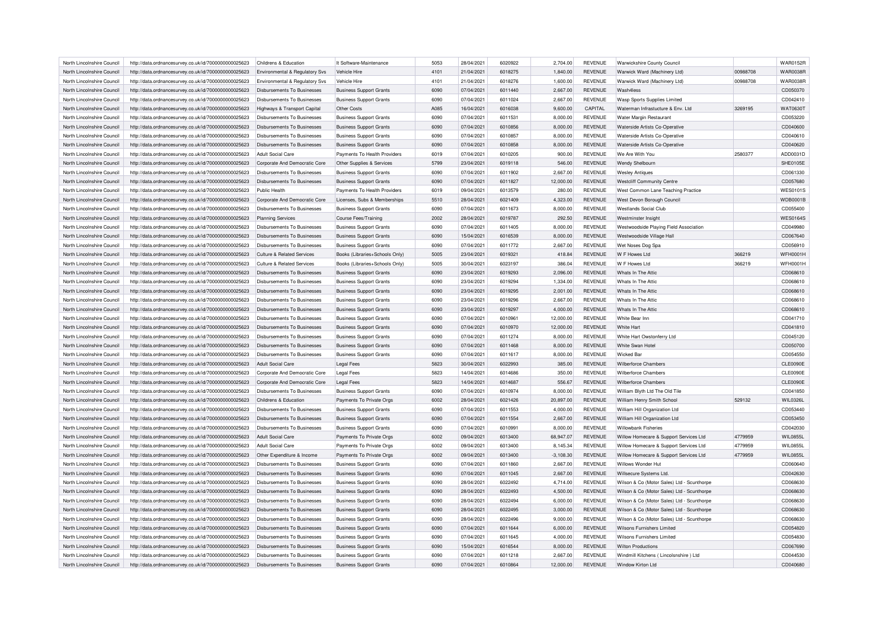| North Lincolnshire Council | http://data.ordnancesurvey.co.uk/id/7000000000025623 | Childrens & Education | It Software-Maintenance | 5053 | 28/04/2021 | 6020922 | 2,704.00 | REVENUE | Warwickshire County Council | | WAR0152R |
|---|---|---|---|---|---|---|---|---|---|---|---|
| North Lincolnshire Council | http://data.ordnancesurvey.co.uk/id/7000000000025623 | Environmental & Regulatory Svs | Vehicle Hire | 4101 | 21/04/2021 | 6018275 | 1,840.00 | REVENUE | Warwick Ward (Machinery Ltd) | 00988708 | WAR0038R |
| North Lincolnshire Council | http://data.ordnancesurvey.co.uk/id/7000000000025623 | Environmental & Regulatory Svs | Vehicle Hire | 4101 | 21/04/2021 | 6018276 | 1,600.00 | REVENUE | Warwick Ward (Machinery Ltd) | 00988708 | WAR0038R |
| North Lincolnshire Council | http://data.ordnancesurvey.co.uk/id/7000000000025623 | Disbursements To Businesses | Business Support Grants | 6090 | 07/04/2021 | 6011440 | 2,667.00 | REVENUE | Wash4less | | CD050370 |
| North Lincolnshire Council | http://data.ordnancesurvey.co.uk/id/7000000000025623 | Disbursements To Businesses | Business Support Grants | 6090 | 07/04/2021 | 6011024 | 2,667.00 | REVENUE | Wasp Sports Supplies Limited | | CD042410 |
| North Lincolnshire Council | http://data.ordnancesurvey.co.uk/id/7000000000025623 | Highways & Transport Capital | Other Costs | A085 | 16/04/2021 | 6016038 | 9,600.00 | CAPITAL | Waterman Infrastucture & Env. Ltd | 3269195 | WAT0630T |
| North Lincolnshire Council | http://data.ordnancesurvey.co.uk/id/7000000000025623 | Disbursements To Businesses | Business Support Grants | 6090 | 07/04/2021 | 6011531 | 8,000.00 | REVENUE | Water Margin Restaurant | | CD053220 |
| North Lincolnshire Council | http://data.ordnancesurvey.co.uk/id/7000000000025623 | Disbursements To Businesses | Business Support Grants | 6090 | 07/04/2021 | 6010856 | 8,000.00 | REVENUE | Waterside Artists Co-Operative | | CD040600 |
| North Lincolnshire Council | http://data.ordnancesurvey.co.uk/id/7000000000025623 | Disbursements To Businesses | Business Support Grants | 6090 | 07/04/2021 | 6010857 | 8,000.00 | REVENUE | Waterside Artists Co-Operative | | CD040610 |
| North Lincolnshire Council | http://data.ordnancesurvey.co.uk/id/7000000000025623 | Disbursements To Businesses | Business Support Grants | 6090 | 07/04/2021 | 6010858 | 8,000.00 | REVENUE | Waterside Artists Co-Operative | | CD040620 |
| North Lincolnshire Council | http://data.ordnancesurvey.co.uk/id/7000000000025623 | Adult Social Care | Payments To Health Providers | 6019 | 07/04/2021 | 6010205 | 900.00 | REVENUE | We Are With You | 2580377 | ADD0031D |
| North Lincolnshire Council | http://data.ordnancesurvey.co.uk/id/7000000000025623 | Corporate And Democratic Core | Other Supplies & Services | 5799 | 23/04/2021 | 6019118 | 546.00 | REVENUE | Wendy Shelbourn | | SHE0105E |
| North Lincolnshire Council | http://data.ordnancesurvey.co.uk/id/7000000000025623 | Disbursements To Businesses | Business Support Grants | 6090 | 07/04/2021 | 6011902 | 2,667.00 | REVENUE | Wesley Antiques | | CD061330 |
| North Lincolnshire Council | http://data.ordnancesurvey.co.uk/id/7000000000025623 | Disbursements To Businesses | Business Support Grants | 6090 | 07/04/2021 | 6011827 | 12,000.00 | REVENUE | Westcliff Community Centre | | CD057680 |
| North Lincolnshire Council | http://data.ordnancesurvey.co.uk/id/7000000000025623 | Public Health | Payments To Health Providers | 6019 | 09/04/2021 | 6013579 | 280.00 | REVENUE | West Common Lane Teaching Practice | | WES0101S |
| North Lincolnshire Council | http://data.ordnancesurvey.co.uk/id/7000000000025623 | Corporate And Democratic Core | Licenses, Subs & Memberships | 5510 | 28/04/2021 | 6021409 | 4,323.00 | REVENUE | West Devon Borough Council | | WDB0001B |
| North Lincolnshire Council | http://data.ordnancesurvey.co.uk/id/7000000000025623 | Disbursements To Businesses | Business Support Grants | 6090 | 07/04/2021 | 6011673 | 8,000.00 | REVENUE | Westlands Social Club | | CD055400 |
| North Lincolnshire Council | http://data.ordnancesurvey.co.uk/id/7000000000025623 | Planning Services | Course Fees/Training | 2002 | 28/04/2021 | 6019787 | 292.50 | REVENUE | Westminster Insight | | WES0164S |
| North Lincolnshire Council | http://data.ordnancesurvey.co.uk/id/7000000000025623 | Disbursements To Businesses | Business Support Grants | 6090 | 07/04/2021 | 6011405 | 8,000.00 | REVENUE | Westwoodside Playing Field Association | | CD049980 |
| North Lincolnshire Council | http://data.ordnancesurvey.co.uk/id/7000000000025623 | Disbursements To Businesses | Business Support Grants | 6090 | 15/04/2021 | 6016539 | 8,000.00 | REVENUE | Westwoodside Village Hall | | CD067640 |
| North Lincolnshire Council | http://data.ordnancesurvey.co.uk/id/7000000000025623 | Disbursements To Businesses | Business Support Grants | 6090 | 07/04/2021 | 6011772 | 2,667.00 | REVENUE | Wet Noses Dog Spa | | CD056910 |
| North Lincolnshire Council | http://data.ordnancesurvey.co.uk/id/7000000000025623 | Culture & Related Services | Books (Libraries+Schools Only) | 5005 | 23/04/2021 | 6019321 | 418.84 | REVENUE | W F Howes Ltd | 366219 | WFH0001H |
| North Lincolnshire Council | http://data.ordnancesurvey.co.uk/id/7000000000025623 | Culture & Related Services | Books (Libraries+Schools Only) | 5005 | 30/04/2021 | 6023197 | 386.04 | REVENUE | W F Howes Ltd | 366219 | WFH0001H |
| North Lincolnshire Council | http://data.ordnancesurvey.co.uk/id/7000000000025623 | Disbursements To Businesses | Business Support Grants | 6090 | 23/04/2021 | 6019293 | 2,096.00 | REVENUE | Whats In The Attic | | CD068610 |
| North Lincolnshire Council | http://data.ordnancesurvey.co.uk/id/7000000000025623 | Disbursements To Businesses | Business Support Grants | 6090 | 23/04/2021 | 6019294 | 1,334.00 | REVENUE | Whats In The Attic | | CD068610 |
| North Lincolnshire Council | http://data.ordnancesurvey.co.uk/id/7000000000025623 | Disbursements To Businesses | Business Support Grants | 6090 | 23/04/2021 | 6019295 | 2,001.00 | REVENUE | Whats In The Attic | | CD068610 |
| North Lincolnshire Council | http://data.ordnancesurvey.co.uk/id/7000000000025623 | Disbursements To Businesses | Business Support Grants | 6090 | 23/04/2021 | 6019296 | 2,667.00 | REVENUE | Whats In The Attic | | CD068610 |
| North Lincolnshire Council | http://data.ordnancesurvey.co.uk/id/7000000000025623 | Disbursements To Businesses | Business Support Grants | 6090 | 23/04/2021 | 6019297 | 4,000.00 | REVENUE | Whats In The Attic | | CD068610 |
| North Lincolnshire Council | http://data.ordnancesurvey.co.uk/id/7000000000025623 | Disbursements To Businesses | Business Support Grants | 6090 | 07/04/2021 | 6010961 | 12,000.00 | REVENUE | White Bear Inn | | CD041710 |
| North Lincolnshire Council | http://data.ordnancesurvey.co.uk/id/7000000000025623 | Disbursements To Businesses | Business Support Grants | 6090 | 07/04/2021 | 6010970 | 12,000.00 | REVENUE | White Hart | | CD041810 |
| North Lincolnshire Council | http://data.ordnancesurvey.co.uk/id/7000000000025623 | Disbursements To Businesses | Business Support Grants | 6090 | 07/04/2021 | 6011274 | 8,000.00 | REVENUE | White Hart Owstonferry Ltd | | CD045120 |
| North Lincolnshire Council | http://data.ordnancesurvey.co.uk/id/7000000000025623 | Disbursements To Businesses | Business Support Grants | 6090 | 07/04/2021 | 6011468 | 8,000.00 | REVENUE | White Swan Hotel | | CD050700 |
| North Lincolnshire Council | http://data.ordnancesurvey.co.uk/id/7000000000025623 | Disbursements To Businesses | Business Support Grants | 6090 | 07/04/2021 | 6011617 | 8,000.00 | REVENUE | Wicked Bar | | CD054550 |
| North Lincolnshire Council | http://data.ordnancesurvey.co.uk/id/7000000000025623 | Adult Social Care | Legal Fees | 5823 | 30/04/2021 | 6022993 | 385.00 | REVENUE | Wilberforce Chambers | | CLE0090E |
| North Lincolnshire Council | http://data.ordnancesurvey.co.uk/id/7000000000025623 | Corporate And Democratic Core | Legal Fees | 5823 | 14/04/2021 | 6014686 | 350.00 | REVENUE | Wilberforce Chambers | | CLE0090E |
| North Lincolnshire Council | http://data.ordnancesurvey.co.uk/id/7000000000025623 | Corporate And Democratic Core | Legal Fees | 5823 | 14/04/2021 | 6014687 | 556.67 | REVENUE | Wilberforce Chambers | | CLE0090E |
| North Lincolnshire Council | http://data.ordnancesurvey.co.uk/id/7000000000025623 | Disbursements To Businesses | Business Support Grants | 6090 | 07/04/2021 | 6010974 | 8,000.00 | REVENUE | William Blyth Ltd The Old Tile | | CD041850 |
| North Lincolnshire Council | http://data.ordnancesurvey.co.uk/id/7000000000025623 | Childrens & Education | Payments To Private Orgs | 6002 | 28/04/2021 | 6021426 | 20,897.00 | REVENUE | William Henry Smith School | 529132 | WIL0326L |
| North Lincolnshire Council | http://data.ordnancesurvey.co.uk/id/7000000000025623 | Disbursements To Businesses | Business Support Grants | 6090 | 07/04/2021 | 6011553 | 4,000.00 | REVENUE | William Hill Organization Ltd | | CD053440 |
| North Lincolnshire Council | http://data.ordnancesurvey.co.uk/id/7000000000025623 | Disbursements To Businesses | Business Support Grants | 6090 | 07/04/2021 | 6011554 | 2,667.00 | REVENUE | William Hill Organization Ltd | | CD053450 |
| North Lincolnshire Council | http://data.ordnancesurvey.co.uk/id/7000000000025623 | Disbursements To Businesses | Business Support Grants | 6090 | 07/04/2021 | 6010991 | 8,000.00 | REVENUE | Willowbank Fisheries | | CD042030 |
| North Lincolnshire Council | http://data.ordnancesurvey.co.uk/id/7000000000025623 | Adult Social Care | Payments To Private Orgs | 6002 | 09/04/2021 | 6013400 | 68,947.07 | REVENUE | Willow Homecare & Support Services Ltd | 4779959 | WIL0855L |
| North Lincolnshire Council | http://data.ordnancesurvey.co.uk/id/7000000000025623 | Adult Social Care | Payments To Private Orgs | 6002 | 09/04/2021 | 6013400 | 8,145.34 | REVENUE | Willow Homecare & Support Services Ltd | 4779959 | WIL0855L |
| North Lincolnshire Council | http://data.ordnancesurvey.co.uk/id/7000000000025623 | Other Expenditure & Income | Payments To Private Orgs | 6002 | 09/04/2021 | 6013400 | -3,108.30 | REVENUE | Willow Homecare & Support Services Ltd | 4779959 | WIL0855L |
| North Lincolnshire Council | http://data.ordnancesurvey.co.uk/id/7000000000025623 | Disbursements To Businesses | Business Support Grants | 6090 | 07/04/2021 | 6011860 | 2,667.00 | REVENUE | Willows Wonder Hut | | CD060640 |
| North Lincolnshire Council | http://data.ordnancesurvey.co.uk/id/7000000000025623 | Disbursements To Businesses | Business Support Grants | 6090 | 07/04/2021 | 6011045 | 2,667.00 | REVENUE | Willsecure Systems Ltd. | | CD042630 |
| North Lincolnshire Council | http://data.ordnancesurvey.co.uk/id/7000000000025623 | Disbursements To Businesses | Business Support Grants | 6090 | 28/04/2021 | 6022492 | 4,714.00 | REVENUE | Wilson & Co (Motor Sales) Ltd - Scunthorpe | | CD068630 |
| North Lincolnshire Council | http://data.ordnancesurvey.co.uk/id/7000000000025623 | Disbursements To Businesses | Business Support Grants | 6090 | 28/04/2021 | 6022493 | 4,500.00 | REVENUE | Wilson & Co (Motor Sales) Ltd - Scunthorpe | | CD068630 |
| North Lincolnshire Council | http://data.ordnancesurvey.co.uk/id/7000000000025623 | Disbursements To Businesses | Business Support Grants | 6090 | 28/04/2021 | 6022494 | 6,000.00 | REVENUE | Wilson & Co (Motor Sales) Ltd - Scunthorpe | | CD068630 |
| North Lincolnshire Council | http://data.ordnancesurvey.co.uk/id/7000000000025623 | Disbursements To Businesses | Business Support Grants | 6090 | 28/04/2021 | 6022495 | 3,000.00 | REVENUE | Wilson & Co (Motor Sales) Ltd - Scunthorpe | | CD068630 |
| North Lincolnshire Council | http://data.ordnancesurvey.co.uk/id/7000000000025623 | Disbursements To Businesses | Business Support Grants | 6090 | 28/04/2021 | 6022496 | 9,000.00 | REVENUE | Wilson & Co (Motor Sales) Ltd - Scunthorpe | | CD068630 |
| North Lincolnshire Council | http://data.ordnancesurvey.co.uk/id/7000000000025623 | Disbursements To Businesses | Business Support Grants | 6090 | 07/04/2021 | 6011644 | 6,000.00 | REVENUE | Wilsons Furnishers Limited | | CD054820 |
| North Lincolnshire Council | http://data.ordnancesurvey.co.uk/id/7000000000025623 | Disbursements To Businesses | Business Support Grants | 6090 | 07/04/2021 | 6011645 | 4,000.00 | REVENUE | Wilsons Furnishers Limited | | CD054830 |
| North Lincolnshire Council | http://data.ordnancesurvey.co.uk/id/7000000000025623 | Disbursements To Businesses | Business Support Grants | 6090 | 15/04/2021 | 6016544 | 8,000.00 | REVENUE | Wilton Productions | | CD067690 |
| North Lincolnshire Council | http://data.ordnancesurvey.co.uk/id/7000000000025623 | Disbursements To Businesses | Business Support Grants | 6090 | 07/04/2021 | 6011218 | 2,667.00 | REVENUE | Windmill Kitchens ( Lincolsnshire ) Ltd | | CD044530 |
| North Lincolnshire Council | http://data.ordnancesurvey.co.uk/id/7000000000025623 | Disbursements To Businesses | Business Support Grants | 6090 | 07/04/2021 | 6010864 | 12,000.00 | REVENUE | Window Kirton Ltd | | CD040680 |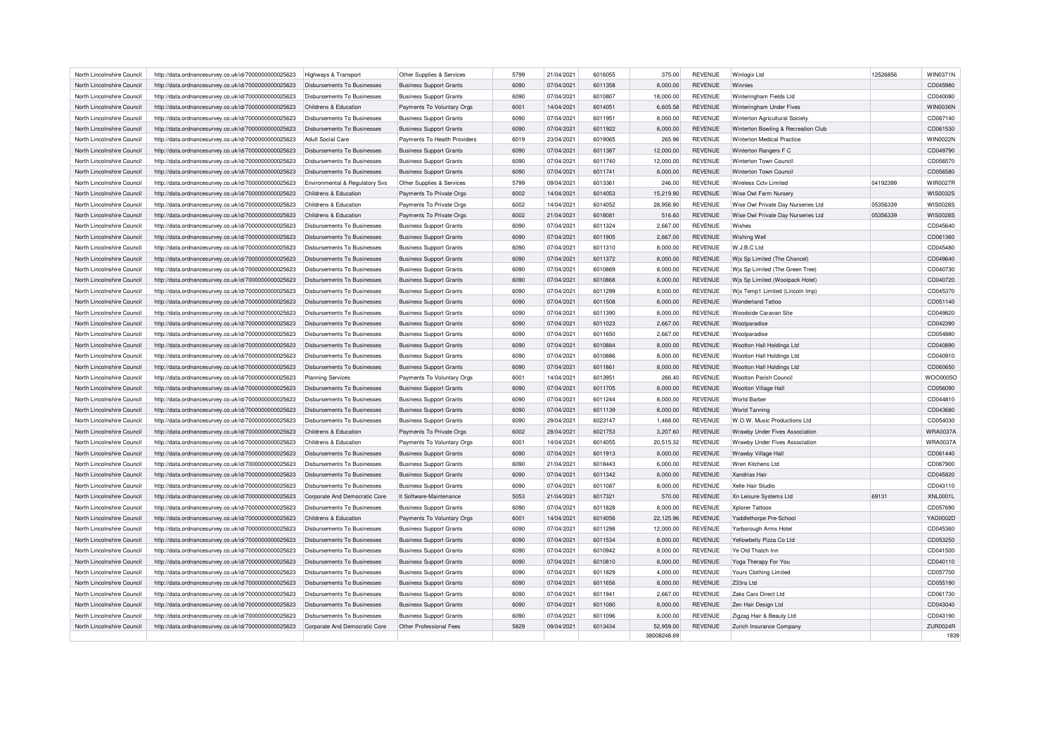| | | | | | | | | | | | | |
|---|---|---|---|---|---|---|---|---|---|---|---|---|
| North Lincolnshire Council | http://data.ordnancesurvey.co.uk/id/7000000000025623 | Highways & Transport | Other Supplies & Services | 5799 | 21/04/2021 | 6016055 | 375.00 | REVENUE | Winlogix Ltd | 12526856 | WIN0371N |
| North Lincolnshire Council | http://data.ordnancesurvey.co.uk/id/7000000000025623 | Disbursements To Businesses | Business Support Grants | 6090 | 07/04/2021 | 6011358 | 8,000.00 | REVENUE | Winnies | | CD045980 |
| North Lincolnshire Council | http://data.ordnancesurvey.co.uk/id/7000000000025623 | Disbursements To Businesses | Business Support Grants | 6090 | 07/04/2021 | 6010807 | 18,000.00 | REVENUE | Winteringham Fields Ltd | | CD040080 |
| North Lincolnshire Council | http://data.ordnancesurvey.co.uk/id/7000000000025623 | Childrens & Education | Payments To Voluntary Orgs | 6001 | 14/04/2021 | 6014051 | 6,605.58 | REVENUE | Winteringham Under Fives | | WIN0036N |
| North Lincolnshire Council | http://data.ordnancesurvey.co.uk/id/7000000000025623 | Disbursements To Businesses | Business Support Grants | 6090 | 07/04/2021 | 6011951 | 8,000.00 | REVENUE | Winterton Agricultural Society | | CD067140 |
| North Lincolnshire Council | http://data.ordnancesurvey.co.uk/id/7000000000025623 | Disbursements To Businesses | Business Support Grants | 6090 | 07/04/2021 | 6011922 | 8,000.00 | REVENUE | Winterton Bowling & Recreation Club | | CD061530 |
| North Lincolnshire Council | http://data.ordnancesurvey.co.uk/id/7000000000025623 | Adult Social Care | Payments To Health Providers | 6019 | 23/04/2021 | 6019065 | 265.96 | REVENUE | Winterton Medical Practice | | WIN0022N |
| North Lincolnshire Council | http://data.ordnancesurvey.co.uk/id/7000000000025623 | Disbursements To Businesses | Business Support Grants | 6090 | 07/04/2021 | 6011387 | 12,000.00 | REVENUE | Winterton Rangers F C | | CD049790 |
| North Lincolnshire Council | http://data.ordnancesurvey.co.uk/id/7000000000025623 | Disbursements To Businesses | Business Support Grants | 6090 | 07/04/2021 | 6011740 | 12,000.00 | REVENUE | Winterton Town Council | | CD056570 |
| North Lincolnshire Council | http://data.ordnancesurvey.co.uk/id/7000000000025623 | Disbursements To Businesses | Business Support Grants | 6090 | 07/04/2021 | 6011741 | 8,000.00 | REVENUE | Winterton Town Council | | CD056580 |
| North Lincolnshire Council | http://data.ordnancesurvey.co.uk/id/7000000000025623 | Environmental & Regulatory Svs | Other Supplies & Services | 5799 | 09/04/2021 | 6013361 | 246.00 | REVENUE | Wireless Cctv Limited | 04192399 | WIR0027R |
| North Lincolnshire Council | http://data.ordnancesurvey.co.uk/id/7000000000025623 | Childrens & Education | Payments To Private Orgs | 6002 | 14/04/2021 | 6014053 | 15,219.90 | REVENUE | Wise Owl Farm Nursery | | WIS0032S |
| North Lincolnshire Council | http://data.ordnancesurvey.co.uk/id/7000000000025623 | Childrens & Education | Payments To Private Orgs | 6002 | 14/04/2021 | 6014052 | 28,956.90 | REVENUE | Wise Owl Private Day Nurseries Ltd | 05356339 | WIS0028S |
| North Lincolnshire Council | http://data.ordnancesurvey.co.uk/id/7000000000025623 | Childrens & Education | Payments To Private Orgs | 6002 | 21/04/2021 | 6018081 | 516.60 | REVENUE | Wise Owl Private Day Nurseries Ltd | 05356339 | WIS0028S |
| North Lincolnshire Council | http://data.ordnancesurvey.co.uk/id/7000000000025623 | Disbursements To Businesses | Business Support Grants | 6090 | 07/04/2021 | 6011324 | 2,667.00 | REVENUE | Wishes | | CD045640 |
| North Lincolnshire Council | http://data.ordnancesurvey.co.uk/id/7000000000025623 | Disbursements To Businesses | Business Support Grants | 6090 | 07/04/2021 | 6011905 | 2,667.00 | REVENUE | Wishing Well | | CD061360 |
| North Lincolnshire Council | http://data.ordnancesurvey.co.uk/id/7000000000025623 | Disbursements To Businesses | Business Support Grants | 6090 | 07/04/2021 | 6011310 | 8,000.00 | REVENUE | W.J.B.C Ltd | | CD045480 |
| North Lincolnshire Council | http://data.ordnancesurvey.co.uk/id/7000000000025623 | Disbursements To Businesses | Business Support Grants | 6090 | 07/04/2021 | 6011372 | 8,000.00 | REVENUE | Wjs Sp Limited (The Chancel) | | CD049640 |
| North Lincolnshire Council | http://data.ordnancesurvey.co.uk/id/7000000000025623 | Disbursements To Businesses | Business Support Grants | 6090 | 07/04/2021 | 6010869 | 8,000.00 | REVENUE | Wjs Sp Limited (The Green Tree) | | CD040730 |
| North Lincolnshire Council | http://data.ordnancesurvey.co.uk/id/7000000000025623 | Disbursements To Businesses | Business Support Grants | 6090 | 07/04/2021 | 6010868 | 8,000.00 | REVENUE | Wjs Sp Limited (Woolpack Hotel) | | CD040720 |
| North Lincolnshire Council | http://data.ordnancesurvey.co.uk/id/7000000000025623 | Disbursements To Businesses | Business Support Grants | 6090 | 07/04/2021 | 6011299 | 8,000.00 | REVENUE | Wjs Temp1 Limited (Lincoln Imp) | | CD045370 |
| North Lincolnshire Council | http://data.ordnancesurvey.co.uk/id/7000000000025623 | Disbursements To Businesses | Business Support Grants | 6090 | 07/04/2021 | 6011508 | 8,000.00 | REVENUE | Wonderland Tattoo | | CD051140 |
| North Lincolnshire Council | http://data.ordnancesurvey.co.uk/id/7000000000025623 | Disbursements To Businesses | Business Support Grants | 6090 | 07/04/2021 | 6011390 | 8,000.00 | REVENUE | Woodside Caravan Site | | CD049820 |
| North Lincolnshire Council | http://data.ordnancesurvey.co.uk/id/7000000000025623 | Disbursements To Businesses | Business Support Grants | 6090 | 07/04/2021 | 6011023 | 2,667.00 | REVENUE | Woolparadise | | CD042390 |
| North Lincolnshire Council | http://data.ordnancesurvey.co.uk/id/7000000000025623 | Disbursements To Businesses | Business Support Grants | 6090 | 07/04/2021 | 6011650 | 2,667.00 | REVENUE | Woolparadise | | CD054880 |
| North Lincolnshire Council | http://data.ordnancesurvey.co.uk/id/7000000000025623 | Disbursements To Businesses | Business Support Grants | 6090 | 07/04/2021 | 6010884 | 8,000.00 | REVENUE | Wootton Hall Holdings Ltd | | CD040890 |
| North Lincolnshire Council | http://data.ordnancesurvey.co.uk/id/7000000000025623 | Disbursements To Businesses | Business Support Grants | 6090 | 07/04/2021 | 6010886 | 8,000.00 | REVENUE | Wootton Hall Holdings Ltd | | CD040910 |
| North Lincolnshire Council | http://data.ordnancesurvey.co.uk/id/7000000000025623 | Disbursements To Businesses | Business Support Grants | 6090 | 07/04/2021 | 6011861 | 8,000.00 | REVENUE | Wootton Hall Holdings Ltd | | CD060650 |
| North Lincolnshire Council | http://data.ordnancesurvey.co.uk/id/7000000000025623 | Planning Services | Payments To Voluntary Orgs | 6001 | 14/04/2021 | 6013951 | 266.40 | REVENUE | Wootton Parish Council | | WOO0005O |
| North Lincolnshire Council | http://data.ordnancesurvey.co.uk/id/7000000000025623 | Disbursements To Businesses | Business Support Grants | 6090 | 07/04/2021 | 6011705 | 8,000.00 | REVENUE | Wootton Village Hall | | CD056090 |
| North Lincolnshire Council | http://data.ordnancesurvey.co.uk/id/7000000000025623 | Disbursements To Businesses | Business Support Grants | 6090 | 07/04/2021 | 6011244 | 8,000.00 | REVENUE | World Barber | | CD044810 |
| North Lincolnshire Council | http://data.ordnancesurvey.co.uk/id/7000000000025623 | Disbursements To Businesses | Business Support Grants | 6090 | 07/04/2021 | 6011139 | 8,000.00 | REVENUE | World Tanning | | CD043680 |
| North Lincolnshire Council | http://data.ordnancesurvey.co.uk/id/7000000000025623 | Disbursements To Businesses | Business Support Grants | 6090 | 29/04/2021 | 6023147 | 1,468.00 | REVENUE | W.O.W. Music Productions Ltd | | CD054030 |
| North Lincolnshire Council | http://data.ordnancesurvey.co.uk/id/7000000000025623 | Childrens & Education | Payments To Private Orgs | 6002 | 28/04/2021 | 6021753 | 3,207.60 | REVENUE | Wrawby Under Fives Association | | WRA0037A |
| North Lincolnshire Council | http://data.ordnancesurvey.co.uk/id/7000000000025623 | Childrens & Education | Payments To Voluntary Orgs | 6001 | 14/04/2021 | 6014055 | 20,515.32 | REVENUE | Wrawby Under Fives Association | | WRA0037A |
| North Lincolnshire Council | http://data.ordnancesurvey.co.uk/id/7000000000025623 | Disbursements To Businesses | Business Support Grants | 6090 | 07/04/2021 | 6011913 | 8,000.00 | REVENUE | Wrawby Village Hall | | CD061440 |
| North Lincolnshire Council | http://data.ordnancesurvey.co.uk/id/7000000000025623 | Disbursements To Businesses | Business Support Grants | 6090 | 21/04/2021 | 6018443 | 6,000.00 | REVENUE | Wren Kitchens Ltd | | CD067900 |
| North Lincolnshire Council | http://data.ordnancesurvey.co.uk/id/7000000000025623 | Disbursements To Businesses | Business Support Grants | 6090 | 07/04/2021 | 6011342 | 8,000.00 | REVENUE | Xandrias Hair | | CD045820 |
| North Lincolnshire Council | http://data.ordnancesurvey.co.uk/id/7000000000025623 | Disbursements To Businesses | Business Support Grants | 6090 | 07/04/2021 | 6011087 | 8,000.00 | REVENUE | Xelle Hair Studio | | CD043110 |
| North Lincolnshire Council | http://data.ordnancesurvey.co.uk/id/7000000000025623 | Corporate And Democratic Core | It Software-Maintenance | 5053 | 21/04/2021 | 6017321 | 570.00 | REVENUE | Xn Leisure Systems Ltd | 69131 | XNL0001L |
| North Lincolnshire Council | http://data.ordnancesurvey.co.uk/id/7000000000025623 | Disbursements To Businesses | Business Support Grants | 6090 | 07/04/2021 | 6011828 | 8,000.00 | REVENUE | Xplorer Tattoos | | CD057690 |
| North Lincolnshire Council | http://data.ordnancesurvey.co.uk/id/7000000000025623 | Childrens & Education | Payments To Voluntary Orgs | 6001 | 14/04/2021 | 6014056 | 22,125.96 | REVENUE | Yaddlethorpe Pre-School | | YAD0002D |
| North Lincolnshire Council | http://data.ordnancesurvey.co.uk/id/7000000000025623 | Disbursements To Businesses | Business Support Grants | 6090 | 07/04/2021 | 6011298 | 12,000.00 | REVENUE | Yarborough Arms Hotel | | CD045360 |
| North Lincolnshire Council | http://data.ordnancesurvey.co.uk/id/7000000000025623 | Disbursements To Businesses | Business Support Grants | 6090 | 07/04/2021 | 6011534 | 8,000.00 | REVENUE | Yellowbelly Pizza Co Ltd | | CD053250 |
| North Lincolnshire Council | http://data.ordnancesurvey.co.uk/id/7000000000025623 | Disbursements To Businesses | Business Support Grants | 6090 | 07/04/2021 | 6010942 | 8,000.00 | REVENUE | Ye Old Thatch Inn | | CD041500 |
| North Lincolnshire Council | http://data.ordnancesurvey.co.uk/id/7000000000025623 | Disbursements To Businesses | Business Support Grants | 6090 | 07/04/2021 | 6010810 | 8,000.00 | REVENUE | Yoga Therapy For You | | CD040110 |
| North Lincolnshire Council | http://data.ordnancesurvey.co.uk/id/7000000000025623 | Disbursements To Businesses | Business Support Grants | 6090 | 07/04/2021 | 6011829 | 4,000.00 | REVENUE | Yours Clothing Limited | | CD057700 |
| North Lincolnshire Council | http://data.ordnancesurvey.co.uk/id/7000000000025623 | Disbursements To Businesses | Business Support Grants | 6090 | 07/04/2021 | 6011656 | 8,000.00 | REVENUE | Z33ra Ltd | | CD055190 |
| North Lincolnshire Council | http://data.ordnancesurvey.co.uk/id/7000000000025623 | Disbursements To Businesses | Business Support Grants | 6090 | 07/04/2021 | 6011941 | 2,667.00 | REVENUE | Zaks Cars Direct Ltd | | CD061730 |
| North Lincolnshire Council | http://data.ordnancesurvey.co.uk/id/7000000000025623 | Disbursements To Businesses | Business Support Grants | 6090 | 07/04/2021 | 6011080 | 8,000.00 | REVENUE | Zen Hair Design Ltd | | CD043040 |
| North Lincolnshire Council | http://data.ordnancesurvey.co.uk/id/7000000000025623 | Disbursements To Businesses | Business Support Grants | 6090 | 07/04/2021 | 6011096 | 8,000.00 | REVENUE | Zigzag Hair & Beauty Ltd | | CD043190 |
| North Lincolnshire Council | http://data.ordnancesurvey.co.uk/id/7000000000025623 | Corporate And Democratic Core | Other Professional Fees | 5829 | 09/04/2021 | 6013434 | 52,959.00 | REVENUE | Zurich Insurance Company | | ZUR0024R |
| | | | | | | | 38008248.69 | | | | 1939 |